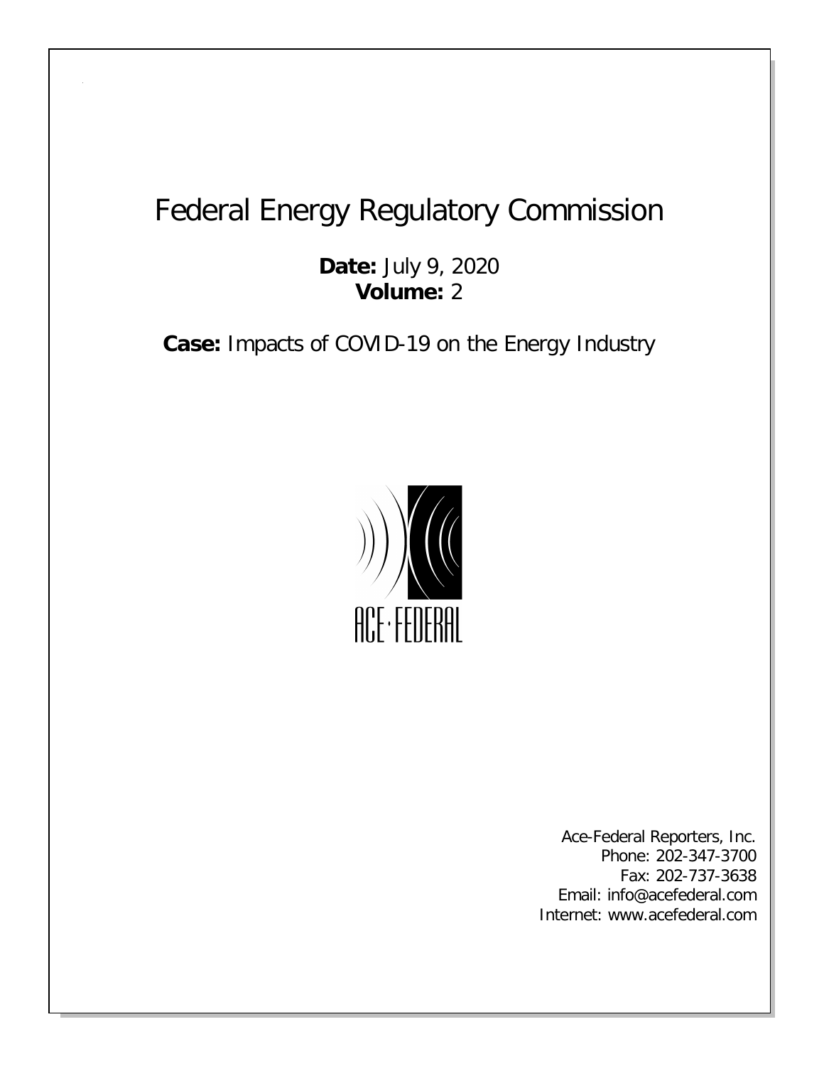# Federal Energy Regulatory Commission

**Date:** July 9, 2020
**Volume:** 2

**Case:** Impacts of COVID-19 on the Energy Industry

ACE·FEDERAL

Ace-Federal Reporters, Inc.
Phone: 202-347-3700
Fax: 202-737-3638
Email: info@acefederal.com
Internet: www.acefederal.com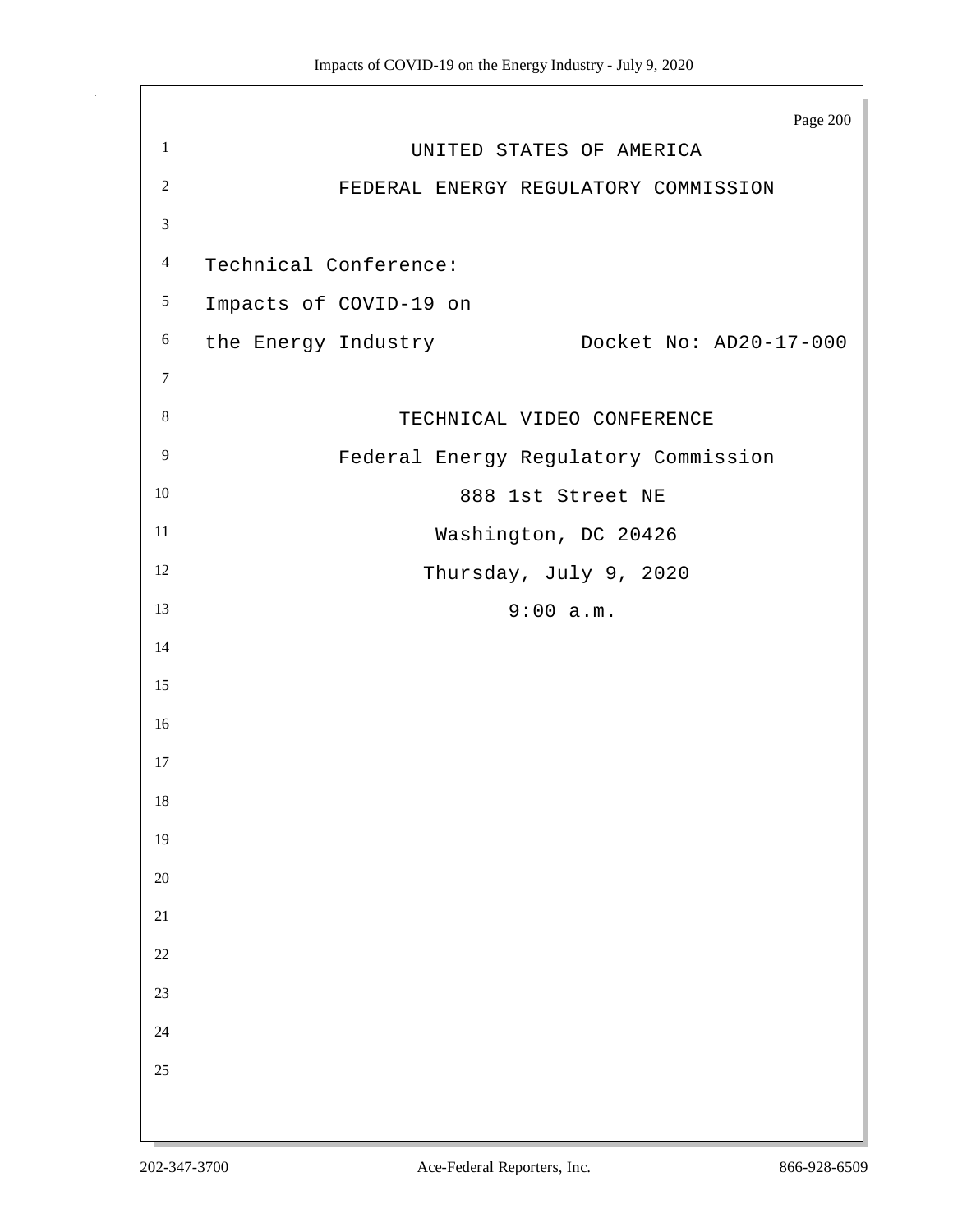UNITED STATES OF AMERICA

FEDERAL ENERGY REGULATORY COMMISSION

Technical Conference:
Impacts of COVID-19 on
the Energy Industry Docket No: AD20-17-000

TECHNICAL VIDEO CONFERENCE

Federal Energy Regulatory Commission

888 1st Street NE

Washington, DC 20426

Thursday, July 9, 2020

9:00 a.m.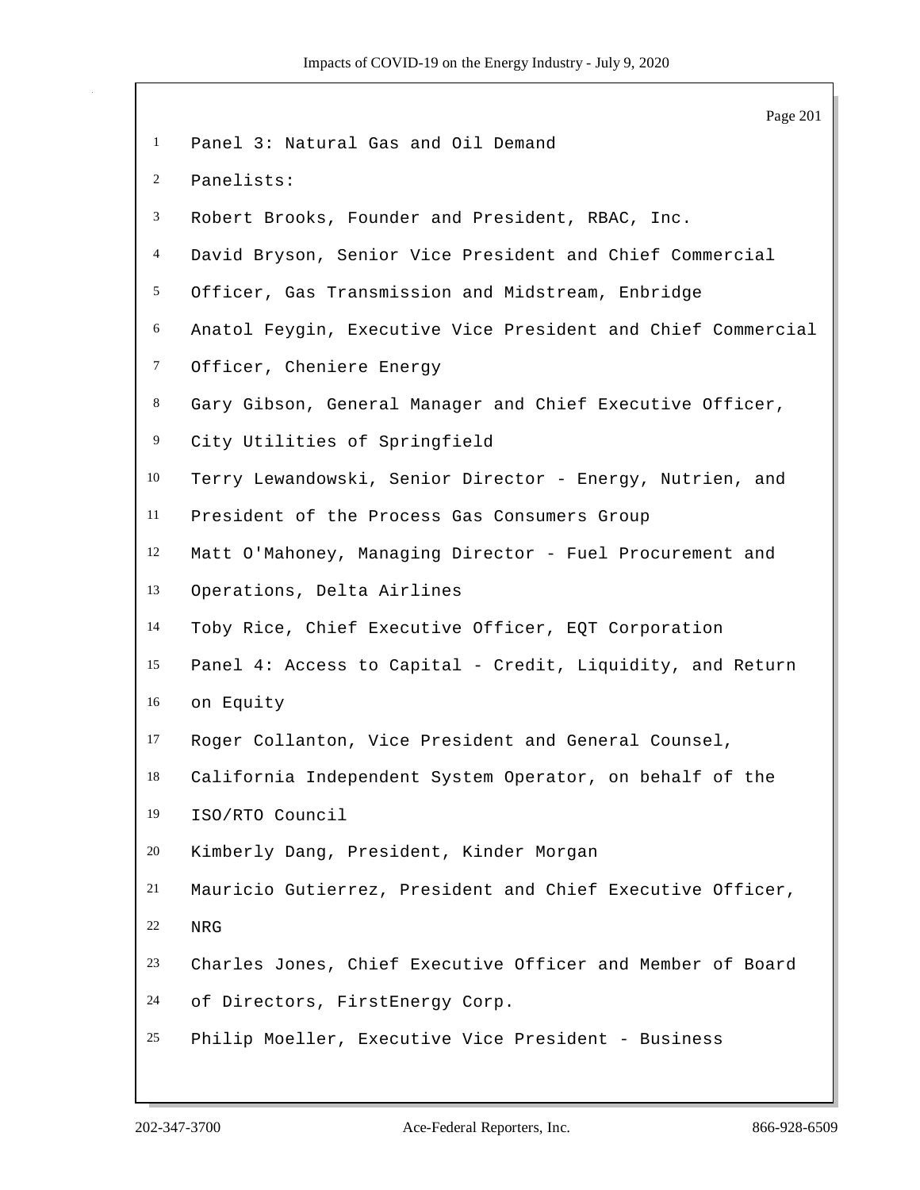Panel 3: Natural Gas and Oil Demand

Panelists:

Robert Brooks, Founder and President, RBAC, Inc.

David Bryson, Senior Vice President and Chief Commercial Officer, Gas Transmission and Midstream, Enbridge

Anatol Feygin, Executive Vice President and Chief Commercial Officer, Cheniere Energy

Gary Gibson, General Manager and Chief Executive Officer, City Utilities of Springfield

Terry Lewandowski, Senior Director - Energy, Nutrien, and President of the Process Gas Consumers Group

Matt O'Mahoney, Managing Director - Fuel Procurement and Operations, Delta Airlines

Toby Rice, Chief Executive Officer, EQT Corporation

Panel 4: Access to Capital - Credit, Liquidity, and Return on Equity

Roger Collanton, Vice President and General Counsel, California Independent System Operator, on behalf of the ISO/RTO Council

Kimberly Dang, President, Kinder Morgan

Mauricio Gutierrez, President and Chief Executive Officer, NRG

Charles Jones, Chief Executive Officer and Member of Board of Directors, FirstEnergy Corp.

Philip Moeller, Executive Vice President - Business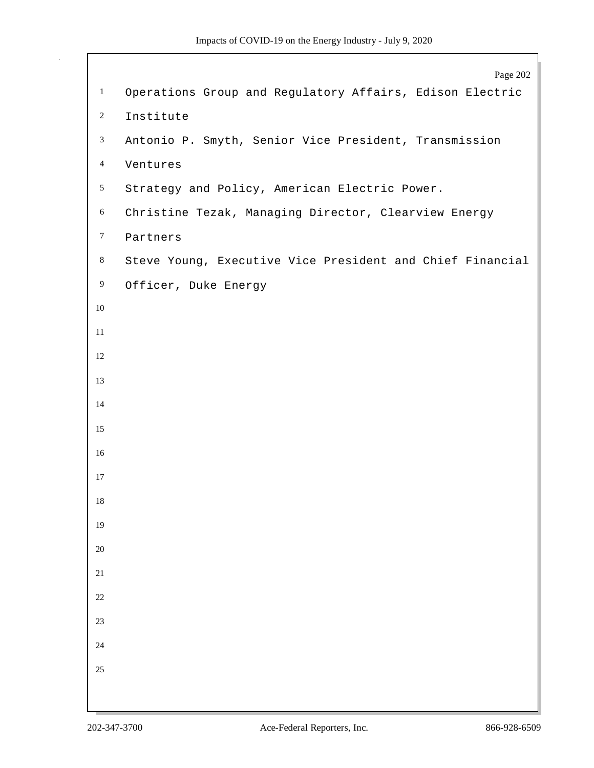Operations Group and Regulatory Affairs, Edison Electric Institute

Antonio P. Smyth, Senior Vice President, Transmission Ventures

Strategy and Policy, American Electric Power.

Christine Tezak, Managing Director, Clearview Energy Partners

Steve Young, Executive Vice President and Chief Financial Officer, Duke Energy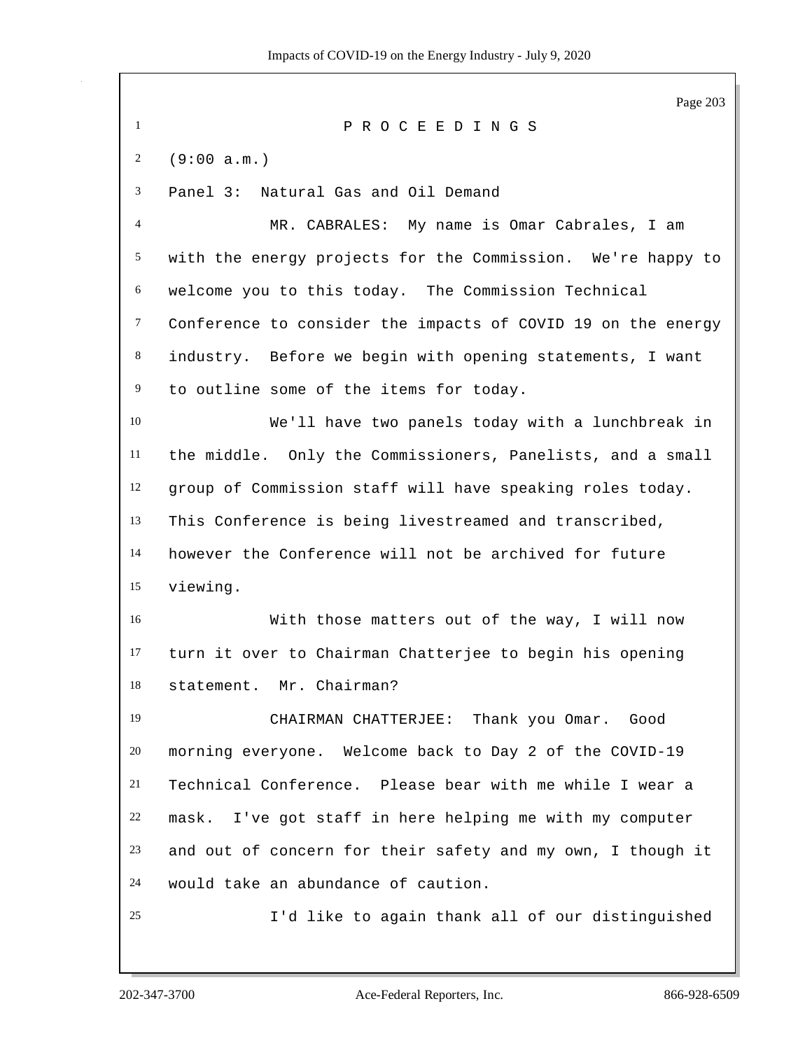P R O C E E D I N G S

(9:00 a.m.)

Panel 3: Natural Gas and Oil Demand

MR. CABRALES: My name is Omar Cabrales, I am with the energy projects for the Commission. We're happy to welcome you to this today. The Commission Technical Conference to consider the impacts of COVID 19 on the energy industry. Before we begin with opening statements, I want to outline some of the items for today.

We'll have two panels today with a lunchbreak in the middle. Only the Commissioners, Panelists, and a small group of Commission staff will have speaking roles today. This Conference is being livestreamed and transcribed, however the Conference will not be archived for future viewing.

With those matters out of the way, I will now turn it over to Chairman Chatterjee to begin his opening statement. Mr. Chairman?

CHAIRMAN CHATTERJEE: Thank you Omar. Good morning everyone. Welcome back to Day 2 of the COVID-19 Technical Conference. Please bear with me while I wear a mask. I've got staff in here helping me with my computer and out of concern for their safety and my own, I though it would take an abundance of caution.

I'd like to again thank all of our distinguished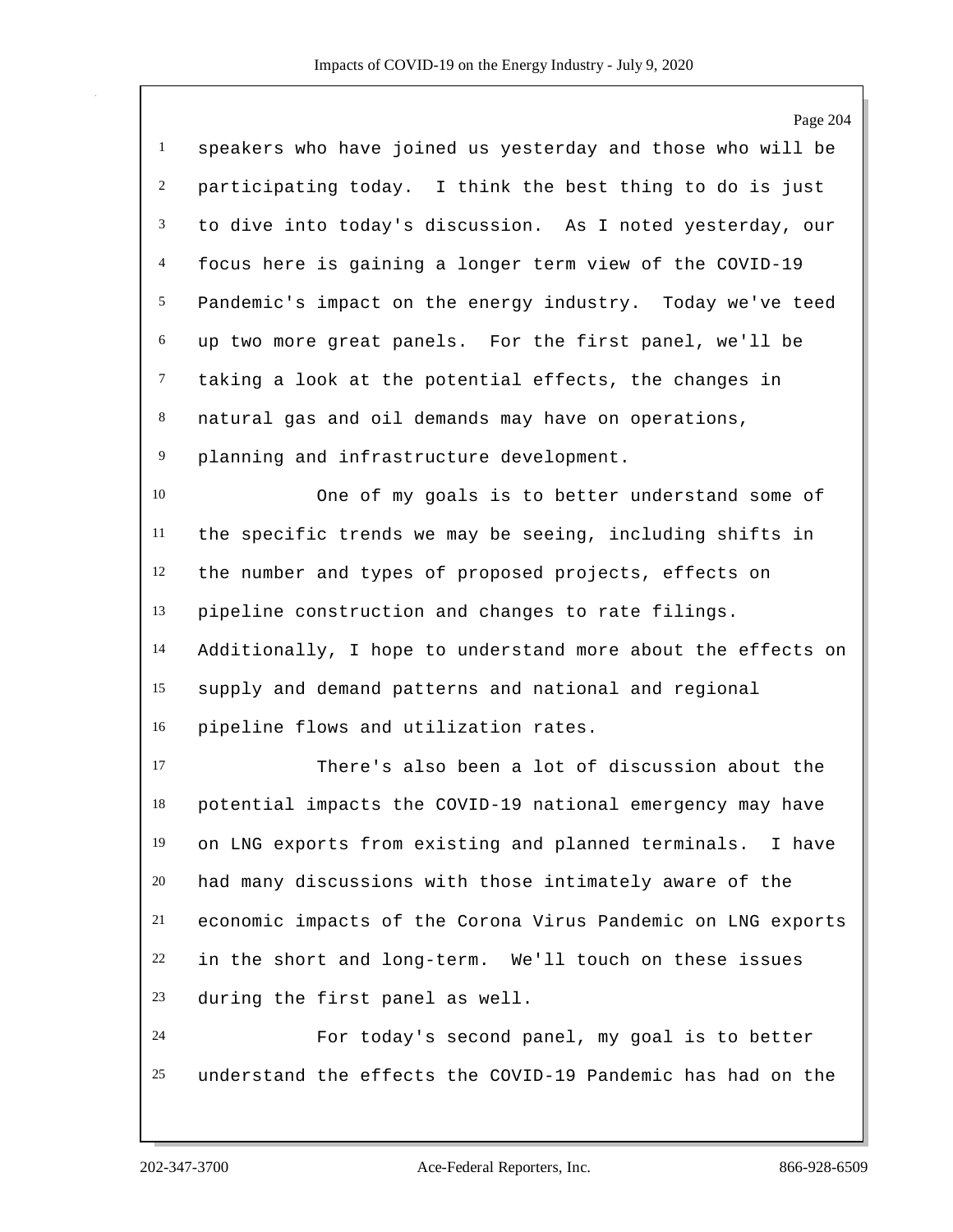speakers who have joined us yesterday and those who will be participating today. I think the best thing to do is just to dive into today's discussion. As I noted yesterday, our focus here is gaining a longer term view of the COVID-19 Pandemic's impact on the energy industry. Today we've teed up two more great panels. For the first panel, we'll be taking a look at the potential effects, the changes in natural gas and oil demands may have on operations, planning and infrastructure development.

One of my goals is to better understand some of the specific trends we may be seeing, including shifts in the number and types of proposed projects, effects on pipeline construction and changes to rate filings. Additionally, I hope to understand more about the effects on supply and demand patterns and national and regional pipeline flows and utilization rates.

There's also been a lot of discussion about the potential impacts the COVID-19 national emergency may have on LNG exports from existing and planned terminals. I have had many discussions with those intimately aware of the economic impacts of the Corona Virus Pandemic on LNG exports in the short and long-term. We'll touch on these issues during the first panel as well.

For today's second panel, my goal is to better understand the effects the COVID-19 Pandemic has had on the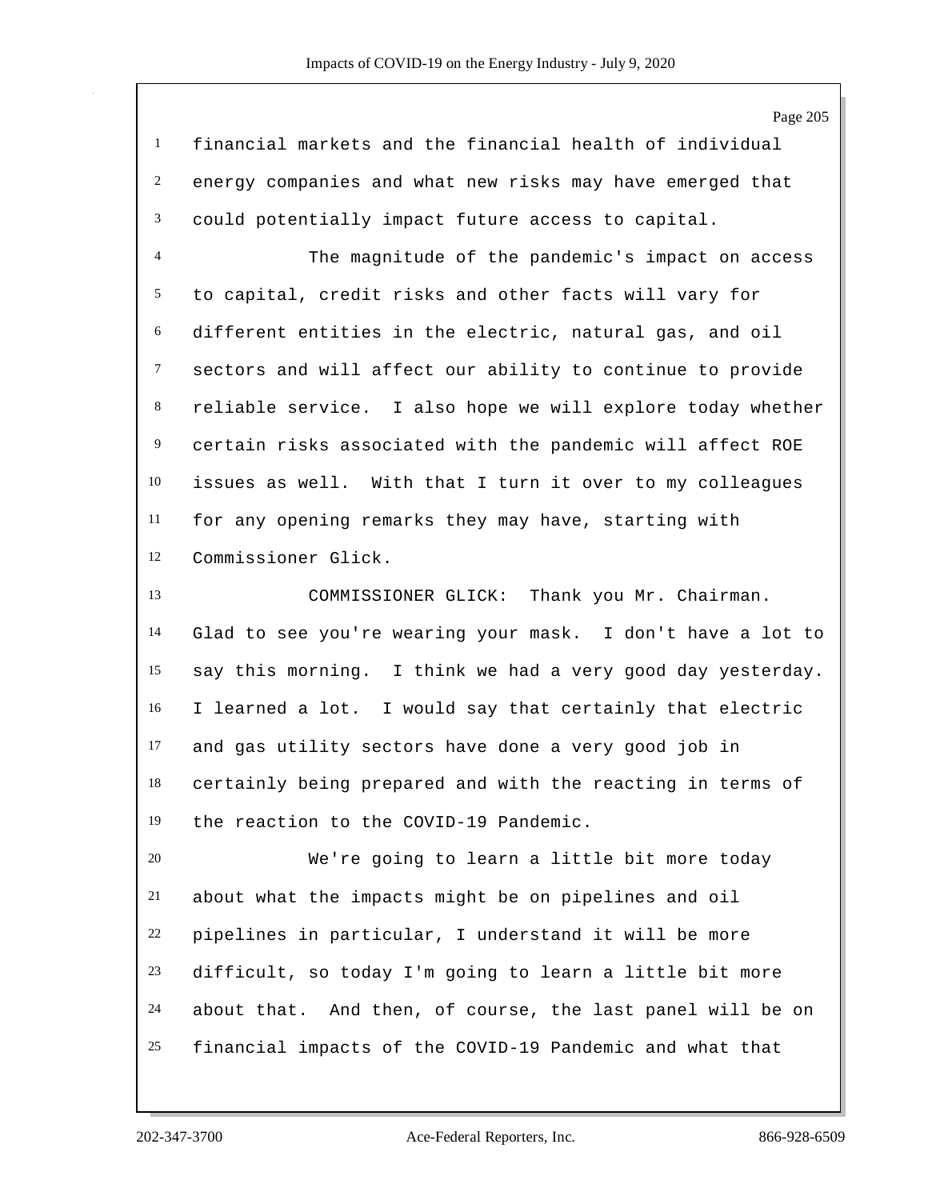financial markets and the financial health of individual energy companies and what new risks may have emerged that could potentially impact future access to capital.

The magnitude of the pandemic's impact on access to capital, credit risks and other facts will vary for different entities in the electric, natural gas, and oil sectors and will affect our ability to continue to provide reliable service. I also hope we will explore today whether certain risks associated with the pandemic will affect ROE issues as well. With that I turn it over to my colleagues for any opening remarks they may have, starting with Commissioner Glick.

COMMISSIONER GLICK: Thank you Mr. Chairman. Glad to see you're wearing your mask. I don't have a lot to say this morning. I think we had a very good day yesterday. I learned a lot. I would say that certainly that electric and gas utility sectors have done a very good job in certainly being prepared and with the reacting in terms of the reaction to the COVID-19 Pandemic.

We're going to learn a little bit more today about what the impacts might be on pipelines and oil pipelines in particular, I understand it will be more difficult, so today I'm going to learn a little bit more about that. And then, of course, the last panel will be on financial impacts of the COVID-19 Pandemic and what that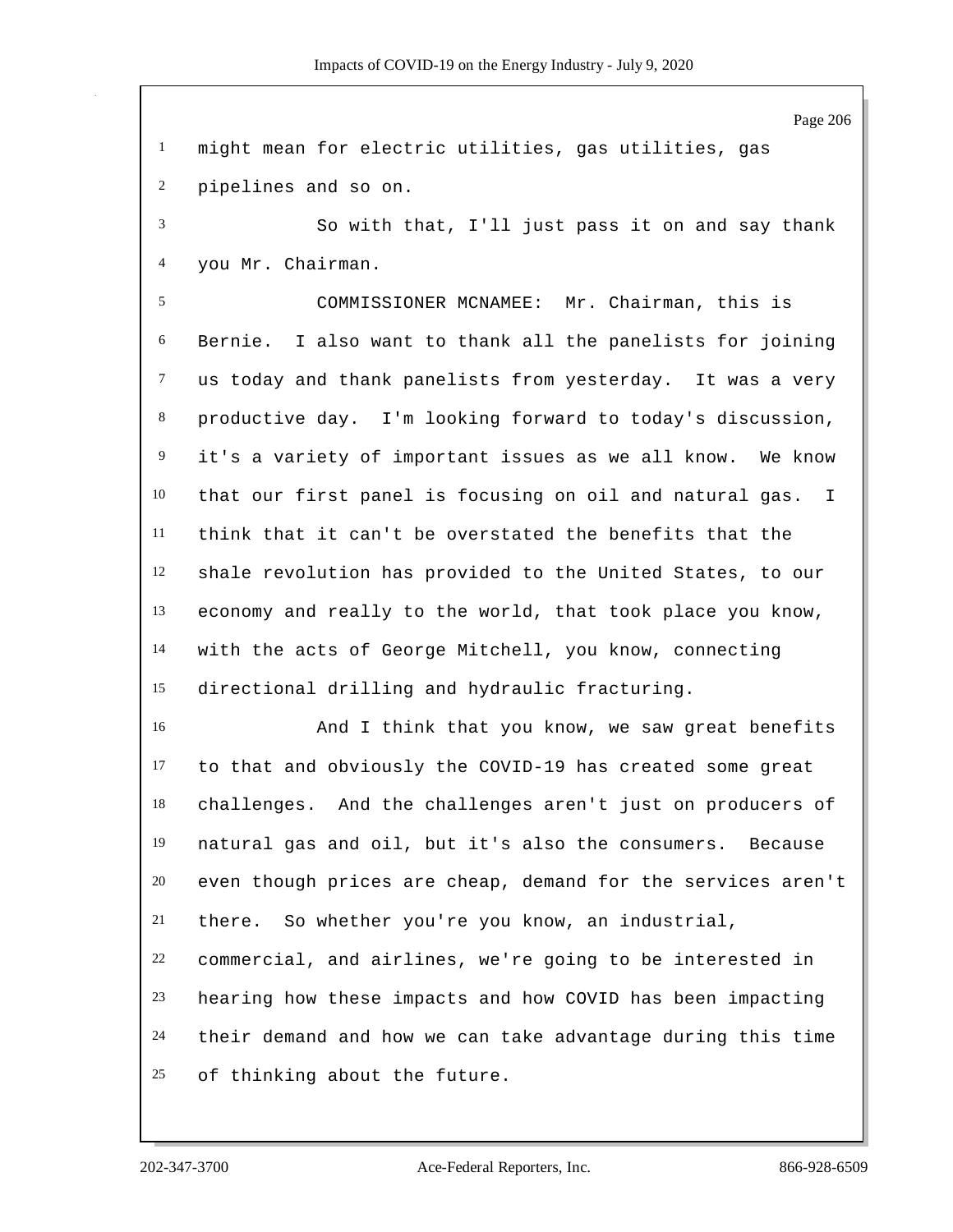might mean for electric utilities, gas utilities, gas pipelines and so on.

So with that, I'll just pass it on and say thank you Mr. Chairman.

COMMISSIONER MCNAMEE: Mr. Chairman, this is Bernie. I also want to thank all the panelists for joining us today and thank panelists from yesterday. It was a very productive day. I'm looking forward to today's discussion, it's a variety of important issues as we all know. We know that our first panel is focusing on oil and natural gas. I think that it can't be overstated the benefits that the shale revolution has provided to the United States, to our economy and really to the world, that took place you know, with the acts of George Mitchell, you know, connecting directional drilling and hydraulic fracturing.

And I think that you know, we saw great benefits to that and obviously the COVID-19 has created some great challenges. And the challenges aren't just on producers of natural gas and oil, but it's also the consumers. Because even though prices are cheap, demand for the services aren't there. So whether you're you know, an industrial, commercial, and airlines, we're going to be interested in hearing how these impacts and how COVID has been impacting their demand and how we can take advantage during this time of thinking about the future.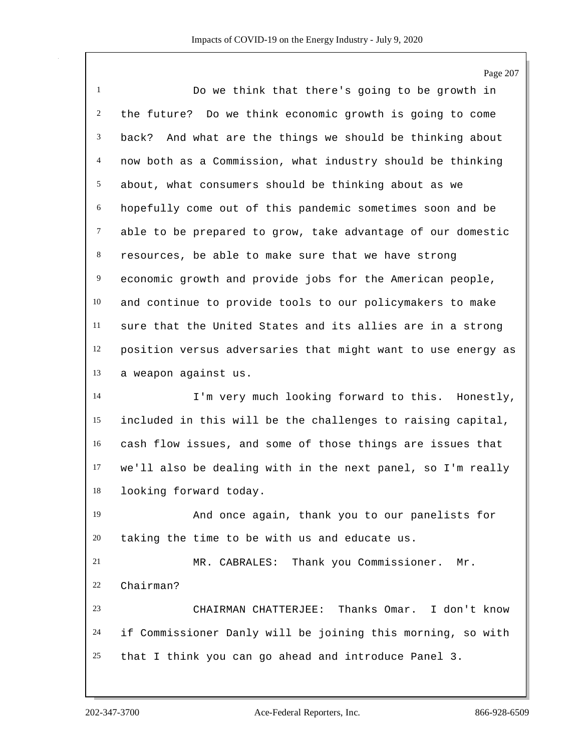Do we think that there's going to be growth in the future? Do we think economic growth is going to come back? And what are the things we should be thinking about now both as a Commission, what industry should be thinking about, what consumers should be thinking about as we hopefully come out of this pandemic sometimes soon and be able to be prepared to grow, take advantage of our domestic resources, be able to make sure that we have strong economic growth and provide jobs for the American people, and continue to provide tools to our policymakers to make sure that the United States and its allies are in a strong position versus adversaries that might want to use energy as a weapon against us.

I'm very much looking forward to this. Honestly, included in this will be the challenges to raising capital, cash flow issues, and some of those things are issues that we'll also be dealing with in the next panel, so I'm really looking forward today.

And once again, thank you to our panelists for taking the time to be with us and educate us.

MR. CABRALES: Thank you Commissioner. Mr. Chairman?

CHAIRMAN CHATTERJEE: Thanks Omar. I don't know if Commissioner Danly will be joining this morning, so with that I think you can go ahead and introduce Panel 3.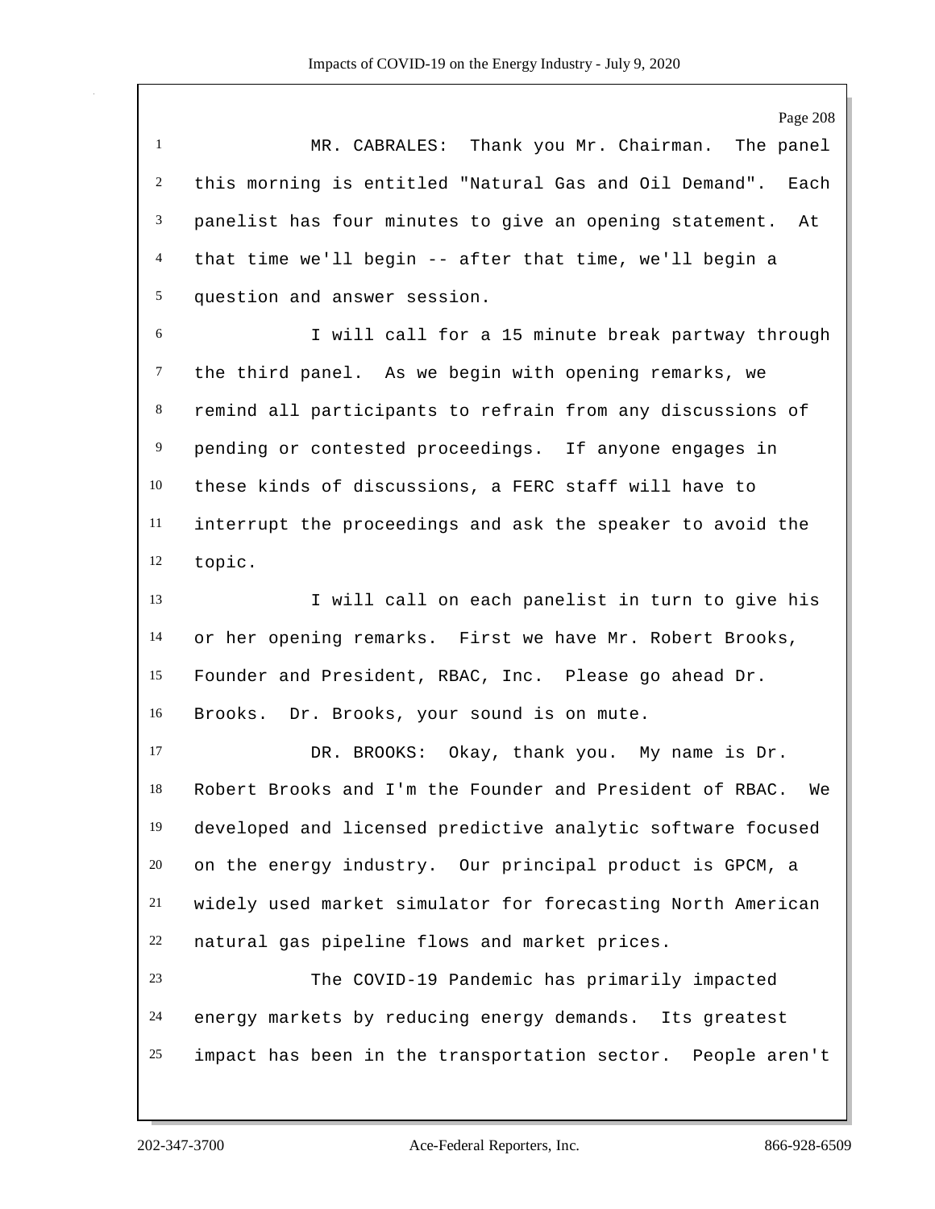MR. CABRALES: Thank you Mr. Chairman. The panel this morning is entitled "Natural Gas and Oil Demand". Each panelist has four minutes to give an opening statement. At that time we'll begin -- after that time, we'll begin a question and answer session.

I will call for a 15 minute break partway through the third panel. As we begin with opening remarks, we remind all participants to refrain from any discussions of pending or contested proceedings. If anyone engages in these kinds of discussions, a FERC staff will have to interrupt the proceedings and ask the speaker to avoid the topic.

I will call on each panelist in turn to give his or her opening remarks. First we have Mr. Robert Brooks, Founder and President, RBAC, Inc. Please go ahead Dr. Brooks. Dr. Brooks, your sound is on mute.

DR. BROOKS: Okay, thank you. My name is Dr. Robert Brooks and I'm the Founder and President of RBAC. We developed and licensed predictive analytic software focused on the energy industry. Our principal product is GPCM, a widely used market simulator for forecasting North American natural gas pipeline flows and market prices.

The COVID-19 Pandemic has primarily impacted energy markets by reducing energy demands. Its greatest impact has been in the transportation sector. People aren't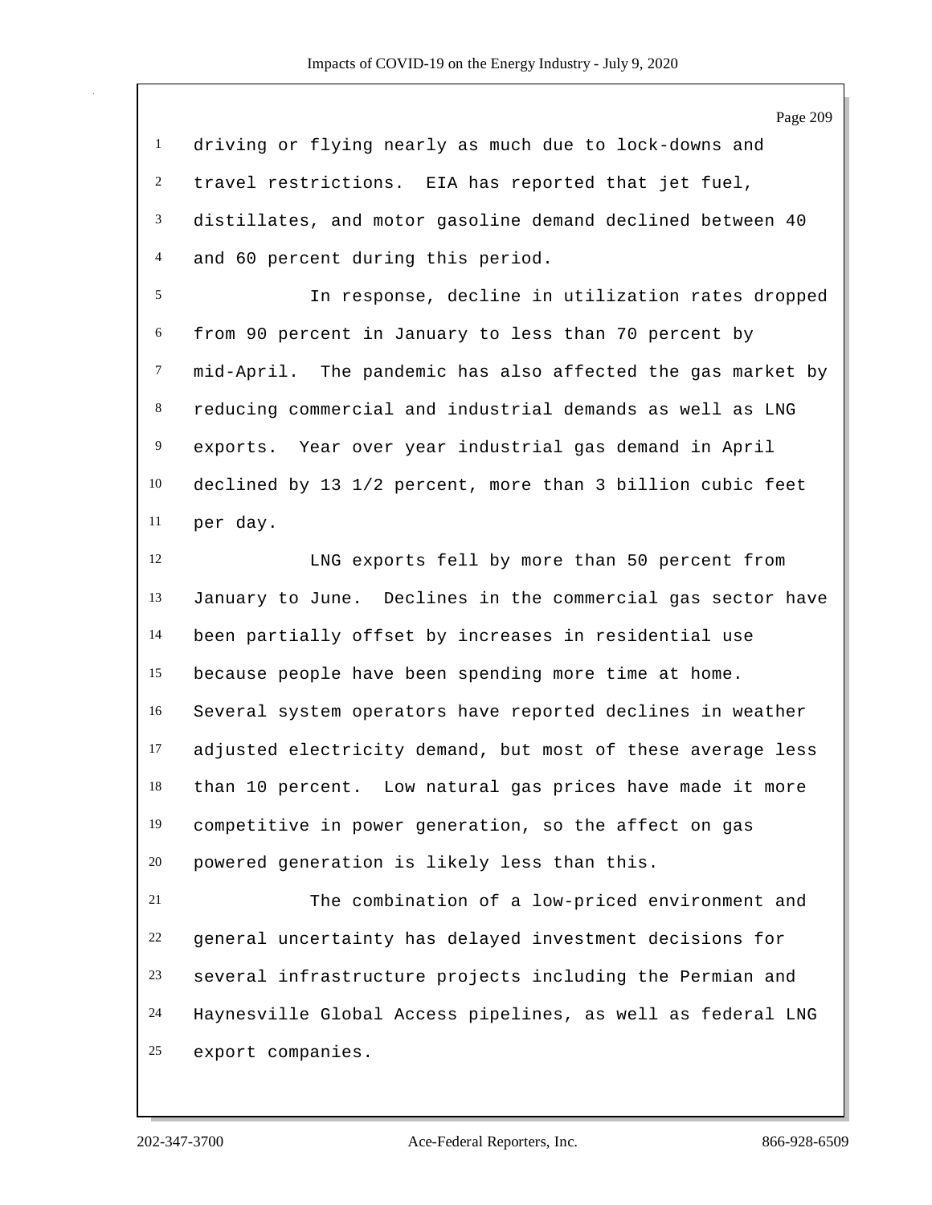driving or flying nearly as much due to lock-downs and travel restrictions. EIA has reported that jet fuel, distillates, and motor gasoline demand declined between 40 and 60 percent during this period.

In response, decline in utilization rates dropped from 90 percent in January to less than 70 percent by mid-April. The pandemic has also affected the gas market by reducing commercial and industrial demands as well as LNG exports. Year over year industrial gas demand in April declined by 13 1/2 percent, more than 3 billion cubic feet per day.

LNG exports fell by more than 50 percent from January to June. Declines in the commercial gas sector have been partially offset by increases in residential use because people have been spending more time at home. Several system operators have reported declines in weather adjusted electricity demand, but most of these average less than 10 percent. Low natural gas prices have made it more competitive in power generation, so the affect on gas powered generation is likely less than this.

The combination of a low-priced environment and general uncertainty has delayed investment decisions for several infrastructure projects including the Permian and Haynesville Global Access pipelines, as well as federal LNG export companies.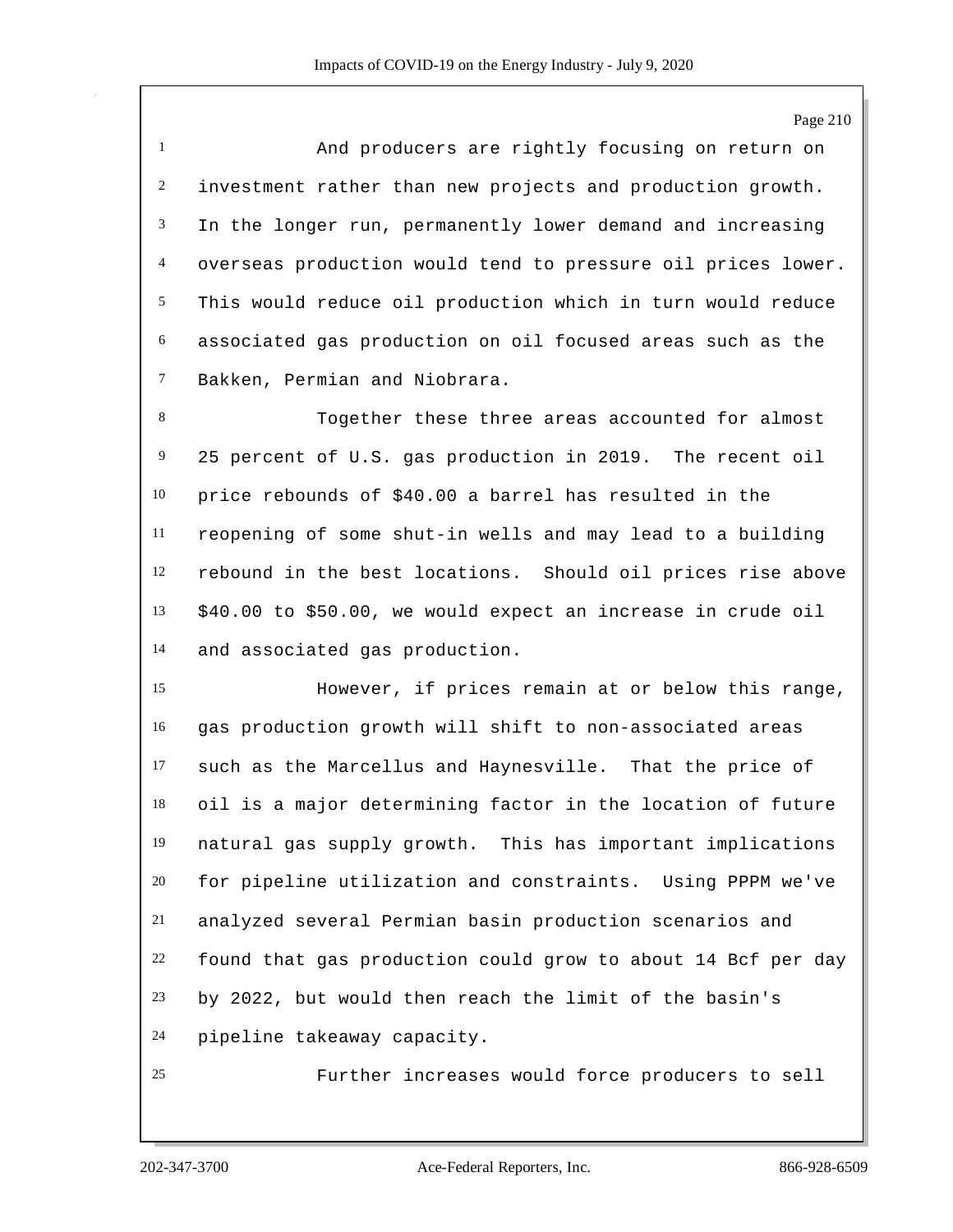And producers are rightly focusing on return on investment rather than new projects and production growth. In the longer run, permanently lower demand and increasing overseas production would tend to pressure oil prices lower. This would reduce oil production which in turn would reduce associated gas production on oil focused areas such as the Bakken, Permian and Niobrara.

Together these three areas accounted for almost 25 percent of U.S. gas production in 2019. The recent oil price rebounds of $40.00 a barrel has resulted in the reopening of some shut-in wells and may lead to a building rebound in the best locations. Should oil prices rise above $40.00 to $50.00, we would expect an increase in crude oil and associated gas production.

However, if prices remain at or below this range, gas production growth will shift to non-associated areas such as the Marcellus and Haynesville. That the price of oil is a major determining factor in the location of future natural gas supply growth. This has important implications for pipeline utilization and constraints. Using PPPM we've analyzed several Permian basin production scenarios and found that gas production could grow to about 14 Bcf per day by 2022, but would then reach the limit of the basin's pipeline takeaway capacity.

Further increases would force producers to sell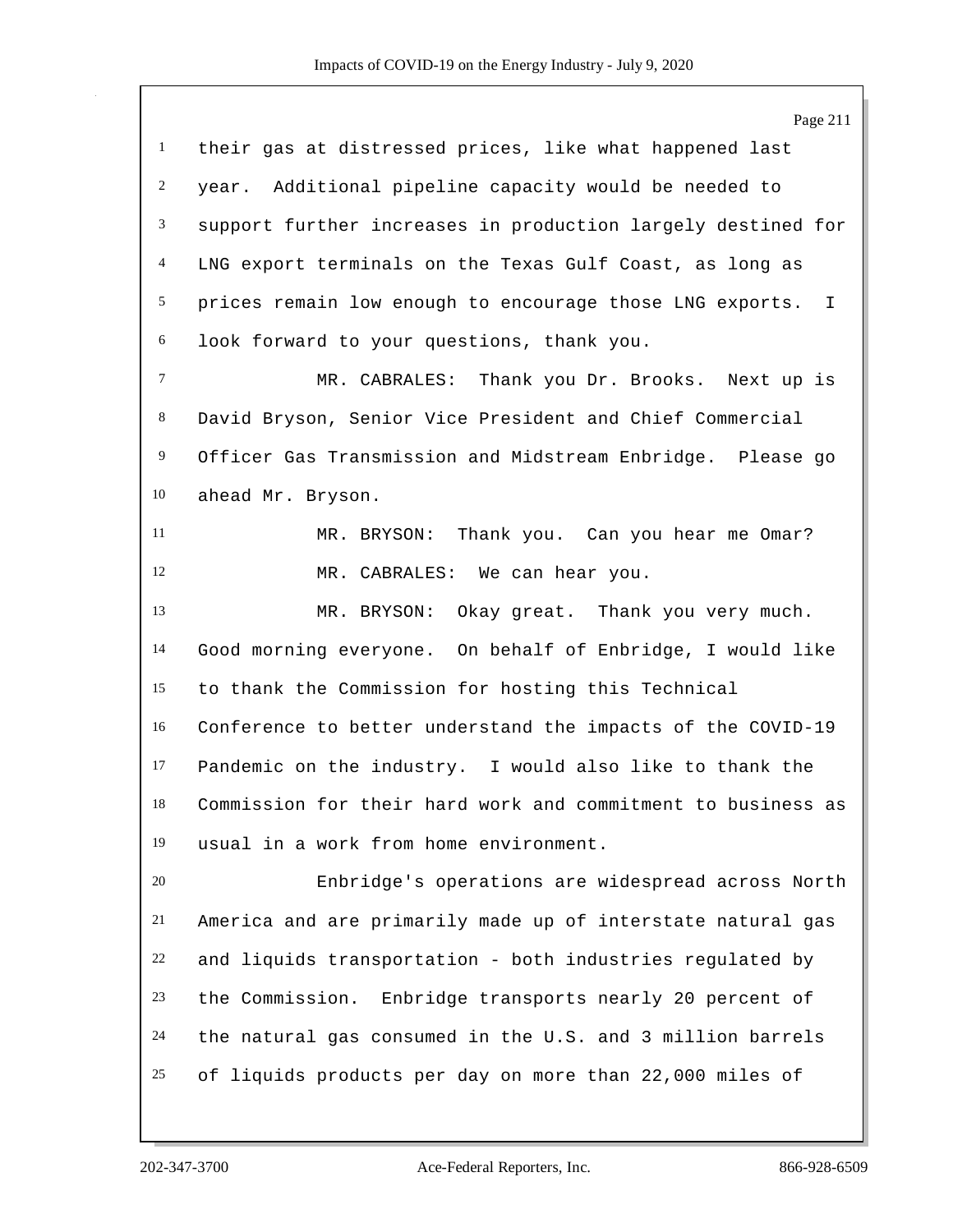their gas at distressed prices, like what happened last year. Additional pipeline capacity would be needed to support further increases in production largely destined for LNG export terminals on the Texas Gulf Coast, as long as prices remain low enough to encourage those LNG exports. I look forward to your questions, thank you.

MR. CABRALES: Thank you Dr. Brooks. Next up is David Bryson, Senior Vice President and Chief Commercial Officer Gas Transmission and Midstream Enbridge. Please go ahead Mr. Bryson.

MR. BRYSON: Thank you. Can you hear me Omar?

MR. CABRALES: We can hear you.

MR. BRYSON: Okay great. Thank you very much. Good morning everyone. On behalf of Enbridge, I would like to thank the Commission for hosting this Technical Conference to better understand the impacts of the COVID-19 Pandemic on the industry. I would also like to thank the Commission for their hard work and commitment to business as usual in a work from home environment.

Enbridge's operations are widespread across North America and are primarily made up of interstate natural gas and liquids transportation - both industries regulated by the Commission. Enbridge transports nearly 20 percent of the natural gas consumed in the U.S. and 3 million barrels of liquids products per day on more than 22,000 miles of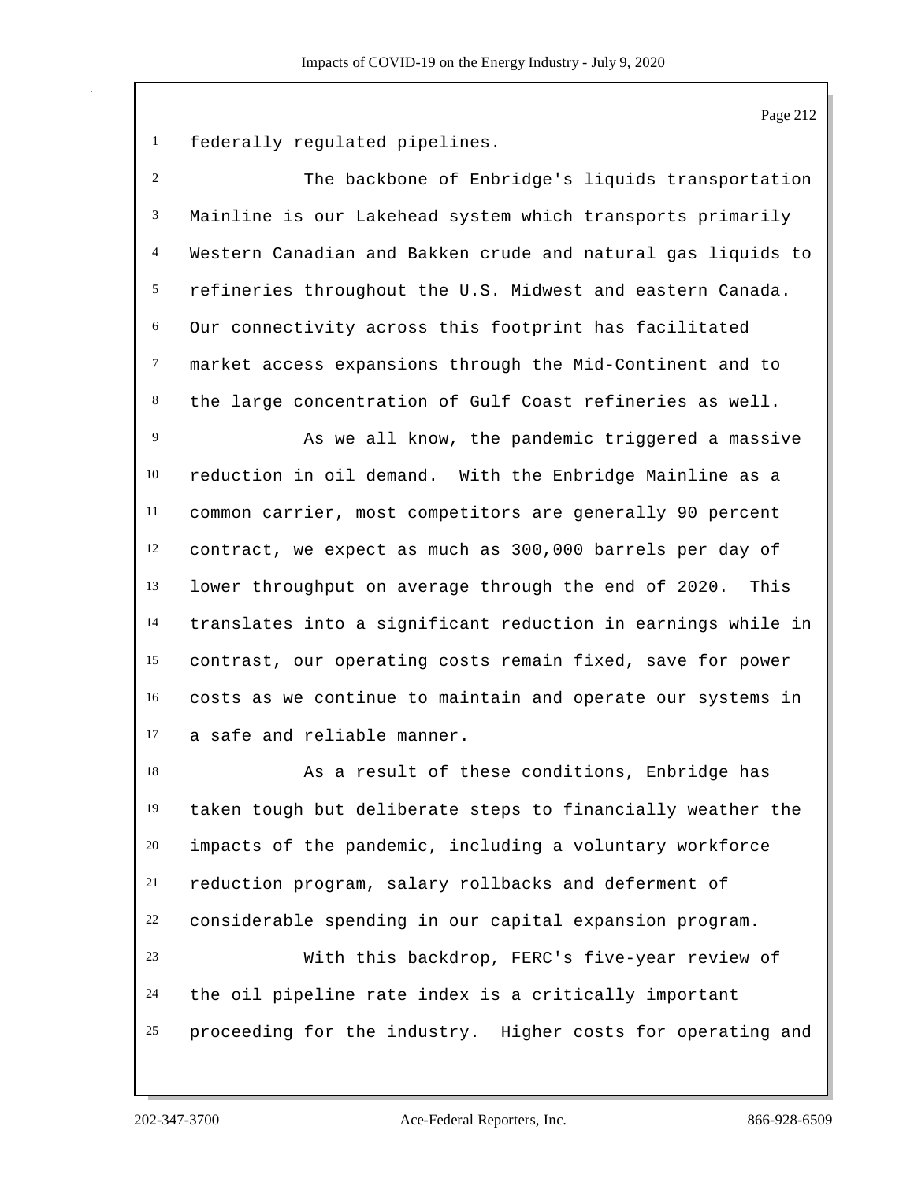federally regulated pipelines.

The backbone of Enbridge's liquids transportation Mainline is our Lakehead system which transports primarily Western Canadian and Bakken crude and natural gas liquids to refineries throughout the U.S. Midwest and eastern Canada. Our connectivity across this footprint has facilitated market access expansions through the Mid-Continent and to the large concentration of Gulf Coast refineries as well.

As we all know, the pandemic triggered a massive reduction in oil demand. With the Enbridge Mainline as a common carrier, most competitors are generally 90 percent contract, we expect as much as 300,000 barrels per day of lower throughput on average through the end of 2020. This translates into a significant reduction in earnings while in contrast, our operating costs remain fixed, save for power costs as we continue to maintain and operate our systems in a safe and reliable manner.

As a result of these conditions, Enbridge has taken tough but deliberate steps to financially weather the impacts of the pandemic, including a voluntary workforce reduction program, salary rollbacks and deferment of considerable spending in our capital expansion program.

With this backdrop, FERC's five-year review of the oil pipeline rate index is a critically important proceeding for the industry. Higher costs for operating and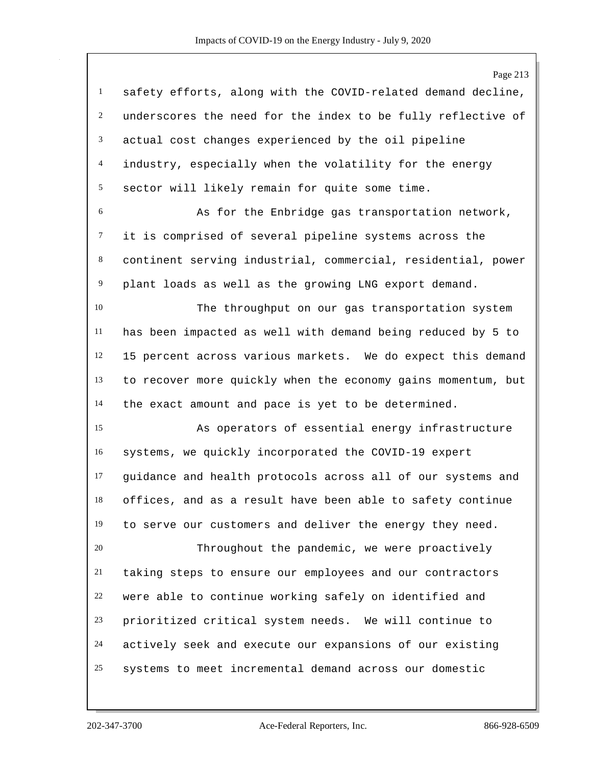safety efforts, along with the COVID-related demand decline, underscores the need for the index to be fully reflective of actual cost changes experienced by the oil pipeline industry, especially when the volatility for the energy sector will likely remain for quite some time.

As for the Enbridge gas transportation network, it is comprised of several pipeline systems across the continent serving industrial, commercial, residential, power plant loads as well as the growing LNG export demand.

The throughput on our gas transportation system has been impacted as well with demand being reduced by 5 to 15 percent across various markets. We do expect this demand to recover more quickly when the economy gains momentum, but the exact amount and pace is yet to be determined.

As operators of essential energy infrastructure systems, we quickly incorporated the COVID-19 expert guidance and health protocols across all of our systems and offices, and as a result have been able to safety continue to serve our customers and deliver the energy they need.

Throughout the pandemic, we were proactively taking steps to ensure our employees and our contractors were able to continue working safely on identified and prioritized critical system needs. We will continue to actively seek and execute our expansions of our existing systems to meet incremental demand across our domestic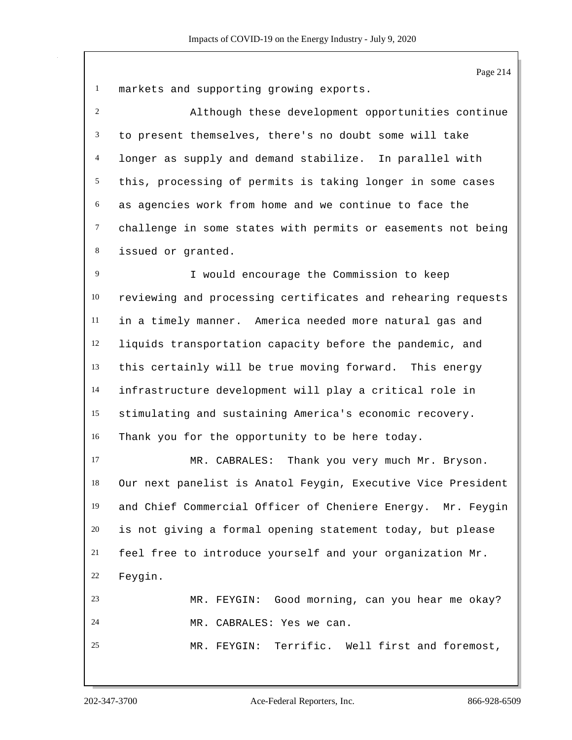markets and supporting growing exports.

Although these development opportunities continue to present themselves, there's no doubt some will take longer as supply and demand stabilize. In parallel with this, processing of permits is taking longer in some cases as agencies work from home and we continue to face the challenge in some states with permits or easements not being issued or granted.

I would encourage the Commission to keep reviewing and processing certificates and rehearing requests in a timely manner. America needed more natural gas and liquids transportation capacity before the pandemic, and this certainly will be true moving forward. This energy infrastructure development will play a critical role in stimulating and sustaining America's economic recovery. Thank you for the opportunity to be here today.

MR. CABRALES: Thank you very much Mr. Bryson. Our next panelist is Anatol Feygin, Executive Vice President and Chief Commercial Officer of Cheniere Energy. Mr. Feygin is not giving a formal opening statement today, but please feel free to introduce yourself and your organization Mr. Feygin.

MR. FEYGIN: Good morning, can you hear me okay?

MR. CABRALES: Yes we can.

MR. FEYGIN: Terrific. Well first and foremost,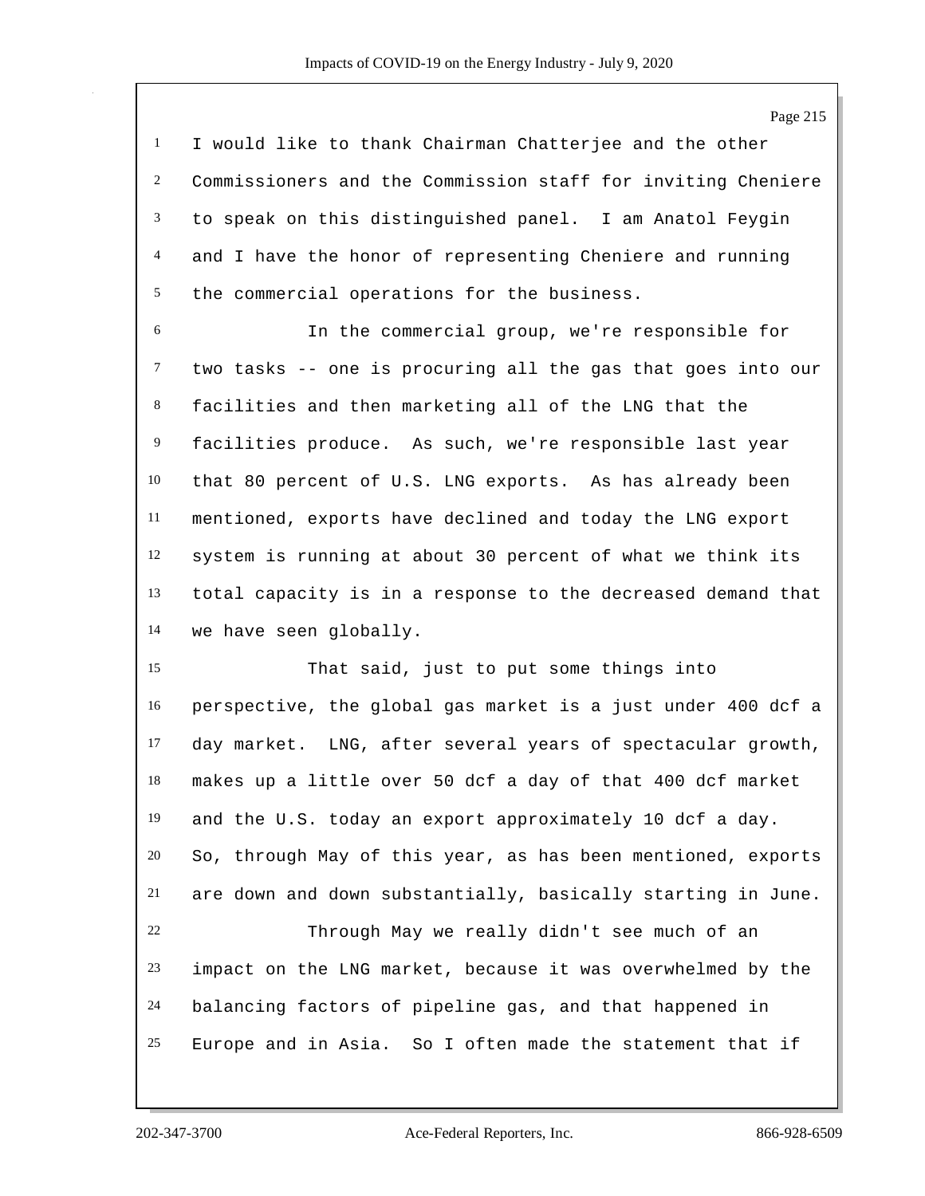I would like to thank Chairman Chatterjee and the other Commissioners and the Commission staff for inviting Cheniere to speak on this distinguished panel. I am Anatol Feygin and I have the honor of representing Cheniere and running the commercial operations for the business.

In the commercial group, we're responsible for two tasks -- one is procuring all the gas that goes into our facilities and then marketing all of the LNG that the facilities produce. As such, we're responsible last year that 80 percent of U.S. LNG exports. As has already been mentioned, exports have declined and today the LNG export system is running at about 30 percent of what we think its total capacity is in a response to the decreased demand that we have seen globally.

That said, just to put some things into perspective, the global gas market is a just under 400 dcf a day market. LNG, after several years of spectacular growth, makes up a little over 50 dcf a day of that 400 dcf market and the U.S. today an export approximately 10 dcf a day. So, through May of this year, as has been mentioned, exports are down and down substantially, basically starting in June.

Through May we really didn't see much of an impact on the LNG market, because it was overwhelmed by the balancing factors of pipeline gas, and that happened in Europe and in Asia. So I often made the statement that if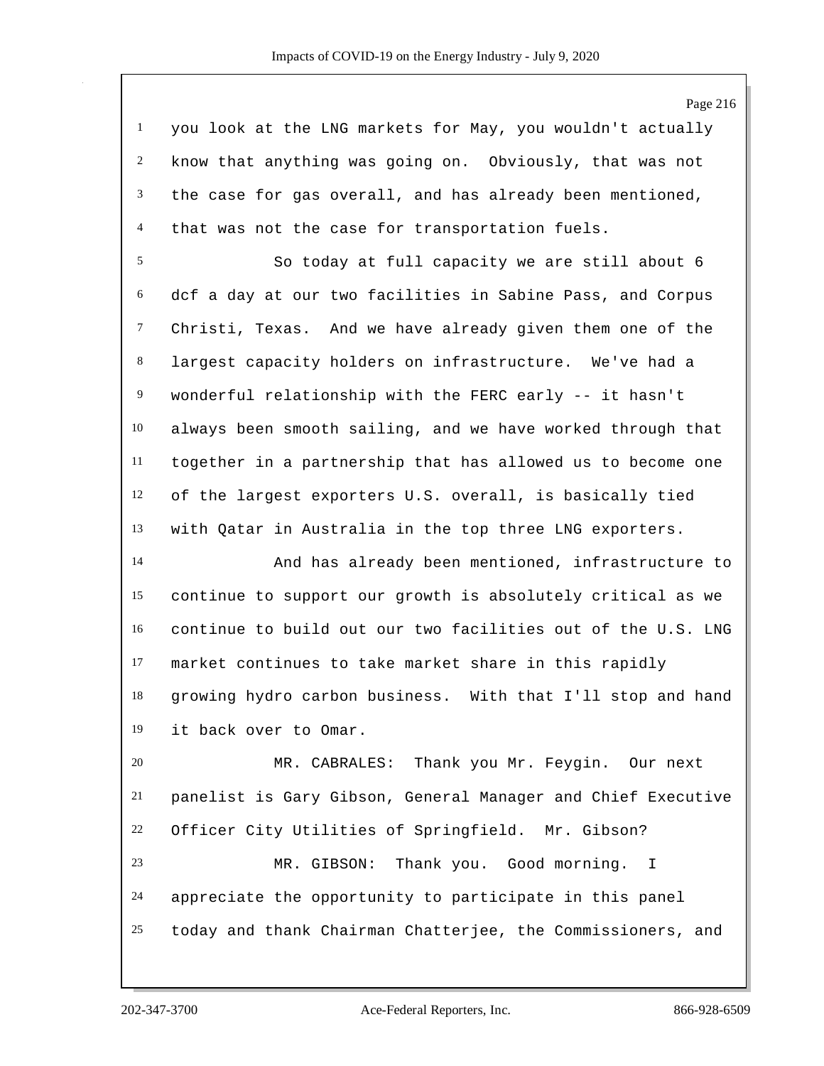you look at the LNG markets for May, you wouldn't actually know that anything was going on. Obviously, that was not the case for gas overall, and has already been mentioned, that was not the case for transportation fuels.

So today at full capacity we are still about 6 dcf a day at our two facilities in Sabine Pass, and Corpus Christi, Texas. And we have already given them one of the largest capacity holders on infrastructure. We've had a wonderful relationship with the FERC early -- it hasn't always been smooth sailing, and we have worked through that together in a partnership that has allowed us to become one of the largest exporters U.S. overall, is basically tied with Qatar in Australia in the top three LNG exporters.

And has already been mentioned, infrastructure to continue to support our growth is absolutely critical as we continue to build out our two facilities out of the U.S. LNG market continues to take market share in this rapidly growing hydro carbon business. With that I'll stop and hand it back over to Omar.

MR. CABRALES: Thank you Mr. Feygin. Our next panelist is Gary Gibson, General Manager and Chief Executive Officer City Utilities of Springfield. Mr. Gibson?

MR. GIBSON: Thank you. Good morning. I appreciate the opportunity to participate in this panel today and thank Chairman Chatterjee, the Commissioners, and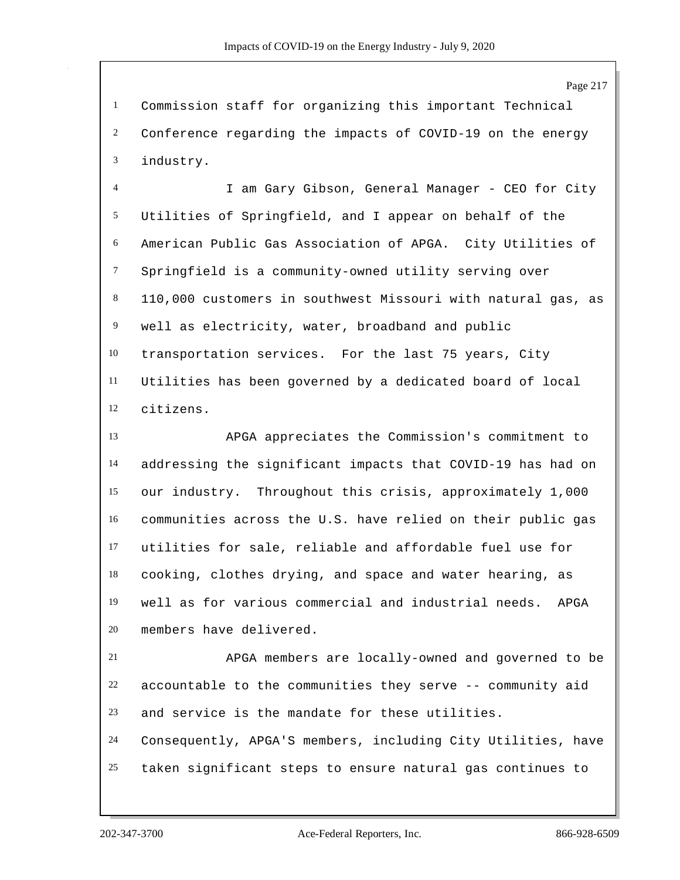Commission staff for organizing this important Technical Conference regarding the impacts of COVID-19 on the energy industry.

I am Gary Gibson, General Manager - CEO for City Utilities of Springfield, and I appear on behalf of the American Public Gas Association of APGA. City Utilities of Springfield is a community-owned utility serving over 110,000 customers in southwest Missouri with natural gas, as well as electricity, water, broadband and public transportation services. For the last 75 years, City Utilities has been governed by a dedicated board of local citizens.

APGA appreciates the Commission's commitment to addressing the significant impacts that COVID-19 has had on our industry. Throughout this crisis, approximately 1,000 communities across the U.S. have relied on their public gas utilities for sale, reliable and affordable fuel use for cooking, clothes drying, and space and water hearing, as well as for various commercial and industrial needs. APGA members have delivered.

APGA members are locally-owned and governed to be accountable to the communities they serve -- community aid and service is the mandate for these utilities. Consequently, APGA'S members, including City Utilities, have taken significant steps to ensure natural gas continues to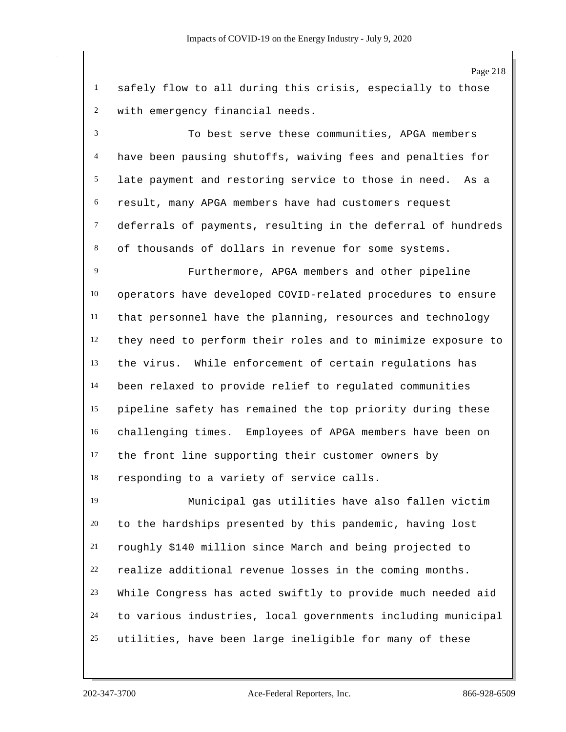safely flow to all during this crisis, especially to those with emergency financial needs.

To best serve these communities, APGA members have been pausing shutoffs, waiving fees and penalties for late payment and restoring service to those in need. As a result, many APGA members have had customers request deferrals of payments, resulting in the deferral of hundreds of thousands of dollars in revenue for some systems.

Furthermore, APGA members and other pipeline operators have developed COVID-related procedures to ensure that personnel have the planning, resources and technology they need to perform their roles and to minimize exposure to the virus. While enforcement of certain regulations has been relaxed to provide relief to regulated communities pipeline safety has remained the top priority during these challenging times. Employees of APGA members have been on the front line supporting their customer owners by responding to a variety of service calls.

Municipal gas utilities have also fallen victim to the hardships presented by this pandemic, having lost roughly $140 million since March and being projected to realize additional revenue losses in the coming months. While Congress has acted swiftly to provide much needed aid to various industries, local governments including municipal utilities, have been large ineligible for many of these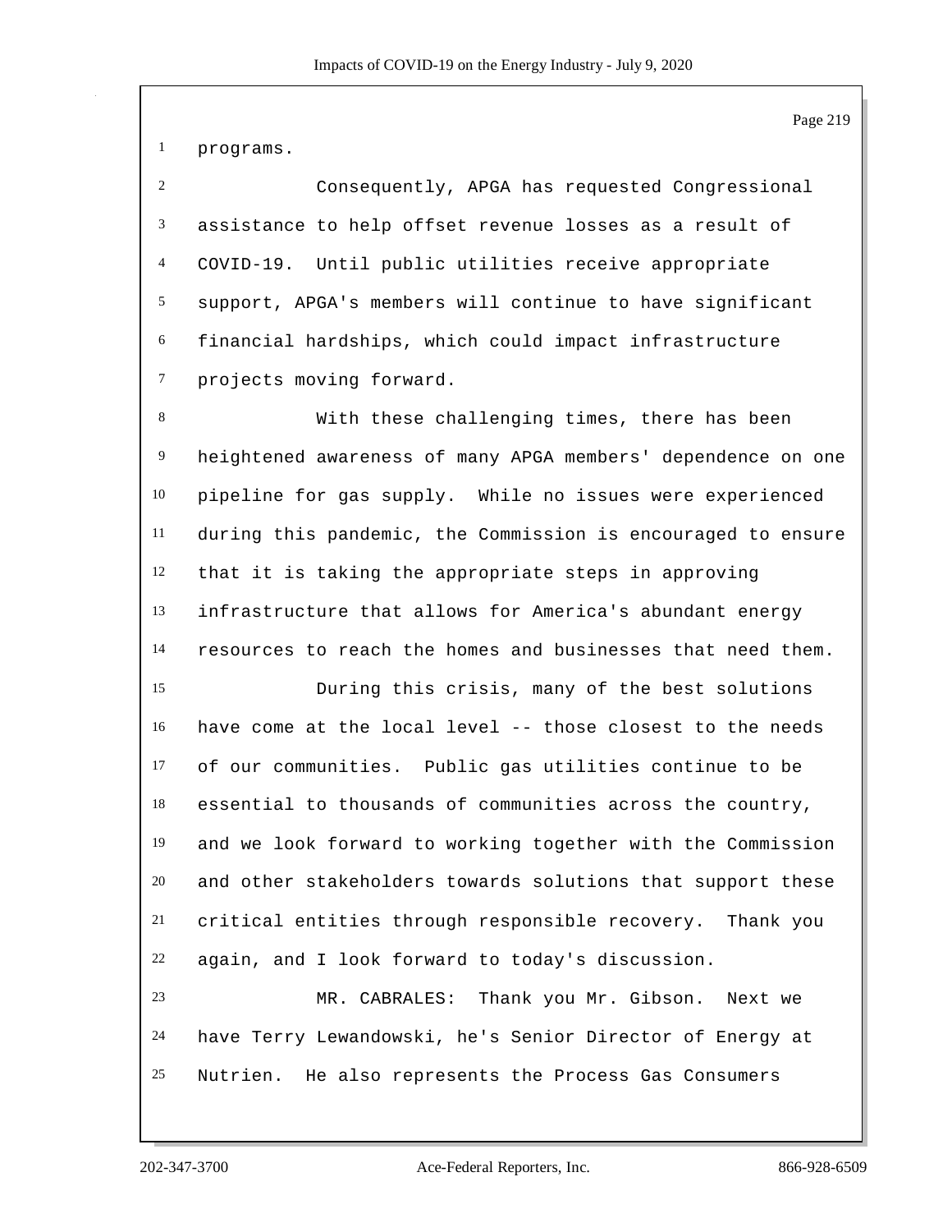programs.

Consequently, APGA has requested Congressional assistance to help offset revenue losses as a result of COVID-19. Until public utilities receive appropriate support, APGA's members will continue to have significant financial hardships, which could impact infrastructure projects moving forward.

With these challenging times, there has been heightened awareness of many APGA members' dependence on one pipeline for gas supply. While no issues were experienced during this pandemic, the Commission is encouraged to ensure that it is taking the appropriate steps in approving infrastructure that allows for America's abundant energy resources to reach the homes and businesses that need them.

During this crisis, many of the best solutions have come at the local level -- those closest to the needs of our communities. Public gas utilities continue to be essential to thousands of communities across the country, and we look forward to working together with the Commission and other stakeholders towards solutions that support these critical entities through responsible recovery. Thank you again, and I look forward to today's discussion.

MR. CABRALES: Thank you Mr. Gibson. Next we have Terry Lewandowski, he's Senior Director of Energy at Nutrien. He also represents the Process Gas Consumers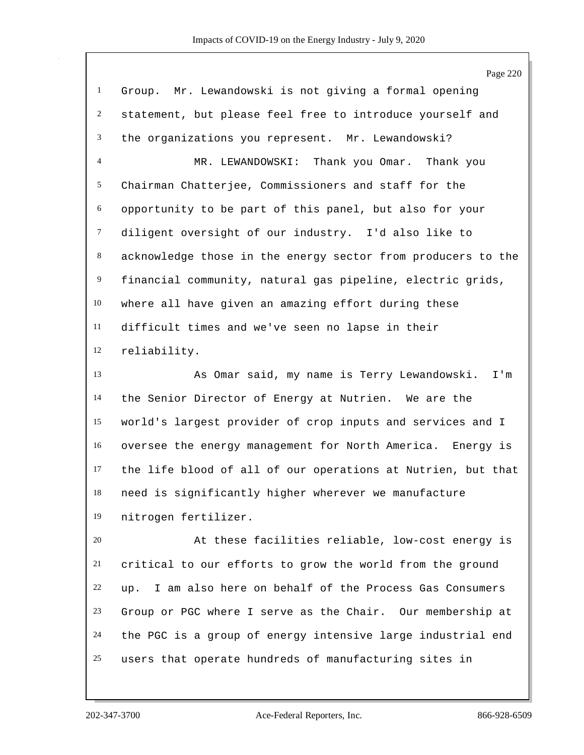Group. Mr. Lewandowski is not giving a formal opening statement, but please feel free to introduce yourself and the organizations you represent. Mr. Lewandowski?

MR. LEWANDOWSKI: Thank you Omar. Thank you Chairman Chatterjee, Commissioners and staff for the opportunity to be part of this panel, but also for your diligent oversight of our industry. I'd also like to acknowledge those in the energy sector from producers to the financial community, natural gas pipeline, electric grids, where all have given an amazing effort during these difficult times and we've seen no lapse in their reliability.

As Omar said, my name is Terry Lewandowski. I'm the Senior Director of Energy at Nutrien. We are the world's largest provider of crop inputs and services and I oversee the energy management for North America. Energy is the life blood of all of our operations at Nutrien, but that need is significantly higher wherever we manufacture nitrogen fertilizer.

At these facilities reliable, low-cost energy is critical to our efforts to grow the world from the ground up. I am also here on behalf of the Process Gas Consumers Group or PGC where I serve as the Chair. Our membership at the PGC is a group of energy intensive large industrial end users that operate hundreds of manufacturing sites in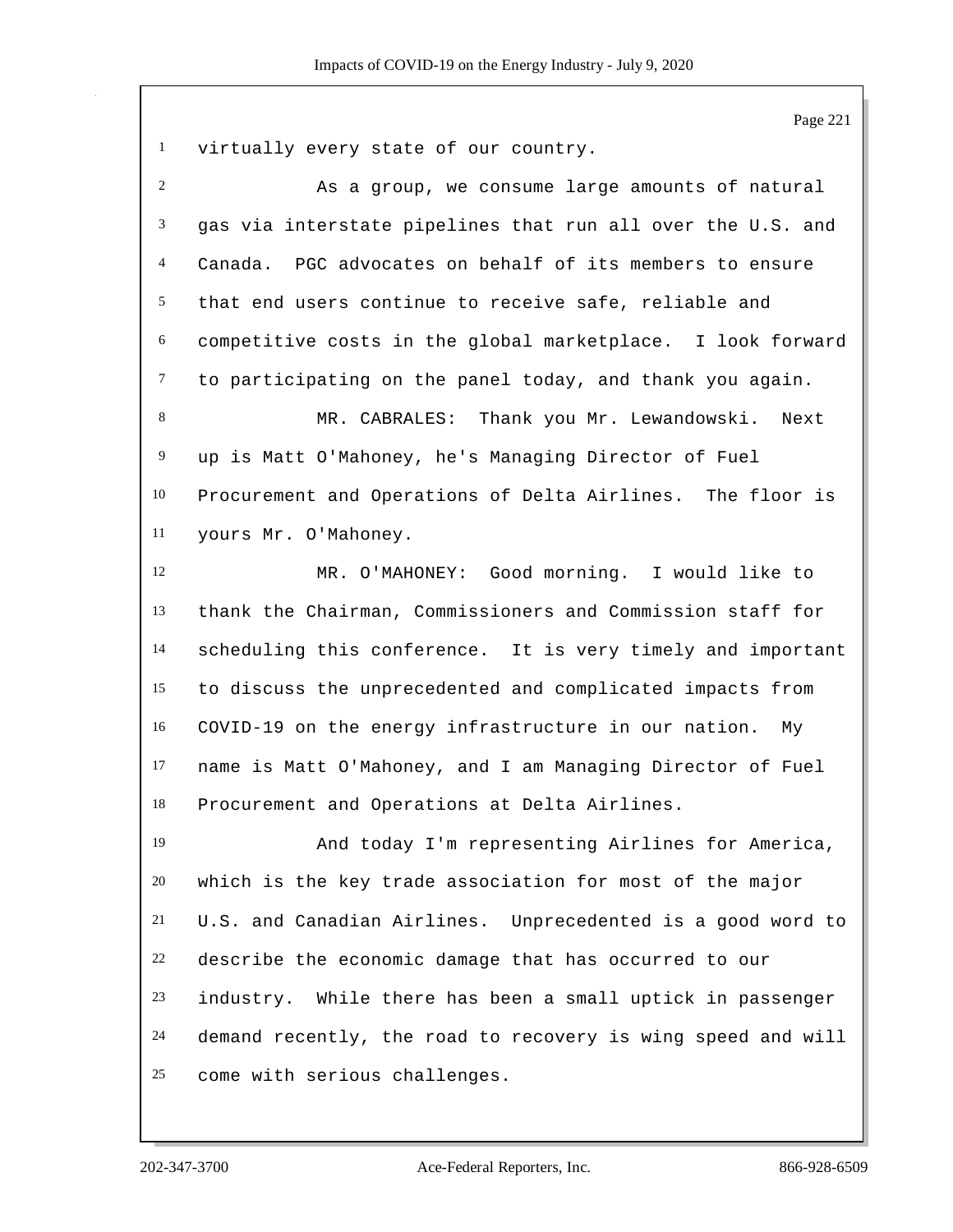virtually every state of our country.

As a group, we consume large amounts of natural gas via interstate pipelines that run all over the U.S. and Canada. PGC advocates on behalf of its members to ensure that end users continue to receive safe, reliable and competitive costs in the global marketplace. I look forward to participating on the panel today, and thank you again.

MR. CABRALES: Thank you Mr. Lewandowski. Next up is Matt O'Mahoney, he's Managing Director of Fuel Procurement and Operations of Delta Airlines. The floor is yours Mr. O'Mahoney.

MR. O'MAHONEY: Good morning. I would like to thank the Chairman, Commissioners and Commission staff for scheduling this conference. It is very timely and important to discuss the unprecedented and complicated impacts from COVID-19 on the energy infrastructure in our nation. My name is Matt O'Mahoney, and I am Managing Director of Fuel Procurement and Operations at Delta Airlines.

And today I'm representing Airlines for America, which is the key trade association for most of the major U.S. and Canadian Airlines. Unprecedented is a good word to describe the economic damage that has occurred to our industry. While there has been a small uptick in passenger demand recently, the road to recovery is wing speed and will come with serious challenges.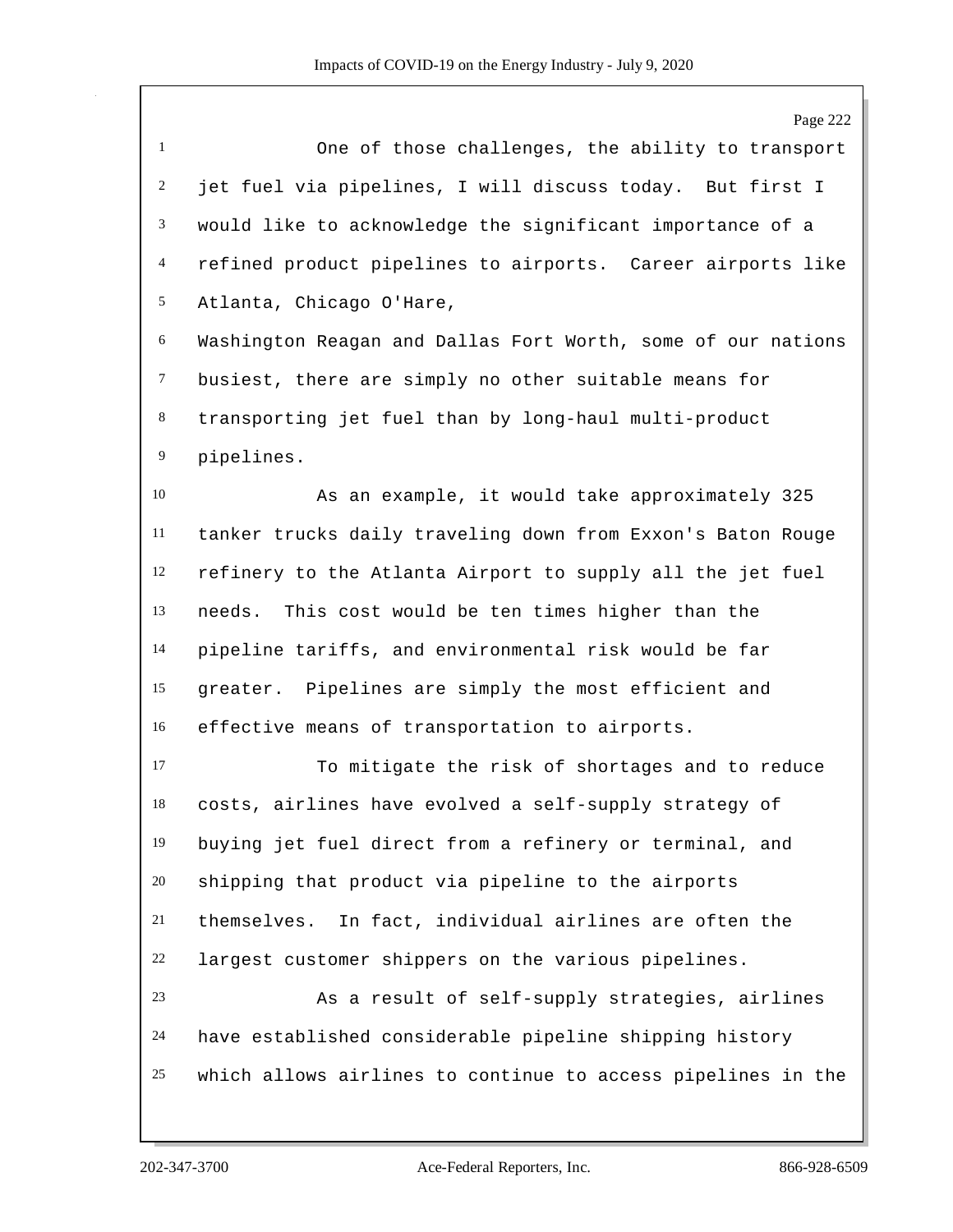One of those challenges, the ability to transport jet fuel via pipelines, I will discuss today. But first I would like to acknowledge the significant importance of a refined product pipelines to airports. Career airports like Atlanta, Chicago O'Hare,

Washington Reagan and Dallas Fort Worth, some of our nations busiest, there are simply no other suitable means for transporting jet fuel than by long-haul multi-product pipelines.

As an example, it would take approximately 325 tanker trucks daily traveling down from Exxon's Baton Rouge refinery to the Atlanta Airport to supply all the jet fuel needs. This cost would be ten times higher than the pipeline tariffs, and environmental risk would be far greater. Pipelines are simply the most efficient and effective means of transportation to airports.

To mitigate the risk of shortages and to reduce costs, airlines have evolved a self-supply strategy of buying jet fuel direct from a refinery or terminal, and shipping that product via pipeline to the airports themselves. In fact, individual airlines are often the largest customer shippers on the various pipelines.

As a result of self-supply strategies, airlines have established considerable pipeline shipping history which allows airlines to continue to access pipelines in the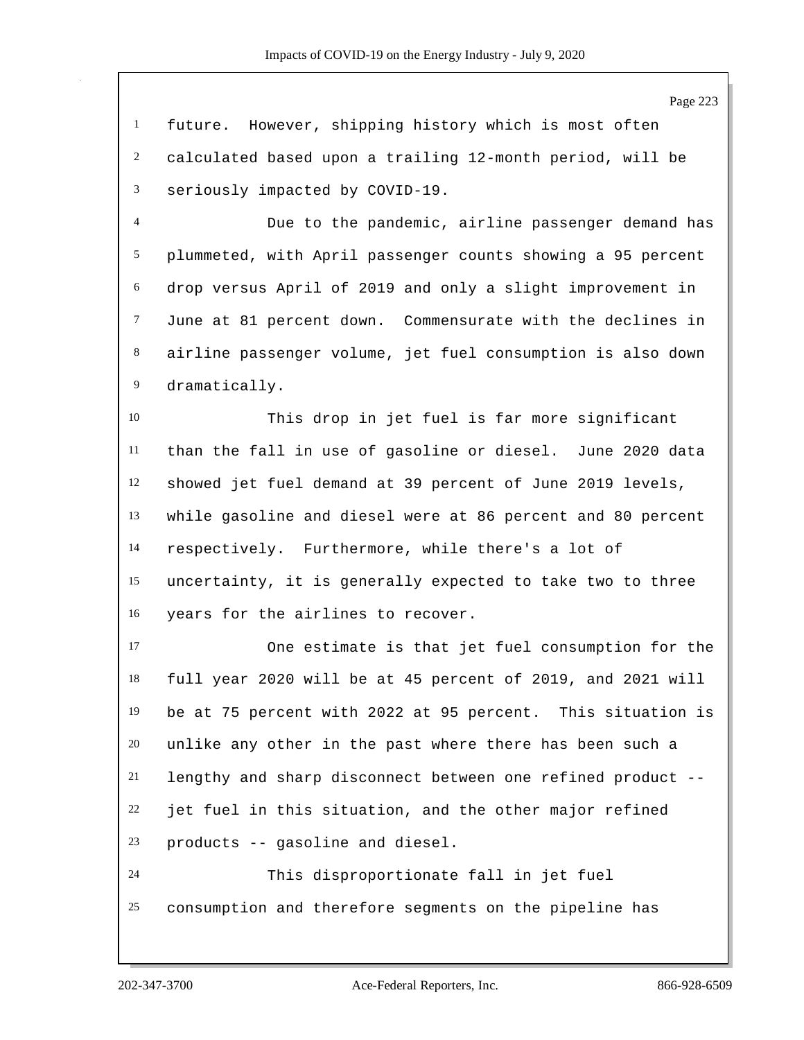future. However, shipping history which is most often calculated based upon a trailing 12-month period, will be seriously impacted by COVID-19.

Due to the pandemic, airline passenger demand has plummeted, with April passenger counts showing a 95 percent drop versus April of 2019 and only a slight improvement in June at 81 percent down. Commensurate with the declines in airline passenger volume, jet fuel consumption is also down dramatically.

This drop in jet fuel is far more significant than the fall in use of gasoline or diesel. June 2020 data showed jet fuel demand at 39 percent of June 2019 levels, while gasoline and diesel were at 86 percent and 80 percent respectively. Furthermore, while there's a lot of uncertainty, it is generally expected to take two to three years for the airlines to recover.

One estimate is that jet fuel consumption for the full year 2020 will be at 45 percent of 2019, and 2021 will be at 75 percent with 2022 at 95 percent. This situation is unlike any other in the past where there has been such a lengthy and sharp disconnect between one refined product -- jet fuel in this situation, and the other major refined products -- gasoline and diesel.

This disproportionate fall in jet fuel consumption and therefore segments on the pipeline has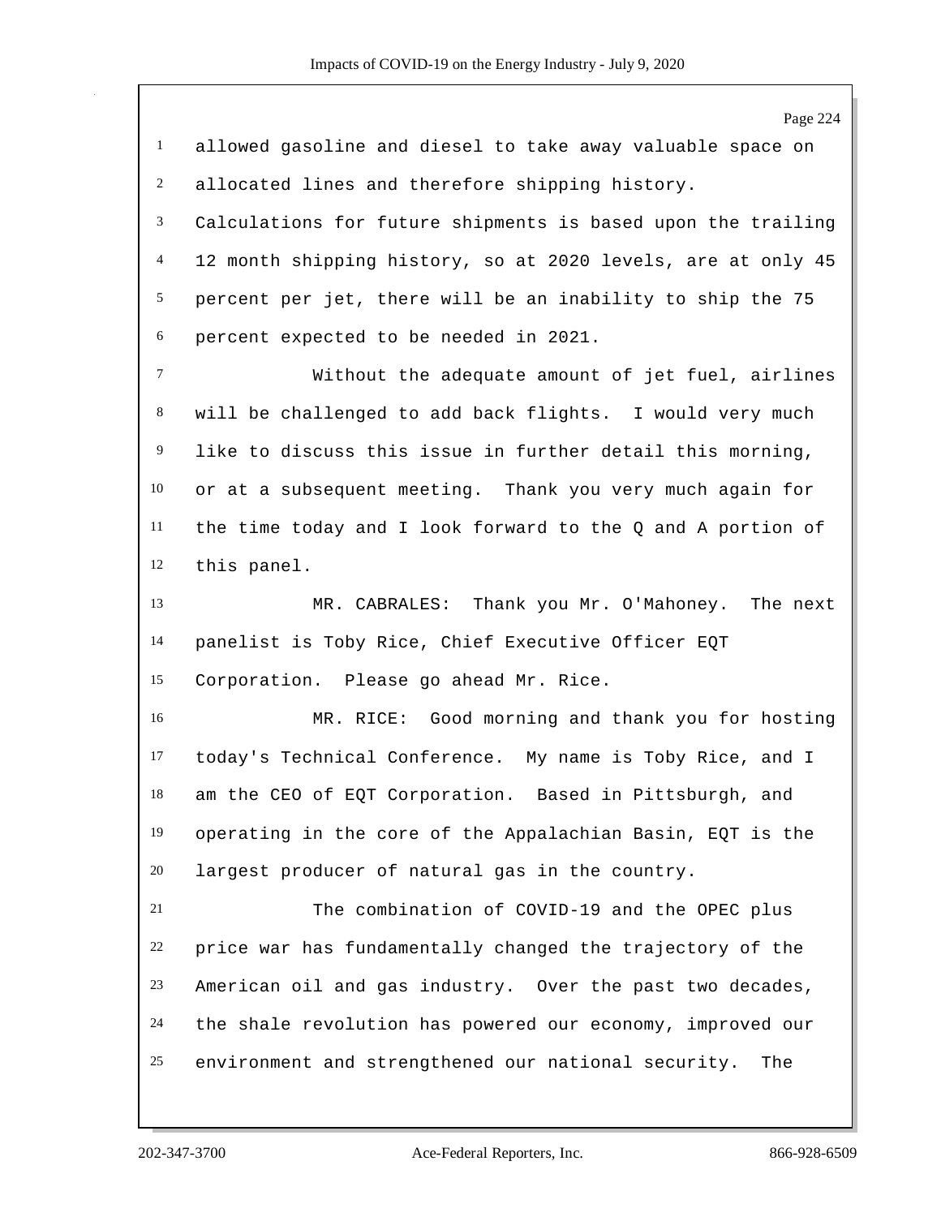allowed gasoline and diesel to take away valuable space on allocated lines and therefore shipping history. Calculations for future shipments is based upon the trailing 12 month shipping history, so at 2020 levels, are at only 45 percent per jet, there will be an inability to ship the 75 percent expected to be needed in 2021.

Without the adequate amount of jet fuel, airlines will be challenged to add back flights. I would very much like to discuss this issue in further detail this morning, or at a subsequent meeting. Thank you very much again for the time today and I look forward to the Q and A portion of this panel.

MR. CABRALES: Thank you Mr. O'Mahoney. The next panelist is Toby Rice, Chief Executive Officer EQT Corporation. Please go ahead Mr. Rice.

MR. RICE: Good morning and thank you for hosting today's Technical Conference. My name is Toby Rice, and I am the CEO of EQT Corporation. Based in Pittsburgh, and operating in the core of the Appalachian Basin, EQT is the largest producer of natural gas in the country.

The combination of COVID-19 and the OPEC plus price war has fundamentally changed the trajectory of the American oil and gas industry. Over the past two decades, the shale revolution has powered our economy, improved our environment and strengthened our national security. The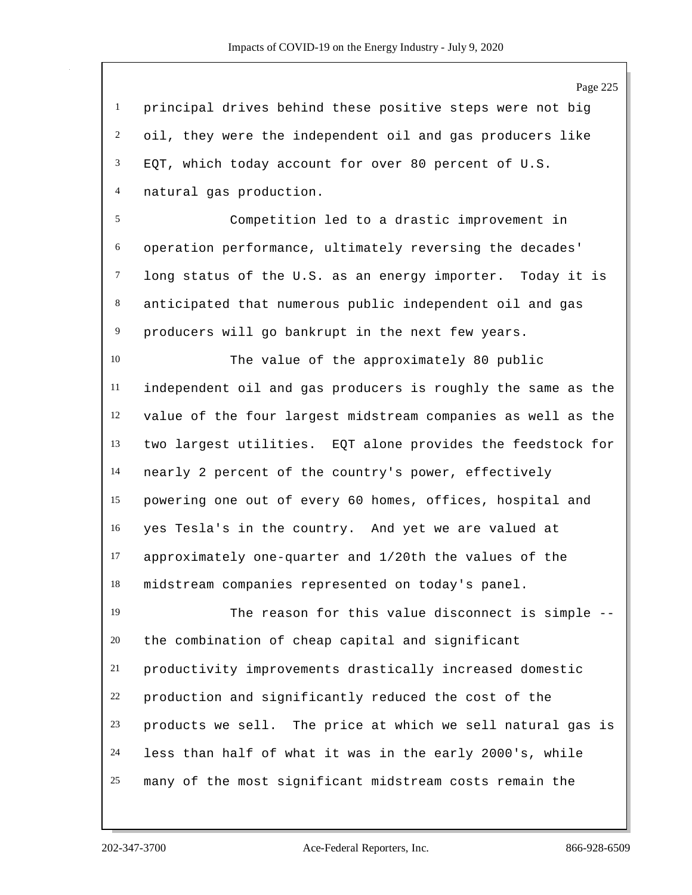principal drives behind these positive steps were not big oil, they were the independent oil and gas producers like EQT, which today account for over 80 percent of U.S. natural gas production.

Competition led to a drastic improvement in operation performance, ultimately reversing the decades' long status of the U.S. as an energy importer. Today it is anticipated that numerous public independent oil and gas producers will go bankrupt in the next few years.

The value of the approximately 80 public independent oil and gas producers is roughly the same as the value of the four largest midstream companies as well as the two largest utilities. EQT alone provides the feedstock for nearly 2 percent of the country's power, effectively powering one out of every 60 homes, offices, hospital and yes Tesla's in the country. And yet we are valued at approximately one-quarter and 1/20th the values of the midstream companies represented on today's panel.

The reason for this value disconnect is simple -- the combination of cheap capital and significant productivity improvements drastically increased domestic production and significantly reduced the cost of the products we sell. The price at which we sell natural gas is less than half of what it was in the early 2000's, while many of the most significant midstream costs remain the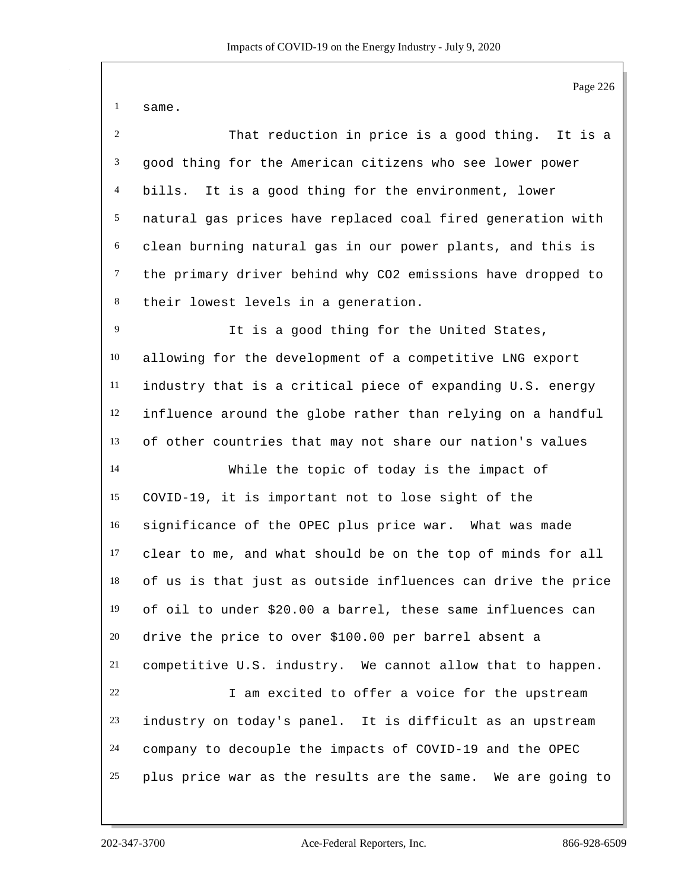same.

That reduction in price is a good thing. It is a good thing for the American citizens who see lower power bills. It is a good thing for the environment, lower natural gas prices have replaced coal fired generation with clean burning natural gas in our power plants, and this is the primary driver behind why $CO_2$ emissions have dropped to their lowest levels in a generation.

It is a good thing for the United States, allowing for the development of a competitive LNG export industry that is a critical piece of expanding U.S. energy influence around the globe rather than relying on a handful of other countries that may not share our nation's values

While the topic of today is the impact of COVID-19, it is important not to lose sight of the significance of the OPEC plus price war. What was made clear to me, and what should be on the top of minds for all of us is that just as outside influences can drive the price of oil to under $20.00 a barrel, these same influences can drive the price to over $100.00 per barrel absent a competitive U.S. industry. We cannot allow that to happen.

I am excited to offer a voice for the upstream industry on today's panel. It is difficult as an upstream company to decouple the impacts of COVID-19 and the OPEC plus price war as the results are the same. We are going to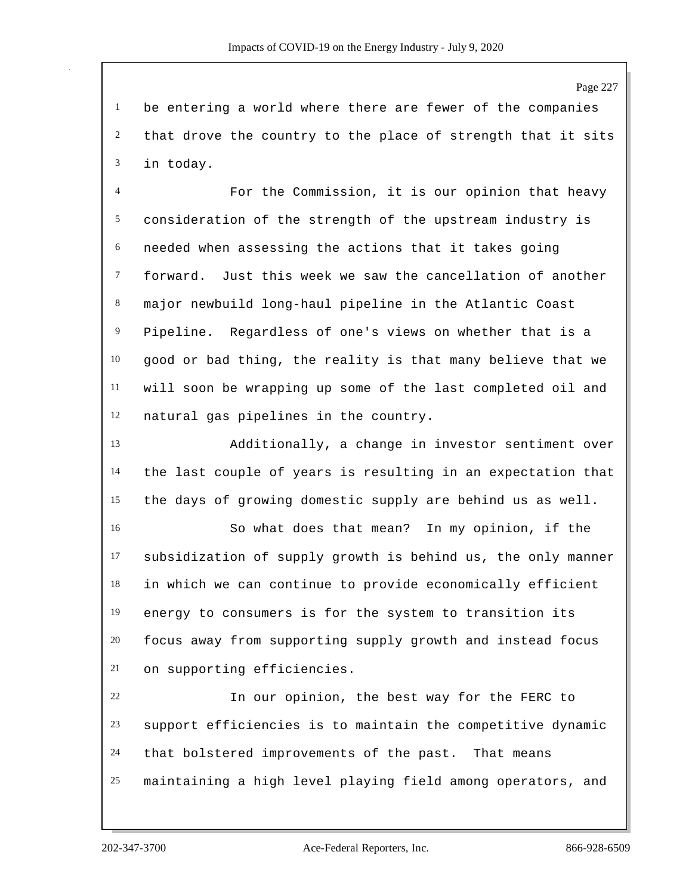be entering a world where there are fewer of the companies that drove the country to the place of strength that it sits in today.

For the Commission, it is our opinion that heavy consideration of the strength of the upstream industry is needed when assessing the actions that it takes going forward. Just this week we saw the cancellation of another major newbuild long-haul pipeline in the Atlantic Coast Pipeline. Regardless of one's views on whether that is a good or bad thing, the reality is that many believe that we will soon be wrapping up some of the last completed oil and natural gas pipelines in the country.

Additionally, a change in investor sentiment over the last couple of years is resulting in an expectation that the days of growing domestic supply are behind us as well.

So what does that mean? In my opinion, if the subsidization of supply growth is behind us, the only manner in which we can continue to provide economically efficient energy to consumers is for the system to transition its focus away from supporting supply growth and instead focus on supporting efficiencies.

In our opinion, the best way for the FERC to support efficiencies is to maintain the competitive dynamic that bolstered improvements of the past. That means maintaining a high level playing field among operators, and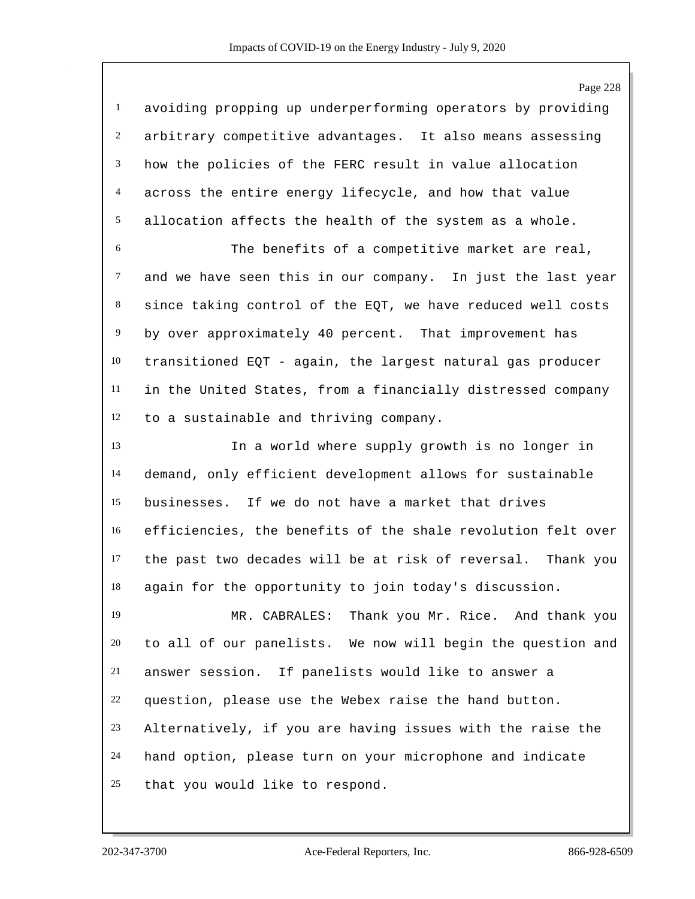avoiding propping up underperforming operators by providing arbitrary competitive advantages. It also means assessing how the policies of the FERC result in value allocation across the entire energy lifecycle, and how that value allocation affects the health of the system as a whole.

The benefits of a competitive market are real, and we have seen this in our company. In just the last year since taking control of the EQT, we have reduced well costs by over approximately 40 percent. That improvement has transitioned EQT - again, the largest natural gas producer in the United States, from a financially distressed company to a sustainable and thriving company.

In a world where supply growth is no longer in demand, only efficient development allows for sustainable businesses. If we do not have a market that drives efficiencies, the benefits of the shale revolution felt over the past two decades will be at risk of reversal. Thank you again for the opportunity to join today's discussion.

MR. CABRALES: Thank you Mr. Rice. And thank you to all of our panelists. We now will begin the question and answer session. If panelists would like to answer a question, please use the Webex raise the hand button. Alternatively, if you are having issues with the raise the hand option, please turn on your microphone and indicate that you would like to respond.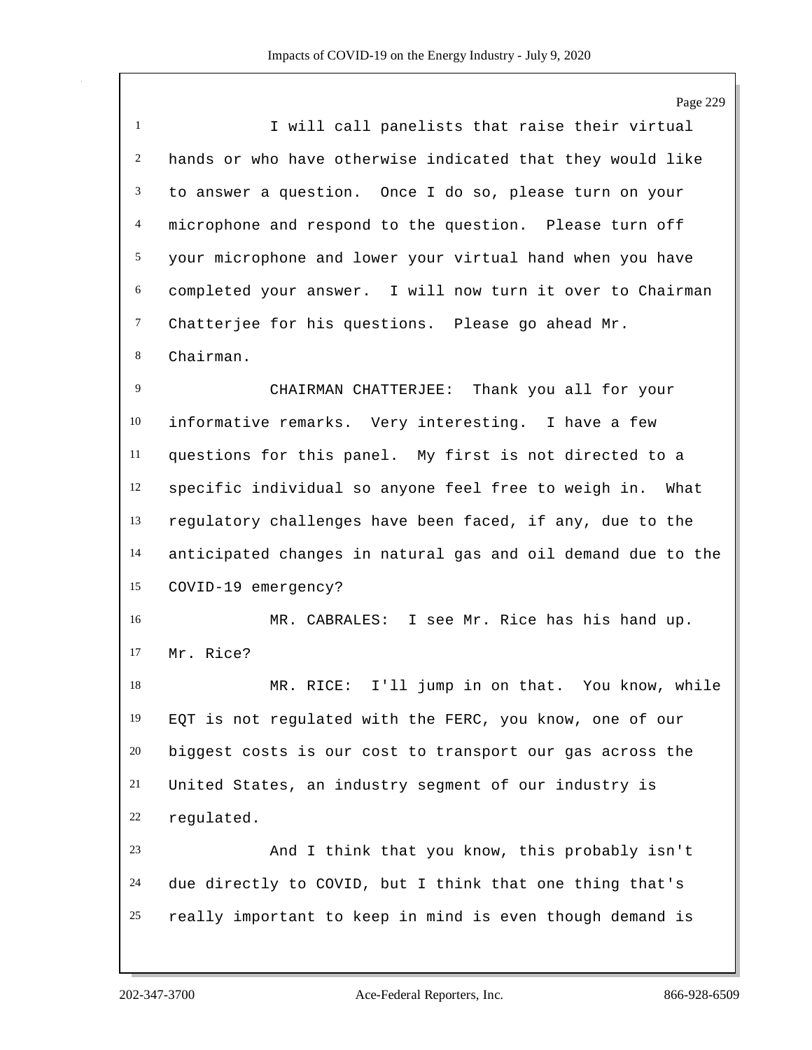I will call panelists that raise their virtual hands or who have otherwise indicated that they would like to answer a question. Once I do so, please turn on your microphone and respond to the question. Please turn off your microphone and lower your virtual hand when you have completed your answer. I will now turn it over to Chairman Chatterjee for his questions. Please go ahead Mr. Chairman.

CHAIRMAN CHATTERJEE: Thank you all for your informative remarks. Very interesting. I have a few questions for this panel. My first is not directed to a specific individual so anyone feel free to weigh in. What regulatory challenges have been faced, if any, due to the anticipated changes in natural gas and oil demand due to the COVID-19 emergency?

MR. CABRALES: I see Mr. Rice has his hand up. Mr. Rice?

MR. RICE: I'll jump in on that. You know, while EQT is not regulated with the FERC, you know, one of our biggest costs is our cost to transport our gas across the United States, an industry segment of our industry is regulated.

And I think that you know, this probably isn't due directly to COVID, but I think that one thing that's really important to keep in mind is even though demand is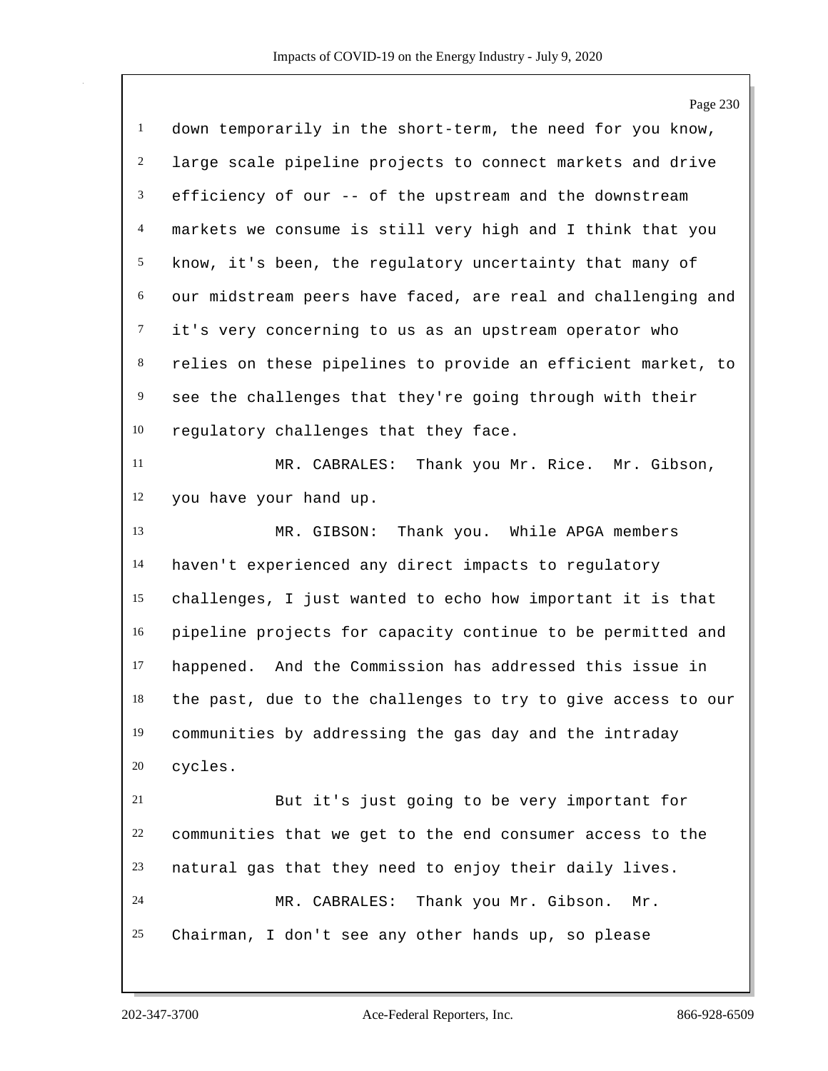down temporarily in the short-term, the need for you know, large scale pipeline projects to connect markets and drive efficiency of our -- of the upstream and the downstream markets we consume is still very high and I think that you know, it's been, the regulatory uncertainty that many of our midstream peers have faced, are real and challenging and it's very concerning to us as an upstream operator who relies on these pipelines to provide an efficient market, to see the challenges that they're going through with their regulatory challenges that they face.

MR. CABRALES: Thank you Mr. Rice. Mr. Gibson, you have your hand up.

MR. GIBSON: Thank you. While APGA members haven't experienced any direct impacts to regulatory challenges, I just wanted to echo how important it is that pipeline projects for capacity continue to be permitted and happened. And the Commission has addressed this issue in the past, due to the challenges to try to give access to our communities by addressing the gas day and the intraday cycles.

But it's just going to be very important for communities that we get to the end consumer access to the natural gas that they need to enjoy their daily lives.

MR. CABRALES: Thank you Mr. Gibson. Mr. Chairman, I don't see any other hands up, so please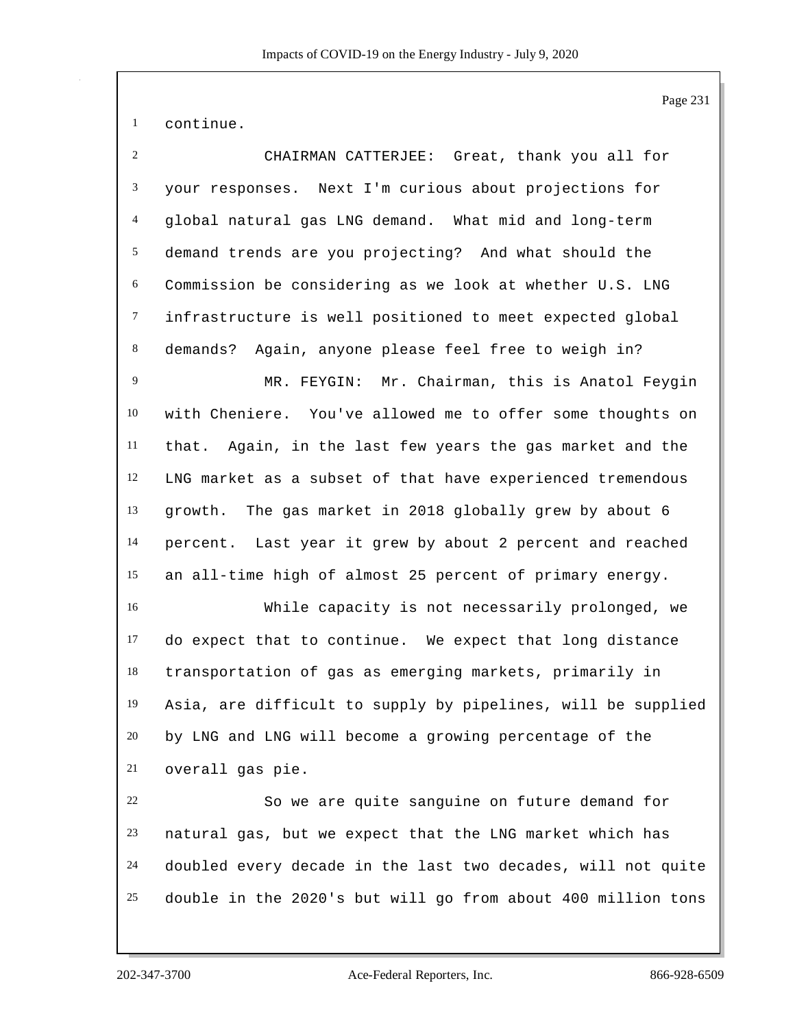continue.

CHAIRMAN CATTERJEE: Great, thank you all for your responses. Next I'm curious about projections for global natural gas LNG demand. What mid and long-term demand trends are you projecting? And what should the Commission be considering as we look at whether U.S. LNG infrastructure is well positioned to meet expected global demands? Again, anyone please feel free to weigh in?

MR. FEYGIN: Mr. Chairman, this is Anatol Feygin with Cheniere. You've allowed me to offer some thoughts on that. Again, in the last few years the gas market and the LNG market as a subset of that have experienced tremendous growth. The gas market in 2018 globally grew by about 6 percent. Last year it grew by about 2 percent and reached an all-time high of almost 25 percent of primary energy.

While capacity is not necessarily prolonged, we do expect that to continue. We expect that long distance transportation of gas as emerging markets, primarily in Asia, are difficult to supply by pipelines, will be supplied by LNG and LNG will become a growing percentage of the overall gas pie.

So we are quite sanguine on future demand for natural gas, but we expect that the LNG market which has doubled every decade in the last two decades, will not quite double in the 2020's but will go from about 400 million tons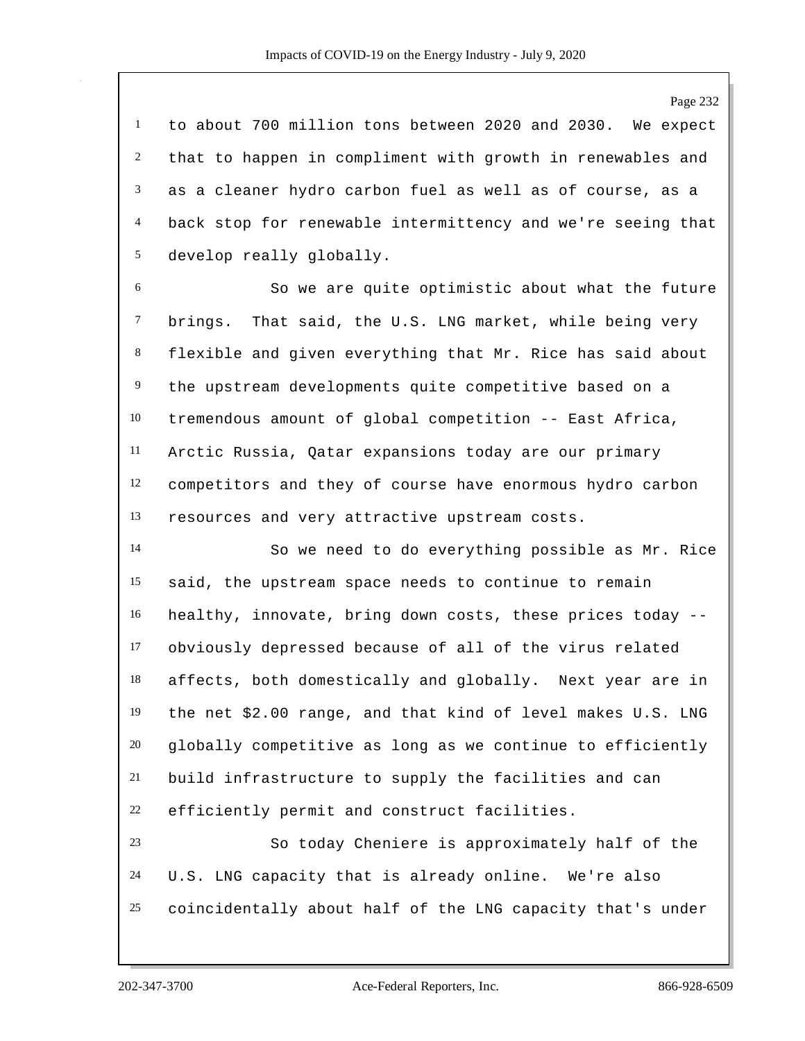to about 700 million tons between 2020 and 2030. We expect that to happen in compliment with growth in renewables and as a cleaner hydro carbon fuel as well as of course, as a back stop for renewable intermittency and we're seeing that develop really globally.

So we are quite optimistic about what the future brings. That said, the U.S. LNG market, while being very flexible and given everything that Mr. Rice has said about the upstream developments quite competitive based on a tremendous amount of global competition -- East Africa, Arctic Russia, Qatar expansions today are our primary competitors and they of course have enormous hydro carbon resources and very attractive upstream costs.

So we need to do everything possible as Mr. Rice said, the upstream space needs to continue to remain healthy, innovate, bring down costs, these prices today -- obviously depressed because of all of the virus related affects, both domestically and globally. Next year are in the net $2.00 range, and that kind of level makes U.S. LNG globally competitive as long as we continue to efficiently build infrastructure to supply the facilities and can efficiently permit and construct facilities.

So today Cheniere is approximately half of the U.S. LNG capacity that is already online. We're also coincidentally about half of the LNG capacity that's under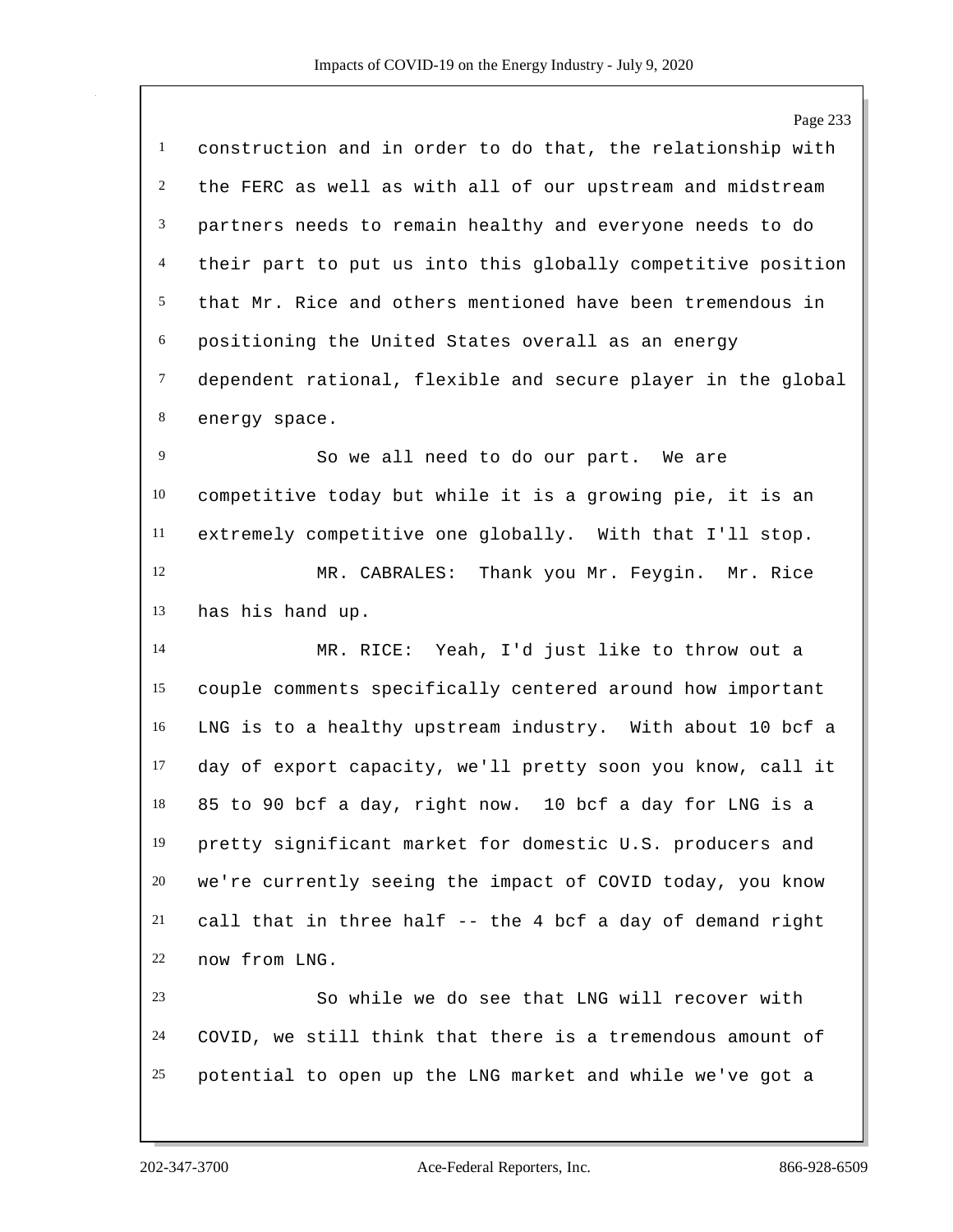construction and in order to do that, the relationship with the FERC as well as with all of our upstream and midstream partners needs to remain healthy and everyone needs to do their part to put us into this globally competitive position that Mr. Rice and others mentioned have been tremendous in positioning the United States overall as an energy dependent rational, flexible and secure player in the global energy space.

So we all need to do our part. We are competitive today but while it is a growing pie, it is an extremely competitive one globally. With that I'll stop.

MR. CABRALES: Thank you Mr. Feygin. Mr. Rice has his hand up.

MR. RICE: Yeah, I'd just like to throw out a couple comments specifically centered around how important LNG is to a healthy upstream industry. With about 10 bcf a day of export capacity, we'll pretty soon you know, call it 85 to 90 bcf a day, right now. 10 bcf a day for LNG is a pretty significant market for domestic U.S. producers and we're currently seeing the impact of COVID today, you know call that in three half -- the 4 bcf a day of demand right now from LNG.

So while we do see that LNG will recover with COVID, we still think that there is a tremendous amount of potential to open up the LNG market and while we've got a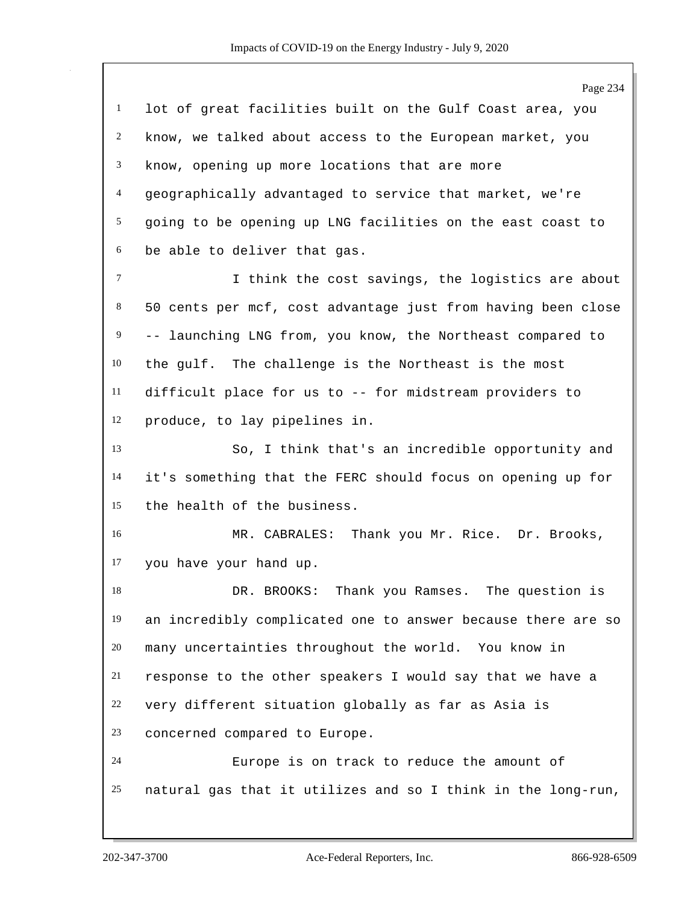lot of great facilities built on the Gulf Coast area, you know, we talked about access to the European market, you know, opening up more locations that are more geographically advantaged to service that market, we're going to be opening up LNG facilities on the east coast to be able to deliver that gas.

I think the cost savings, the logistics are about 50 cents per mcf, cost advantage just from having been close -- launching LNG from, you know, the Northeast compared to the gulf. The challenge is the Northeast is the most difficult place for us to -- for midstream providers to produce, to lay pipelines in.

So, I think that's an incredible opportunity and it's something that the FERC should focus on opening up for the health of the business.

MR. CABRALES: Thank you Mr. Rice. Dr. Brooks, you have your hand up.

DR. BROOKS: Thank you Ramses. The question is an incredibly complicated one to answer because there are so many uncertainties throughout the world. You know in response to the other speakers I would say that we have a very different situation globally as far as Asia is concerned compared to Europe.

Europe is on track to reduce the amount of natural gas that it utilizes and so I think in the long-run,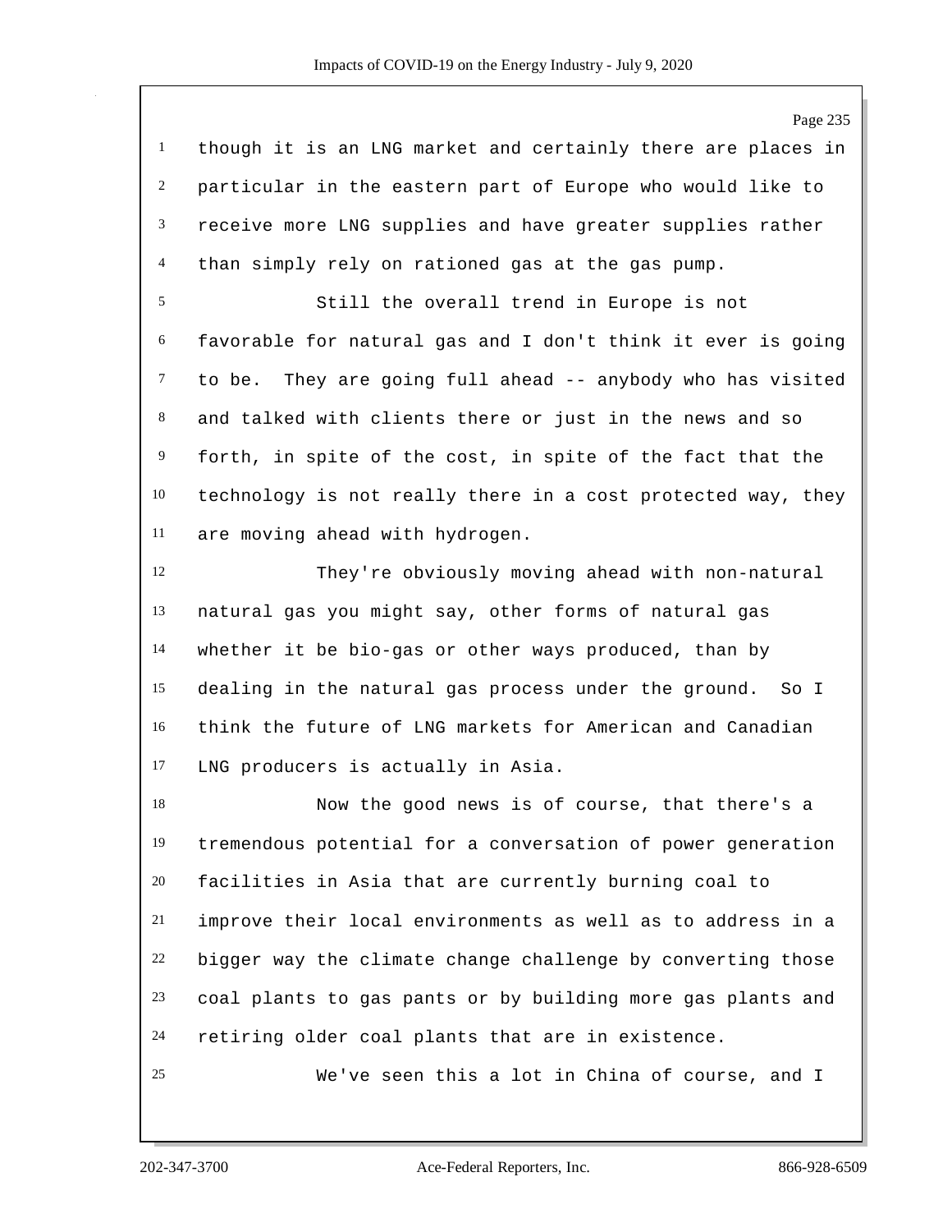though it is an LNG market and certainly there are places in particular in the eastern part of Europe who would like to receive more LNG supplies and have greater supplies rather than simply rely on rationed gas at the gas pump.

Still the overall trend in Europe is not favorable for natural gas and I don't think it ever is going to be. They are going full ahead -- anybody who has visited and talked with clients there or just in the news and so forth, in spite of the cost, in spite of the fact that the technology is not really there in a cost protected way, they are moving ahead with hydrogen.

They're obviously moving ahead with non-natural natural gas you might say, other forms of natural gas whether it be bio-gas or other ways produced, than by dealing in the natural gas process under the ground. So I think the future of LNG markets for American and Canadian LNG producers is actually in Asia.

Now the good news is of course, that there's a tremendous potential for a conversation of power generation facilities in Asia that are currently burning coal to improve their local environments as well as to address in a bigger way the climate change challenge by converting those coal plants to gas pants or by building more gas plants and retiring older coal plants that are in existence.

We've seen this a lot in China of course, and I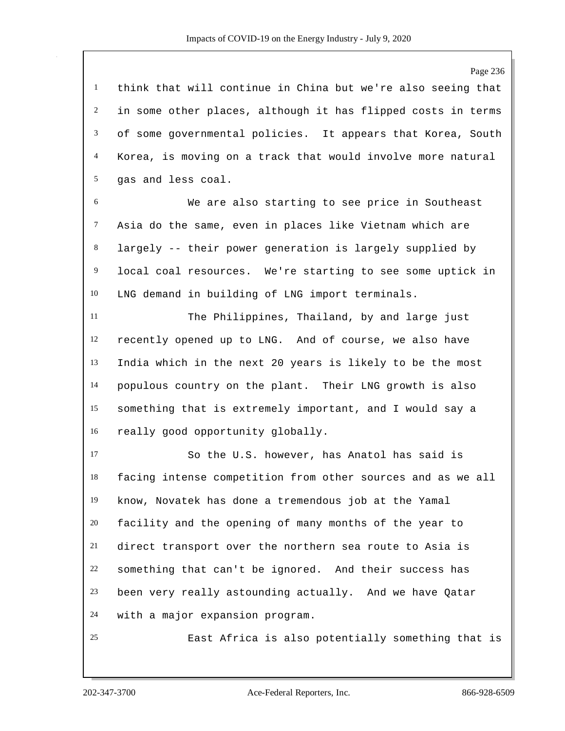think that will continue in China but we're also seeing that in some other places, although it has flipped costs in terms of some governmental policies. It appears that Korea, South Korea, is moving on a track that would involve more natural gas and less coal.

We are also starting to see price in Southeast Asia do the same, even in places like Vietnam which are largely -- their power generation is largely supplied by local coal resources. We're starting to see some uptick in LNG demand in building of LNG import terminals.

The Philippines, Thailand, by and large just recently opened up to LNG. And of course, we also have India which in the next 20 years is likely to be the most populous country on the plant. Their LNG growth is also something that is extremely important, and I would say a really good opportunity globally.

So the U.S. however, has Anatol has said is facing intense competition from other sources and as we all know, Novatek has done a tremendous job at the Yamal facility and the opening of many months of the year to direct transport over the northern sea route to Asia is something that can't be ignored. And their success has been very really astounding actually. And we have Qatar with a major expansion program.

East Africa is also potentially something that is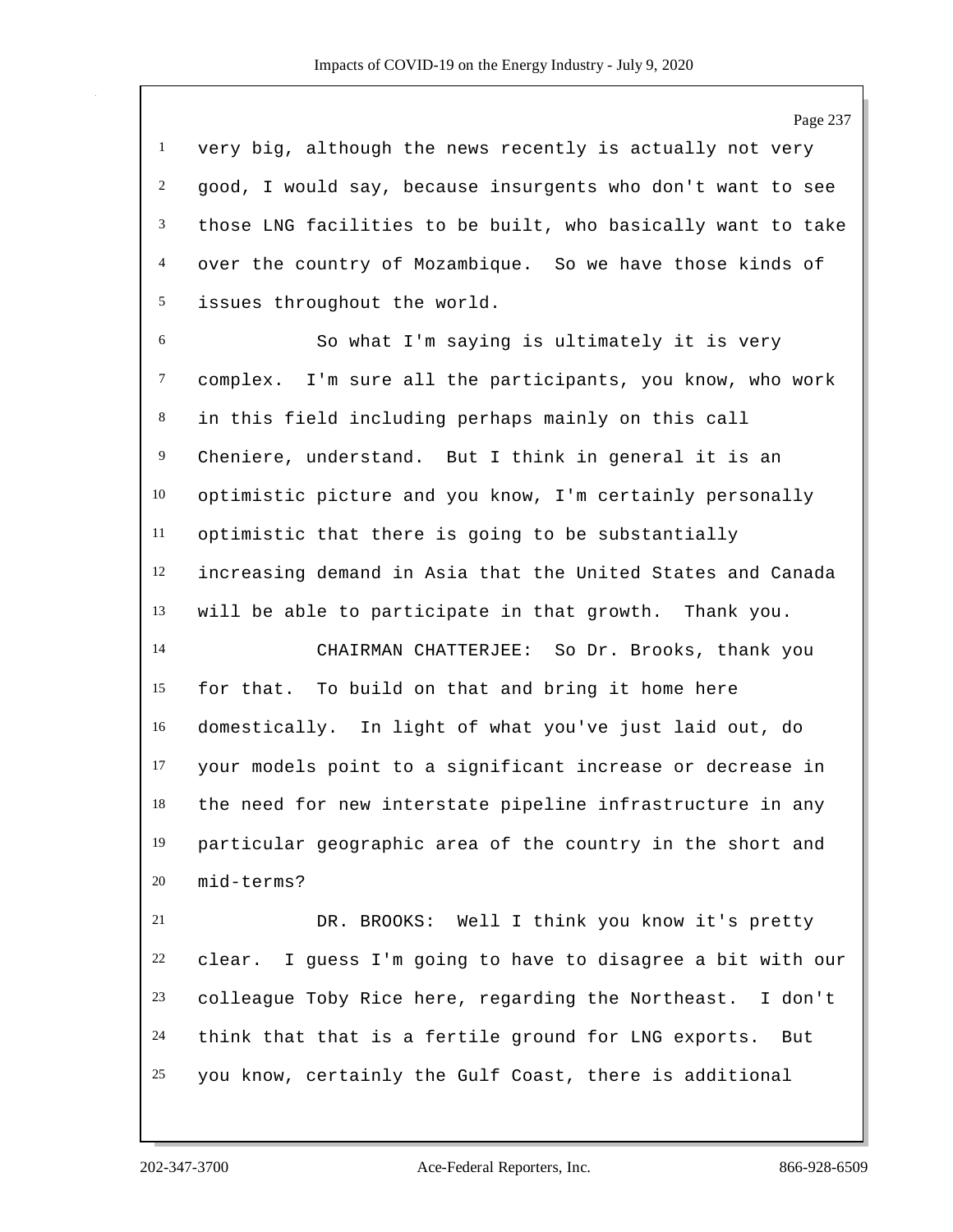very big, although the news recently is actually not very good, I would say, because insurgents who don't want to see those LNG facilities to be built, who basically want to take over the country of Mozambique. So we have those kinds of issues throughout the world.

So what I'm saying is ultimately it is very complex. I'm sure all the participants, you know, who work in this field including perhaps mainly on this call Cheniere, understand. But I think in general it is an optimistic picture and you know, I'm certainly personally optimistic that there is going to be substantially increasing demand in Asia that the United States and Canada will be able to participate in that growth. Thank you.

CHAIRMAN CHATTERJEE: So Dr. Brooks, thank you for that. To build on that and bring it home here domestically. In light of what you've just laid out, do your models point to a significant increase or decrease in the need for new interstate pipeline infrastructure in any particular geographic area of the country in the short and mid-terms?

DR. BROOKS: Well I think you know it's pretty clear. I guess I'm going to have to disagree a bit with our colleague Toby Rice here, regarding the Northeast. I don't think that that is a fertile ground for LNG exports. But you know, certainly the Gulf Coast, there is additional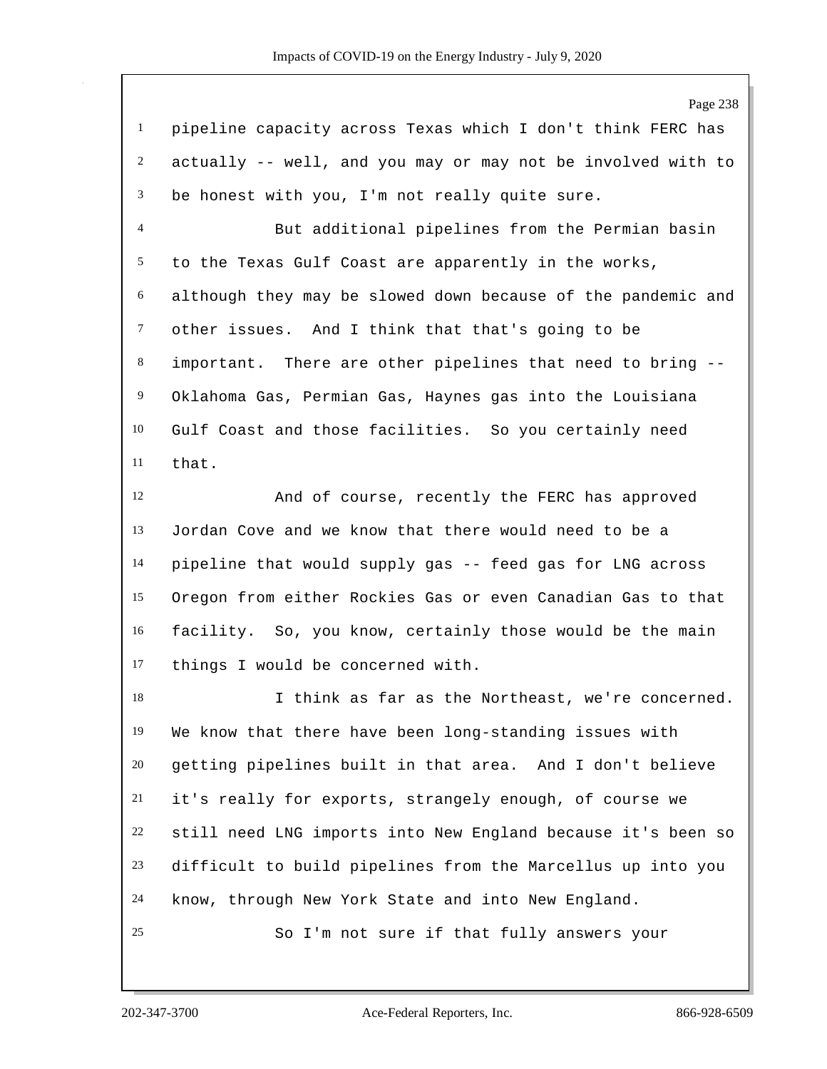pipeline capacity across Texas which I don't think FERC has actually -- well, and you may or may not be involved with to be honest with you, I'm not really quite sure.

But additional pipelines from the Permian basin to the Texas Gulf Coast are apparently in the works, although they may be slowed down because of the pandemic and other issues. And I think that that's going to be important. There are other pipelines that need to bring -- Oklahoma Gas, Permian Gas, Haynes gas into the Louisiana Gulf Coast and those facilities. So you certainly need that.

And of course, recently the FERC has approved Jordan Cove and we know that there would need to be a pipeline that would supply gas -- feed gas for LNG across Oregon from either Rockies Gas or even Canadian Gas to that facility. So, you know, certainly those would be the main things I would be concerned with.

I think as far as the Northeast, we're concerned. We know that there have been long-standing issues with getting pipelines built in that area. And I don't believe it's really for exports, strangely enough, of course we still need LNG imports into New England because it's been so difficult to build pipelines from the Marcellus up into you know, through New York State and into New England.

So I'm not sure if that fully answers your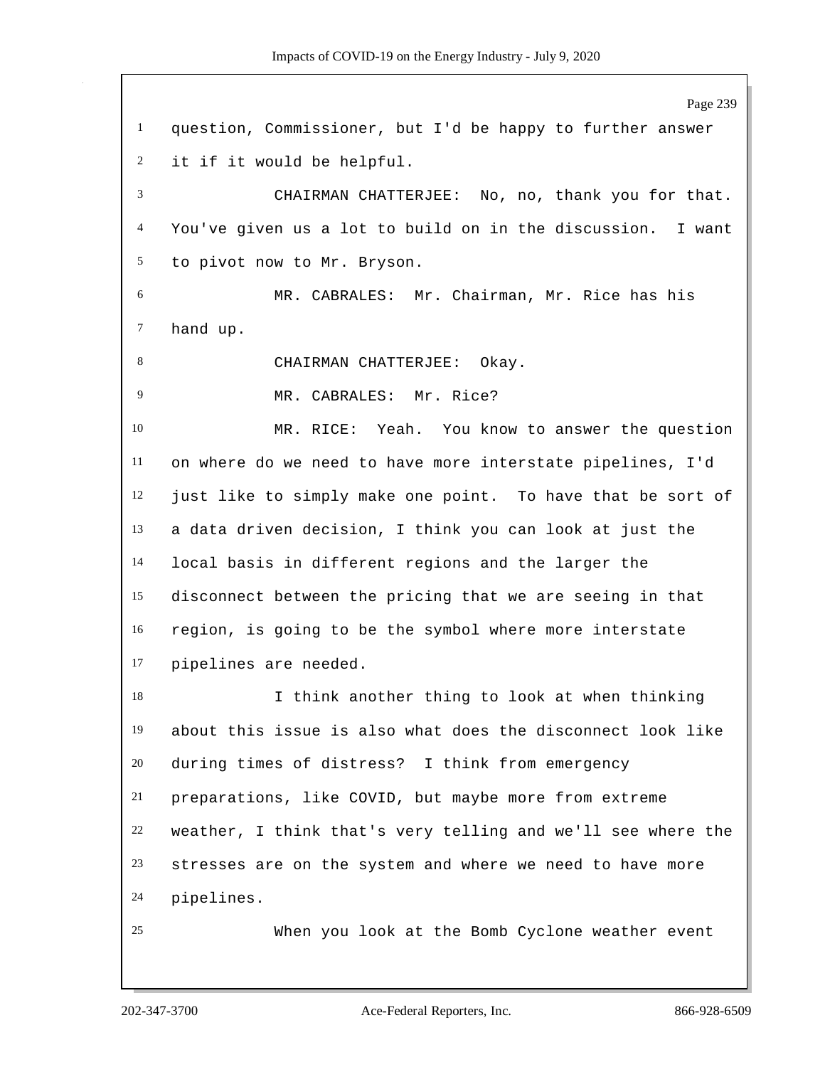question, Commissioner, but I'd be happy to further answer it if it would be helpful.

CHAIRMAN CHATTERJEE: No, no, thank you for that. You've given us a lot to build on in the discussion. I want to pivot now to Mr. Bryson.

MR. CABRALES: Mr. Chairman, Mr. Rice has his hand up.

CHAIRMAN CHATTERJEE: Okay.

MR. CABRALES: Mr. Rice?

MR. RICE: Yeah. You know to answer the question on where do we need to have more interstate pipelines, I'd just like to simply make one point. To have that be sort of a data driven decision, I think you can look at just the local basis in different regions and the larger the disconnect between the pricing that we are seeing in that region, is going to be the symbol where more interstate pipelines are needed.

I think another thing to look at when thinking about this issue is also what does the disconnect look like during times of distress? I think from emergency preparations, like COVID, but maybe more from extreme weather, I think that's very telling and we'll see where the stresses are on the system and where we need to have more pipelines.

When you look at the Bomb Cyclone weather event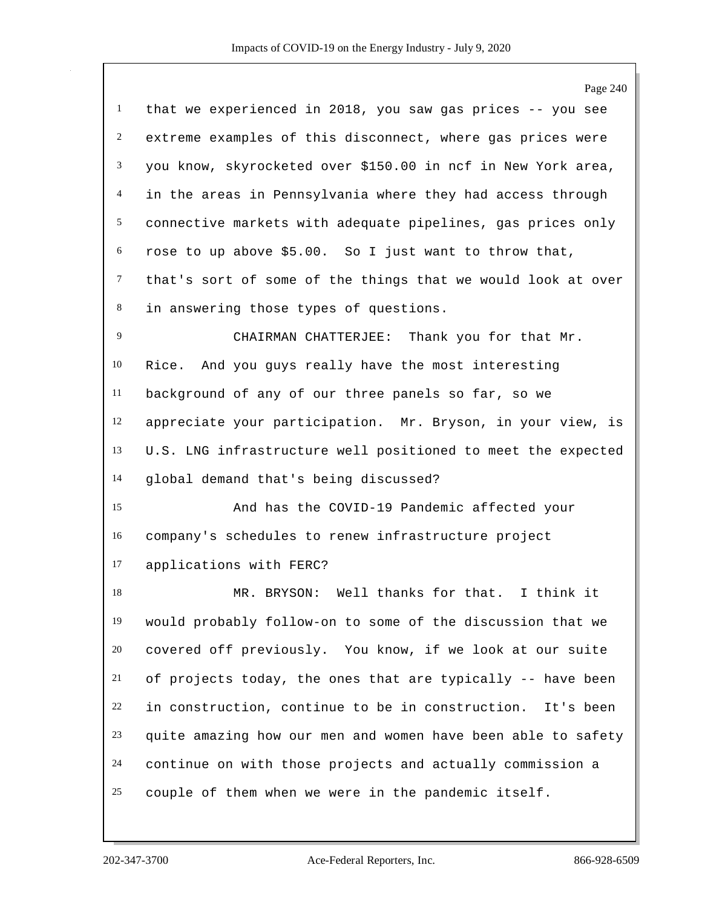that we experienced in 2018, you saw gas prices -- you see extreme examples of this disconnect, where gas prices were you know, skyrocketed over $150.00 in ncf in New York area, in the areas in Pennsylvania where they had access through connective markets with adequate pipelines, gas prices only rose to up above $5.00. So I just want to throw that, that's sort of some of the things that we would look at over in answering those types of questions.

CHAIRMAN CHATTERJEE: Thank you for that Mr. Rice. And you guys really have the most interesting background of any of our three panels so far, so we appreciate your participation. Mr. Bryson, in your view, is U.S. LNG infrastructure well positioned to meet the expected global demand that's being discussed?

And has the COVID-19 Pandemic affected your company's schedules to renew infrastructure project applications with FERC?

MR. BRYSON: Well thanks for that. I think it would probably follow-on to some of the discussion that we covered off previously. You know, if we look at our suite of projects today, the ones that are typically -- have been in construction, continue to be in construction. It's been quite amazing how our men and women have been able to safety continue on with those projects and actually commission a couple of them when we were in the pandemic itself.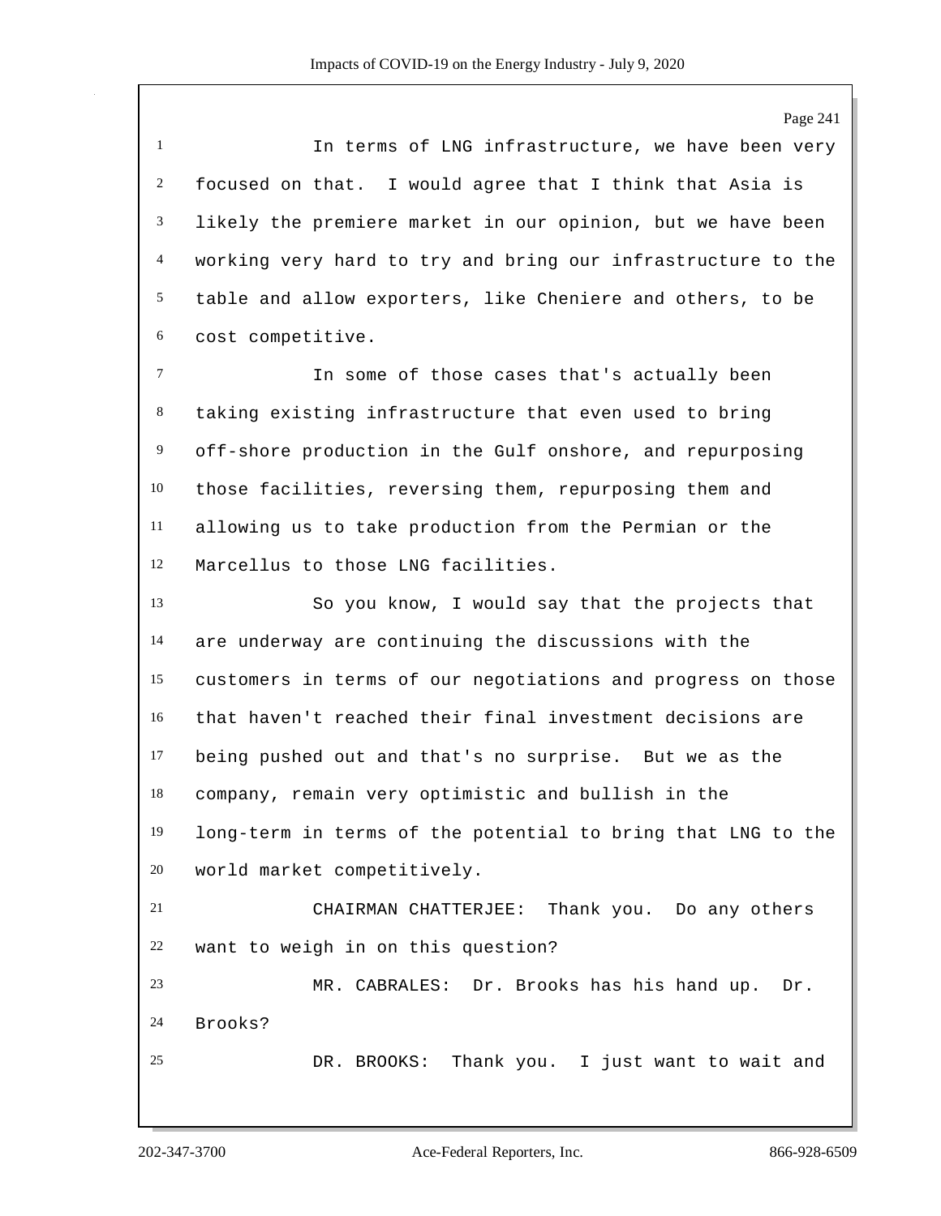In terms of LNG infrastructure, we have been very focused on that. I would agree that I think that Asia is likely the premiere market in our opinion, but we have been working very hard to try and bring our infrastructure to the table and allow exporters, like Cheniere and others, to be cost competitive.

In some of those cases that's actually been taking existing infrastructure that even used to bring off-shore production in the Gulf onshore, and repurposing those facilities, reversing them, repurposing them and allowing us to take production from the Permian or the Marcellus to those LNG facilities.

So you know, I would say that the projects that are underway are continuing the discussions with the customers in terms of our negotiations and progress on those that haven't reached their final investment decisions are being pushed out and that's no surprise. But we as the company, remain very optimistic and bullish in the long-term in terms of the potential to bring that LNG to the world market competitively.

CHAIRMAN CHATTERJEE: Thank you. Do any others want to weigh in on this question?

MR. CABRALES: Dr. Brooks has his hand up. Dr. Brooks?

DR. BROOKS: Thank you. I just want to wait and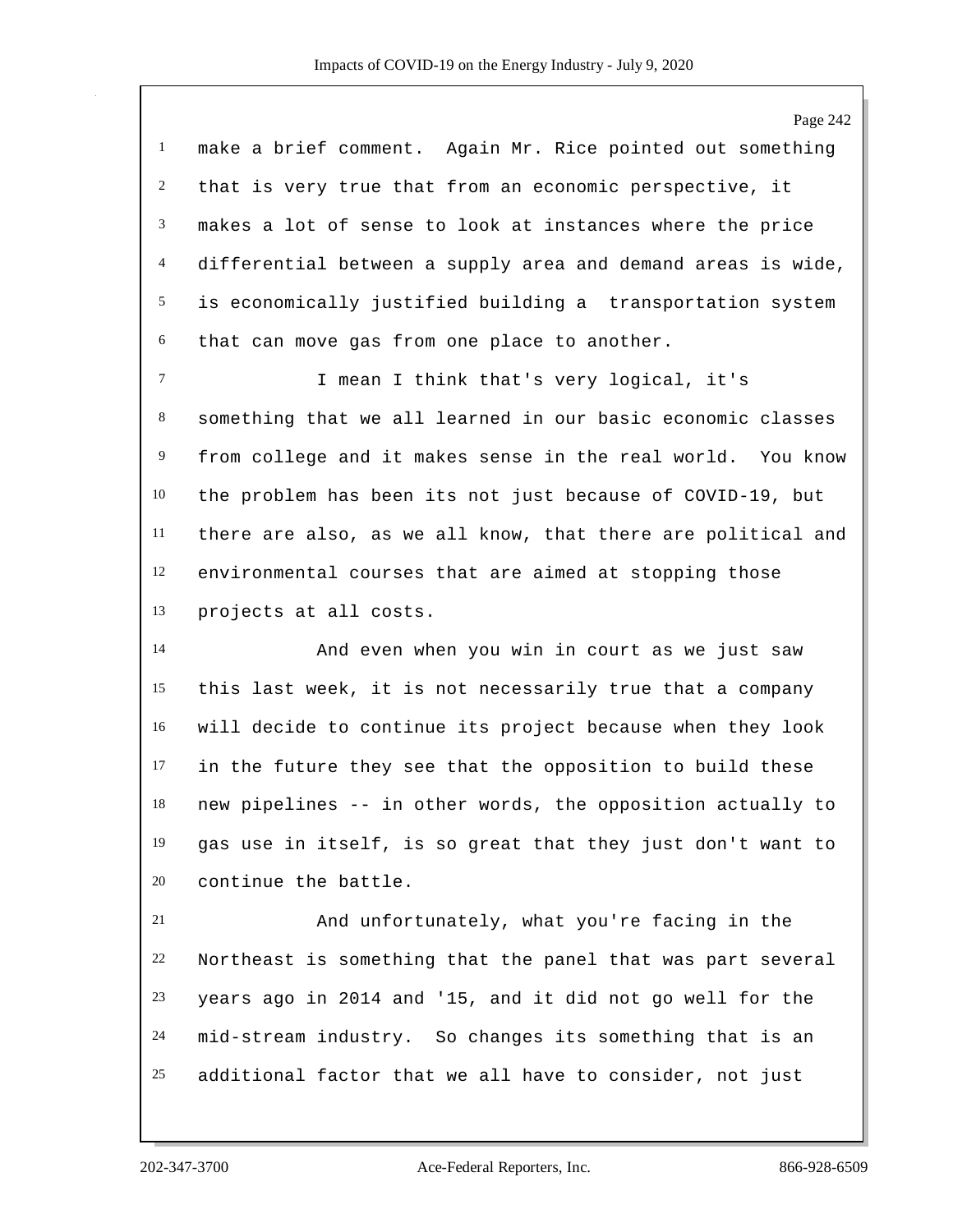make a brief comment. Again Mr. Rice pointed out something that is very true that from an economic perspective, it makes a lot of sense to look at instances where the price differential between a supply area and demand areas is wide, is economically justified building a transportation system that can move gas from one place to another.

I mean I think that's very logical, it's something that we all learned in our basic economic classes from college and it makes sense in the real world. You know the problem has been its not just because of COVID-19, but there are also, as we all know, that there are political and environmental courses that are aimed at stopping those projects at all costs.

And even when you win in court as we just saw this last week, it is not necessarily true that a company will decide to continue its project because when they look in the future they see that the opposition to build these new pipelines -- in other words, the opposition actually to gas use in itself, is so great that they just don't want to continue the battle.

And unfortunately, what you're facing in the Northeast is something that the panel that was part several years ago in 2014 and '15, and it did not go well for the mid-stream industry. So changes its something that is an additional factor that we all have to consider, not just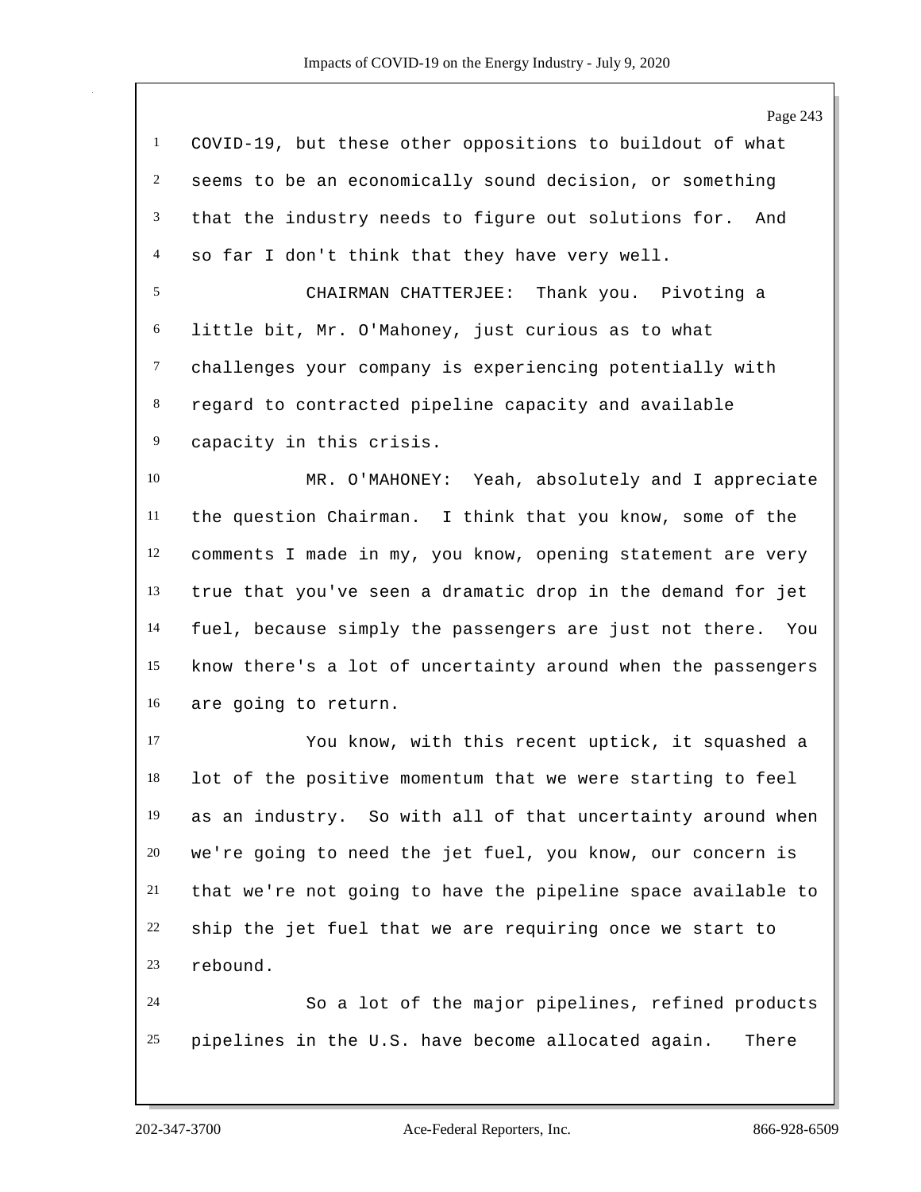COVID-19, but these other oppositions to buildout of what seems to be an economically sound decision, or something that the industry needs to figure out solutions for. And so far I don't think that they have very well.

CHAIRMAN CHATTERJEE: Thank you. Pivoting a little bit, Mr. O'Mahoney, just curious as to what challenges your company is experiencing potentially with regard to contracted pipeline capacity and available capacity in this crisis.

MR. O'MAHONEY: Yeah, absolutely and I appreciate the question Chairman. I think that you know, some of the comments I made in my, you know, opening statement are very true that you've seen a dramatic drop in the demand for jet fuel, because simply the passengers are just not there. You know there's a lot of uncertainty around when the passengers are going to return.

You know, with this recent uptick, it squashed a lot of the positive momentum that we were starting to feel as an industry. So with all of that uncertainty around when we're going to need the jet fuel, you know, our concern is that we're not going to have the pipeline space available to ship the jet fuel that we are requiring once we start to rebound.

So a lot of the major pipelines, refined products pipelines in the U.S. have become allocated again. There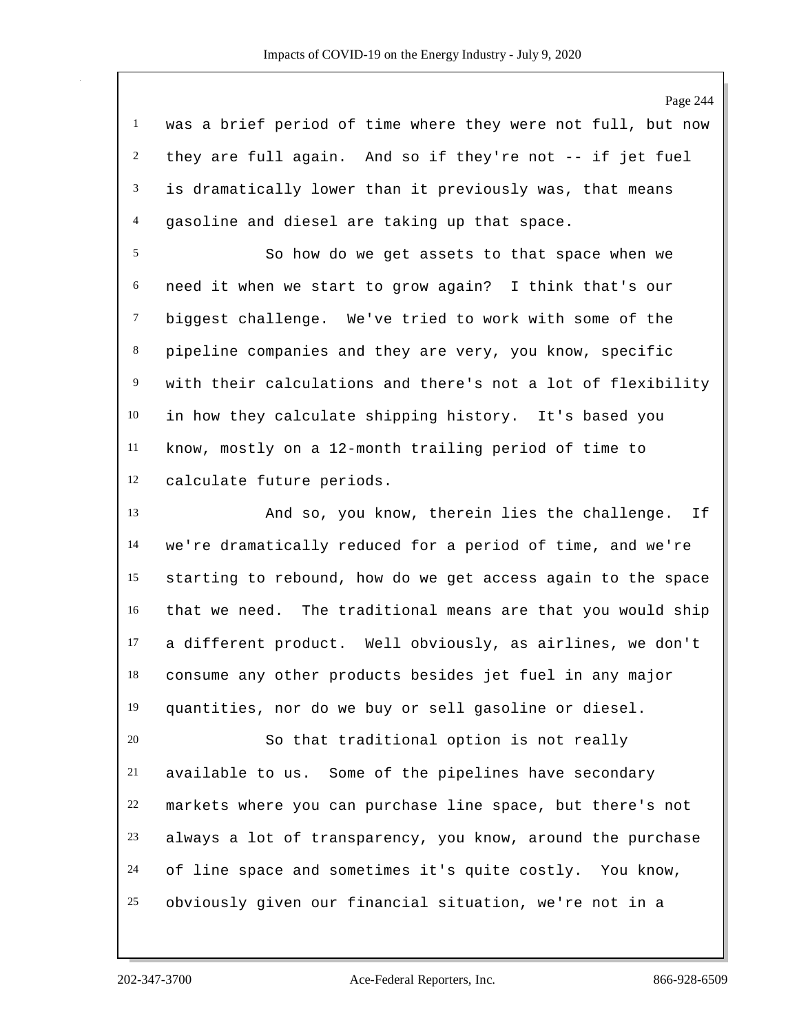was a brief period of time where they were not full, but now they are full again. And so if they're not -- if jet fuel is dramatically lower than it previously was, that means gasoline and diesel are taking up that space.

So how do we get assets to that space when we need it when we start to grow again? I think that's our biggest challenge. We've tried to work with some of the pipeline companies and they are very, you know, specific with their calculations and there's not a lot of flexibility in how they calculate shipping history. It's based you know, mostly on a 12-month trailing period of time to calculate future periods.

And so, you know, therein lies the challenge. If we're dramatically reduced for a period of time, and we're starting to rebound, how do we get access again to the space that we need. The traditional means are that you would ship a different product. Well obviously, as airlines, we don't consume any other products besides jet fuel in any major quantities, nor do we buy or sell gasoline or diesel.

So that traditional option is not really available to us. Some of the pipelines have secondary markets where you can purchase line space, but there's not always a lot of transparency, you know, around the purchase of line space and sometimes it's quite costly. You know, obviously given our financial situation, we're not in a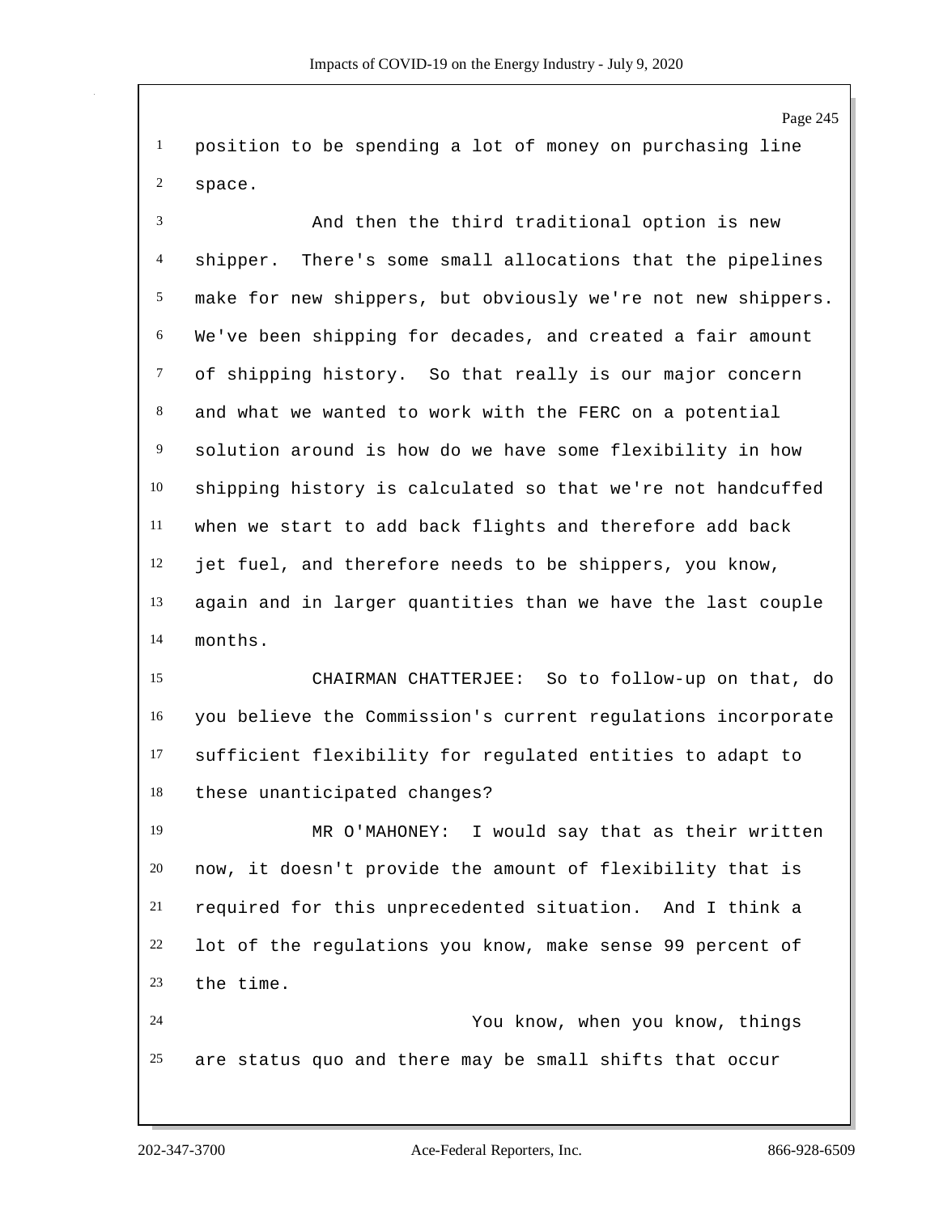position to be spending a lot of money on purchasing line space.

And then the third traditional option is new shipper. There's some small allocations that the pipelines make for new shippers, but obviously we're not new shippers. We've been shipping for decades, and created a fair amount of shipping history. So that really is our major concern and what we wanted to work with the FERC on a potential solution around is how do we have some flexibility in how shipping history is calculated so that we're not handcuffed when we start to add back flights and therefore add back jet fuel, and therefore needs to be shippers, you know, again and in larger quantities than we have the last couple months.

CHAIRMAN CHATTERJEE: So to follow-up on that, do you believe the Commission's current regulations incorporate sufficient flexibility for regulated entities to adapt to these unanticipated changes?

MR O'MAHONEY: I would say that as their written now, it doesn't provide the amount of flexibility that is required for this unprecedented situation. And I think a lot of the regulations you know, make sense 99 percent of the time.

You know, when you know, things are status quo and there may be small shifts that occur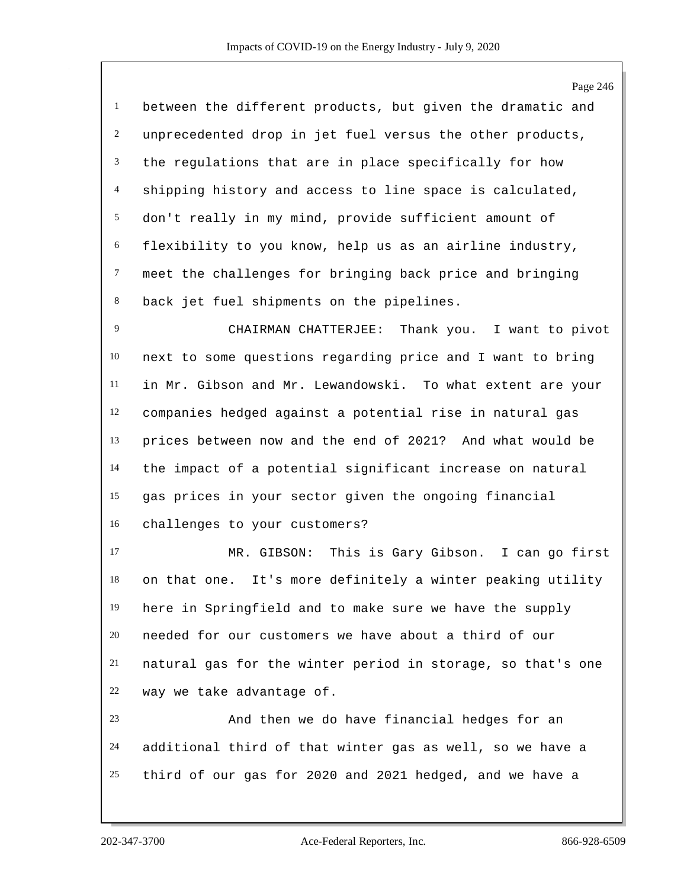between the different products, but given the dramatic and unprecedented drop in jet fuel versus the other products, the regulations that are in place specifically for how shipping history and access to line space is calculated, don't really in my mind, provide sufficient amount of flexibility to you know, help us as an airline industry, meet the challenges for bringing back price and bringing back jet fuel shipments on the pipelines.

CHAIRMAN CHATTERJEE: Thank you. I want to pivot next to some questions regarding price and I want to bring in Mr. Gibson and Mr. Lewandowski. To what extent are your companies hedged against a potential rise in natural gas prices between now and the end of 2021? And what would be the impact of a potential significant increase on natural gas prices in your sector given the ongoing financial challenges to your customers?

MR. GIBSON: This is Gary Gibson. I can go first on that one. It's more definitely a winter peaking utility here in Springfield and to make sure we have the supply needed for our customers we have about a third of our natural gas for the winter period in storage, so that's one way we take advantage of.

And then we do have financial hedges for an additional third of that winter gas as well, so we have a third of our gas for 2020 and 2021 hedged, and we have a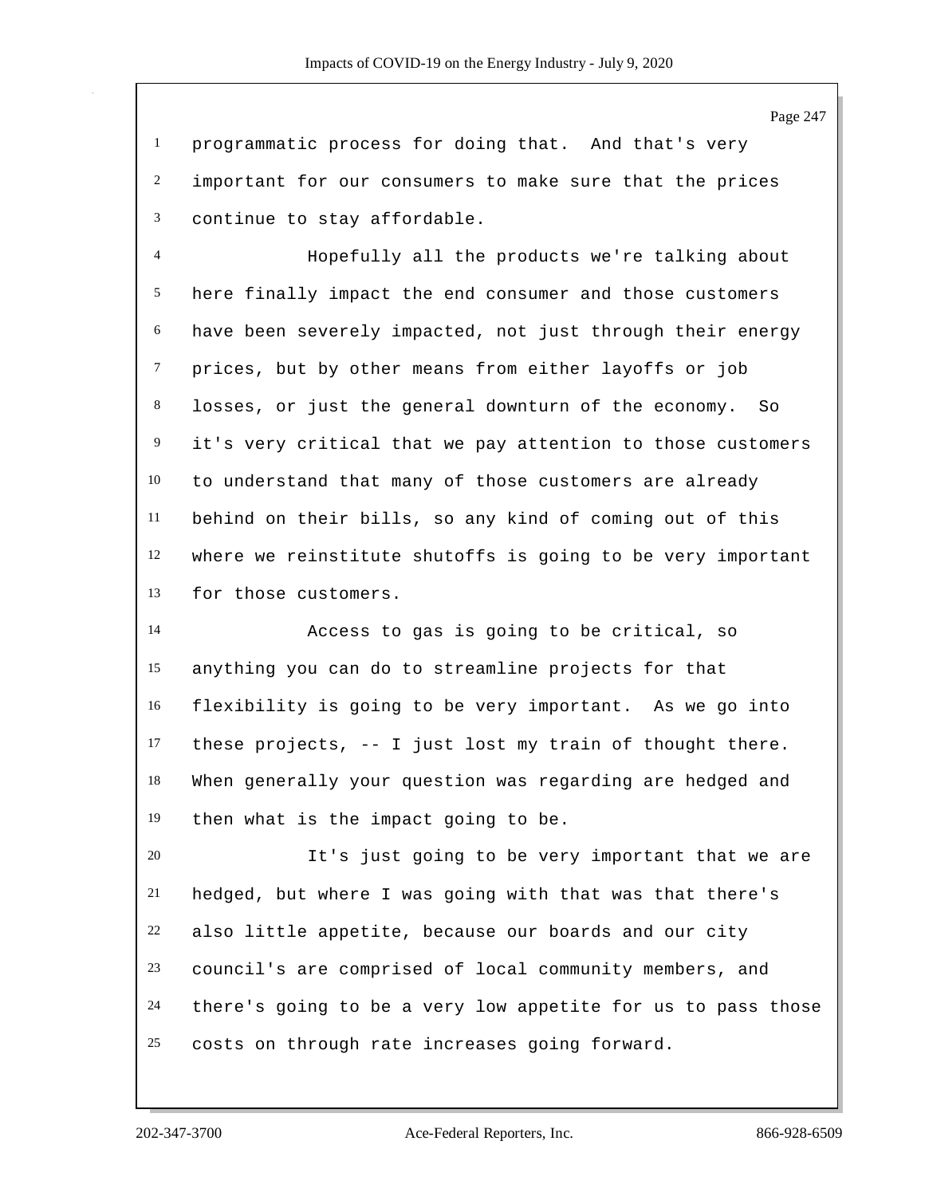programmatic process for doing that. And that's very important for our consumers to make sure that the prices continue to stay affordable.

Hopefully all the products we're talking about here finally impact the end consumer and those customers have been severely impacted, not just through their energy prices, but by other means from either layoffs or job losses, or just the general downturn of the economy. So it's very critical that we pay attention to those customers to understand that many of those customers are already behind on their bills, so any kind of coming out of this where we reinstitute shutoffs is going to be very important for those customers.

Access to gas is going to be critical, so anything you can do to streamline projects for that flexibility is going to be very important. As we go into these projects, -- I just lost my train of thought there. When generally your question was regarding are hedged and then what is the impact going to be.

It's just going to be very important that we are hedged, but where I was going with that was that there's also little appetite, because our boards and our city council's are comprised of local community members, and there's going to be a very low appetite for us to pass those costs on through rate increases going forward.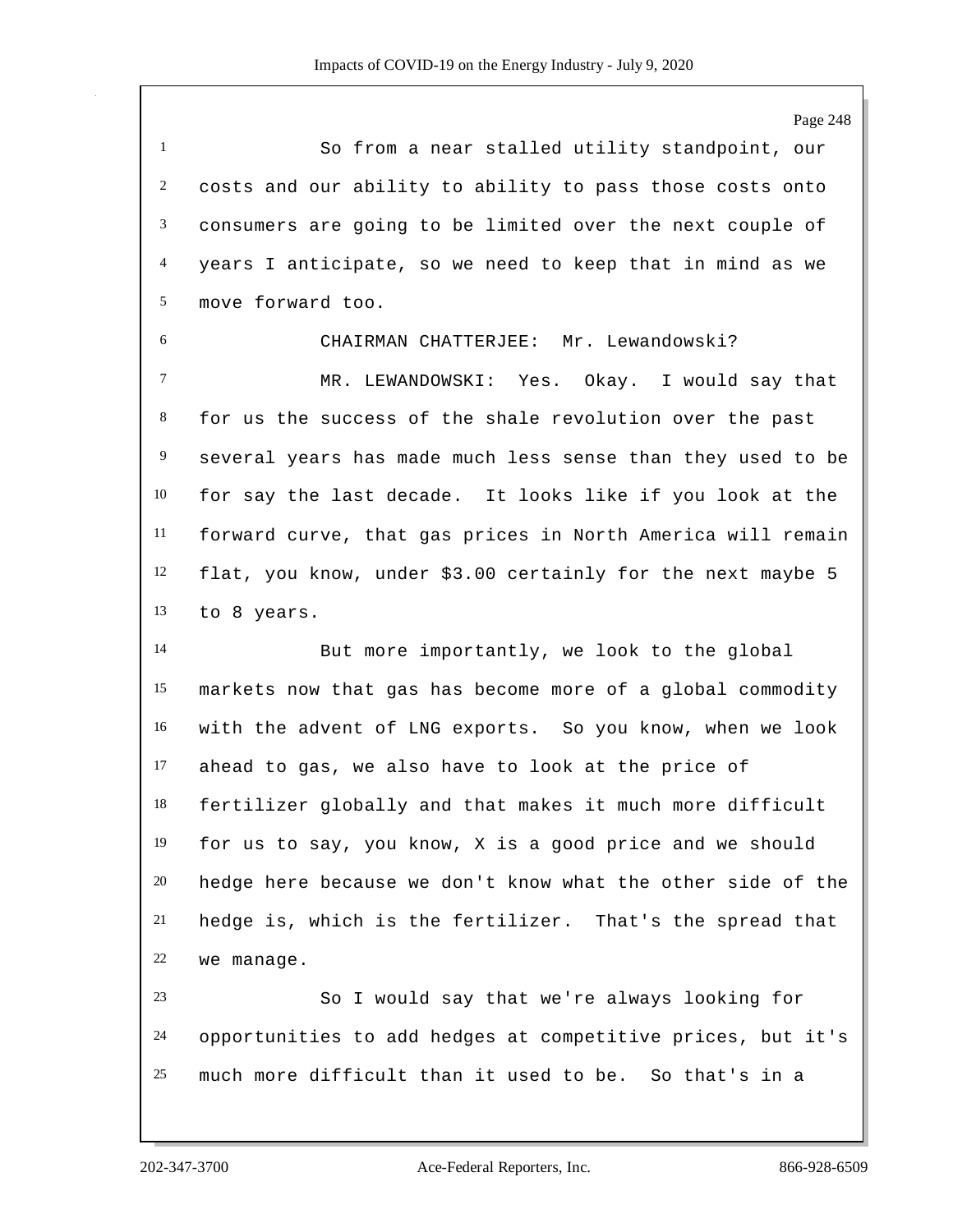So from a near stalled utility standpoint, our costs and our ability to ability to pass those costs onto consumers are going to be limited over the next couple of years I anticipate, so we need to keep that in mind as we move forward too.

CHAIRMAN CHATTERJEE: Mr. Lewandowski?

MR. LEWANDOWSKI: Yes. Okay. I would say that for us the success of the shale revolution over the past several years has made much less sense than they used to be for say the last decade. It looks like if you look at the forward curve, that gas prices in North America will remain flat, you know, under $3.00 certainly for the next maybe 5 to 8 years.

But more importantly, we look to the global markets now that gas has become more of a global commodity with the advent of LNG exports. So you know, when we look ahead to gas, we also have to look at the price of fertilizer globally and that makes it much more difficult for us to say, you know, X is a good price and we should hedge here because we don't know what the other side of the hedge is, which is the fertilizer. That's the spread that we manage.

So I would say that we're always looking for opportunities to add hedges at competitive prices, but it's much more difficult than it used to be. So that's in a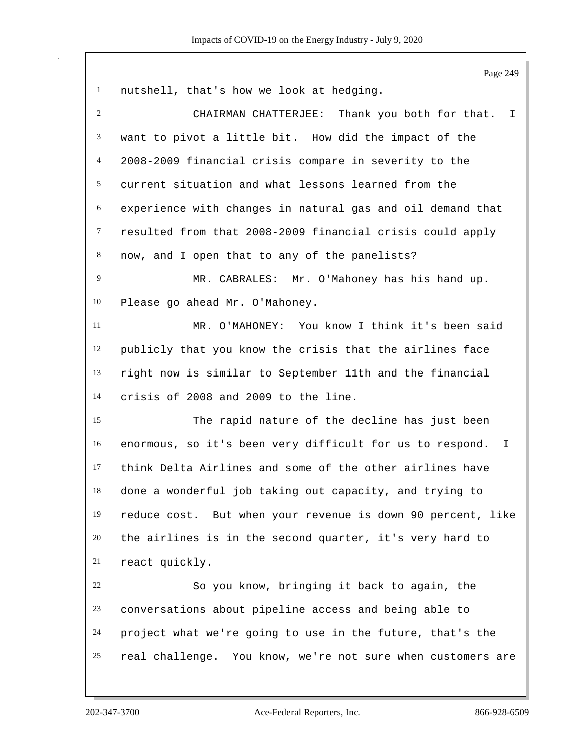nutshell, that's how we look at hedging.

CHAIRMAN CHATTERJEE: Thank you both for that. I want to pivot a little bit. How did the impact of the 2008-2009 financial crisis compare in severity to the current situation and what lessons learned from the experience with changes in natural gas and oil demand that resulted from that 2008-2009 financial crisis could apply now, and I open that to any of the panelists?

MR. CABRALES: Mr. O'Mahoney has his hand up. Please go ahead Mr. O'Mahoney.

MR. O'MAHONEY: You know I think it's been said publicly that you know the crisis that the airlines face right now is similar to September 11th and the financial crisis of 2008 and 2009 to the line.

The rapid nature of the decline has just been enormous, so it's been very difficult for us to respond. I think Delta Airlines and some of the other airlines have done a wonderful job taking out capacity, and trying to reduce cost. But when your revenue is down 90 percent, like the airlines is in the second quarter, it's very hard to react quickly.

So you know, bringing it back to again, the conversations about pipeline access and being able to project what we're going to use in the future, that's the real challenge. You know, we're not sure when customers are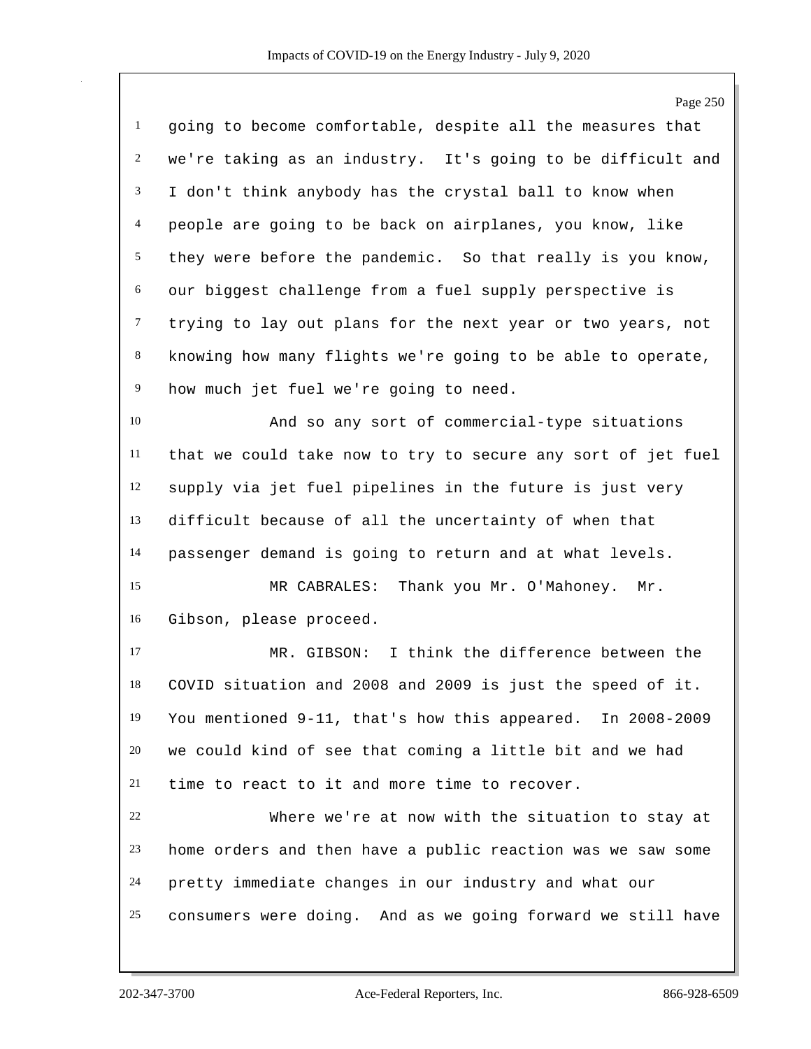going to become comfortable, despite all the measures that we're taking as an industry. It's going to be difficult and I don't think anybody has the crystal ball to know when people are going to be back on airplanes, you know, like they were before the pandemic. So that really is you know, our biggest challenge from a fuel supply perspective is trying to lay out plans for the next year or two years, not knowing how many flights we're going to be able to operate, how much jet fuel we're going to need.

And so any sort of commercial-type situations that we could take now to try to secure any sort of jet fuel supply via jet fuel pipelines in the future is just very difficult because of all the uncertainty of when that passenger demand is going to return and at what levels.

MR CABRALES: Thank you Mr. O'Mahoney. Mr. Gibson, please proceed.

MR. GIBSON: I think the difference between the COVID situation and 2008 and 2009 is just the speed of it. You mentioned 9-11, that's how this appeared. In 2008-2009 we could kind of see that coming a little bit and we had time to react to it and more time to recover.

Where we're at now with the situation to stay at home orders and then have a public reaction was we saw some pretty immediate changes in our industry and what our consumers were doing. And as we going forward we still have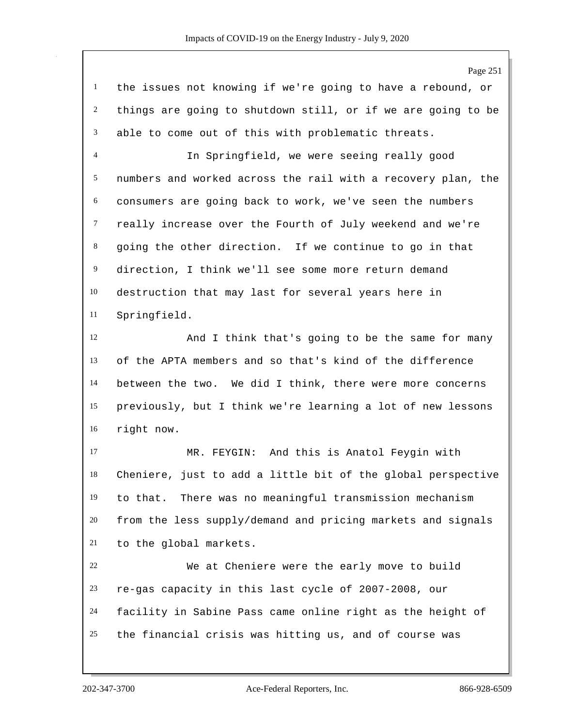the issues not knowing if we're going to have a rebound, or things are going to shutdown still, or if we are going to be able to come out of this with problematic threats.

In Springfield, we were seeing really good numbers and worked across the rail with a recovery plan, the consumers are going back to work, we've seen the numbers really increase over the Fourth of July weekend and we're going the other direction. If we continue to go in that direction, I think we'll see some more return demand destruction that may last for several years here in Springfield.

And I think that's going to be the same for many of the APTA members and so that's kind of the difference between the two. We did I think, there were more concerns previously, but I think we're learning a lot of new lessons right now.

MR. FEYGIN: And this is Anatol Feygin with Cheniere, just to add a little bit of the global perspective to that. There was no meaningful transmission mechanism from the less supply/demand and pricing markets and signals to the global markets.

We at Cheniere were the early move to build re-gas capacity in this last cycle of 2007-2008, our facility in Sabine Pass came online right as the height of the financial crisis was hitting us, and of course was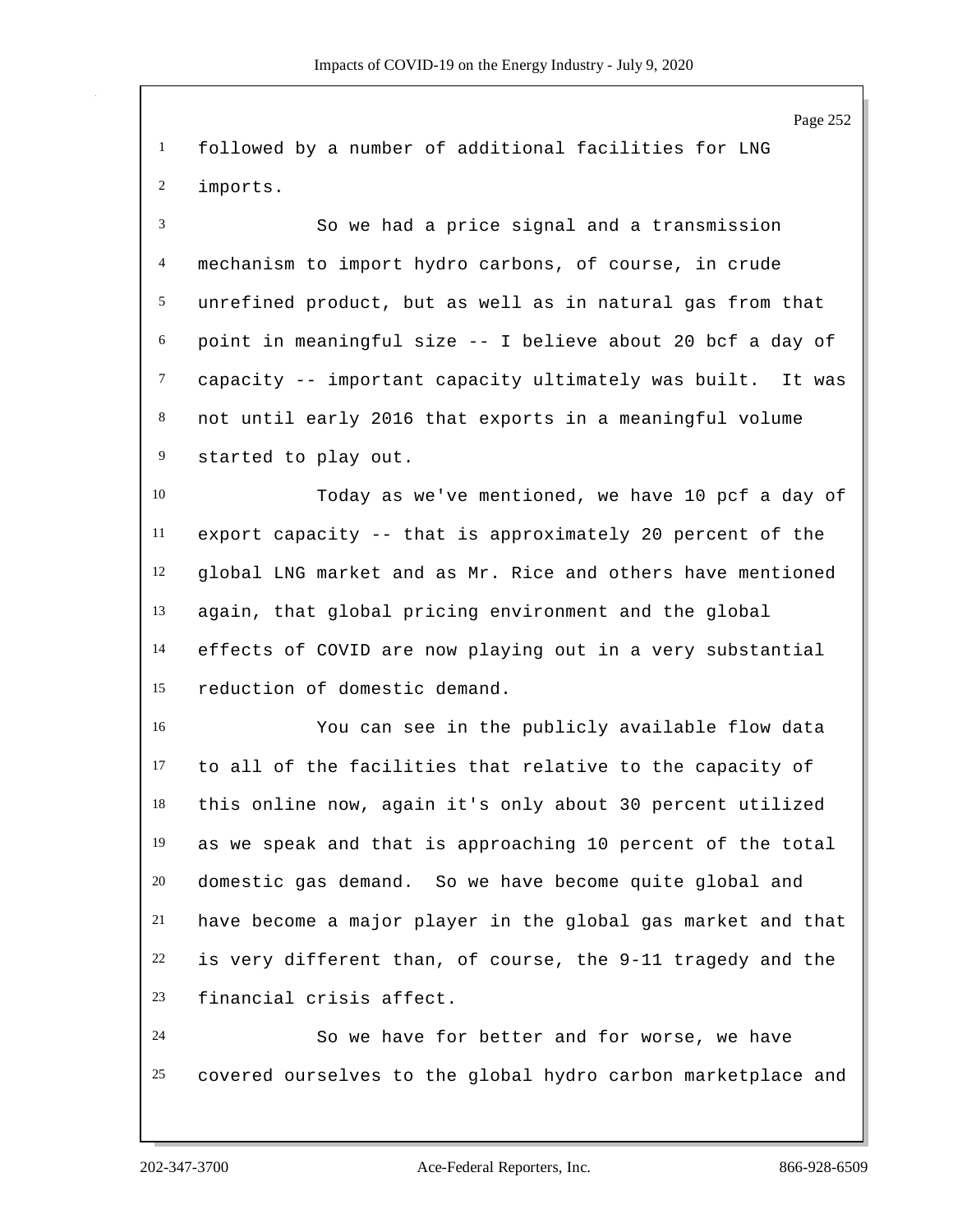followed by a number of additional facilities for LNG imports.

So we had a price signal and a transmission mechanism to import hydro carbons, of course, in crude unrefined product, but as well as in natural gas from that point in meaningful size -- I believe about 20 bcf a day of capacity -- important capacity ultimately was built. It was not until early 2016 that exports in a meaningful volume started to play out.

Today as we've mentioned, we have 10 pcf a day of export capacity -- that is approximately 20 percent of the global LNG market and as Mr. Rice and others have mentioned again, that global pricing environment and the global effects of COVID are now playing out in a very substantial reduction of domestic demand.

You can see in the publicly available flow data to all of the facilities that relative to the capacity of this online now, again it's only about 30 percent utilized as we speak and that is approaching 10 percent of the total domestic gas demand. So we have become quite global and have become a major player in the global gas market and that is very different than, of course, the 9-11 tragedy and the financial crisis affect.

So we have for better and for worse, we have covered ourselves to the global hydro carbon marketplace and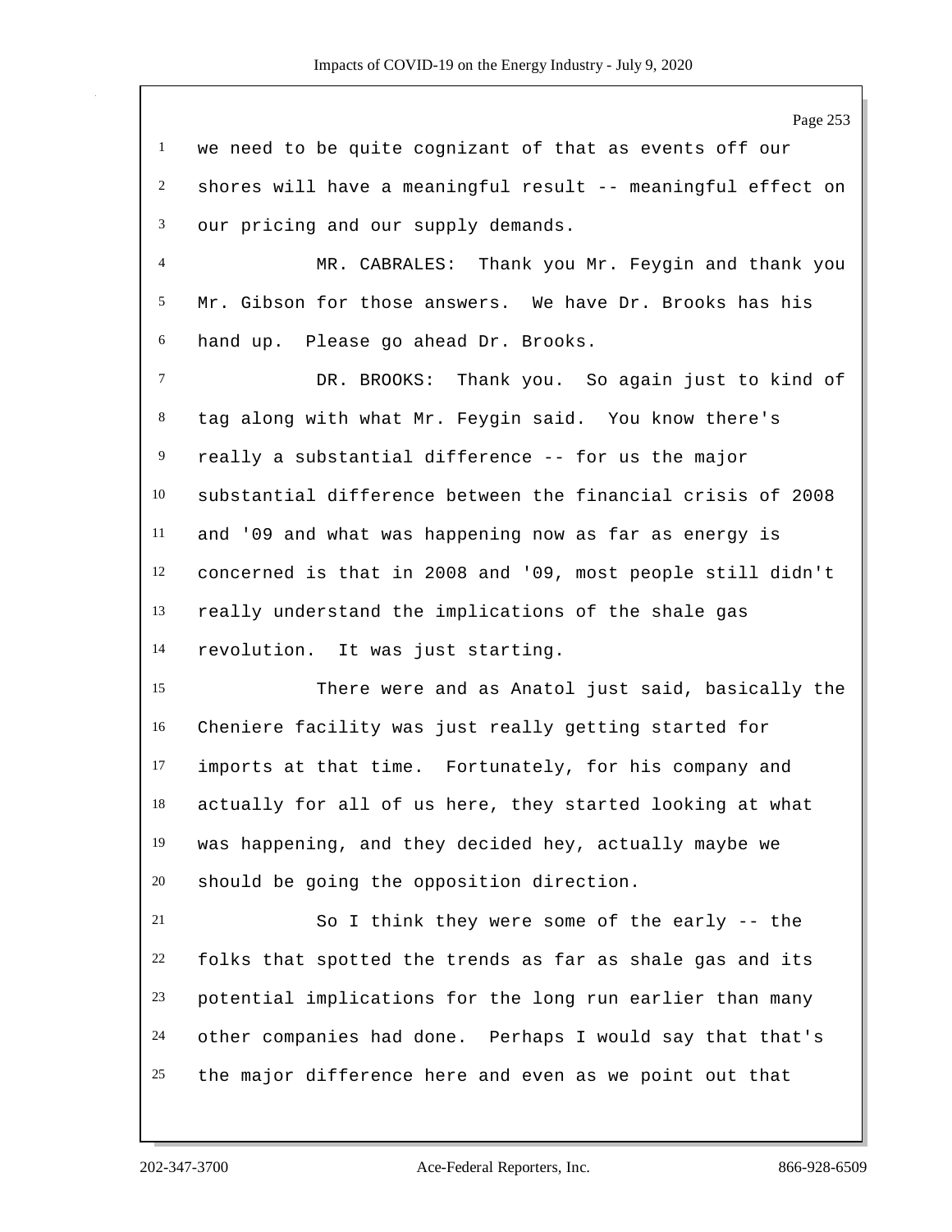we need to be quite cognizant of that as events off our shores will have a meaningful result -- meaningful effect on our pricing and our supply demands.

MR. CABRALES: Thank you Mr. Feygin and thank you Mr. Gibson for those answers. We have Dr. Brooks has his hand up. Please go ahead Dr. Brooks.

DR. BROOKS: Thank you. So again just to kind of tag along with what Mr. Feygin said. You know there's really a substantial difference -- for us the major substantial difference between the financial crisis of 2008 and '09 and what was happening now as far as energy is concerned is that in 2008 and '09, most people still didn't really understand the implications of the shale gas revolution. It was just starting.

There were and as Anatol just said, basically the Cheniere facility was just really getting started for imports at that time. Fortunately, for his company and actually for all of us here, they started looking at what was happening, and they decided hey, actually maybe we should be going the opposition direction.

So I think they were some of the early -- the folks that spotted the trends as far as shale gas and its potential implications for the long run earlier than many other companies had done. Perhaps I would say that that's the major difference here and even as we point out that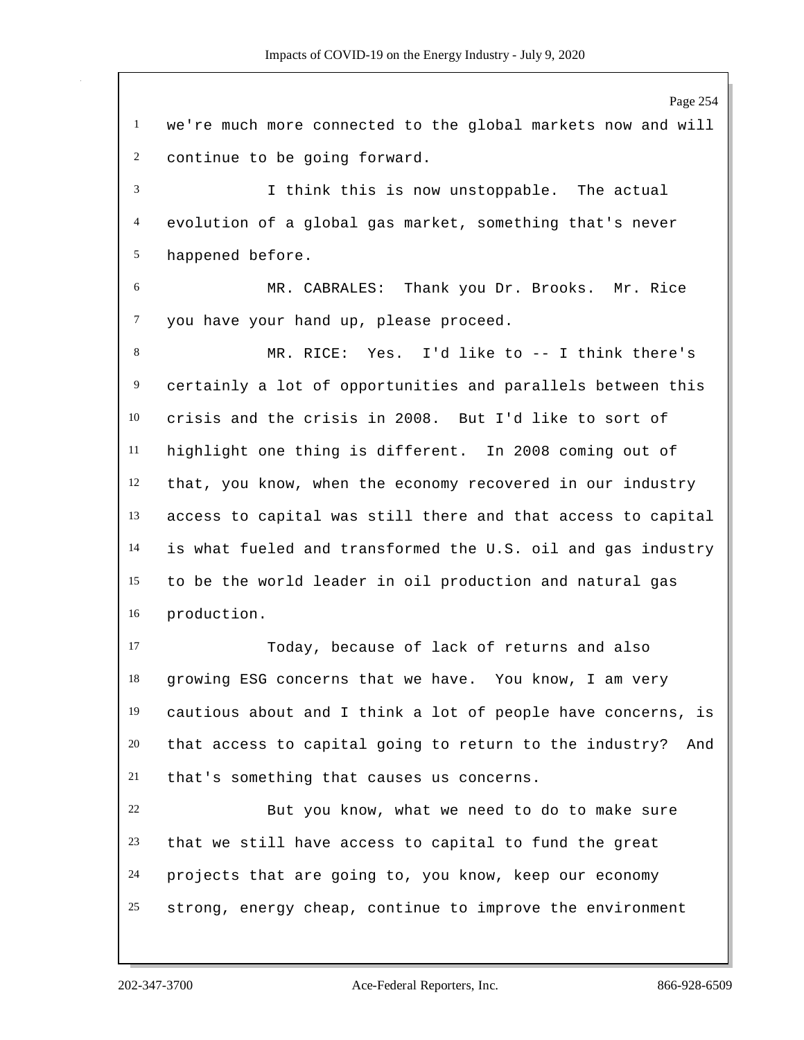we're much more connected to the global markets now and will continue to be going forward.

I think this is now unstoppable. The actual evolution of a global gas market, something that's never happened before.

MR. CABRALES: Thank you Dr. Brooks. Mr. Rice you have your hand up, please proceed.

MR. RICE: Yes. I'd like to -- I think there's certainly a lot of opportunities and parallels between this crisis and the crisis in 2008. But I'd like to sort of highlight one thing is different. In 2008 coming out of that, you know, when the economy recovered in our industry access to capital was still there and that access to capital is what fueled and transformed the U.S. oil and gas industry to be the world leader in oil production and natural gas production.

Today, because of lack of returns and also growing ESG concerns that we have. You know, I am very cautious about and I think a lot of people have concerns, is that access to capital going to return to the industry? And that's something that causes us concerns.

But you know, what we need to do to make sure that we still have access to capital to fund the great projects that are going to, you know, keep our economy strong, energy cheap, continue to improve the environment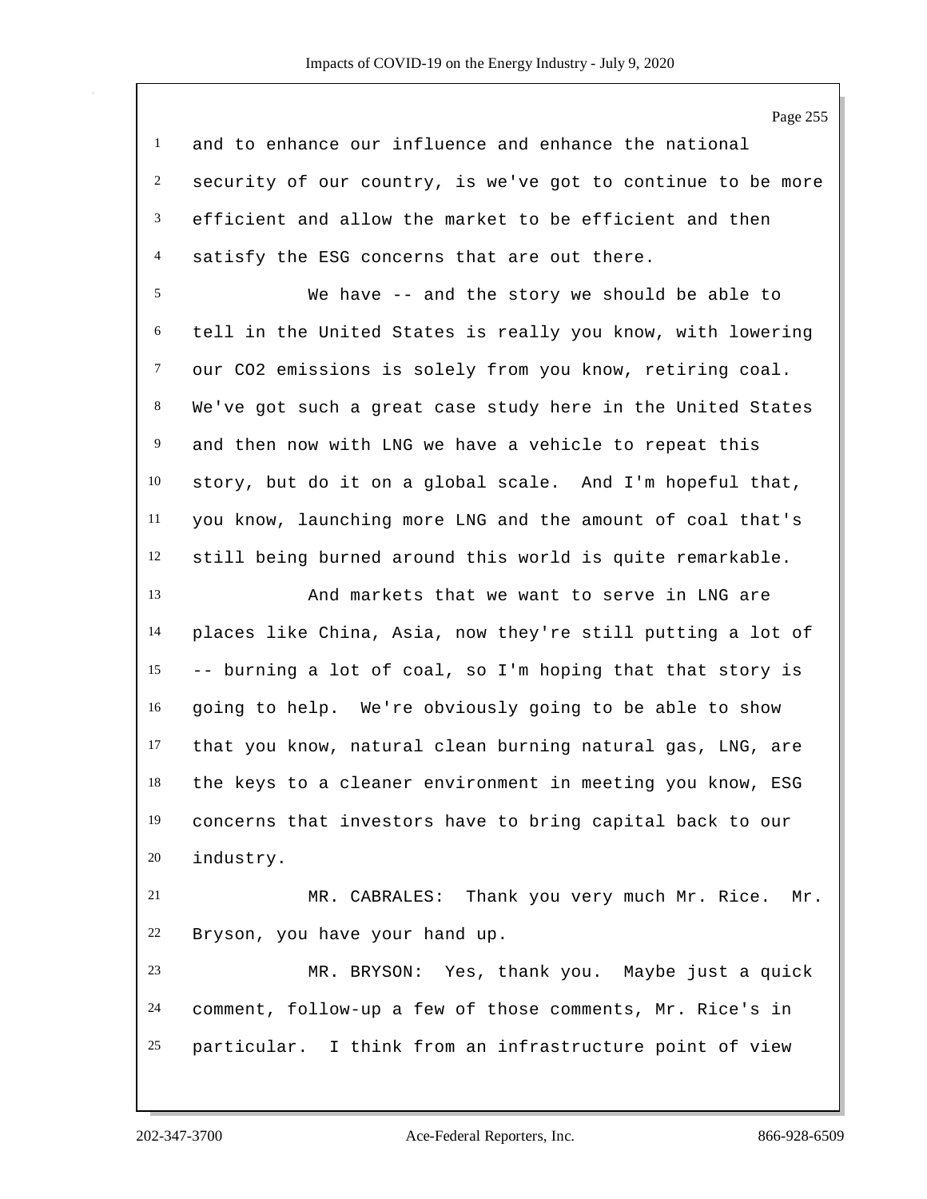and to enhance our influence and enhance the national security of our country, is we've got to continue to be more efficient and allow the market to be efficient and then satisfy the ESG concerns that are out there.

We have -- and the story we should be able to tell in the United States is really you know, with lowering our $CO_2$ emissions is solely from you know, retiring coal. We've got such a great case study here in the United States and then now with LNG we have a vehicle to repeat this story, but do it on a global scale. And I'm hopeful that, you know, launching more LNG and the amount of coal that's still being burned around this world is quite remarkable.

And markets that we want to serve in LNG are places like China, Asia, now they're still putting a lot of -- burning a lot of coal, so I'm hoping that that story is going to help. We're obviously going to be able to show that you know, natural clean burning natural gas, LNG, are the keys to a cleaner environment in meeting you know, ESG concerns that investors have to bring capital back to our industry.

MR. CABRALES: Thank you very much Mr. Rice. Mr. Bryson, you have your hand up.

MR. BRYSON: Yes, thank you. Maybe just a quick comment, follow-up a few of those comments, Mr. Rice's in particular. I think from an infrastructure point of view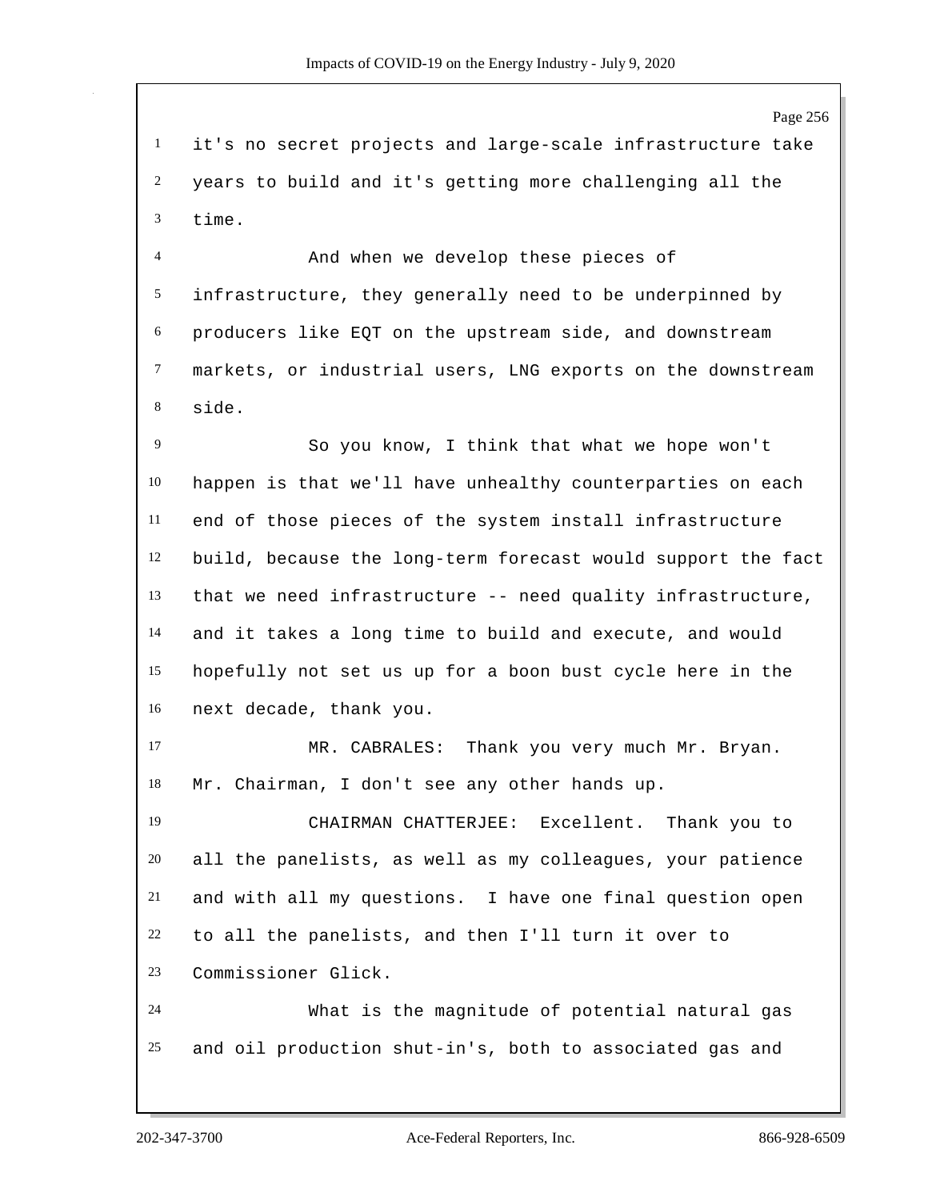it's no secret projects and large-scale infrastructure take years to build and it's getting more challenging all the time.

And when we develop these pieces of infrastructure, they generally need to be underpinned by producers like EQT on the upstream side, and downstream markets, or industrial users, LNG exports on the downstream side.

So you know, I think that what we hope won't happen is that we'll have unhealthy counterparties on each end of those pieces of the system install infrastructure build, because the long-term forecast would support the fact that we need infrastructure -- need quality infrastructure, and it takes a long time to build and execute, and would hopefully not set us up for a boon bust cycle here in the next decade, thank you.

MR. CABRALES: Thank you very much Mr. Bryan. Mr. Chairman, I don't see any other hands up.

CHAIRMAN CHATTERJEE: Excellent. Thank you to all the panelists, as well as my colleagues, your patience and with all my questions. I have one final question open to all the panelists, and then I'll turn it over to Commissioner Glick.

What is the magnitude of potential natural gas and oil production shut-in's, both to associated gas and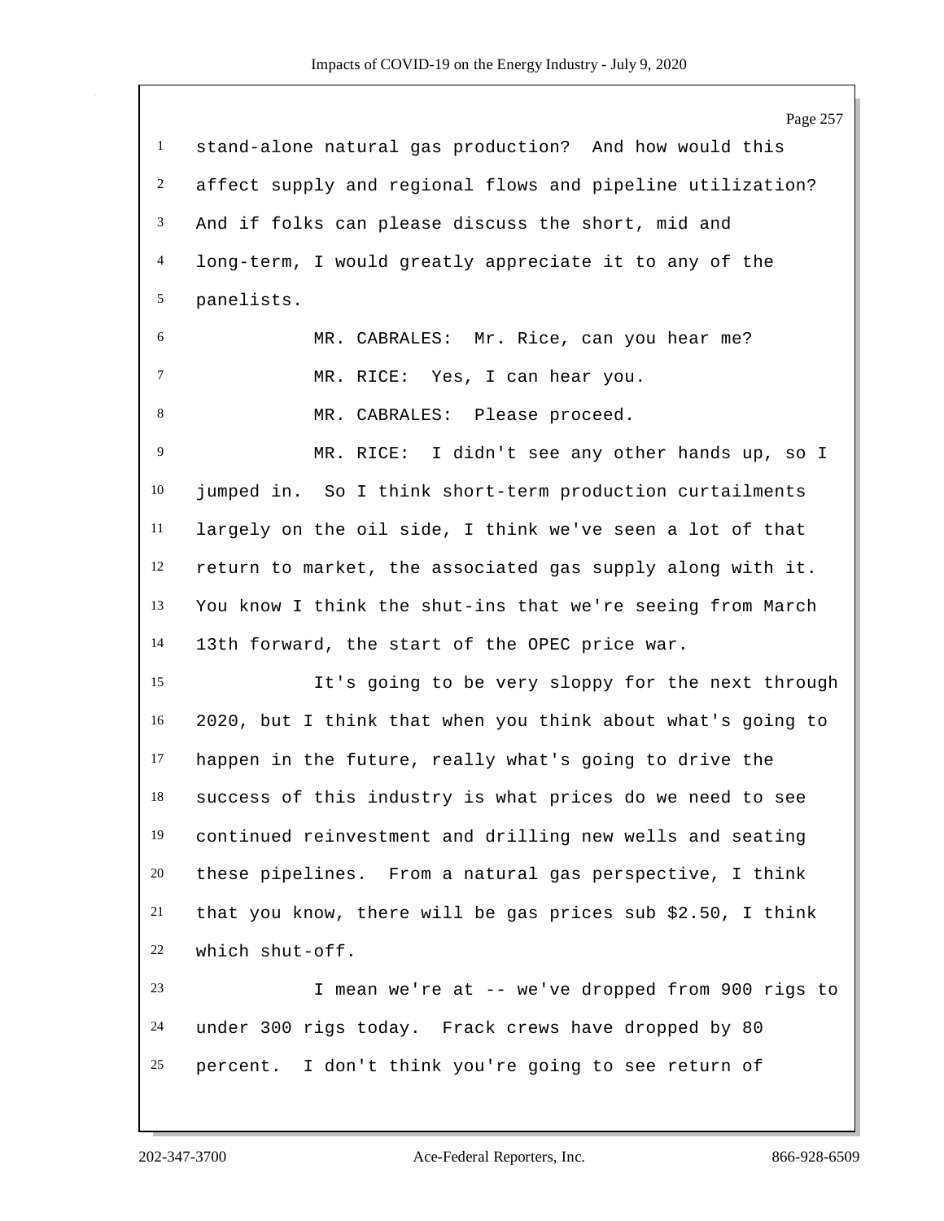stand-alone natural gas production? And how would this affect supply and regional flows and pipeline utilization? And if folks can please discuss the short, mid and long-term, I would greatly appreciate it to any of the panelists.

MR. CABRALES: Mr. Rice, can you hear me?

MR. RICE: Yes, I can hear you.

MR. CABRALES: Please proceed.

MR. RICE: I didn't see any other hands up, so I jumped in. So I think short-term production curtailments largely on the oil side, I think we've seen a lot of that return to market, the associated gas supply along with it. You know I think the shut-ins that we're seeing from March 13th forward, the start of the OPEC price war.

It's going to be very sloppy for the next through 2020, but I think that when you think about what's going to happen in the future, really what's going to drive the success of this industry is what prices do we need to see continued reinvestment and drilling new wells and seating these pipelines. From a natural gas perspective, I think that you know, there will be gas prices sub $2.50, I think which shut-off.

I mean we're at -- we've dropped from 900 rigs to under 300 rigs today. Frack crews have dropped by 80 percent. I don't think you're going to see return of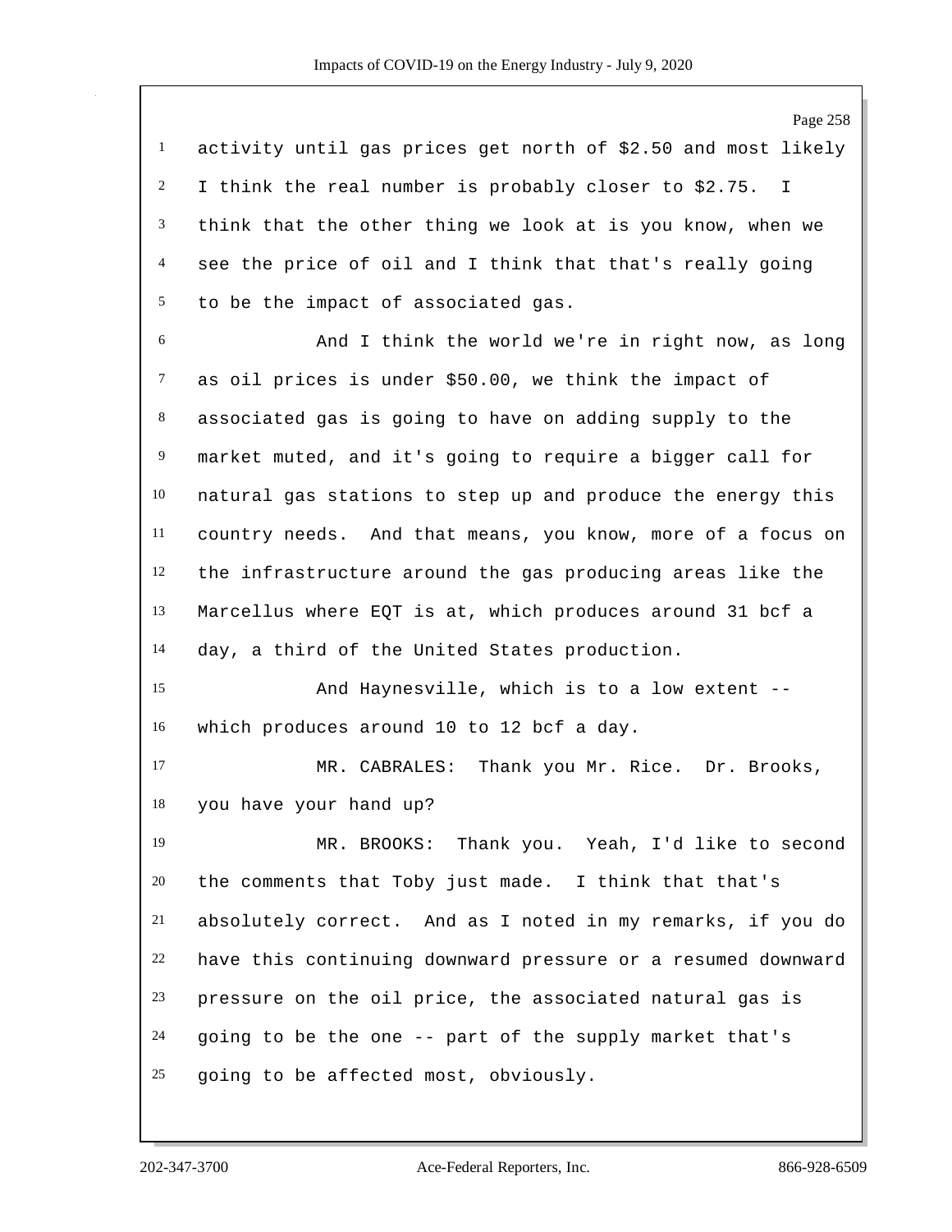activity until gas prices get north of $2.50 and most likely I think the real number is probably closer to $2.75. I think that the other thing we look at is you know, when we see the price of oil and I think that that's really going to be the impact of associated gas.

And I think the world we're in right now, as long as oil prices is under $50.00, we think the impact of associated gas is going to have on adding supply to the market muted, and it's going to require a bigger call for natural gas stations to step up and produce the energy this country needs. And that means, you know, more of a focus on the infrastructure around the gas producing areas like the Marcellus where EQT is at, which produces around 31 bcf a day, a third of the United States production.

And Haynesville, which is to a low extent -- which produces around 10 to 12 bcf a day.

MR. CABRALES: Thank you Mr. Rice. Dr. Brooks, you have your hand up?

MR. BROOKS: Thank you. Yeah, I'd like to second the comments that Toby just made. I think that that's absolutely correct. And as I noted in my remarks, if you do have this continuing downward pressure or a resumed downward pressure on the oil price, the associated natural gas is going to be the one -- part of the supply market that's going to be affected most, obviously.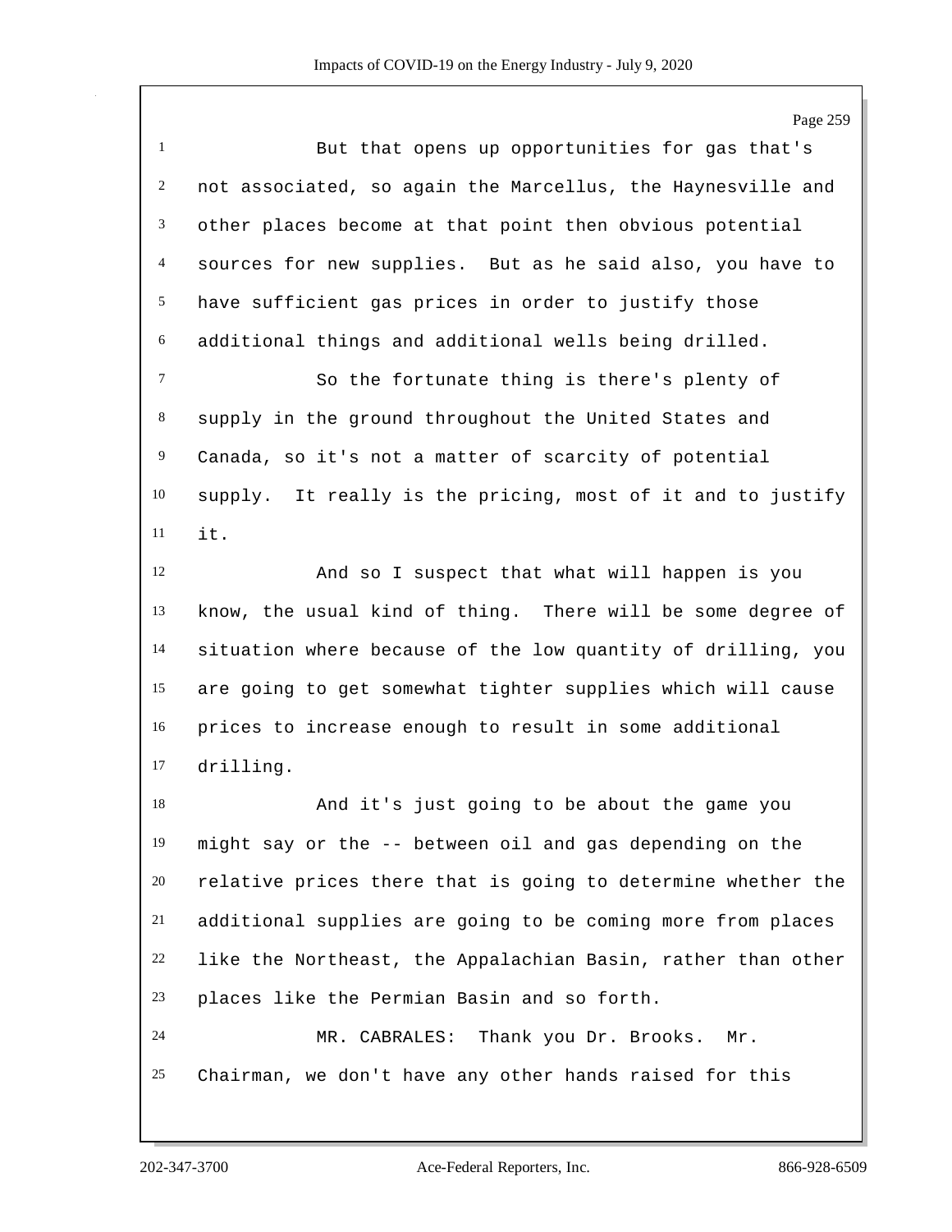But that opens up opportunities for gas that's not associated, so again the Marcellus, the Haynesville and other places become at that point then obvious potential sources for new supplies. But as he said also, you have to have sufficient gas prices in order to justify those additional things and additional wells being drilled.

So the fortunate thing is there's plenty of supply in the ground throughout the United States and Canada, so it's not a matter of scarcity of potential supply. It really is the pricing, most of it and to justify it.

And so I suspect that what will happen is you know, the usual kind of thing. There will be some degree of situation where because of the low quantity of drilling, you are going to get somewhat tighter supplies which will cause prices to increase enough to result in some additional drilling.

And it's just going to be about the game you might say or the -- between oil and gas depending on the relative prices there that is going to determine whether the additional supplies are going to be coming more from places like the Northeast, the Appalachian Basin, rather than other places like the Permian Basin and so forth.

MR. CABRALES: Thank you Dr. Brooks. Mr. Chairman, we don't have any other hands raised for this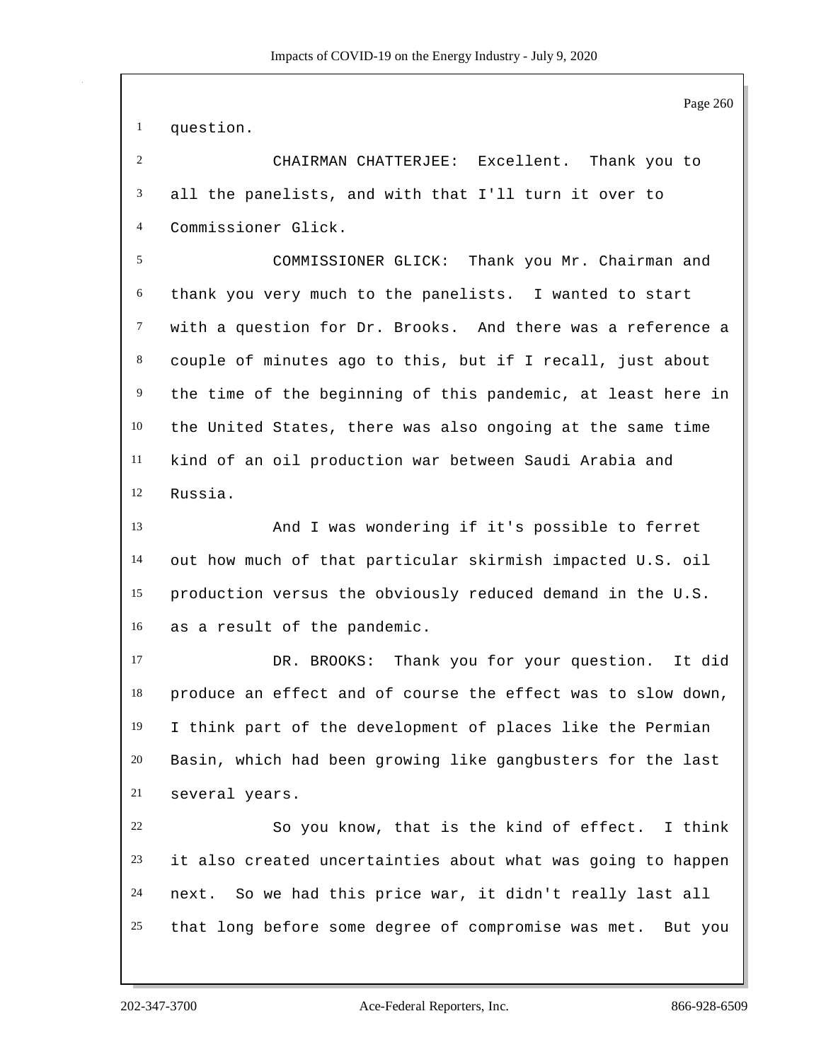question.

CHAIRMAN CHATTERJEE: Excellent. Thank you to all the panelists, and with that I'll turn it over to Commissioner Glick.

COMMISSIONER GLICK: Thank you Mr. Chairman and thank you very much to the panelists. I wanted to start with a question for Dr. Brooks. And there was a reference a couple of minutes ago to this, but if I recall, just about the time of the beginning of this pandemic, at least here in the United States, there was also ongoing at the same time kind of an oil production war between Saudi Arabia and Russia.

And I was wondering if it's possible to ferret out how much of that particular skirmish impacted U.S. oil production versus the obviously reduced demand in the U.S. as a result of the pandemic.

DR. BROOKS: Thank you for your question. It did produce an effect and of course the effect was to slow down, I think part of the development of places like the Permian Basin, which had been growing like gangbusters for the last several years.

So you know, that is the kind of effect. I think it also created uncertainties about what was going to happen next. So we had this price war, it didn't really last all that long before some degree of compromise was met. But you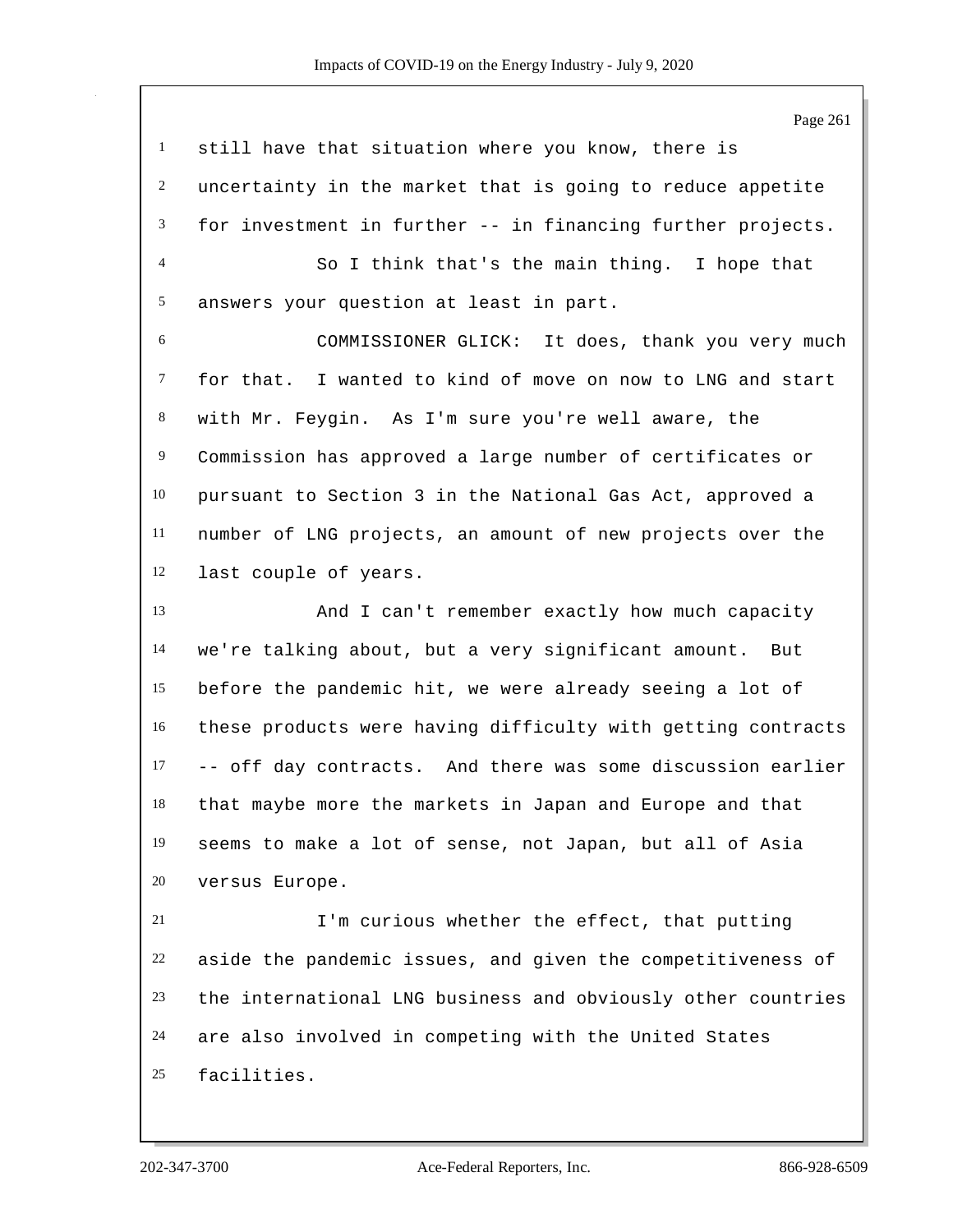still have that situation where you know, there is uncertainty in the market that is going to reduce appetite for investment in further -- in financing further projects.

So I think that's the main thing. I hope that answers your question at least in part.

COMMISSIONER GLICK: It does, thank you very much for that. I wanted to kind of move on now to LNG and start with Mr. Feygin. As I'm sure you're well aware, the Commission has approved a large number of certificates or pursuant to Section 3 in the National Gas Act, approved a number of LNG projects, an amount of new projects over the last couple of years.

And I can't remember exactly how much capacity we're talking about, but a very significant amount. But before the pandemic hit, we were already seeing a lot of these products were having difficulty with getting contracts -- off day contracts. And there was some discussion earlier that maybe more the markets in Japan and Europe and that seems to make a lot of sense, not Japan, but all of Asia versus Europe.

I'm curious whether the effect, that putting aside the pandemic issues, and given the competitiveness of the international LNG business and obviously other countries are also involved in competing with the United States facilities.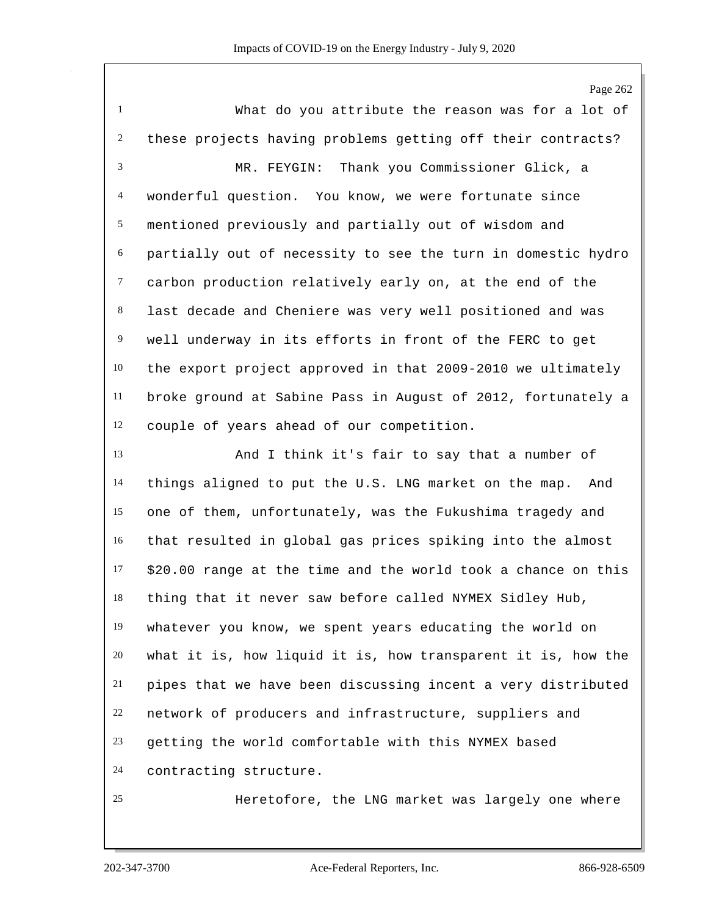What do you attribute the reason was for a lot of these projects having problems getting off their contracts?

MR. FEYGIN: Thank you Commissioner Glick, a wonderful question. You know, we were fortunate since mentioned previously and partially out of wisdom and partially out of necessity to see the turn in domestic hydro carbon production relatively early on, at the end of the last decade and Cheniere was very well positioned and was well underway in its efforts in front of the FERC to get the export project approved in that 2009-2010 we ultimately broke ground at Sabine Pass in August of 2012, fortunately a couple of years ahead of our competition.

And I think it's fair to say that a number of things aligned to put the U.S. LNG market on the map. And one of them, unfortunately, was the Fukushima tragedy and that resulted in global gas prices spiking into the almost $20.00 range at the time and the world took a chance on this thing that it never saw before called NYMEX Sidley Hub, whatever you know, we spent years educating the world on what it is, how liquid it is, how transparent it is, how the pipes that we have been discussing incent a very distributed network of producers and infrastructure, suppliers and getting the world comfortable with this NYMEX based contracting structure.

Heretofore, the LNG market was largely one where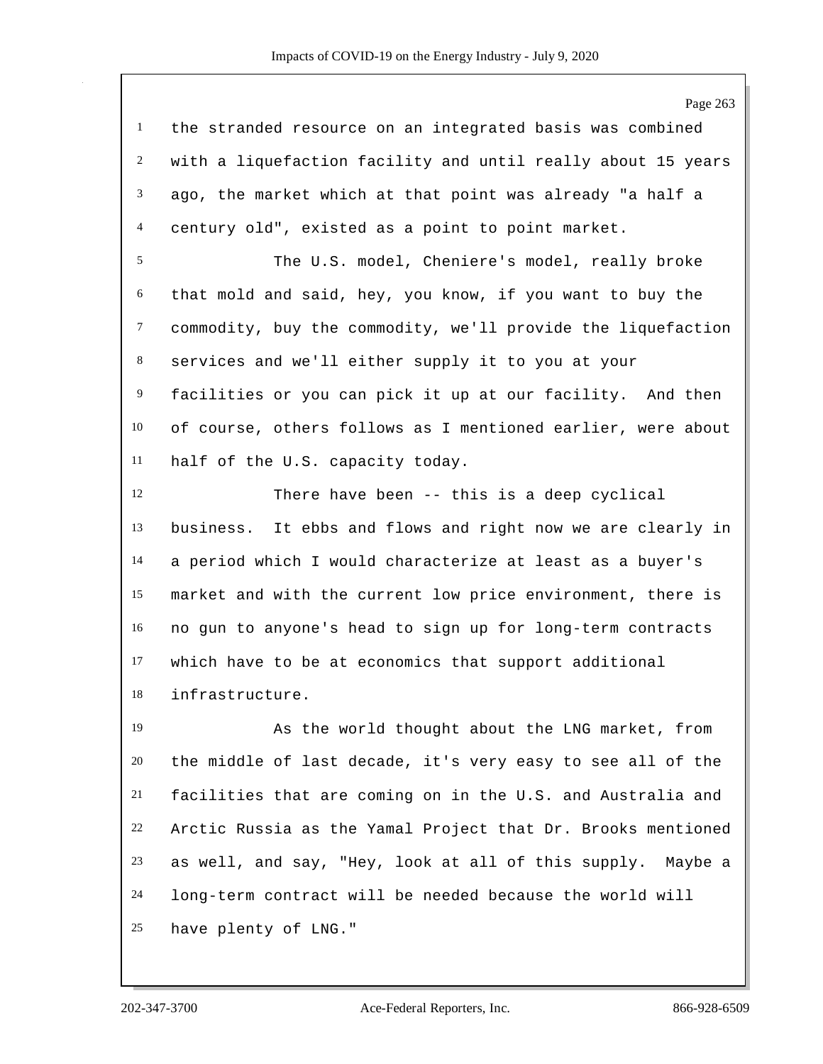the stranded resource on an integrated basis was combined with a liquefaction facility and until really about 15 years ago, the market which at that point was already "a half a century old", existed as a point to point market.

The U.S. model, Cheniere's model, really broke that mold and said, hey, you know, if you want to buy the commodity, buy the commodity, we'll provide the liquefaction services and we'll either supply it to you at your facilities or you can pick it up at our facility. And then of course, others follows as I mentioned earlier, were about half of the U.S. capacity today.

There have been -- this is a deep cyclical business. It ebbs and flows and right now we are clearly in a period which I would characterize at least as a buyer's market and with the current low price environment, there is no gun to anyone's head to sign up for long-term contracts which have to be at economics that support additional infrastructure.

As the world thought about the LNG market, from the middle of last decade, it's very easy to see all of the facilities that are coming on in the U.S. and Australia and Arctic Russia as the Yamal Project that Dr. Brooks mentioned as well, and say, "Hey, look at all of this supply. Maybe a long-term contract will be needed because the world will have plenty of LNG."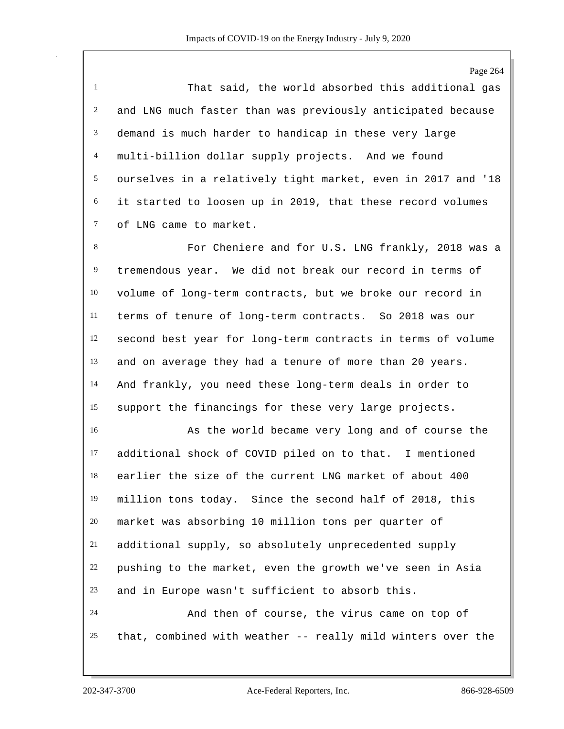That said, the world absorbed this additional gas and LNG much faster than was previously anticipated because demand is much harder to handicap in these very large multi-billion dollar supply projects. And we found ourselves in a relatively tight market, even in 2017 and '18 it started to loosen up in 2019, that these record volumes of LNG came to market.

For Cheniere and for U.S. LNG frankly, 2018 was a tremendous year. We did not break our record in terms of volume of long-term contracts, but we broke our record in terms of tenure of long-term contracts. So 2018 was our second best year for long-term contracts in terms of volume and on average they had a tenure of more than 20 years. And frankly, you need these long-term deals in order to support the financings for these very large projects.

As the world became very long and of course the additional shock of COVID piled on to that. I mentioned earlier the size of the current LNG market of about 400 million tons today. Since the second half of 2018, this market was absorbing 10 million tons per quarter of additional supply, so absolutely unprecedented supply pushing to the market, even the growth we've seen in Asia and in Europe wasn't sufficient to absorb this.

And then of course, the virus came on top of that, combined with weather -- really mild winters over the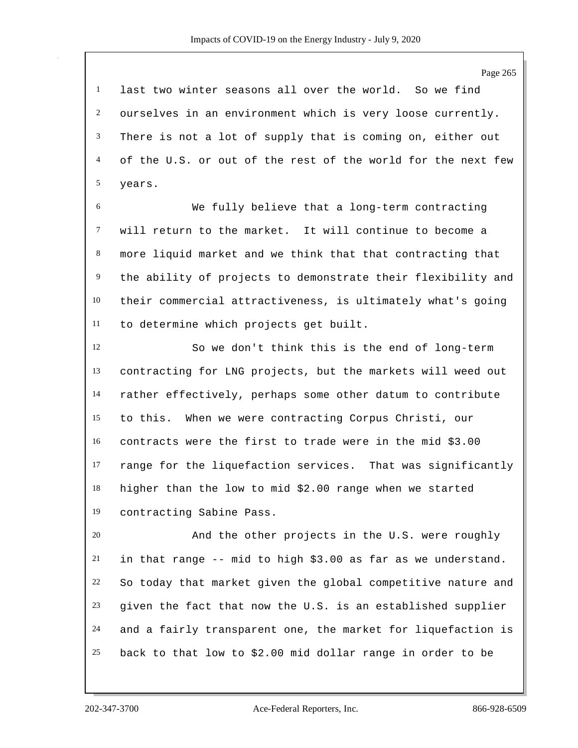last two winter seasons all over the world. So we find ourselves in an environment which is very loose currently. There is not a lot of supply that is coming on, either out of the U.S. or out of the rest of the world for the next few years.

We fully believe that a long-term contracting will return to the market. It will continue to become a more liquid market and we think that that contracting that the ability of projects to demonstrate their flexibility and their commercial attractiveness, is ultimately what's going to determine which projects get built.

So we don't think this is the end of long-term contracting for LNG projects, but the markets will weed out rather effectively, perhaps some other datum to contribute to this. When we were contracting Corpus Christi, our contracts were the first to trade were in the mid $3.00 range for the liquefaction services. That was significantly higher than the low to mid $2.00 range when we started contracting Sabine Pass.

And the other projects in the U.S. were roughly in that range -- mid to high $3.00 as far as we understand. So today that market given the global competitive nature and given the fact that now the U.S. is an established supplier and a fairly transparent one, the market for liquefaction is back to that low to $2.00 mid dollar range in order to be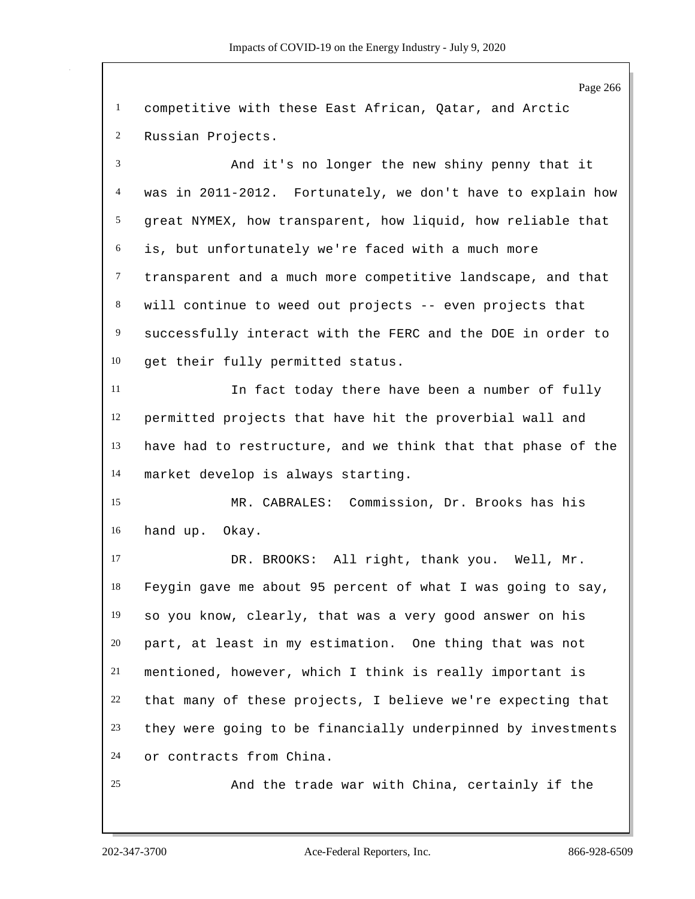competitive with these East African, Qatar, and Arctic Russian Projects.

And it's no longer the new shiny penny that it was in 2011-2012. Fortunately, we don't have to explain how great NYMEX, how transparent, how liquid, how reliable that is, but unfortunately we're faced with a much more transparent and a much more competitive landscape, and that will continue to weed out projects -- even projects that successfully interact with the FERC and the DOE in order to get their fully permitted status.

In fact today there have been a number of fully permitted projects that have hit the proverbial wall and have had to restructure, and we think that that phase of the market develop is always starting.

MR. CABRALES: Commission, Dr. Brooks has his hand up. Okay.

DR. BROOKS: All right, thank you. Well, Mr. Feygin gave me about 95 percent of what I was going to say, so you know, clearly, that was a very good answer on his part, at least in my estimation. One thing that was not mentioned, however, which I think is really important is that many of these projects, I believe we're expecting that they were going to be financially underpinned by investments or contracts from China.

And the trade war with China, certainly if the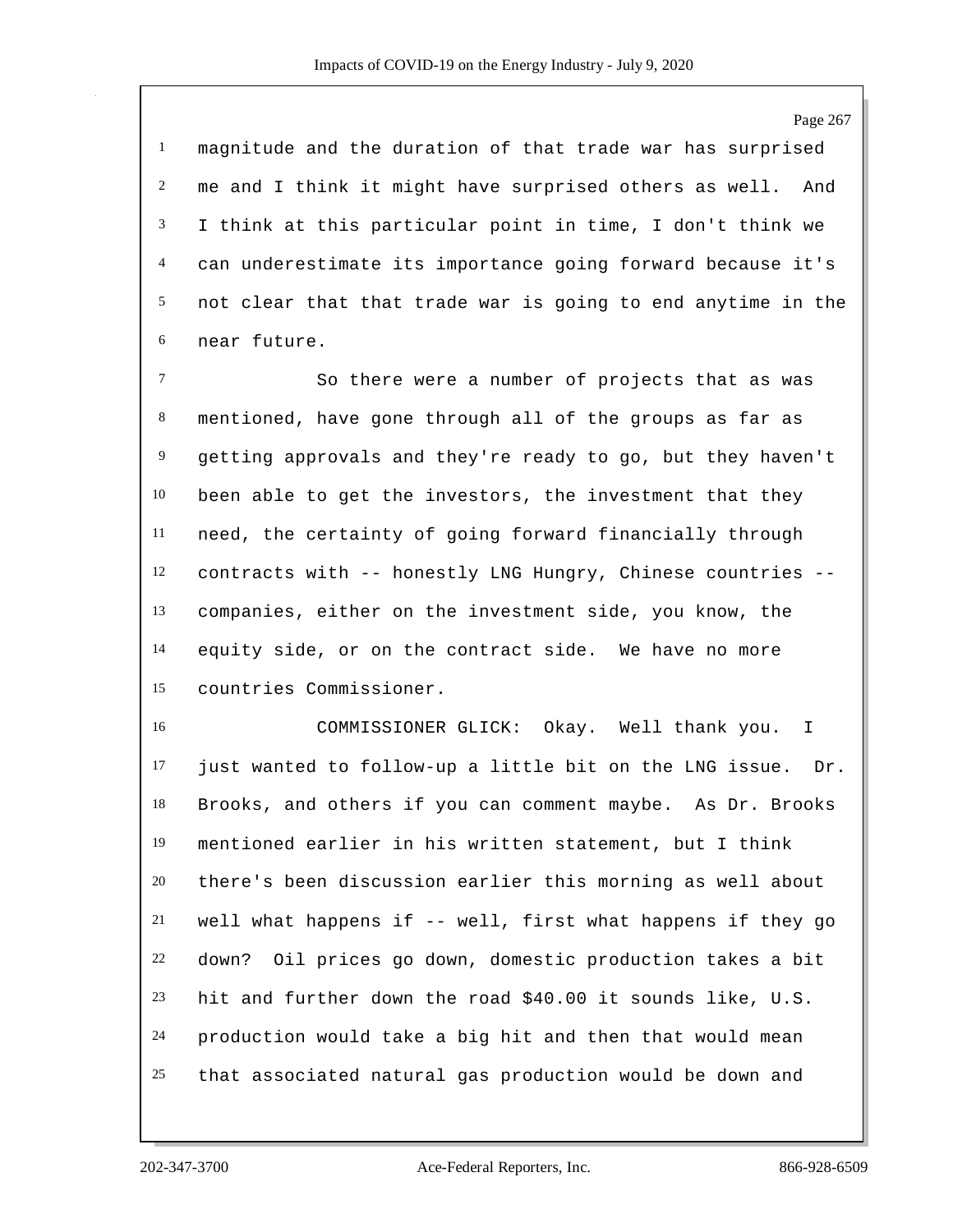magnitude and the duration of that trade war has surprised me and I think it might have surprised others as well. And I think at this particular point in time, I don't think we can underestimate its importance going forward because it's not clear that that trade war is going to end anytime in the near future.

So there were a number of projects that as was mentioned, have gone through all of the groups as far as getting approvals and they're ready to go, but they haven't been able to get the investors, the investment that they need, the certainty of going forward financially through contracts with -- honestly LNG Hungry, Chinese countries -- companies, either on the investment side, you know, the equity side, or on the contract side. We have no more countries Commissioner.

COMMISSIONER GLICK: Okay. Well thank you. I just wanted to follow-up a little bit on the LNG issue. Dr. Brooks, and others if you can comment maybe. As Dr. Brooks mentioned earlier in his written statement, but I think there's been discussion earlier this morning as well about well what happens if -- well, first what happens if they go down? Oil prices go down, domestic production takes a bit hit and further down the road $40.00 it sounds like, U.S. production would take a big hit and then that would mean that associated natural gas production would be down and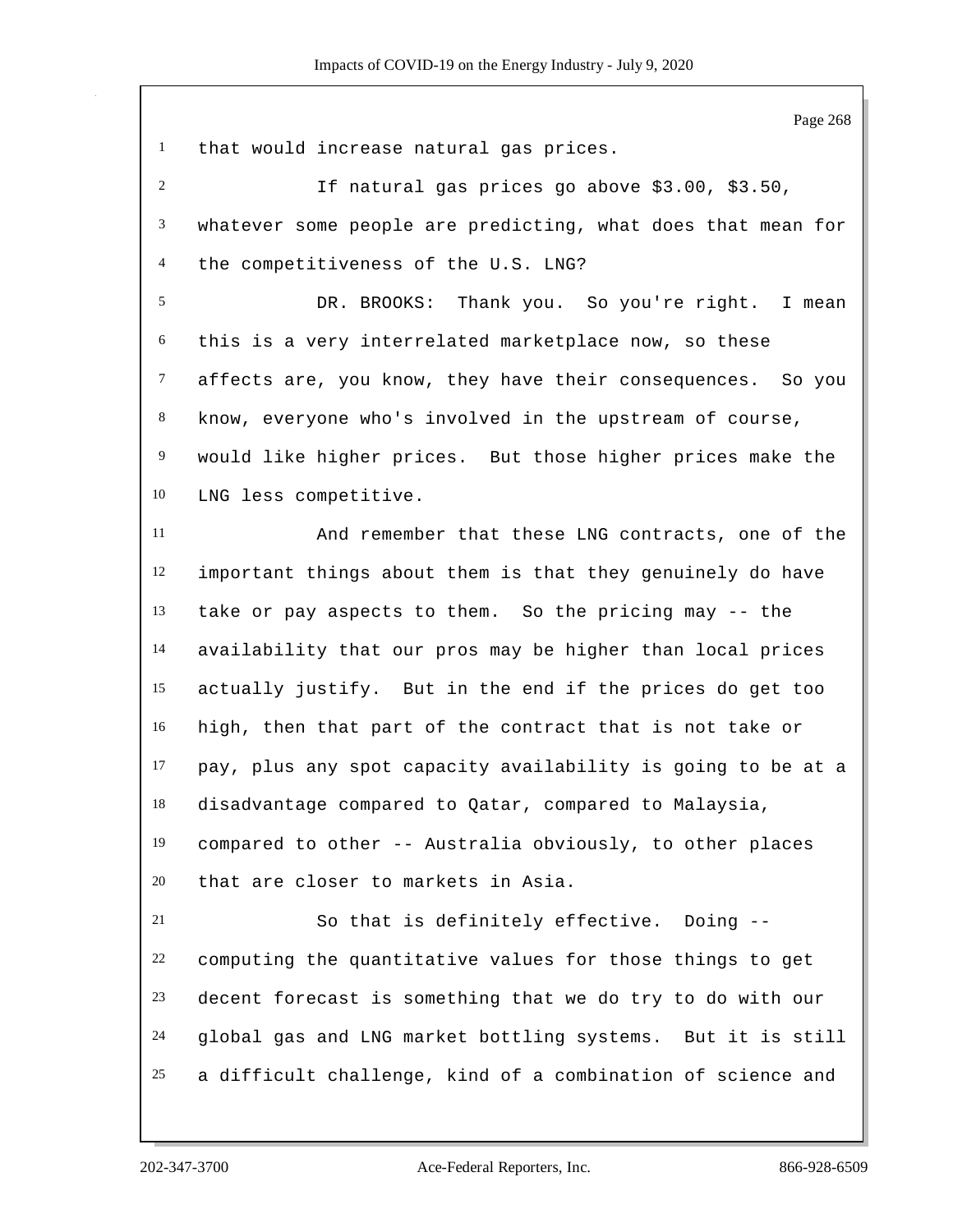that would increase natural gas prices.

If natural gas prices go above $3.00, $3.50, whatever some people are predicting, what does that mean for the competitiveness of the U.S. LNG?

DR. BROOKS: Thank you. So you're right. I mean this is a very interrelated marketplace now, so these affects are, you know, they have their consequences. So you know, everyone who's involved in the upstream of course, would like higher prices. But those higher prices make the LNG less competitive.

And remember that these LNG contracts, one of the important things about them is that they genuinely do have take or pay aspects to them. So the pricing may -- the availability that our pros may be higher than local prices actually justify. But in the end if the prices do get too high, then that part of the contract that is not take or pay, plus any spot capacity availability is going to be at a disadvantage compared to Qatar, compared to Malaysia, compared to other -- Australia obviously, to other places that are closer to markets in Asia.

So that is definitely effective. Doing -- computing the quantitative values for those things to get decent forecast is something that we do try to do with our global gas and LNG market bottling systems. But it is still a difficult challenge, kind of a combination of science and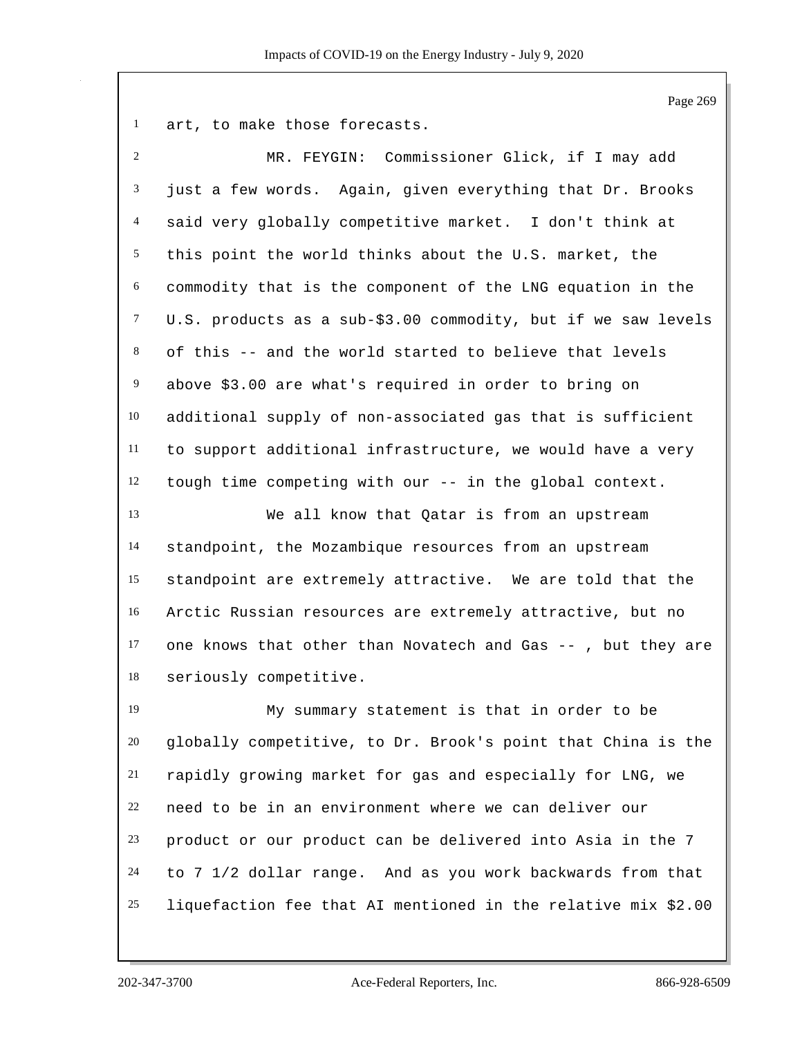art, to make those forecasts.

MR. FEYGIN: Commissioner Glick, if I may add just a few words. Again, given everything that Dr. Brooks said very globally competitive market. I don't think at this point the world thinks about the U.S. market, the commodity that is the component of the LNG equation in the U.S. products as a sub-$3.00 commodity, but if we saw levels of this -- and the world started to believe that levels above $3.00 are what's required in order to bring on additional supply of non-associated gas that is sufficient to support additional infrastructure, we would have a very tough time competing with our -- in the global context.

We all know that Qatar is from an upstream standpoint, the Mozambique resources from an upstream standpoint are extremely attractive. We are told that the Arctic Russian resources are extremely attractive, but no one knows that other than Novatech and Gas -- , but they are seriously competitive.

My summary statement is that in order to be globally competitive, to Dr. Brook's point that China is the rapidly growing market for gas and especially for LNG, we need to be in an environment where we can deliver our product or our product can be delivered into Asia in the 7 to 7 1/2 dollar range. And as you work backwards from that liquefaction fee that AI mentioned in the relative mix $2.00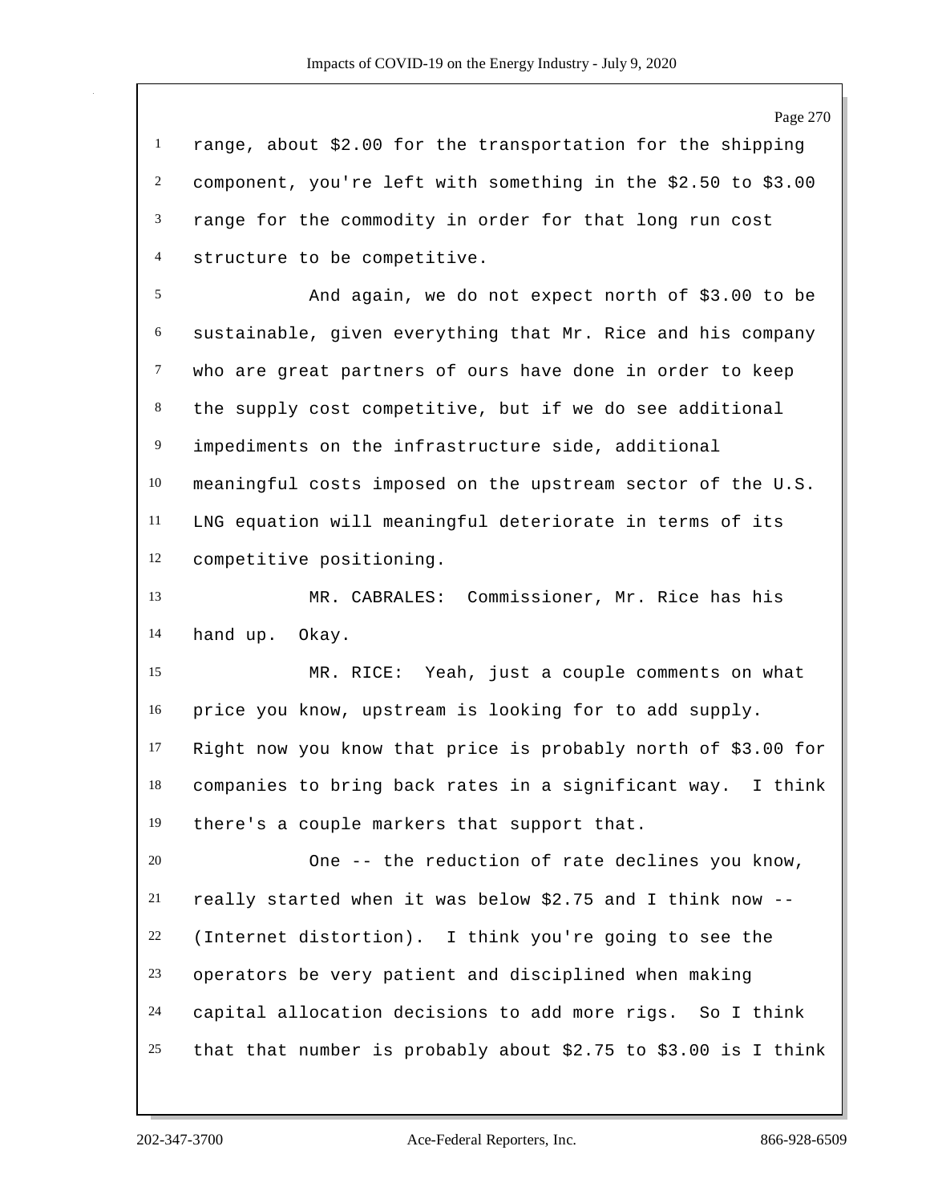range, about $2.00 for the transportation for the shipping component, you're left with something in the $2.50 to $3.00 range for the commodity in order for that long run cost structure to be competitive.

And again, we do not expect north of $3.00 to be sustainable, given everything that Mr. Rice and his company who are great partners of ours have done in order to keep the supply cost competitive, but if we do see additional impediments on the infrastructure side, additional meaningful costs imposed on the upstream sector of the U.S. LNG equation will meaningful deteriorate in terms of its competitive positioning.

MR. CABRALES: Commissioner, Mr. Rice has his hand up. Okay.

MR. RICE: Yeah, just a couple comments on what price you know, upstream is looking for to add supply. Right now you know that price is probably north of $3.00 for companies to bring back rates in a significant way. I think there's a couple markers that support that.

One -- the reduction of rate declines you know, really started when it was below $2.75 and I think now -- (Internet distortion). I think you're going to see the operators be very patient and disciplined when making capital allocation decisions to add more rigs. So I think that that number is probably about $2.75 to $3.00 is I think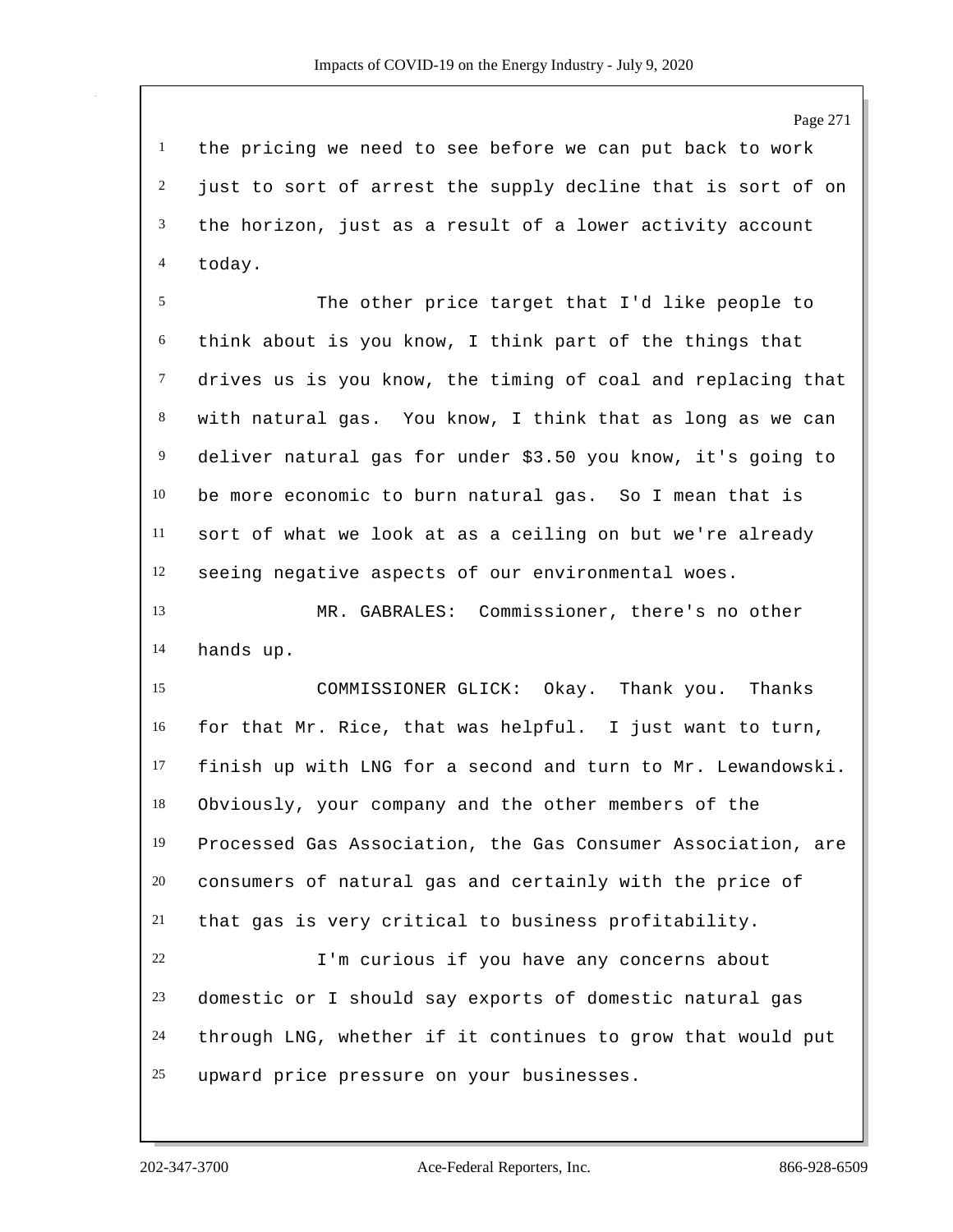the pricing we need to see before we can put back to work just to sort of arrest the supply decline that is sort of on the horizon, just as a result of a lower activity account today.

The other price target that I'd like people to think about is you know, I think part of the things that drives us is you know, the timing of coal and replacing that with natural gas. You know, I think that as long as we can deliver natural gas for under $3.50 you know, it's going to be more economic to burn natural gas. So I mean that is sort of what we look at as a ceiling on but we're already seeing negative aspects of our environmental woes.

MR. GABRALES: Commissioner, there's no other hands up.

COMMISSIONER GLICK: Okay. Thank you. Thanks for that Mr. Rice, that was helpful. I just want to turn, finish up with LNG for a second and turn to Mr. Lewandowski. Obviously, your company and the other members of the Processed Gas Association, the Gas Consumer Association, are consumers of natural gas and certainly with the price of that gas is very critical to business profitability.

I'm curious if you have any concerns about domestic or I should say exports of domestic natural gas through LNG, whether if it continues to grow that would put upward price pressure on your businesses.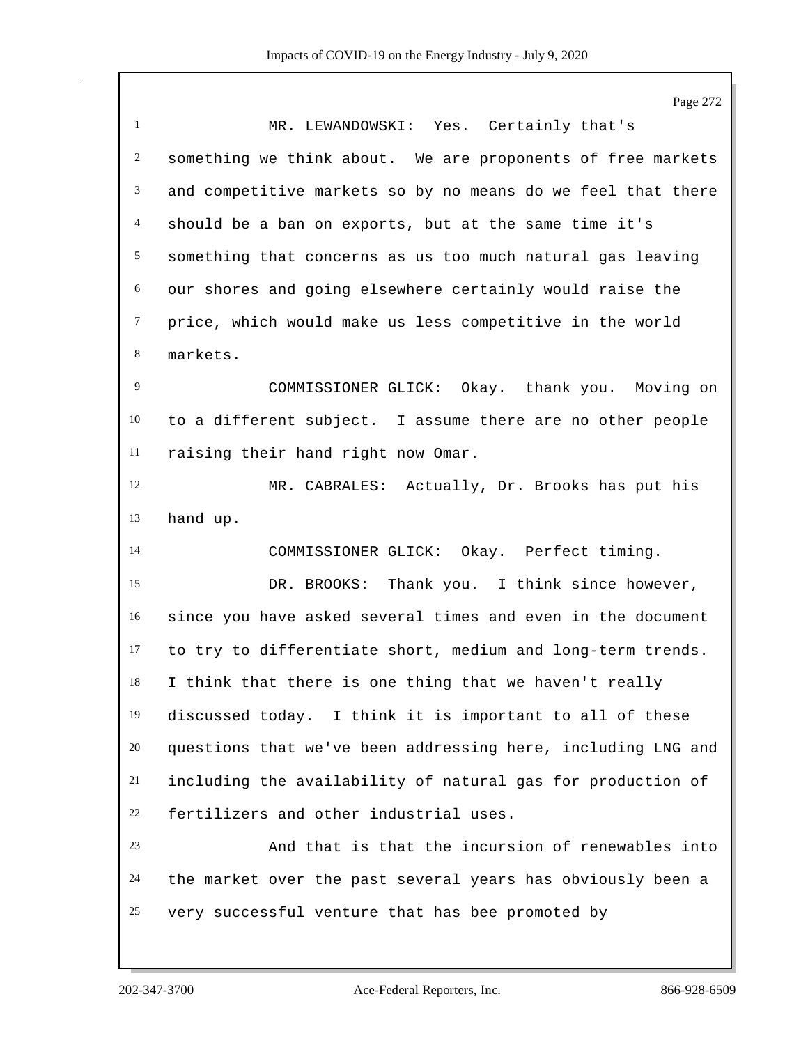MR. LEWANDOWSKI: Yes. Certainly that's something we think about. We are proponents of free markets and competitive markets so by no means do we feel that there should be a ban on exports, but at the same time it's something that concerns as us too much natural gas leaving our shores and going elsewhere certainly would raise the price, which would make us less competitive in the world markets.

COMMISSIONER GLICK: Okay. thank you. Moving on to a different subject. I assume there are no other people raising their hand right now Omar.

MR. CABRALES: Actually, Dr. Brooks has put his hand up.

COMMISSIONER GLICK: Okay. Perfect timing.

DR. BROOKS: Thank you. I think since however, since you have asked several times and even in the document to try to differentiate short, medium and long-term trends. I think that there is one thing that we haven't really discussed today. I think it is important to all of these questions that we've been addressing here, including LNG and including the availability of natural gas for production of fertilizers and other industrial uses.

And that is that the incursion of renewables into the market over the past several years has obviously been a very successful venture that has bee promoted by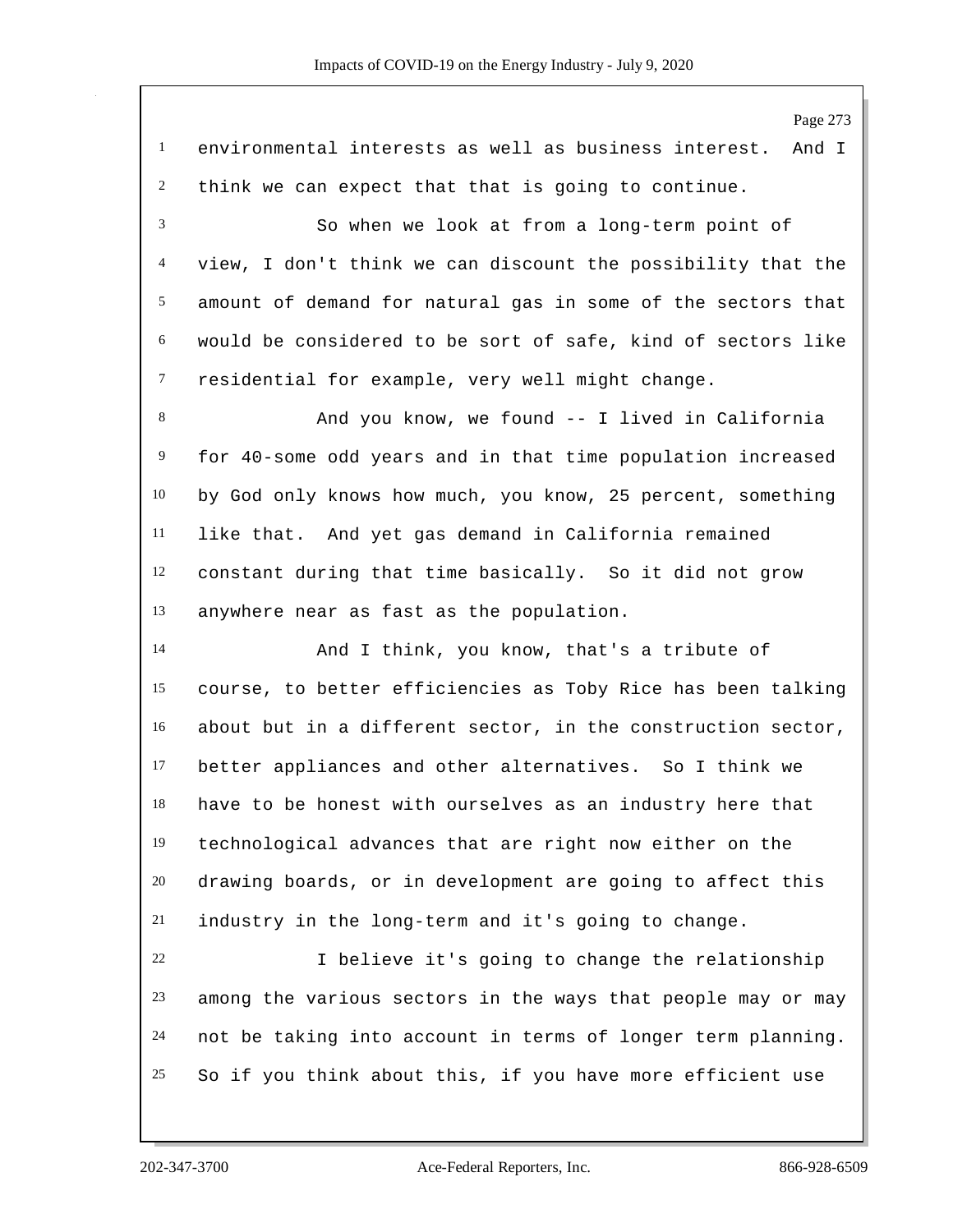environmental interests as well as business interest. And I think we can expect that that is going to continue.

So when we look at from a long-term point of view, I don't think we can discount the possibility that the amount of demand for natural gas in some of the sectors that would be considered to be sort of safe, kind of sectors like residential for example, very well might change.

And you know, we found -- I lived in California for 40-some odd years and in that time population increased by God only knows how much, you know, 25 percent, something like that. And yet gas demand in California remained constant during that time basically. So it did not grow anywhere near as fast as the population.

And I think, you know, that's a tribute of course, to better efficiencies as Toby Rice has been talking about but in a different sector, in the construction sector, better appliances and other alternatives. So I think we have to be honest with ourselves as an industry here that technological advances that are right now either on the drawing boards, or in development are going to affect this industry in the long-term and it's going to change.

I believe it's going to change the relationship among the various sectors in the ways that people may or may not be taking into account in terms of longer term planning. So if you think about this, if you have more efficient use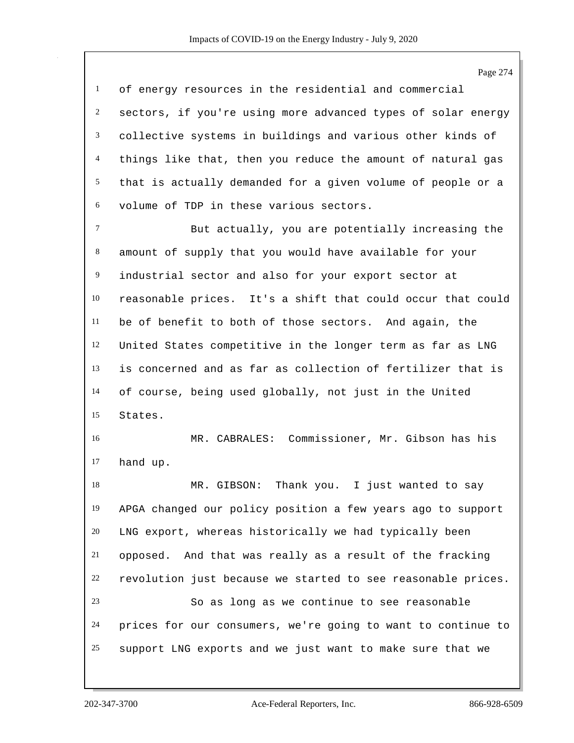of energy resources in the residential and commercial sectors, if you're using more advanced types of solar energy collective systems in buildings and various other kinds of things like that, then you reduce the amount of natural gas that is actually demanded for a given volume of people or a volume of TDP in these various sectors.

But actually, you are potentially increasing the amount of supply that you would have available for your industrial sector and also for your export sector at reasonable prices. It's a shift that could occur that could be of benefit to both of those sectors. And again, the United States competitive in the longer term as far as LNG is concerned and as far as collection of fertilizer that is of course, being used globally, not just in the United States.

MR. CABRALES: Commissioner, Mr. Gibson has his hand up.

MR. GIBSON: Thank you. I just wanted to say APGA changed our policy position a few years ago to support LNG export, whereas historically we had typically been opposed. And that was really as a result of the fracking revolution just because we started to see reasonable prices.

So as long as we continue to see reasonable prices for our consumers, we're going to want to continue to support LNG exports and we just want to make sure that we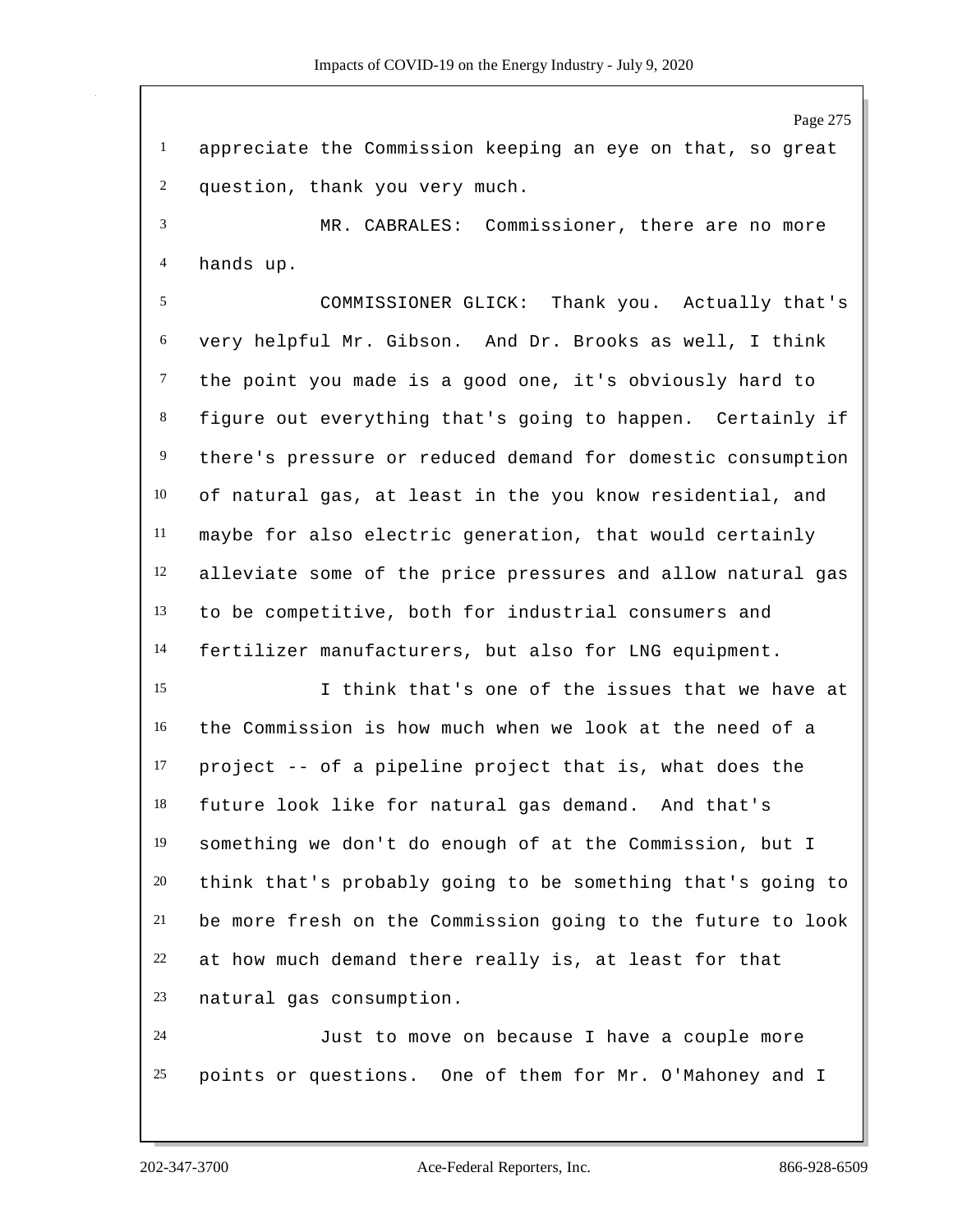appreciate the Commission keeping an eye on that, so great question, thank you very much.

MR. CABRALES: Commissioner, there are no more hands up.

COMMISSIONER GLICK: Thank you. Actually that's very helpful Mr. Gibson. And Dr. Brooks as well, I think the point you made is a good one, it's obviously hard to figure out everything that's going to happen. Certainly if there's pressure or reduced demand for domestic consumption of natural gas, at least in the you know residential, and maybe for also electric generation, that would certainly alleviate some of the price pressures and allow natural gas to be competitive, both for industrial consumers and fertilizer manufacturers, but also for LNG equipment.

I think that's one of the issues that we have at the Commission is how much when we look at the need of a project -- of a pipeline project that is, what does the future look like for natural gas demand. And that's something we don't do enough of at the Commission, but I think that's probably going to be something that's going to be more fresh on the Commission going to the future to look at how much demand there really is, at least for that natural gas consumption.

Just to move on because I have a couple more points or questions. One of them for Mr. O'Mahoney and I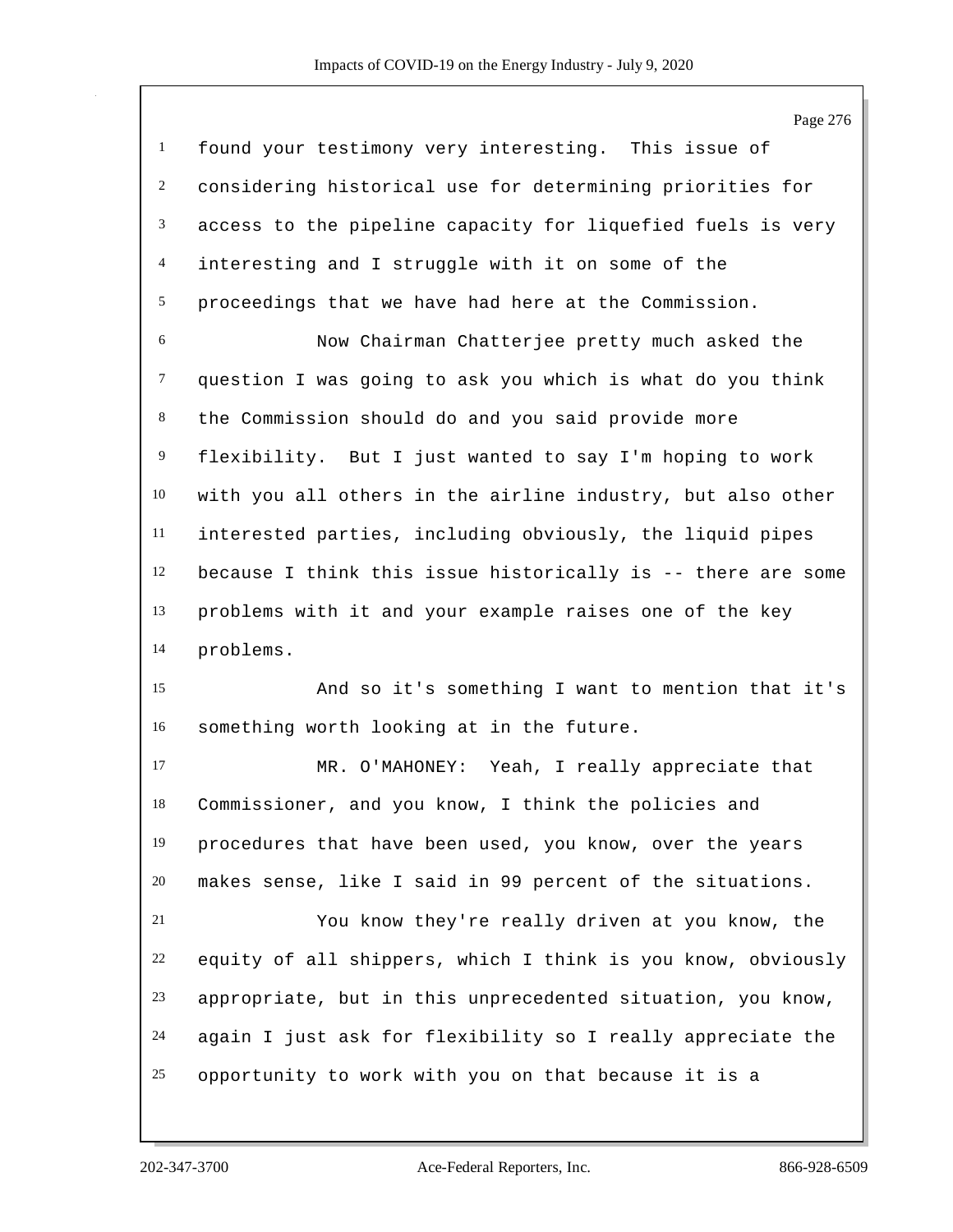found your testimony very interesting. This issue of considering historical use for determining priorities for access to the pipeline capacity for liquefied fuels is very interesting and I struggle with it on some of the proceedings that we have had here at the Commission.

Now Chairman Chatterjee pretty much asked the question I was going to ask you which is what do you think the Commission should do and you said provide more flexibility. But I just wanted to say I'm hoping to work with you all others in the airline industry, but also other interested parties, including obviously, the liquid pipes because I think this issue historically is -- there are some problems with it and your example raises one of the key problems.

And so it's something I want to mention that it's something worth looking at in the future.

MR. O'MAHONEY: Yeah, I really appreciate that Commissioner, and you know, I think the policies and procedures that have been used, you know, over the years makes sense, like I said in 99 percent of the situations.

You know they're really driven at you know, the equity of all shippers, which I think is you know, obviously appropriate, but in this unprecedented situation, you know, again I just ask for flexibility so I really appreciate the opportunity to work with you on that because it is a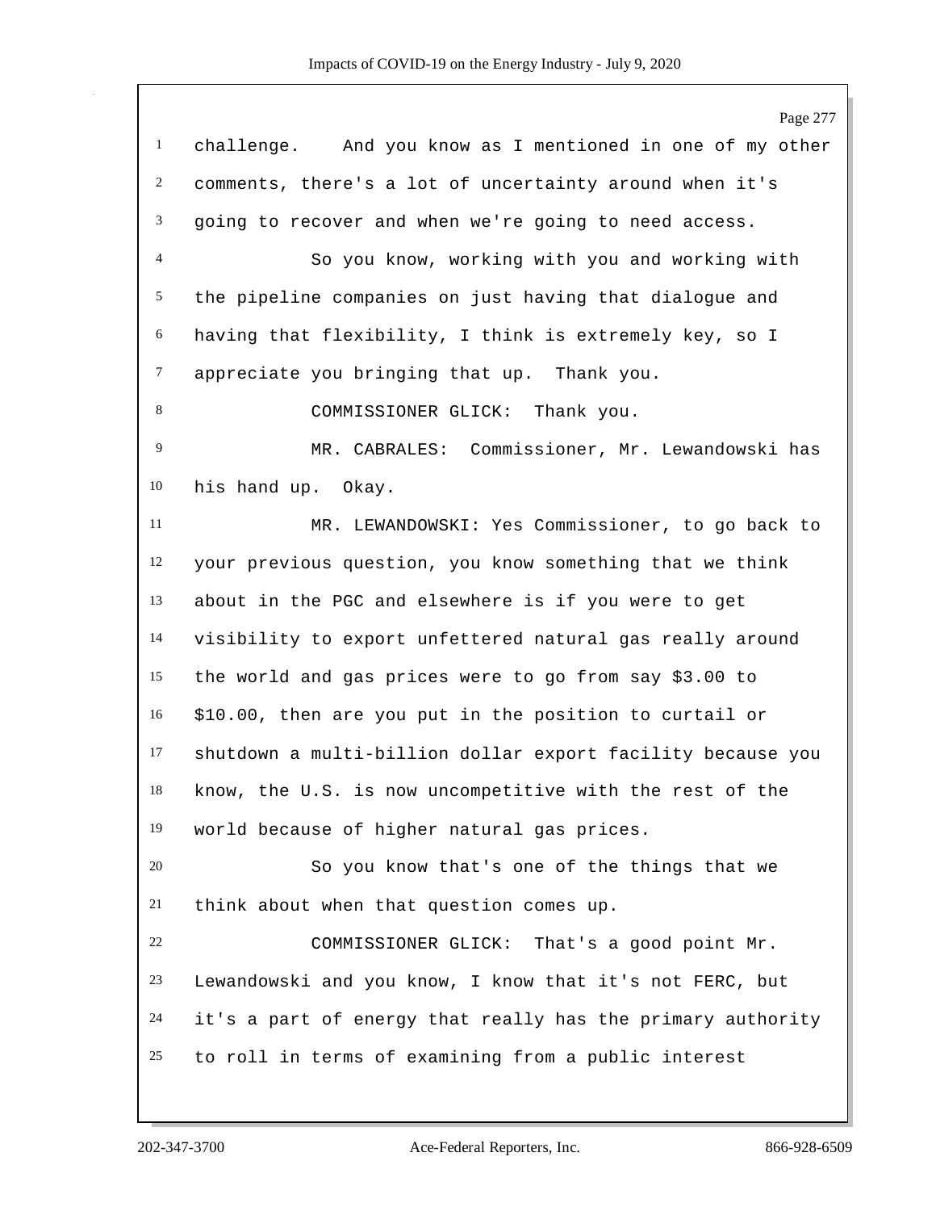challenge. And you know as I mentioned in one of my other comments, there's a lot of uncertainty around when it's going to recover and when we're going to need access.

So you know, working with you and working with the pipeline companies on just having that dialogue and having that flexibility, I think is extremely key, so I appreciate you bringing that up. Thank you.

COMMISSIONER GLICK: Thank you.

MR. CABRALES: Commissioner, Mr. Lewandowski has his hand up. Okay.

MR. LEWANDOWSKI: Yes Commissioner, to go back to your previous question, you know something that we think about in the PGC and elsewhere is if you were to get visibility to export unfettered natural gas really around the world and gas prices were to go from say $3.00 to $10.00, then are you put in the position to curtail or shutdown a multi-billion dollar export facility because you know, the U.S. is now uncompetitive with the rest of the world because of higher natural gas prices.

So you know that's one of the things that we think about when that question comes up.

COMMISSIONER GLICK: That's a good point Mr. Lewandowski and you know, I know that it's not FERC, but it's a part of energy that really has the primary authority to roll in terms of examining from a public interest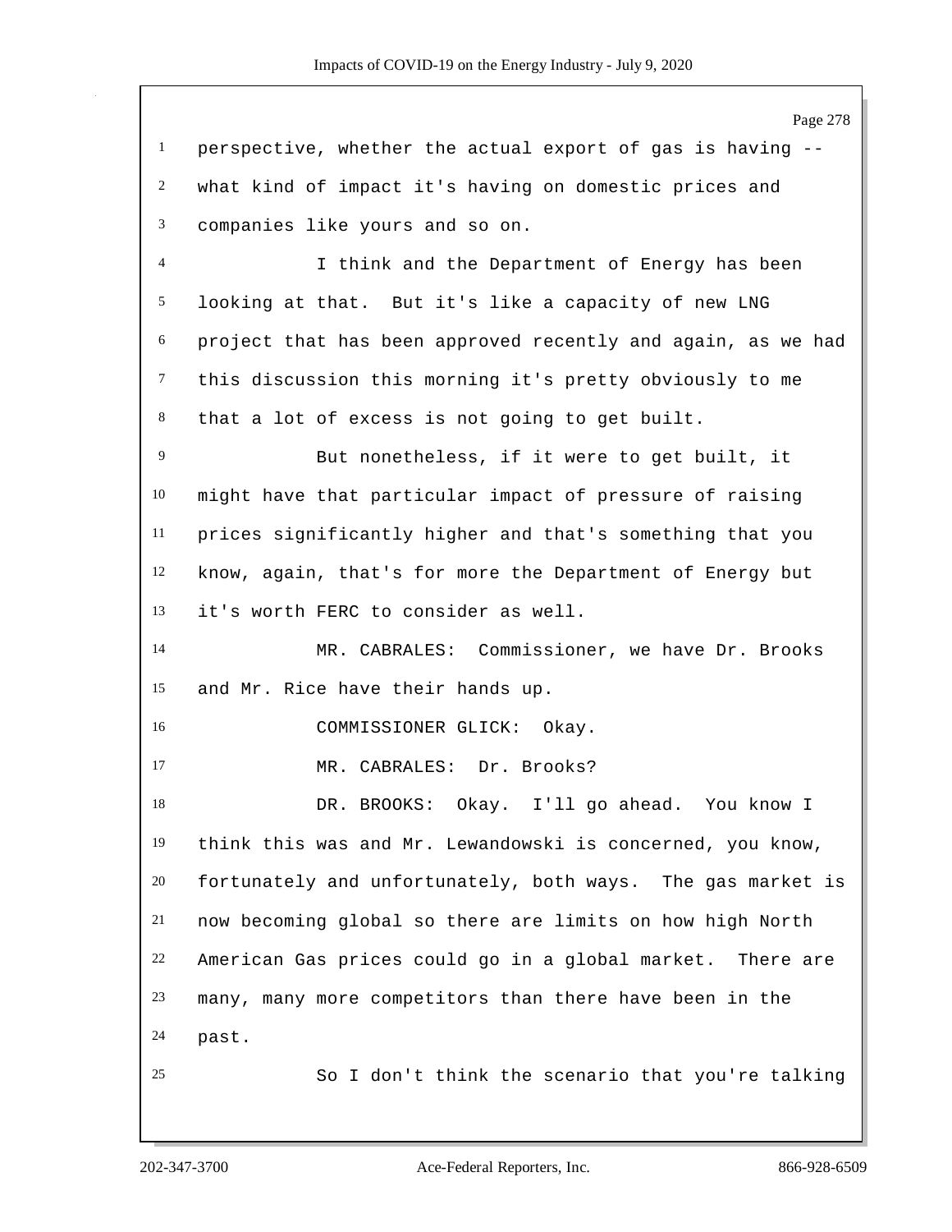perspective, whether the actual export of gas is having -- what kind of impact it's having on domestic prices and companies like yours and so on.

I think and the Department of Energy has been looking at that. But it's like a capacity of new LNG project that has been approved recently and again, as we had this discussion this morning it's pretty obviously to me that a lot of excess is not going to get built.

But nonetheless, if it were to get built, it might have that particular impact of pressure of raising prices significantly higher and that's something that you know, again, that's for more the Department of Energy but it's worth FERC to consider as well.

MR. CABRALES: Commissioner, we have Dr. Brooks and Mr. Rice have their hands up.

COMMISSIONER GLICK: Okay.

MR. CABRALES: Dr. Brooks?

DR. BROOKS: Okay. I'll go ahead. You know I think this was and Mr. Lewandowski is concerned, you know, fortunately and unfortunately, both ways. The gas market is now becoming global so there are limits on how high North American Gas prices could go in a global market. There are many, many more competitors than there have been in the past.

So I don't think the scenario that you're talking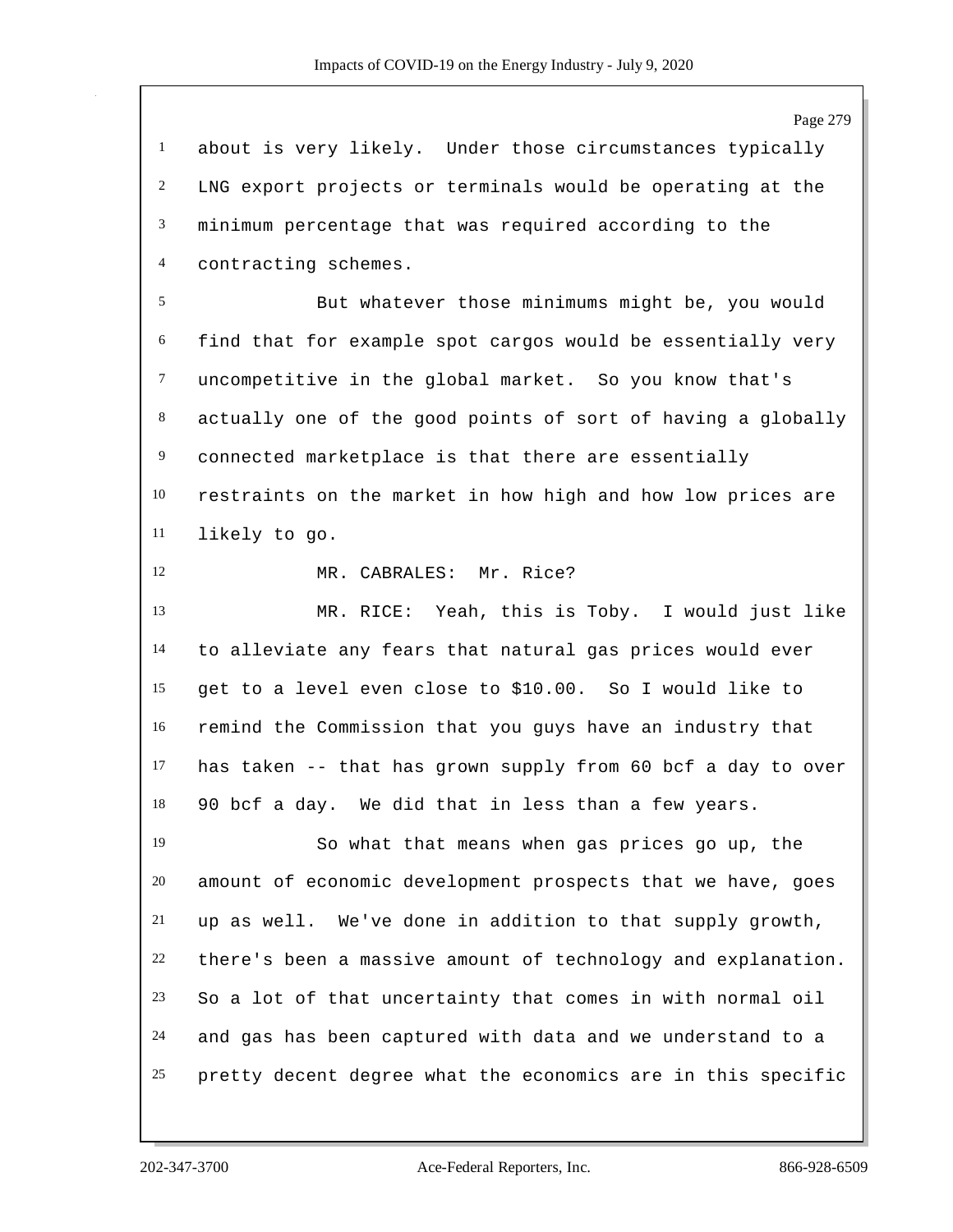about is very likely. Under those circumstances typically LNG export projects or terminals would be operating at the minimum percentage that was required according to the contracting schemes.

But whatever those minimums might be, you would find that for example spot cargos would be essentially very uncompetitive in the global market. So you know that's actually one of the good points of sort of having a globally connected marketplace is that there are essentially restraints on the market in how high and how low prices are likely to go.

MR. CABRALES: Mr. Rice?

MR. RICE: Yeah, this is Toby. I would just like to alleviate any fears that natural gas prices would ever get to a level even close to $10.00. So I would like to remind the Commission that you guys have an industry that has taken -- that has grown supply from 60 bcf a day to over 90 bcf a day. We did that in less than a few years.

So what that means when gas prices go up, the amount of economic development prospects that we have, goes up as well. We've done in addition to that supply growth, there's been a massive amount of technology and explanation. So a lot of that uncertainty that comes in with normal oil and gas has been captured with data and we understand to a pretty decent degree what the economics are in this specific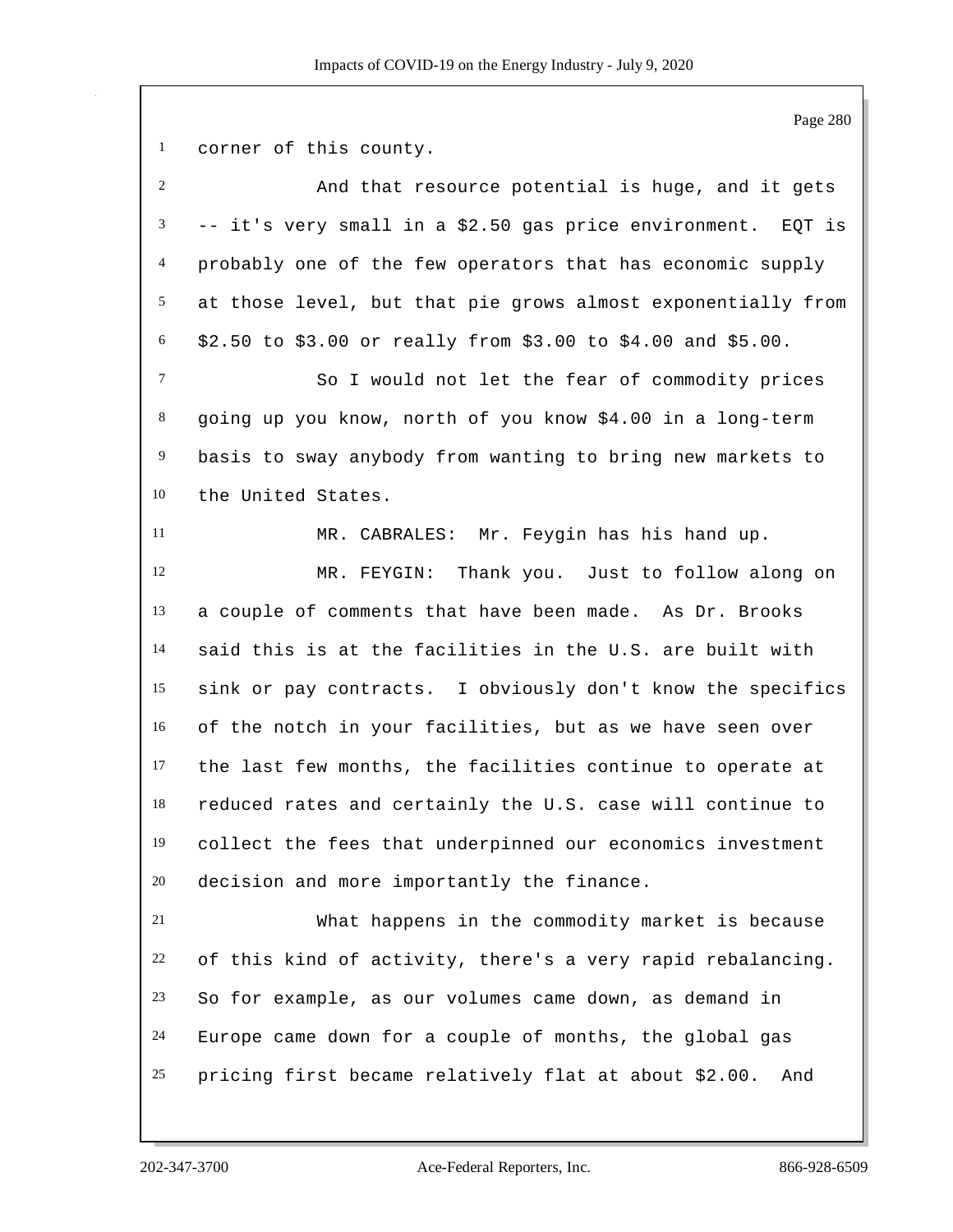corner of this county.

And that resource potential is huge, and it gets -- it's very small in a $2.50 gas price environment. EQT is probably one of the few operators that has economic supply at those level, but that pie grows almost exponentially from $2.50 to $3.00 or really from $3.00 to $4.00 and $5.00.

So I would not let the fear of commodity prices going up you know, north of you know $4.00 in a long-term basis to sway anybody from wanting to bring new markets to the United States.

MR. CABRALES: Mr. Feygin has his hand up.

MR. FEYGIN: Thank you. Just to follow along on a couple of comments that have been made. As Dr. Brooks said this is at the facilities in the U.S. are built with sink or pay contracts. I obviously don't know the specifics of the notch in your facilities, but as we have seen over the last few months, the facilities continue to operate at reduced rates and certainly the U.S. case will continue to collect the fees that underpinned our economics investment decision and more importantly the finance.

What happens in the commodity market is because of this kind of activity, there's a very rapid rebalancing. So for example, as our volumes came down, as demand in Europe came down for a couple of months, the global gas pricing first became relatively flat at about $2.00. And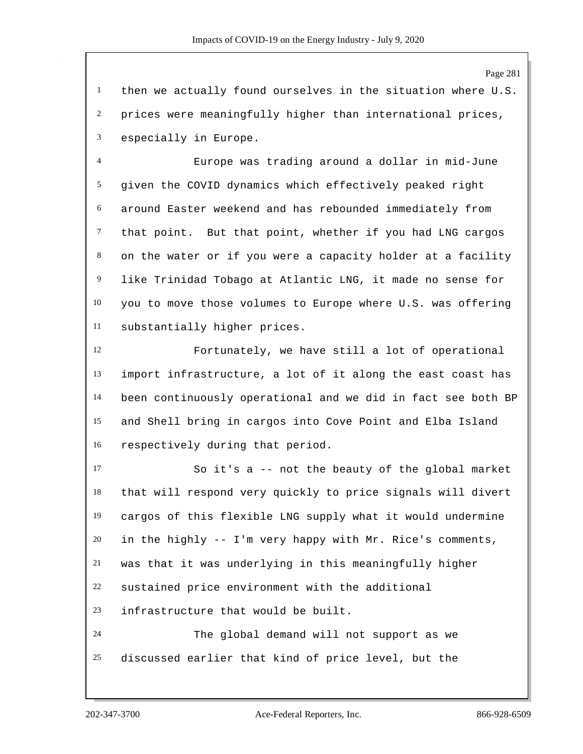then we actually found ourselves in the situation where U.S. prices were meaningfully higher than international prices, especially in Europe.

Europe was trading around a dollar in mid-June given the COVID dynamics which effectively peaked right around Easter weekend and has rebounded immediately from that point. But that point, whether if you had LNG cargos on the water or if you were a capacity holder at a facility like Trinidad Tobago at Atlantic LNG, it made no sense for you to move those volumes to Europe where U.S. was offering substantially higher prices.

Fortunately, we have still a lot of operational import infrastructure, a lot of it along the east coast has been continuously operational and we did in fact see both BP and Shell bring in cargos into Cove Point and Elba Island respectively during that period.

So it's a -- not the beauty of the global market that will respond very quickly to price signals will divert cargos of this flexible LNG supply what it would undermine in the highly -- I'm very happy with Mr. Rice's comments, was that it was underlying in this meaningfully higher sustained price environment with the additional infrastructure that would be built.

The global demand will not support as we discussed earlier that kind of price level, but the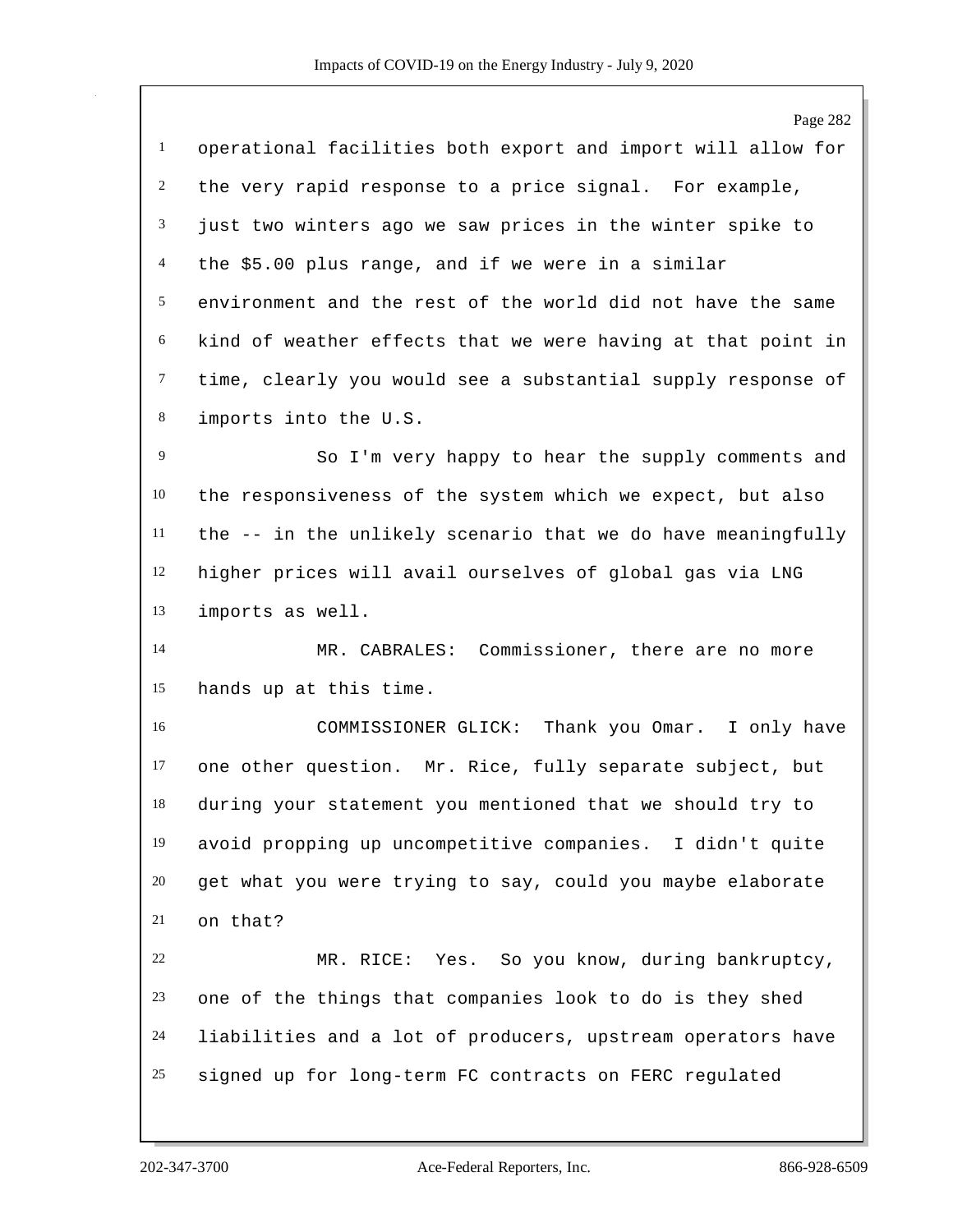operational facilities both export and import will allow for the very rapid response to a price signal. For example, just two winters ago we saw prices in the winter spike to the $5.00 plus range, and if we were in a similar environment and the rest of the world did not have the same kind of weather effects that we were having at that point in time, clearly you would see a substantial supply response of imports into the U.S.

So I'm very happy to hear the supply comments and the responsiveness of the system which we expect, but also the -- in the unlikely scenario that we do have meaningfully higher prices will avail ourselves of global gas via LNG imports as well.

MR. CABRALES: Commissioner, there are no more hands up at this time.

COMMISSIONER GLICK: Thank you Omar. I only have one other question. Mr. Rice, fully separate subject, but during your statement you mentioned that we should try to avoid propping up uncompetitive companies. I didn't quite get what you were trying to say, could you maybe elaborate on that?

MR. RICE: Yes. So you know, during bankruptcy, one of the things that companies look to do is they shed liabilities and a lot of producers, upstream operators have signed up for long-term FC contracts on FERC regulated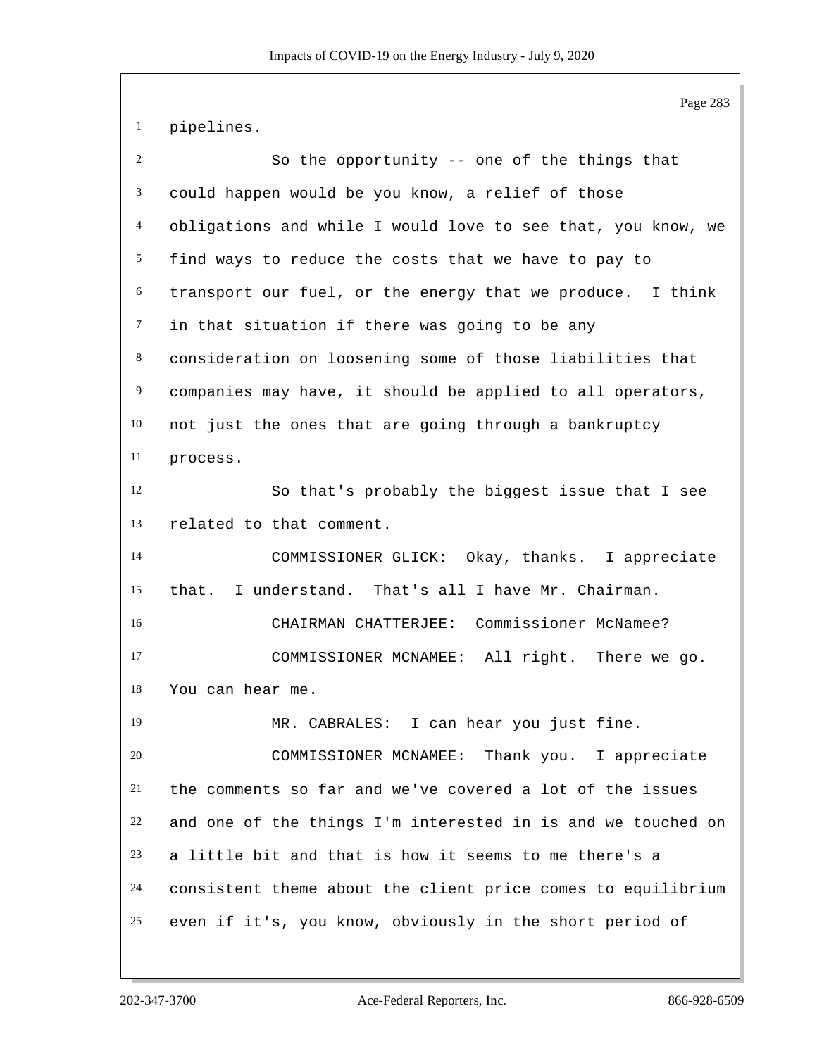pipelines.

So the opportunity -- one of the things that could happen would be you know, a relief of those obligations and while I would love to see that, you know, we find ways to reduce the costs that we have to pay to transport our fuel, or the energy that we produce. I think in that situation if there was going to be any consideration on loosening some of those liabilities that companies may have, it should be applied to all operators, not just the ones that are going through a bankruptcy process.

So that's probably the biggest issue that I see related to that comment.

COMMISSIONER GLICK: Okay, thanks. I appreciate that. I understand. That's all I have Mr. Chairman.

CHAIRMAN CHATTERJEE: Commissioner McNamee?

COMMISSIONER MCNAMEE: All right. There we go. You can hear me.

MR. CABRALES: I can hear you just fine.

COMMISSIONER MCNAMEE: Thank you. I appreciate the comments so far and we've covered a lot of the issues and one of the things I'm interested in is and we touched on a little bit and that is how it seems to me there's a consistent theme about the client price comes to equilibrium even if it's, you know, obviously in the short period of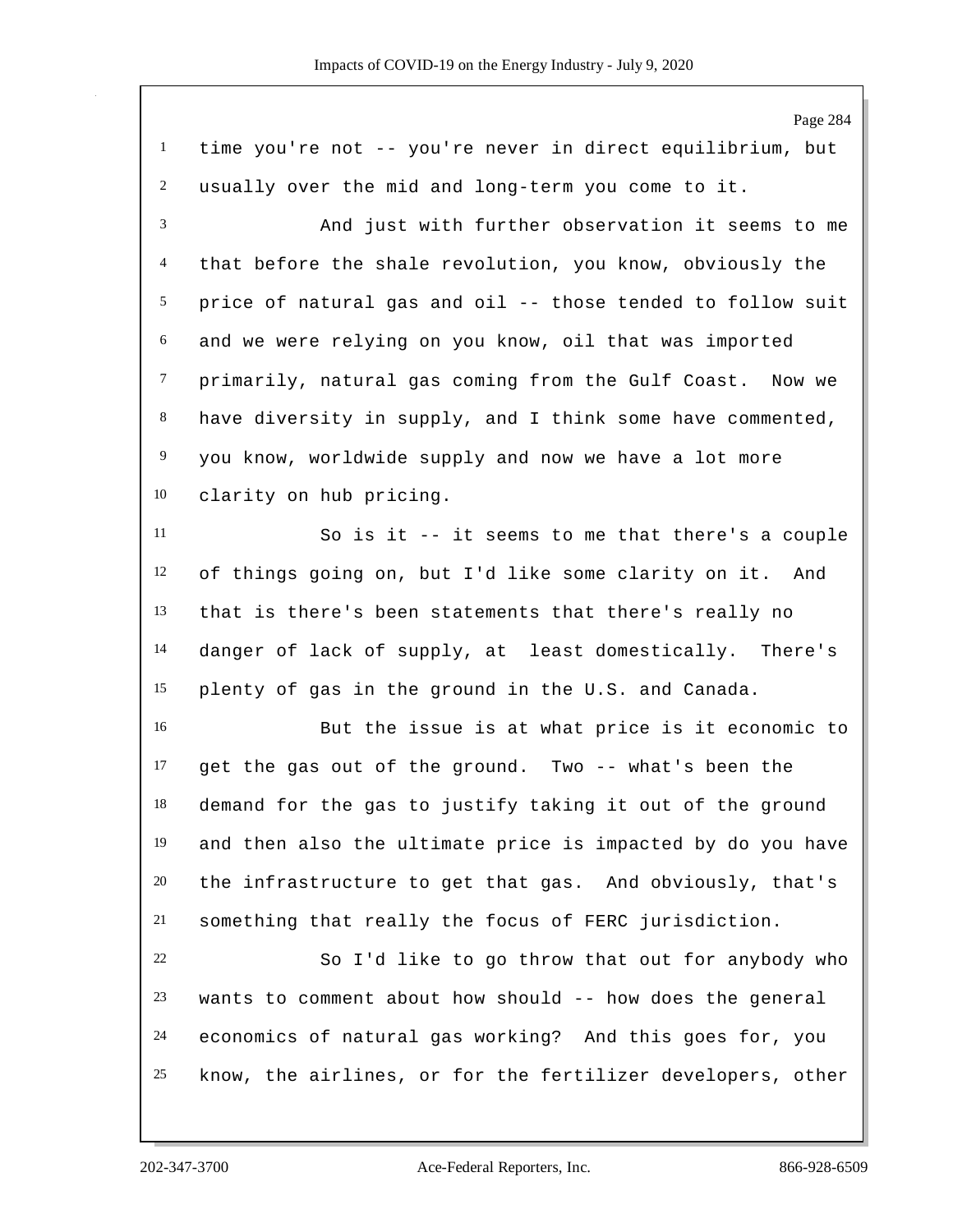time you're not -- you're never in direct equilibrium, but usually over the mid and long-term you come to it.

And just with further observation it seems to me that before the shale revolution, you know, obviously the price of natural gas and oil -- those tended to follow suit and we were relying on you know, oil that was imported primarily, natural gas coming from the Gulf Coast. Now we have diversity in supply, and I think some have commented, you know, worldwide supply and now we have a lot more clarity on hub pricing.

So is it -- it seems to me that there's a couple of things going on, but I'd like some clarity on it. And that is there's been statements that there's really no danger of lack of supply, at least domestically. There's plenty of gas in the ground in the U.S. and Canada.

But the issue is at what price is it economic to get the gas out of the ground. Two -- what's been the demand for the gas to justify taking it out of the ground and then also the ultimate price is impacted by do you have the infrastructure to get that gas. And obviously, that's something that really the focus of FERC jurisdiction.

So I'd like to go throw that out for anybody who wants to comment about how should -- how does the general economics of natural gas working? And this goes for, you know, the airlines, or for the fertilizer developers, other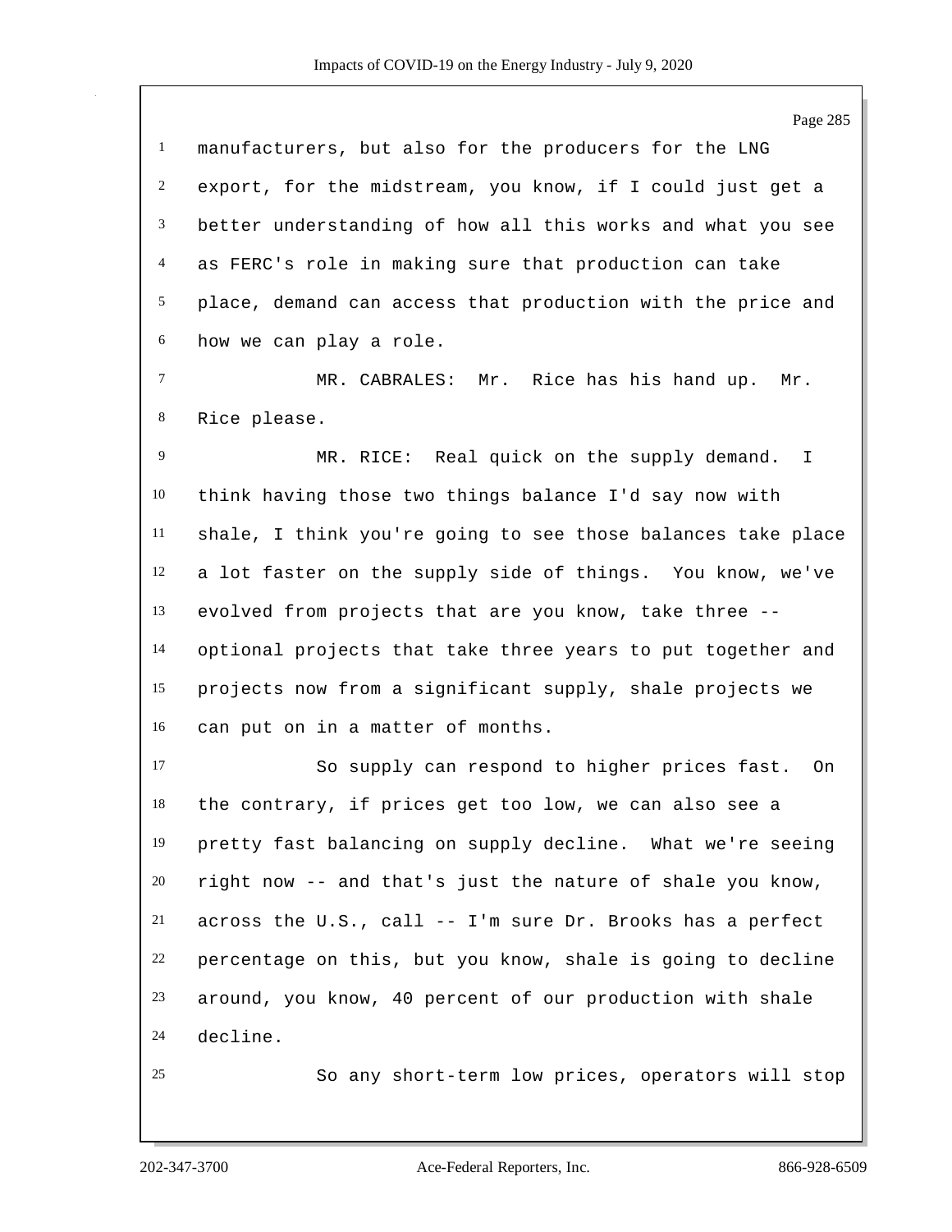manufacturers, but also for the producers for the LNG export, for the midstream, you know, if I could just get a better understanding of how all this works and what you see as FERC's role in making sure that production can take place, demand can access that production with the price and how we can play a role.

MR. CABRALES: Mr. Rice has his hand up. Mr. Rice please.

MR. RICE: Real quick on the supply demand. I think having those two things balance I'd say now with shale, I think you're going to see those balances take place a lot faster on the supply side of things. You know, we've evolved from projects that are you know, take three -- optional projects that take three years to put together and projects now from a significant supply, shale projects we can put on in a matter of months.

So supply can respond to higher prices fast. On the contrary, if prices get too low, we can also see a pretty fast balancing on supply decline. What we're seeing right now -- and that's just the nature of shale you know, across the U.S., call -- I'm sure Dr. Brooks has a perfect percentage on this, but you know, shale is going to decline around, you know, 40 percent of our production with shale decline.

So any short-term low prices, operators will stop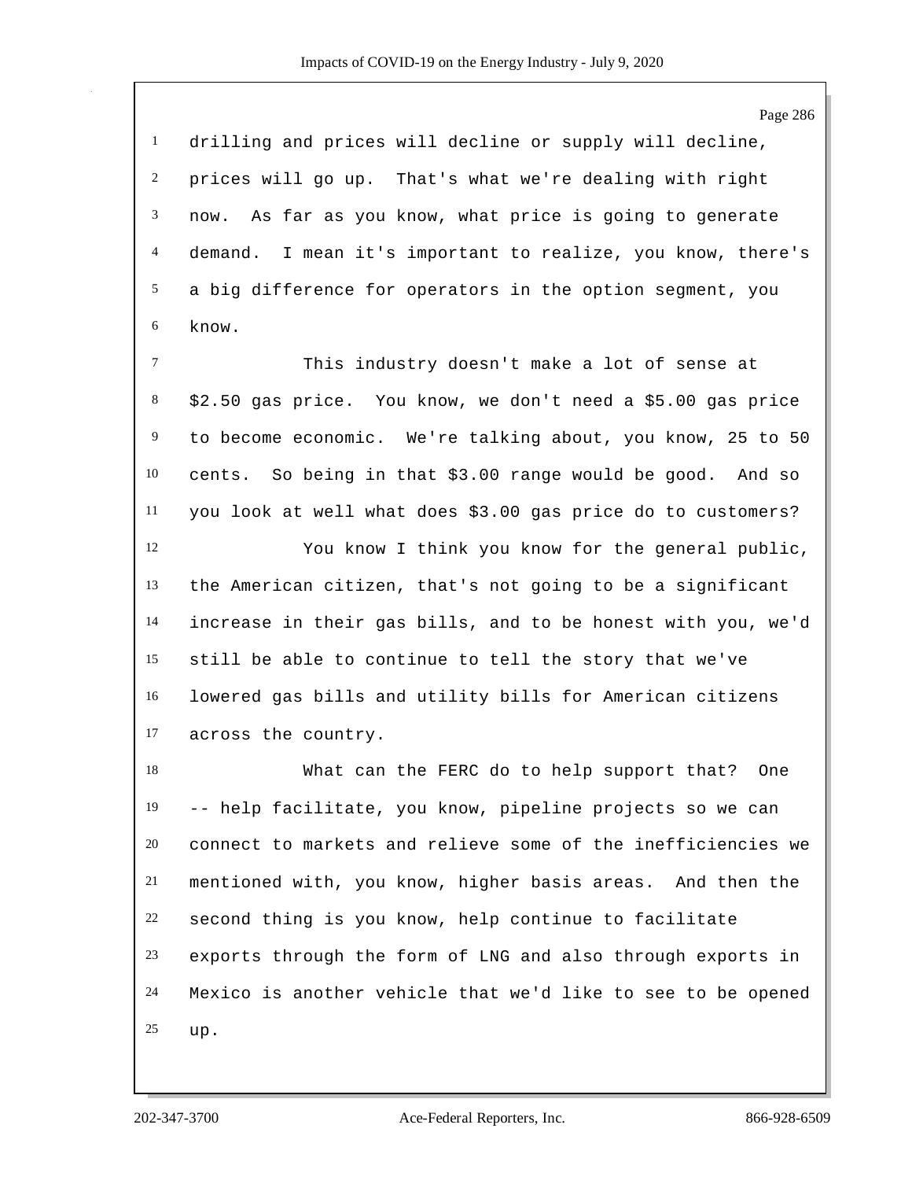drilling and prices will decline or supply will decline, prices will go up. That's what we're dealing with right now. As far as you know, what price is going to generate demand. I mean it's important to realize, you know, there's a big difference for operators in the option segment, you know.

This industry doesn't make a lot of sense at $2.50 gas price. You know, we don't need a $5.00 gas price to become economic. We're talking about, you know, 25 to 50 cents. So being in that $3.00 range would be good. And so you look at well what does $3.00 gas price do to customers?

You know I think you know for the general public, the American citizen, that's not going to be a significant increase in their gas bills, and to be honest with you, we'd still be able to continue to tell the story that we've lowered gas bills and utility bills for American citizens across the country.

What can the FERC do to help support that? One -- help facilitate, you know, pipeline projects so we can connect to markets and relieve some of the inefficiencies we mentioned with, you know, higher basis areas. And then the second thing is you know, help continue to facilitate exports through the form of LNG and also through exports in Mexico is another vehicle that we'd like to see to be opened up.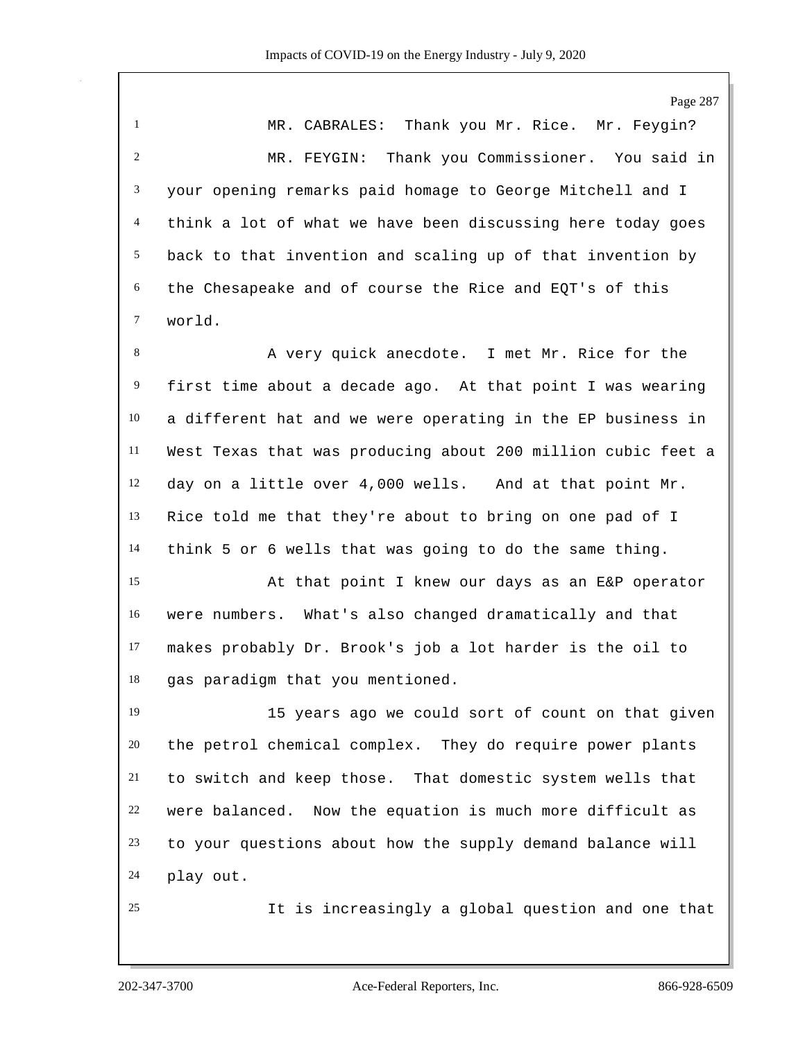MR. CABRALES: Thank you Mr. Rice. Mr. Feygin?

MR. FEYGIN: Thank you Commissioner. You said in your opening remarks paid homage to George Mitchell and I think a lot of what we have been discussing here today goes back to that invention and scaling up of that invention by the Chesapeake and of course the Rice and EQT's of this world.

A very quick anecdote. I met Mr. Rice for the first time about a decade ago. At that point I was wearing a different hat and we were operating in the EP business in West Texas that was producing about 200 million cubic feet a day on a little over 4,000 wells. And at that point Mr. Rice told me that they're about to bring on one pad of I think 5 or 6 wells that was going to do the same thing.

At that point I knew our days as an E&P operator were numbers. What's also changed dramatically and that makes probably Dr. Brook's job a lot harder is the oil to gas paradigm that you mentioned.

15 years ago we could sort of count on that given the petrol chemical complex. They do require power plants to switch and keep those. That domestic system wells that were balanced. Now the equation is much more difficult as to your questions about how the supply demand balance will play out.

It is increasingly a global question and one that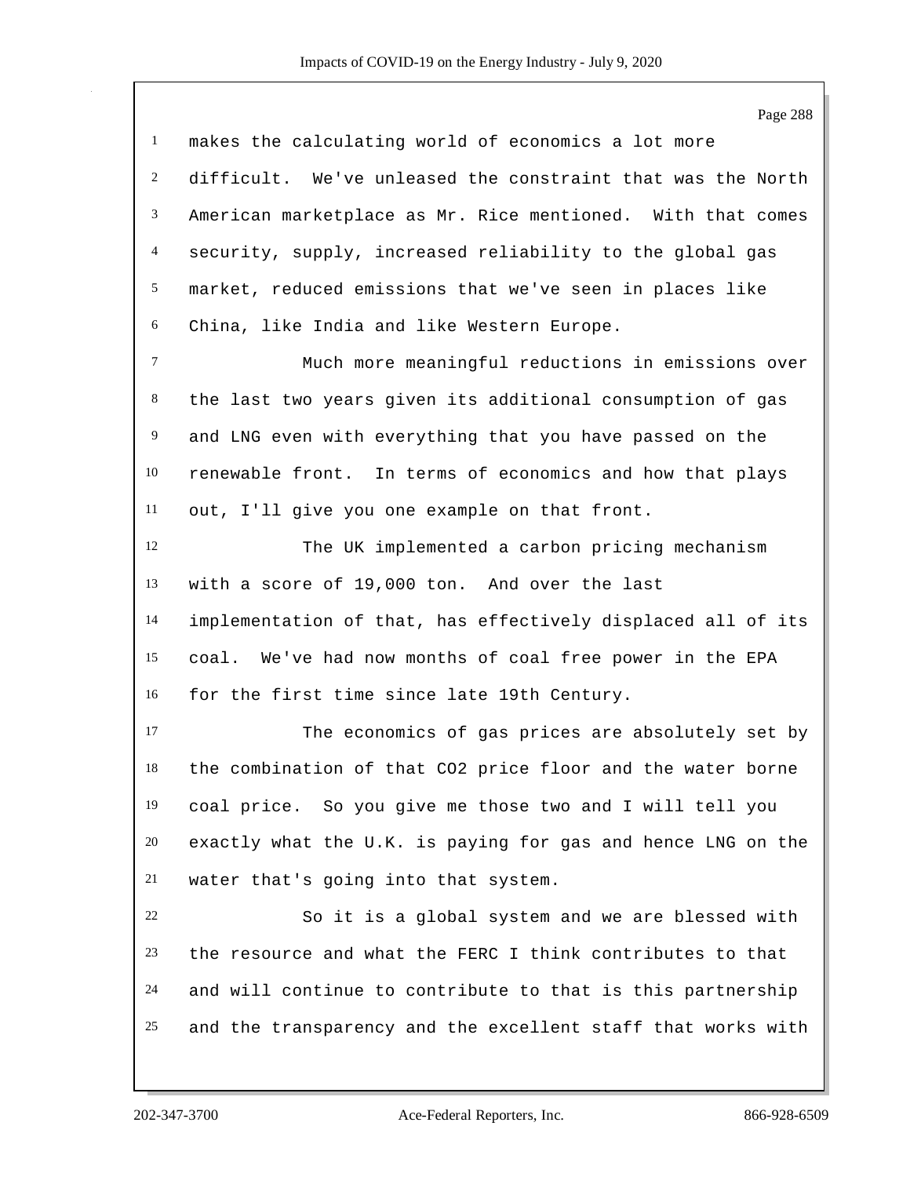makes the calculating world of economics a lot more difficult. We've unleased the constraint that was the North American marketplace as Mr. Rice mentioned. With that comes security, supply, increased reliability to the global gas market, reduced emissions that we've seen in places like China, like India and like Western Europe.

Much more meaningful reductions in emissions over the last two years given its additional consumption of gas and LNG even with everything that you have passed on the renewable front. In terms of economics and how that plays out, I'll give you one example on that front.

The UK implemented a carbon pricing mechanism with a score of 19,000 ton. And over the last implementation of that, has effectively displaced all of its coal. We've had now months of coal free power in the EPA for the first time since late 19th Century.

The economics of gas prices are absolutely set by the combination of that $CO_2$ price floor and the water borne coal price. So you give me those two and I will tell you exactly what the U.K. is paying for gas and hence LNG on the water that's going into that system.

So it is a global system and we are blessed with the resource and what the FERC I think contributes to that and will continue to contribute to that is this partnership and the transparency and the excellent staff that works with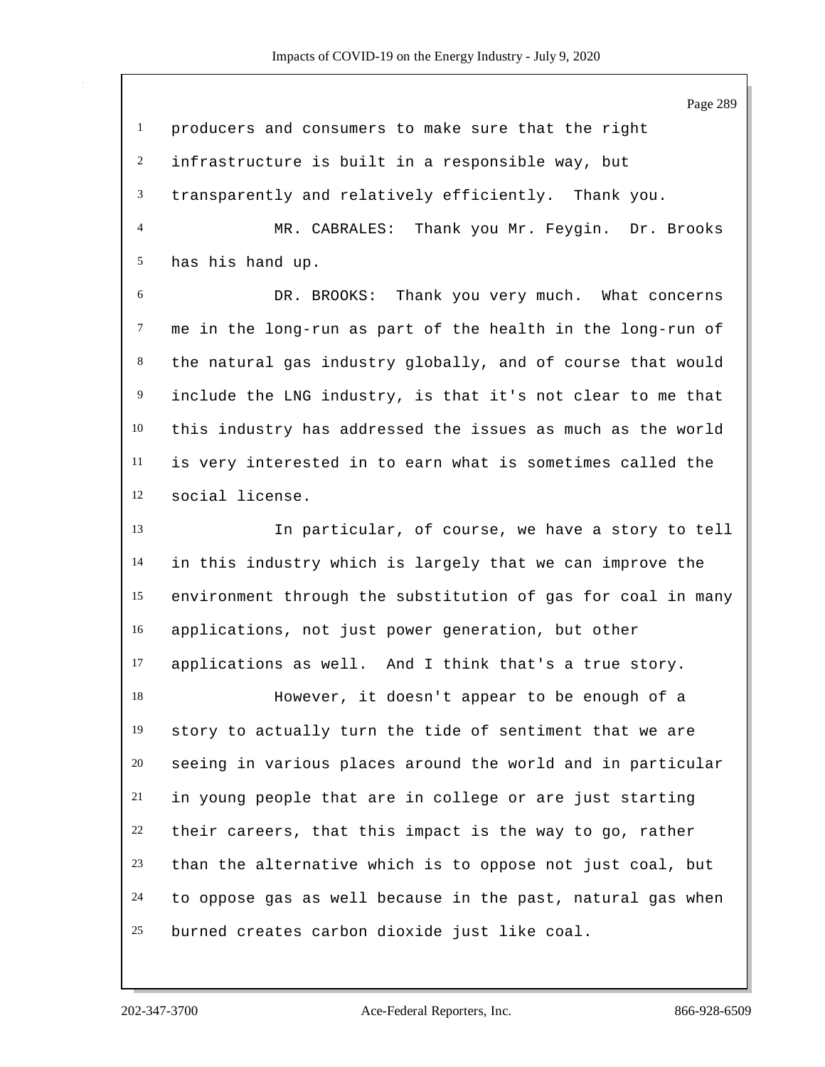producers and consumers to make sure that the right infrastructure is built in a responsible way, but transparently and relatively efficiently. Thank you.

MR. CABRALES: Thank you Mr. Feygin. Dr. Brooks has his hand up.

DR. BROOKS: Thank you very much. What concerns me in the long-run as part of the health in the long-run of the natural gas industry globally, and of course that would include the LNG industry, is that it's not clear to me that this industry has addressed the issues as much as the world is very interested in to earn what is sometimes called the social license.

In particular, of course, we have a story to tell in this industry which is largely that we can improve the environment through the substitution of gas for coal in many applications, not just power generation, but other applications as well. And I think that's a true story.

However, it doesn't appear to be enough of a story to actually turn the tide of sentiment that we are seeing in various places around the world and in particular in young people that are in college or are just starting their careers, that this impact is the way to go, rather than the alternative which is to oppose not just coal, but to oppose gas as well because in the past, natural gas when burned creates carbon dioxide just like coal.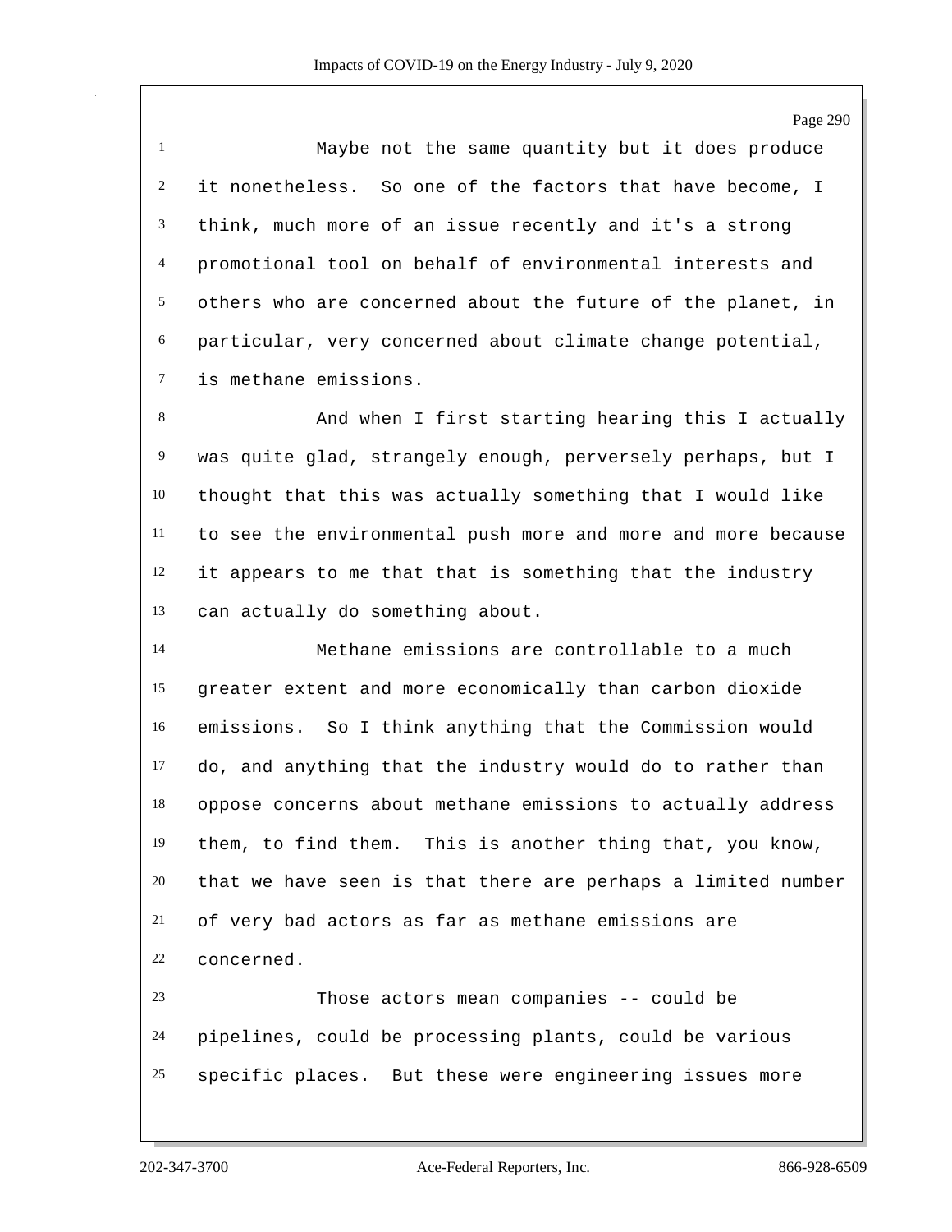Maybe not the same quantity but it does produce it nonetheless. So one of the factors that have become, I think, much more of an issue recently and it's a strong promotional tool on behalf of environmental interests and others who are concerned about the future of the planet, in particular, very concerned about climate change potential, is methane emissions.

And when I first starting hearing this I actually was quite glad, strangely enough, perversely perhaps, but I thought that this was actually something that I would like to see the environmental push more and more and more because it appears to me that that is something that the industry can actually do something about.

Methane emissions are controllable to a much greater extent and more economically than carbon dioxide emissions. So I think anything that the Commission would do, and anything that the industry would do to rather than oppose concerns about methane emissions to actually address them, to find them. This is another thing that, you know, that we have seen is that there are perhaps a limited number of very bad actors as far as methane emissions are concerned.

Those actors mean companies -- could be pipelines, could be processing plants, could be various specific places. But these were engineering issues more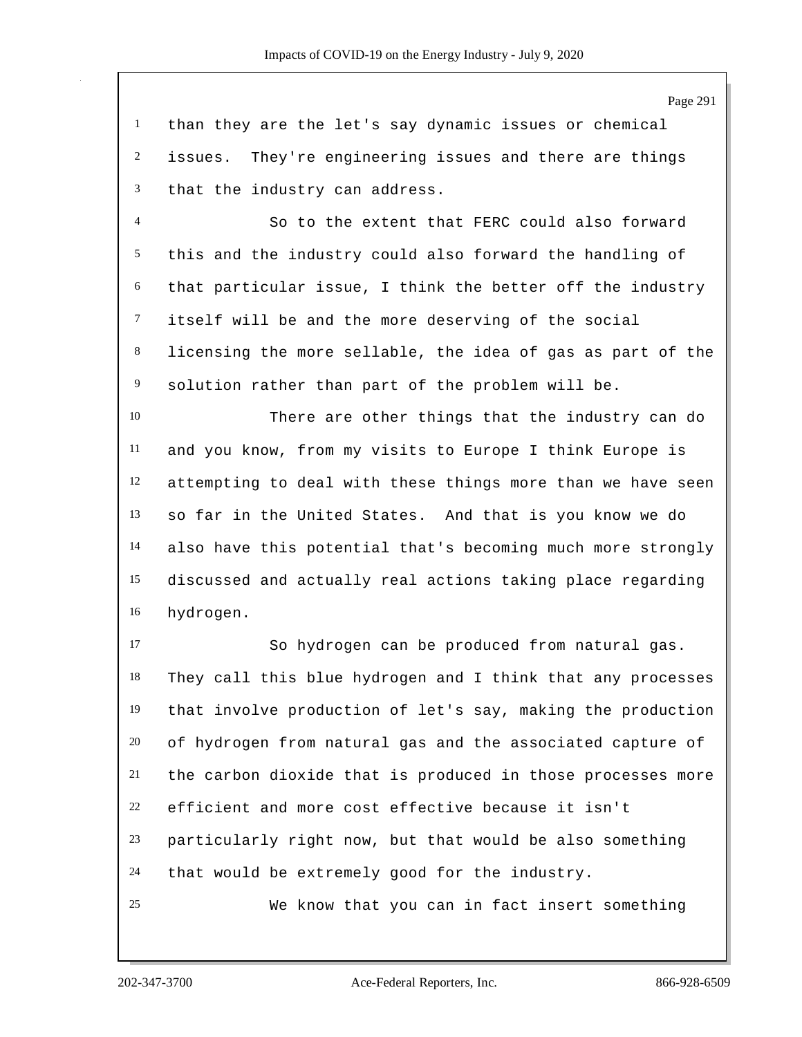than they are the let's say dynamic issues or chemical issues. They're engineering issues and there are things that the industry can address.

So to the extent that FERC could also forward this and the industry could also forward the handling of that particular issue, I think the better off the industry itself will be and the more deserving of the social licensing the more sellable, the idea of gas as part of the solution rather than part of the problem will be.

There are other things that the industry can do and you know, from my visits to Europe I think Europe is attempting to deal with these things more than we have seen so far in the United States. And that is you know we do also have this potential that's becoming much more strongly discussed and actually real actions taking place regarding hydrogen.

So hydrogen can be produced from natural gas. They call this blue hydrogen and I think that any processes that involve production of let's say, making the production of hydrogen from natural gas and the associated capture of the carbon dioxide that is produced in those processes more efficient and more cost effective because it isn't particularly right now, but that would be also something that would be extremely good for the industry.

We know that you can in fact insert something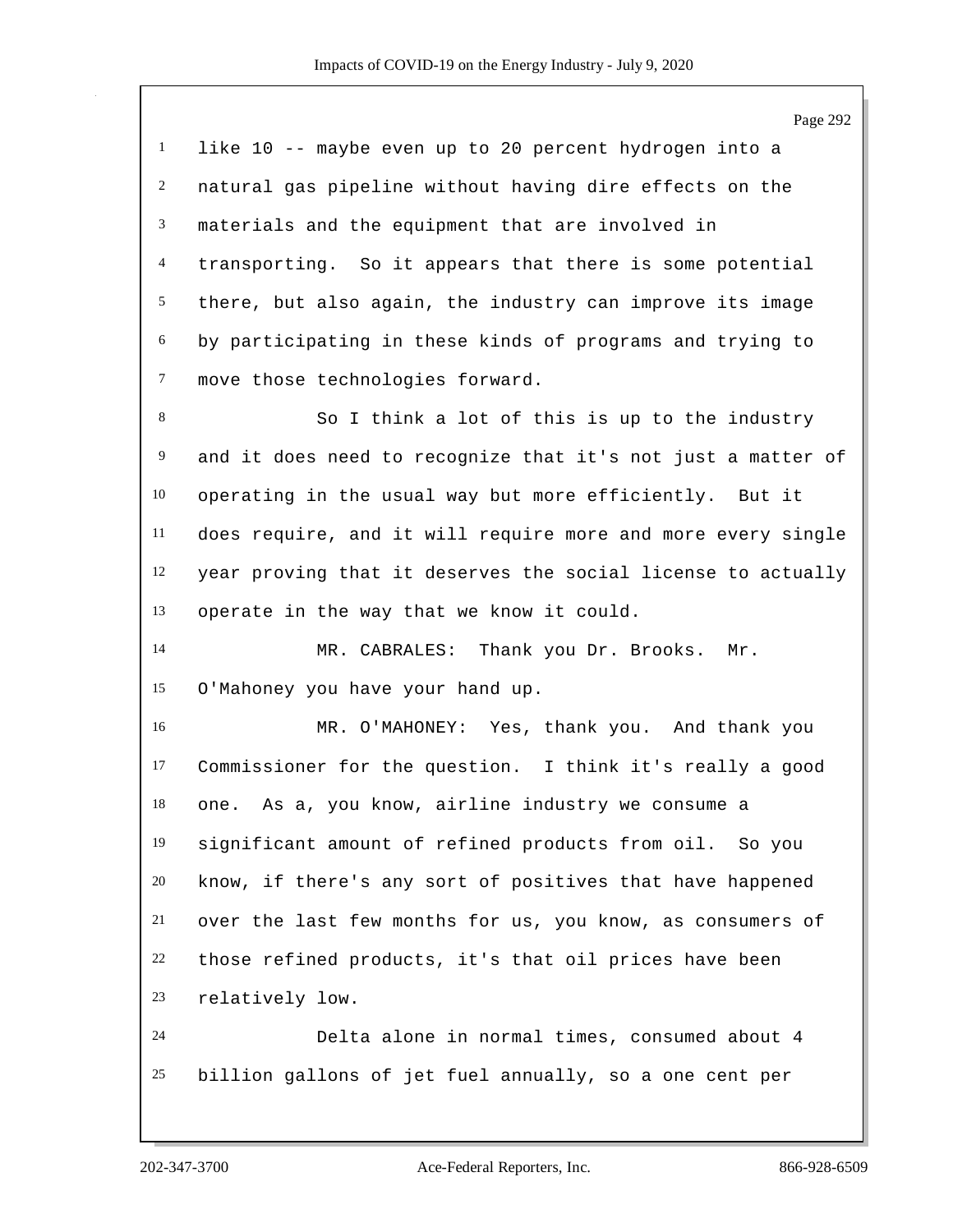like 10 -- maybe even up to 20 percent hydrogen into a natural gas pipeline without having dire effects on the materials and the equipment that are involved in transporting. So it appears that there is some potential there, but also again, the industry can improve its image by participating in these kinds of programs and trying to move those technologies forward.

So I think a lot of this is up to the industry and it does need to recognize that it's not just a matter of operating in the usual way but more efficiently. But it does require, and it will require more and more every single year proving that it deserves the social license to actually operate in the way that we know it could.

MR. CABRALES: Thank you Dr. Brooks. Mr. O'Mahoney you have your hand up.

MR. O'MAHONEY: Yes, thank you. And thank you Commissioner for the question. I think it's really a good one. As a, you know, airline industry we consume a significant amount of refined products from oil. So you know, if there's any sort of positives that have happened over the last few months for us, you know, as consumers of those refined products, it's that oil prices have been relatively low.

Delta alone in normal times, consumed about 4 billion gallons of jet fuel annually, so a one cent per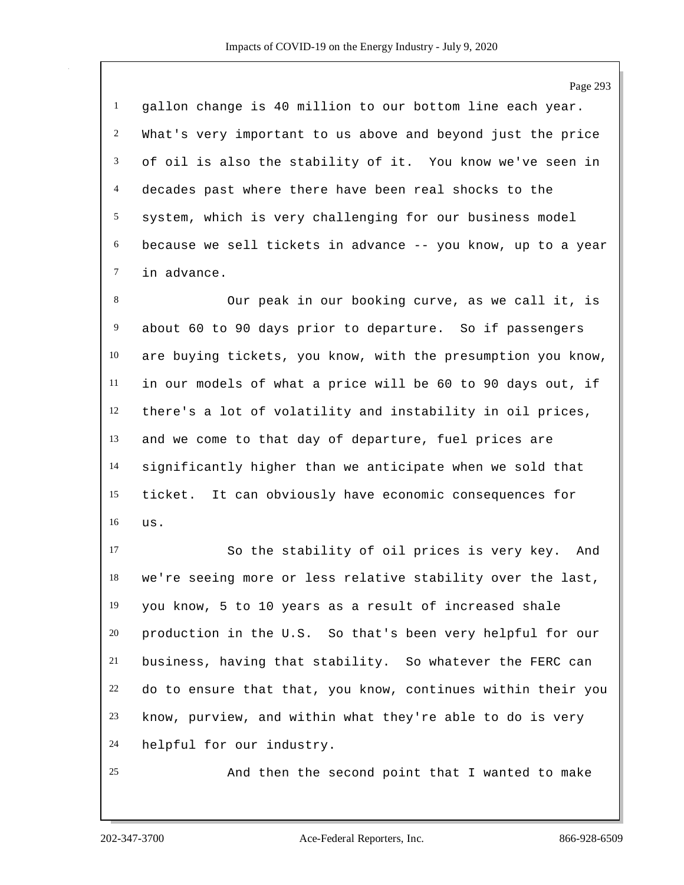gallon change is 40 million to our bottom line each year. What's very important to us above and beyond just the price of oil is also the stability of it. You know we've seen in decades past where there have been real shocks to the system, which is very challenging for our business model because we sell tickets in advance -- you know, up to a year in advance.

Our peak in our booking curve, as we call it, is about 60 to 90 days prior to departure. So if passengers are buying tickets, you know, with the presumption you know, in our models of what a price will be 60 to 90 days out, if there's a lot of volatility and instability in oil prices, and we come to that day of departure, fuel prices are significantly higher than we anticipate when we sold that ticket. It can obviously have economic consequences for us.

So the stability of oil prices is very key. And we're seeing more or less relative stability over the last, you know, 5 to 10 years as a result of increased shale production in the U.S. So that's been very helpful for our business, having that stability. So whatever the FERC can do to ensure that that, you know, continues within their you know, purview, and within what they're able to do is very helpful for our industry.

And then the second point that I wanted to make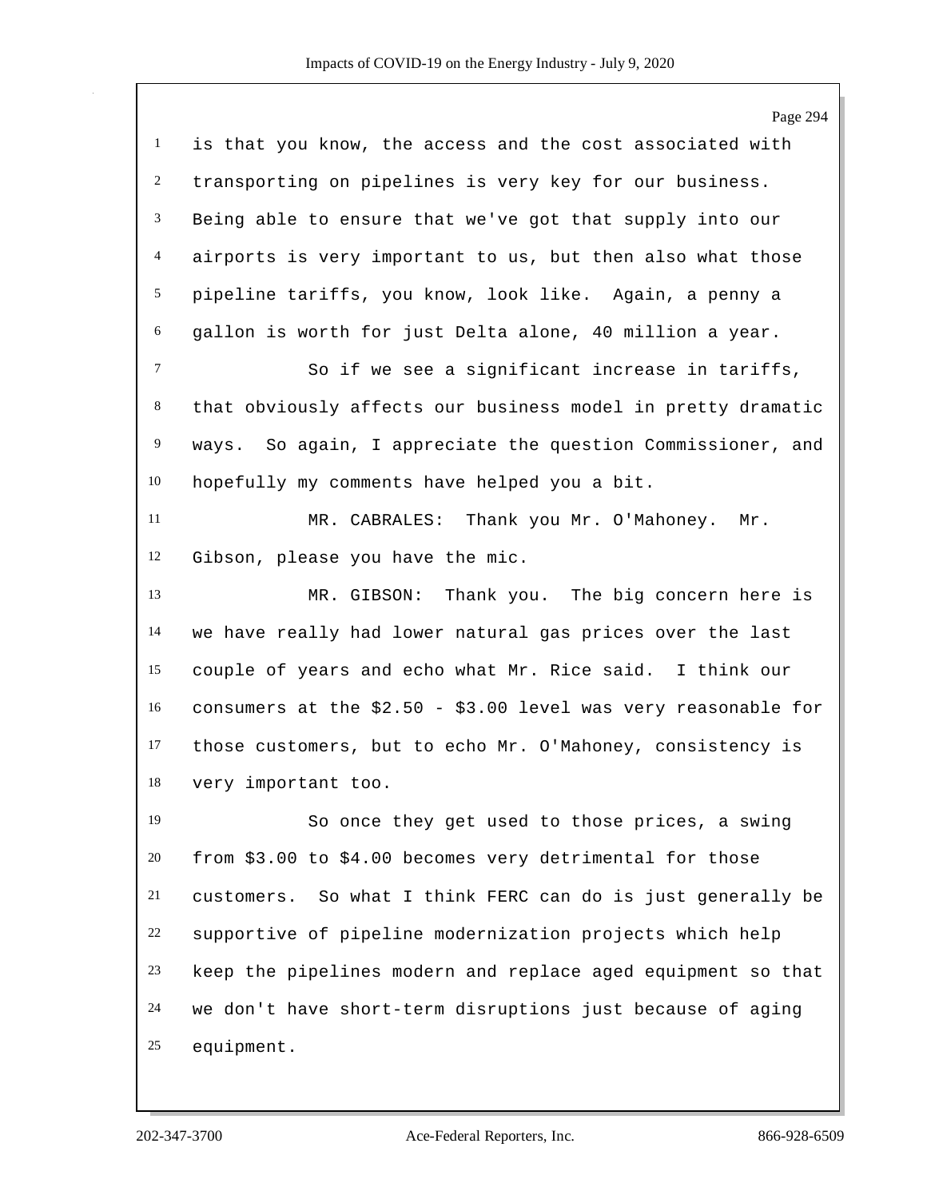is that you know, the access and the cost associated with transporting on pipelines is very key for our business. Being able to ensure that we've got that supply into our airports is very important to us, but then also what those pipeline tariffs, you know, look like. Again, a penny a gallon is worth for just Delta alone, 40 million a year.

So if we see a significant increase in tariffs, that obviously affects our business model in pretty dramatic ways. So again, I appreciate the question Commissioner, and hopefully my comments have helped you a bit.

MR. CABRALES: Thank you Mr. O'Mahoney. Mr. Gibson, please you have the mic.

MR. GIBSON: Thank you. The big concern here is we have really had lower natural gas prices over the last couple of years and echo what Mr. Rice said. I think our consumers at the $2.50 - $3.00 level was very reasonable for those customers, but to echo Mr. O'Mahoney, consistency is very important too.

So once they get used to those prices, a swing from $3.00 to $4.00 becomes very detrimental for those customers. So what I think FERC can do is just generally be supportive of pipeline modernization projects which help keep the pipelines modern and replace aged equipment so that we don't have short-term disruptions just because of aging equipment.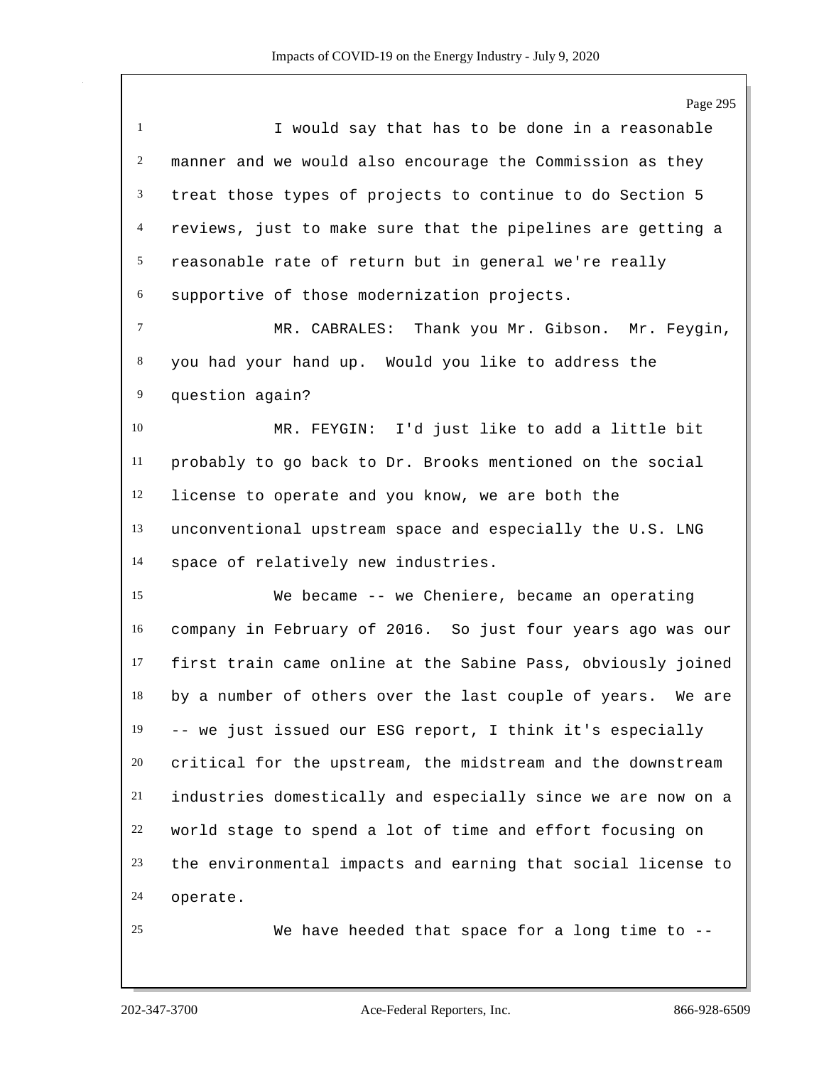I would say that has to be done in a reasonable manner and we would also encourage the Commission as they treat those types of projects to continue to do Section 5 reviews, just to make sure that the pipelines are getting a reasonable rate of return but in general we're really supportive of those modernization projects.

MR. CABRALES: Thank you Mr. Gibson. Mr. Feygin, you had your hand up. Would you like to address the question again?

MR. FEYGIN: I'd just like to add a little bit probably to go back to Dr. Brooks mentioned on the social license to operate and you know, we are both the unconventional upstream space and especially the U.S. LNG space of relatively new industries.

We became -- we Cheniere, became an operating company in February of 2016. So just four years ago was our first train came online at the Sabine Pass, obviously joined by a number of others over the last couple of years. We are -- we just issued our ESG report, I think it's especially critical for the upstream, the midstream and the downstream industries domestically and especially since we are now on a world stage to spend a lot of time and effort focusing on the environmental impacts and earning that social license to operate.

We have heeded that space for a long time to --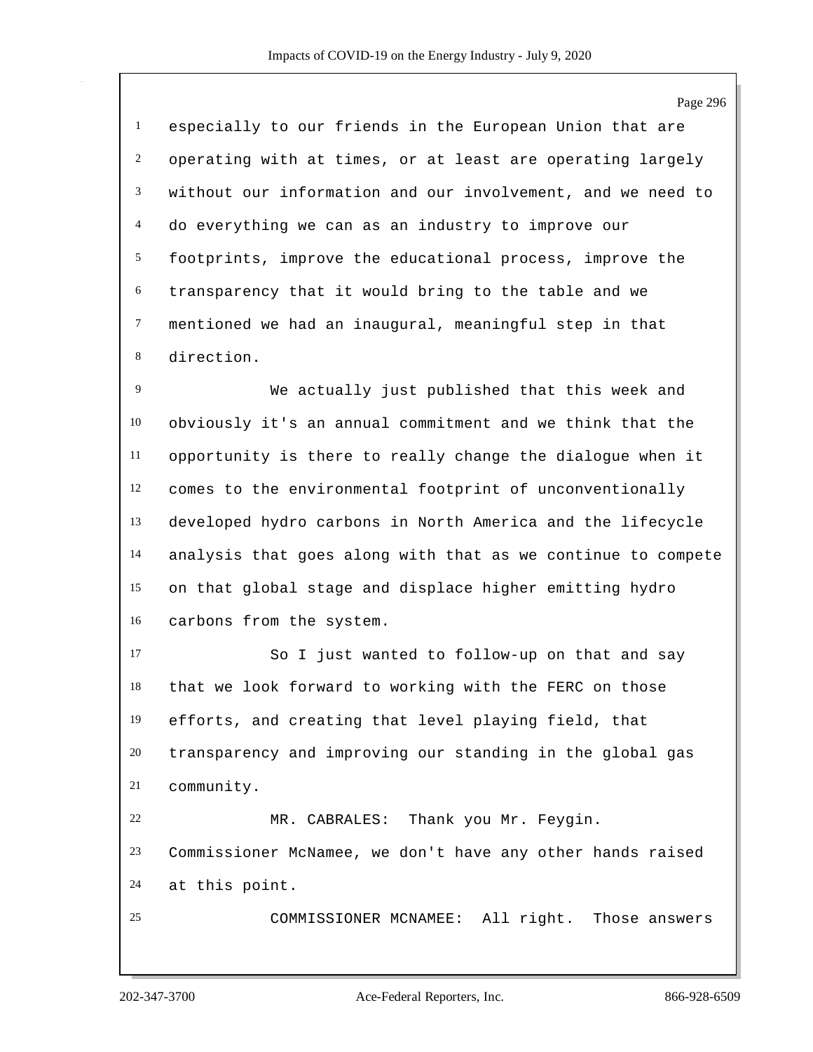especially to our friends in the European Union that are operating with at times, or at least are operating largely without our information and our involvement, and we need to do everything we can as an industry to improve our footprints, improve the educational process, improve the transparency that it would bring to the table and we mentioned we had an inaugural, meaningful step in that direction.

We actually just published that this week and obviously it's an annual commitment and we think that the opportunity is there to really change the dialogue when it comes to the environmental footprint of unconventionally developed hydro carbons in North America and the lifecycle analysis that goes along with that as we continue to compete on that global stage and displace higher emitting hydro carbons from the system.

So I just wanted to follow-up on that and say that we look forward to working with the FERC on those efforts, and creating that level playing field, that transparency and improving our standing in the global gas community.

MR. CABRALES: Thank you Mr. Feygin. Commissioner McNamee, we don't have any other hands raised at this point.

COMMISSIONER MCNAMEE: All right. Those answers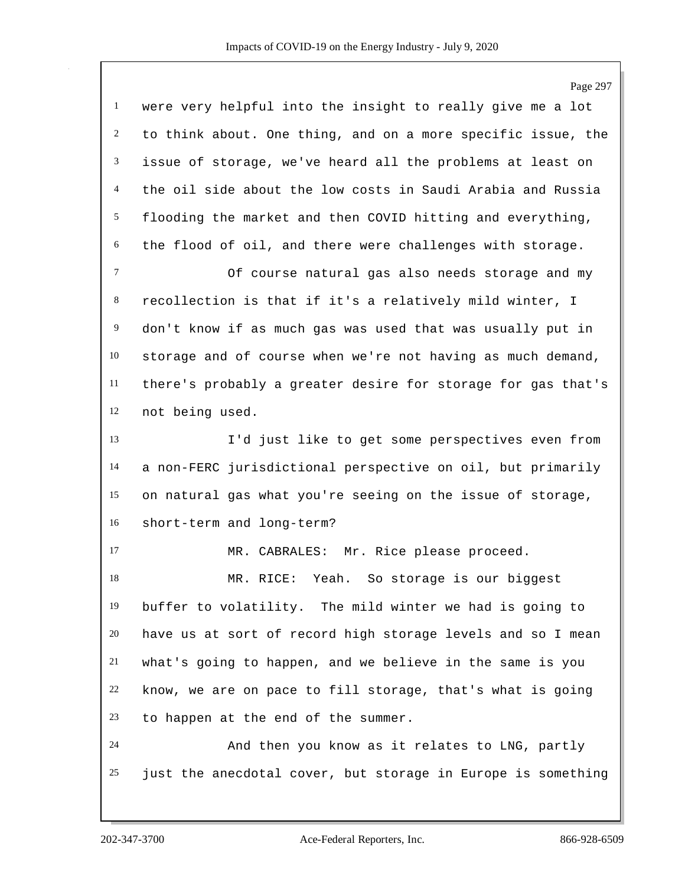were very helpful into the insight to really give me a lot to think about. One thing, and on a more specific issue, the issue of storage, we've heard all the problems at least on the oil side about the low costs in Saudi Arabia and Russia flooding the market and then COVID hitting and everything, the flood of oil, and there were challenges with storage.

Of course natural gas also needs storage and my recollection is that if it's a relatively mild winter, I don't know if as much gas was used that was usually put in storage and of course when we're not having as much demand, there's probably a greater desire for storage for gas that's not being used.

I'd just like to get some perspectives even from a non-FERC jurisdictional perspective on oil, but primarily on natural gas what you're seeing on the issue of storage, short-term and long-term?

MR. CABRALES: Mr. Rice please proceed.

MR. RICE: Yeah. So storage is our biggest buffer to volatility. The mild winter we had is going to have us at sort of record high storage levels and so I mean what's going to happen, and we believe in the same is you know, we are on pace to fill storage, that's what is going to happen at the end of the summer.

And then you know as it relates to LNG, partly just the anecdotal cover, but storage in Europe is something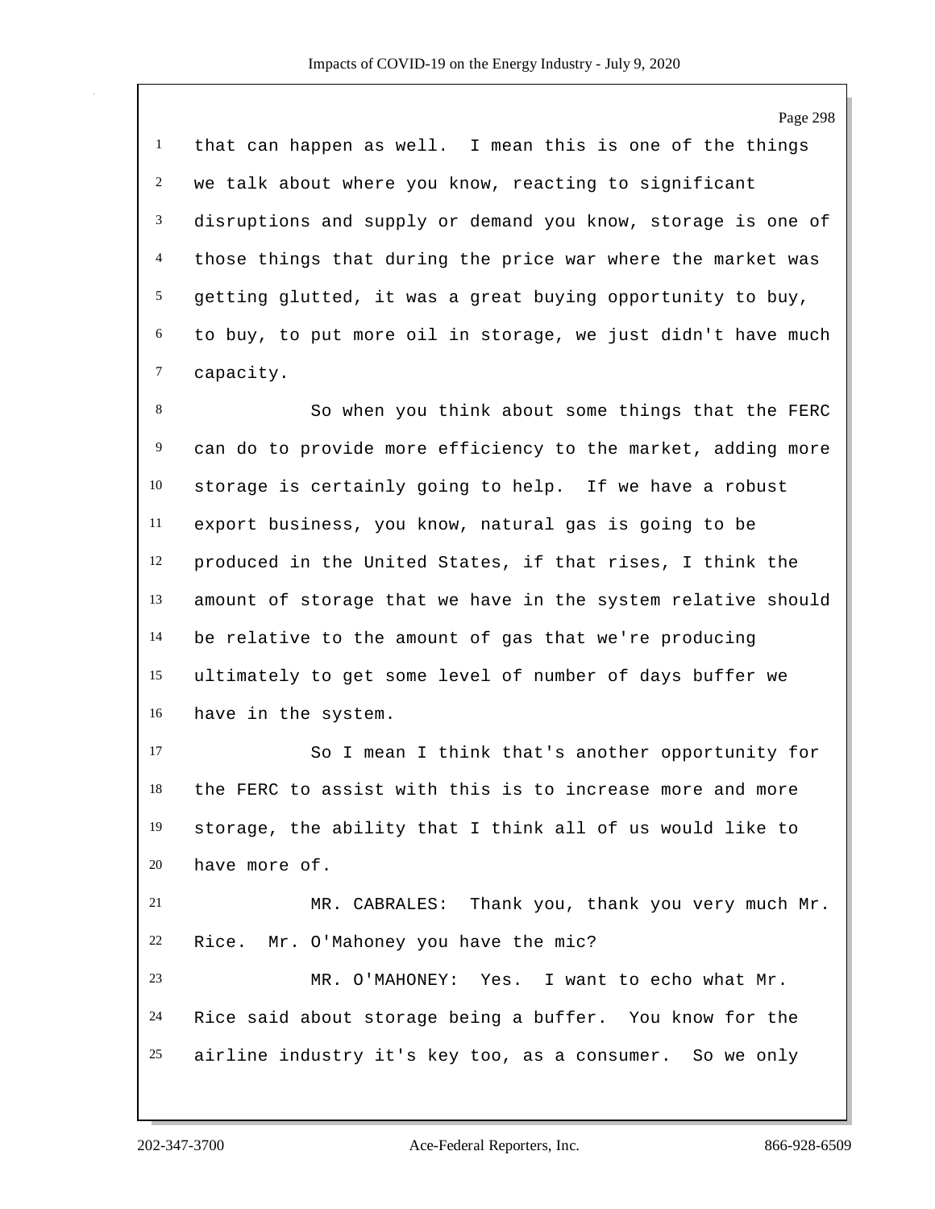that can happen as well. I mean this is one of the things we talk about where you know, reacting to significant disruptions and supply or demand you know, storage is one of those things that during the price war where the market was getting glutted, it was a great buying opportunity to buy, to buy, to put more oil in storage, we just didn't have much capacity.

So when you think about some things that the FERC can do to provide more efficiency to the market, adding more storage is certainly going to help. If we have a robust export business, you know, natural gas is going to be produced in the United States, if that rises, I think the amount of storage that we have in the system relative should be relative to the amount of gas that we're producing ultimately to get some level of number of days buffer we have in the system.

So I mean I think that's another opportunity for the FERC to assist with this is to increase more and more storage, the ability that I think all of us would like to have more of.

MR. CABRALES: Thank you, thank you very much Mr. Rice. Mr. O'Mahoney you have the mic?

MR. O'MAHONEY: Yes. I want to echo what Mr. Rice said about storage being a buffer. You know for the airline industry it's key too, as a consumer. So we only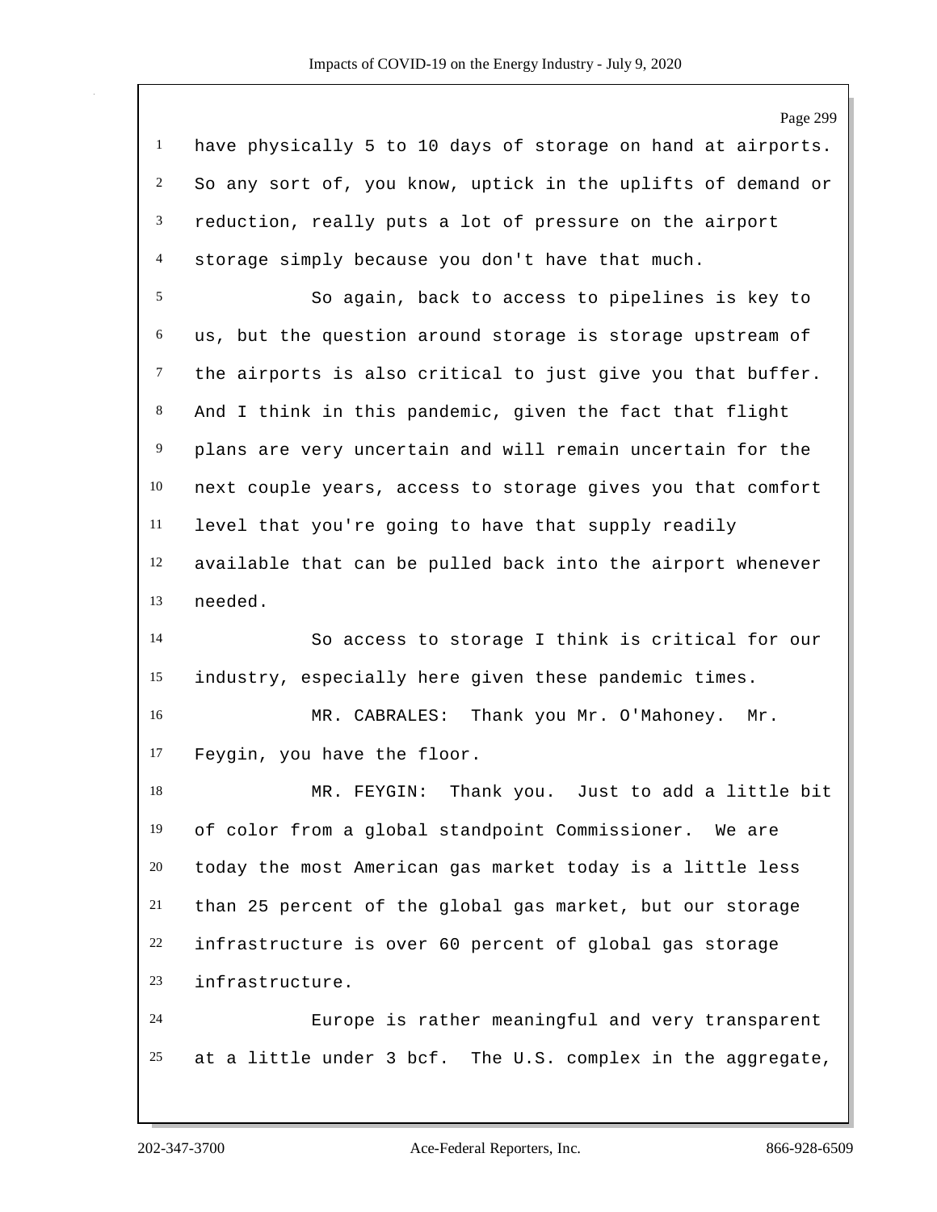have physically 5 to 10 days of storage on hand at airports. So any sort of, you know, uptick in the uplifts of demand or reduction, really puts a lot of pressure on the airport storage simply because you don't have that much.

So again, back to access to pipelines is key to us, but the question around storage is storage upstream of the airports is also critical to just give you that buffer. And I think in this pandemic, given the fact that flight plans are very uncertain and will remain uncertain for the next couple years, access to storage gives you that comfort level that you're going to have that supply readily available that can be pulled back into the airport whenever needed.

So access to storage I think is critical for our industry, especially here given these pandemic times.

MR. CABRALES: Thank you Mr. O'Mahoney. Mr. Feygin, you have the floor.

MR. FEYGIN: Thank you. Just to add a little bit of color from a global standpoint Commissioner. We are today the most American gas market today is a little less than 25 percent of the global gas market, but our storage infrastructure is over 60 percent of global gas storage infrastructure.

Europe is rather meaningful and very transparent at a little under 3 bcf. The U.S. complex in the aggregate,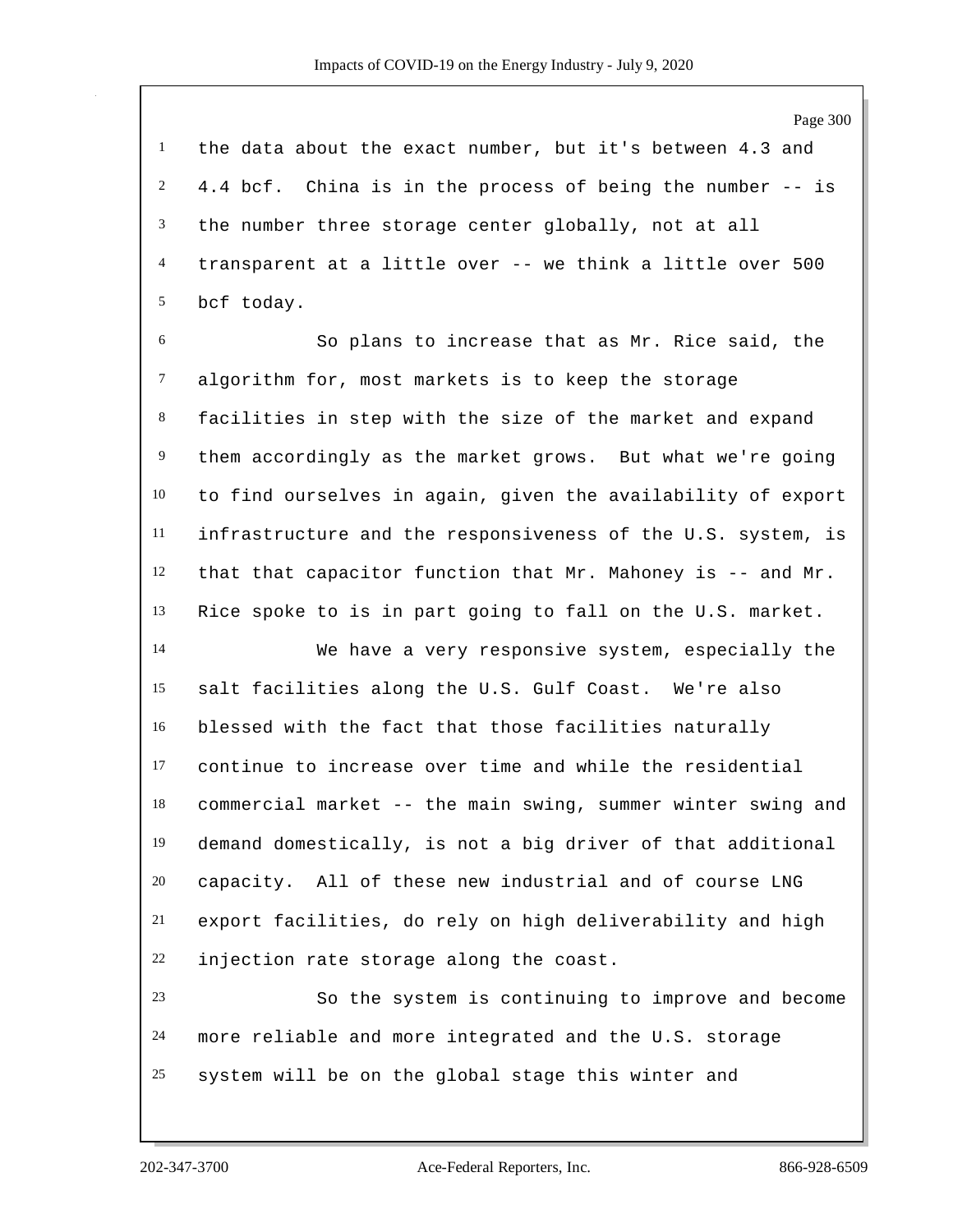the data about the exact number, but it's between 4.3 and 4.4 bcf. China is in the process of being the number -- is the number three storage center globally, not at all transparent at a little over -- we think a little over 500 bcf today.

So plans to increase that as Mr. Rice said, the algorithm for, most markets is to keep the storage facilities in step with the size of the market and expand them accordingly as the market grows. But what we're going to find ourselves in again, given the availability of export infrastructure and the responsiveness of the U.S. system, is that that capacitor function that Mr. Mahoney is -- and Mr. Rice spoke to is in part going to fall on the U.S. market.

We have a very responsive system, especially the salt facilities along the U.S. Gulf Coast. We're also blessed with the fact that those facilities naturally continue to increase over time and while the residential commercial market -- the main swing, summer winter swing and demand domestically, is not a big driver of that additional capacity. All of these new industrial and of course LNG export facilities, do rely on high deliverability and high injection rate storage along the coast.

So the system is continuing to improve and become more reliable and more integrated and the U.S. storage system will be on the global stage this winter and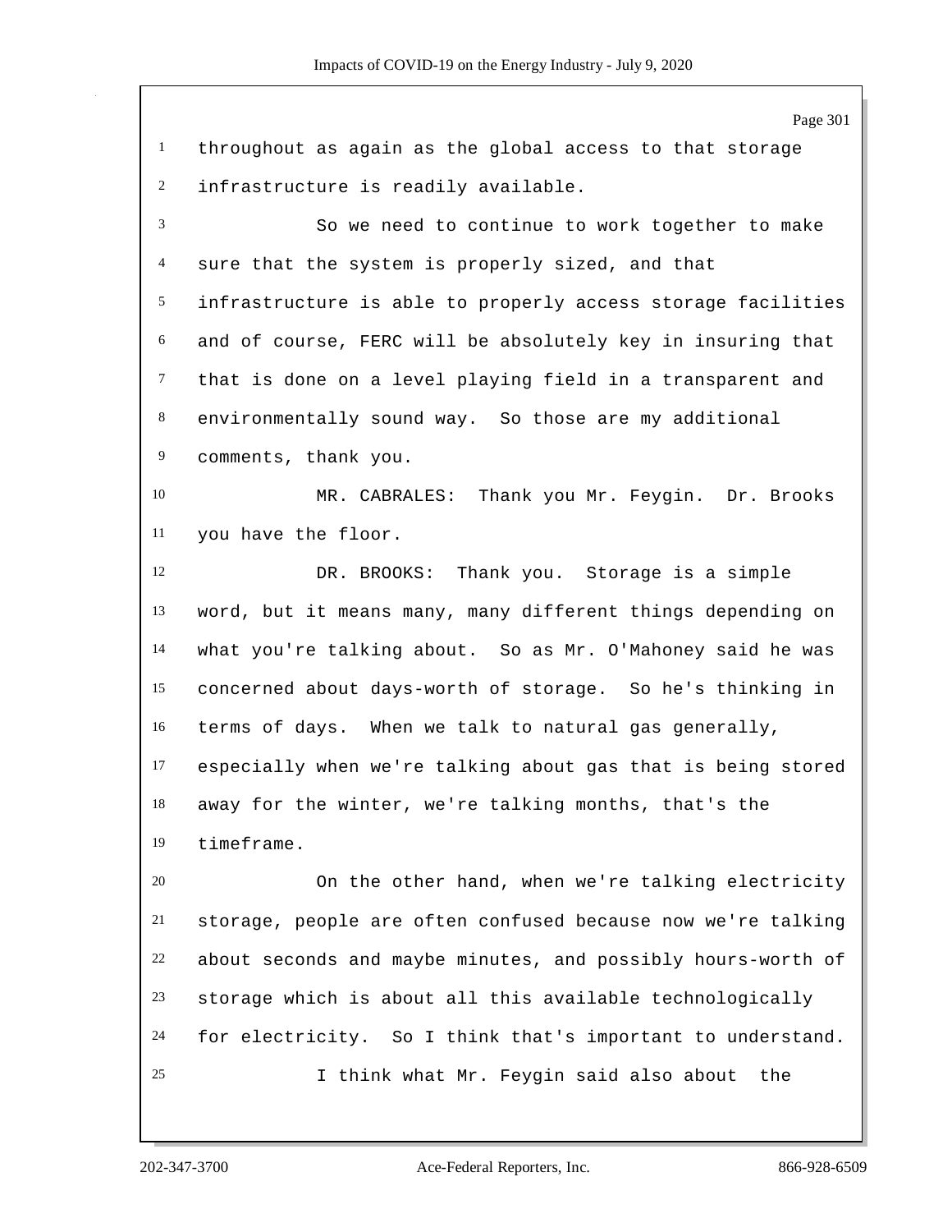throughout as again as the global access to that storage infrastructure is readily available.

So we need to continue to work together to make sure that the system is properly sized, and that infrastructure is able to properly access storage facilities and of course, FERC will be absolutely key in insuring that that is done on a level playing field in a transparent and environmentally sound way. So those are my additional comments, thank you.

MR. CABRALES: Thank you Mr. Feygin. Dr. Brooks you have the floor.

DR. BROOKS: Thank you. Storage is a simple word, but it means many, many different things depending on what you're talking about. So as Mr. O'Mahoney said he was concerned about days-worth of storage. So he's thinking in terms of days. When we talk to natural gas generally, especially when we're talking about gas that is being stored away for the winter, we're talking months, that's the timeframe.

On the other hand, when we're talking electricity storage, people are often confused because now we're talking about seconds and maybe minutes, and possibly hours-worth of storage which is about all this available technologically for electricity. So I think that's important to understand.

I think what Mr. Feygin said also about the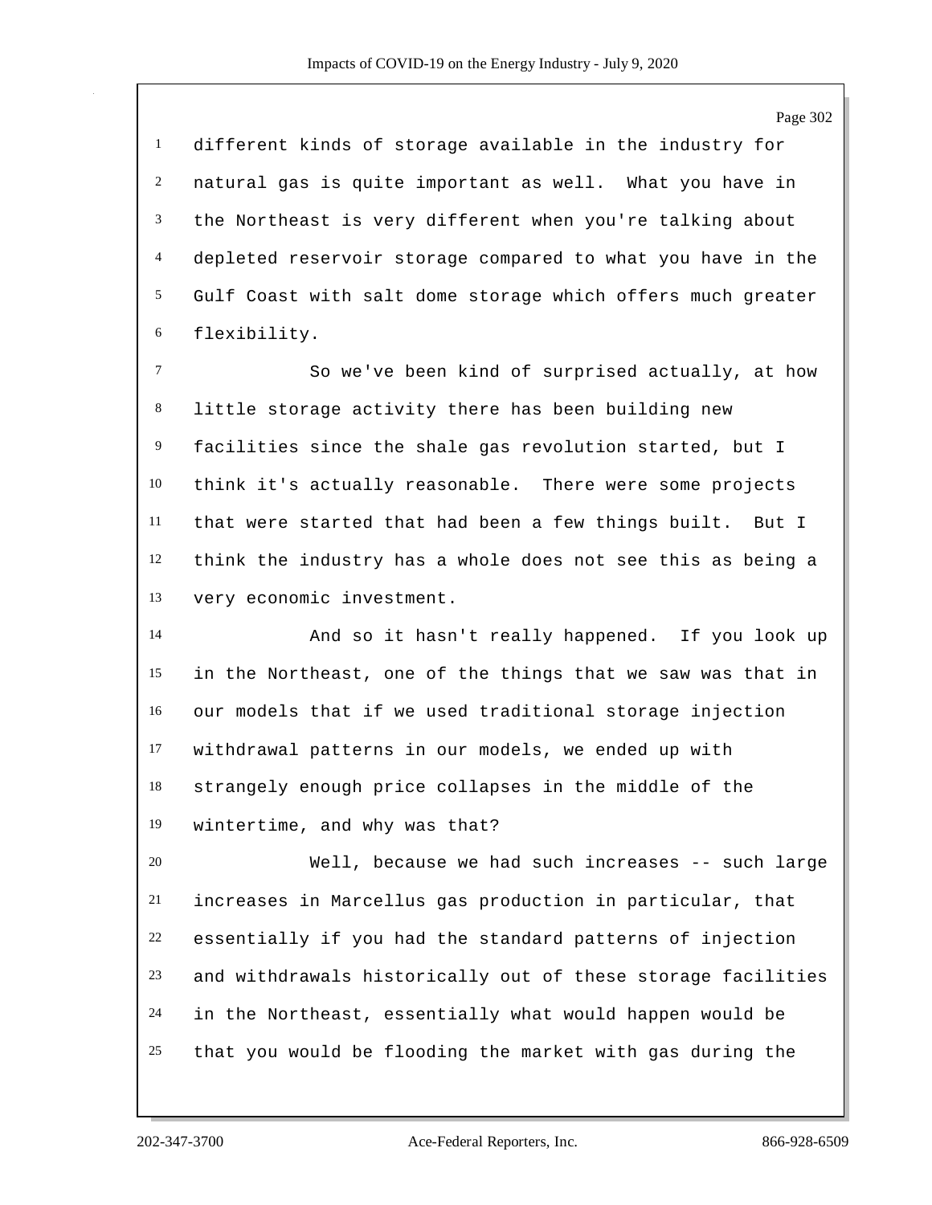different kinds of storage available in the industry for natural gas is quite important as well. What you have in the Northeast is very different when you're talking about depleted reservoir storage compared to what you have in the Gulf Coast with salt dome storage which offers much greater flexibility.

So we've been kind of surprised actually, at how little storage activity there has been building new facilities since the shale gas revolution started, but I think it's actually reasonable. There were some projects that were started that had been a few things built. But I think the industry has a whole does not see this as being a very economic investment.

And so it hasn't really happened. If you look up in the Northeast, one of the things that we saw was that in our models that if we used traditional storage injection withdrawal patterns in our models, we ended up with strangely enough price collapses in the middle of the wintertime, and why was that?

Well, because we had such increases -- such large increases in Marcellus gas production in particular, that essentially if you had the standard patterns of injection and withdrawals historically out of these storage facilities in the Northeast, essentially what would happen would be that you would be flooding the market with gas during the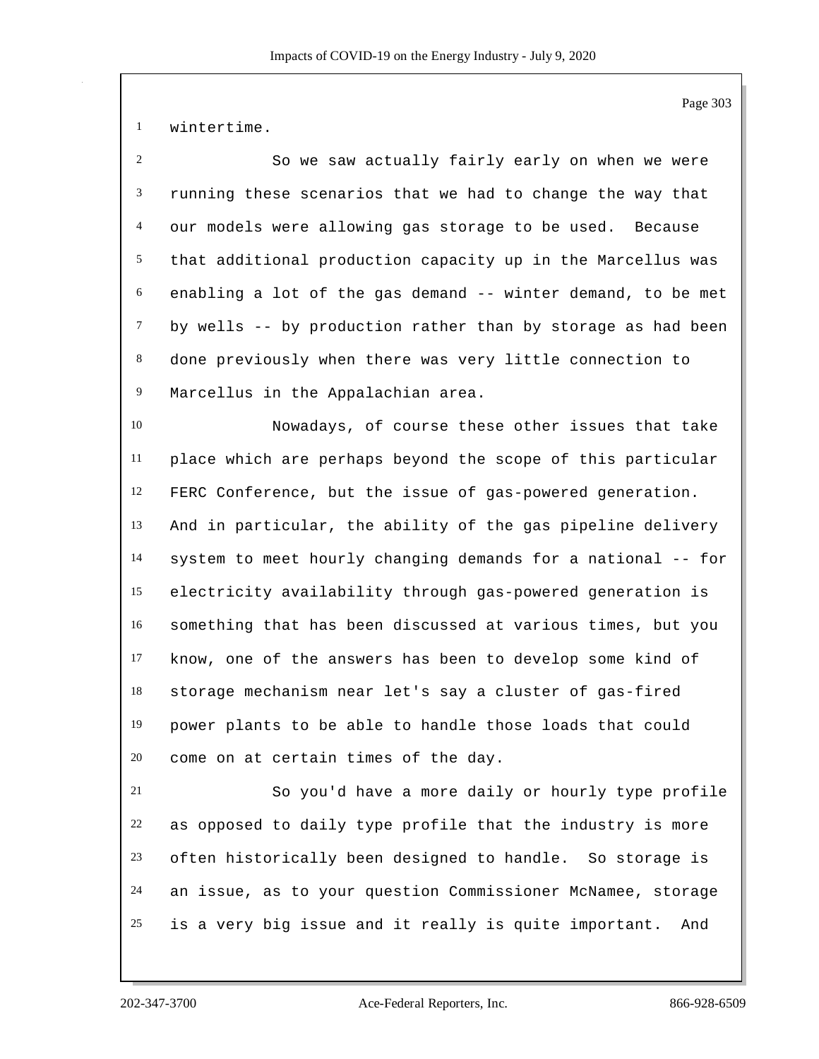wintertime.

So we saw actually fairly early on when we were running these scenarios that we had to change the way that our models were allowing gas storage to be used. Because that additional production capacity up in the Marcellus was enabling a lot of the gas demand -- winter demand, to be met by wells -- by production rather than by storage as had been done previously when there was very little connection to Marcellus in the Appalachian area.

Nowadays, of course these other issues that take place which are perhaps beyond the scope of this particular FERC Conference, but the issue of gas-powered generation. And in particular, the ability of the gas pipeline delivery system to meet hourly changing demands for a national -- for electricity availability through gas-powered generation is something that has been discussed at various times, but you know, one of the answers has been to develop some kind of storage mechanism near let's say a cluster of gas-fired power plants to be able to handle those loads that could come on at certain times of the day.

So you'd have a more daily or hourly type profile as opposed to daily type profile that the industry is more often historically been designed to handle. So storage is an issue, as to your question Commissioner McNamee, storage is a very big issue and it really is quite important. And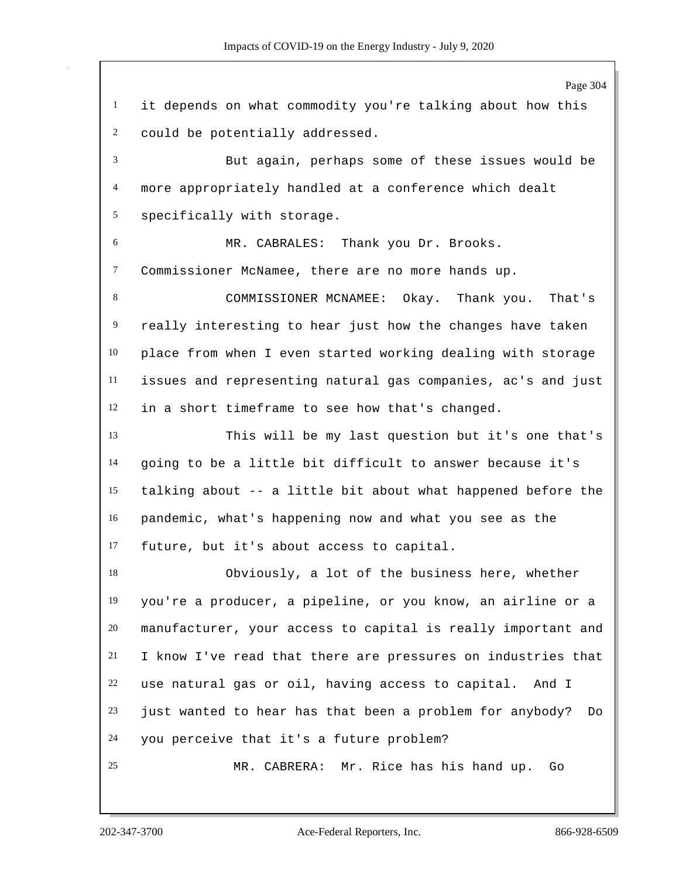it depends on what commodity you're talking about how this could be potentially addressed.

But again, perhaps some of these issues would be more appropriately handled at a conference which dealt specifically with storage.

MR. CABRALES: Thank you Dr. Brooks. Commissioner McNamee, there are no more hands up.

COMMISSIONER MCNAMEE: Okay. Thank you. That's really interesting to hear just how the changes have taken place from when I even started working dealing with storage issues and representing natural gas companies, ac's and just in a short timeframe to see how that's changed.

This will be my last question but it's one that's going to be a little bit difficult to answer because it's talking about -- a little bit about what happened before the pandemic, what's happening now and what you see as the future, but it's about access to capital.

Obviously, a lot of the business here, whether you're a producer, a pipeline, or you know, an airline or a manufacturer, your access to capital is really important and I know I've read that there are pressures on industries that use natural gas or oil, having access to capital. And I just wanted to hear has that been a problem for anybody? Do you perceive that it's a future problem?

MR. CABRERA: Mr. Rice has his hand up. Go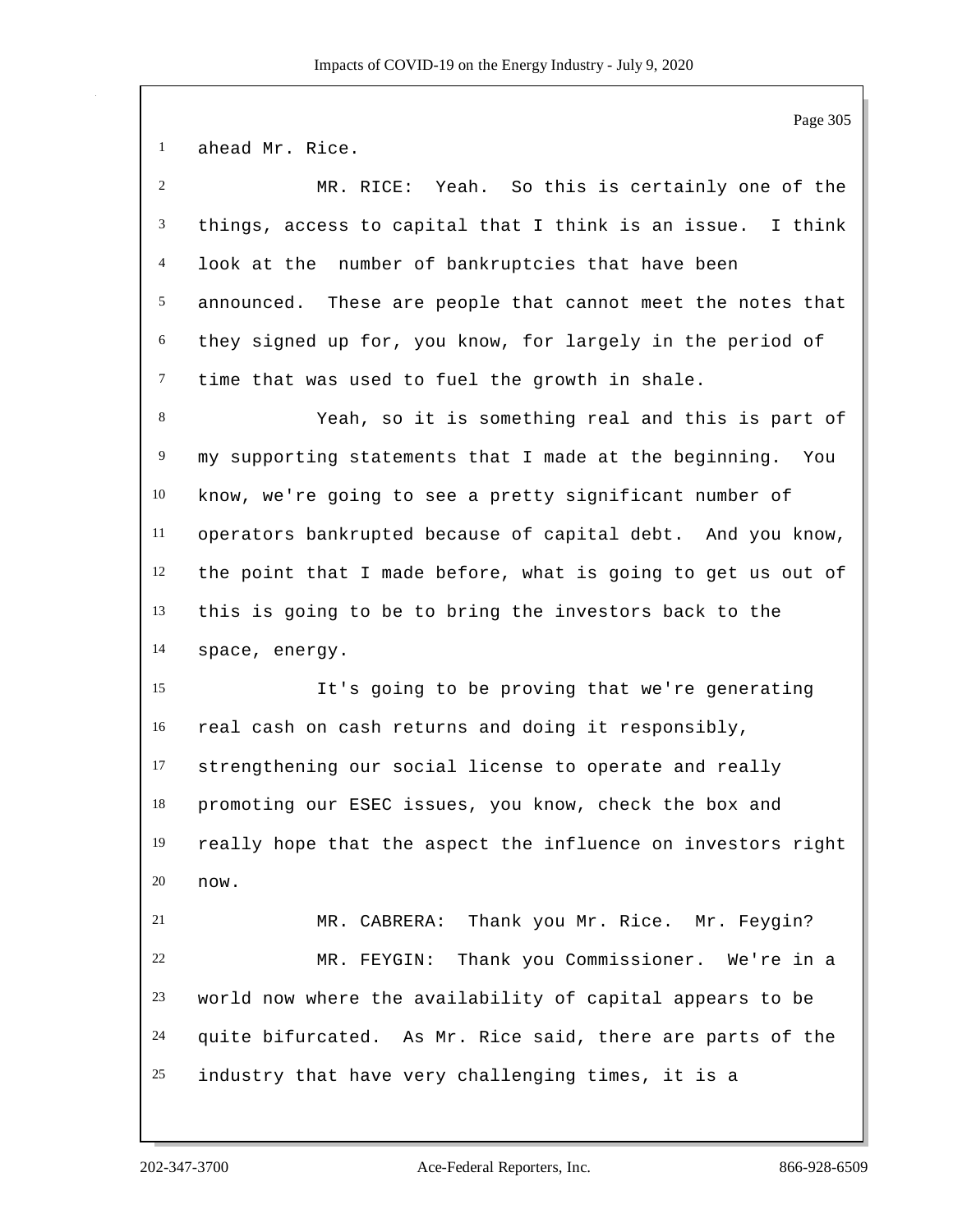ahead Mr. Rice.

MR. RICE: Yeah. So this is certainly one of the things, access to capital that I think is an issue. I think look at the number of bankruptcies that have been announced. These are people that cannot meet the notes that they signed up for, you know, for largely in the period of time that was used to fuel the growth in shale.

Yeah, so it is something real and this is part of my supporting statements that I made at the beginning. You know, we're going to see a pretty significant number of operators bankrupted because of capital debt. And you know, the point that I made before, what is going to get us out of this is going to be to bring the investors back to the space, energy.

It's going to be proving that we're generating real cash on cash returns and doing it responsibly, strengthening our social license to operate and really promoting our ESEC issues, you know, check the box and really hope that the aspect the influence on investors right now.

MR. CABRERA: Thank you Mr. Rice. Mr. Feygin?

MR. FEYGIN: Thank you Commissioner. We're in a world now where the availability of capital appears to be quite bifurcated. As Mr. Rice said, there are parts of the industry that have very challenging times, it is a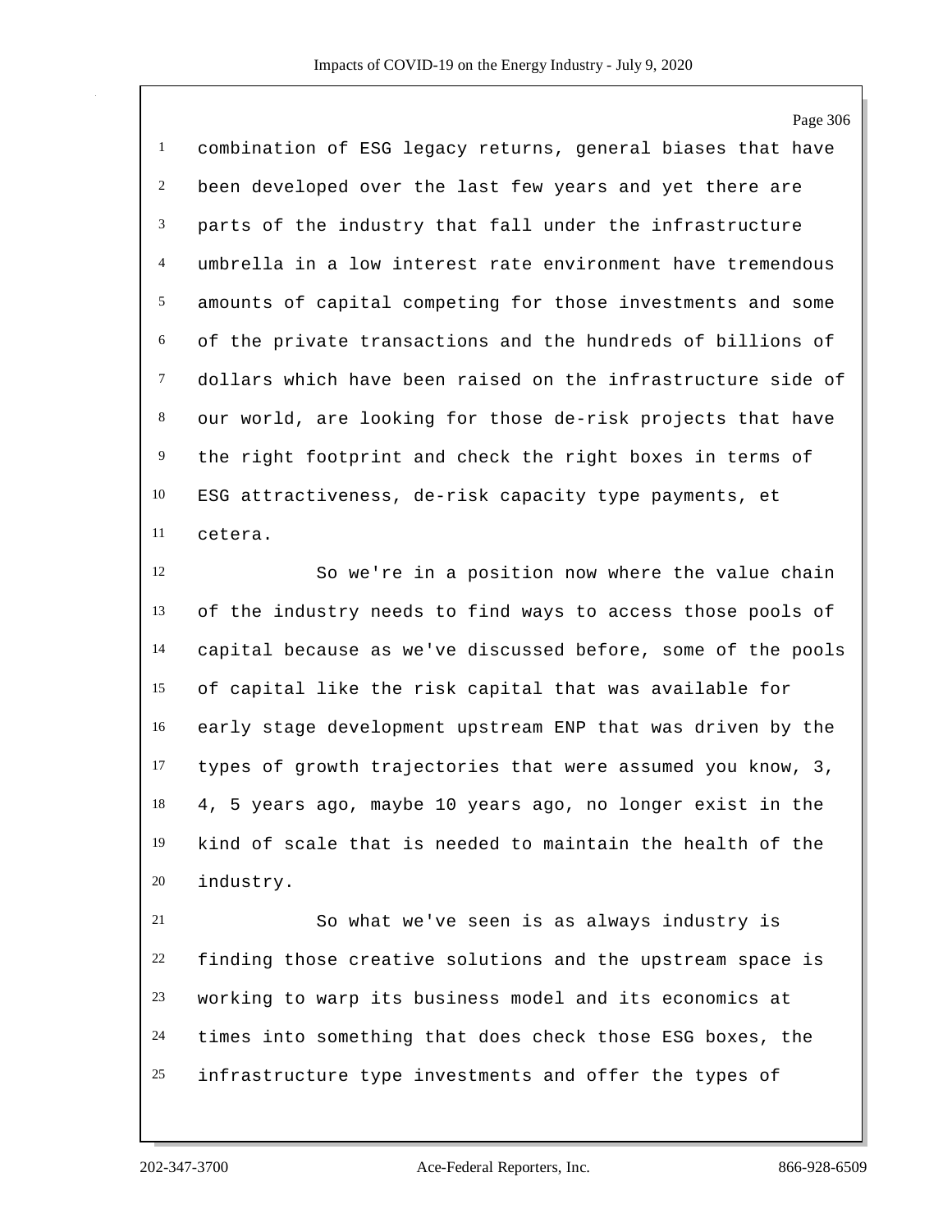combination of ESG legacy returns, general biases that have been developed over the last few years and yet there are parts of the industry that fall under the infrastructure umbrella in a low interest rate environment have tremendous amounts of capital competing for those investments and some of the private transactions and the hundreds of billions of dollars which have been raised on the infrastructure side of our world, are looking for those de-risk projects that have the right footprint and check the right boxes in terms of ESG attractiveness, de-risk capacity type payments, et cetera.

So we're in a position now where the value chain of the industry needs to find ways to access those pools of capital because as we've discussed before, some of the pools of capital like the risk capital that was available for early stage development upstream ENP that was driven by the types of growth trajectories that were assumed you know, 3, 4, 5 years ago, maybe 10 years ago, no longer exist in the kind of scale that is needed to maintain the health of the industry.

So what we've seen is as always industry is finding those creative solutions and the upstream space is working to warp its business model and its economics at times into something that does check those ESG boxes, the infrastructure type investments and offer the types of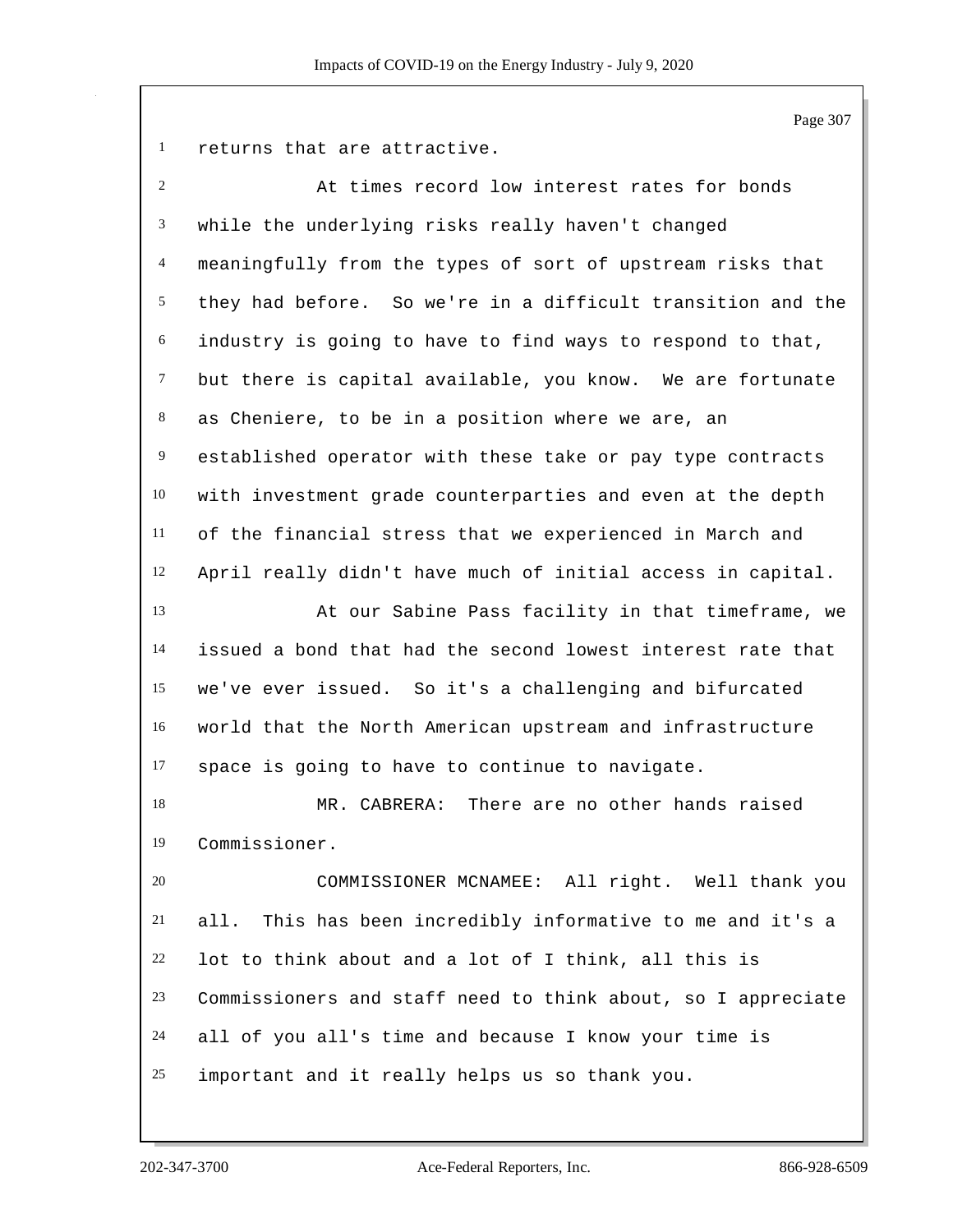returns that are attractive.

At times record low interest rates for bonds while the underlying risks really haven't changed meaningfully from the types of sort of upstream risks that they had before. So we're in a difficult transition and the industry is going to have to find ways to respond to that, but there is capital available, you know. We are fortunate as Cheniere, to be in a position where we are, an established operator with these take or pay type contracts with investment grade counterparties and even at the depth of the financial stress that we experienced in March and April really didn't have much of initial access in capital.

At our Sabine Pass facility in that timeframe, we issued a bond that had the second lowest interest rate that we've ever issued. So it's a challenging and bifurcated world that the North American upstream and infrastructure space is going to have to continue to navigate.

MR. CABRERA: There are no other hands raised Commissioner.

COMMISSIONER MCNAMEE: All right. Well thank you all. This has been incredibly informative to me and it's a lot to think about and a lot of I think, all this is Commissioners and staff need to think about, so I appreciate all of you all's time and because I know your time is important and it really helps us so thank you.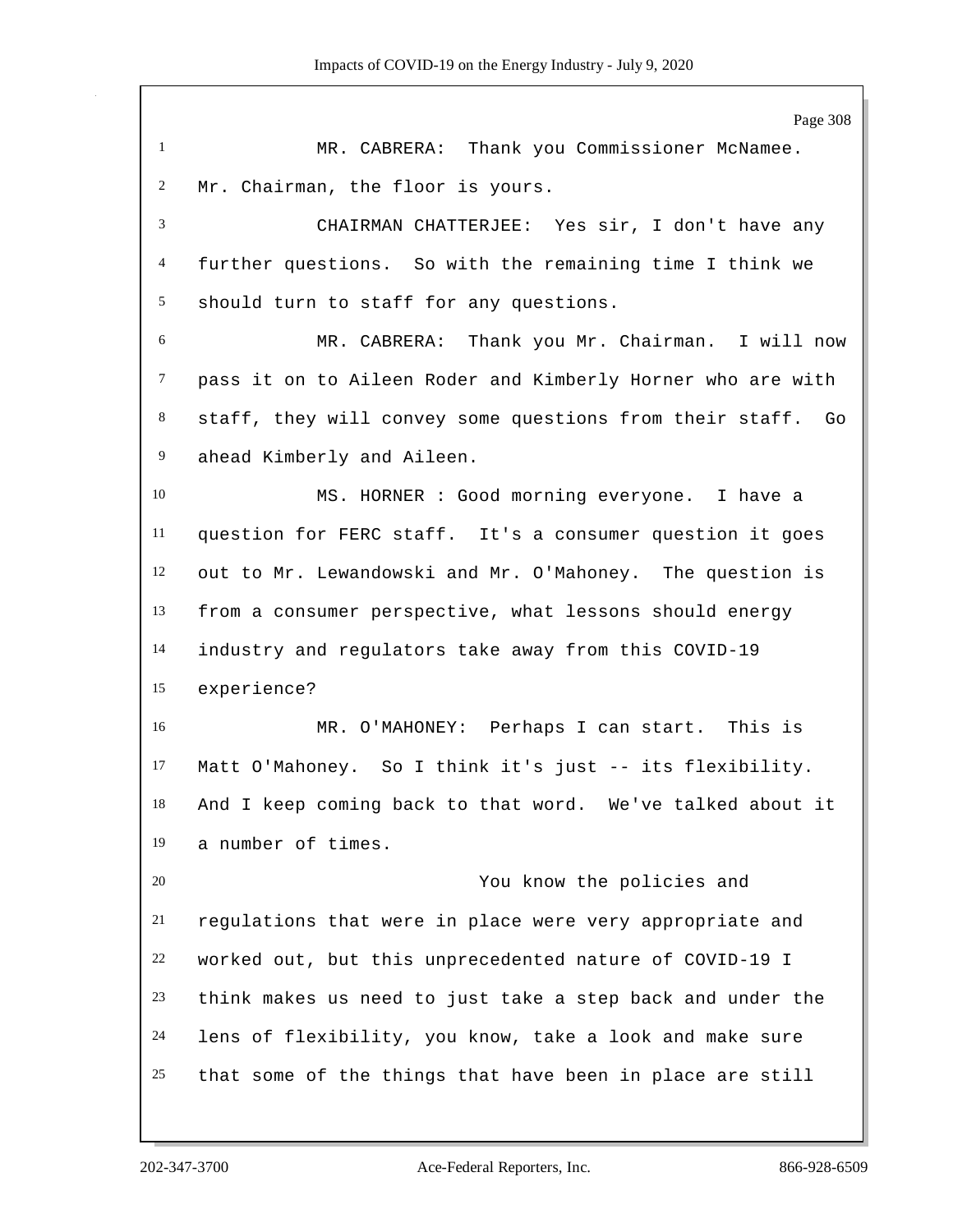MR. CABRERA: Thank you Commissioner McNamee. Mr. Chairman, the floor is yours.

CHAIRMAN CHATTERJEE: Yes sir, I don't have any further questions. So with the remaining time I think we should turn to staff for any questions.

MR. CABRERA: Thank you Mr. Chairman. I will now pass it on to Aileen Roder and Kimberly Horner who are with staff, they will convey some questions from their staff. Go ahead Kimberly and Aileen.

MS. HORNER : Good morning everyone. I have a question for FERC staff. It's a consumer question it goes out to Mr. Lewandowski and Mr. O'Mahoney. The question is from a consumer perspective, what lessons should energy industry and regulators take away from this COVID-19 experience?

MR. O'MAHONEY: Perhaps I can start. This is Matt O'Mahoney. So I think it's just -- its flexibility. And I keep coming back to that word. We've talked about it a number of times.

You know the policies and regulations that were in place were very appropriate and worked out, but this unprecedented nature of COVID-19 I think makes us need to just take a step back and under the lens of flexibility, you know, take a look and make sure that some of the things that have been in place are still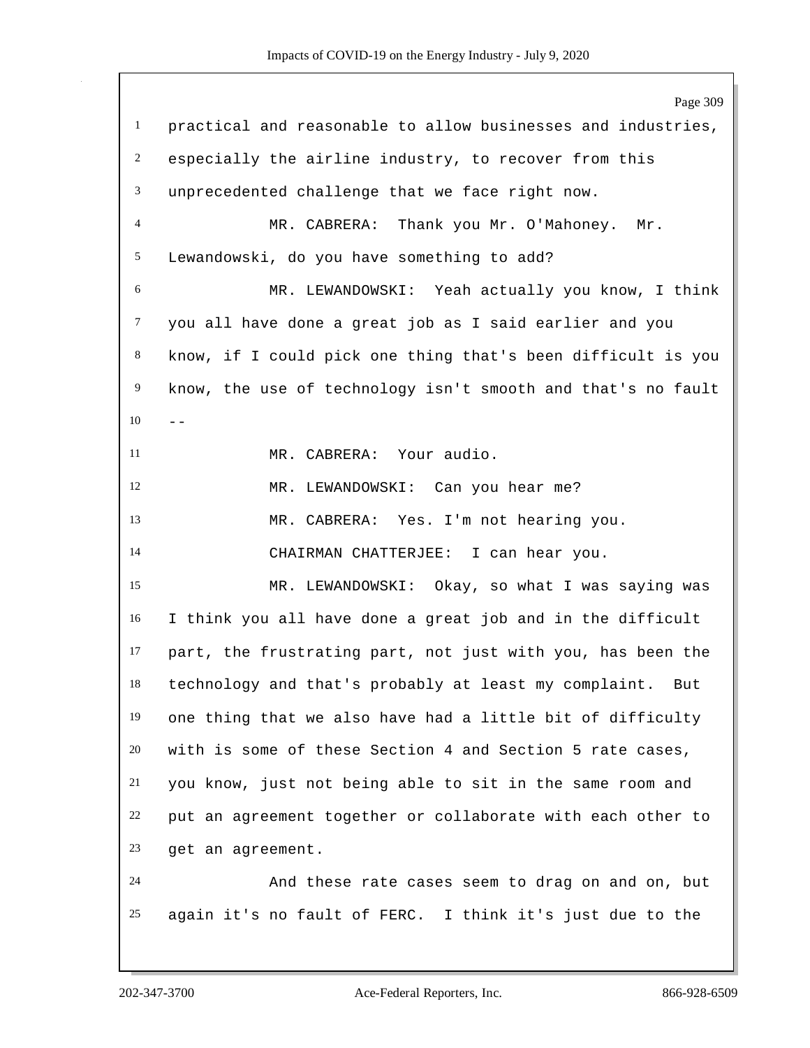practical and reasonable to allow businesses and industries, especially the airline industry, to recover from this unprecedented challenge that we face right now.

MR. CABRERA: Thank you Mr. O'Mahoney. Mr. Lewandowski, do you have something to add?

MR. LEWANDOWSKI: Yeah actually you know, I think you all have done a great job as I said earlier and you know, if I could pick one thing that's been difficult is you know, the use of technology isn't smooth and that's no fault --

MR. CABRERA: Your audio.

MR. LEWANDOWSKI: Can you hear me?

MR. CABRERA: Yes. I'm not hearing you.

CHAIRMAN CHATTERJEE: I can hear you.

MR. LEWANDOWSKI: Okay, so what I was saying was I think you all have done a great job and in the difficult part, the frustrating part, not just with you, has been the technology and that's probably at least my complaint. But one thing that we also have had a little bit of difficulty with is some of these Section 4 and Section 5 rate cases, you know, just not being able to sit in the same room and put an agreement together or collaborate with each other to get an agreement.

And these rate cases seem to drag on and on, but again it's no fault of FERC. I think it's just due to the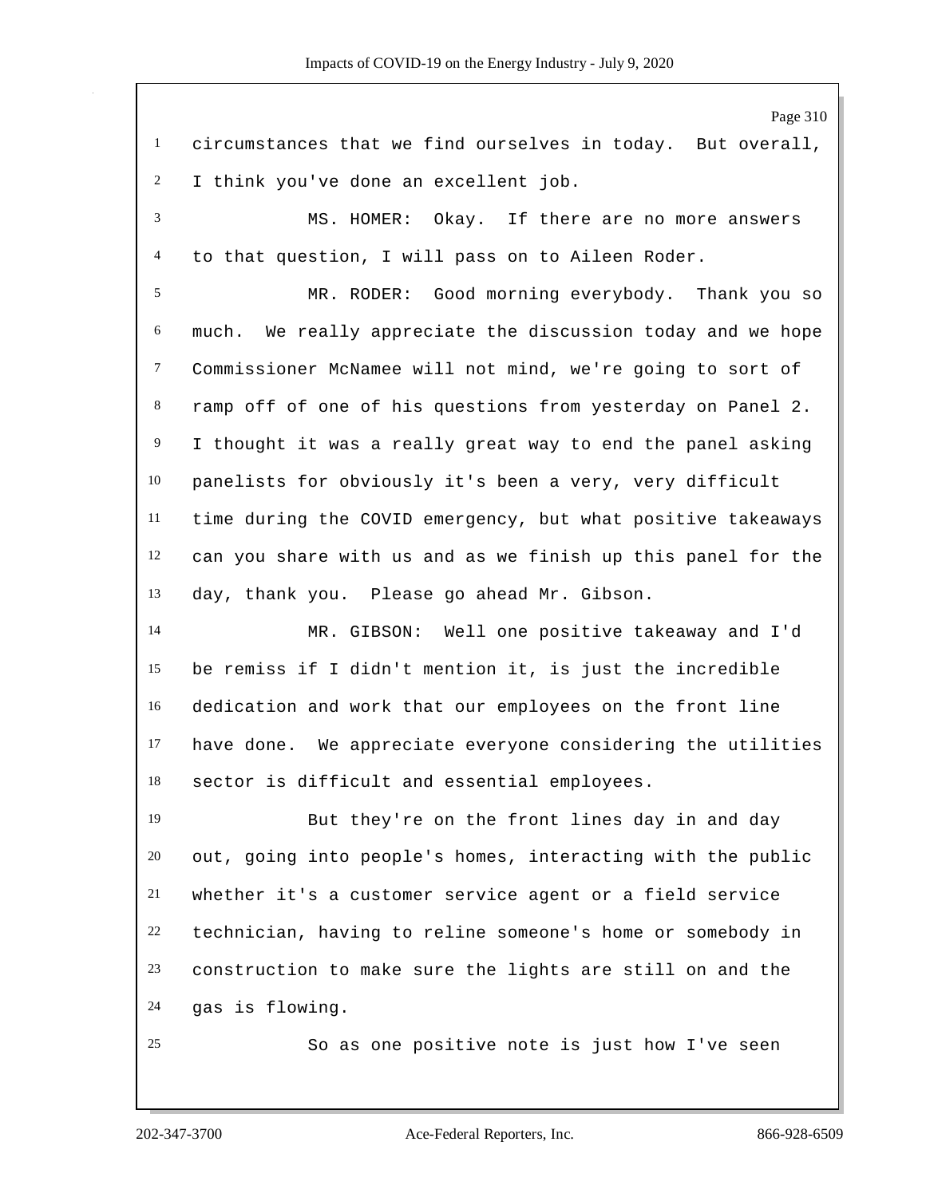circumstances that we find ourselves in today. But overall, I think you've done an excellent job.

MS. HOMER: Okay. If there are no more answers to that question, I will pass on to Aileen Roder.

MR. RODER: Good morning everybody. Thank you so much. We really appreciate the discussion today and we hope Commissioner McNamee will not mind, we're going to sort of ramp off of one of his questions from yesterday on Panel 2. I thought it was a really great way to end the panel asking panelists for obviously it's been a very, very difficult time during the COVID emergency, but what positive takeaways can you share with us and as we finish up this panel for the day, thank you. Please go ahead Mr. Gibson.

MR. GIBSON: Well one positive takeaway and I'd be remiss if I didn't mention it, is just the incredible dedication and work that our employees on the front line have done. We appreciate everyone considering the utilities sector is difficult and essential employees.

But they're on the front lines day in and day out, going into people's homes, interacting with the public whether it's a customer service agent or a field service technician, having to reline someone's home or somebody in construction to make sure the lights are still on and the gas is flowing.

So as one positive note is just how I've seen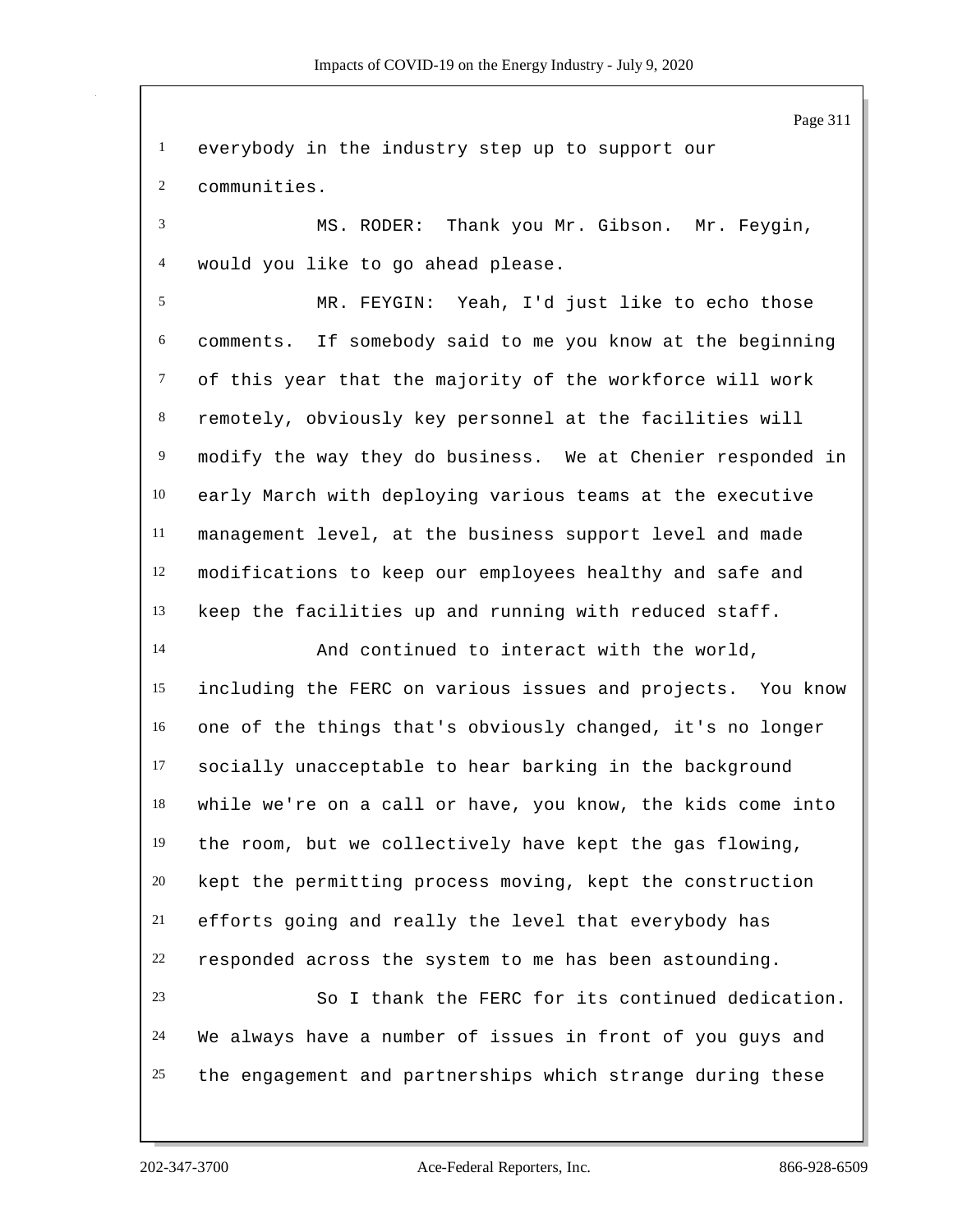everybody in the industry step up to support our communities.

MS. RODER: Thank you Mr. Gibson. Mr. Feygin, would you like to go ahead please.

MR. FEYGIN: Yeah, I'd just like to echo those comments. If somebody said to me you know at the beginning of this year that the majority of the workforce will work remotely, obviously key personnel at the facilities will modify the way they do business. We at Chenier responded in early March with deploying various teams at the executive management level, at the business support level and made modifications to keep our employees healthy and safe and keep the facilities up and running with reduced staff.

And continued to interact with the world, including the FERC on various issues and projects. You know one of the things that's obviously changed, it's no longer socially unacceptable to hear barking in the background while we're on a call or have, you know, the kids come into the room, but we collectively have kept the gas flowing, kept the permitting process moving, kept the construction efforts going and really the level that everybody has responded across the system to me has been astounding.

So I thank the FERC for its continued dedication. We always have a number of issues in front of you guys and the engagement and partnerships which strange during these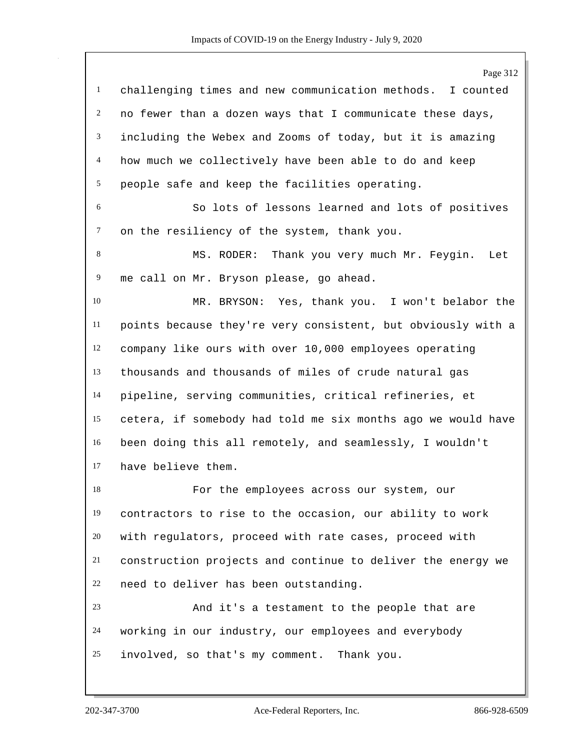challenging times and new communication methods. I counted no fewer than a dozen ways that I communicate these days, including the Webex and Zooms of today, but it is amazing how much we collectively have been able to do and keep people safe and keep the facilities operating.

So lots of lessons learned and lots of positives on the resiliency of the system, thank you.

MS. RODER: Thank you very much Mr. Feygin. Let me call on Mr. Bryson please, go ahead.

MR. BRYSON: Yes, thank you. I won't belabor the points because they're very consistent, but obviously with a company like ours with over 10,000 employees operating thousands and thousands of miles of crude natural gas pipeline, serving communities, critical refineries, et cetera, if somebody had told me six months ago we would have been doing this all remotely, and seamlessly, I wouldn't have believe them.

For the employees across our system, our contractors to rise to the occasion, our ability to work with regulators, proceed with rate cases, proceed with construction projects and continue to deliver the energy we need to deliver has been outstanding.

And it's a testament to the people that are working in our industry, our employees and everybody involved, so that's my comment. Thank you.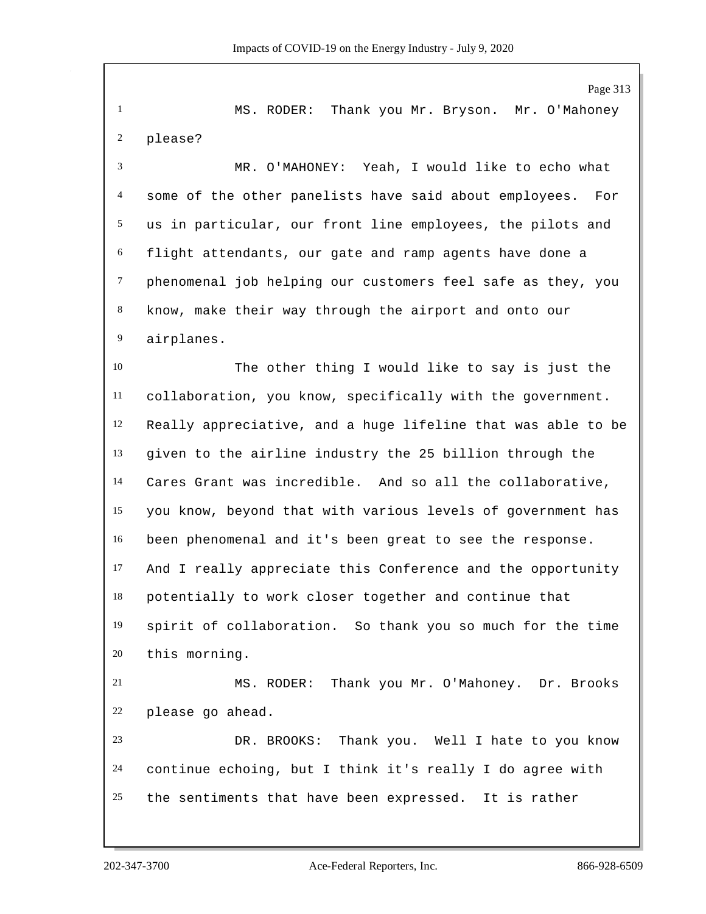MS. RODER: Thank you Mr. Bryson. Mr. O'Mahoney please?

MR. O'MAHONEY: Yeah, I would like to echo what some of the other panelists have said about employees. For us in particular, our front line employees, the pilots and flight attendants, our gate and ramp agents have done a phenomenal job helping our customers feel safe as they, you know, make their way through the airport and onto our airplanes.

The other thing I would like to say is just the collaboration, you know, specifically with the government. Really appreciative, and a huge lifeline that was able to be given to the airline industry the 25 billion through the Cares Grant was incredible. And so all the collaborative, you know, beyond that with various levels of government has been phenomenal and it's been great to see the response. And I really appreciate this Conference and the opportunity potentially to work closer together and continue that spirit of collaboration. So thank you so much for the time this morning.

MS. RODER: Thank you Mr. O'Mahoney. Dr. Brooks please go ahead.

DR. BROOKS: Thank you. Well I hate to you know continue echoing, but I think it's really I do agree with the sentiments that have been expressed. It is rather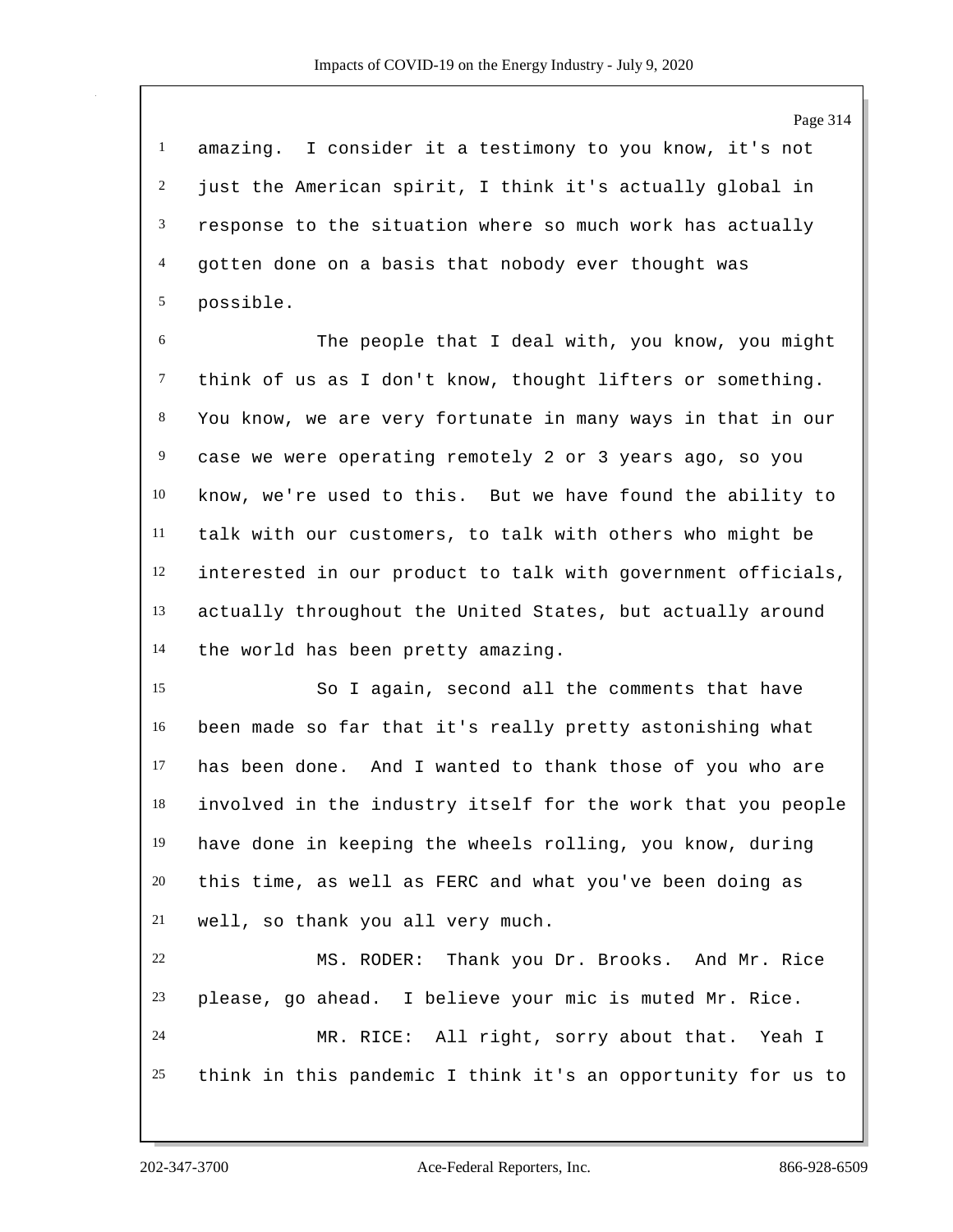amazing. I consider it a testimony to you know, it's not just the American spirit, I think it's actually global in response to the situation where so much work has actually gotten done on a basis that nobody ever thought was possible.

The people that I deal with, you know, you might think of us as I don't know, thought lifters or something. You know, we are very fortunate in many ways in that in our case we were operating remotely 2 or 3 years ago, so you know, we're used to this. But we have found the ability to talk with our customers, to talk with others who might be interested in our product to talk with government officials, actually throughout the United States, but actually around the world has been pretty amazing.

So I again, second all the comments that have been made so far that it's really pretty astonishing what has been done. And I wanted to thank those of you who are involved in the industry itself for the work that you people have done in keeping the wheels rolling, you know, during this time, as well as FERC and what you've been doing as well, so thank you all very much.

MS. RODER: Thank you Dr. Brooks. And Mr. Rice please, go ahead. I believe your mic is muted Mr. Rice.

MR. RICE: All right, sorry about that. Yeah I think in this pandemic I think it's an opportunity for us to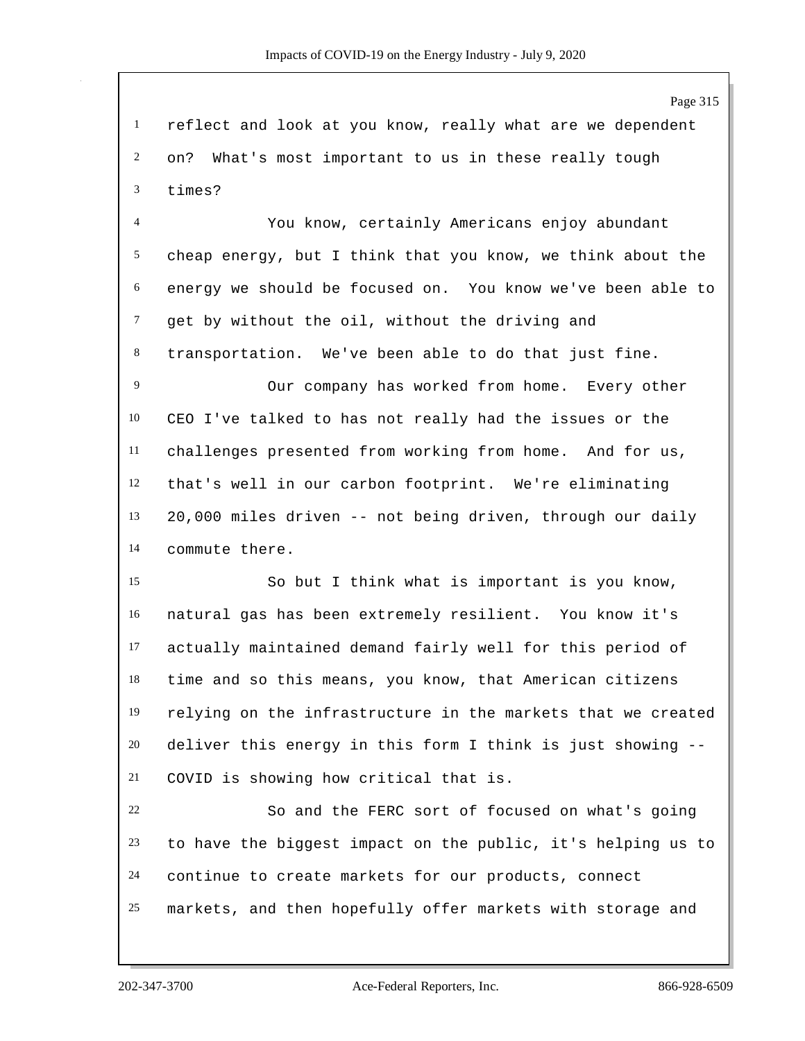reflect and look at you know, really what are we dependent on? What's most important to us in these really tough times?

You know, certainly Americans enjoy abundant cheap energy, but I think that you know, we think about the energy we should be focused on. You know we've been able to get by without the oil, without the driving and transportation. We've been able to do that just fine.

Our company has worked from home. Every other CEO I've talked to has not really had the issues or the challenges presented from working from home. And for us, that's well in our carbon footprint. We're eliminating 20,000 miles driven -- not being driven, through our daily commute there.

So but I think what is important is you know, natural gas has been extremely resilient. You know it's actually maintained demand fairly well for this period of time and so this means, you know, that American citizens relying on the infrastructure in the markets that we created deliver this energy in this form I think is just showing -- COVID is showing how critical that is.

So and the FERC sort of focused on what's going to have the biggest impact on the public, it's helping us to continue to create markets for our products, connect markets, and then hopefully offer markets with storage and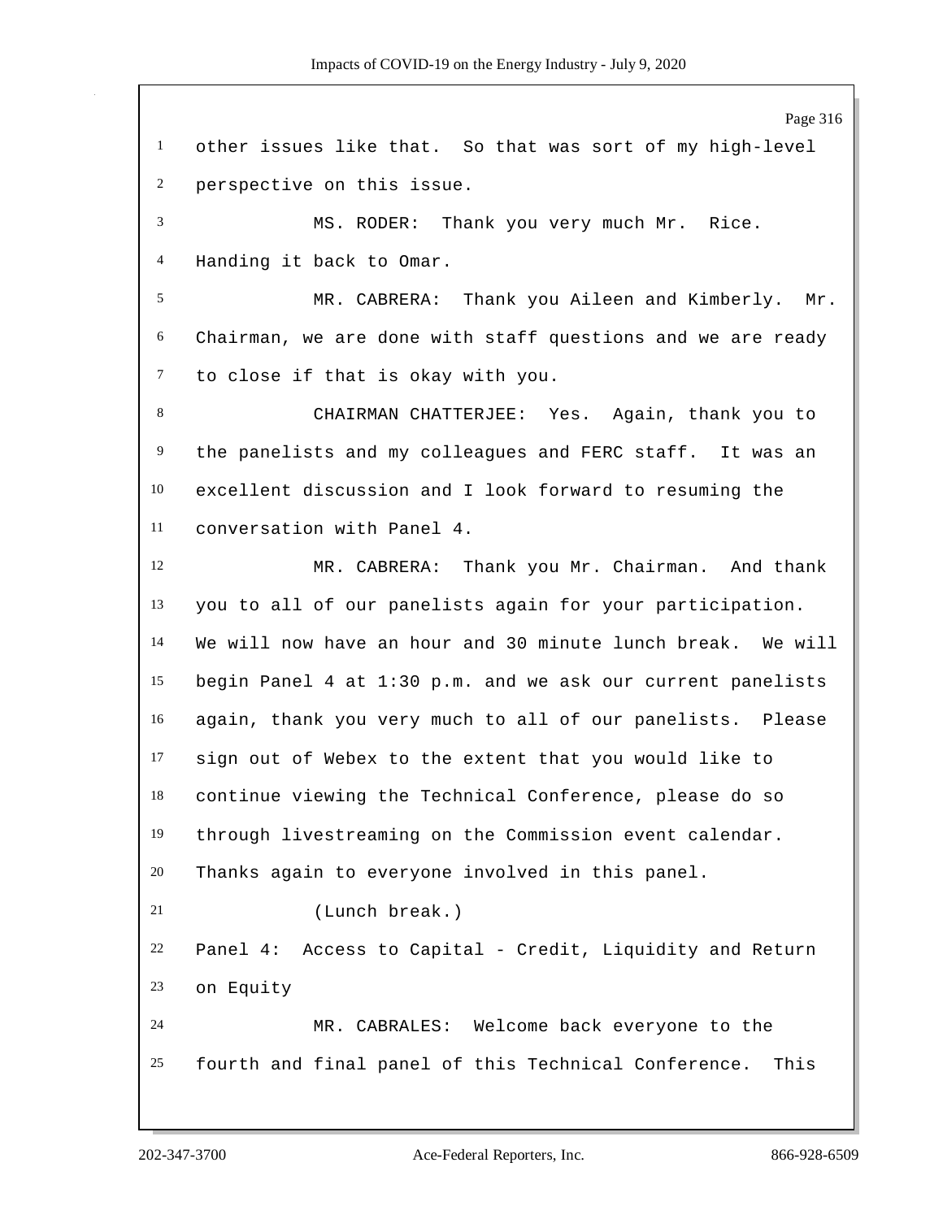other issues like that. So that was sort of my high-level perspective on this issue.

MS. RODER: Thank you very much Mr. Rice. Handing it back to Omar.

MR. CABRERA: Thank you Aileen and Kimberly. Mr. Chairman, we are done with staff questions and we are ready to close if that is okay with you.

CHAIRMAN CHATTERJEE: Yes. Again, thank you to the panelists and my colleagues and FERC staff. It was an excellent discussion and I look forward to resuming the conversation with Panel 4.

MR. CABRERA: Thank you Mr. Chairman. And thank you to all of our panelists again for your participation. We will now have an hour and 30 minute lunch break. We will begin Panel 4 at 1:30 p.m. and we ask our current panelists again, thank you very much to all of our panelists. Please sign out of Webex to the extent that you would like to continue viewing the Technical Conference, please do so through livestreaming on the Commission event calendar. Thanks again to everyone involved in this panel.

(Lunch break.)

Panel 4: Access to Capital - Credit, Liquidity and Return on Equity

MR. CABRALES: Welcome back everyone to the fourth and final panel of this Technical Conference. This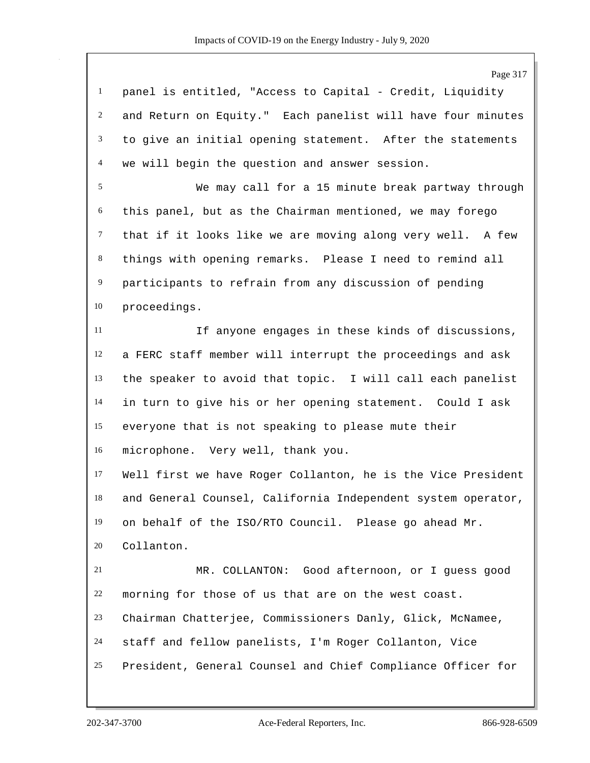panel is entitled, "Access to Capital - Credit, Liquidity and Return on Equity." Each panelist will have four minutes to give an initial opening statement. After the statements we will begin the question and answer session.

We may call for a 15 minute break partway through this panel, but as the Chairman mentioned, we may forego that if it looks like we are moving along very well. A few things with opening remarks. Please I need to remind all participants to refrain from any discussion of pending proceedings.

If anyone engages in these kinds of discussions, a FERC staff member will interrupt the proceedings and ask the speaker to avoid that topic. I will call each panelist in turn to give his or her opening statement. Could I ask everyone that is not speaking to please mute their microphone. Very well, thank you.

Well first we have Roger Collanton, he is the Vice President and General Counsel, California Independent system operator, on behalf of the ISO/RTO Council. Please go ahead Mr. Collanton.

MR. COLLANTON: Good afternoon, or I guess good morning for those of us that are on the west coast. Chairman Chatterjee, Commissioners Danly, Glick, McNamee, staff and fellow panelists, I'm Roger Collanton, Vice President, General Counsel and Chief Compliance Officer for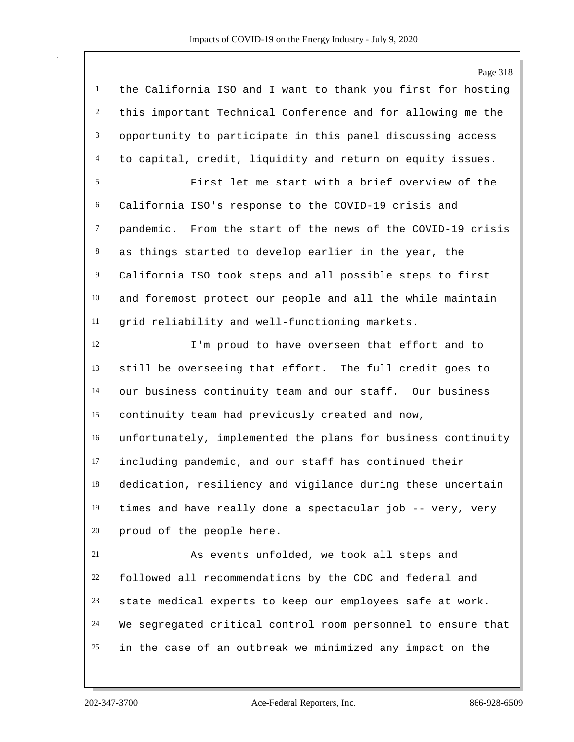the California ISO and I want to thank you first for hosting this important Technical Conference and for allowing me the opportunity to participate in this panel discussing access to capital, credit, liquidity and return on equity issues.

First let me start with a brief overview of the California ISO's response to the COVID-19 crisis and pandemic. From the start of the news of the COVID-19 crisis as things started to develop earlier in the year, the California ISO took steps and all possible steps to first and foremost protect our people and all the while maintain grid reliability and well-functioning markets.

I'm proud to have overseen that effort and to still be overseeing that effort. The full credit goes to our business continuity team and our staff. Our business continuity team had previously created and now, unfortunately, implemented the plans for business continuity including pandemic, and our staff has continued their dedication, resiliency and vigilance during these uncertain times and have really done a spectacular job -- very, very proud of the people here.

As events unfolded, we took all steps and followed all recommendations by the CDC and federal and state medical experts to keep our employees safe at work. We segregated critical control room personnel to ensure that in the case of an outbreak we minimized any impact on the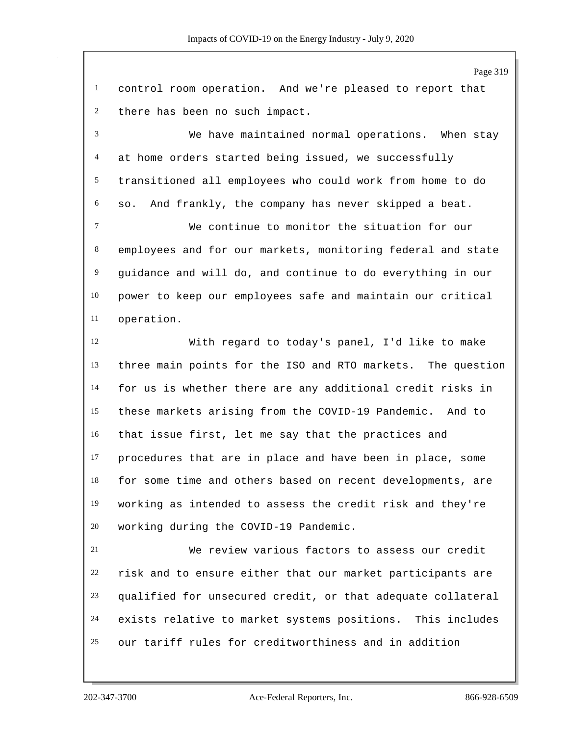control room operation. And we're pleased to report that there has been no such impact.

We have maintained normal operations. When stay at home orders started being issued, we successfully transitioned all employees who could work from home to do so. And frankly, the company has never skipped a beat.

We continue to monitor the situation for our employees and for our markets, monitoring federal and state guidance and will do, and continue to do everything in our power to keep our employees safe and maintain our critical operation.

With regard to today's panel, I'd like to make three main points for the ISO and RTO markets. The question for us is whether there are any additional credit risks in these markets arising from the COVID-19 Pandemic. And to that issue first, let me say that the practices and procedures that are in place and have been in place, some for some time and others based on recent developments, are working as intended to assess the credit risk and they're working during the COVID-19 Pandemic.

We review various factors to assess our credit risk and to ensure either that our market participants are qualified for unsecured credit, or that adequate collateral exists relative to market systems positions. This includes our tariff rules for creditworthiness and in addition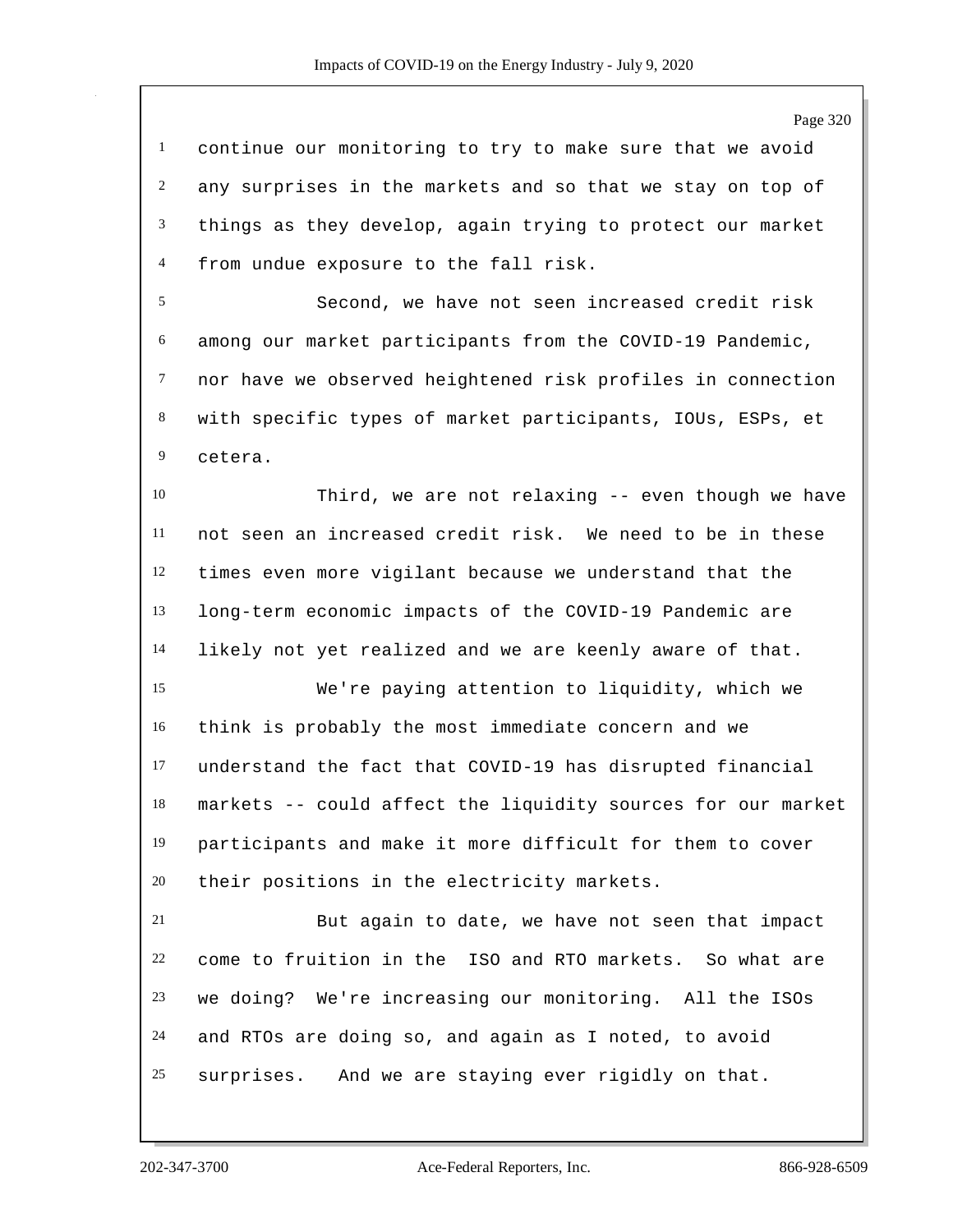continue our monitoring to try to make sure that we avoid any surprises in the markets and so that we stay on top of things as they develop, again trying to protect our market from undue exposure to the fall risk.

Second, we have not seen increased credit risk among our market participants from the COVID-19 Pandemic, nor have we observed heightened risk profiles in connection with specific types of market participants, IOUs, ESPs, et cetera.

Third, we are not relaxing -- even though we have not seen an increased credit risk. We need to be in these times even more vigilant because we understand that the long-term economic impacts of the COVID-19 Pandemic are likely not yet realized and we are keenly aware of that.

We're paying attention to liquidity, which we think is probably the most immediate concern and we understand the fact that COVID-19 has disrupted financial markets -- could affect the liquidity sources for our market participants and make it more difficult for them to cover their positions in the electricity markets.

But again to date, we have not seen that impact come to fruition in the ISO and RTO markets. So what are we doing? We're increasing our monitoring. All the ISOs and RTOs are doing so, and again as I noted, to avoid surprises. And we are staying ever rigidly on that.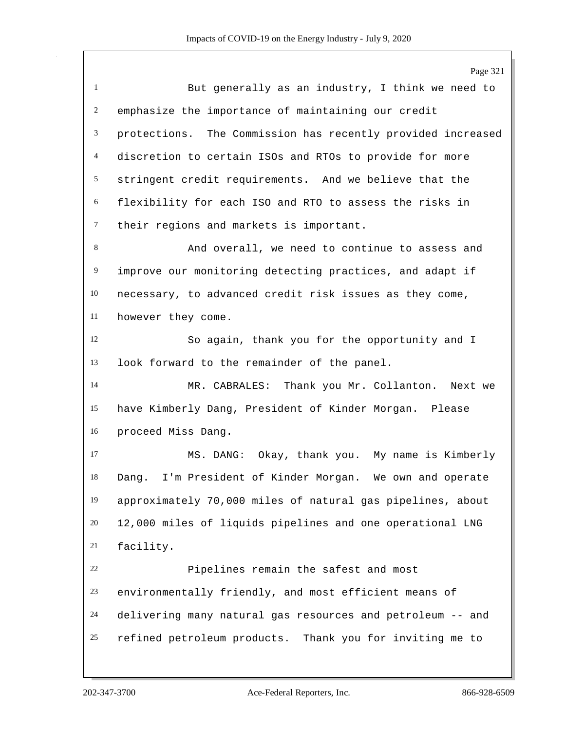But generally as an industry, I think we need to emphasize the importance of maintaining our credit protections. The Commission has recently provided increased discretion to certain ISOs and RTOs to provide for more stringent credit requirements. And we believe that the flexibility for each ISO and RTO to assess the risks in their regions and markets is important.

And overall, we need to continue to assess and improve our monitoring detecting practices, and adapt if necessary, to advanced credit risk issues as they come, however they come.

So again, thank you for the opportunity and I look forward to the remainder of the panel.

MR. CABRALES: Thank you Mr. Collanton. Next we have Kimberly Dang, President of Kinder Morgan. Please proceed Miss Dang.

MS. DANG: Okay, thank you. My name is Kimberly Dang. I'm President of Kinder Morgan. We own and operate approximately 70,000 miles of natural gas pipelines, about 12,000 miles of liquids pipelines and one operational LNG facility.

Pipelines remain the safest and most environmentally friendly, and most efficient means of delivering many natural gas resources and petroleum -- and refined petroleum products. Thank you for inviting me to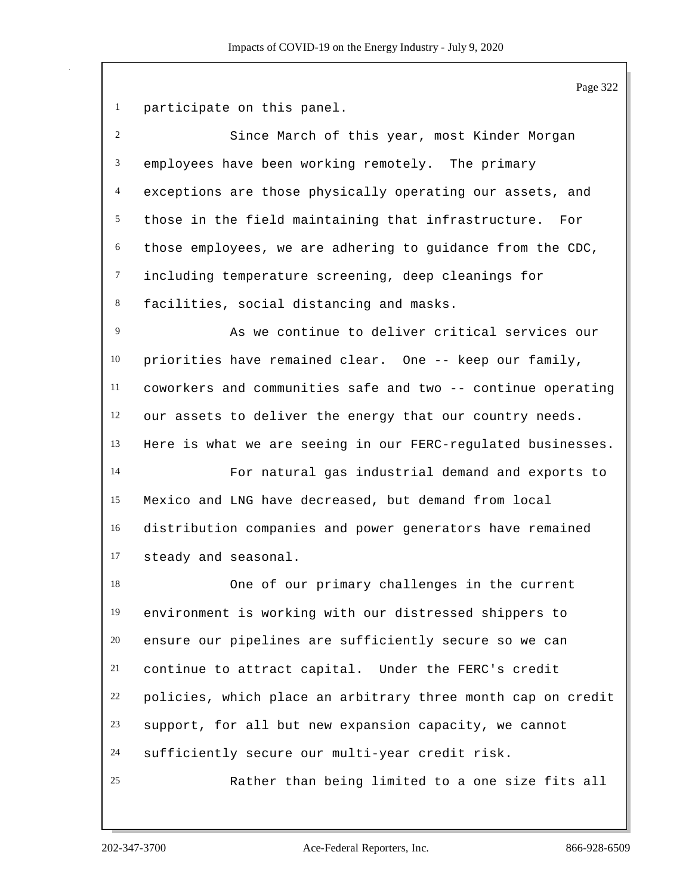participate on this panel.

Since March of this year, most Kinder Morgan employees have been working remotely. The primary exceptions are those physically operating our assets, and those in the field maintaining that infrastructure. For those employees, we are adhering to guidance from the CDC, including temperature screening, deep cleanings for facilities, social distancing and masks.

As we continue to deliver critical services our priorities have remained clear. One -- keep our family, coworkers and communities safe and two -- continue operating our assets to deliver the energy that our country needs. Here is what we are seeing in our FERC-regulated businesses.

For natural gas industrial demand and exports to Mexico and LNG have decreased, but demand from local distribution companies and power generators have remained steady and seasonal.

One of our primary challenges in the current environment is working with our distressed shippers to ensure our pipelines are sufficiently secure so we can continue to attract capital. Under the FERC's credit policies, which place an arbitrary three month cap on credit support, for all but new expansion capacity, we cannot sufficiently secure our multi-year credit risk.

Rather than being limited to a one size fits all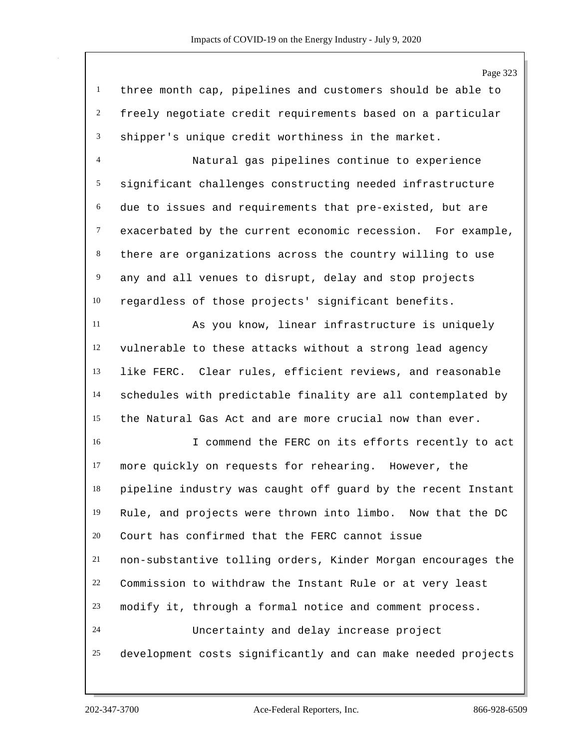three month cap, pipelines and customers should be able to freely negotiate credit requirements based on a particular shipper's unique credit worthiness in the market.

Natural gas pipelines continue to experience significant challenges constructing needed infrastructure due to issues and requirements that pre-existed, but are exacerbated by the current economic recession. For example, there are organizations across the country willing to use any and all venues to disrupt, delay and stop projects regardless of those projects' significant benefits.

As you know, linear infrastructure is uniquely vulnerable to these attacks without a strong lead agency like FERC. Clear rules, efficient reviews, and reasonable schedules with predictable finality are all contemplated by the Natural Gas Act and are more crucial now than ever.

I commend the FERC on its efforts recently to act more quickly on requests for rehearing. However, the pipeline industry was caught off guard by the recent Instant Rule, and projects were thrown into limbo. Now that the DC Court has confirmed that the FERC cannot issue non-substantive tolling orders, Kinder Morgan encourages the Commission to withdraw the Instant Rule or at very least modify it, through a formal notice and comment process.

Uncertainty and delay increase project development costs significantly and can make needed projects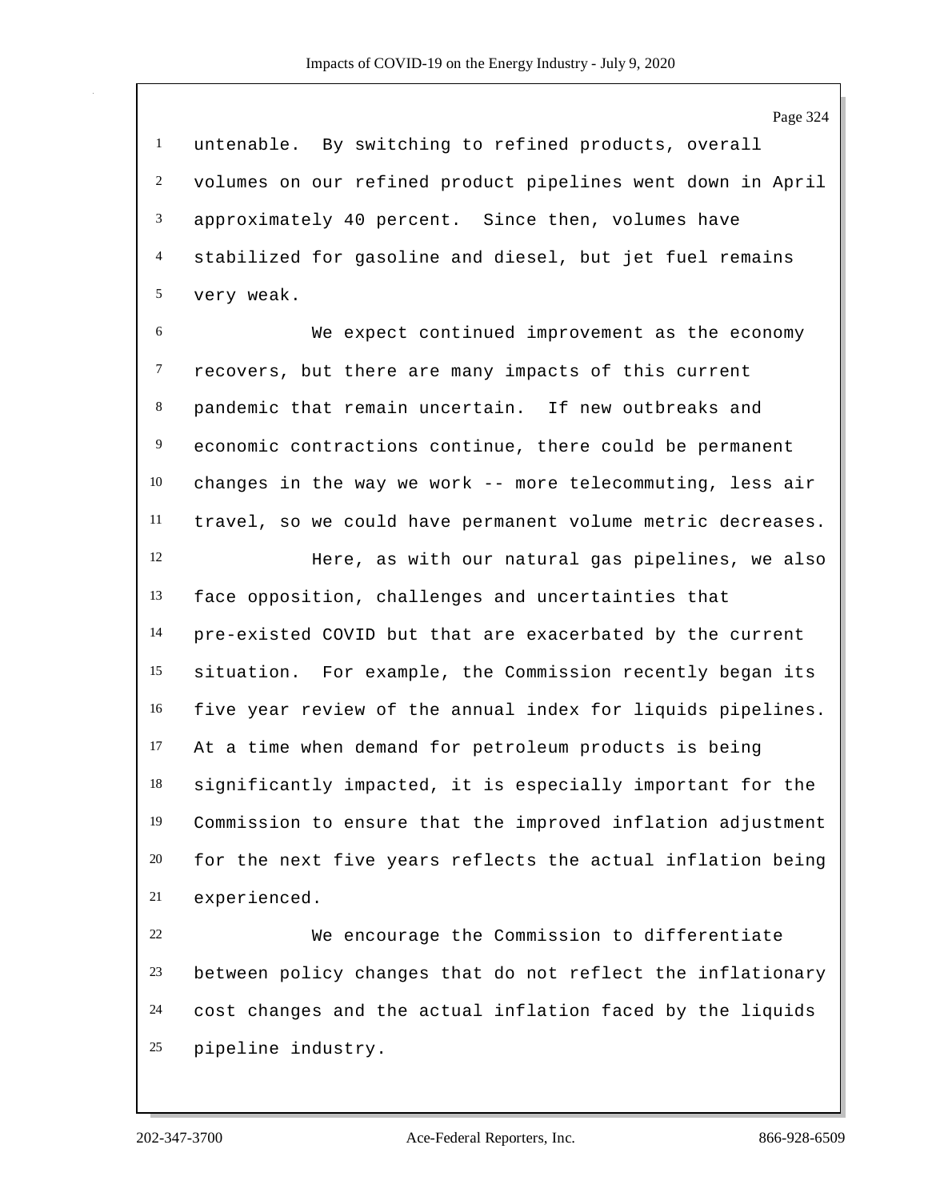untenable. By switching to refined products, overall volumes on our refined product pipelines went down in April approximately 40 percent. Since then, volumes have stabilized for gasoline and diesel, but jet fuel remains very weak.

We expect continued improvement as the economy recovers, but there are many impacts of this current pandemic that remain uncertain. If new outbreaks and economic contractions continue, there could be permanent changes in the way we work -- more telecommuting, less air travel, so we could have permanent volume metric decreases.

Here, as with our natural gas pipelines, we also face opposition, challenges and uncertainties that pre-existed COVID but that are exacerbated by the current situation. For example, the Commission recently began its five year review of the annual index for liquids pipelines. At a time when demand for petroleum products is being significantly impacted, it is especially important for the Commission to ensure that the improved inflation adjustment for the next five years reflects the actual inflation being experienced.

We encourage the Commission to differentiate between policy changes that do not reflect the inflationary cost changes and the actual inflation faced by the liquids pipeline industry.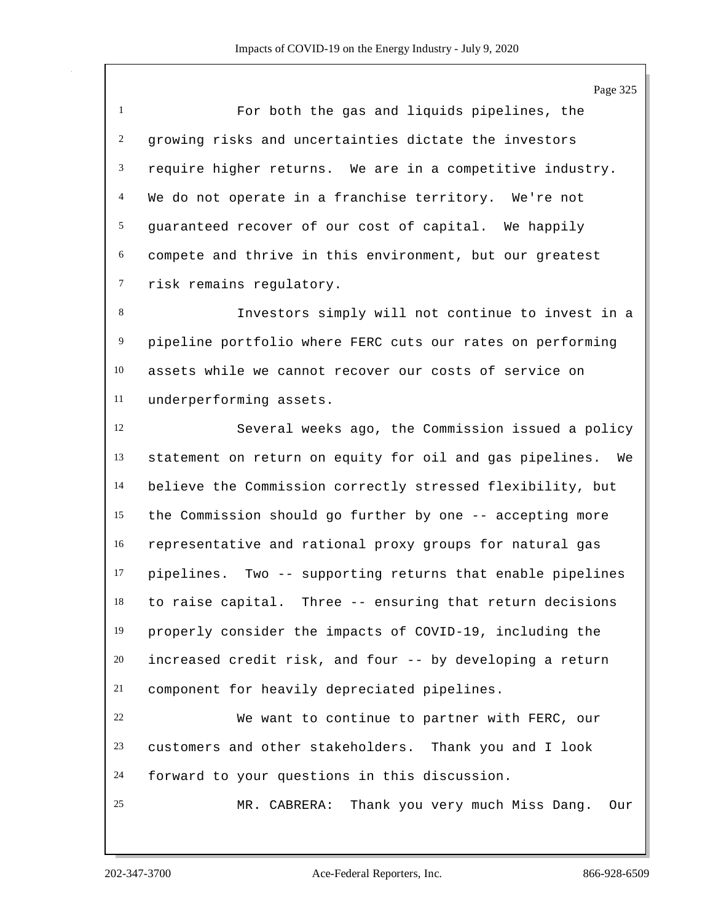For both the gas and liquids pipelines, the growing risks and uncertainties dictate the investors require higher returns. We are in a competitive industry. We do not operate in a franchise territory. We're not guaranteed recover of our cost of capital. We happily compete and thrive in this environment, but our greatest risk remains regulatory.

Investors simply will not continue to invest in a pipeline portfolio where FERC cuts our rates on performing assets while we cannot recover our costs of service on underperforming assets.

Several weeks ago, the Commission issued a policy statement on return on equity for oil and gas pipelines. We believe the Commission correctly stressed flexibility, but the Commission should go further by one -- accepting more representative and rational proxy groups for natural gas pipelines. Two -- supporting returns that enable pipelines to raise capital. Three -- ensuring that return decisions properly consider the impacts of COVID-19, including the increased credit risk, and four -- by developing a return component for heavily depreciated pipelines.

We want to continue to partner with FERC, our customers and other stakeholders. Thank you and I look forward to your questions in this discussion.

MR. CABRERA: Thank you very much Miss Dang. Our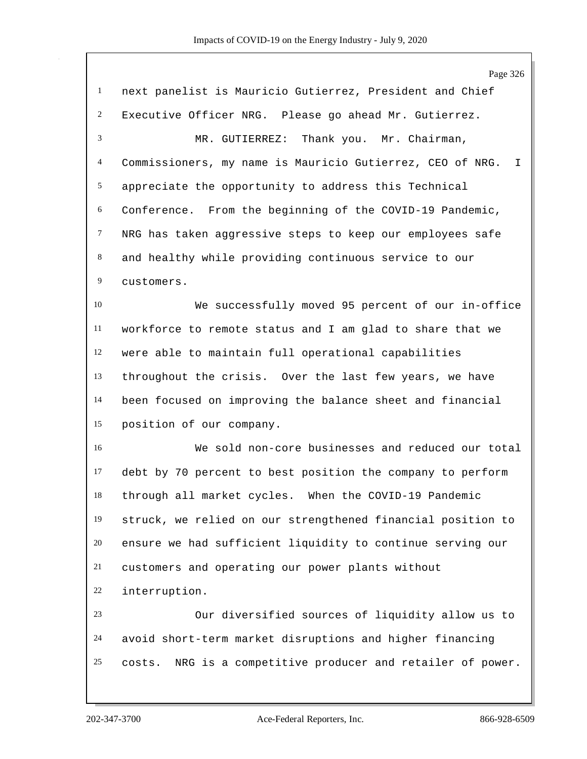next panelist is Mauricio Gutierrez, President and Chief Executive Officer NRG. Please go ahead Mr. Gutierrez.

MR. GUTIERREZ: Thank you. Mr. Chairman, Commissioners, my name is Mauricio Gutierrez, CEO of NRG. I appreciate the opportunity to address this Technical Conference. From the beginning of the COVID-19 Pandemic, NRG has taken aggressive steps to keep our employees safe and healthy while providing continuous service to our customers.

We successfully moved 95 percent of our in-office workforce to remote status and I am glad to share that we were able to maintain full operational capabilities throughout the crisis. Over the last few years, we have been focused on improving the balance sheet and financial position of our company.

We sold non-core businesses and reduced our total debt by 70 percent to best position the company to perform through all market cycles. When the COVID-19 Pandemic struck, we relied on our strengthened financial position to ensure we had sufficient liquidity to continue serving our customers and operating our power plants without interruption.

Our diversified sources of liquidity allow us to avoid short-term market disruptions and higher financing costs. NRG is a competitive producer and retailer of power.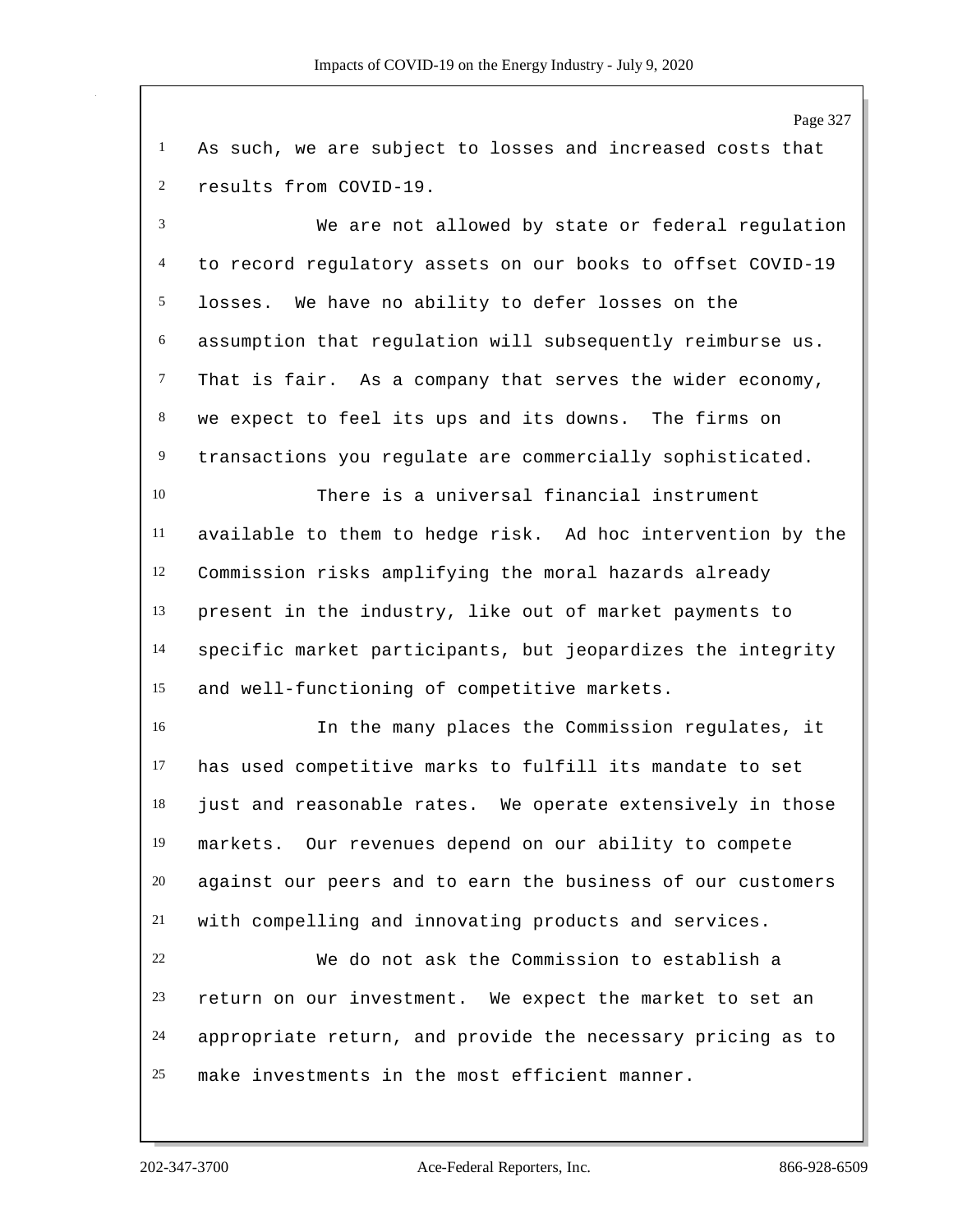As such, we are subject to losses and increased costs that results from COVID-19.

We are not allowed by state or federal regulation to record regulatory assets on our books to offset COVID-19 losses. We have no ability to defer losses on the assumption that regulation will subsequently reimburse us. That is fair. As a company that serves the wider economy, we expect to feel its ups and its downs. The firms on transactions you regulate are commercially sophisticated.

There is a universal financial instrument available to them to hedge risk. Ad hoc intervention by the Commission risks amplifying the moral hazards already present in the industry, like out of market payments to specific market participants, but jeopardizes the integrity and well-functioning of competitive markets.

In the many places the Commission regulates, it has used competitive marks to fulfill its mandate to set just and reasonable rates. We operate extensively in those markets. Our revenues depend on our ability to compete against our peers and to earn the business of our customers with compelling and innovating products and services.

We do not ask the Commission to establish a return on our investment. We expect the market to set an appropriate return, and provide the necessary pricing as to make investments in the most efficient manner.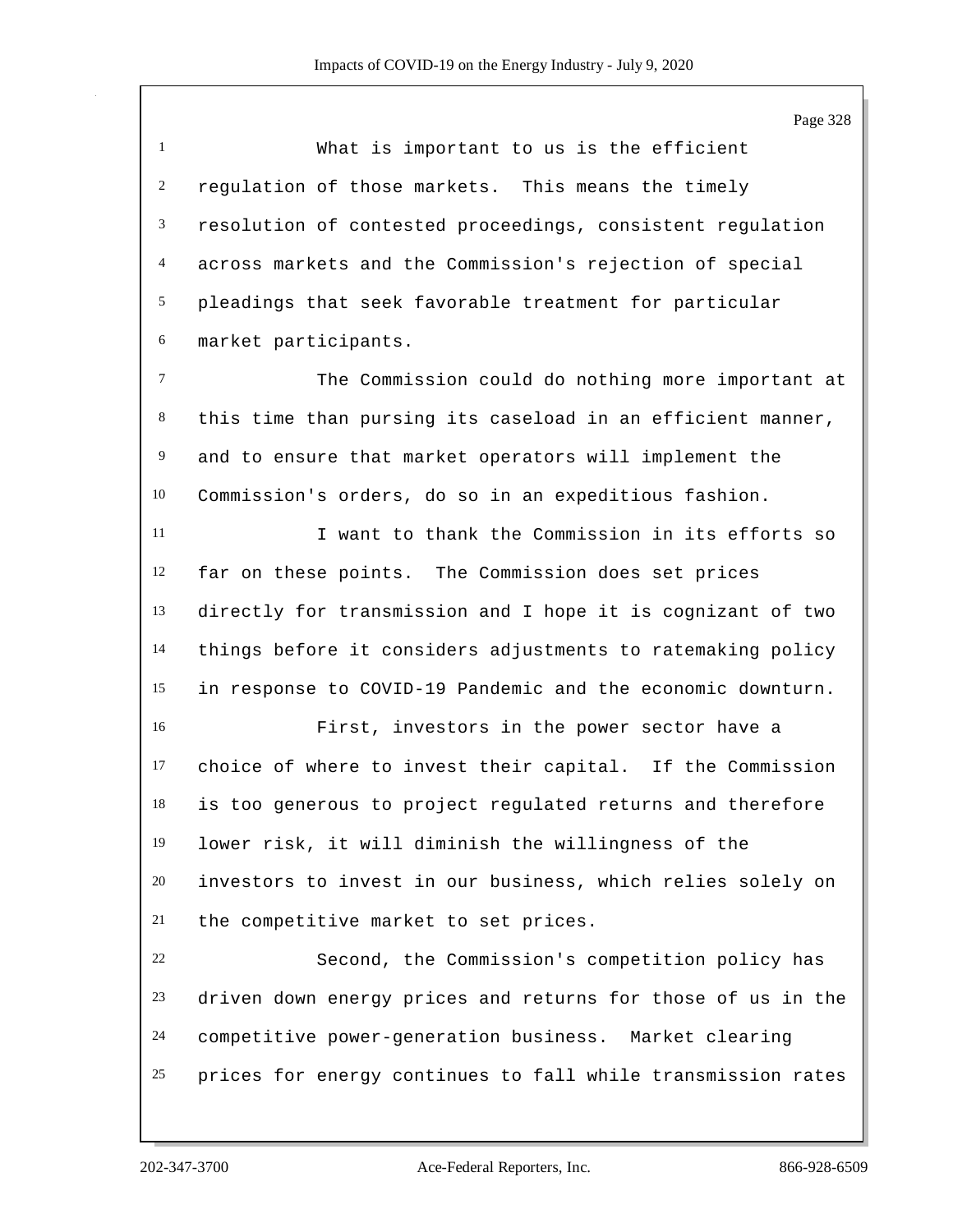What is important to us is the efficient regulation of those markets. This means the timely resolution of contested proceedings, consistent regulation across markets and the Commission's rejection of special pleadings that seek favorable treatment for particular market participants.

The Commission could do nothing more important at this time than pursing its caseload in an efficient manner, and to ensure that market operators will implement the Commission's orders, do so in an expeditious fashion.

I want to thank the Commission in its efforts so far on these points. The Commission does set prices directly for transmission and I hope it is cognizant of two things before it considers adjustments to ratemaking policy in response to COVID-19 Pandemic and the economic downturn.

First, investors in the power sector have a choice of where to invest their capital. If the Commission is too generous to project regulated returns and therefore lower risk, it will diminish the willingness of the investors to invest in our business, which relies solely on the competitive market to set prices.

Second, the Commission's competition policy has driven down energy prices and returns for those of us in the competitive power-generation business. Market clearing prices for energy continues to fall while transmission rates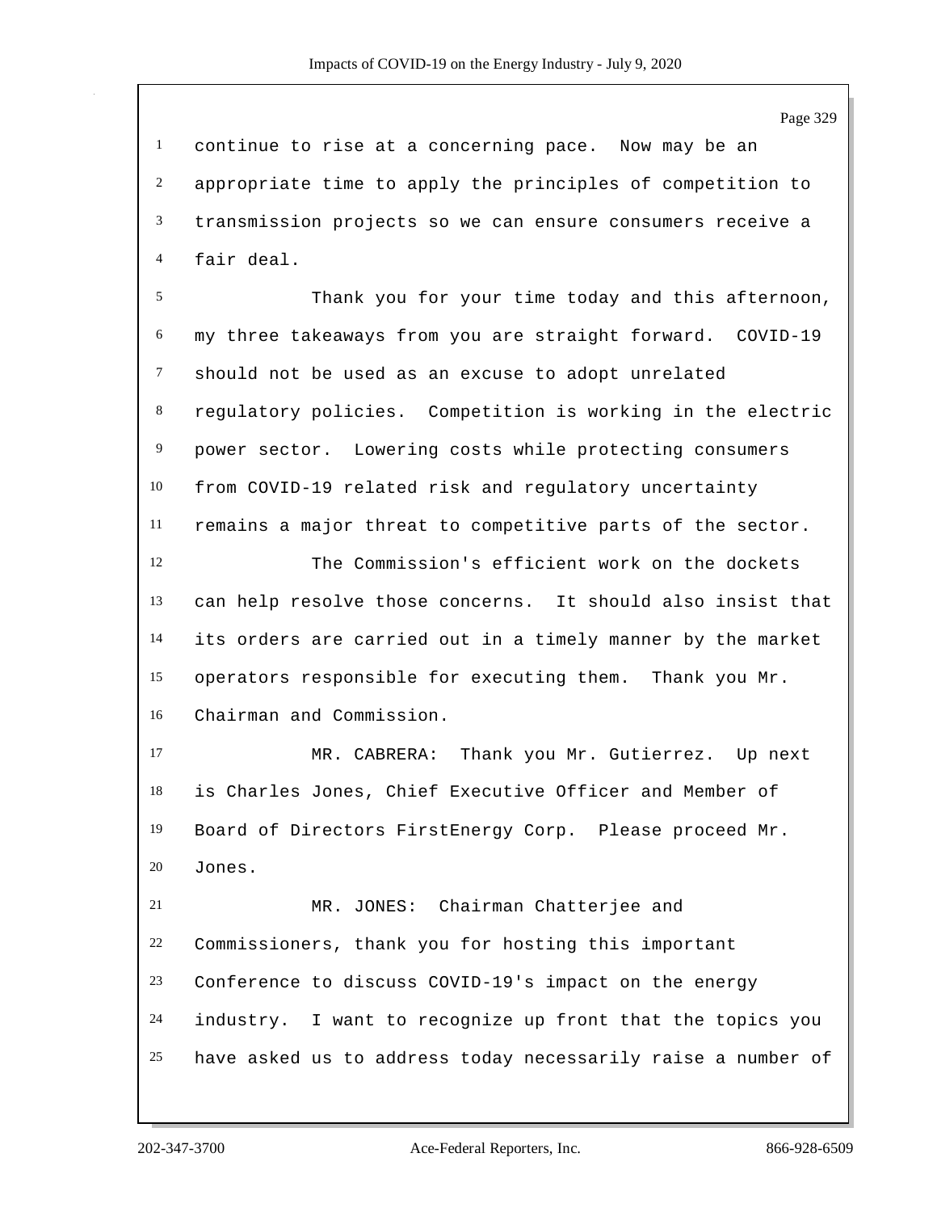continue to rise at a concerning pace. Now may be an appropriate time to apply the principles of competition to transmission projects so we can ensure consumers receive a fair deal.

Thank you for your time today and this afternoon, my three takeaways from you are straight forward. COVID-19 should not be used as an excuse to adopt unrelated regulatory policies. Competition is working in the electric power sector. Lowering costs while protecting consumers from COVID-19 related risk and regulatory uncertainty remains a major threat to competitive parts of the sector.

The Commission's efficient work on the dockets can help resolve those concerns. It should also insist that its orders are carried out in a timely manner by the market operators responsible for executing them. Thank you Mr. Chairman and Commission.

MR. CABRERA: Thank you Mr. Gutierrez. Up next is Charles Jones, Chief Executive Officer and Member of Board of Directors FirstEnergy Corp. Please proceed Mr. Jones.

MR. JONES: Chairman Chatterjee and Commissioners, thank you for hosting this important Conference to discuss COVID-19's impact on the energy industry. I want to recognize up front that the topics you have asked us to address today necessarily raise a number of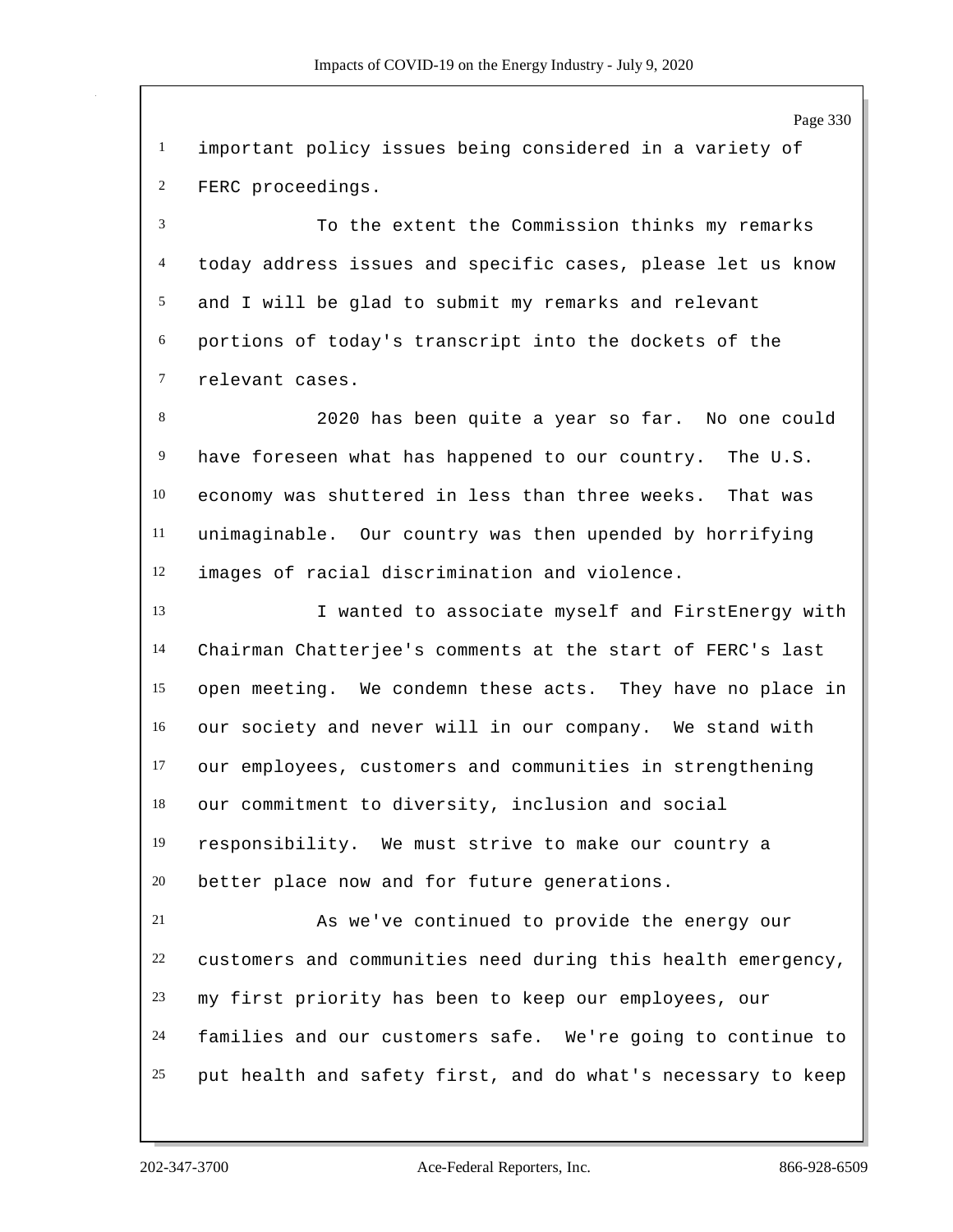important policy issues being considered in a variety of FERC proceedings.

To the extent the Commission thinks my remarks today address issues and specific cases, please let us know and I will be glad to submit my remarks and relevant portions of today's transcript into the dockets of the relevant cases.

2020 has been quite a year so far. No one could have foreseen what has happened to our country. The U.S. economy was shuttered in less than three weeks. That was unimaginable. Our country was then upended by horrifying images of racial discrimination and violence.

I wanted to associate myself and FirstEnergy with Chairman Chatterjee's comments at the start of FERC's last open meeting. We condemn these acts. They have no place in our society and never will in our company. We stand with our employees, customers and communities in strengthening our commitment to diversity, inclusion and social responsibility. We must strive to make our country a better place now and for future generations.

As we've continued to provide the energy our customers and communities need during this health emergency, my first priority has been to keep our employees, our families and our customers safe. We're going to continue to put health and safety first, and do what's necessary to keep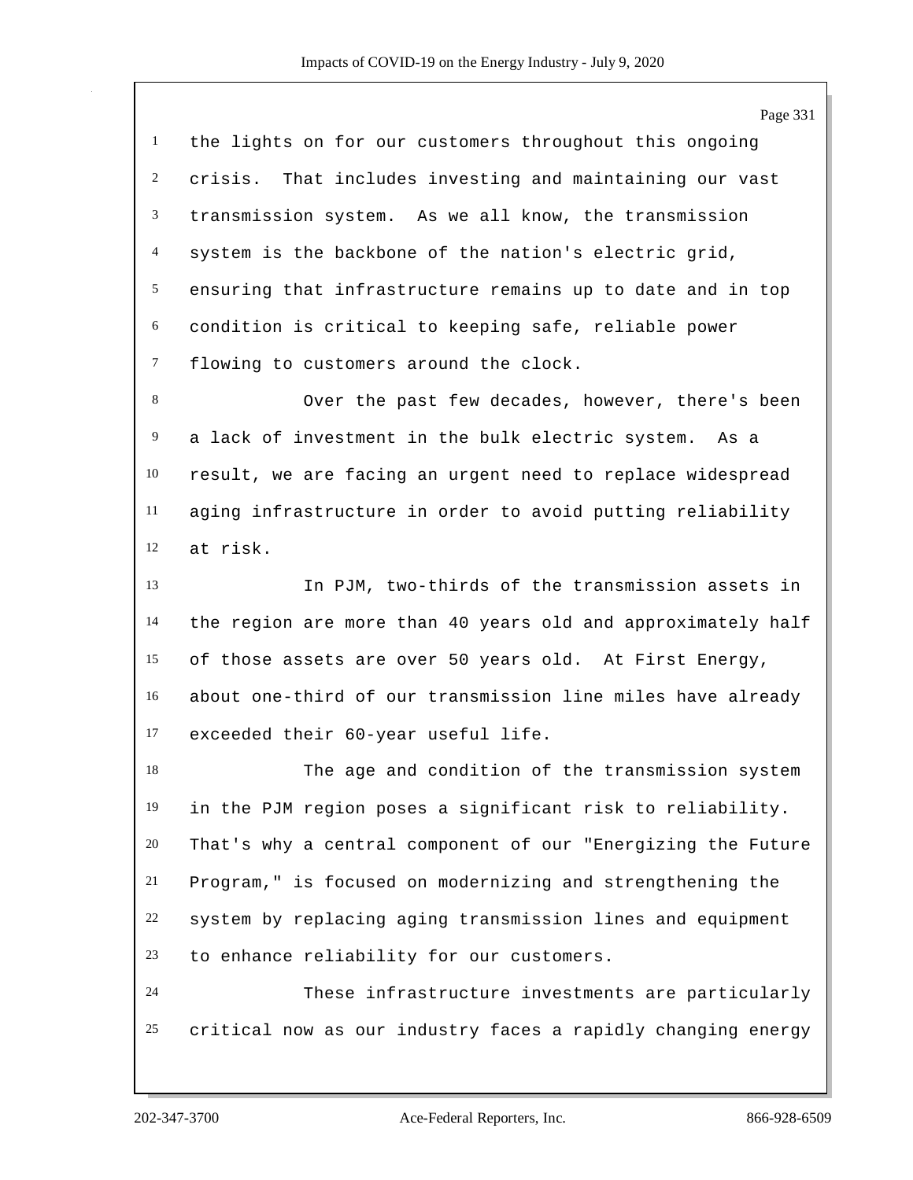the lights on for our customers throughout this ongoing crisis. That includes investing and maintaining our vast transmission system. As we all know, the transmission system is the backbone of the nation's electric grid, ensuring that infrastructure remains up to date and in top condition is critical to keeping safe, reliable power flowing to customers around the clock.

Over the past few decades, however, there's been a lack of investment in the bulk electric system. As a result, we are facing an urgent need to replace widespread aging infrastructure in order to avoid putting reliability at risk.

In PJM, two-thirds of the transmission assets in the region are more than 40 years old and approximately half of those assets are over 50 years old. At First Energy, about one-third of our transmission line miles have already exceeded their 60-year useful life.

The age and condition of the transmission system in the PJM region poses a significant risk to reliability. That's why a central component of our "Energizing the Future Program," is focused on modernizing and strengthening the system by replacing aging transmission lines and equipment to enhance reliability for our customers.

These infrastructure investments are particularly critical now as our industry faces a rapidly changing energy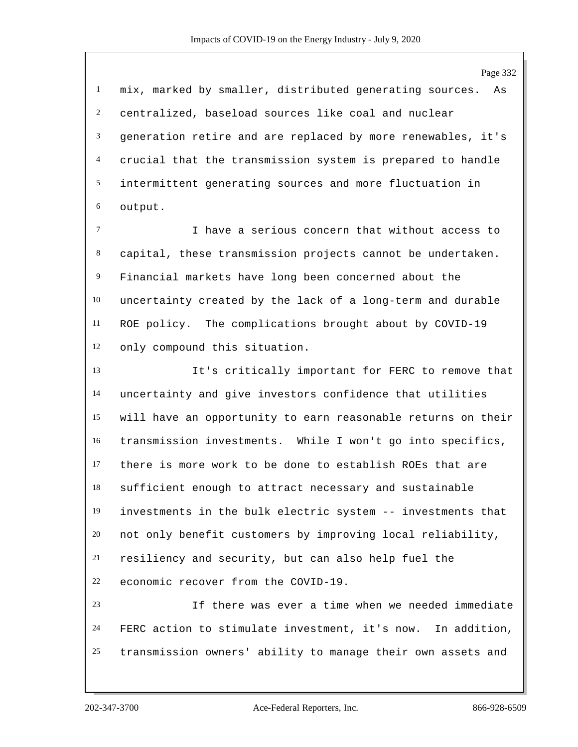mix, marked by smaller, distributed generating sources. As centralized, baseload sources like coal and nuclear generation retire and are replaced by more renewables, it's crucial that the transmission system is prepared to handle intermittent generating sources and more fluctuation in output.

I have a serious concern that without access to capital, these transmission projects cannot be undertaken. Financial markets have long been concerned about the uncertainty created by the lack of a long-term and durable ROE policy. The complications brought about by COVID-19 only compound this situation.

It's critically important for FERC to remove that uncertainty and give investors confidence that utilities will have an opportunity to earn reasonable returns on their transmission investments. While I won't go into specifics, there is more work to be done to establish ROEs that are sufficient enough to attract necessary and sustainable investments in the bulk electric system -- investments that not only benefit customers by improving local reliability, resiliency and security, but can also help fuel the economic recover from the COVID-19.

If there was ever a time when we needed immediate FERC action to stimulate investment, it's now. In addition, transmission owners' ability to manage their own assets and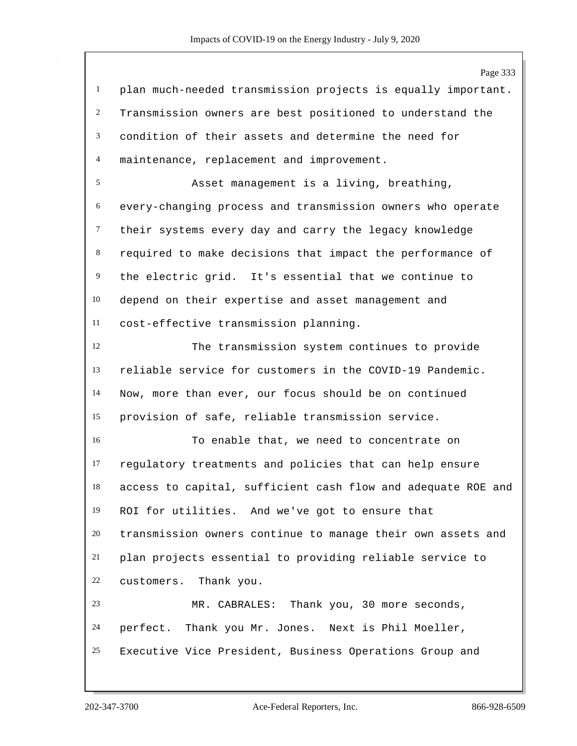plan much-needed transmission projects is equally important. Transmission owners are best positioned to understand the condition of their assets and determine the need for maintenance, replacement and improvement.

Asset management is a living, breathing, every-changing process and transmission owners who operate their systems every day and carry the legacy knowledge required to make decisions that impact the performance of the electric grid. It's essential that we continue to depend on their expertise and asset management and cost-effective transmission planning.

The transmission system continues to provide reliable service for customers in the COVID-19 Pandemic. Now, more than ever, our focus should be on continued provision of safe, reliable transmission service.

To enable that, we need to concentrate on regulatory treatments and policies that can help ensure access to capital, sufficient cash flow and adequate ROE and ROI for utilities. And we've got to ensure that transmission owners continue to manage their own assets and plan projects essential to providing reliable service to customers. Thank you.

MR. CABRALES: Thank you, 30 more seconds, perfect. Thank you Mr. Jones. Next is Phil Moeller, Executive Vice President, Business Operations Group and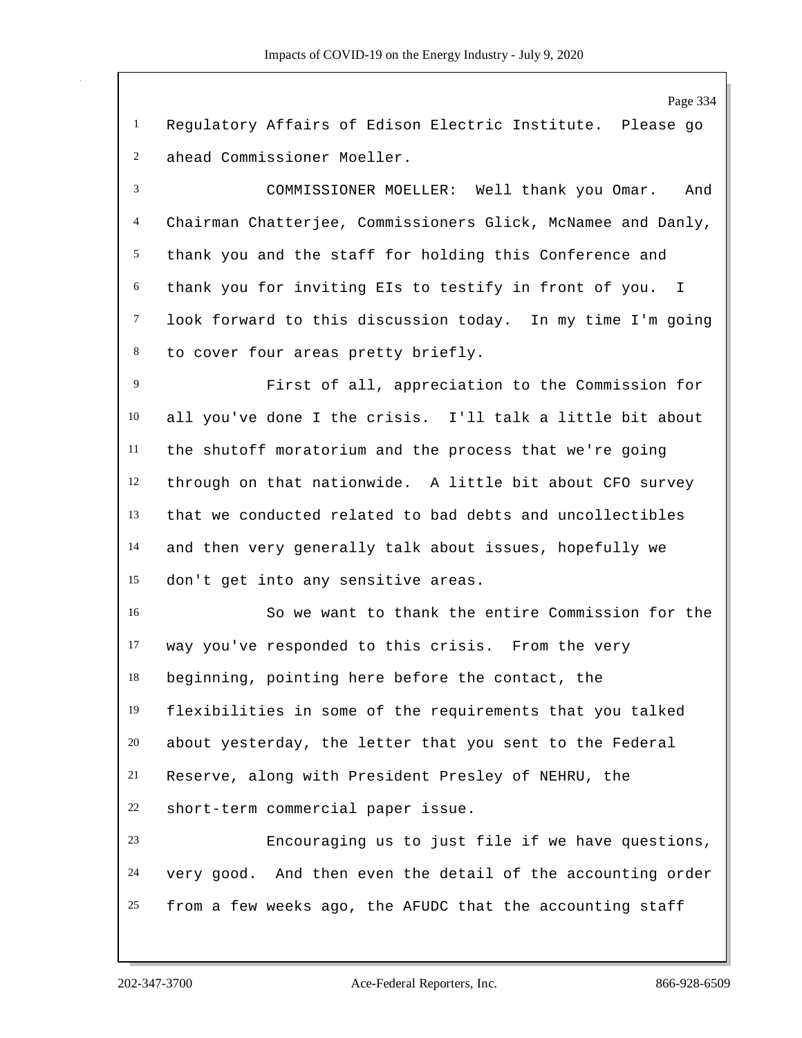Regulatory Affairs of Edison Electric Institute. Please go ahead Commissioner Moeller.

COMMISSIONER MOELLER: Well thank you Omar. And Chairman Chatterjee, Commissioners Glick, McNamee and Danly, thank you and the staff for holding this Conference and thank you for inviting EIs to testify in front of you. I look forward to this discussion today. In my time I'm going to cover four areas pretty briefly.

First of all, appreciation to the Commission for all you've done I the crisis. I'll talk a little bit about the shutoff moratorium and the process that we're going through on that nationwide. A little bit about CFO survey that we conducted related to bad debts and uncollectibles and then very generally talk about issues, hopefully we don't get into any sensitive areas.

So we want to thank the entire Commission for the way you've responded to this crisis. From the very beginning, pointing here before the contact, the flexibilities in some of the requirements that you talked about yesterday, the letter that you sent to the Federal Reserve, along with President Presley of NEHRU, the short-term commercial paper issue.

Encouraging us to just file if we have questions, very good. And then even the detail of the accounting order from a few weeks ago, the AFUDC that the accounting staff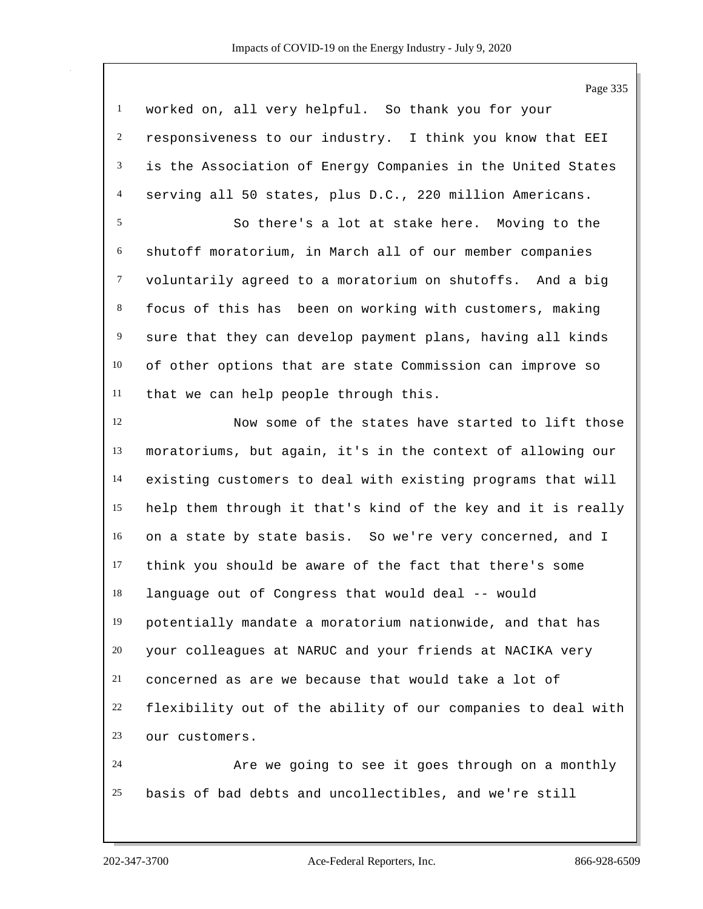worked on, all very helpful. So thank you for your responsiveness to our industry. I think you know that EEI is the Association of Energy Companies in the United States serving all 50 states, plus D.C., 220 million Americans.

So there's a lot at stake here. Moving to the shutoff moratorium, in March all of our member companies voluntarily agreed to a moratorium on shutoffs. And a big focus of this has been on working with customers, making sure that they can develop payment plans, having all kinds of other options that are state Commission can improve so that we can help people through this.

Now some of the states have started to lift those moratoriums, but again, it's in the context of allowing our existing customers to deal with existing programs that will help them through it that's kind of the key and it is really on a state by state basis. So we're very concerned, and I think you should be aware of the fact that there's some language out of Congress that would deal -- would potentially mandate a moratorium nationwide, and that has your colleagues at NARUC and your friends at NACIKA very concerned as are we because that would take a lot of flexibility out of the ability of our companies to deal with our customers.

Are we going to see it goes through on a monthly basis of bad debts and uncollectibles, and we're still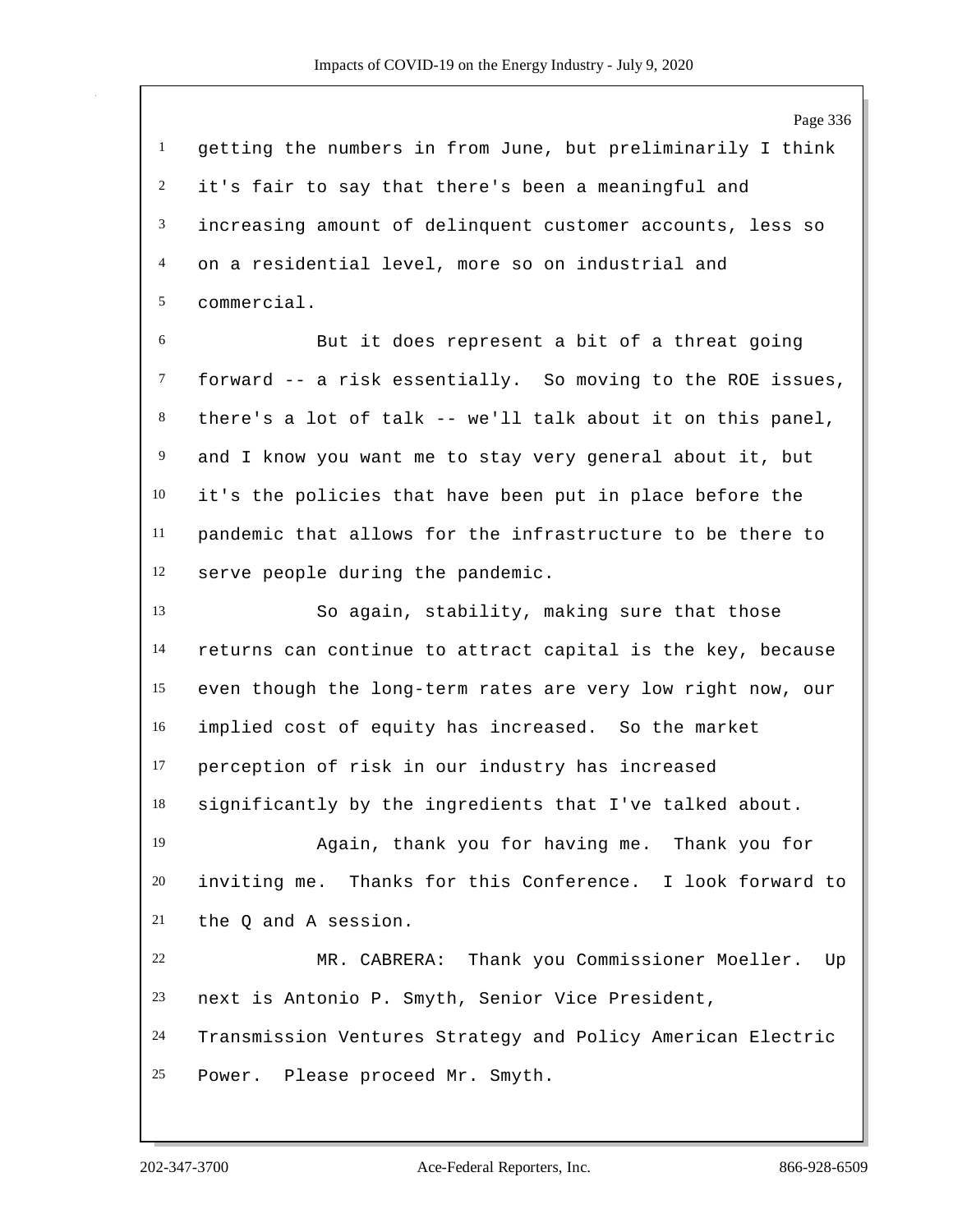getting the numbers in from June, but preliminarily I think it's fair to say that there's been a meaningful and increasing amount of delinquent customer accounts, less so on a residential level, more so on industrial and commercial.

But it does represent a bit of a threat going forward -- a risk essentially. So moving to the ROE issues, there's a lot of talk -- we'll talk about it on this panel, and I know you want me to stay very general about it, but it's the policies that have been put in place before the pandemic that allows for the infrastructure to be there to serve people during the pandemic.

So again, stability, making sure that those returns can continue to attract capital is the key, because even though the long-term rates are very low right now, our implied cost of equity has increased. So the market perception of risk in our industry has increased significantly by the ingredients that I've talked about.

Again, thank you for having me. Thank you for inviting me. Thanks for this Conference. I look forward to the Q and A session.

MR. CABRERA: Thank you Commissioner Moeller. Up next is Antonio P. Smyth, Senior Vice President, Transmission Ventures Strategy and Policy American Electric Power. Please proceed Mr. Smyth.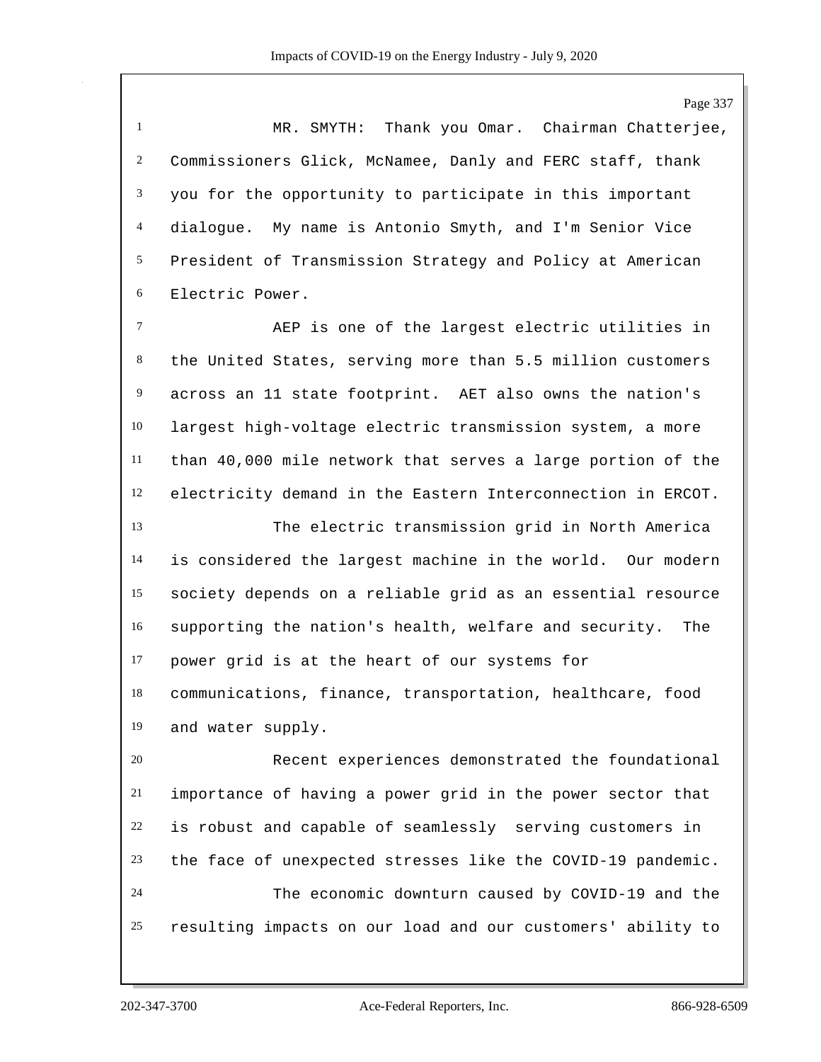MR. SMYTH: Thank you Omar. Chairman Chatterjee, Commissioners Glick, McNamee, Danly and FERC staff, thank you for the opportunity to participate in this important dialogue. My name is Antonio Smyth, and I'm Senior Vice President of Transmission Strategy and Policy at American Electric Power.

AEP is one of the largest electric utilities in the United States, serving more than 5.5 million customers across an 11 state footprint. AET also owns the nation's largest high-voltage electric transmission system, a more than 40,000 mile network that serves a large portion of the electricity demand in the Eastern Interconnection in ERCOT.

The electric transmission grid in North America is considered the largest machine in the world. Our modern society depends on a reliable grid as an essential resource supporting the nation's health, welfare and security. The power grid is at the heart of our systems for communications, finance, transportation, healthcare, food and water supply.

Recent experiences demonstrated the foundational importance of having a power grid in the power sector that is robust and capable of seamlessly serving customers in the face of unexpected stresses like the COVID-19 pandemic.

The economic downturn caused by COVID-19 and the resulting impacts on our load and our customers' ability to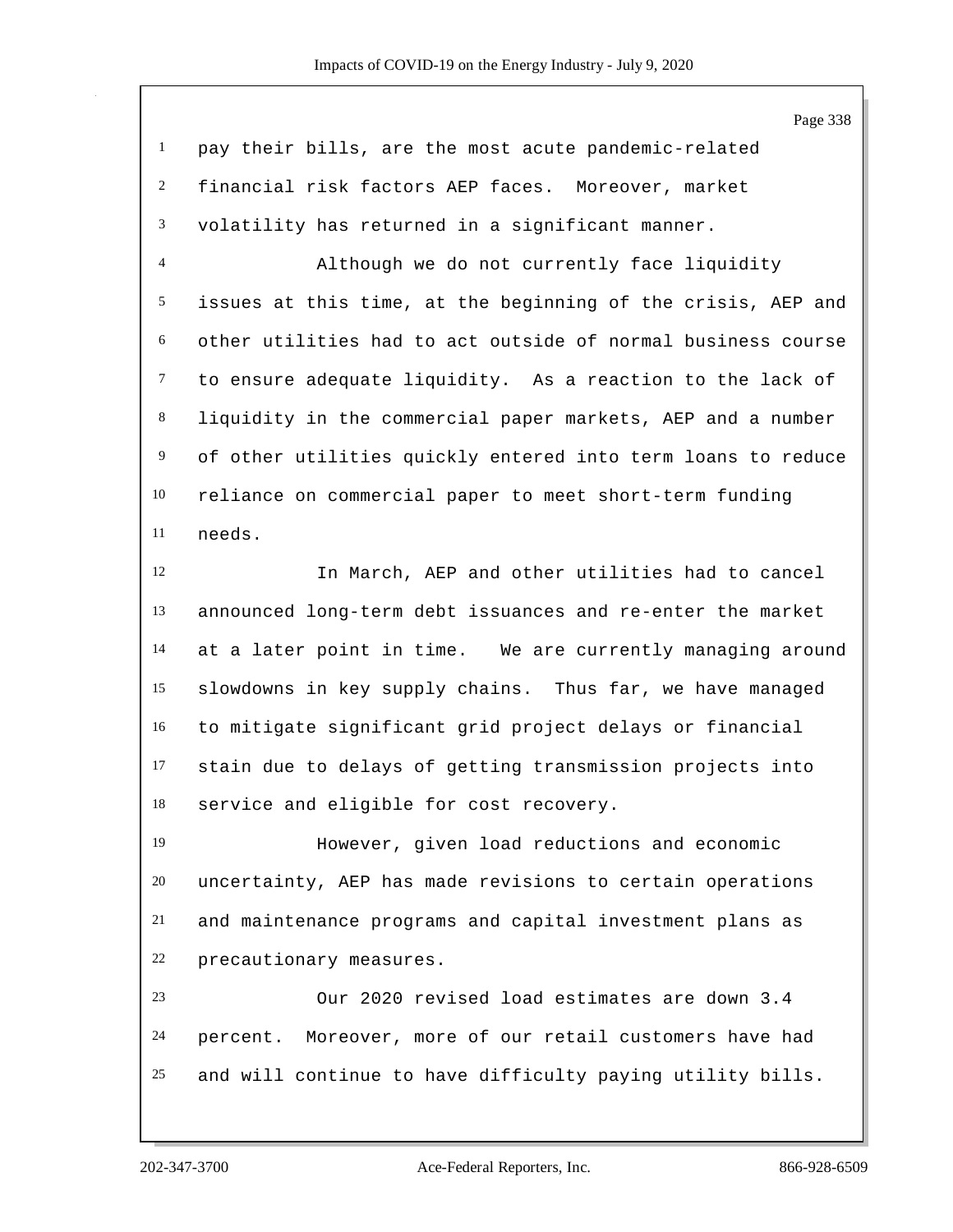pay their bills, are the most acute pandemic-related financial risk factors AEP faces. Moreover, market volatility has returned in a significant manner.

Although we do not currently face liquidity issues at this time, at the beginning of the crisis, AEP and other utilities had to act outside of normal business course to ensure adequate liquidity. As a reaction to the lack of liquidity in the commercial paper markets, AEP and a number of other utilities quickly entered into term loans to reduce reliance on commercial paper to meet short-term funding needs.

In March, AEP and other utilities had to cancel announced long-term debt issuances and re-enter the market at a later point in time. We are currently managing around slowdowns in key supply chains. Thus far, we have managed to mitigate significant grid project delays or financial stain due to delays of getting transmission projects into service and eligible for cost recovery.

However, given load reductions and economic uncertainty, AEP has made revisions to certain operations and maintenance programs and capital investment plans as precautionary measures.

Our 2020 revised load estimates are down 3.4 percent. Moreover, more of our retail customers have had and will continue to have difficulty paying utility bills.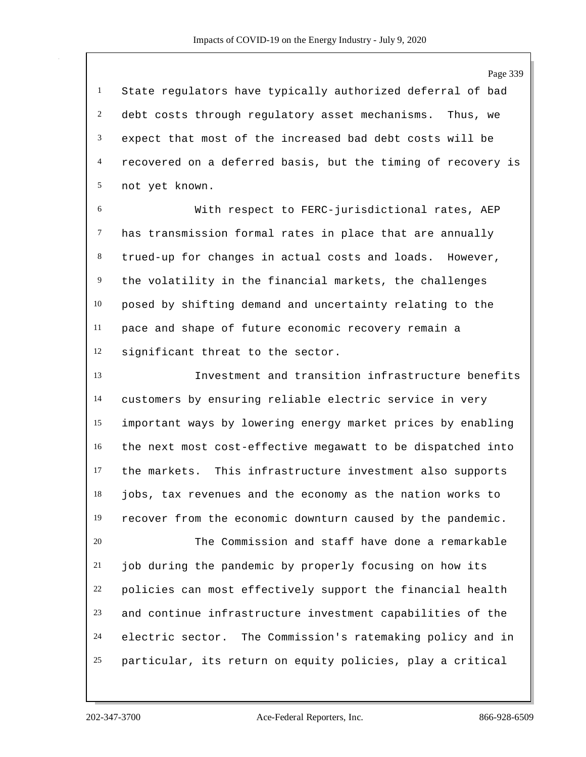State regulators have typically authorized deferral of bad debt costs through regulatory asset mechanisms. Thus, we expect that most of the increased bad debt costs will be recovered on a deferred basis, but the timing of recovery is not yet known.

With respect to FERC-jurisdictional rates, AEP has transmission formal rates in place that are annually trued-up for changes in actual costs and loads. However, the volatility in the financial markets, the challenges posed by shifting demand and uncertainty relating to the pace and shape of future economic recovery remain a significant threat to the sector.

Investment and transition infrastructure benefits customers by ensuring reliable electric service in very important ways by lowering energy market prices by enabling the next most cost-effective megawatt to be dispatched into the markets. This infrastructure investment also supports jobs, tax revenues and the economy as the nation works to recover from the economic downturn caused by the pandemic.

The Commission and staff have done a remarkable job during the pandemic by properly focusing on how its policies can most effectively support the financial health and continue infrastructure investment capabilities of the electric sector. The Commission's ratemaking policy and in particular, its return on equity policies, play a critical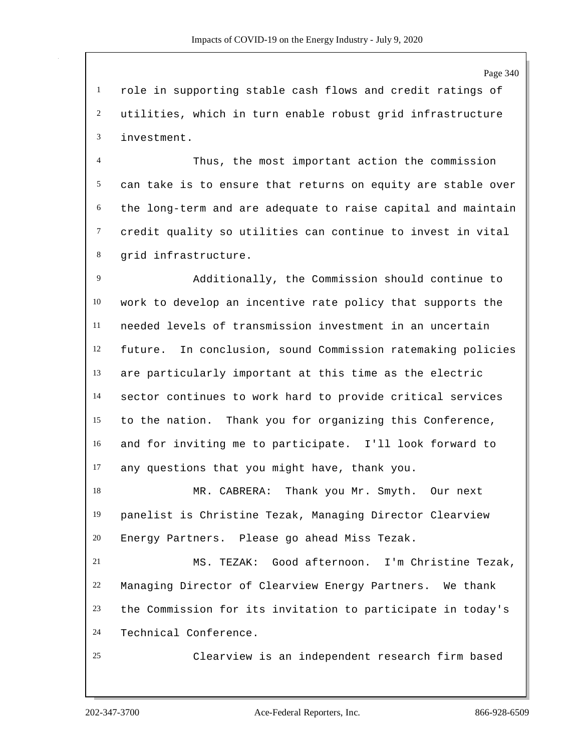role in supporting stable cash flows and credit ratings of utilities, which in turn enable robust grid infrastructure investment.

Thus, the most important action the commission can take is to ensure that returns on equity are stable over the long-term and are adequate to raise capital and maintain credit quality so utilities can continue to invest in vital grid infrastructure.

Additionally, the Commission should continue to work to develop an incentive rate policy that supports the needed levels of transmission investment in an uncertain future. In conclusion, sound Commission ratemaking policies are particularly important at this time as the electric sector continues to work hard to provide critical services to the nation. Thank you for organizing this Conference, and for inviting me to participate. I'll look forward to any questions that you might have, thank you.

MR. CABRERA: Thank you Mr. Smyth. Our next panelist is Christine Tezak, Managing Director Clearview Energy Partners. Please go ahead Miss Tezak.

MS. TEZAK: Good afternoon. I'm Christine Tezak, Managing Director of Clearview Energy Partners. We thank the Commission for its invitation to participate in today's Technical Conference.

Clearview is an independent research firm based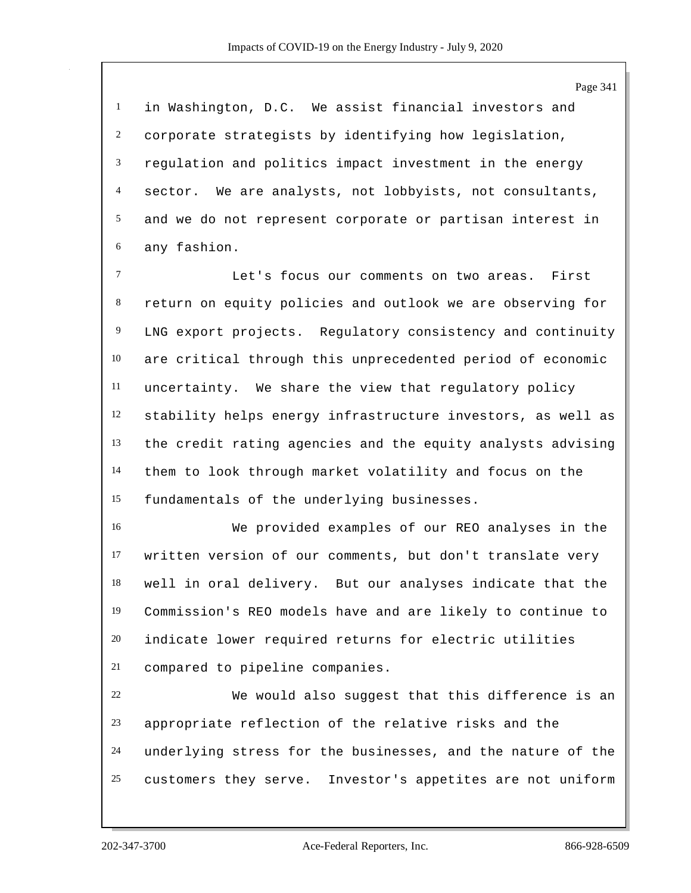in Washington, D.C. We assist financial investors and corporate strategists by identifying how legislation, regulation and politics impact investment in the energy sector. We are analysts, not lobbyists, not consultants, and we do not represent corporate or partisan interest in any fashion.

Let's focus our comments on two areas. First return on equity policies and outlook we are observing for LNG export projects. Regulatory consistency and continuity are critical through this unprecedented period of economic uncertainty. We share the view that regulatory policy stability helps energy infrastructure investors, as well as the credit rating agencies and the equity analysts advising them to look through market volatility and focus on the fundamentals of the underlying businesses.

We provided examples of our REO analyses in the written version of our comments, but don't translate very well in oral delivery. But our analyses indicate that the Commission's REO models have and are likely to continue to indicate lower required returns for electric utilities compared to pipeline companies.

We would also suggest that this difference is an appropriate reflection of the relative risks and the underlying stress for the businesses, and the nature of the customers they serve. Investor's appetites are not uniform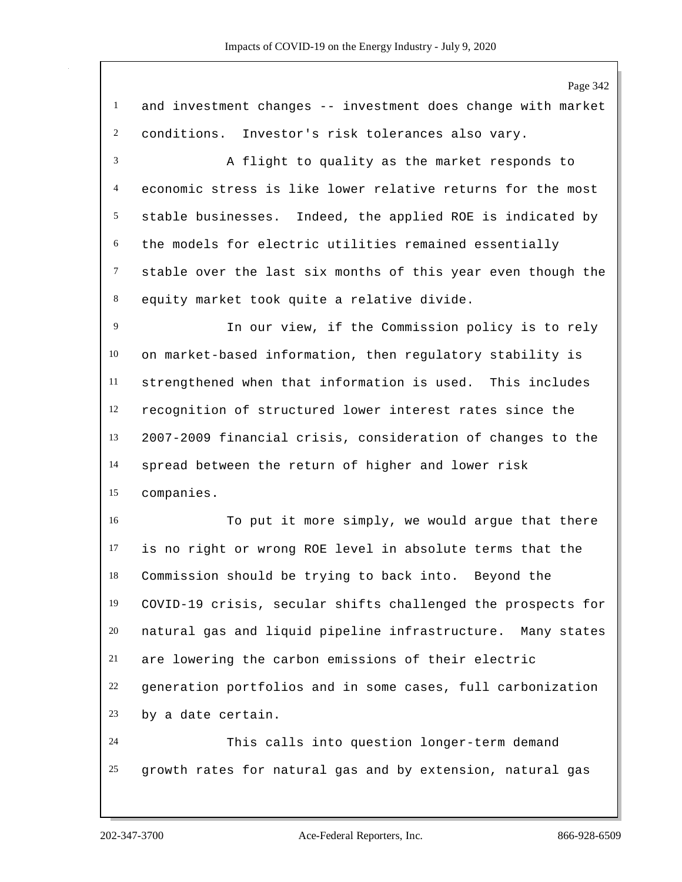and investment changes -- investment does change with market conditions. Investor's risk tolerances also vary.

A flight to quality as the market responds to economic stress is like lower relative returns for the most stable businesses. Indeed, the applied ROE is indicated by the models for electric utilities remained essentially stable over the last six months of this year even though the equity market took quite a relative divide.

In our view, if the Commission policy is to rely on market-based information, then regulatory stability is strengthened when that information is used. This includes recognition of structured lower interest rates since the 2007-2009 financial crisis, consideration of changes to the spread between the return of higher and lower risk companies.

To put it more simply, we would argue that there is no right or wrong ROE level in absolute terms that the Commission should be trying to back into. Beyond the COVID-19 crisis, secular shifts challenged the prospects for natural gas and liquid pipeline infrastructure. Many states are lowering the carbon emissions of their electric generation portfolios and in some cases, full carbonization by a date certain.

This calls into question longer-term demand growth rates for natural gas and by extension, natural gas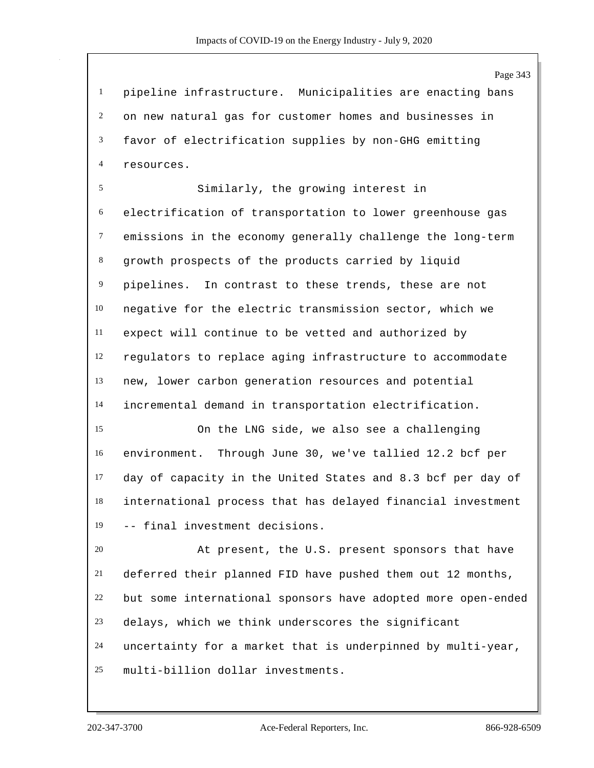pipeline infrastructure. Municipalities are enacting bans on new natural gas for customer homes and businesses in favor of electrification supplies by non-GHG emitting resources.

Similarly, the growing interest in electrification of transportation to lower greenhouse gas emissions in the economy generally challenge the long-term growth prospects of the products carried by liquid pipelines. In contrast to these trends, these are not negative for the electric transmission sector, which we expect will continue to be vetted and authorized by regulators to replace aging infrastructure to accommodate new, lower carbon generation resources and potential incremental demand in transportation electrification.

On the LNG side, we also see a challenging environment. Through June 30, we've tallied 12.2 bcf per day of capacity in the United States and 8.3 bcf per day of international process that has delayed financial investment -- final investment decisions.

At present, the U.S. present sponsors that have deferred their planned FID have pushed them out 12 months, but some international sponsors have adopted more open-ended delays, which we think underscores the significant uncertainty for a market that is underpinned by multi-year, multi-billion dollar investments.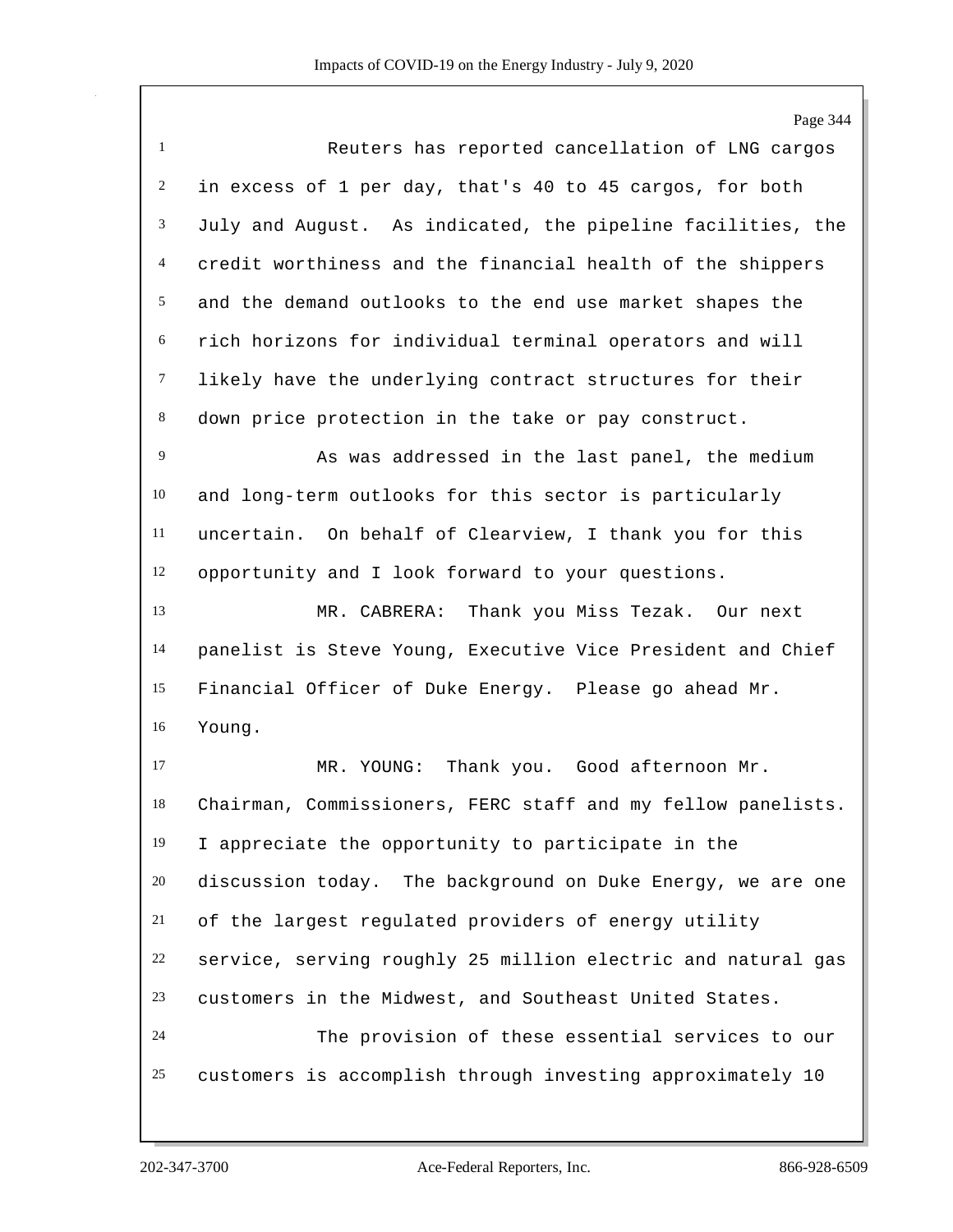Reuters has reported cancellation of LNG cargos in excess of 1 per day, that's 40 to 45 cargos, for both July and August. As indicated, the pipeline facilities, the credit worthiness and the financial health of the shippers and the demand outlooks to the end use market shapes the rich horizons for individual terminal operators and will likely have the underlying contract structures for their down price protection in the take or pay construct.

As was addressed in the last panel, the medium and long-term outlooks for this sector is particularly uncertain. On behalf of Clearview, I thank you for this opportunity and I look forward to your questions.

MR. CABRERA: Thank you Miss Tezak. Our next panelist is Steve Young, Executive Vice President and Chief Financial Officer of Duke Energy. Please go ahead Mr. Young.

MR. YOUNG: Thank you. Good afternoon Mr. Chairman, Commissioners, FERC staff and my fellow panelists. I appreciate the opportunity to participate in the discussion today. The background on Duke Energy, we are one of the largest regulated providers of energy utility service, serving roughly 25 million electric and natural gas customers in the Midwest, and Southeast United States.

The provision of these essential services to our customers is accomplish through investing approximately 10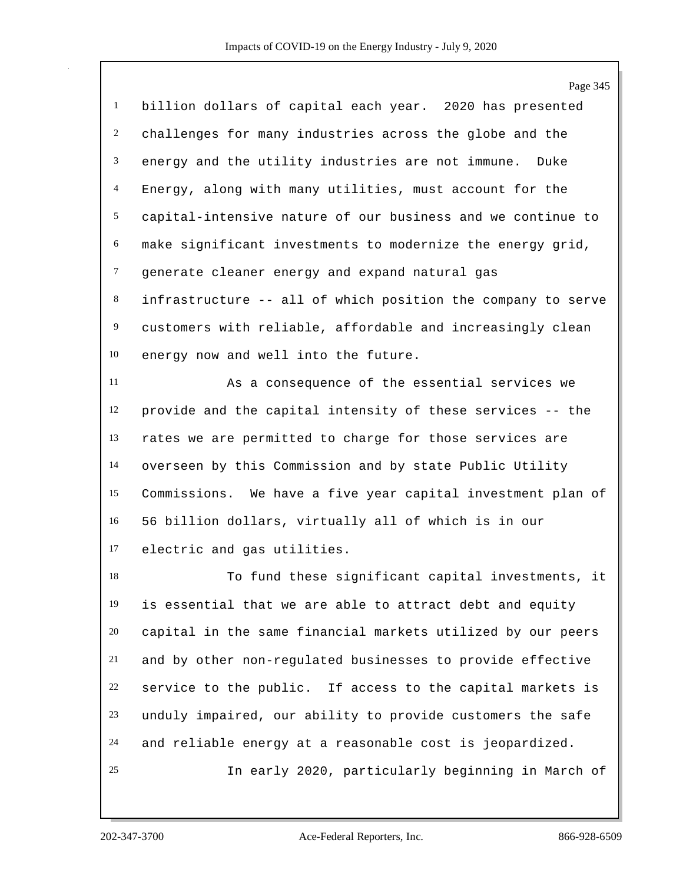billion dollars of capital each year. 2020 has presented challenges for many industries across the globe and the energy and the utility industries are not immune. Duke Energy, along with many utilities, must account for the capital-intensive nature of our business and we continue to make significant investments to modernize the energy grid, generate cleaner energy and expand natural gas infrastructure -- all of which position the company to serve customers with reliable, affordable and increasingly clean energy now and well into the future.

As a consequence of the essential services we provide and the capital intensity of these services -- the rates we are permitted to charge for those services are overseen by this Commission and by state Public Utility Commissions. We have a five year capital investment plan of 56 billion dollars, virtually all of which is in our electric and gas utilities.

To fund these significant capital investments, it is essential that we are able to attract debt and equity capital in the same financial markets utilized by our peers and by other non-regulated businesses to provide effective service to the public. If access to the capital markets is unduly impaired, our ability to provide customers the safe and reliable energy at a reasonable cost is jeopardized.

In early 2020, particularly beginning in March of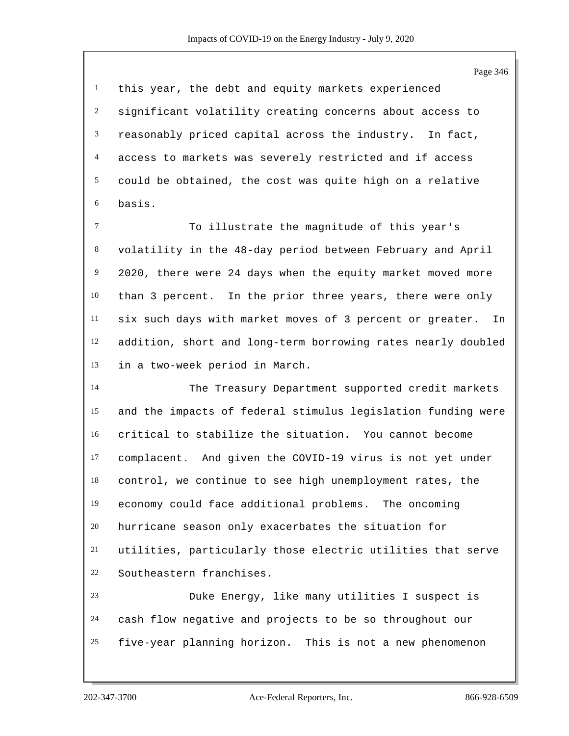this year, the debt and equity markets experienced significant volatility creating concerns about access to reasonably priced capital across the industry. In fact, access to markets was severely restricted and if access could be obtained, the cost was quite high on a relative basis.

To illustrate the magnitude of this year's volatility in the 48-day period between February and April 2020, there were 24 days when the equity market moved more than 3 percent. In the prior three years, there were only six such days with market moves of 3 percent or greater. In addition, short and long-term borrowing rates nearly doubled in a two-week period in March.

The Treasury Department supported credit markets and the impacts of federal stimulus legislation funding were critical to stabilize the situation. You cannot become complacent. And given the COVID-19 virus is not yet under control, we continue to see high unemployment rates, the economy could face additional problems. The oncoming hurricane season only exacerbates the situation for utilities, particularly those electric utilities that serve Southeastern franchises.

Duke Energy, like many utilities I suspect is cash flow negative and projects to be so throughout our five-year planning horizon. This is not a new phenomenon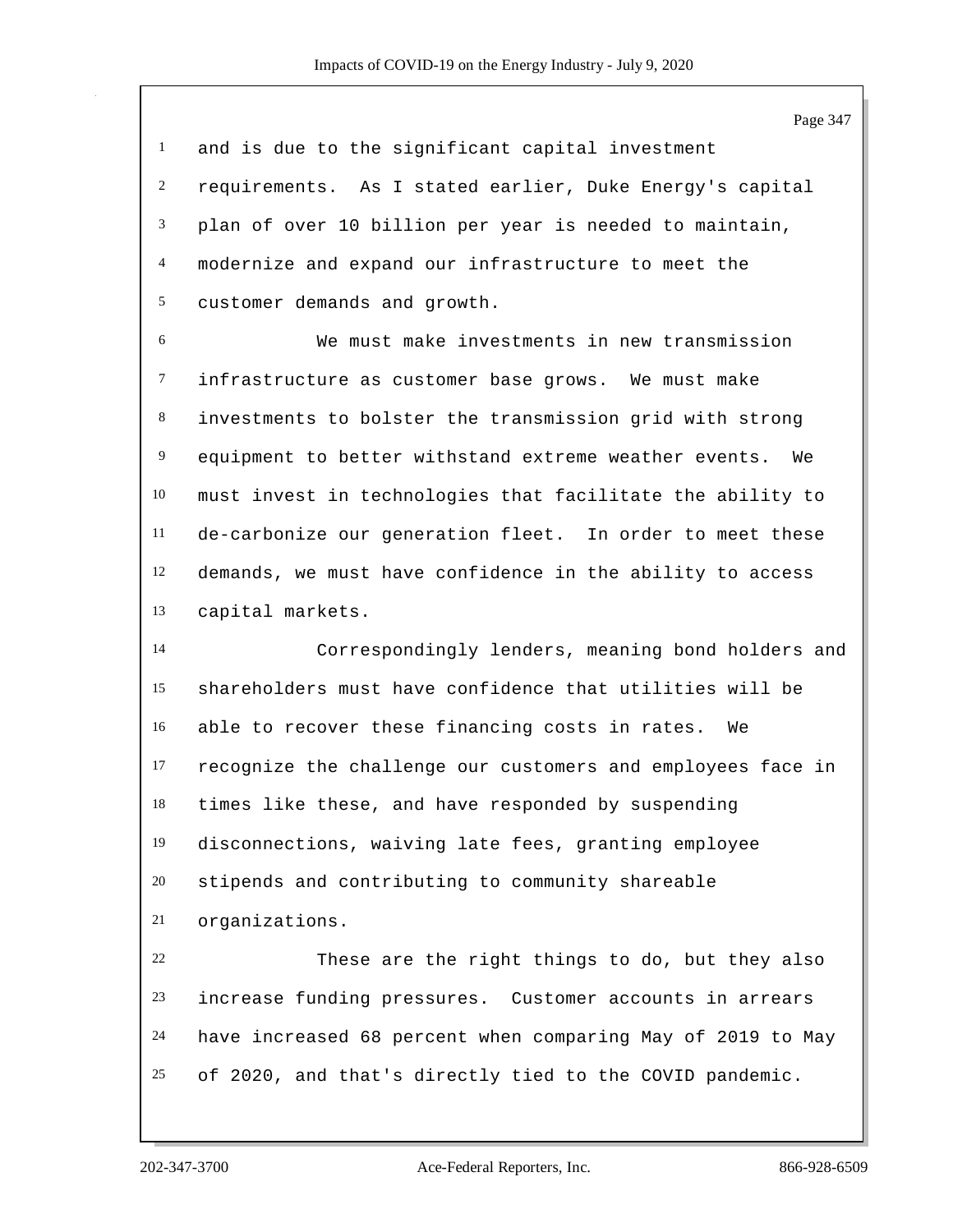and is due to the significant capital investment requirements. As I stated earlier, Duke Energy's capital plan of over 10 billion per year is needed to maintain, modernize and expand our infrastructure to meet the customer demands and growth.

We must make investments in new transmission infrastructure as customer base grows. We must make investments to bolster the transmission grid with strong equipment to better withstand extreme weather events. We must invest in technologies that facilitate the ability to de-carbonize our generation fleet. In order to meet these demands, we must have confidence in the ability to access capital markets.

Correspondingly lenders, meaning bond holders and shareholders must have confidence that utilities will be able to recover these financing costs in rates. We recognize the challenge our customers and employees face in times like these, and have responded by suspending disconnections, waiving late fees, granting employee stipends and contributing to community shareable organizations.

These are the right things to do, but they also increase funding pressures. Customer accounts in arrears have increased 68 percent when comparing May of 2019 to May of 2020, and that's directly tied to the COVID pandemic.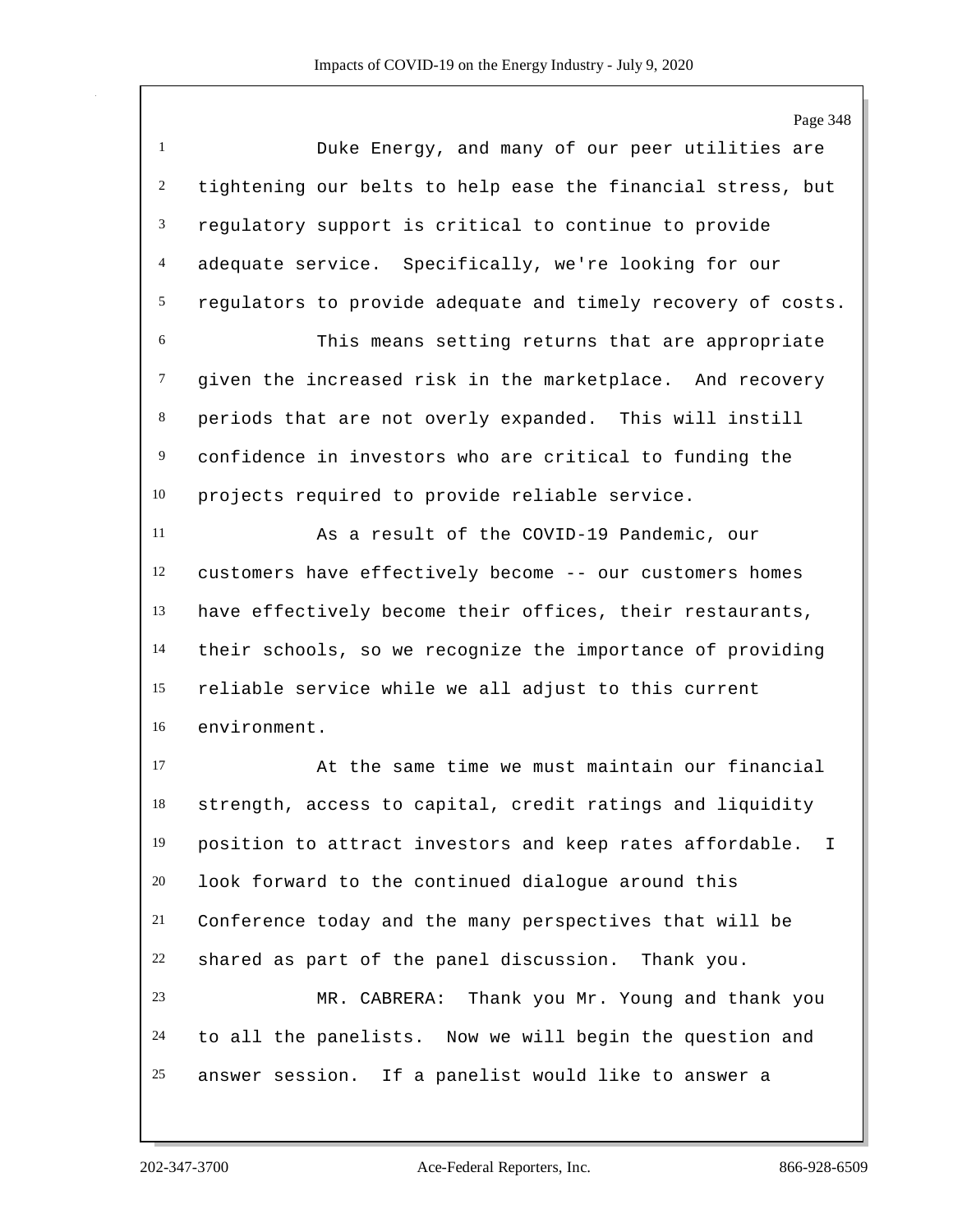Duke Energy, and many of our peer utilities are tightening our belts to help ease the financial stress, but regulatory support is critical to continue to provide adequate service. Specifically, we're looking for our regulators to provide adequate and timely recovery of costs.

This means setting returns that are appropriate given the increased risk in the marketplace. And recovery periods that are not overly expanded. This will instill confidence in investors who are critical to funding the projects required to provide reliable service.

As a result of the COVID-19 Pandemic, our customers have effectively become -- our customers homes have effectively become their offices, their restaurants, their schools, so we recognize the importance of providing reliable service while we all adjust to this current environment.

At the same time we must maintain our financial strength, access to capital, credit ratings and liquidity position to attract investors and keep rates affordable. I look forward to the continued dialogue around this Conference today and the many perspectives that will be shared as part of the panel discussion. Thank you.

MR. CABRERA: Thank you Mr. Young and thank you to all the panelists. Now we will begin the question and answer session. If a panelist would like to answer a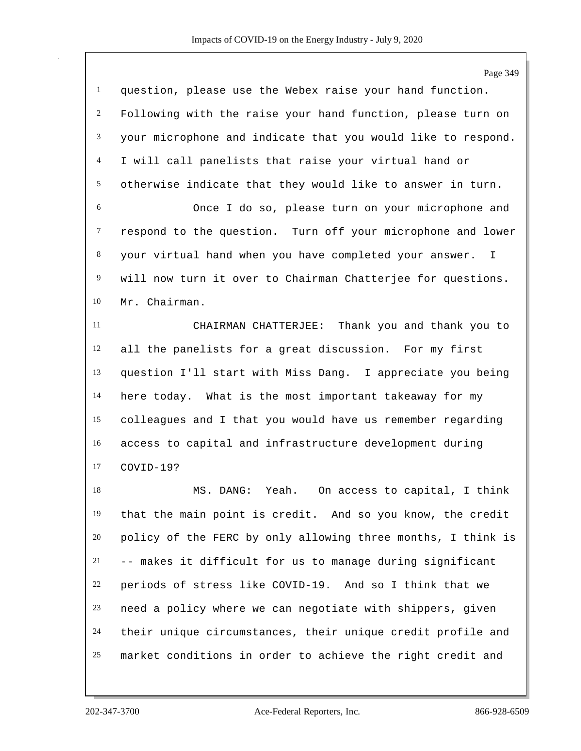question, please use the Webex raise your hand function. Following with the raise your hand function, please turn on your microphone and indicate that you would like to respond. I will call panelists that raise your virtual hand or otherwise indicate that they would like to answer in turn.

Once I do so, please turn on your microphone and respond to the question. Turn off your microphone and lower your virtual hand when you have completed your answer. I will now turn it over to Chairman Chatterjee for questions. Mr. Chairman.

CHAIRMAN CHATTERJEE: Thank you and thank you to all the panelists for a great discussion. For my first question I'll start with Miss Dang. I appreciate you being here today. What is the most important takeaway for my colleagues and I that you would have us remember regarding access to capital and infrastructure development during COVID-19?

MS. DANG: Yeah. On access to capital, I think that the main point is credit. And so you know, the credit policy of the FERC by only allowing three months, I think is -- makes it difficult for us to manage during significant periods of stress like COVID-19. And so I think that we need a policy where we can negotiate with shippers, given their unique circumstances, their unique credit profile and market conditions in order to achieve the right credit and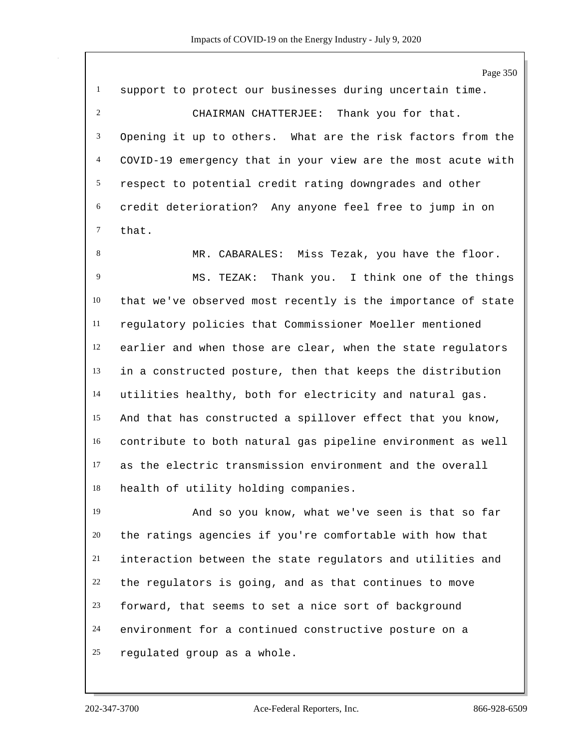support to protect our businesses during uncertain time.

CHAIRMAN CHATTERJEE: Thank you for that. Opening it up to others. What are the risk factors from the COVID-19 emergency that in your view are the most acute with respect to potential credit rating downgrades and other credit deterioration? Any anyone feel free to jump in on that.

MR. CABARALES: Miss Tezak, you have the floor.

MS. TEZAK: Thank you. I think one of the things that we've observed most recently is the importance of state regulatory policies that Commissioner Moeller mentioned earlier and when those are clear, when the state regulators in a constructed posture, then that keeps the distribution utilities healthy, both for electricity and natural gas. And that has constructed a spillover effect that you know, contribute to both natural gas pipeline environment as well as the electric transmission environment and the overall health of utility holding companies.

And so you know, what we've seen is that so far the ratings agencies if you're comfortable with how that interaction between the state regulators and utilities and the regulators is going, and as that continues to move forward, that seems to set a nice sort of background environment for a continued constructive posture on a regulated group as a whole.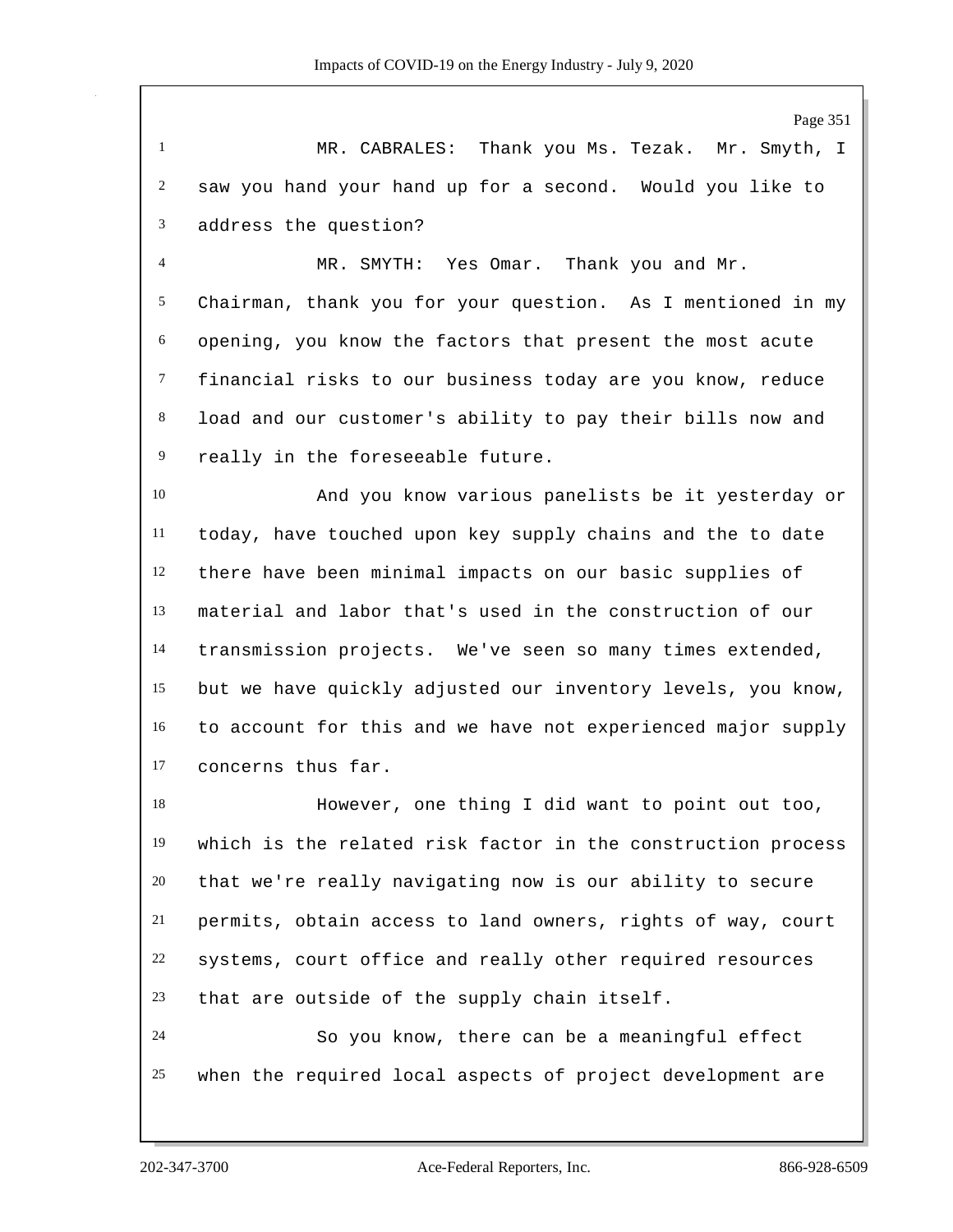MR. CABRALES: Thank you Ms. Tezak. Mr. Smyth, I saw you hand your hand up for a second. Would you like to address the question?

MR. SMYTH: Yes Omar. Thank you and Mr. Chairman, thank you for your question. As I mentioned in my opening, you know the factors that present the most acute financial risks to our business today are you know, reduce load and our customer's ability to pay their bills now and really in the foreseeable future.

And you know various panelists be it yesterday or today, have touched upon key supply chains and the to date there have been minimal impacts on our basic supplies of material and labor that's used in the construction of our transmission projects. We've seen so many times extended, but we have quickly adjusted our inventory levels, you know, to account for this and we have not experienced major supply concerns thus far.

However, one thing I did want to point out too, which is the related risk factor in the construction process that we're really navigating now is our ability to secure permits, obtain access to land owners, rights of way, court systems, court office and really other required resources that are outside of the supply chain itself.

So you know, there can be a meaningful effect when the required local aspects of project development are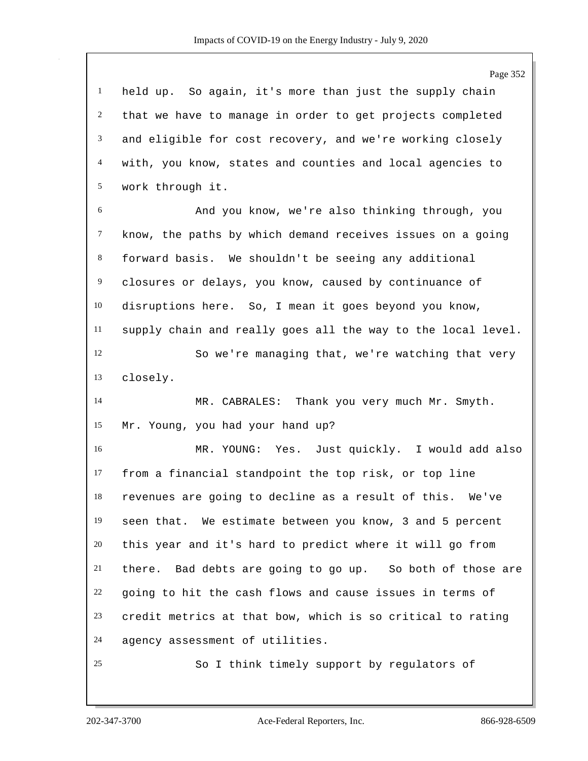held up. So again, it's more than just the supply chain that we have to manage in order to get projects completed and eligible for cost recovery, and we're working closely with, you know, states and counties and local agencies to work through it.

And you know, we're also thinking through, you know, the paths by which demand receives issues on a going forward basis. We shouldn't be seeing any additional closures or delays, you know, caused by continuance of disruptions here. So, I mean it goes beyond you know, supply chain and really goes all the way to the local level.

So we're managing that, we're watching that very closely.

MR. CABRALES: Thank you very much Mr. Smyth. Mr. Young, you had your hand up?

MR. YOUNG: Yes. Just quickly. I would add also from a financial standpoint the top risk, or top line revenues are going to decline as a result of this. We've seen that. We estimate between you know, 3 and 5 percent this year and it's hard to predict where it will go from there. Bad debts are going to go up. So both of those are going to hit the cash flows and cause issues in terms of credit metrics at that bow, which is so critical to rating agency assessment of utilities.

So I think timely support by regulators of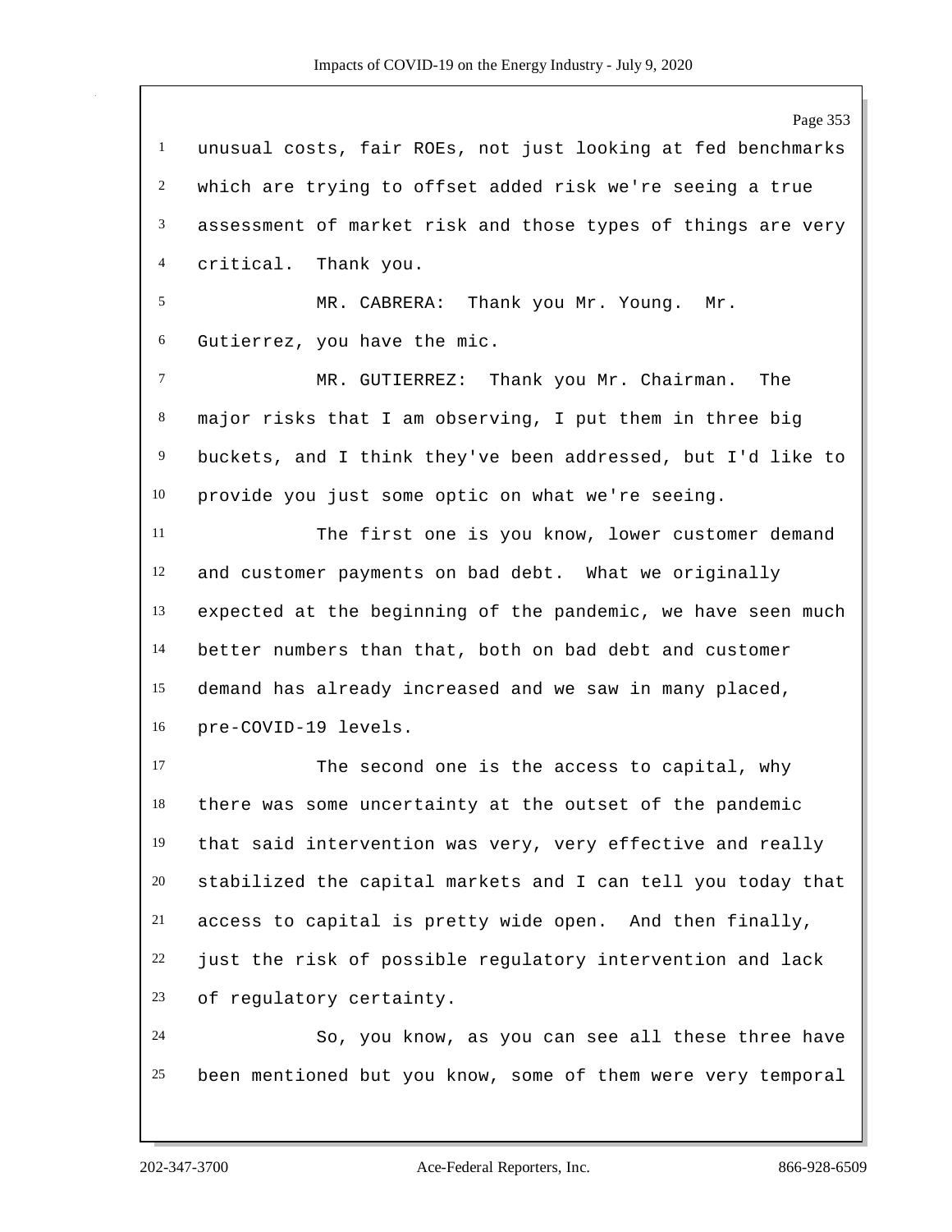unusual costs, fair ROEs, not just looking at fed benchmarks which are trying to offset added risk we're seeing a true assessment of market risk and those types of things are very critical. Thank you.

MR. CABRERA: Thank you Mr. Young. Mr. Gutierrez, you have the mic.

MR. GUTIERREZ: Thank you Mr. Chairman. The major risks that I am observing, I put them in three big buckets, and I think they've been addressed, but I'd like to provide you just some optic on what we're seeing.

The first one is you know, lower customer demand and customer payments on bad debt. What we originally expected at the beginning of the pandemic, we have seen much better numbers than that, both on bad debt and customer demand has already increased and we saw in many placed, pre-COVID-19 levels.

The second one is the access to capital, why there was some uncertainty at the outset of the pandemic that said intervention was very, very effective and really stabilized the capital markets and I can tell you today that access to capital is pretty wide open. And then finally, just the risk of possible regulatory intervention and lack of regulatory certainty.

So, you know, as you can see all these three have been mentioned but you know, some of them were very temporal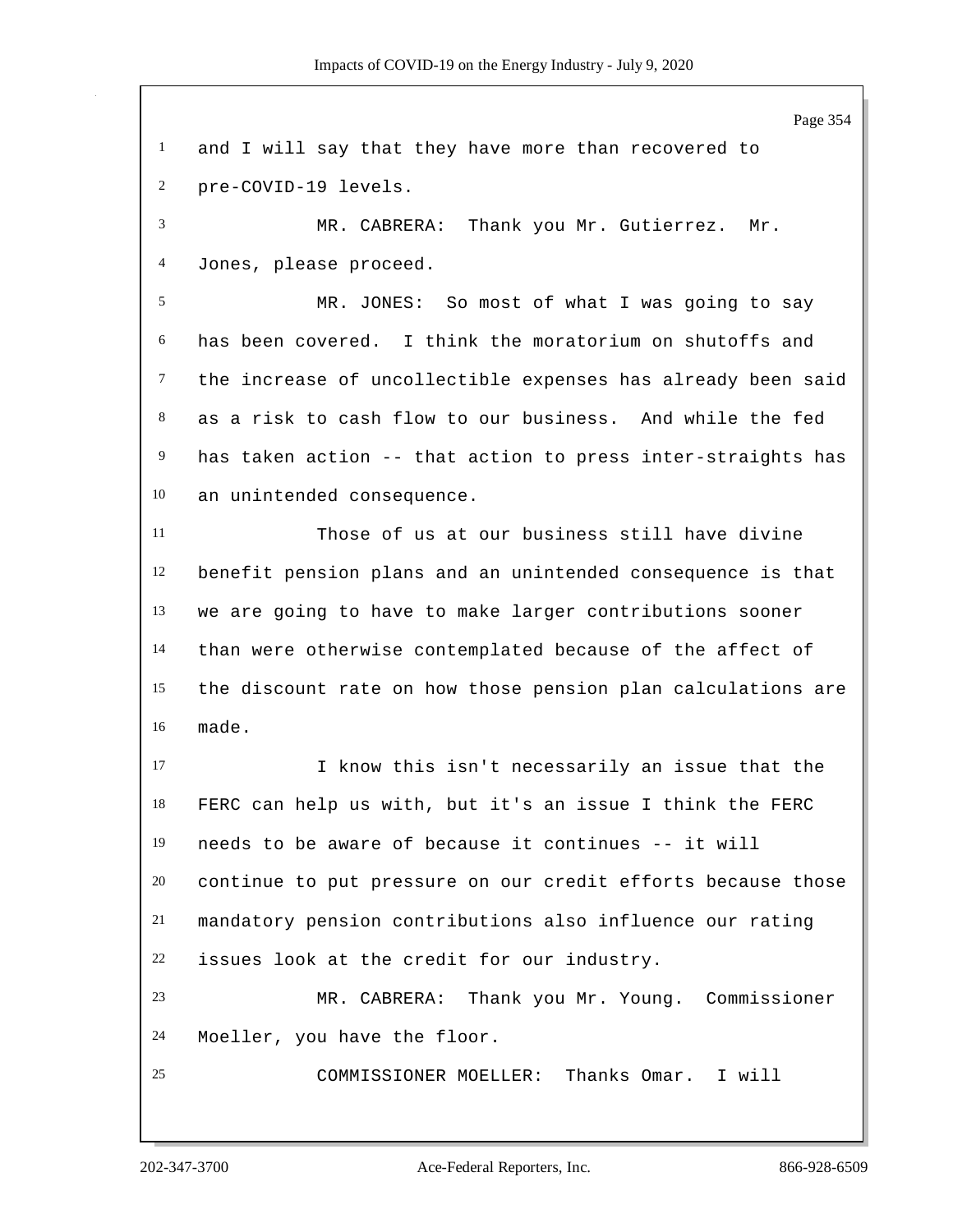and I will say that they have more than recovered to pre-COVID-19 levels.

MR. CABRERA: Thank you Mr. Gutierrez. Mr. Jones, please proceed.

MR. JONES: So most of what I was going to say has been covered. I think the moratorium on shutoffs and the increase of uncollectible expenses has already been said as a risk to cash flow to our business. And while the fed has taken action -- that action to press inter-straights has an unintended consequence.

Those of us at our business still have divine benefit pension plans and an unintended consequence is that we are going to have to make larger contributions sooner than were otherwise contemplated because of the affect of the discount rate on how those pension plan calculations are made.

I know this isn't necessarily an issue that the FERC can help us with, but it's an issue I think the FERC needs to be aware of because it continues -- it will continue to put pressure on our credit efforts because those mandatory pension contributions also influence our rating issues look at the credit for our industry.

MR. CABRERA: Thank you Mr. Young. Commissioner Moeller, you have the floor.

COMMISSIONER MOELLER: Thanks Omar. I will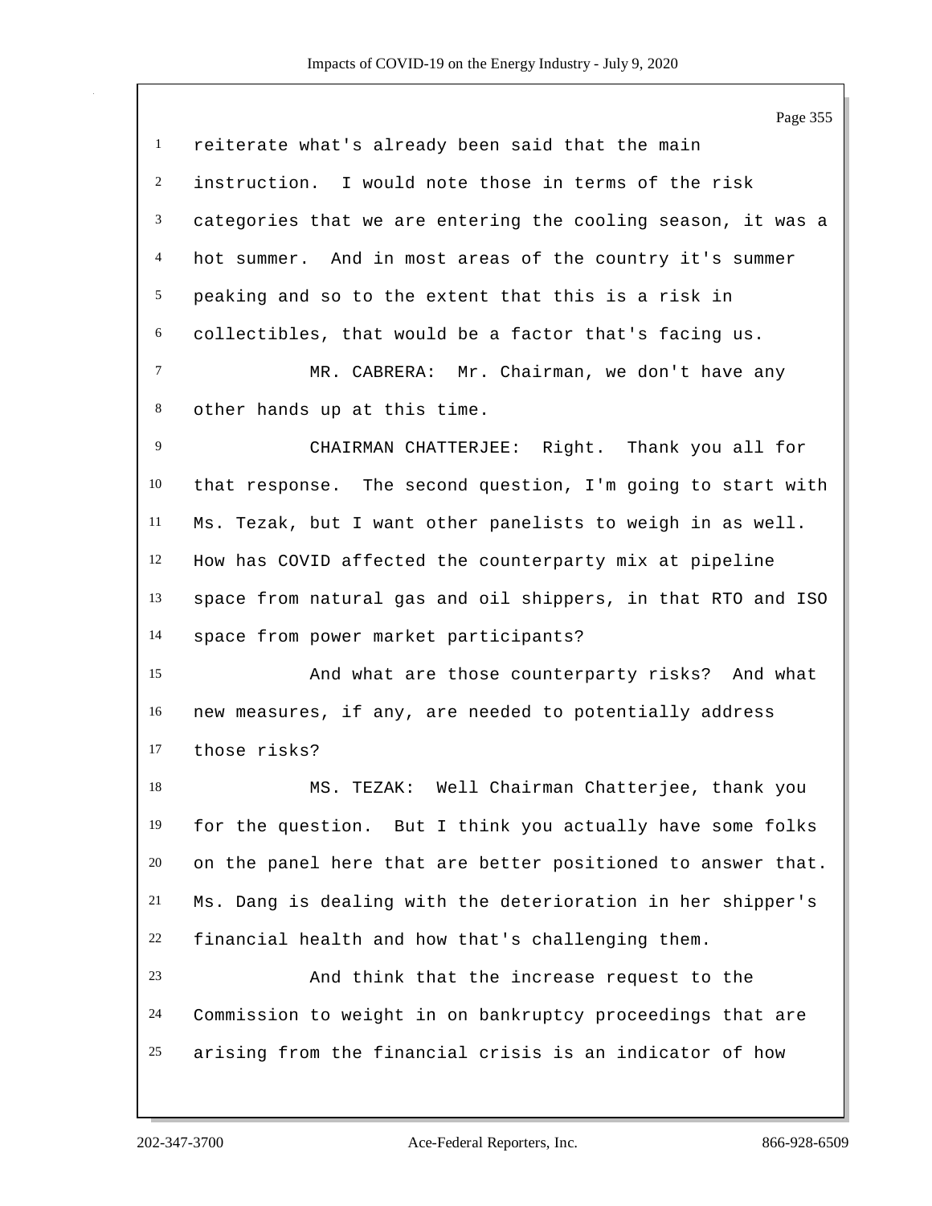reiterate what's already been said that the main instruction. I would note those in terms of the risk categories that we are entering the cooling season, it was a hot summer. And in most areas of the country it's summer peaking and so to the extent that this is a risk in collectibles, that would be a factor that's facing us.

MR. CABRERA: Mr. Chairman, we don't have any other hands up at this time.

CHAIRMAN CHATTERJEE: Right. Thank you all for that response. The second question, I'm going to start with Ms. Tezak, but I want other panelists to weigh in as well. How has COVID affected the counterparty mix at pipeline space from natural gas and oil shippers, in that RTO and ISO space from power market participants?

And what are those counterparty risks? And what new measures, if any, are needed to potentially address those risks?

MS. TEZAK: Well Chairman Chatterjee, thank you for the question. But I think you actually have some folks on the panel here that are better positioned to answer that. Ms. Dang is dealing with the deterioration in her shipper's financial health and how that's challenging them.

And think that the increase request to the Commission to weight in on bankruptcy proceedings that are arising from the financial crisis is an indicator of how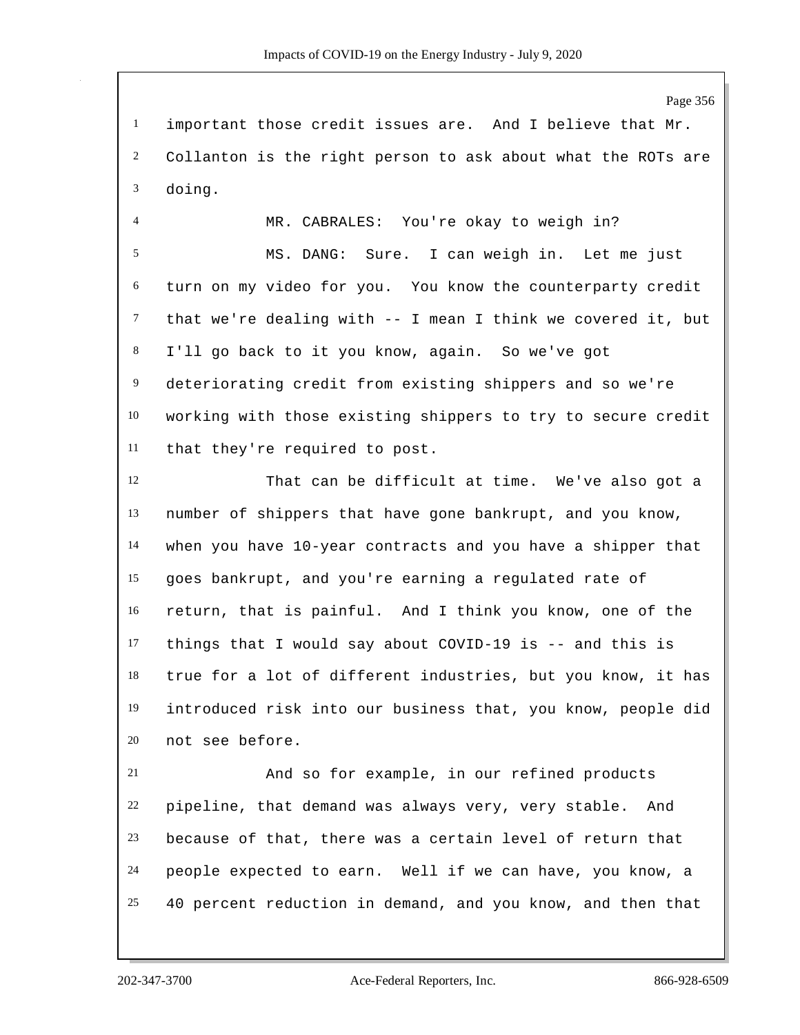important those credit issues are. And I believe that Mr. Collanton is the right person to ask about what the ROTs are doing.

MR. CABRALES: You're okay to weigh in?

MS. DANG: Sure. I can weigh in. Let me just turn on my video for you. You know the counterparty credit that we're dealing with -- I mean I think we covered it, but I'll go back to it you know, again. So we've got deteriorating credit from existing shippers and so we're working with those existing shippers to try to secure credit that they're required to post.

That can be difficult at time. We've also got a number of shippers that have gone bankrupt, and you know, when you have 10-year contracts and you have a shipper that goes bankrupt, and you're earning a regulated rate of return, that is painful. And I think you know, one of the things that I would say about COVID-19 is -- and this is true for a lot of different industries, but you know, it has introduced risk into our business that, you know, people did not see before.

And so for example, in our refined products pipeline, that demand was always very, very stable. And because of that, there was a certain level of return that people expected to earn. Well if we can have, you know, a 40 percent reduction in demand, and you know, and then that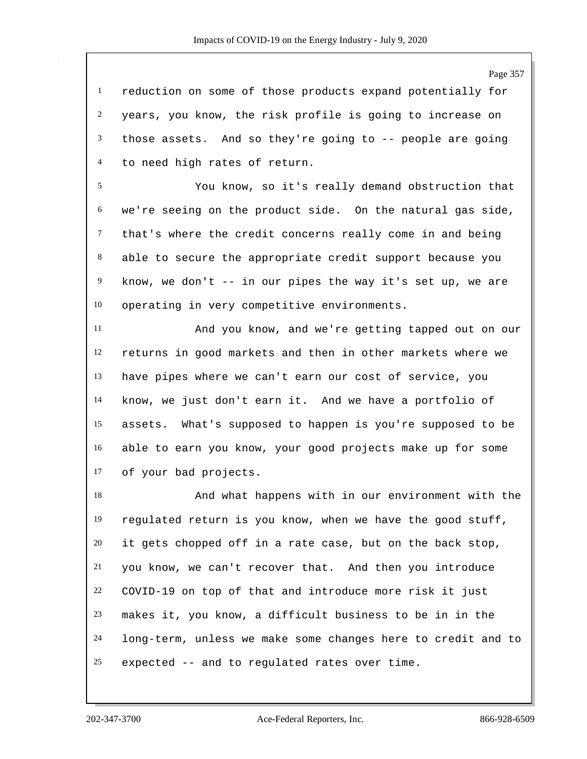reduction on some of those products expand potentially for years, you know, the risk profile is going to increase on those assets. And so they're going to -- people are going to need high rates of return.

You know, so it's really demand obstruction that we're seeing on the product side. On the natural gas side, that's where the credit concerns really come in and being able to secure the appropriate credit support because you know, we don't -- in our pipes the way it's set up, we are operating in very competitive environments.

And you know, and we're getting tapped out on our returns in good markets and then in other markets where we have pipes where we can't earn our cost of service, you know, we just don't earn it. And we have a portfolio of assets. What's supposed to happen is you're supposed to be able to earn you know, your good projects make up for some of your bad projects.

And what happens with in our environment with the regulated return is you know, when we have the good stuff, it gets chopped off in a rate case, but on the back stop, you know, we can't recover that. And then you introduce COVID-19 on top of that and introduce more risk it just makes it, you know, a difficult business to be in in the long-term, unless we make some changes here to credit and to expected -- and to regulated rates over time.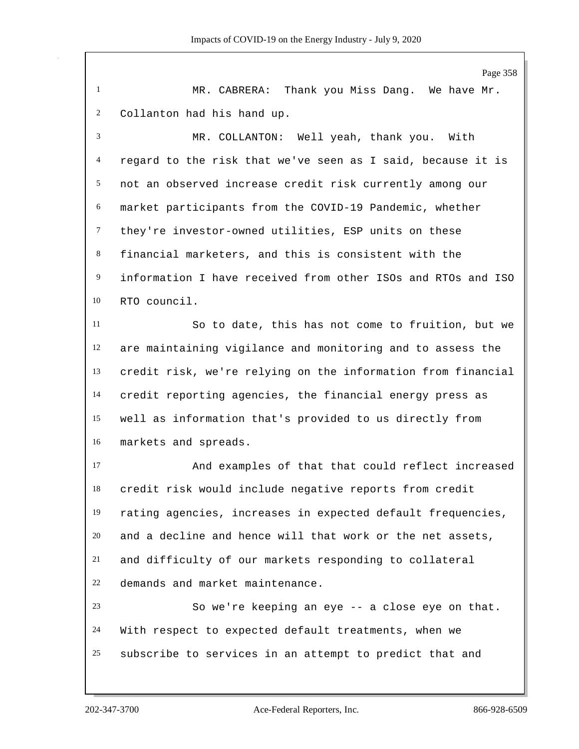MR. CABRERA: Thank you Miss Dang. We have Mr. Collanton had his hand up.

MR. COLLANTON: Well yeah, thank you. With regard to the risk that we've seen as I said, because it is not an observed increase credit risk currently among our market participants from the COVID-19 Pandemic, whether they're investor-owned utilities, ESP units on these financial marketers, and this is consistent with the information I have received from other ISOs and RTOs and ISO RTO council.

So to date, this has not come to fruition, but we are maintaining vigilance and monitoring and to assess the credit risk, we're relying on the information from financial credit reporting agencies, the financial energy press as well as information that's provided to us directly from markets and spreads.

And examples of that that could reflect increased credit risk would include negative reports from credit rating agencies, increases in expected default frequencies, and a decline and hence will that work or the net assets, and difficulty of our markets responding to collateral demands and market maintenance.

So we're keeping an eye -- a close eye on that. With respect to expected default treatments, when we subscribe to services in an attempt to predict that and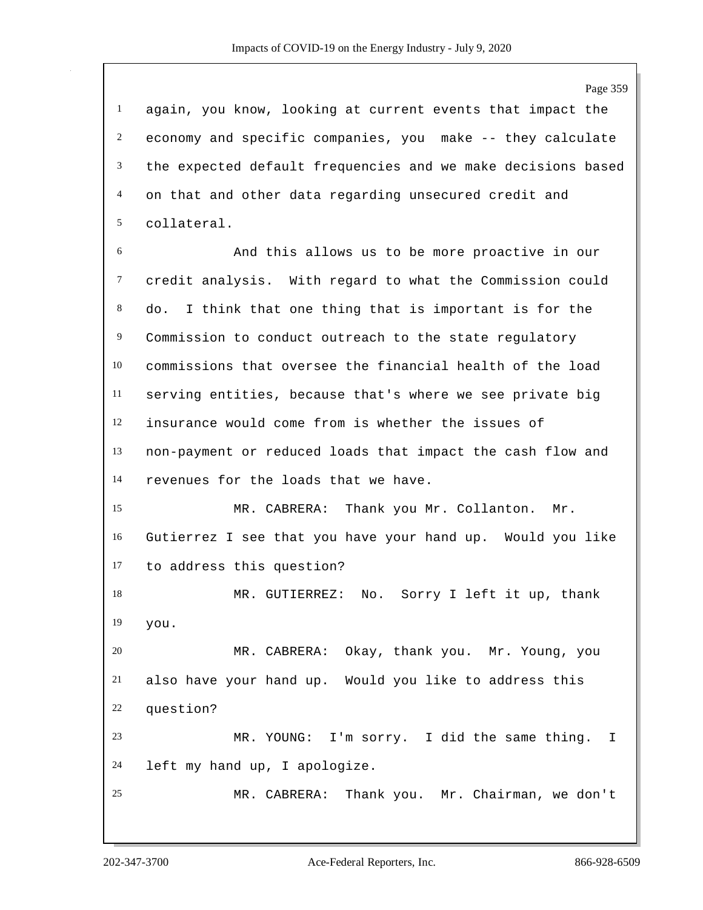again, you know, looking at current events that impact the economy and specific companies, you make -- they calculate the expected default frequencies and we make decisions based on that and other data regarding unsecured credit and collateral.

And this allows us to be more proactive in our credit analysis. With regard to what the Commission could do. I think that one thing that is important is for the Commission to conduct outreach to the state regulatory commissions that oversee the financial health of the load serving entities, because that's where we see private big insurance would come from is whether the issues of non-payment or reduced loads that impact the cash flow and revenues for the loads that we have.

MR. CABRERA: Thank you Mr. Collanton. Mr. Gutierrez I see that you have your hand up. Would you like to address this question?

MR. GUTIERREZ: No. Sorry I left it up, thank you.

MR. CABRERA: Okay, thank you. Mr. Young, you also have your hand up. Would you like to address this question?

MR. YOUNG: I'm sorry. I did the same thing. I left my hand up, I apologize.

MR. CABRERA: Thank you. Mr. Chairman, we don't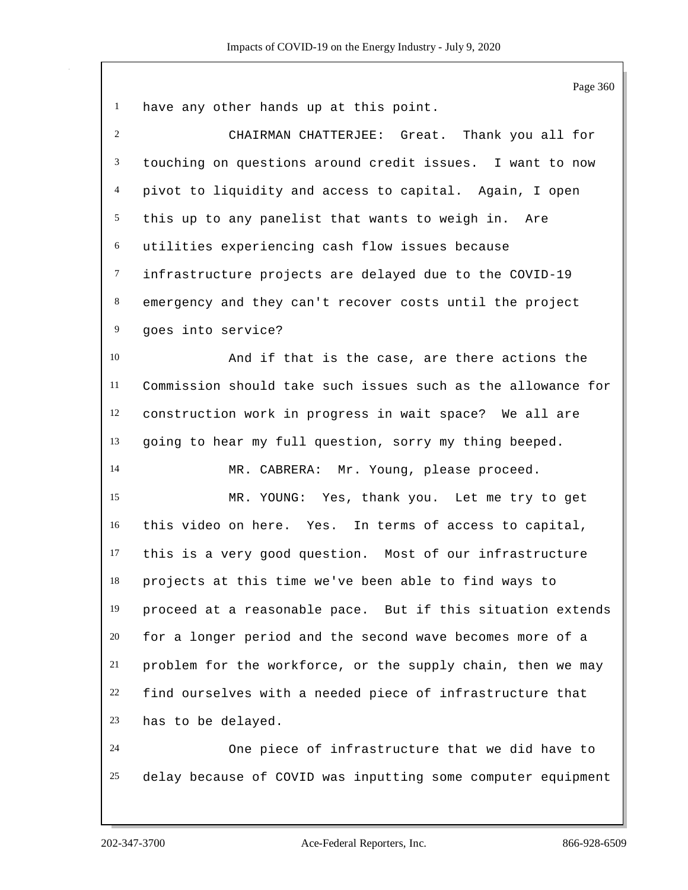have any other hands up at this point.

CHAIRMAN CHATTERJEE: Great. Thank you all for touching on questions around credit issues. I want to now pivot to liquidity and access to capital. Again, I open this up to any panelist that wants to weigh in. Are utilities experiencing cash flow issues because infrastructure projects are delayed due to the COVID-19 emergency and they can't recover costs until the project goes into service?

And if that is the case, are there actions the Commission should take such issues such as the allowance for construction work in progress in wait space? We all are going to hear my full question, sorry my thing beeped.

MR. CABRERA: Mr. Young, please proceed.

MR. YOUNG: Yes, thank you. Let me try to get this video on here. Yes. In terms of access to capital, this is a very good question. Most of our infrastructure projects at this time we've been able to find ways to proceed at a reasonable pace. But if this situation extends for a longer period and the second wave becomes more of a problem for the workforce, or the supply chain, then we may find ourselves with a needed piece of infrastructure that has to be delayed.

One piece of infrastructure that we did have to delay because of COVID was inputting some computer equipment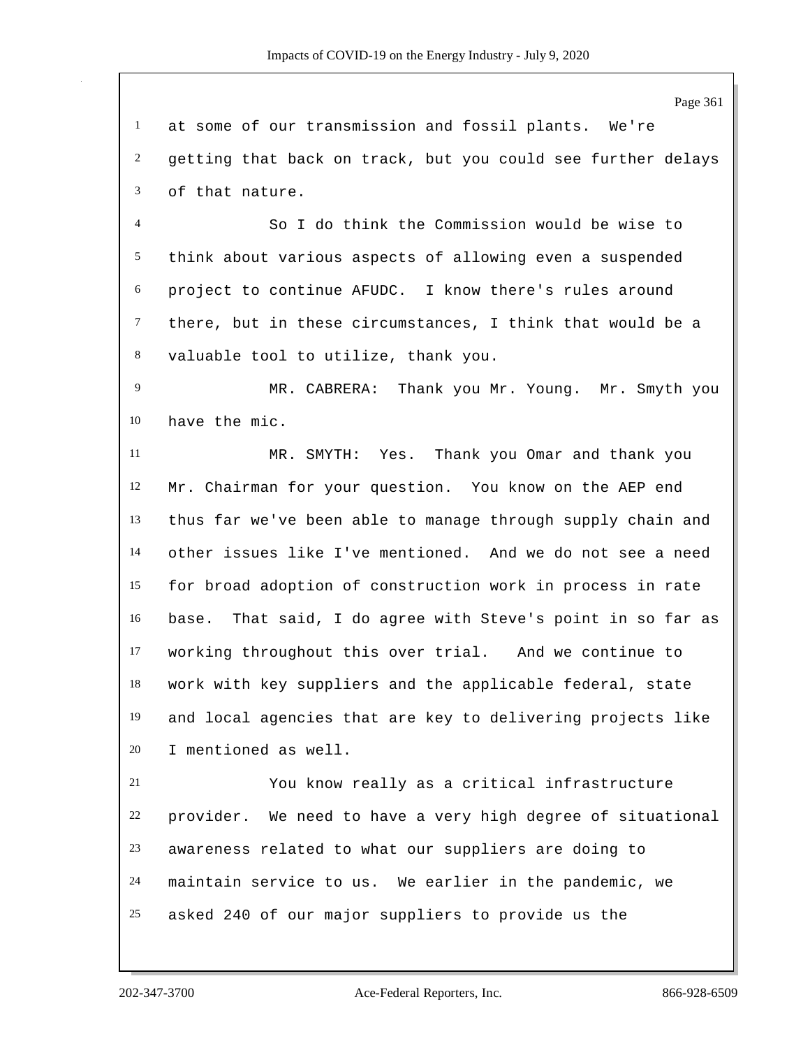at some of our transmission and fossil plants. We're getting that back on track, but you could see further delays of that nature.

So I do think the Commission would be wise to think about various aspects of allowing even a suspended project to continue AFUDC. I know there's rules around there, but in these circumstances, I think that would be a valuable tool to utilize, thank you.

MR. CABRERA: Thank you Mr. Young. Mr. Smyth you have the mic.

MR. SMYTH: Yes. Thank you Omar and thank you Mr. Chairman for your question. You know on the AEP end thus far we've been able to manage through supply chain and other issues like I've mentioned. And we do not see a need for broad adoption of construction work in process in rate base. That said, I do agree with Steve's point in so far as working throughout this over trial. And we continue to work with key suppliers and the applicable federal, state and local agencies that are key to delivering projects like I mentioned as well.

You know really as a critical infrastructure provider. We need to have a very high degree of situational awareness related to what our suppliers are doing to maintain service to us. We earlier in the pandemic, we asked 240 of our major suppliers to provide us the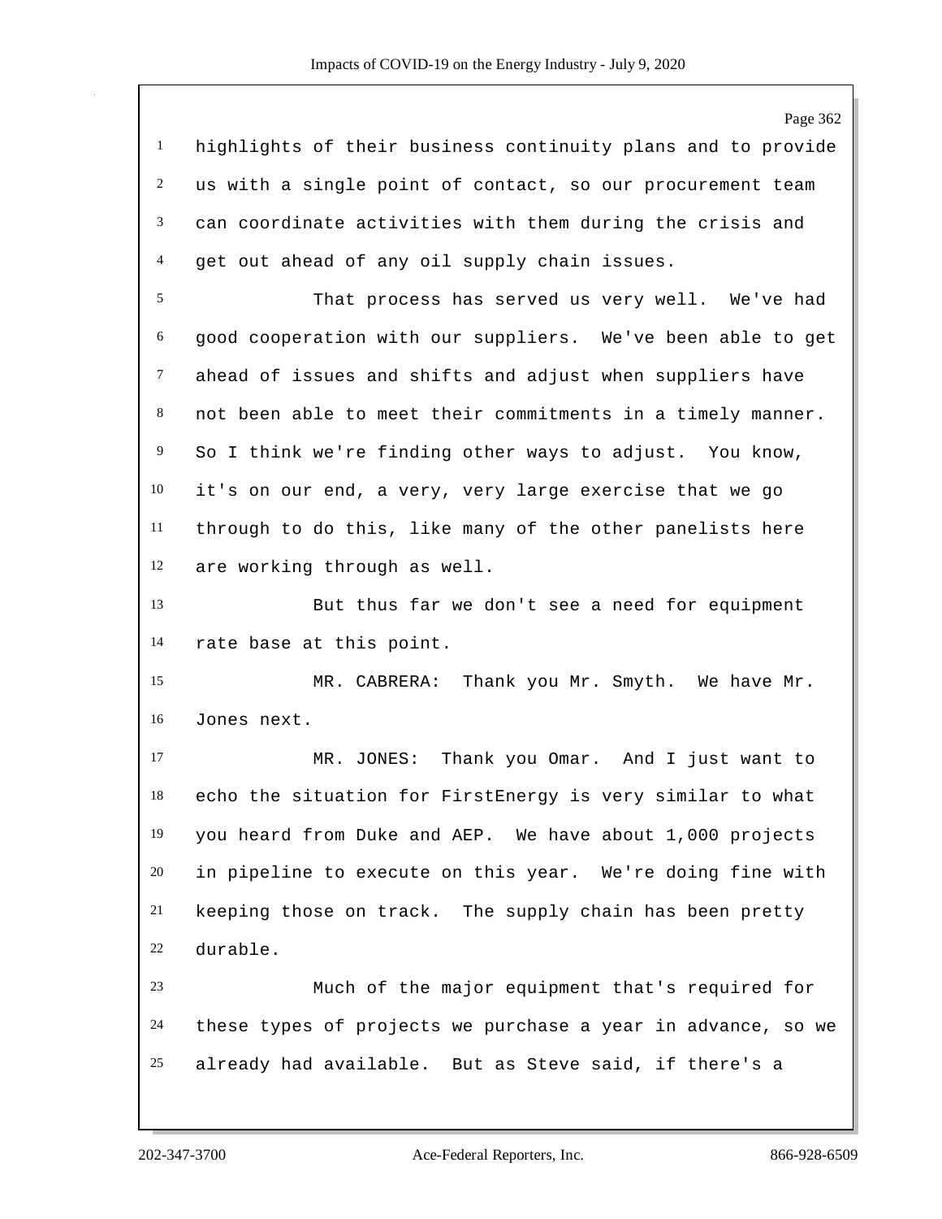highlights of their business continuity plans and to provide us with a single point of contact, so our procurement team can coordinate activities with them during the crisis and get out ahead of any oil supply chain issues.

That process has served us very well. We've had good cooperation with our suppliers. We've been able to get ahead of issues and shifts and adjust when suppliers have not been able to meet their commitments in a timely manner. So I think we're finding other ways to adjust. You know, it's on our end, a very, very large exercise that we go through to do this, like many of the other panelists here are working through as well.

But thus far we don't see a need for equipment rate base at this point.

MR. CABRERA: Thank you Mr. Smyth. We have Mr. Jones next.

MR. JONES: Thank you Omar. And I just want to echo the situation for FirstEnergy is very similar to what you heard from Duke and AEP. We have about 1,000 projects in pipeline to execute on this year. We're doing fine with keeping those on track. The supply chain has been pretty durable.

Much of the major equipment that's required for these types of projects we purchase a year in advance, so we already had available. But as Steve said, if there's a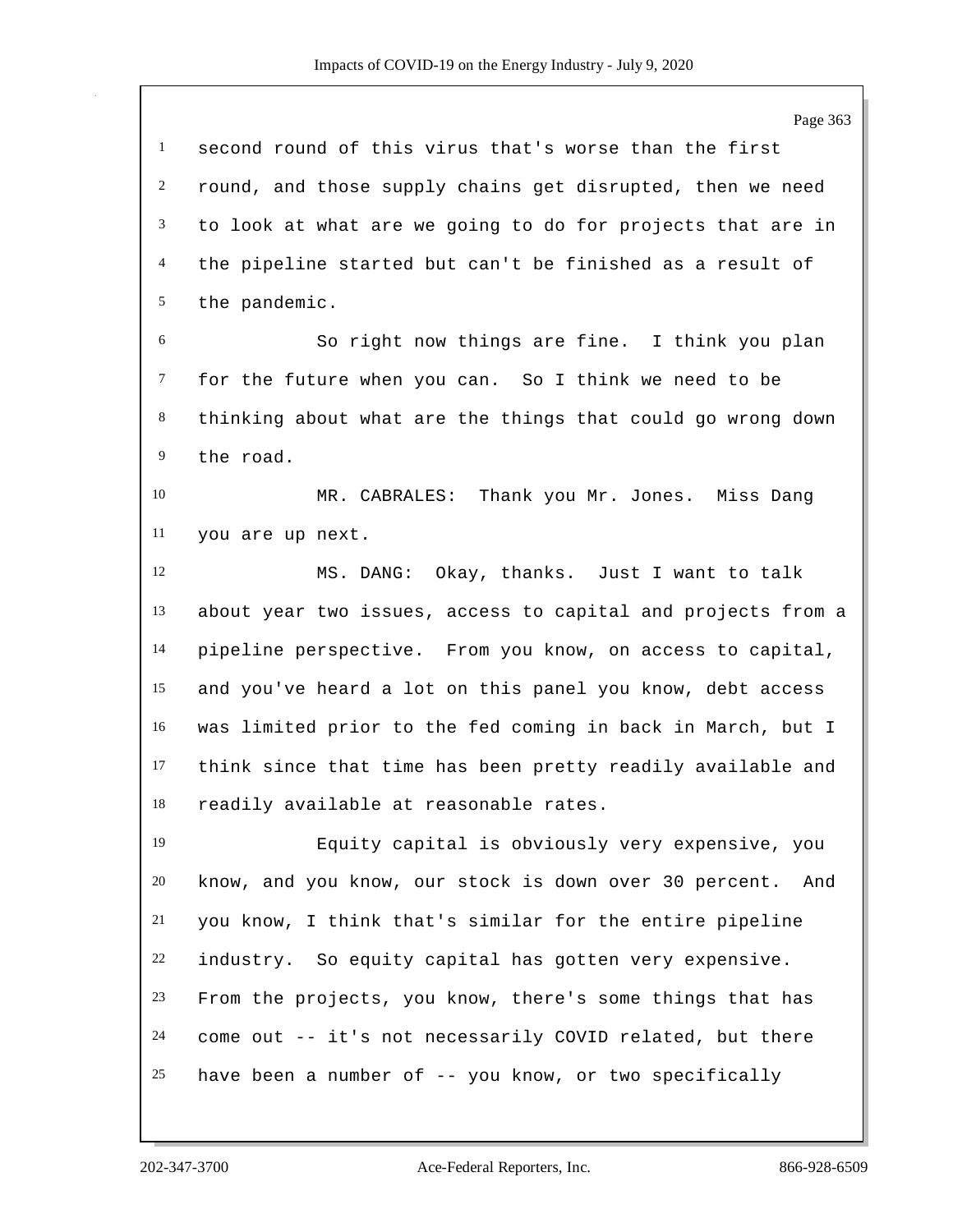second round of this virus that's worse than the first round, and those supply chains get disrupted, then we need to look at what are we going to do for projects that are in the pipeline started but can't be finished as a result of the pandemic.

So right now things are fine. I think you plan for the future when you can. So I think we need to be thinking about what are the things that could go wrong down the road.

MR. CABRALES: Thank you Mr. Jones. Miss Dang you are up next.

MS. DANG: Okay, thanks. Just I want to talk about year two issues, access to capital and projects from a pipeline perspective. From you know, on access to capital, and you've heard a lot on this panel you know, debt access was limited prior to the fed coming in back in March, but I think since that time has been pretty readily available and readily available at reasonable rates.

Equity capital is obviously very expensive, you know, and you know, our stock is down over 30 percent. And you know, I think that's similar for the entire pipeline industry. So equity capital has gotten very expensive. From the projects, you know, there's some things that has come out -- it's not necessarily COVID related, but there have been a number of -- you know, or two specifically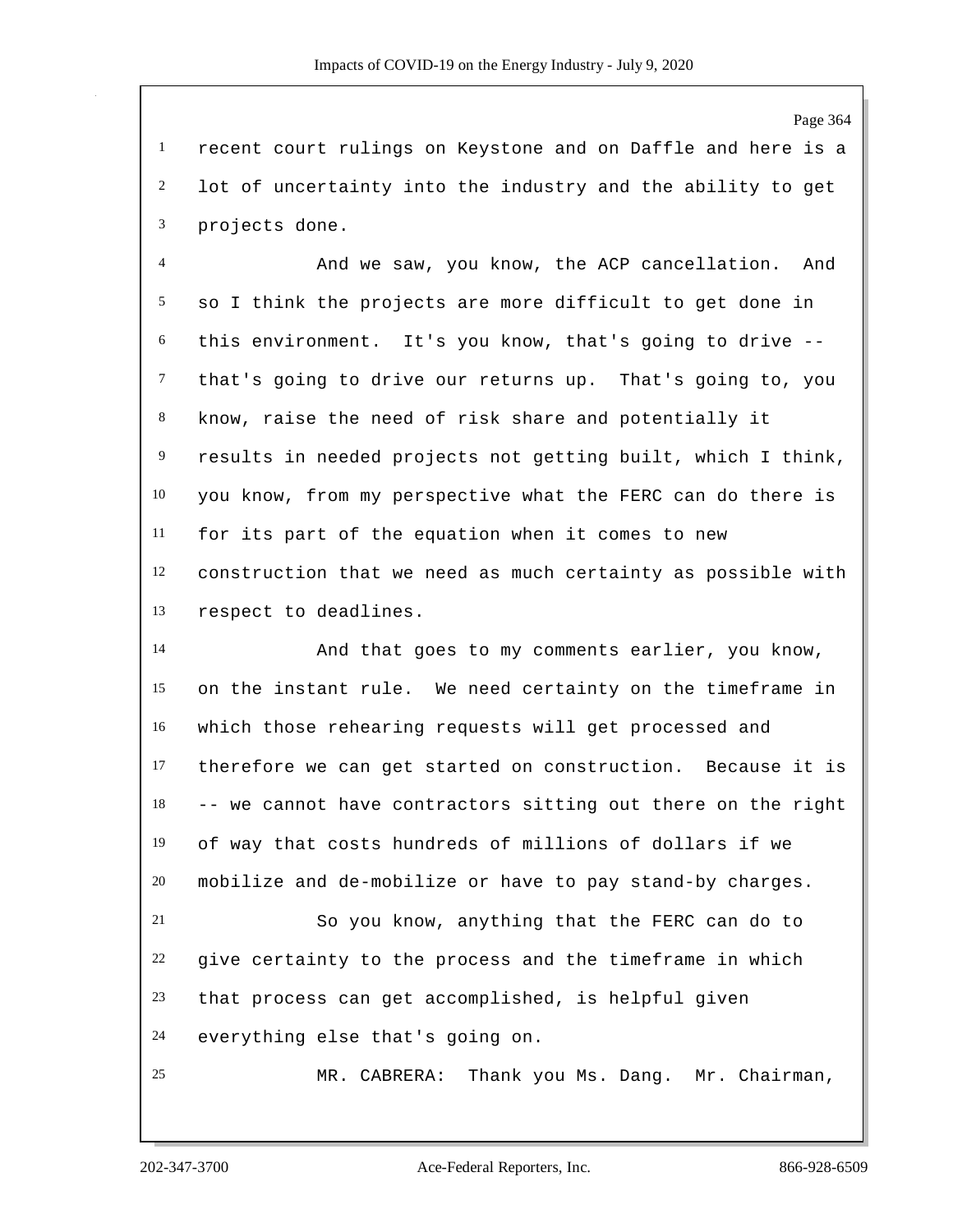recent court rulings on Keystone and on Daffle and here is a lot of uncertainty into the industry and the ability to get projects done.

And we saw, you know, the ACP cancellation. And so I think the projects are more difficult to get done in this environment. It's you know, that's going to drive -- that's going to drive our returns up. That's going to, you know, raise the need of risk share and potentially it results in needed projects not getting built, which I think, you know, from my perspective what the FERC can do there is for its part of the equation when it comes to new construction that we need as much certainty as possible with respect to deadlines.

And that goes to my comments earlier, you know, on the instant rule. We need certainty on the timeframe in which those rehearing requests will get processed and therefore we can get started on construction. Because it is -- we cannot have contractors sitting out there on the right of way that costs hundreds of millions of dollars if we mobilize and de-mobilize or have to pay stand-by charges.

So you know, anything that the FERC can do to give certainty to the process and the timeframe in which that process can get accomplished, is helpful given everything else that's going on.

MR. CABRERA: Thank you Ms. Dang. Mr. Chairman,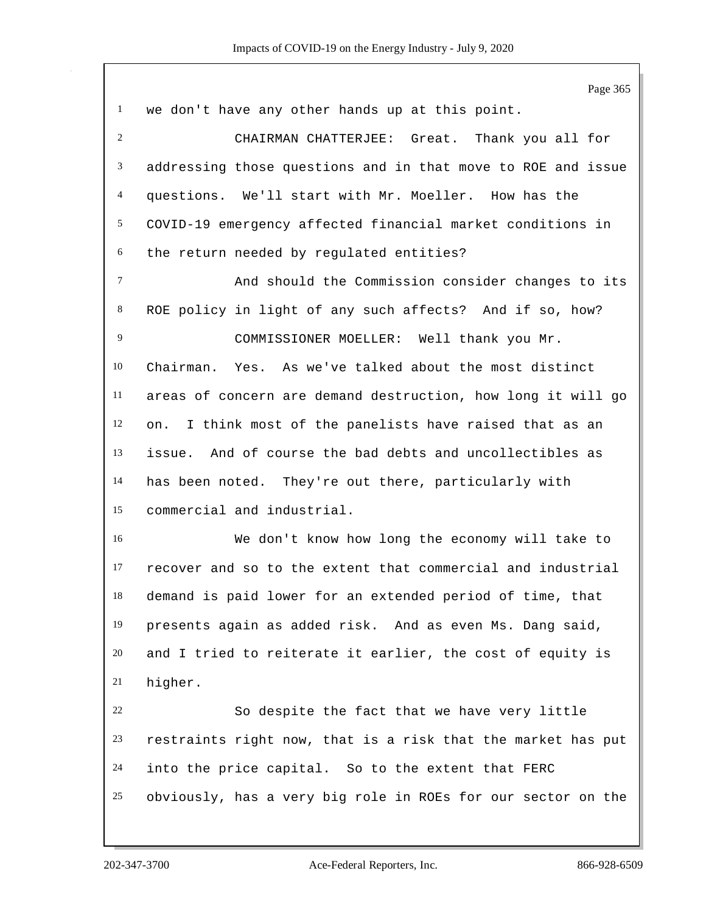we don't have any other hands up at this point.

CHAIRMAN CHATTERJEE: Great. Thank you all for addressing those questions and in that move to ROE and issue questions. We'll start with Mr. Moeller. How has the COVID-19 emergency affected financial market conditions in the return needed by regulated entities?

And should the Commission consider changes to its ROE policy in light of any such affects? And if so, how?

COMMISSIONER MOELLER: Well thank you Mr. Chairman. Yes. As we've talked about the most distinct areas of concern are demand destruction, how long it will go on. I think most of the panelists have raised that as an issue. And of course the bad debts and uncollectibles as has been noted. They're out there, particularly with commercial and industrial.

We don't know how long the economy will take to recover and so to the extent that commercial and industrial demand is paid lower for an extended period of time, that presents again as added risk. And as even Ms. Dang said, and I tried to reiterate it earlier, the cost of equity is higher.

So despite the fact that we have very little restraints right now, that is a risk that the market has put into the price capital. So to the extent that FERC obviously, has a very big role in ROEs for our sector on the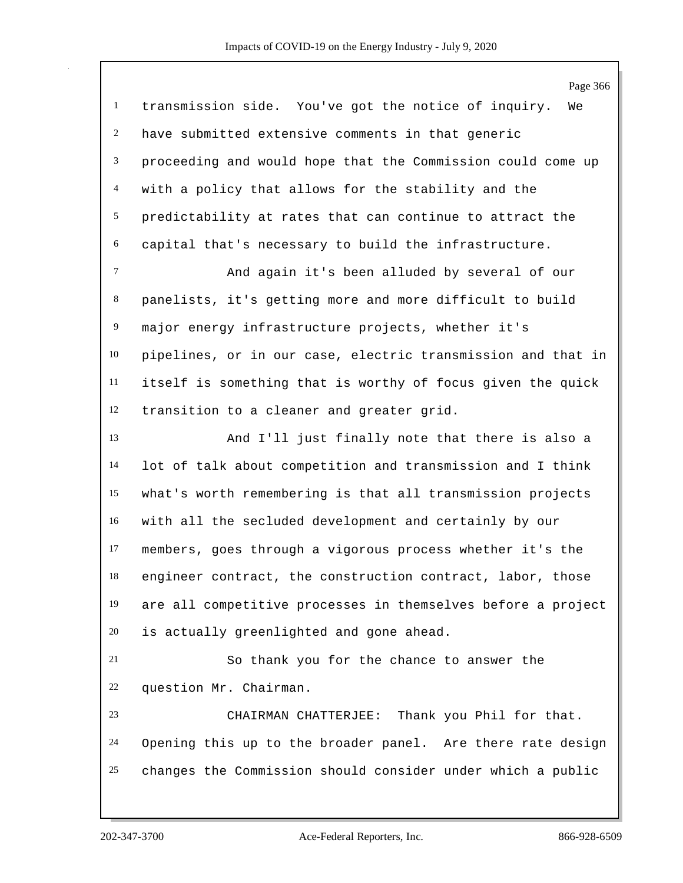transmission side. You've got the notice of inquiry. We have submitted extensive comments in that generic proceeding and would hope that the Commission could come up with a policy that allows for the stability and the predictability at rates that can continue to attract the capital that's necessary to build the infrastructure.

And again it's been alluded by several of our panelists, it's getting more and more difficult to build major energy infrastructure projects, whether it's pipelines, or in our case, electric transmission and that in itself is something that is worthy of focus given the quick transition to a cleaner and greater grid.

And I'll just finally note that there is also a lot of talk about competition and transmission and I think what's worth remembering is that all transmission projects with all the secluded development and certainly by our members, goes through a vigorous process whether it's the engineer contract, the construction contract, labor, those are all competitive processes in themselves before a project is actually greenlighted and gone ahead.

So thank you for the chance to answer the question Mr. Chairman.

CHAIRMAN CHATTERJEE: Thank you Phil for that. Opening this up to the broader panel. Are there rate design changes the Commission should consider under which a public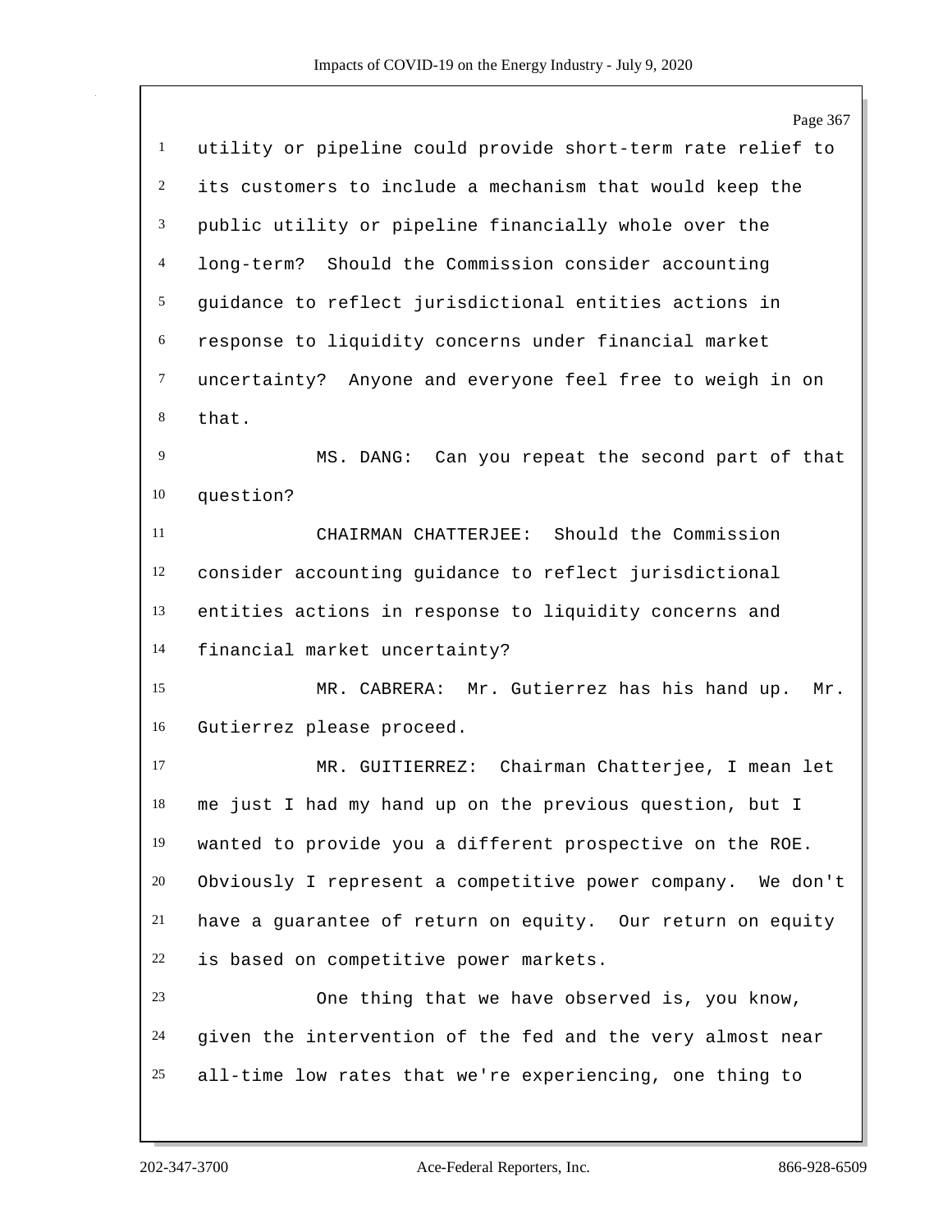utility or pipeline could provide short-term rate relief to its customers to include a mechanism that would keep the public utility or pipeline financially whole over the long-term? Should the Commission consider accounting guidance to reflect jurisdictional entities actions in response to liquidity concerns under financial market uncertainty? Anyone and everyone feel free to weigh in on that.

MS. DANG: Can you repeat the second part of that question?

CHAIRMAN CHATTERJEE: Should the Commission consider accounting guidance to reflect jurisdictional entities actions in response to liquidity concerns and financial market uncertainty?

MR. CABRERA: Mr. Gutierrez has his hand up. Mr. Gutierrez please proceed.

MR. GUITIERREZ: Chairman Chatterjee, I mean let me just I had my hand up on the previous question, but I wanted to provide you a different prospective on the ROE. Obviously I represent a competitive power company. We don't have a guarantee of return on equity. Our return on equity is based on competitive power markets.

One thing that we have observed is, you know, given the intervention of the fed and the very almost near all-time low rates that we're experiencing, one thing to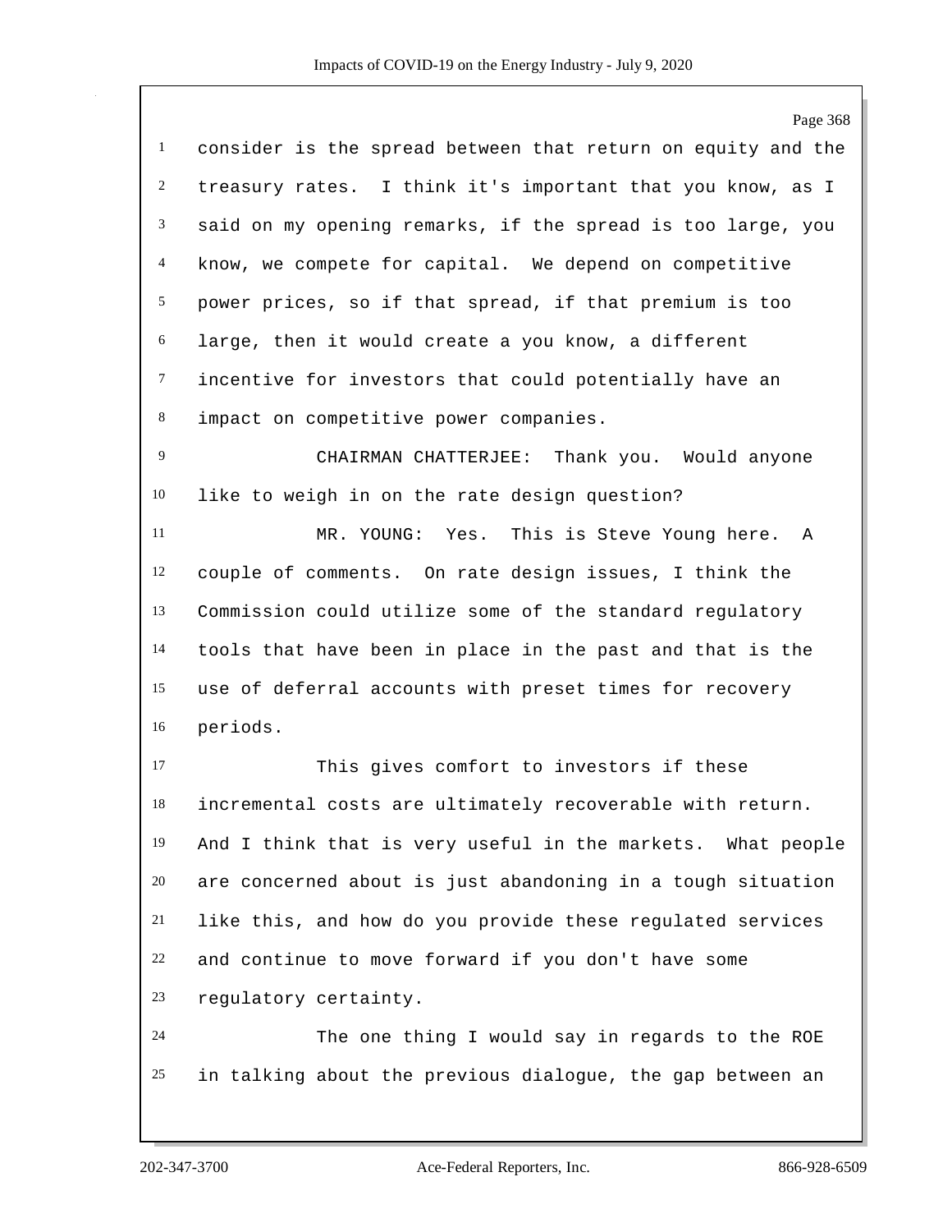consider is the spread between that return on equity and the treasury rates. I think it's important that you know, as I said on my opening remarks, if the spread is too large, you know, we compete for capital. We depend on competitive power prices, so if that spread, if that premium is too large, then it would create a you know, a different incentive for investors that could potentially have an impact on competitive power companies.

CHAIRMAN CHATTERJEE: Thank you. Would anyone like to weigh in on the rate design question?

MR. YOUNG: Yes. This is Steve Young here. A couple of comments. On rate design issues, I think the Commission could utilize some of the standard regulatory tools that have been in place in the past and that is the use of deferral accounts with preset times for recovery periods.

This gives comfort to investors if these incremental costs are ultimately recoverable with return. And I think that is very useful in the markets. What people are concerned about is just abandoning in a tough situation like this, and how do you provide these regulated services and continue to move forward if you don't have some regulatory certainty.

The one thing I would say in regards to the ROE in talking about the previous dialogue, the gap between an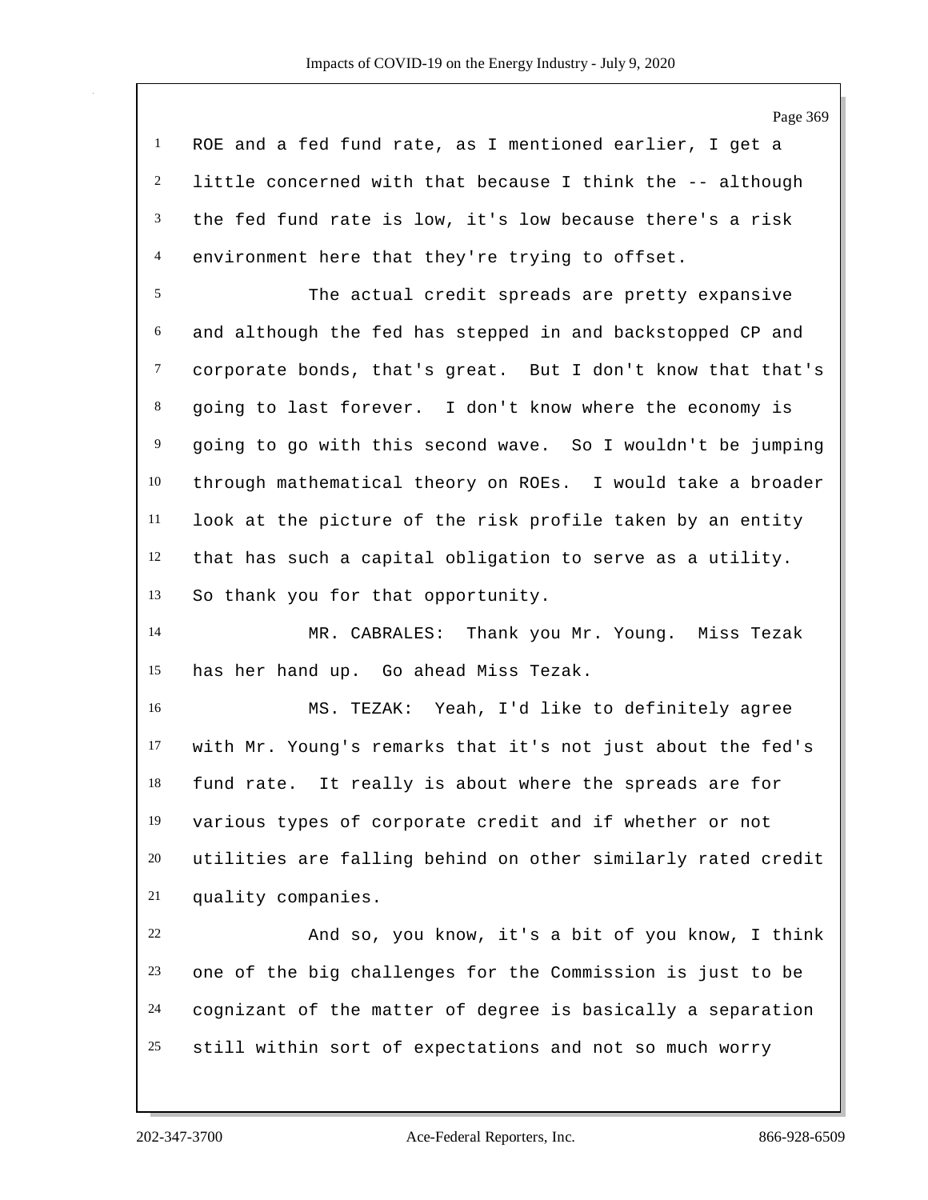ROE and a fed fund rate, as I mentioned earlier, I get a little concerned with that because I think the -- although the fed fund rate is low, it's low because there's a risk environment here that they're trying to offset.

The actual credit spreads are pretty expansive and although the fed has stepped in and backstopped CP and corporate bonds, that's great. But I don't know that that's going to last forever. I don't know where the economy is going to go with this second wave. So I wouldn't be jumping through mathematical theory on ROEs. I would take a broader look at the picture of the risk profile taken by an entity that has such a capital obligation to serve as a utility. So thank you for that opportunity.

MR. CABRALES: Thank you Mr. Young. Miss Tezak has her hand up. Go ahead Miss Tezak.

MS. TEZAK: Yeah, I'd like to definitely agree with Mr. Young's remarks that it's not just about the fed's fund rate. It really is about where the spreads are for various types of corporate credit and if whether or not utilities are falling behind on other similarly rated credit quality companies.

And so, you know, it's a bit of you know, I think one of the big challenges for the Commission is just to be cognizant of the matter of degree is basically a separation still within sort of expectations and not so much worry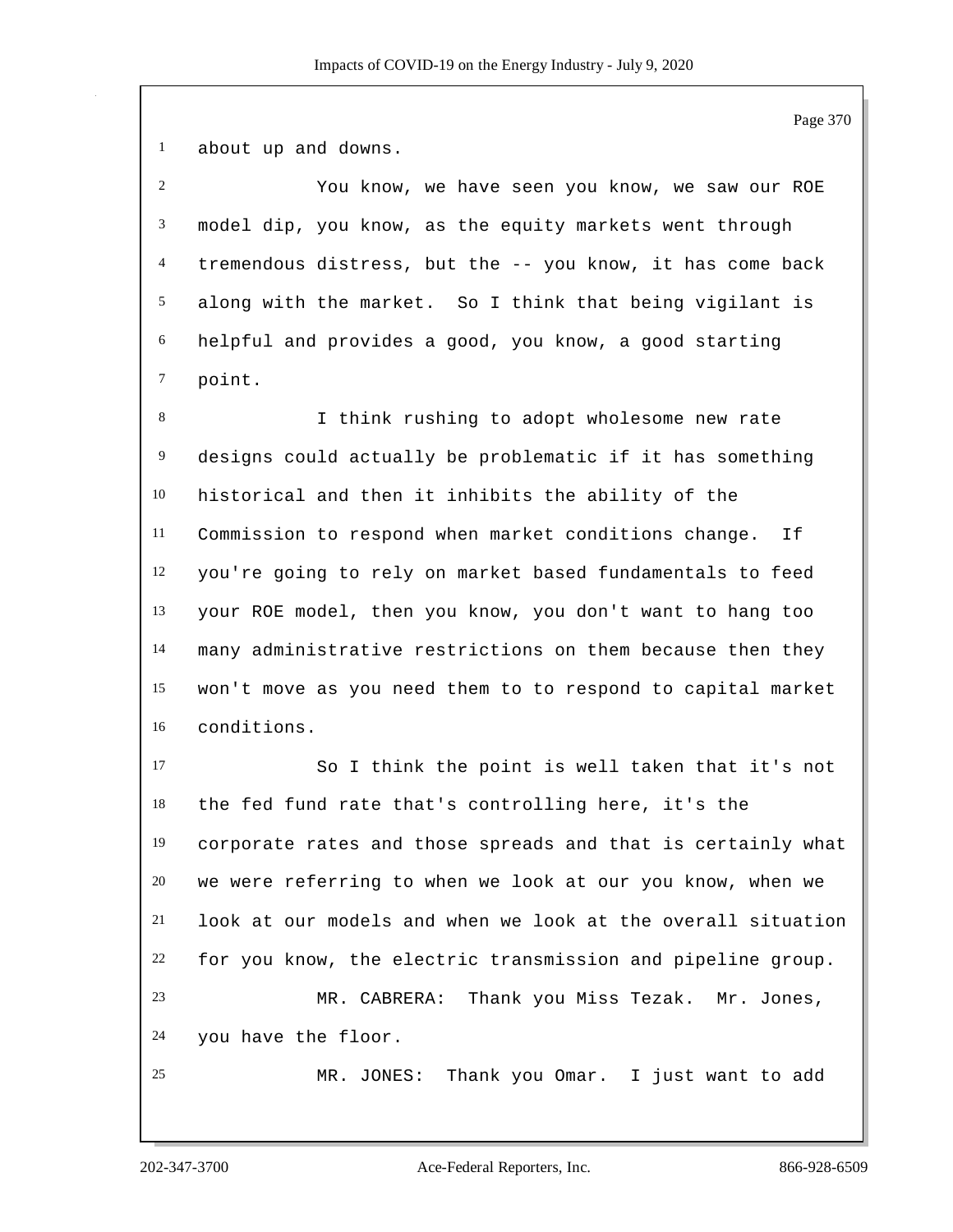about up and downs.

You know, we have seen you know, we saw our ROE model dip, you know, as the equity markets went through tremendous distress, but the -- you know, it has come back along with the market. So I think that being vigilant is helpful and provides a good, you know, a good starting point.

I think rushing to adopt wholesome new rate designs could actually be problematic if it has something historical and then it inhibits the ability of the Commission to respond when market conditions change. If you're going to rely on market based fundamentals to feed your ROE model, then you know, you don't want to hang too many administrative restrictions on them because then they won't move as you need them to to respond to capital market conditions.

So I think the point is well taken that it's not the fed fund rate that's controlling here, it's the corporate rates and those spreads and that is certainly what we were referring to when we look at our you know, when we look at our models and when we look at the overall situation for you know, the electric transmission and pipeline group.

MR. CABRERA: Thank you Miss Tezak. Mr. Jones, you have the floor.

MR. JONES: Thank you Omar. I just want to add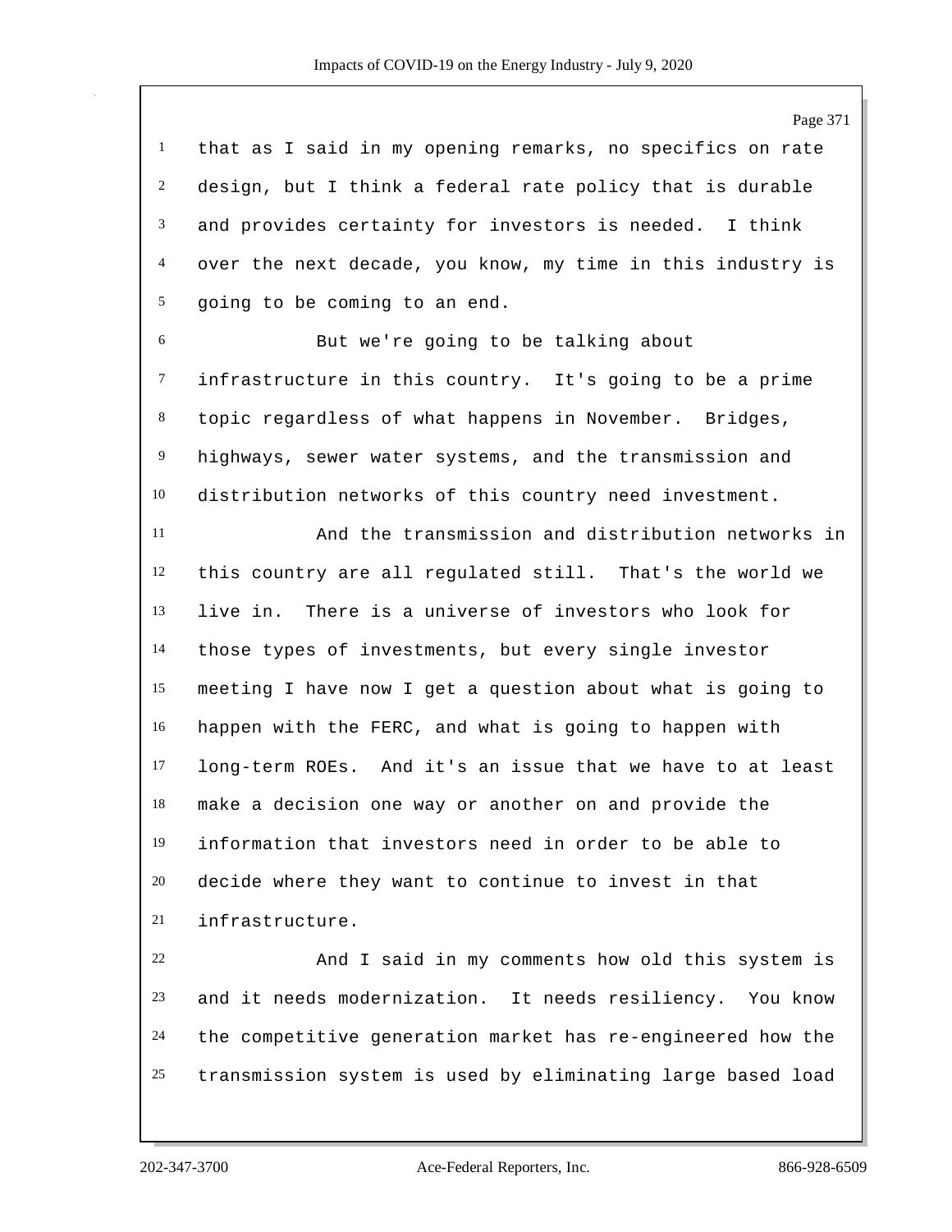that as I said in my opening remarks, no specifics on rate design, but I think a federal rate policy that is durable and provides certainty for investors is needed. I think over the next decade, you know, my time in this industry is going to be coming to an end.

But we're going to be talking about infrastructure in this country. It's going to be a prime topic regardless of what happens in November. Bridges, highways, sewer water systems, and the transmission and distribution networks of this country need investment.

And the transmission and distribution networks in this country are all regulated still. That's the world we live in. There is a universe of investors who look for those types of investments, but every single investor meeting I have now I get a question about what is going to happen with the FERC, and what is going to happen with long-term ROEs. And it's an issue that we have to at least make a decision one way or another on and provide the information that investors need in order to be able to decide where they want to continue to invest in that infrastructure.

And I said in my comments how old this system is and it needs modernization. It needs resiliency. You know the competitive generation market has re-engineered how the transmission system is used by eliminating large based load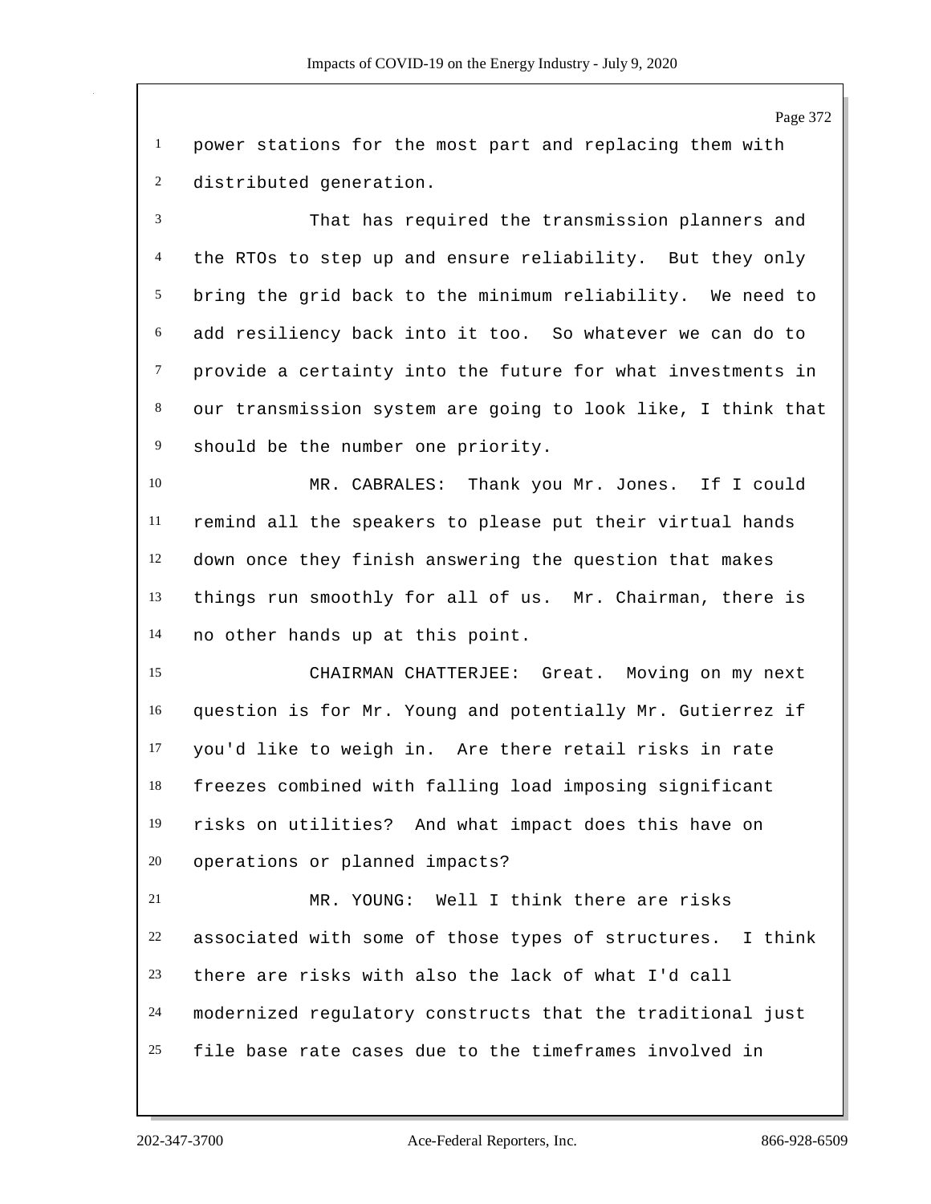power stations for the most part and replacing them with distributed generation.

That has required the transmission planners and the RTOs to step up and ensure reliability. But they only bring the grid back to the minimum reliability. We need to add resiliency back into it too. So whatever we can do to provide a certainty into the future for what investments in our transmission system are going to look like, I think that should be the number one priority.

MR. CABRALES: Thank you Mr. Jones. If I could remind all the speakers to please put their virtual hands down once they finish answering the question that makes things run smoothly for all of us. Mr. Chairman, there is no other hands up at this point.

CHAIRMAN CHATTERJEE: Great. Moving on my next question is for Mr. Young and potentially Mr. Gutierrez if you'd like to weigh in. Are there retail risks in rate freezes combined with falling load imposing significant risks on utilities? And what impact does this have on operations or planned impacts?

MR. YOUNG: Well I think there are risks associated with some of those types of structures. I think there are risks with also the lack of what I'd call modernized regulatory constructs that the traditional just file base rate cases due to the timeframes involved in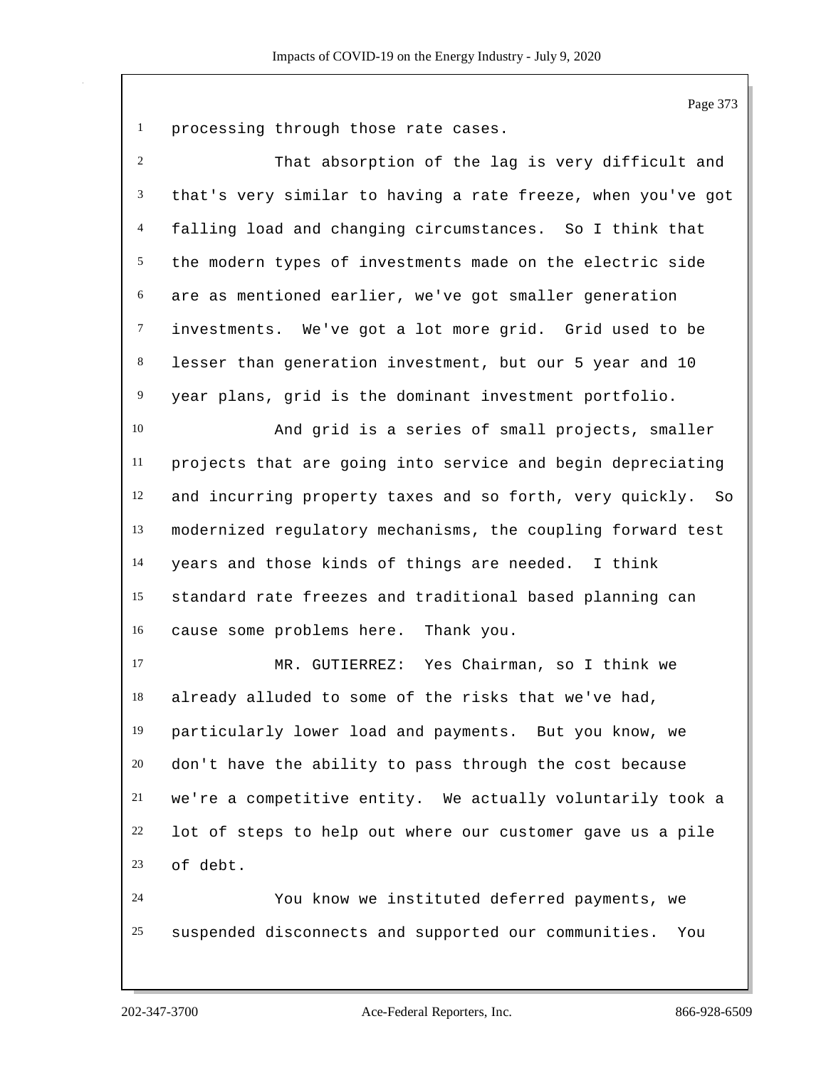processing through those rate cases.

That absorption of the lag is very difficult and that's very similar to having a rate freeze, when you've got falling load and changing circumstances. So I think that the modern types of investments made on the electric side are as mentioned earlier, we've got smaller generation investments. We've got a lot more grid. Grid used to be lesser than generation investment, but our 5 year and 10 year plans, grid is the dominant investment portfolio.

And grid is a series of small projects, smaller projects that are going into service and begin depreciating and incurring property taxes and so forth, very quickly. So modernized regulatory mechanisms, the coupling forward test years and those kinds of things are needed. I think standard rate freezes and traditional based planning can cause some problems here. Thank you.

MR. GUTIERREZ: Yes Chairman, so I think we already alluded to some of the risks that we've had, particularly lower load and payments. But you know, we don't have the ability to pass through the cost because we're a competitive entity. We actually voluntarily took a lot of steps to help out where our customer gave us a pile of debt.

You know we instituted deferred payments, we suspended disconnects and supported our communities. You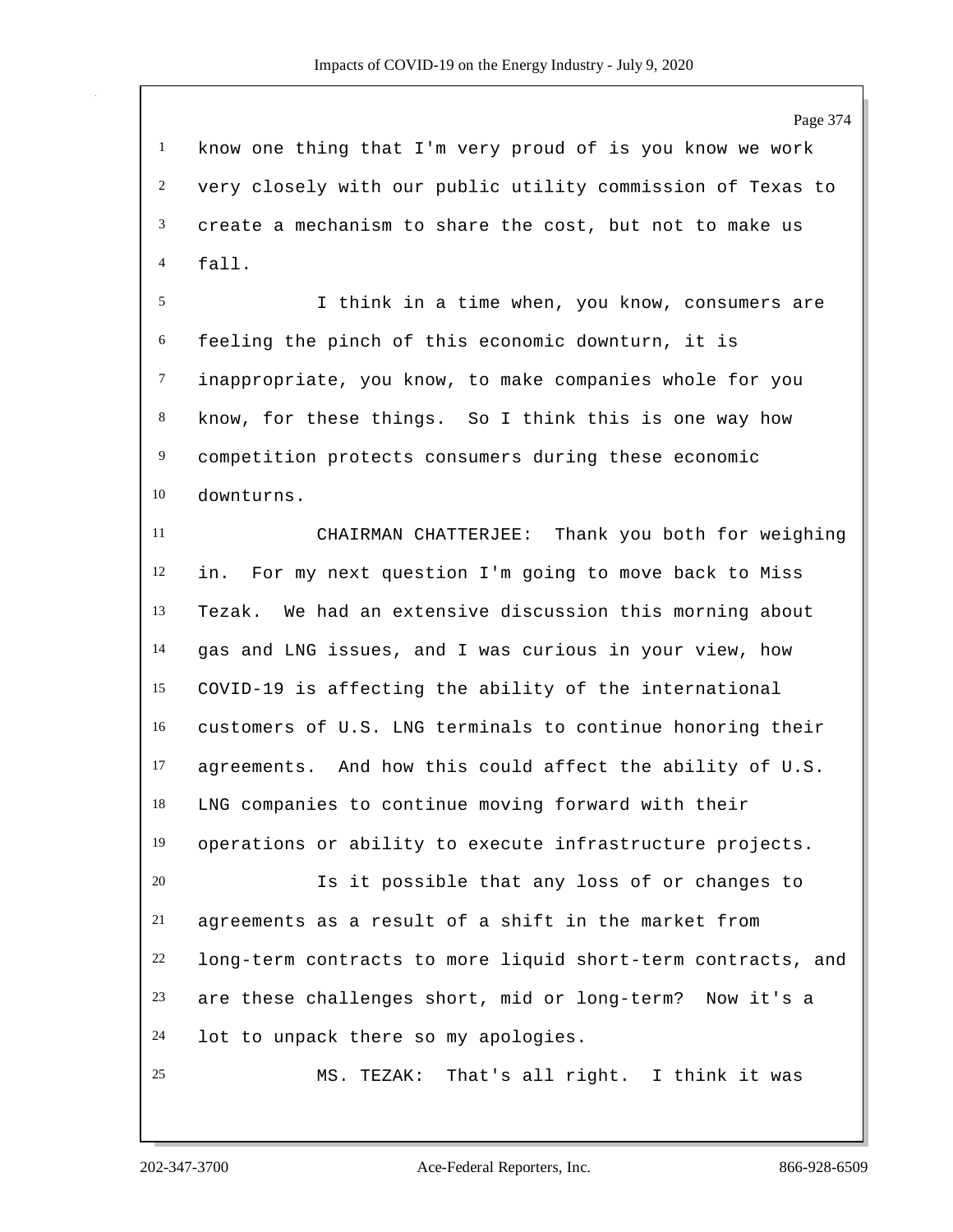know one thing that I'm very proud of is you know we work very closely with our public utility commission of Texas to create a mechanism to share the cost, but not to make us fall.

I think in a time when, you know, consumers are feeling the pinch of this economic downturn, it is inappropriate, you know, to make companies whole for you know, for these things. So I think this is one way how competition protects consumers during these economic downturns.

CHAIRMAN CHATTERJEE: Thank you both for weighing in. For my next question I'm going to move back to Miss Tezak. We had an extensive discussion this morning about gas and LNG issues, and I was curious in your view, how COVID-19 is affecting the ability of the international customers of U.S. LNG terminals to continue honoring their agreements. And how this could affect the ability of U.S. LNG companies to continue moving forward with their operations or ability to execute infrastructure projects.

Is it possible that any loss of or changes to agreements as a result of a shift in the market from long-term contracts to more liquid short-term contracts, and are these challenges short, mid or long-term? Now it's a lot to unpack there so my apologies.

MS. TEZAK: That's all right. I think it was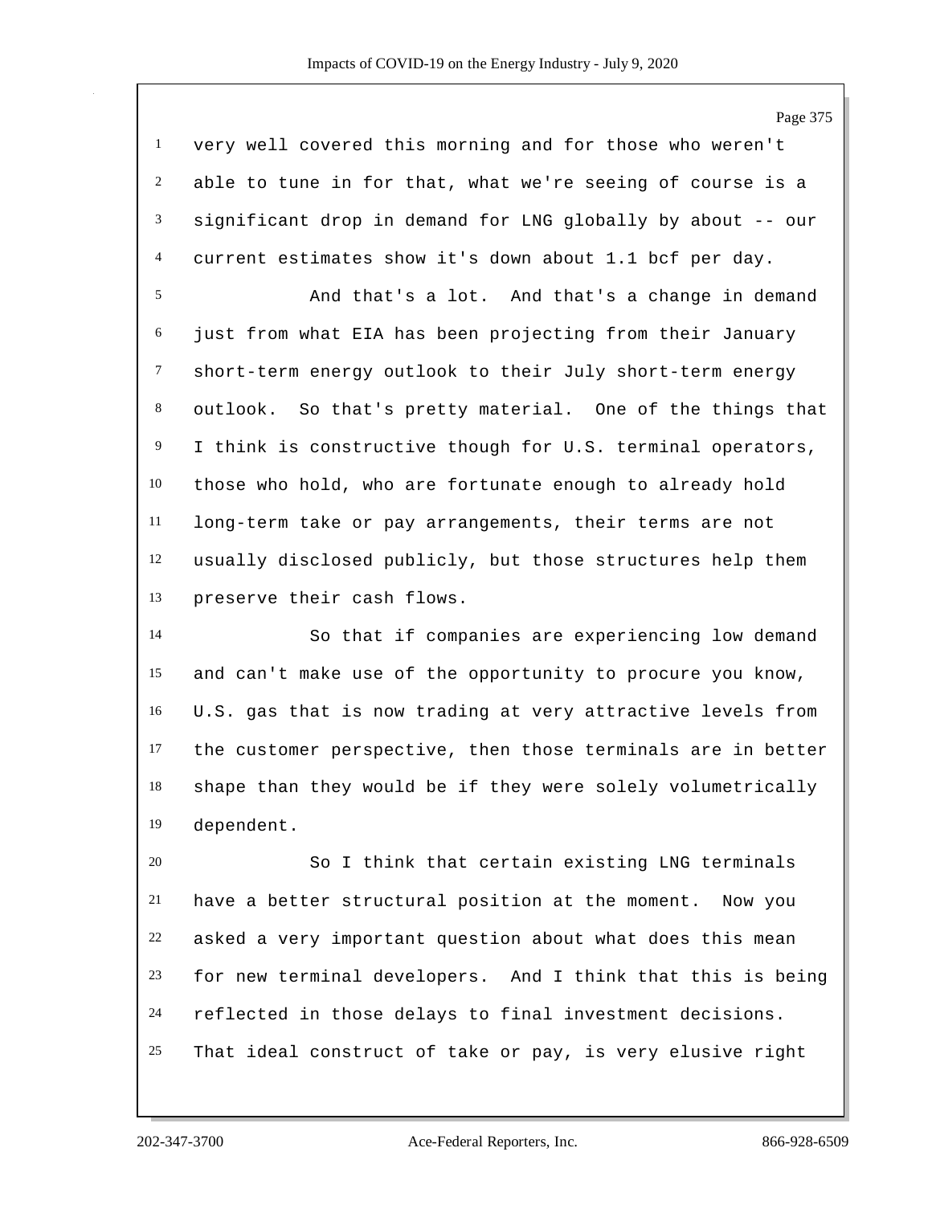very well covered this morning and for those who weren't able to tune in for that, what we're seeing of course is a significant drop in demand for LNG globally by about -- our current estimates show it's down about 1.1 bcf per day.

And that's a lot. And that's a change in demand just from what EIA has been projecting from their January short-term energy outlook to their July short-term energy outlook. So that's pretty material. One of the things that I think is constructive though for U.S. terminal operators, those who hold, who are fortunate enough to already hold long-term take or pay arrangements, their terms are not usually disclosed publicly, but those structures help them preserve their cash flows.

So that if companies are experiencing low demand and can't make use of the opportunity to procure you know, U.S. gas that is now trading at very attractive levels from the customer perspective, then those terminals are in better shape than they would be if they were solely volumetrically dependent.

So I think that certain existing LNG terminals have a better structural position at the moment. Now you asked a very important question about what does this mean for new terminal developers. And I think that this is being reflected in those delays to final investment decisions. That ideal construct of take or pay, is very elusive right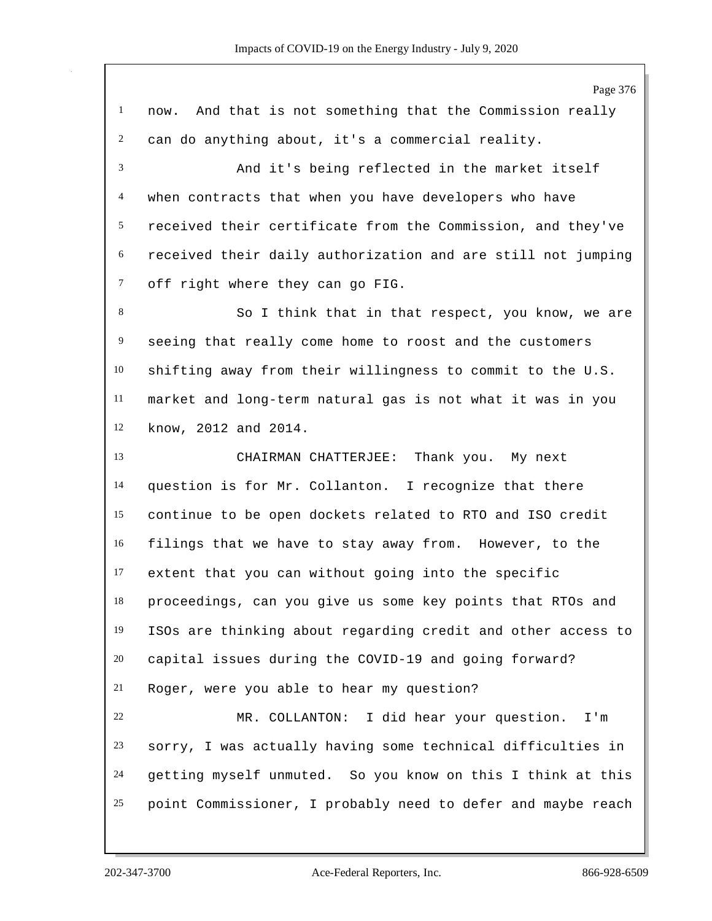now. And that is not something that the Commission really can do anything about, it's a commercial reality.

And it's being reflected in the market itself when contracts that when you have developers who have received their certificate from the Commission, and they've received their daily authorization and are still not jumping off right where they can go FIG.

So I think that in that respect, you know, we are seeing that really come home to roost and the customers shifting away from their willingness to commit to the U.S. market and long-term natural gas is not what it was in you know, 2012 and 2014.

CHAIRMAN CHATTERJEE: Thank you. My next question is for Mr. Collanton. I recognize that there continue to be open dockets related to RTO and ISO credit filings that we have to stay away from. However, to the extent that you can without going into the specific proceedings, can you give us some key points that RTOs and ISOs are thinking about regarding credit and other access to capital issues during the COVID-19 and going forward? Roger, were you able to hear my question?

MR. COLLANTON: I did hear your question. I'm sorry, I was actually having some technical difficulties in getting myself unmuted. So you know on this I think at this point Commissioner, I probably need to defer and maybe reach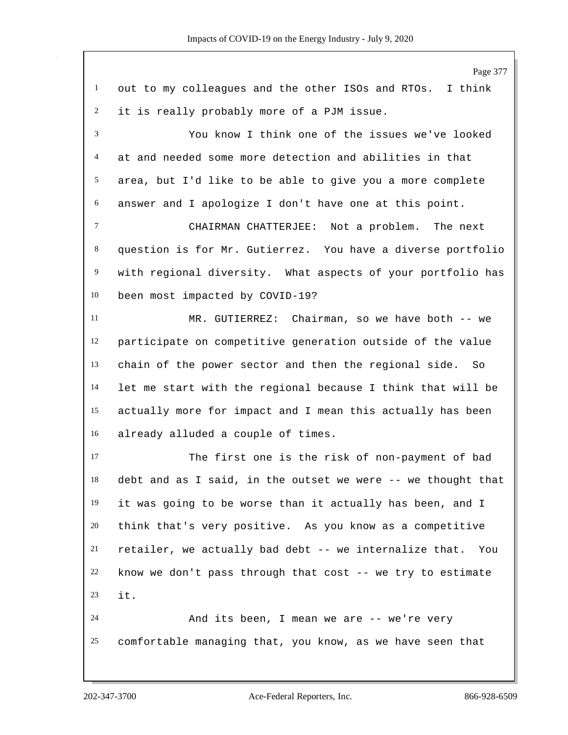out to my colleagues and the other ISOs and RTOs. I think it is really probably more of a PJM issue.

You know I think one of the issues we've looked at and needed some more detection and abilities in that area, but I'd like to be able to give you a more complete answer and I apologize I don't have one at this point.

CHAIRMAN CHATTERJEE: Not a problem. The next question is for Mr. Gutierrez. You have a diverse portfolio with regional diversity. What aspects of your portfolio has been most impacted by COVID-19?

MR. GUTIERREZ: Chairman, so we have both -- we participate on competitive generation outside of the value chain of the power sector and then the regional side. So let me start with the regional because I think that will be actually more for impact and I mean this actually has been already alluded a couple of times.

The first one is the risk of non-payment of bad debt and as I said, in the outset we were -- we thought that it was going to be worse than it actually has been, and I think that's very positive. As you know as a competitive retailer, we actually bad debt -- we internalize that. You know we don't pass through that cost -- we try to estimate it.

And its been, I mean we are -- we're very comfortable managing that, you know, as we have seen that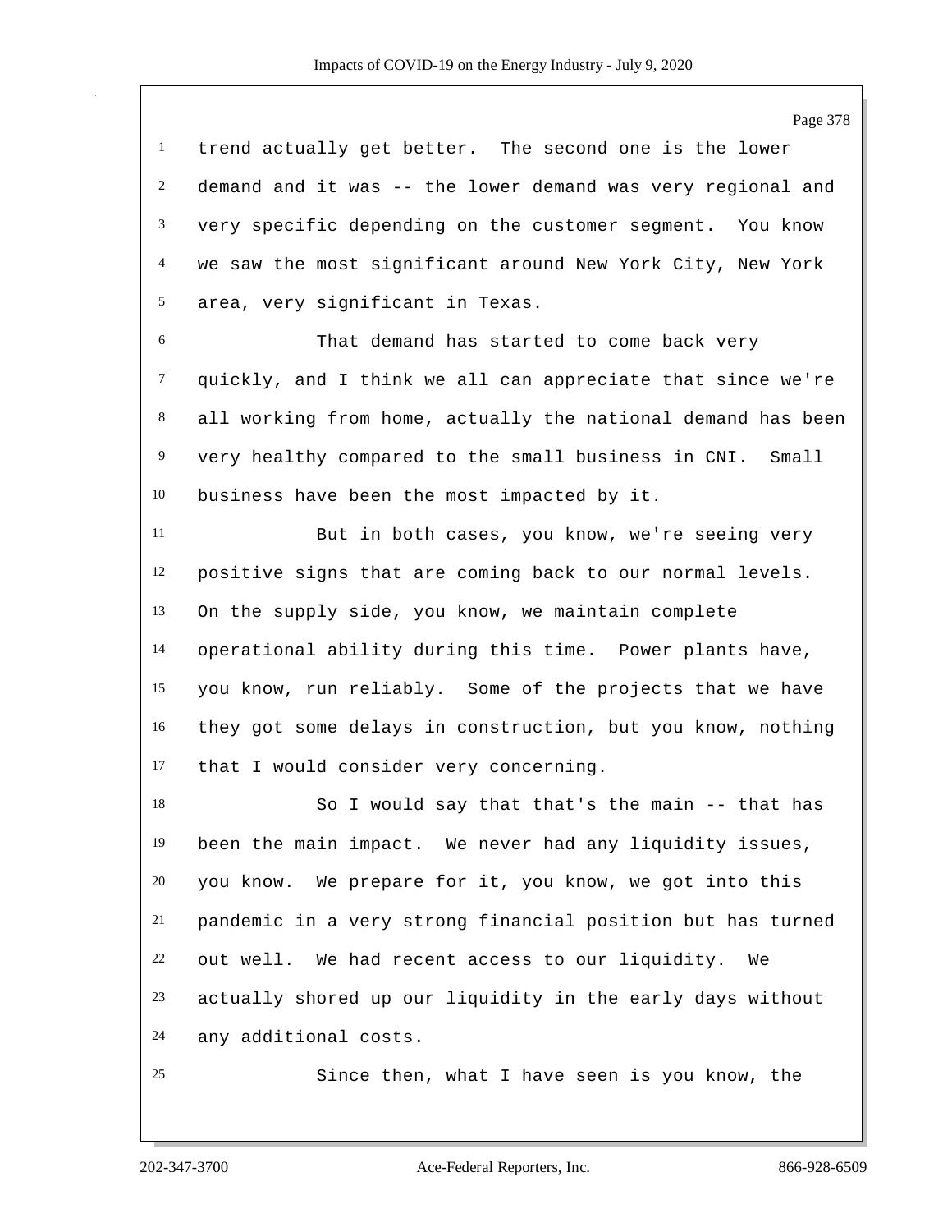trend actually get better. The second one is the lower demand and it was -- the lower demand was very regional and very specific depending on the customer segment. You know we saw the most significant around New York City, New York area, very significant in Texas.

That demand has started to come back very quickly, and I think we all can appreciate that since we're all working from home, actually the national demand has been very healthy compared to the small business in CNI. Small business have been the most impacted by it.

But in both cases, you know, we're seeing very positive signs that are coming back to our normal levels. On the supply side, you know, we maintain complete operational ability during this time. Power plants have, you know, run reliably. Some of the projects that we have they got some delays in construction, but you know, nothing that I would consider very concerning.

So I would say that that's the main -- that has been the main impact. We never had any liquidity issues, you know. We prepare for it, you know, we got into this pandemic in a very strong financial position but has turned out well. We had recent access to our liquidity. We actually shored up our liquidity in the early days without any additional costs.

Since then, what I have seen is you know, the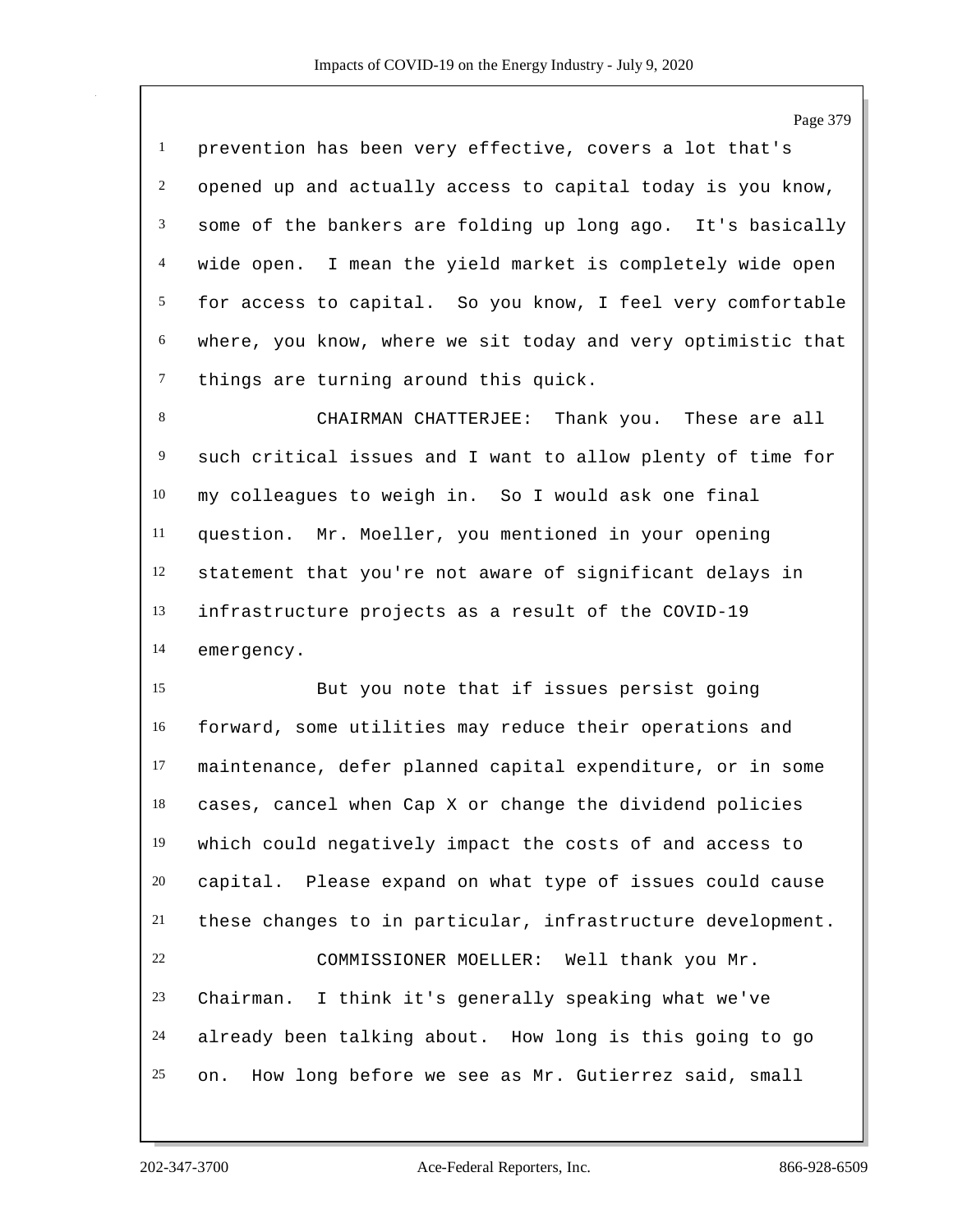prevention has been very effective, covers a lot that's opened up and actually access to capital today is you know, some of the bankers are folding up long ago. It's basically wide open. I mean the yield market is completely wide open for access to capital. So you know, I feel very comfortable where, you know, where we sit today and very optimistic that things are turning around this quick.

CHAIRMAN CHATTERJEE: Thank you. These are all such critical issues and I want to allow plenty of time for my colleagues to weigh in. So I would ask one final question. Mr. Moeller, you mentioned in your opening statement that you're not aware of significant delays in infrastructure projects as a result of the COVID-19 emergency.

But you note that if issues persist going forward, some utilities may reduce their operations and maintenance, defer planned capital expenditure, or in some cases, cancel when Cap X or change the dividend policies which could negatively impact the costs of and access to capital. Please expand on what type of issues could cause these changes to in particular, infrastructure development.

COMMISSIONER MOELLER: Well thank you Mr. Chairman. I think it's generally speaking what we've already been talking about. How long is this going to go on. How long before we see as Mr. Gutierrez said, small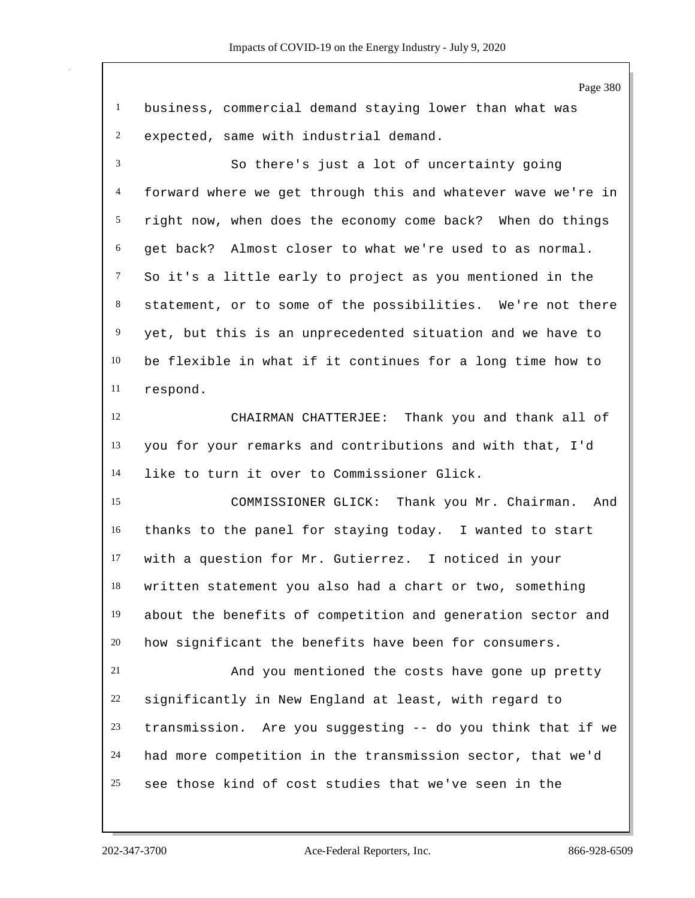business, commercial demand staying lower than what was expected, same with industrial demand.

So there's just a lot of uncertainty going forward where we get through this and whatever wave we're in right now, when does the economy come back? When do things get back? Almost closer to what we're used to as normal. So it's a little early to project as you mentioned in the statement, or to some of the possibilities. We're not there yet, but this is an unprecedented situation and we have to be flexible in what if it continues for a long time how to respond.

CHAIRMAN CHATTERJEE: Thank you and thank all of you for your remarks and contributions and with that, I'd like to turn it over to Commissioner Glick.

COMMISSIONER GLICK: Thank you Mr. Chairman. And thanks to the panel for staying today. I wanted to start with a question for Mr. Gutierrez. I noticed in your written statement you also had a chart or two, something about the benefits of competition and generation sector and how significant the benefits have been for consumers.

And you mentioned the costs have gone up pretty significantly in New England at least, with regard to transmission. Are you suggesting -- do you think that if we had more competition in the transmission sector, that we'd see those kind of cost studies that we've seen in the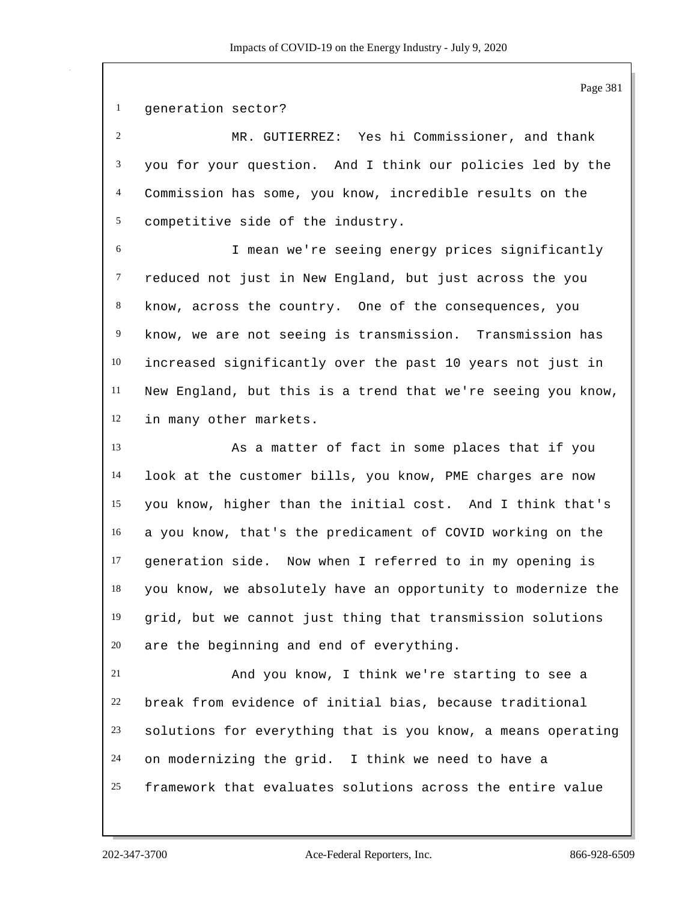generation sector?

MR. GUTIERREZ: Yes hi Commissioner, and thank you for your question. And I think our policies led by the Commission has some, you know, incredible results on the competitive side of the industry.

I mean we're seeing energy prices significantly reduced not just in New England, but just across the you know, across the country. One of the consequences, you know, we are not seeing is transmission. Transmission has increased significantly over the past 10 years not just in New England, but this is a trend that we're seeing you know, in many other markets.

As a matter of fact in some places that if you look at the customer bills, you know, PME charges are now you know, higher than the initial cost. And I think that's a you know, that's the predicament of COVID working on the generation side. Now when I referred to in my opening is you know, we absolutely have an opportunity to modernize the grid, but we cannot just thing that transmission solutions are the beginning and end of everything.

And you know, I think we're starting to see a break from evidence of initial bias, because traditional solutions for everything that is you know, a means operating on modernizing the grid. I think we need to have a framework that evaluates solutions across the entire value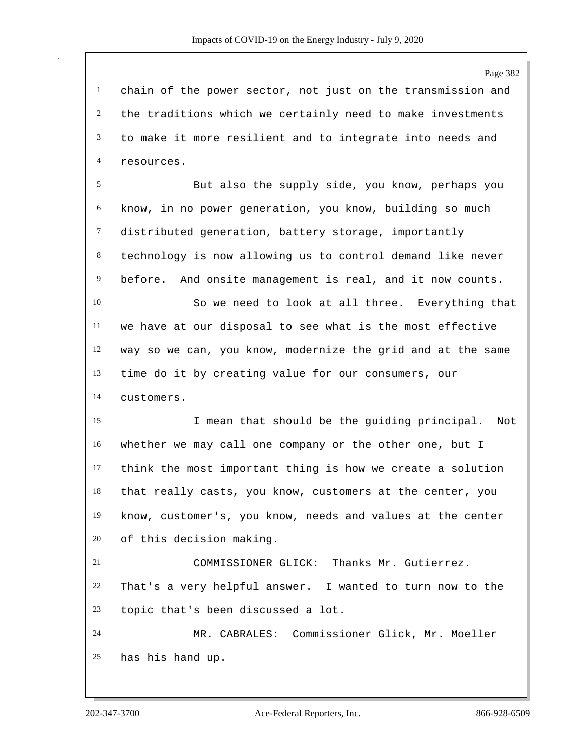chain of the power sector, not just on the transmission and the traditions which we certainly need to make investments to make it more resilient and to integrate into needs and resources.

But also the supply side, you know, perhaps you know, in no power generation, you know, building so much distributed generation, battery storage, importantly technology is now allowing us to control demand like never before. And onsite management is real, and it now counts.

So we need to look at all three. Everything that we have at our disposal to see what is the most effective way so we can, you know, modernize the grid and at the same time do it by creating value for our consumers, our customers.

I mean that should be the guiding principal. Not whether we may call one company or the other one, but I think the most important thing is how we create a solution that really casts, you know, customers at the center, you know, customer's, you know, needs and values at the center of this decision making.

COMMISSIONER GLICK: Thanks Mr. Gutierrez. That's a very helpful answer. I wanted to turn now to the topic that's been discussed a lot.

MR. CABRALES: Commissioner Glick, Mr. Moeller has his hand up.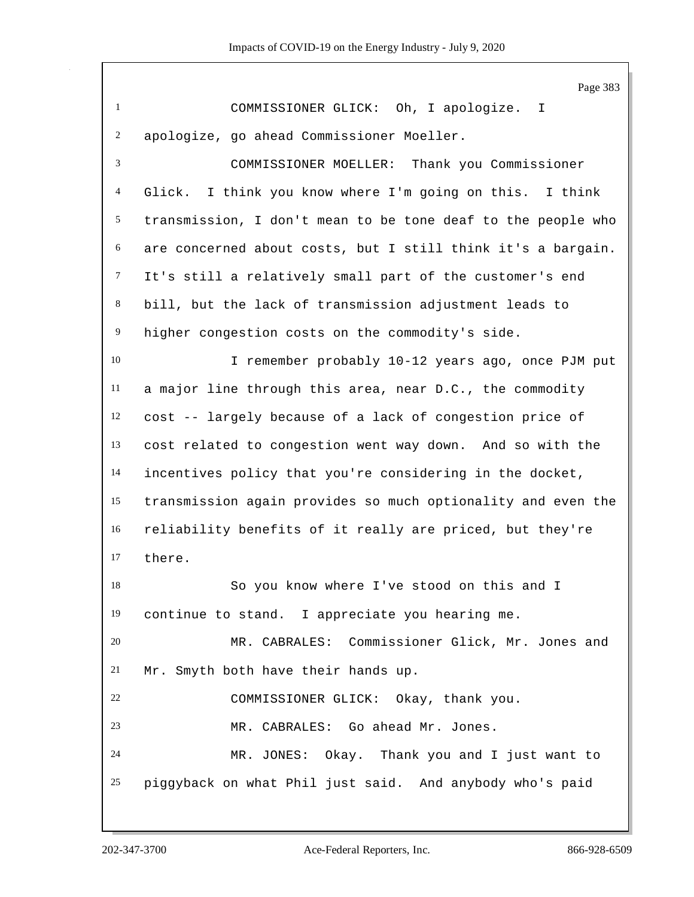COMMISSIONER GLICK: Oh, I apologize. I apologize, go ahead Commissioner Moeller.

COMMISSIONER MOELLER: Thank you Commissioner Glick. I think you know where I'm going on this. I think transmission, I don't mean to be tone deaf to the people who are concerned about costs, but I still think it's a bargain. It's still a relatively small part of the customer's end bill, but the lack of transmission adjustment leads to higher congestion costs on the commodity's side.

I remember probably 10-12 years ago, once PJM put a major line through this area, near D.C., the commodity cost -- largely because of a lack of congestion price of cost related to congestion went way down. And so with the incentives policy that you're considering in the docket, transmission again provides so much optionality and even the reliability benefits of it really are priced, but they're there.

So you know where I've stood on this and I continue to stand. I appreciate you hearing me.

MR. CABRALES: Commissioner Glick, Mr. Jones and Mr. Smyth both have their hands up.

COMMISSIONER GLICK: Okay, thank you.

MR. CABRALES: Go ahead Mr. Jones.

MR. JONES: Okay. Thank you and I just want to piggyback on what Phil just said. And anybody who's paid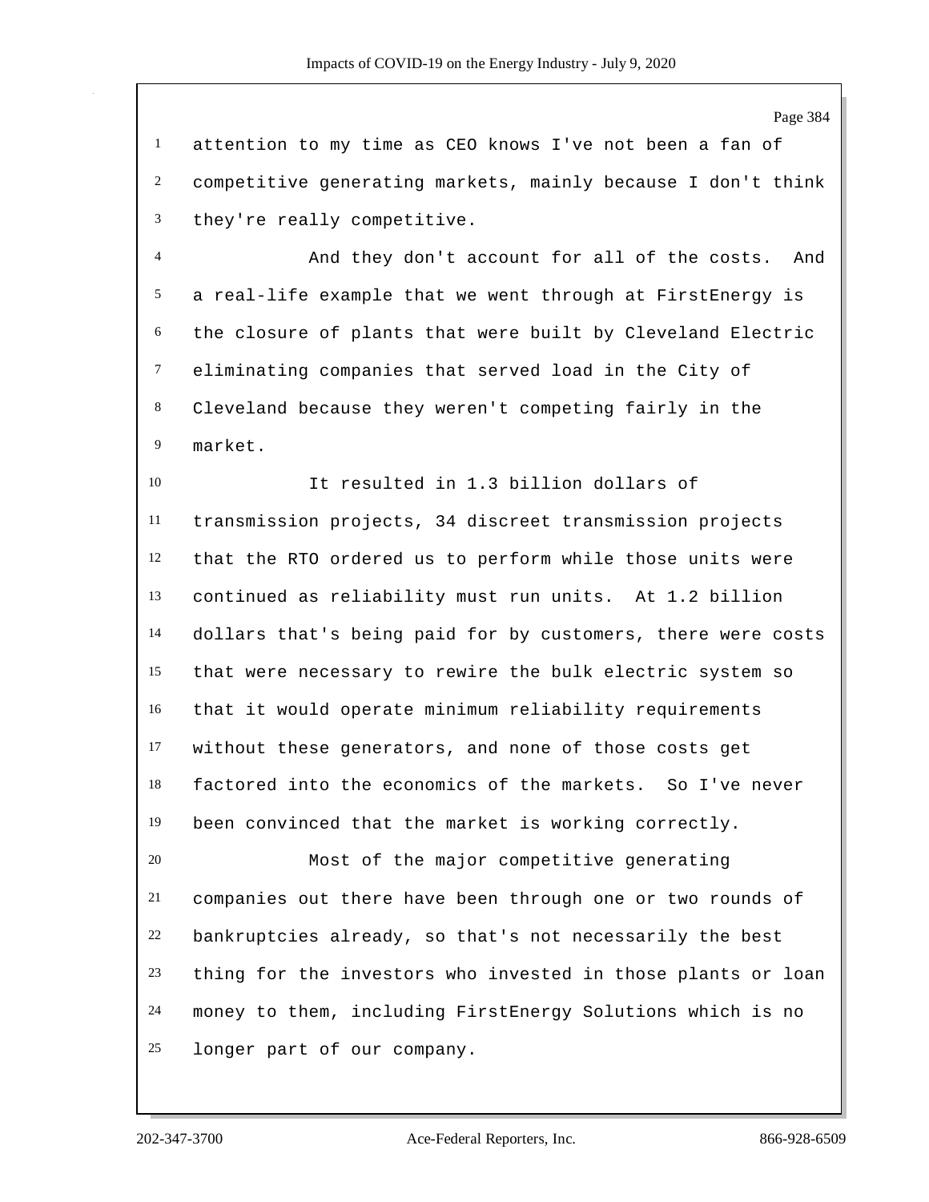attention to my time as CEO knows I've not been a fan of competitive generating markets, mainly because I don't think they're really competitive.

And they don't account for all of the costs. And a real-life example that we went through at FirstEnergy is the closure of plants that were built by Cleveland Electric eliminating companies that served load in the City of Cleveland because they weren't competing fairly in the market.

It resulted in 1.3 billion dollars of transmission projects, 34 discreet transmission projects that the RTO ordered us to perform while those units were continued as reliability must run units. At 1.2 billion dollars that's being paid for by customers, there were costs that were necessary to rewire the bulk electric system so that it would operate minimum reliability requirements without these generators, and none of those costs get factored into the economics of the markets. So I've never been convinced that the market is working correctly.

Most of the major competitive generating companies out there have been through one or two rounds of bankruptcies already, so that's not necessarily the best thing for the investors who invested in those plants or loan money to them, including FirstEnergy Solutions which is no longer part of our company.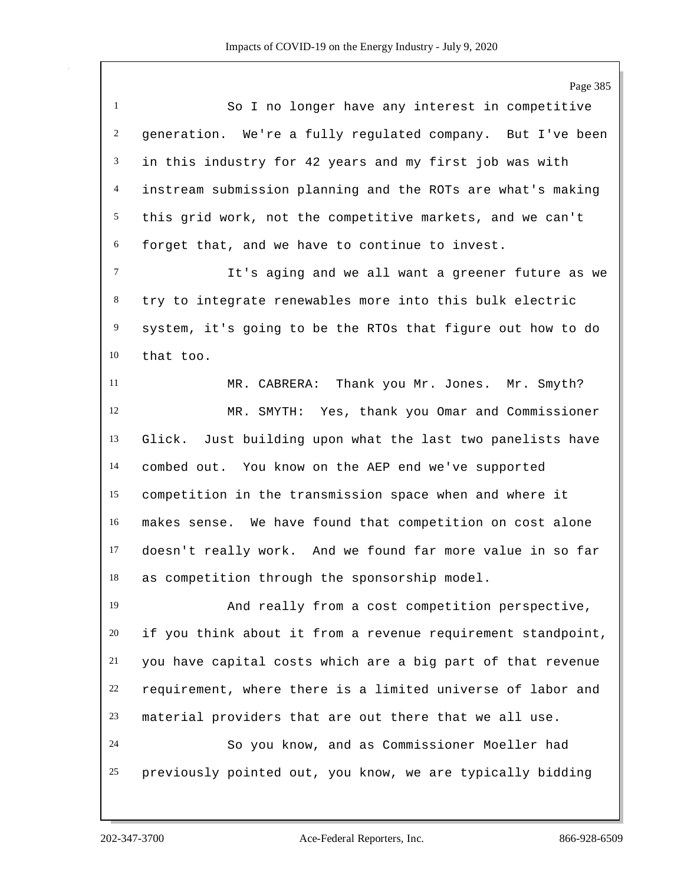So I no longer have any interest in competitive generation. We're a fully regulated company. But I've been in this industry for 42 years and my first job was with instream submission planning and the ROTs are what's making this grid work, not the competitive markets, and we can't forget that, and we have to continue to invest.

It's aging and we all want a greener future as we try to integrate renewables more into this bulk electric system, it's going to be the RTOs that figure out how to do that too.

MR. CABRERA: Thank you Mr. Jones. Mr. Smyth?

MR. SMYTH: Yes, thank you Omar and Commissioner Glick. Just building upon what the last two panelists have combed out. You know on the AEP end we've supported competition in the transmission space when and where it makes sense. We have found that competition on cost alone doesn't really work. And we found far more value in so far as competition through the sponsorship model.

And really from a cost competition perspective, if you think about it from a revenue requirement standpoint, you have capital costs which are a big part of that revenue requirement, where there is a limited universe of labor and material providers that are out there that we all use.

So you know, and as Commissioner Moeller had previously pointed out, you know, we are typically bidding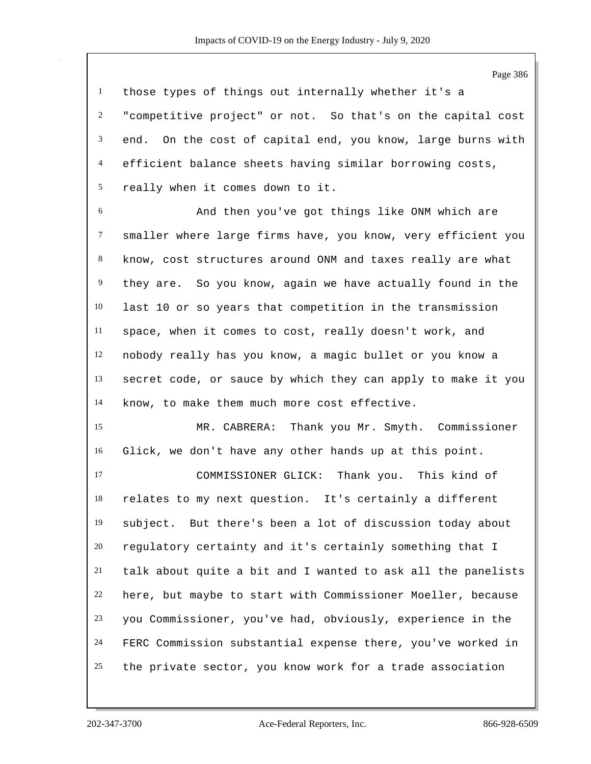those types of things out internally whether it's a "competitive project" or not. So that's on the capital cost end. On the cost of capital end, you know, large burns with efficient balance sheets having similar borrowing costs, really when it comes down to it.

And then you've got things like ONM which are smaller where large firms have, you know, very efficient you know, cost structures around ONM and taxes really are what they are. So you know, again we have actually found in the last 10 or so years that competition in the transmission space, when it comes to cost, really doesn't work, and nobody really has you know, a magic bullet or you know a secret code, or sauce by which they can apply to make it you know, to make them much more cost effective.

MR. CABRERA: Thank you Mr. Smyth. Commissioner Glick, we don't have any other hands up at this point.

COMMISSIONER GLICK: Thank you. This kind of relates to my next question. It's certainly a different subject. But there's been a lot of discussion today about regulatory certainty and it's certainly something that I talk about quite a bit and I wanted to ask all the panelists here, but maybe to start with Commissioner Moeller, because you Commissioner, you've had, obviously, experience in the FERC Commission substantial expense there, you've worked in the private sector, you know work for a trade association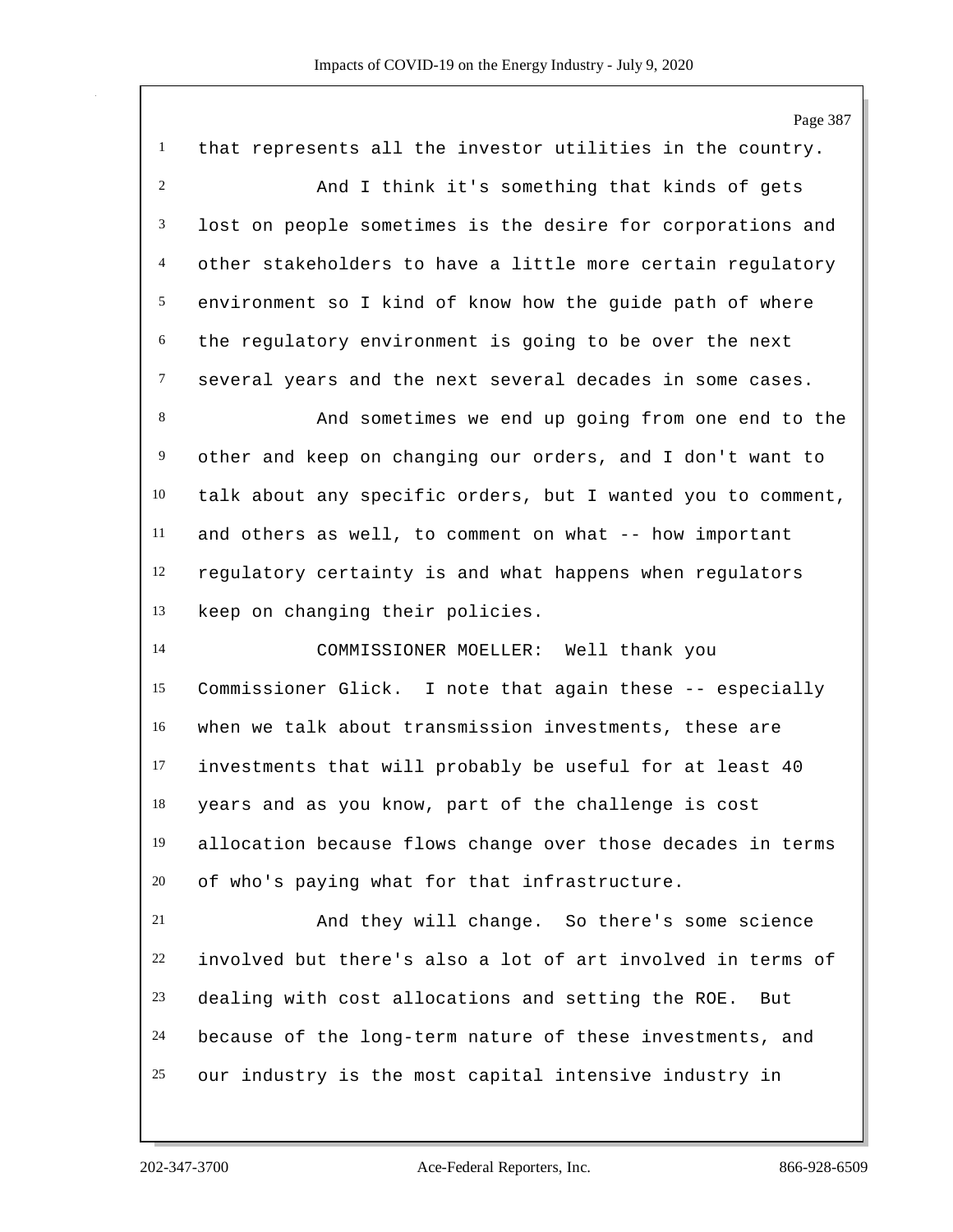that represents all the investor utilities in the country.

And I think it's something that kinds of gets lost on people sometimes is the desire for corporations and other stakeholders to have a little more certain regulatory environment so I kind of know how the guide path of where the regulatory environment is going to be over the next several years and the next several decades in some cases.

And sometimes we end up going from one end to the other and keep on changing our orders, and I don't want to talk about any specific orders, but I wanted you to comment, and others as well, to comment on what -- how important regulatory certainty is and what happens when regulators keep on changing their policies.

COMMISSIONER MOELLER: Well thank you Commissioner Glick. I note that again these -- especially when we talk about transmission investments, these are investments that will probably be useful for at least 40 years and as you know, part of the challenge is cost allocation because flows change over those decades in terms of who's paying what for that infrastructure.

And they will change. So there's some science involved but there's also a lot of art involved in terms of dealing with cost allocations and setting the ROE. But because of the long-term nature of these investments, and our industry is the most capital intensive industry in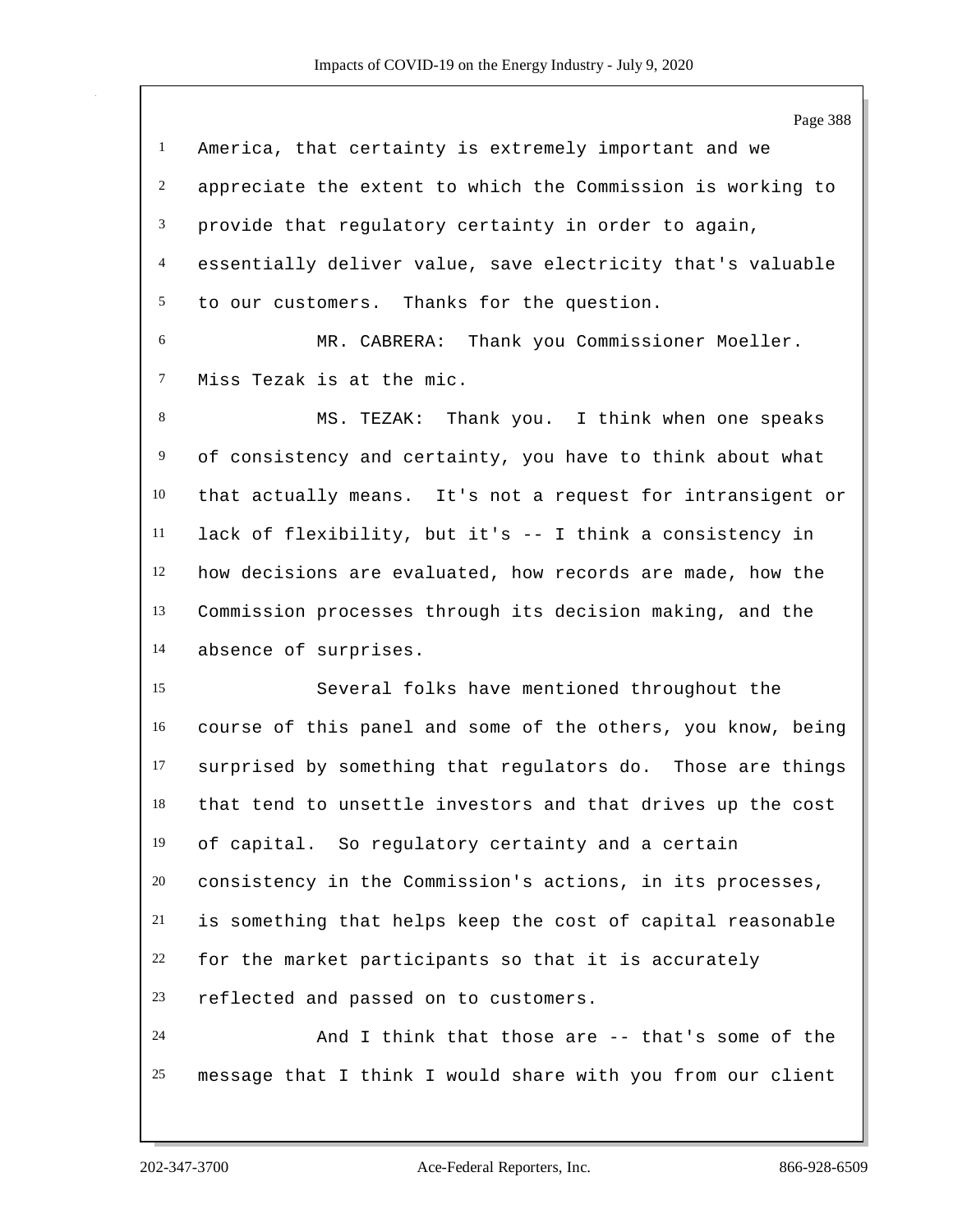America, that certainty is extremely important and we appreciate the extent to which the Commission is working to provide that regulatory certainty in order to again, essentially deliver value, save electricity that's valuable to our customers. Thanks for the question.

MR. CABRERA: Thank you Commissioner Moeller. Miss Tezak is at the mic.

MS. TEZAK: Thank you. I think when one speaks of consistency and certainty, you have to think about what that actually means. It's not a request for intransigent or lack of flexibility, but it's -- I think a consistency in how decisions are evaluated, how records are made, how the Commission processes through its decision making, and the absence of surprises.

Several folks have mentioned throughout the course of this panel and some of the others, you know, being surprised by something that regulators do. Those are things that tend to unsettle investors and that drives up the cost of capital. So regulatory certainty and a certain consistency in the Commission's actions, in its processes, is something that helps keep the cost of capital reasonable for the market participants so that it is accurately reflected and passed on to customers.

And I think that those are -- that's some of the message that I think I would share with you from our client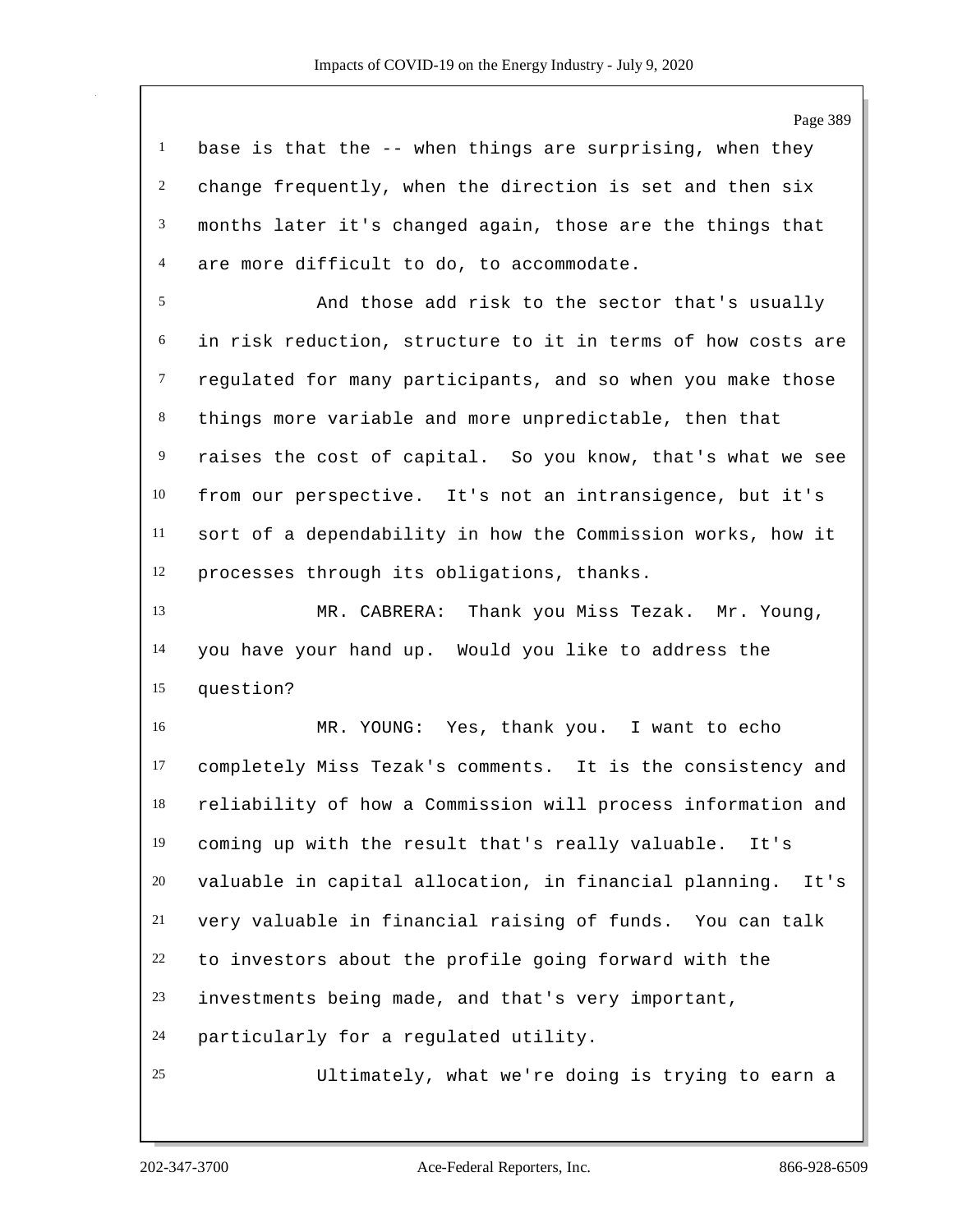base is that the -- when things are surprising, when they change frequently, when the direction is set and then six months later it's changed again, those are the things that are more difficult to do, to accommodate.

And those add risk to the sector that's usually in risk reduction, structure to it in terms of how costs are regulated for many participants, and so when you make those things more variable and more unpredictable, then that raises the cost of capital. So you know, that's what we see from our perspective. It's not an intransigence, but it's sort of a dependability in how the Commission works, how it processes through its obligations, thanks.

MR. CABRERA: Thank you Miss Tezak. Mr. Young, you have your hand up. Would you like to address the question?

MR. YOUNG: Yes, thank you. I want to echo completely Miss Tezak's comments. It is the consistency and reliability of how a Commission will process information and coming up with the result that's really valuable. It's valuable in capital allocation, in financial planning. It's very valuable in financial raising of funds. You can talk to investors about the profile going forward with the investments being made, and that's very important, particularly for a regulated utility.

Ultimately, what we're doing is trying to earn a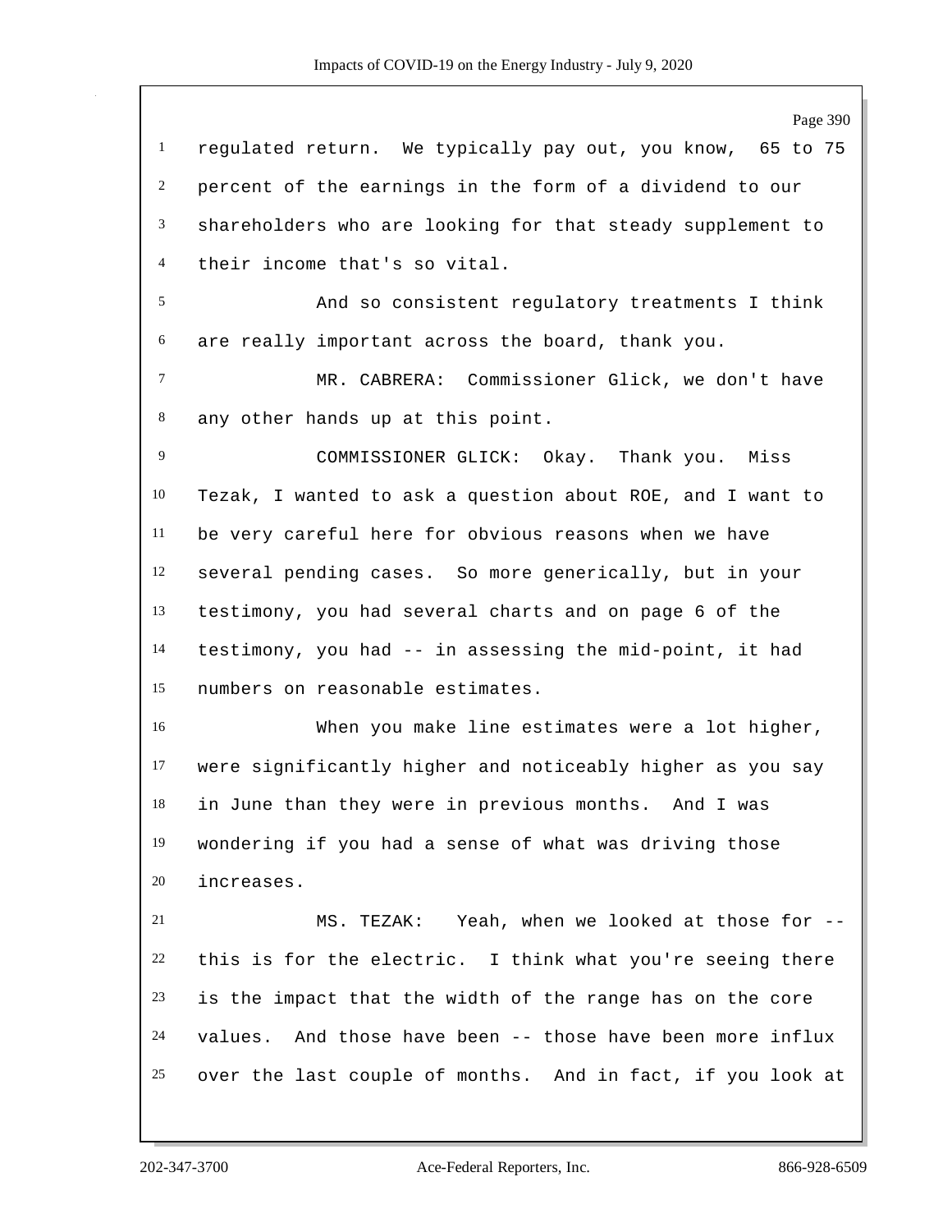regulated return. We typically pay out, you know, 65 to 75 percent of the earnings in the form of a dividend to our shareholders who are looking for that steady supplement to their income that's so vital.

And so consistent regulatory treatments I think are really important across the board, thank you.

MR. CABRERA: Commissioner Glick, we don't have any other hands up at this point.

COMMISSIONER GLICK: Okay. Thank you. Miss Tezak, I wanted to ask a question about ROE, and I want to be very careful here for obvious reasons when we have several pending cases. So more generically, but in your testimony, you had several charts and on page 6 of the testimony, you had -- in assessing the mid-point, it had numbers on reasonable estimates.

When you make line estimates were a lot higher, were significantly higher and noticeably higher as you say in June than they were in previous months. And I was wondering if you had a sense of what was driving those increases.

MS. TEZAK: Yeah, when we looked at those for -- this is for the electric. I think what you're seeing there is the impact that the width of the range has on the core values. And those have been -- those have been more influx over the last couple of months. And in fact, if you look at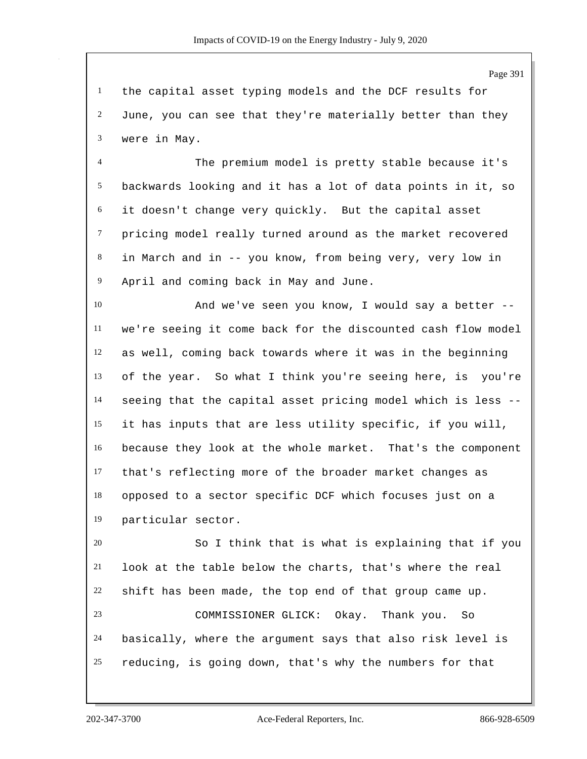the capital asset typing models and the DCF results for June, you can see that they're materially better than they were in May.

The premium model is pretty stable because it's backwards looking and it has a lot of data points in it, so it doesn't change very quickly. But the capital asset pricing model really turned around as the market recovered in March and in -- you know, from being very, very low in April and coming back in May and June.

And we've seen you know, I would say a better -- we're seeing it come back for the discounted cash flow model as well, coming back towards where it was in the beginning of the year. So what I think you're seeing here, is you're seeing that the capital asset pricing model which is less -- it has inputs that are less utility specific, if you will, because they look at the whole market. That's the component that's reflecting more of the broader market changes as opposed to a sector specific DCF which focuses just on a particular sector.

So I think that is what is explaining that if you look at the table below the charts, that's where the real shift has been made, the top end of that group came up.

COMMISSIONER GLICK: Okay. Thank you. So basically, where the argument says that also risk level is reducing, is going down, that's why the numbers for that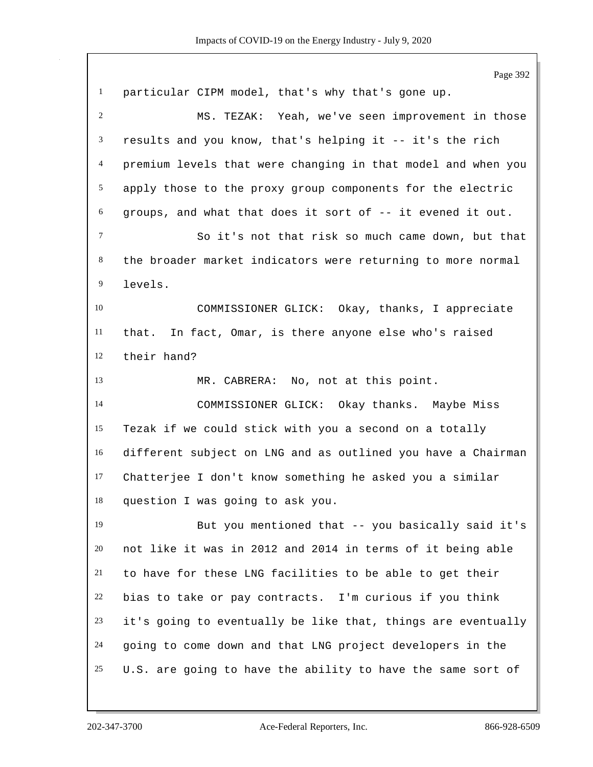particular CIPM model, that's why that's gone up.

MS. TEZAK: Yeah, we've seen improvement in those results and you know, that's helping it -- it's the rich premium levels that were changing in that model and when you apply those to the proxy group components for the electric groups, and what that does it sort of -- it evened it out.

So it's not that risk so much came down, but that the broader market indicators were returning to more normal levels.

COMMISSIONER GLICK: Okay, thanks, I appreciate that. In fact, Omar, is there anyone else who's raised their hand?

MR. CABRERA: No, not at this point.

COMMISSIONER GLICK: Okay thanks. Maybe Miss Tezak if we could stick with you a second on a totally different subject on LNG and as outlined you have a Chairman Chatterjee I don't know something he asked you a similar question I was going to ask you.

But you mentioned that -- you basically said it's not like it was in 2012 and 2014 in terms of it being able to have for these LNG facilities to be able to get their bias to take or pay contracts. I'm curious if you think it's going to eventually be like that, things are eventually going to come down and that LNG project developers in the U.S. are going to have the ability to have the same sort of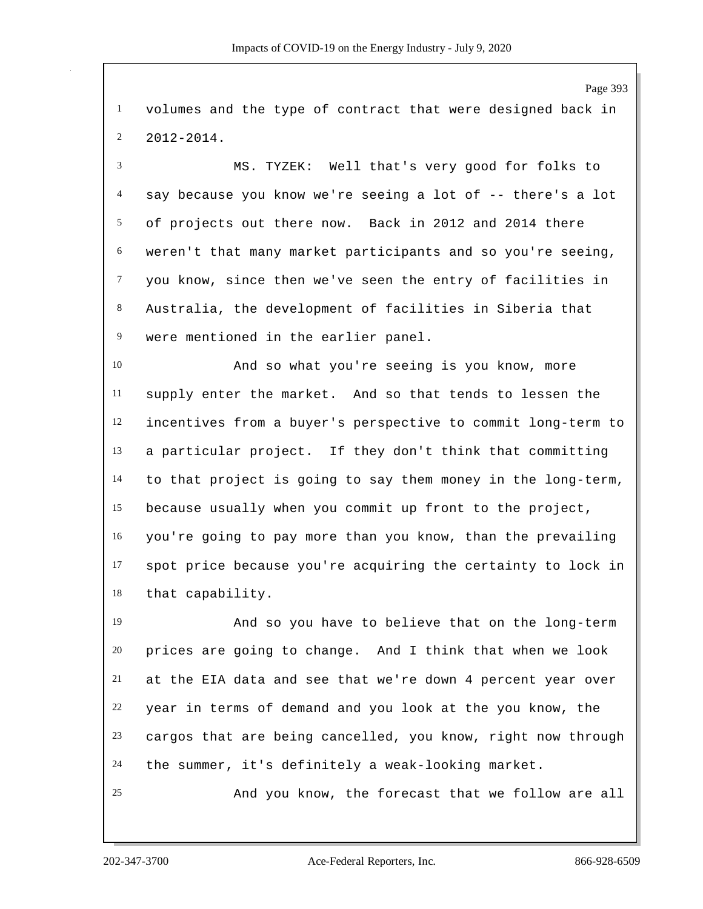volumes and the type of contract that were designed back in 2012-2014.

MS. TYZEK: Well that's very good for folks to say because you know we're seeing a lot of -- there's a lot of projects out there now. Back in 2012 and 2014 there weren't that many market participants and so you're seeing, you know, since then we've seen the entry of facilities in Australia, the development of facilities in Siberia that were mentioned in the earlier panel.

And so what you're seeing is you know, more supply enter the market. And so that tends to lessen the incentives from a buyer's perspective to commit long-term to a particular project. If they don't think that committing to that project is going to say them money in the long-term, because usually when you commit up front to the project, you're going to pay more than you know, than the prevailing spot price because you're acquiring the certainty to lock in that capability.

And so you have to believe that on the long-term prices are going to change. And I think that when we look at the EIA data and see that we're down 4 percent year over year in terms of demand and you look at the you know, the cargos that are being cancelled, you know, right now through the summer, it's definitely a weak-looking market.

And you know, the forecast that we follow are all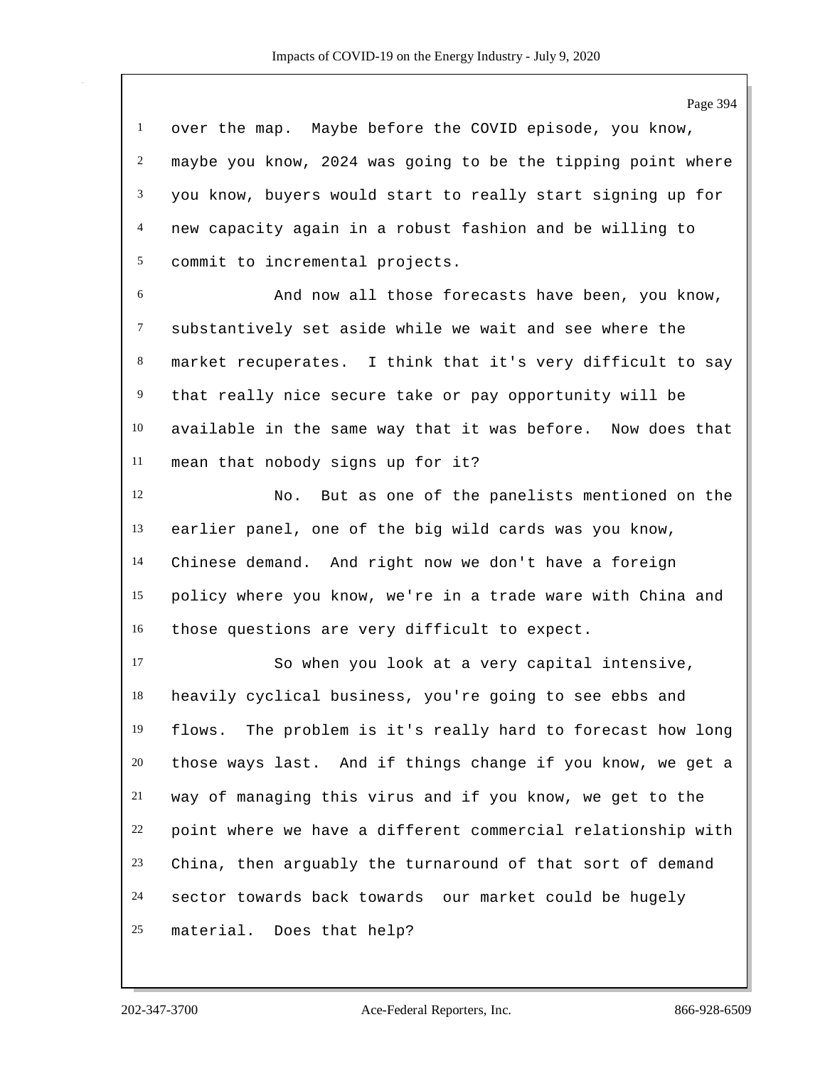over the map. Maybe before the COVID episode, you know, maybe you know, 2024 was going to be the tipping point where you know, buyers would start to really start signing up for new capacity again in a robust fashion and be willing to commit to incremental projects.

And now all those forecasts have been, you know, substantively set aside while we wait and see where the market recuperates. I think that it's very difficult to say that really nice secure take or pay opportunity will be available in the same way that it was before. Now does that mean that nobody signs up for it?

No. But as one of the panelists mentioned on the earlier panel, one of the big wild cards was you know, Chinese demand. And right now we don't have a foreign policy where you know, we're in a trade ware with China and those questions are very difficult to expect.

So when you look at a very capital intensive, heavily cyclical business, you're going to see ebbs and flows. The problem is it's really hard to forecast how long those ways last. And if things change if you know, we get a way of managing this virus and if you know, we get to the point where we have a different commercial relationship with China, then arguably the turnaround of that sort of demand sector towards back towards our market could be hugely material. Does that help?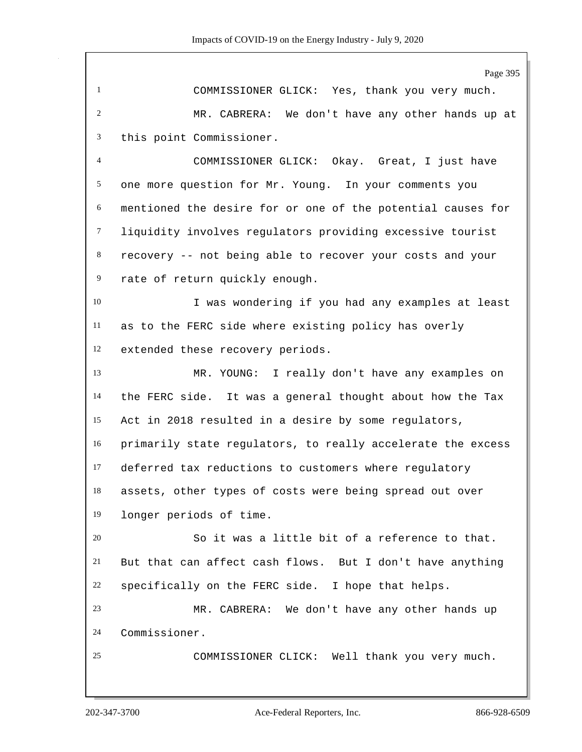COMMISSIONER GLICK: Yes, thank you very much.

MR. CABRERA: We don't have any other hands up at this point Commissioner.

COMMISSIONER GLICK: Okay. Great, I just have one more question for Mr. Young. In your comments you mentioned the desire for or one of the potential causes for liquidity involves regulators providing excessive tourist recovery -- not being able to recover your costs and your rate of return quickly enough.

I was wondering if you had any examples at least as to the FERC side where existing policy has overly extended these recovery periods.

MR. YOUNG: I really don't have any examples on the FERC side. It was a general thought about how the Tax Act in 2018 resulted in a desire by some regulators, primarily state regulators, to really accelerate the excess deferred tax reductions to customers where regulatory assets, other types of costs were being spread out over longer periods of time.

So it was a little bit of a reference to that. But that can affect cash flows. But I don't have anything specifically on the FERC side. I hope that helps.

MR. CABRERA: We don't have any other hands up Commissioner.

COMMISSIONER CLICK: Well thank you very much.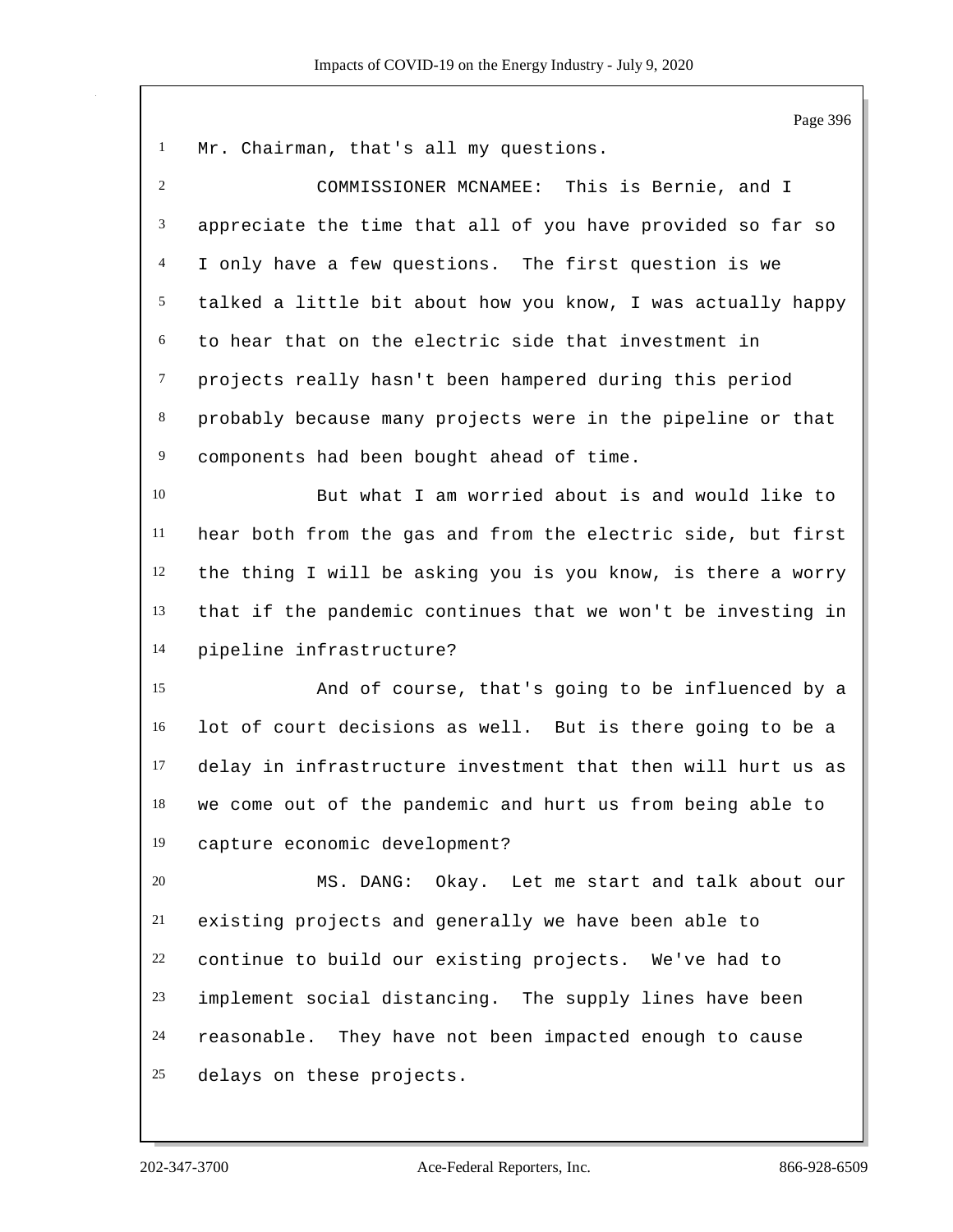Mr. Chairman, that's all my questions.

COMMISSIONER MCNAMEE: This is Bernie, and I appreciate the time that all of you have provided so far so I only have a few questions. The first question is we talked a little bit about how you know, I was actually happy to hear that on the electric side that investment in projects really hasn't been hampered during this period probably because many projects were in the pipeline or that components had been bought ahead of time.

But what I am worried about is and would like to hear both from the gas and from the electric side, but first the thing I will be asking you is you know, is there a worry that if the pandemic continues that we won't be investing in pipeline infrastructure?

And of course, that's going to be influenced by a lot of court decisions as well. But is there going to be a delay in infrastructure investment that then will hurt us as we come out of the pandemic and hurt us from being able to capture economic development?

MS. DANG: Okay. Let me start and talk about our existing projects and generally we have been able to continue to build our existing projects. We've had to implement social distancing. The supply lines have been reasonable. They have not been impacted enough to cause delays on these projects.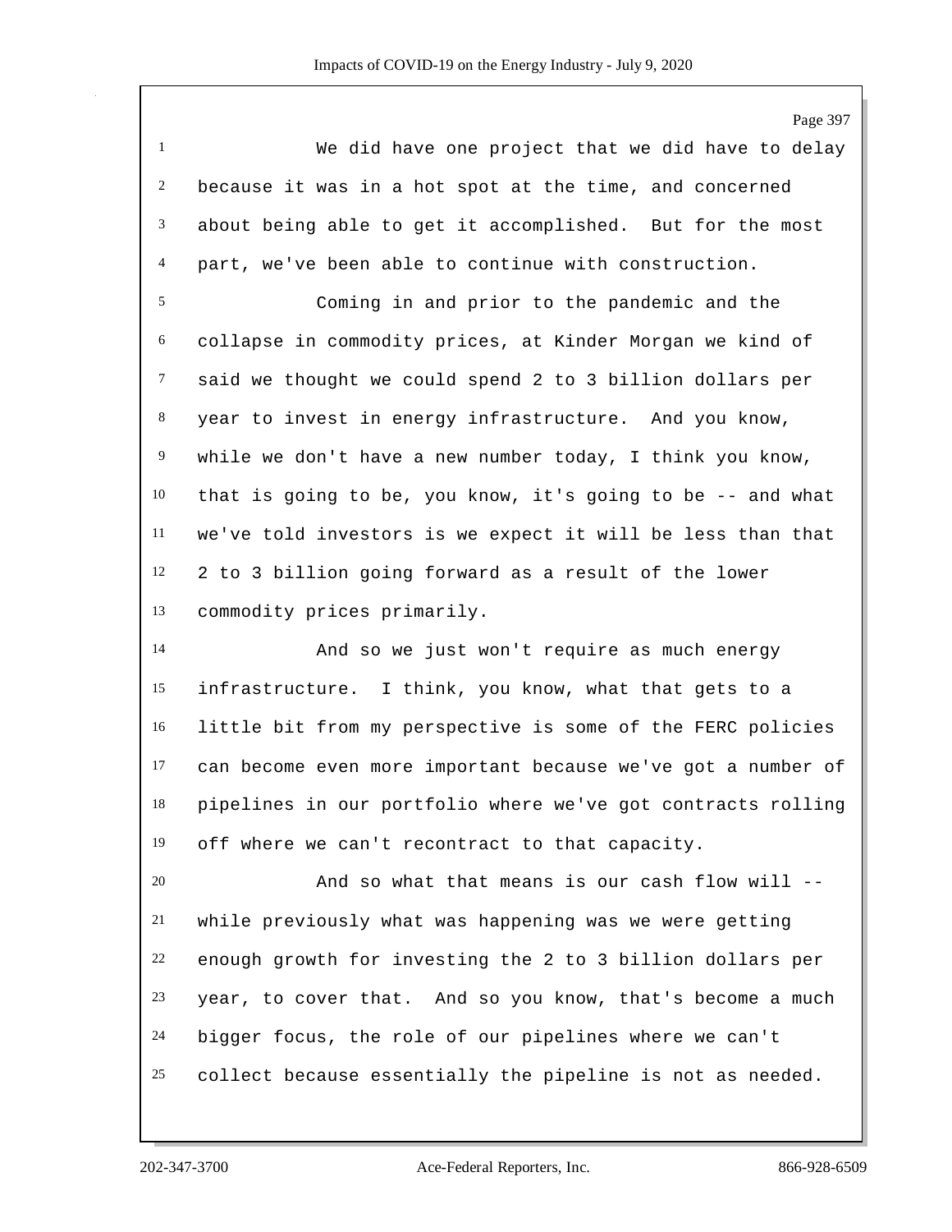We did have one project that we did have to delay because it was in a hot spot at the time, and concerned about being able to get it accomplished. But for the most part, we've been able to continue with construction.

Coming in and prior to the pandemic and the collapse in commodity prices, at Kinder Morgan we kind of said we thought we could spend 2 to 3 billion dollars per year to invest in energy infrastructure. And you know, while we don't have a new number today, I think you know, that is going to be, you know, it's going to be -- and what we've told investors is we expect it will be less than that 2 to 3 billion going forward as a result of the lower commodity prices primarily.

And so we just won't require as much energy infrastructure. I think, you know, what that gets to a little bit from my perspective is some of the FERC policies can become even more important because we've got a number of pipelines in our portfolio where we've got contracts rolling off where we can't recontract to that capacity.

And so what that means is our cash flow will -- while previously what was happening was we were getting enough growth for investing the 2 to 3 billion dollars per year, to cover that. And so you know, that's become a much bigger focus, the role of our pipelines where we can't collect because essentially the pipeline is not as needed.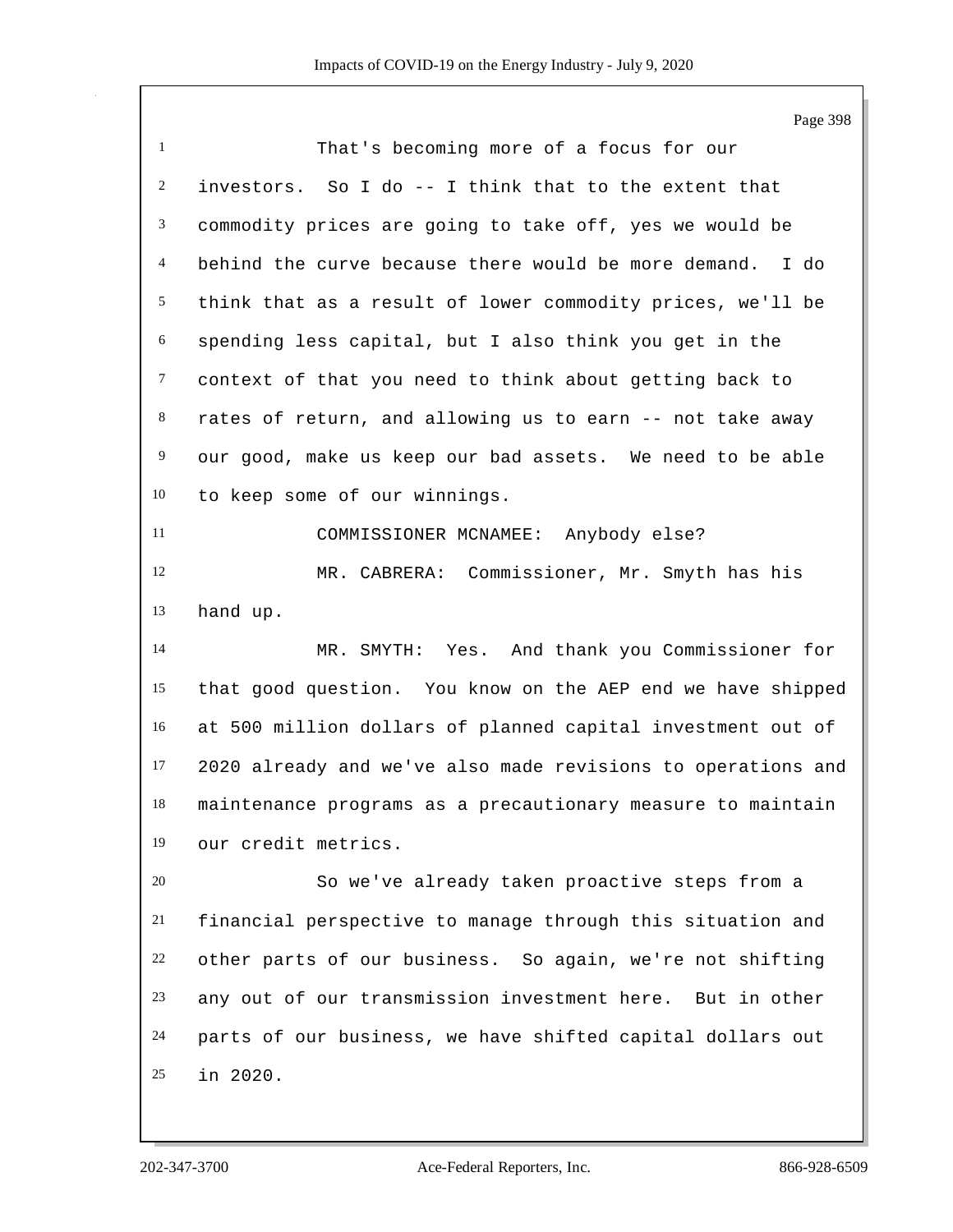That's becoming more of a focus for our investors. So I do -- I think that to the extent that commodity prices are going to take off, yes we would be behind the curve because there would be more demand. I do think that as a result of lower commodity prices, we'll be spending less capital, but I also think you get in the context of that you need to think about getting back to rates of return, and allowing us to earn -- not take away our good, make us keep our bad assets. We need to be able to keep some of our winnings.

COMMISSIONER MCNAMEE: Anybody else?

MR. CABRERA: Commissioner, Mr. Smyth has his hand up.

MR. SMYTH: Yes. And thank you Commissioner for that good question. You know on the AEP end we have shipped at 500 million dollars of planned capital investment out of 2020 already and we've also made revisions to operations and maintenance programs as a precautionary measure to maintain our credit metrics.

So we've already taken proactive steps from a financial perspective to manage through this situation and other parts of our business. So again, we're not shifting any out of our transmission investment here. But in other parts of our business, we have shifted capital dollars out in 2020.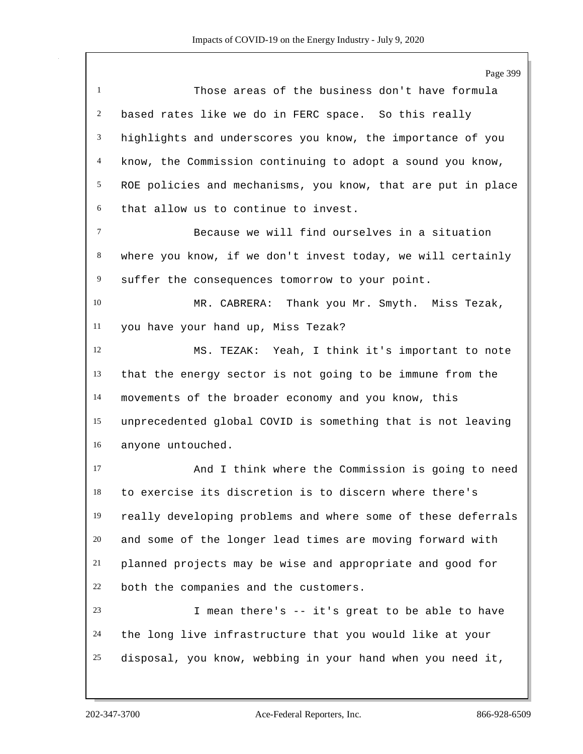Those areas of the business don't have formula based rates like we do in FERC space. So this really highlights and underscores you know, the importance of you know, the Commission continuing to adopt a sound you know, ROE policies and mechanisms, you know, that are put in place that allow us to continue to invest.

Because we will find ourselves in a situation where you know, if we don't invest today, we will certainly suffer the consequences tomorrow to your point.

MR. CABRERA: Thank you Mr. Smyth. Miss Tezak, you have your hand up, Miss Tezak?

MS. TEZAK: Yeah, I think it's important to note that the energy sector is not going to be immune from the movements of the broader economy and you know, this unprecedented global COVID is something that is not leaving anyone untouched.

And I think where the Commission is going to need to exercise its discretion is to discern where there's really developing problems and where some of these deferrals and some of the longer lead times are moving forward with planned projects may be wise and appropriate and good for both the companies and the customers.

I mean there's -- it's great to be able to have the long live infrastructure that you would like at your disposal, you know, webbing in your hand when you need it,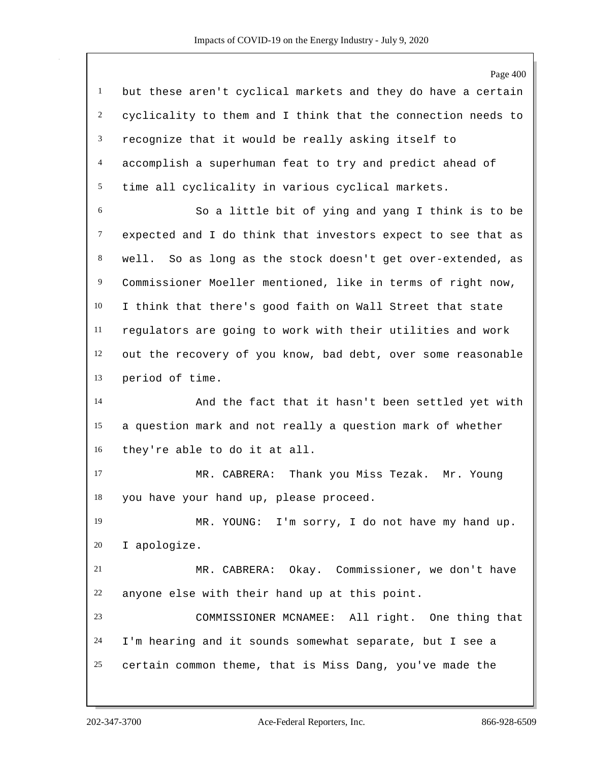but these aren't cyclical markets and they do have a certain cyclicality to them and I think that the connection needs to recognize that it would be really asking itself to accomplish a superhuman feat to try and predict ahead of time all cyclicality in various cyclical markets.

So a little bit of ying and yang I think is to be expected and I do think that investors expect to see that as well. So as long as the stock doesn't get over-extended, as Commissioner Moeller mentioned, like in terms of right now, I think that there's good faith on Wall Street that state regulators are going to work with their utilities and work out the recovery of you know, bad debt, over some reasonable period of time.

And the fact that it hasn't been settled yet with a question mark and not really a question mark of whether they're able to do it at all.

MR. CABRERA: Thank you Miss Tezak. Mr. Young you have your hand up, please proceed.

MR. YOUNG: I'm sorry, I do not have my hand up. I apologize.

MR. CABRERA: Okay. Commissioner, we don't have anyone else with their hand up at this point.

COMMISSIONER MCNAMEE: All right. One thing that I'm hearing and it sounds somewhat separate, but I see a certain common theme, that is Miss Dang, you've made the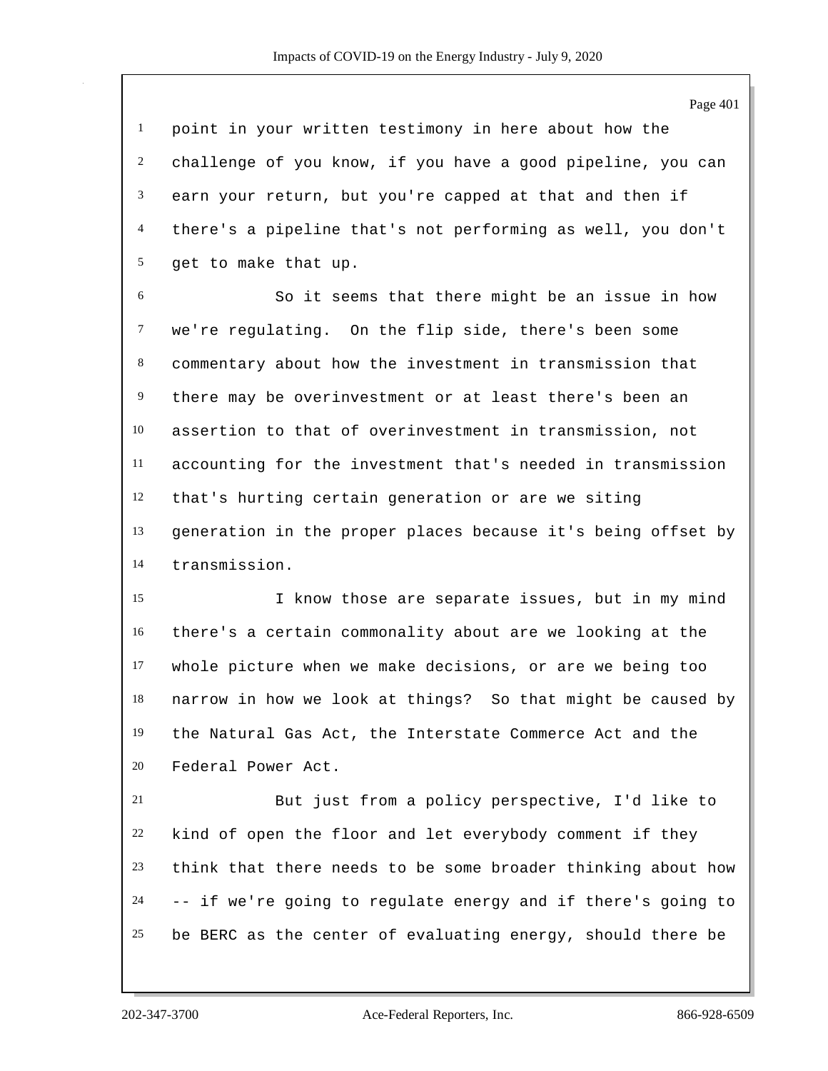point in your written testimony in here about how the challenge of you know, if you have a good pipeline, you can earn your return, but you're capped at that and then if there's a pipeline that's not performing as well, you don't get to make that up.

So it seems that there might be an issue in how we're regulating. On the flip side, there's been some commentary about how the investment in transmission that there may be overinvestment or at least there's been an assertion to that of overinvestment in transmission, not accounting for the investment that's needed in transmission that's hurting certain generation or are we siting generation in the proper places because it's being offset by transmission.

I know those are separate issues, but in my mind there's a certain commonality about are we looking at the whole picture when we make decisions, or are we being too narrow in how we look at things? So that might be caused by the Natural Gas Act, the Interstate Commerce Act and the Federal Power Act.

But just from a policy perspective, I'd like to kind of open the floor and let everybody comment if they think that there needs to be some broader thinking about how -- if we're going to regulate energy and if there's going to be BERC as the center of evaluating energy, should there be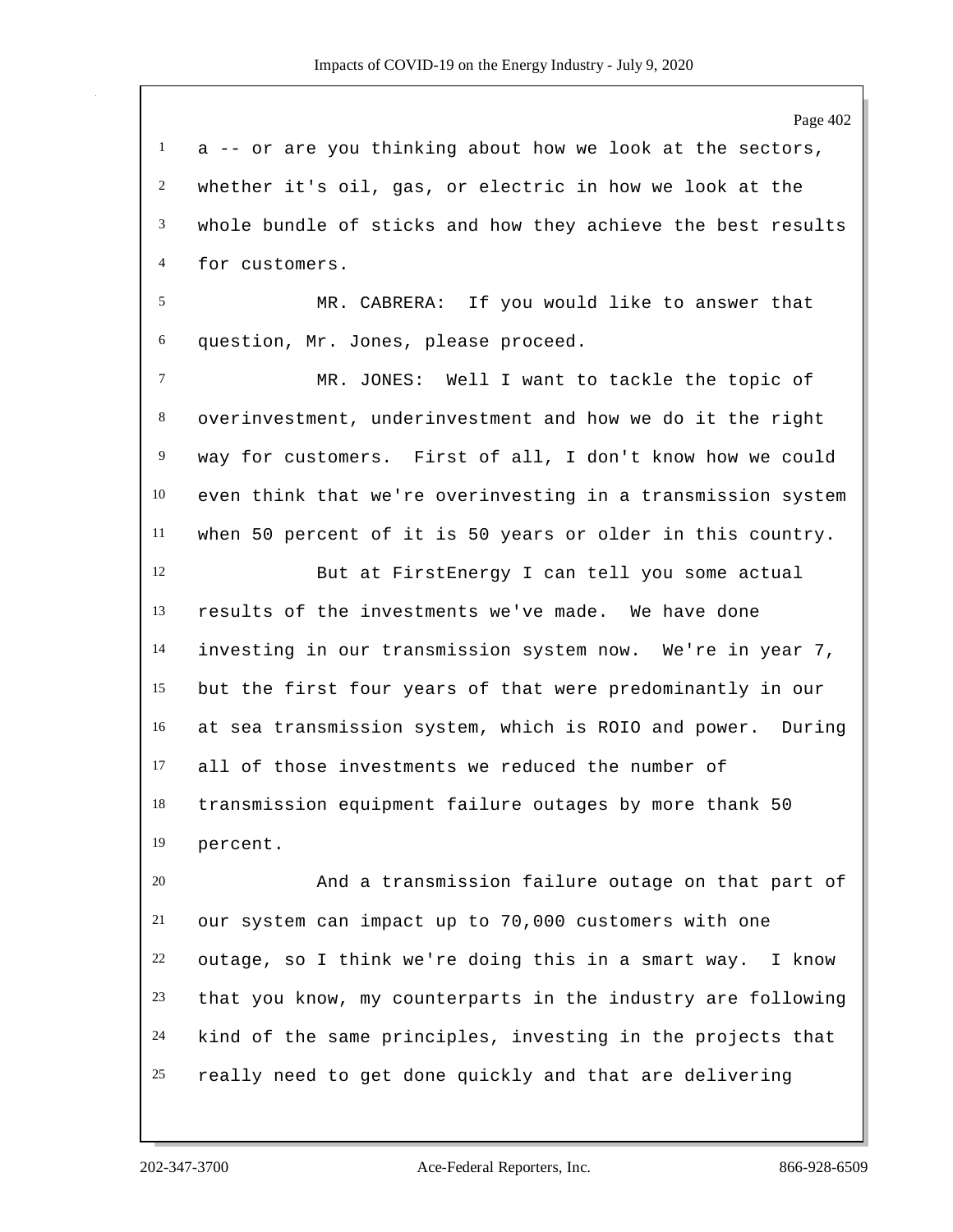a -- or are you thinking about how we look at the sectors, whether it's oil, gas, or electric in how we look at the whole bundle of sticks and how they achieve the best results for customers.

MR. CABRERA: If you would like to answer that question, Mr. Jones, please proceed.

MR. JONES: Well I want to tackle the topic of overinvestment, underinvestment and how we do it the right way for customers. First of all, I don't know how we could even think that we're overinvesting in a transmission system when 50 percent of it is 50 years or older in this country.

But at FirstEnergy I can tell you some actual results of the investments we've made. We have done investing in our transmission system now. We're in year 7, but the first four years of that were predominantly in our at sea transmission system, which is ROIO and power. During all of those investments we reduced the number of transmission equipment failure outages by more thank 50 percent.

And a transmission failure outage on that part of our system can impact up to 70,000 customers with one outage, so I think we're doing this in a smart way. I know that you know, my counterparts in the industry are following kind of the same principles, investing in the projects that really need to get done quickly and that are delivering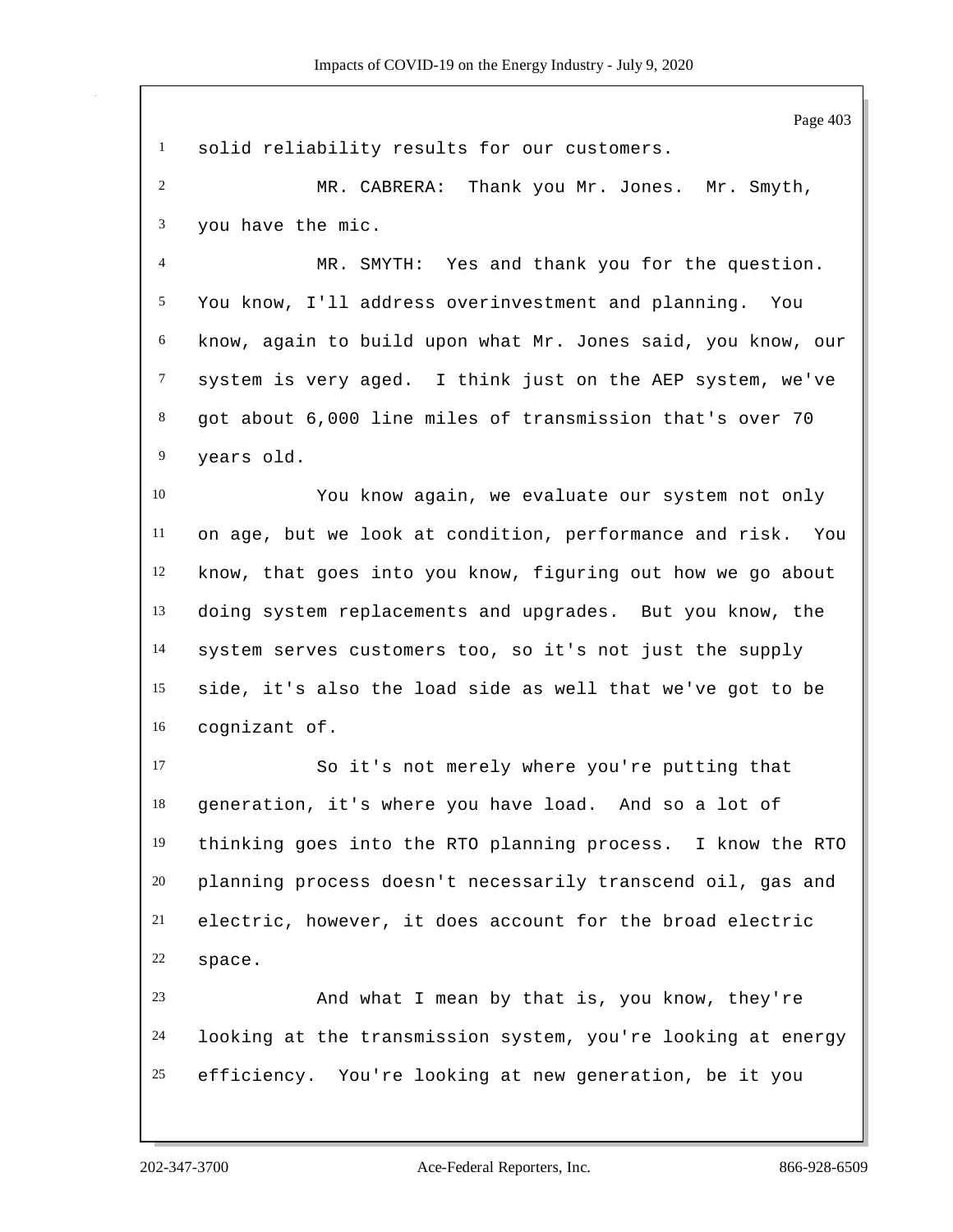solid reliability results for our customers.

MR. CABRERA: Thank you Mr. Jones. Mr. Smyth, you have the mic.

MR. SMYTH: Yes and thank you for the question. You know, I'll address overinvestment and planning. You know, again to build upon what Mr. Jones said, you know, our system is very aged. I think just on the AEP system, we've got about 6,000 line miles of transmission that's over 70 years old.

You know again, we evaluate our system not only on age, but we look at condition, performance and risk. You know, that goes into you know, figuring out how we go about doing system replacements and upgrades. But you know, the system serves customers too, so it's not just the supply side, it's also the load side as well that we've got to be cognizant of.

So it's not merely where you're putting that generation, it's where you have load. And so a lot of thinking goes into the RTO planning process. I know the RTO planning process doesn't necessarily transcend oil, gas and electric, however, it does account for the broad electric space.

And what I mean by that is, you know, they're looking at the transmission system, you're looking at energy efficiency. You're looking at new generation, be it you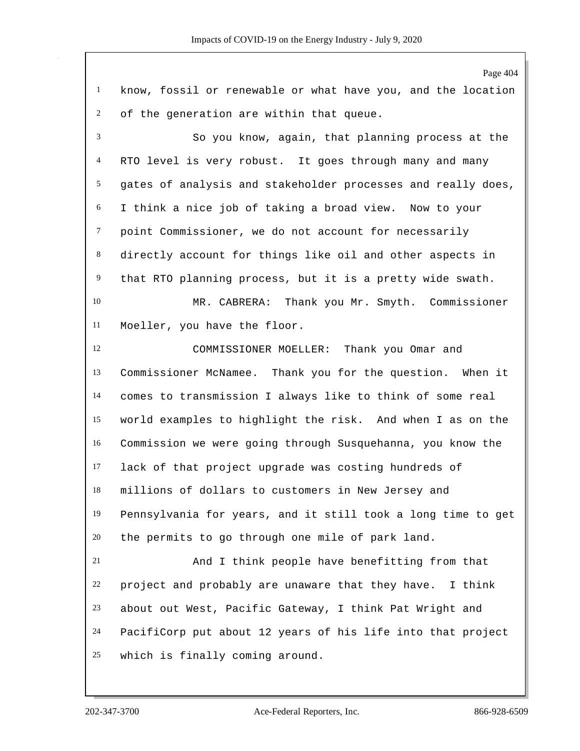know, fossil or renewable or what have you, and the location of the generation are within that queue.

So you know, again, that planning process at the RTO level is very robust. It goes through many and many gates of analysis and stakeholder processes and really does, I think a nice job of taking a broad view. Now to your point Commissioner, we do not account for necessarily directly account for things like oil and other aspects in that RTO planning process, but it is a pretty wide swath.

MR. CABRERA: Thank you Mr. Smyth. Commissioner Moeller, you have the floor.

COMMISSIONER MOELLER: Thank you Omar and Commissioner McNamee. Thank you for the question. When it comes to transmission I always like to think of some real world examples to highlight the risk. And when I as on the Commission we were going through Susquehanna, you know the lack of that project upgrade was costing hundreds of millions of dollars to customers in New Jersey and Pennsylvania for years, and it still took a long time to get the permits to go through one mile of park land.

And I think people have benefitting from that project and probably are unaware that they have. I think about out West, Pacific Gateway, I think Pat Wright and PacifiCorp put about 12 years of his life into that project which is finally coming around.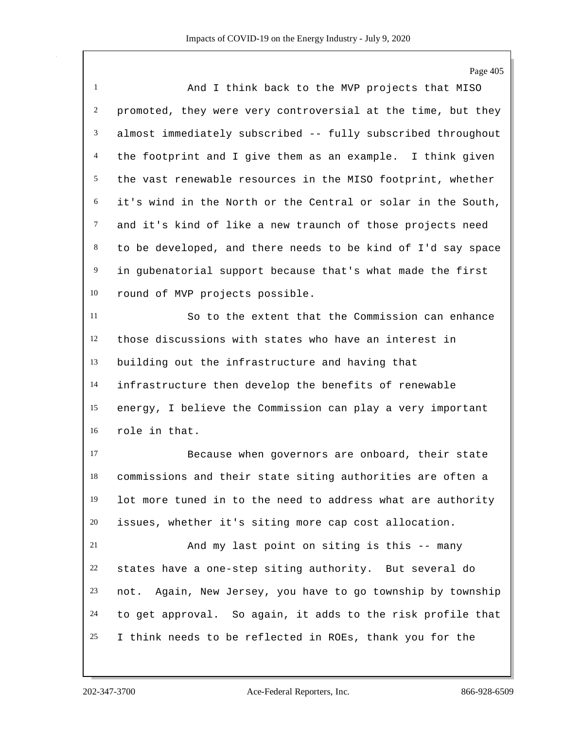And I think back to the MVP projects that MISO promoted, they were very controversial at the time, but they almost immediately subscribed -- fully subscribed throughout the footprint and I give them as an example. I think given the vast renewable resources in the MISO footprint, whether it's wind in the North or the Central or solar in the South, and it's kind of like a new traunch of those projects need to be developed, and there needs to be kind of I'd say space in gubenatorial support because that's what made the first round of MVP projects possible.

So to the extent that the Commission can enhance those discussions with states who have an interest in building out the infrastructure and having that infrastructure then develop the benefits of renewable energy, I believe the Commission can play a very important role in that.

Because when governors are onboard, their state commissions and their state siting authorities are often a lot more tuned in to the need to address what are authority issues, whether it's siting more cap cost allocation.

And my last point on siting is this -- many states have a one-step siting authority. But several do not. Again, New Jersey, you have to go township by township to get approval. So again, it adds to the risk profile that I think needs to be reflected in ROEs, thank you for the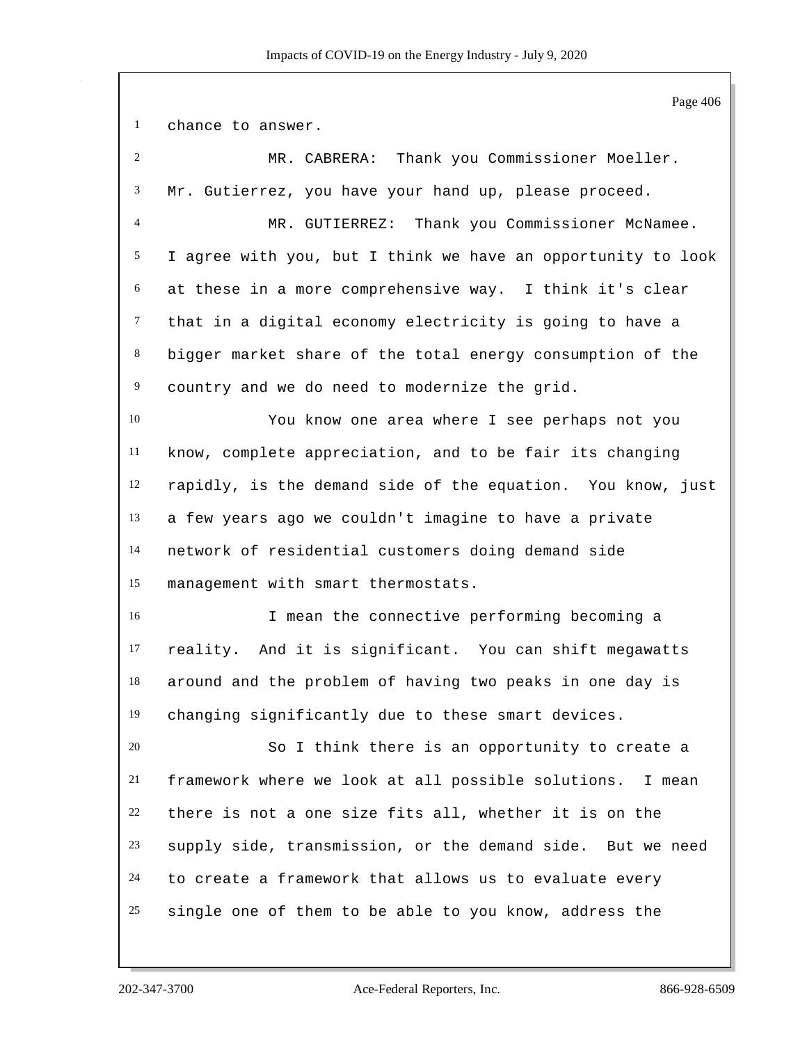chance to answer.

MR. CABRERA: Thank you Commissioner Moeller. Mr. Gutierrez, you have your hand up, please proceed.

MR. GUTIERREZ: Thank you Commissioner McNamee. I agree with you, but I think we have an opportunity to look at these in a more comprehensive way. I think it's clear that in a digital economy electricity is going to have a bigger market share of the total energy consumption of the country and we do need to modernize the grid.

You know one area where I see perhaps not you know, complete appreciation, and to be fair its changing rapidly, is the demand side of the equation. You know, just a few years ago we couldn't imagine to have a private network of residential customers doing demand side management with smart thermostats.

I mean the connective performing becoming a reality. And it is significant. You can shift megawatts around and the problem of having two peaks in one day is changing significantly due to these smart devices.

So I think there is an opportunity to create a framework where we look at all possible solutions. I mean there is not a one size fits all, whether it is on the supply side, transmission, or the demand side. But we need to create a framework that allows us to evaluate every single one of them to be able to you know, address the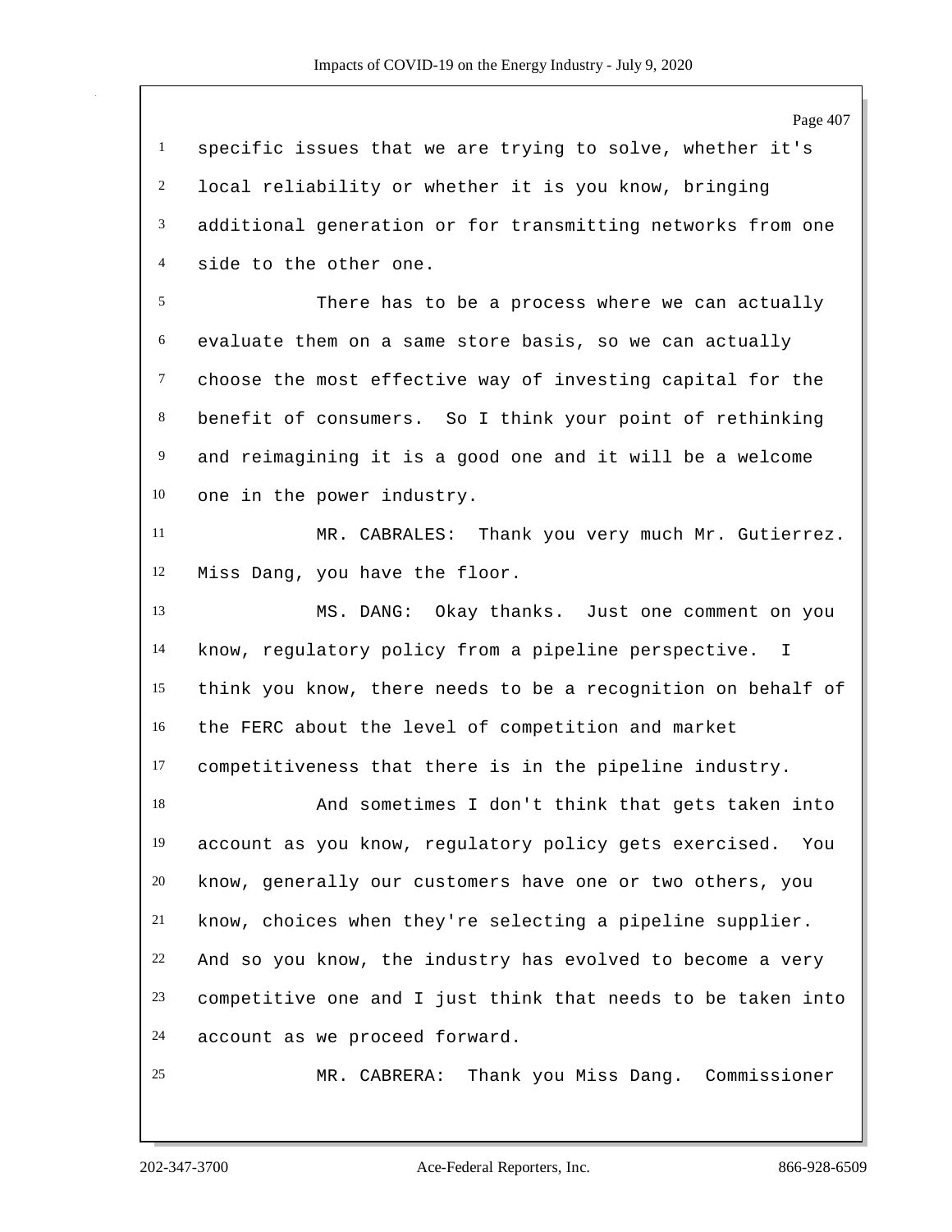specific issues that we are trying to solve, whether it's local reliability or whether it is you know, bringing additional generation or for transmitting networks from one side to the other one.

There has to be a process where we can actually evaluate them on a same store basis, so we can actually choose the most effective way of investing capital for the benefit of consumers. So I think your point of rethinking and reimagining it is a good one and it will be a welcome one in the power industry.

MR. CABRALES: Thank you very much Mr. Gutierrez. Miss Dang, you have the floor.

MS. DANG: Okay thanks. Just one comment on you know, regulatory policy from a pipeline perspective. I think you know, there needs to be a recognition on behalf of the FERC about the level of competition and market competitiveness that there is in the pipeline industry.

And sometimes I don't think that gets taken into account as you know, regulatory policy gets exercised. You know, generally our customers have one or two others, you know, choices when they're selecting a pipeline supplier. And so you know, the industry has evolved to become a very competitive one and I just think that needs to be taken into account as we proceed forward.

MR. CABRERA: Thank you Miss Dang. Commissioner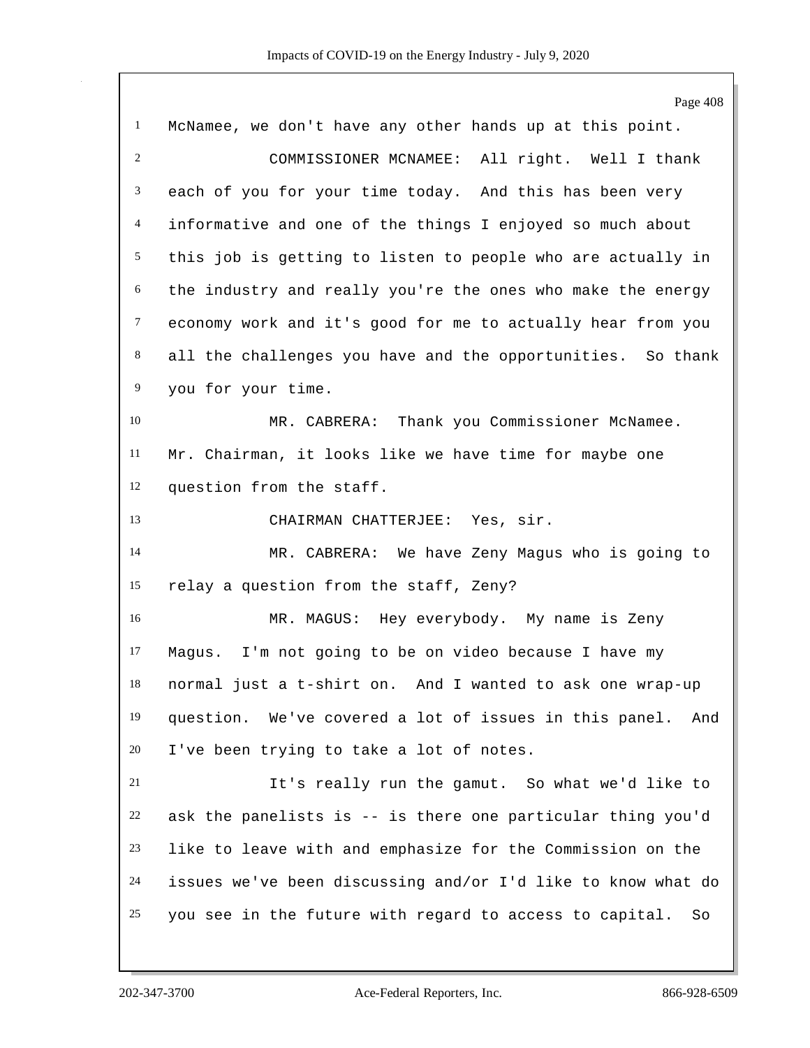McNamee, we don't have any other hands up at this point.

COMMISSIONER MCNAMEE: All right. Well I thank each of you for your time today. And this has been very informative and one of the things I enjoyed so much about this job is getting to listen to people who are actually in the industry and really you're the ones who make the energy economy work and it's good for me to actually hear from you all the challenges you have and the opportunities. So thank you for your time.

MR. CABRERA: Thank you Commissioner McNamee. Mr. Chairman, it looks like we have time for maybe one question from the staff.

CHAIRMAN CHATTERJEE: Yes, sir.

MR. CABRERA: We have Zeny Magus who is going to relay a question from the staff, Zeny?

MR. MAGUS: Hey everybody. My name is Zeny Magus. I'm not going to be on video because I have my normal just a t-shirt on. And I wanted to ask one wrap-up question. We've covered a lot of issues in this panel. And I've been trying to take a lot of notes.

It's really run the gamut. So what we'd like to ask the panelists is -- is there one particular thing you'd like to leave with and emphasize for the Commission on the issues we've been discussing and/or I'd like to know what do you see in the future with regard to access to capital. So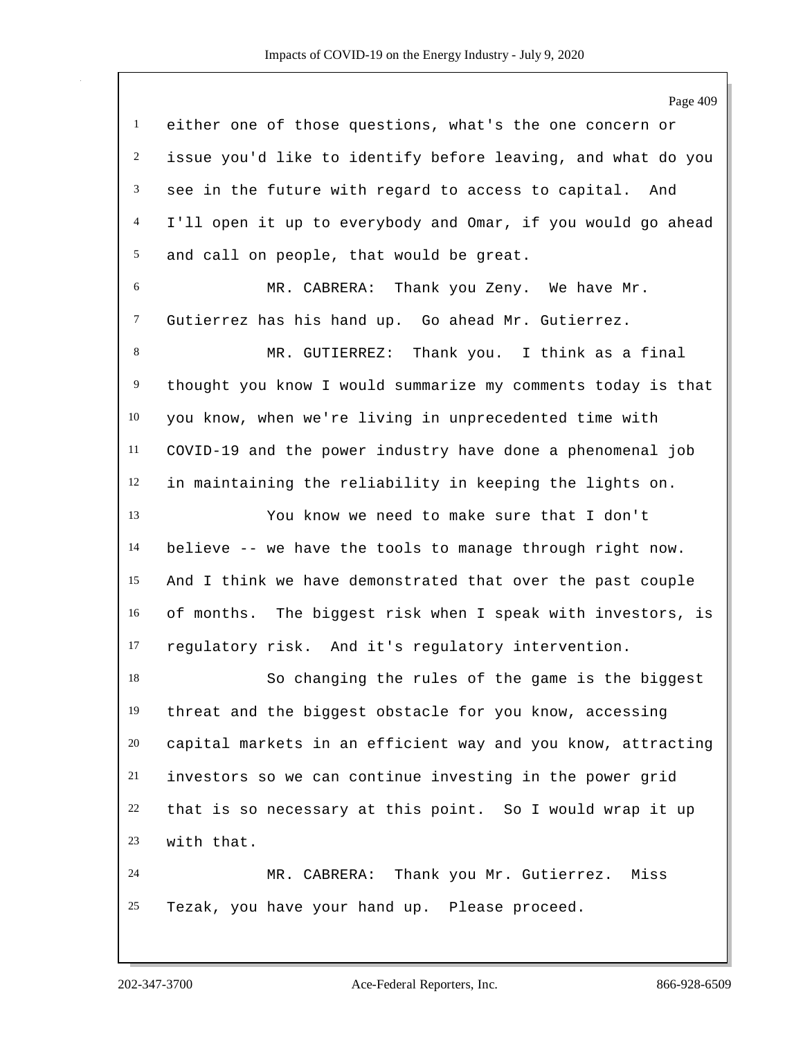either one of those questions, what's the one concern or issue you'd like to identify before leaving, and what do you see in the future with regard to access to capital. And I'll open it up to everybody and Omar, if you would go ahead and call on people, that would be great.

MR. CABRERA: Thank you Zeny. We have Mr. Gutierrez has his hand up. Go ahead Mr. Gutierrez.

MR. GUTIERREZ: Thank you. I think as a final thought you know I would summarize my comments today is that you know, when we're living in unprecedented time with COVID-19 and the power industry have done a phenomenal job in maintaining the reliability in keeping the lights on.

You know we need to make sure that I don't believe -- we have the tools to manage through right now. And I think we have demonstrated that over the past couple of months. The biggest risk when I speak with investors, is regulatory risk. And it's regulatory intervention.

So changing the rules of the game is the biggest threat and the biggest obstacle for you know, accessing capital markets in an efficient way and you know, attracting investors so we can continue investing in the power grid that is so necessary at this point. So I would wrap it up with that.

MR. CABRERA: Thank you Mr. Gutierrez. Miss Tezak, you have your hand up. Please proceed.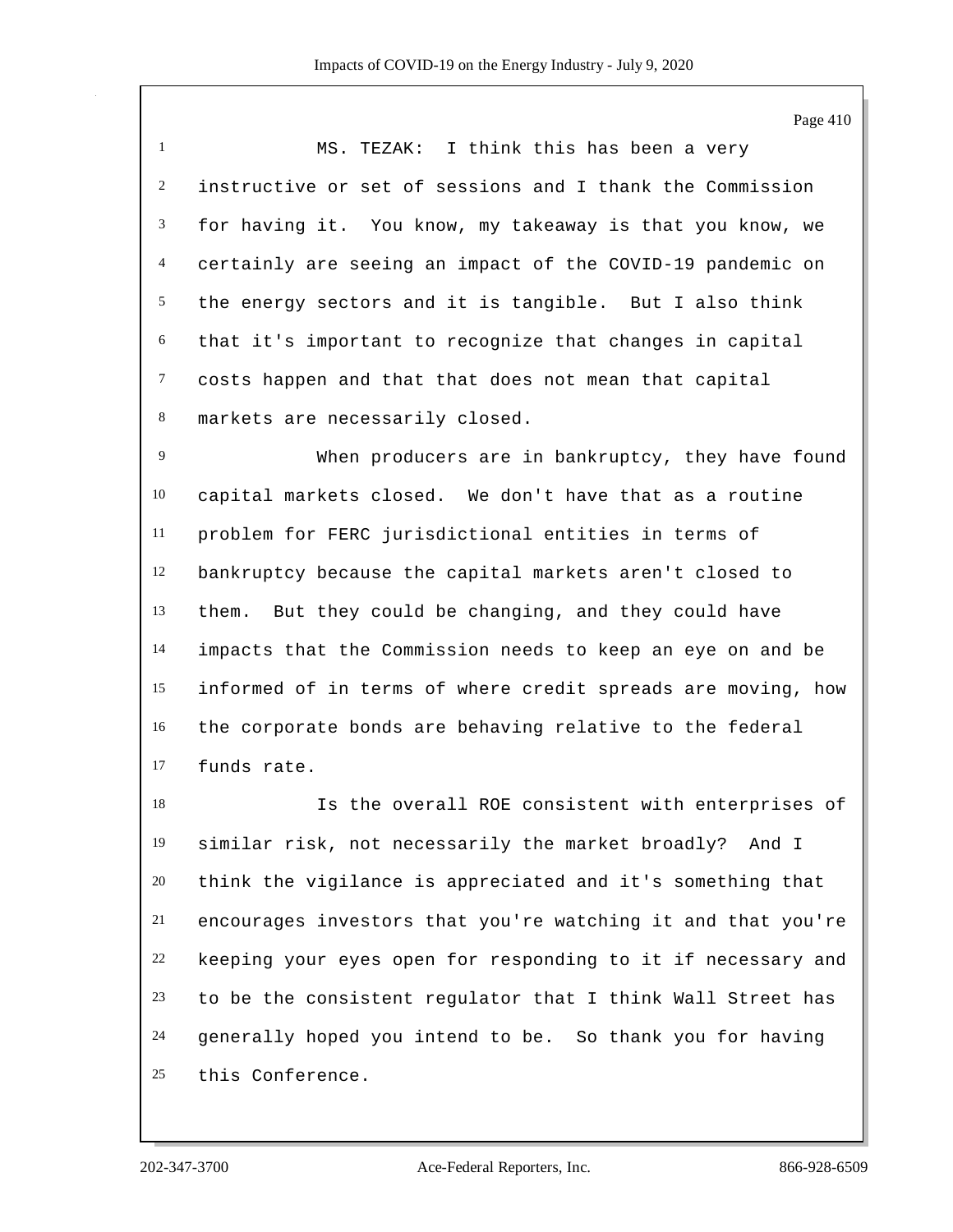MS. TEZAK: I think this has been a very instructive or set of sessions and I thank the Commission for having it. You know, my takeaway is that you know, we certainly are seeing an impact of the COVID-19 pandemic on the energy sectors and it is tangible. But I also think that it's important to recognize that changes in capital costs happen and that that does not mean that capital markets are necessarily closed.

When producers are in bankruptcy, they have found capital markets closed. We don't have that as a routine problem for FERC jurisdictional entities in terms of bankruptcy because the capital markets aren't closed to them. But they could be changing, and they could have impacts that the Commission needs to keep an eye on and be informed of in terms of where credit spreads are moving, how the corporate bonds are behaving relative to the federal funds rate.

Is the overall ROE consistent with enterprises of similar risk, not necessarily the market broadly? And I think the vigilance is appreciated and it's something that encourages investors that you're watching it and that you're keeping your eyes open for responding to it if necessary and to be the consistent regulator that I think Wall Street has generally hoped you intend to be. So thank you for having this Conference.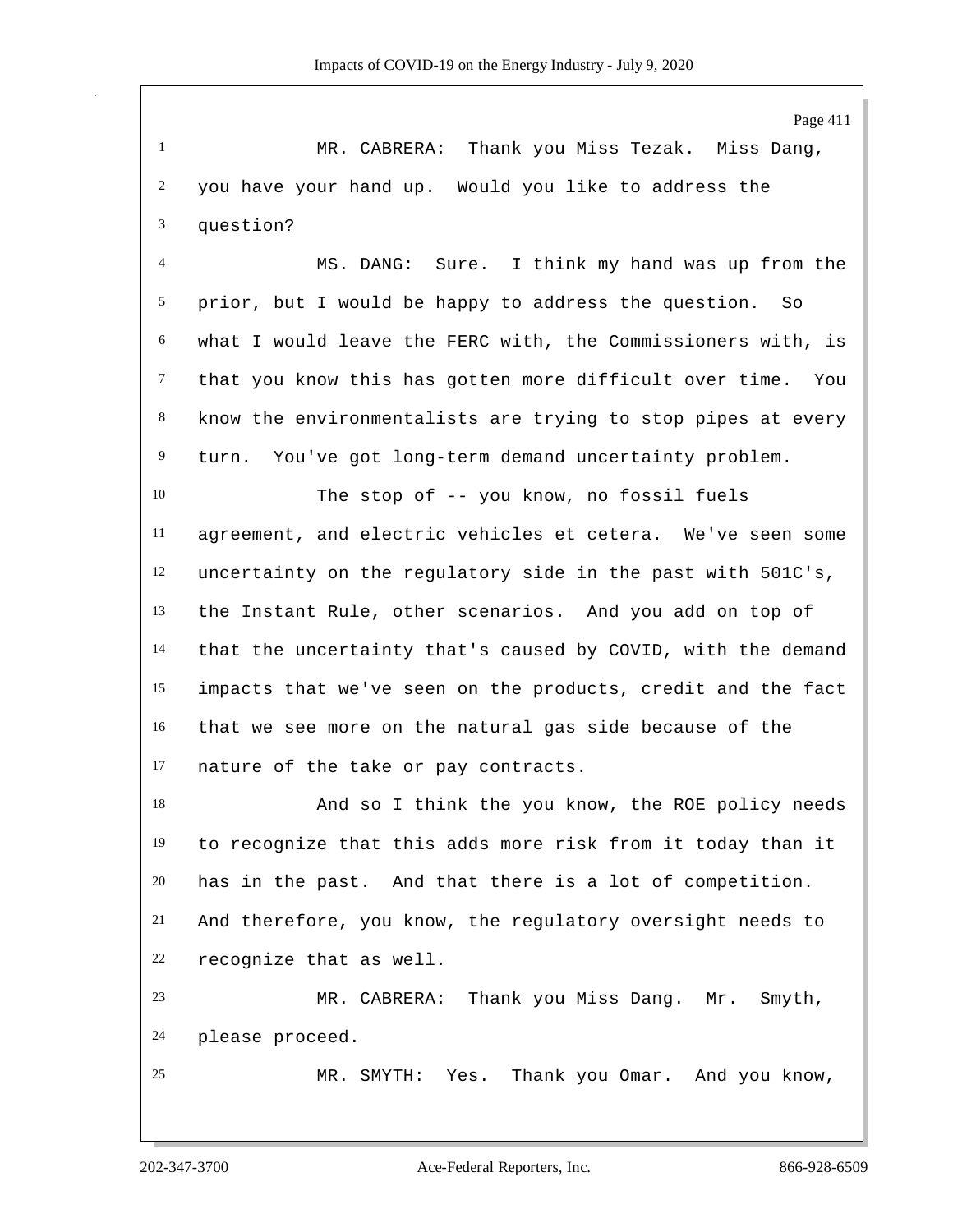MR. CABRERA: Thank you Miss Tezak. Miss Dang, you have your hand up. Would you like to address the question?

MS. DANG: Sure. I think my hand was up from the prior, but I would be happy to address the question. So what I would leave the FERC with, the Commissioners with, is that you know this has gotten more difficult over time. You know the environmentalists are trying to stop pipes at every turn. You've got long-term demand uncertainty problem.

The stop of -- you know, no fossil fuels agreement, and electric vehicles et cetera. We've seen some uncertainty on the regulatory side in the past with 501C's, the Instant Rule, other scenarios. And you add on top of that the uncertainty that's caused by COVID, with the demand impacts that we've seen on the products, credit and the fact that we see more on the natural gas side because of the nature of the take or pay contracts.

And so I think the you know, the ROE policy needs to recognize that this adds more risk from it today than it has in the past. And that there is a lot of competition. And therefore, you know, the regulatory oversight needs to recognize that as well.

MR. CABRERA: Thank you Miss Dang. Mr. Smyth, please proceed.

MR. SMYTH: Yes. Thank you Omar. And you know,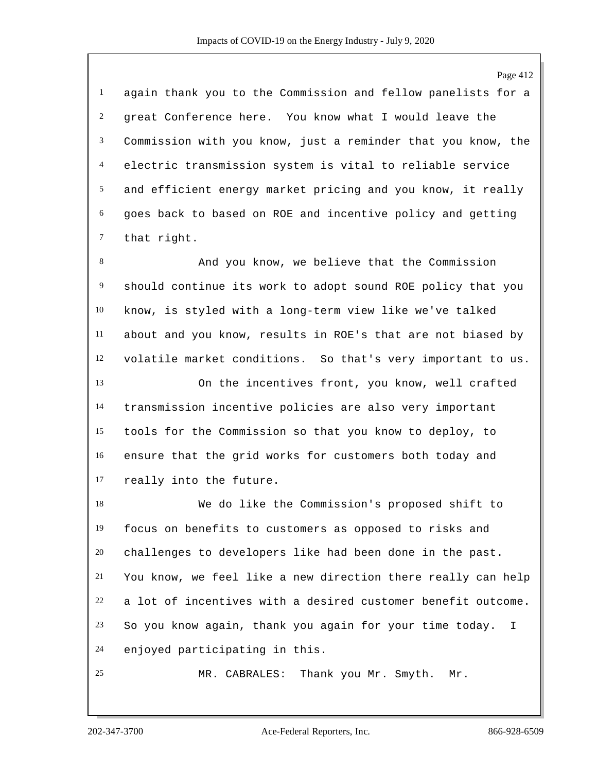again thank you to the Commission and fellow panelists for a great Conference here. You know what I would leave the Commission with you know, just a reminder that you know, the electric transmission system is vital to reliable service and efficient energy market pricing and you know, it really goes back to based on ROE and incentive policy and getting that right.

And you know, we believe that the Commission should continue its work to adopt sound ROE policy that you know, is styled with a long-term view like we've talked about and you know, results in ROE's that are not biased by volatile market conditions. So that's very important to us.

On the incentives front, you know, well crafted transmission incentive policies are also very important tools for the Commission so that you know to deploy, to ensure that the grid works for customers both today and really into the future.

We do like the Commission's proposed shift to focus on benefits to customers as opposed to risks and challenges to developers like had been done in the past. You know, we feel like a new direction there really can help a lot of incentives with a desired customer benefit outcome. So you know again, thank you again for your time today. I enjoyed participating in this.

MR. CABRALES: Thank you Mr. Smyth. Mr.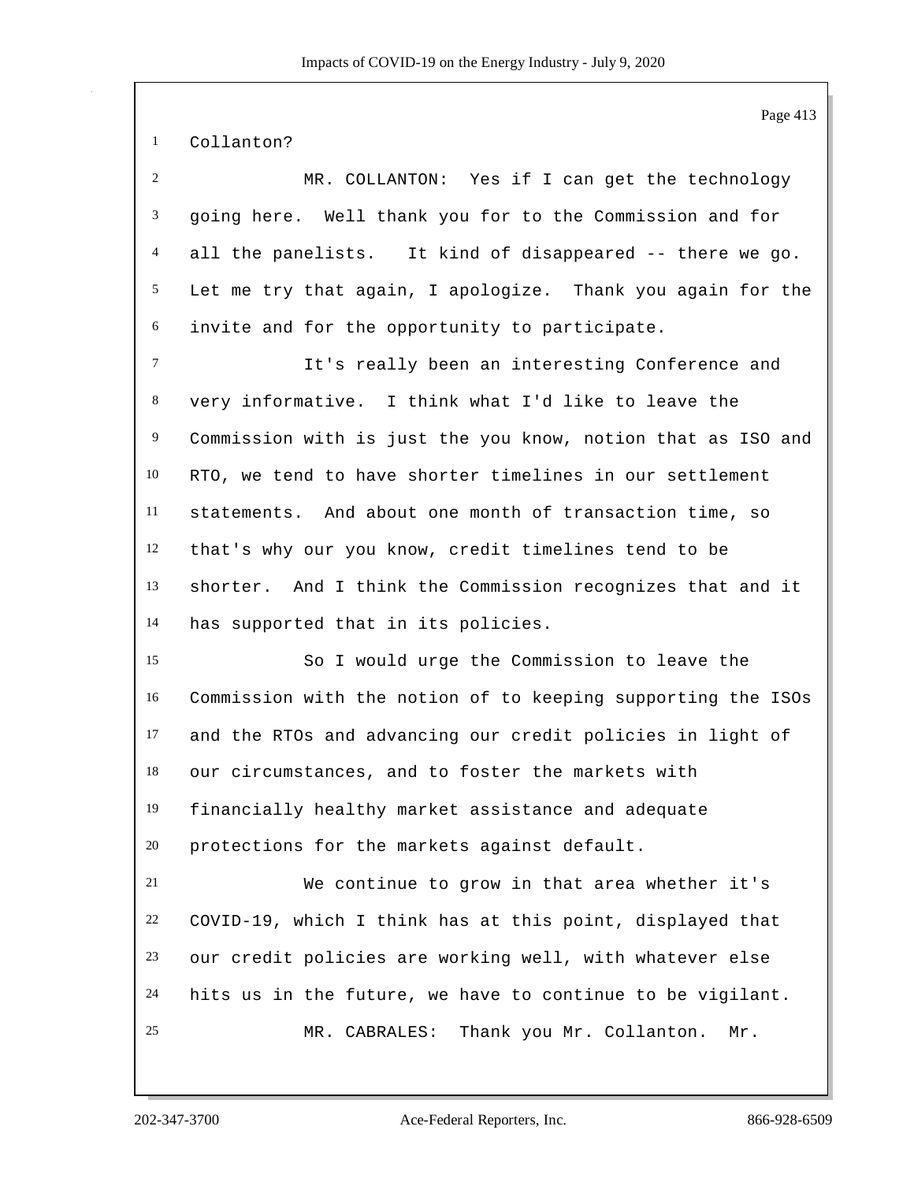Collanton?

MR. COLLANTON: Yes if I can get the technology going here. Well thank you for to the Commission and for all the panelists. It kind of disappeared -- there we go. Let me try that again, I apologize. Thank you again for the invite and for the opportunity to participate.

It's really been an interesting Conference and very informative. I think what I'd like to leave the Commission with is just the you know, notion that as ISO and RTO, we tend to have shorter timelines in our settlement statements. And about one month of transaction time, so that's why our you know, credit timelines tend to be shorter. And I think the Commission recognizes that and it has supported that in its policies.

So I would urge the Commission to leave the Commission with the notion of to keeping supporting the ISOs and the RTOs and advancing our credit policies in light of our circumstances, and to foster the markets with financially healthy market assistance and adequate protections for the markets against default.

We continue to grow in that area whether it's COVID-19, which I think has at this point, displayed that our credit policies are working well, with whatever else hits us in the future, we have to continue to be vigilant.

MR. CABRALES: Thank you Mr. Collanton. Mr.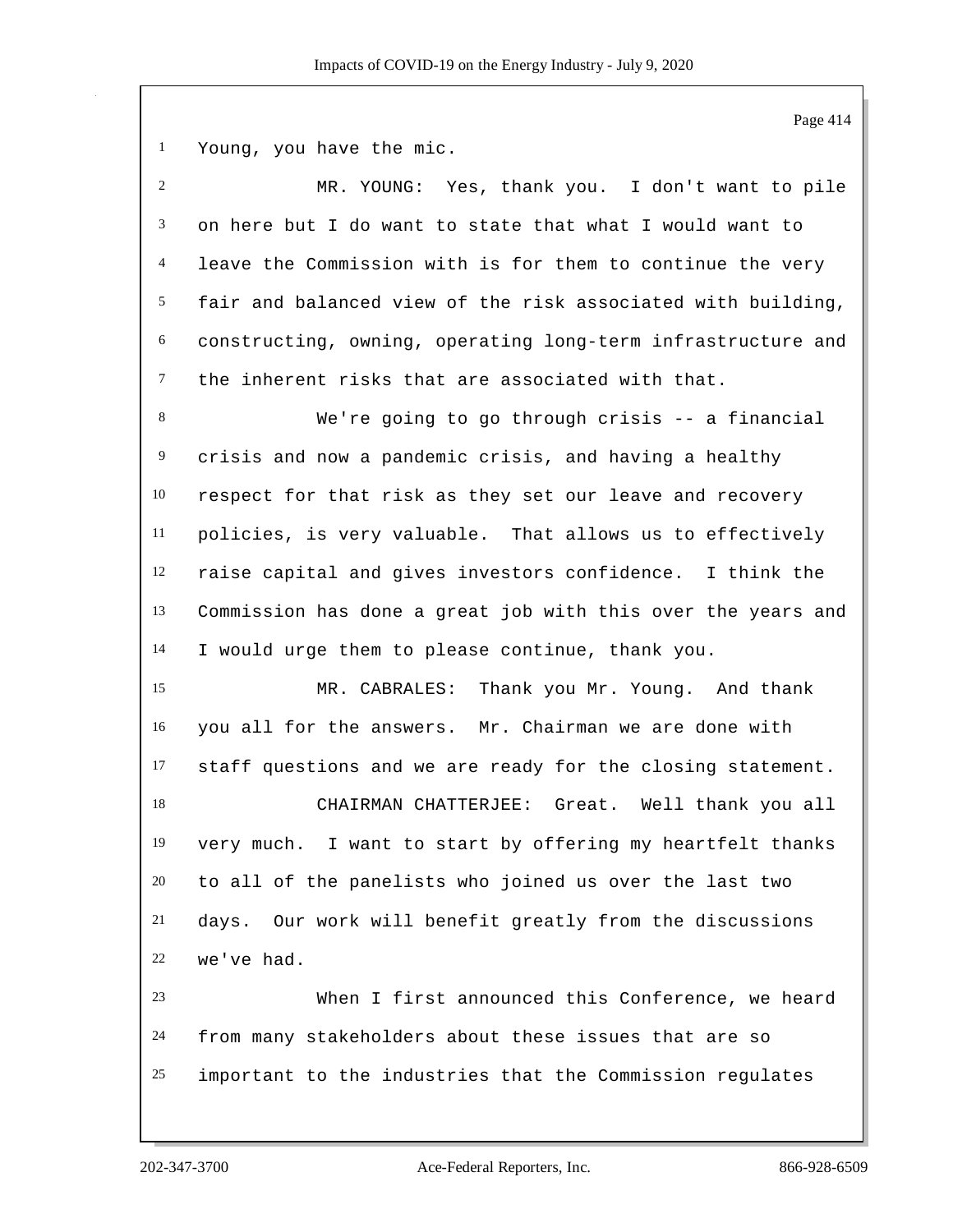Young, you have the mic.

MR. YOUNG: Yes, thank you. I don't want to pile on here but I do want to state that what I would want to leave the Commission with is for them to continue the very fair and balanced view of the risk associated with building, constructing, owning, operating long-term infrastructure and the inherent risks that are associated with that.

We're going to go through crisis -- a financial crisis and now a pandemic crisis, and having a healthy respect for that risk as they set our leave and recovery policies, is very valuable. That allows us to effectively raise capital and gives investors confidence. I think the Commission has done a great job with this over the years and I would urge them to please continue, thank you.

MR. CABRALES: Thank you Mr. Young. And thank you all for the answers. Mr. Chairman we are done with staff questions and we are ready for the closing statement.

CHAIRMAN CHATTERJEE: Great. Well thank you all very much. I want to start by offering my heartfelt thanks to all of the panelists who joined us over the last two days. Our work will benefit greatly from the discussions we've had.

When I first announced this Conference, we heard from many stakeholders about these issues that are so important to the industries that the Commission regulates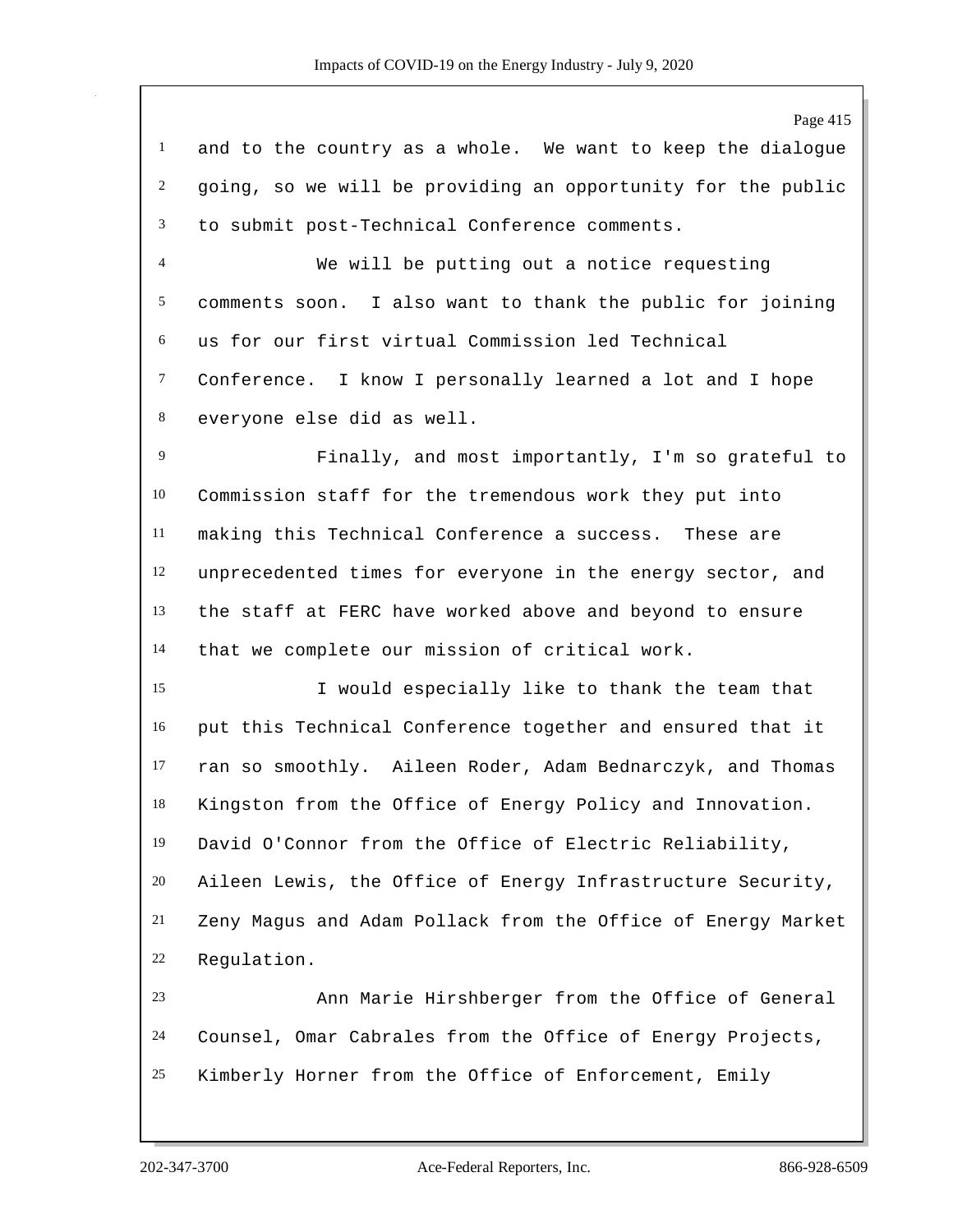and to the country as a whole. We want to keep the dialogue going, so we will be providing an opportunity for the public to submit post-Technical Conference comments.

We will be putting out a notice requesting comments soon. I also want to thank the public for joining us for our first virtual Commission led Technical Conference. I know I personally learned a lot and I hope everyone else did as well.

Finally, and most importantly, I'm so grateful to Commission staff for the tremendous work they put into making this Technical Conference a success. These are unprecedented times for everyone in the energy sector, and the staff at FERC have worked above and beyond to ensure that we complete our mission of critical work.

I would especially like to thank the team that put this Technical Conference together and ensured that it ran so smoothly. Aileen Roder, Adam Bednarczyk, and Thomas Kingston from the Office of Energy Policy and Innovation. David O'Connor from the Office of Electric Reliability, Aileen Lewis, the Office of Energy Infrastructure Security, Zeny Magus and Adam Pollack from the Office of Energy Market Regulation.

Ann Marie Hirshberger from the Office of General Counsel, Omar Cabrales from the Office of Energy Projects, Kimberly Horner from the Office of Enforcement, Emily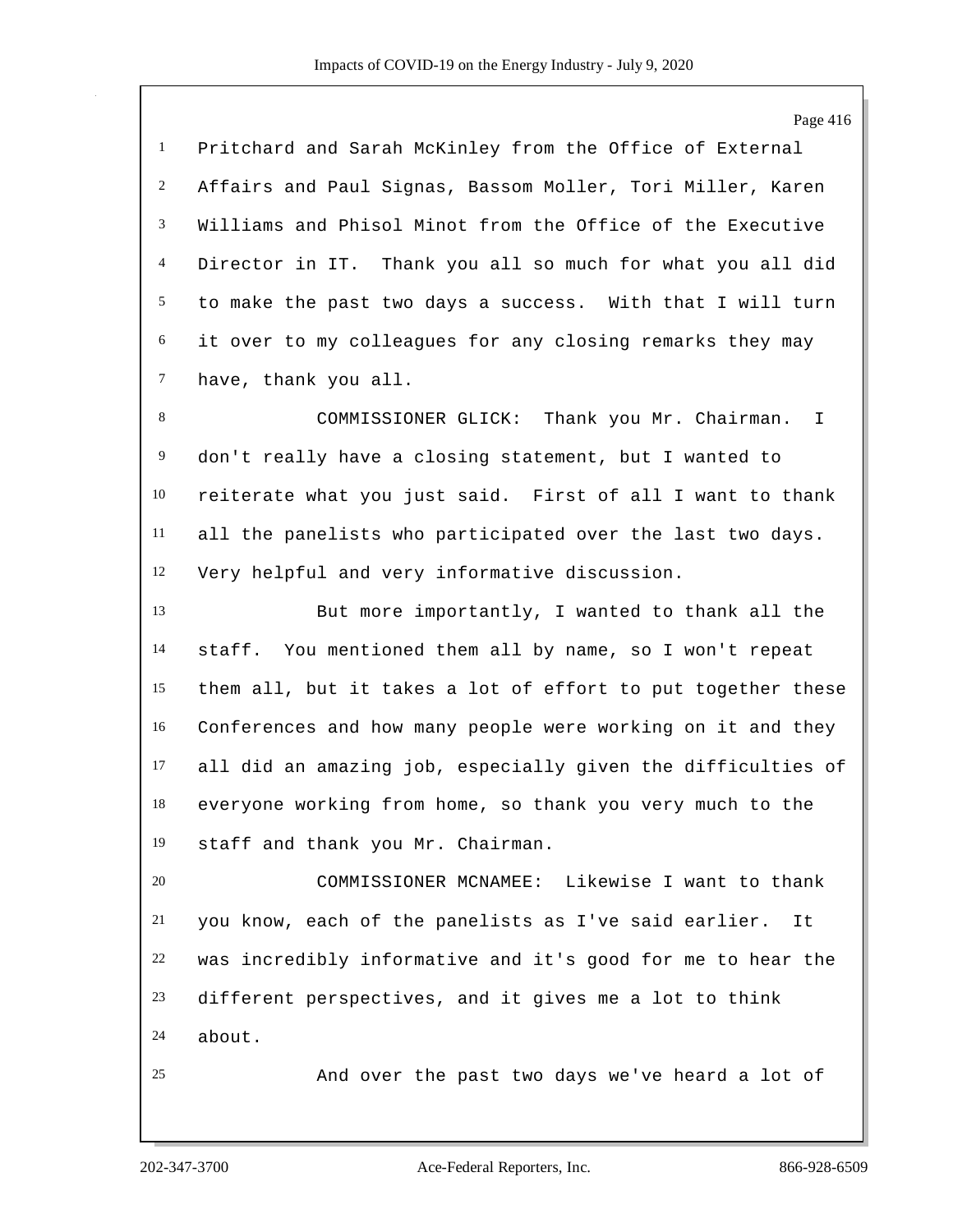Pritchard and Sarah McKinley from the Office of External Affairs and Paul Signas, Bassom Moller, Tori Miller, Karen Williams and Phisol Minot from the Office of the Executive Director in IT. Thank you all so much for what you all did to make the past two days a success. With that I will turn it over to my colleagues for any closing remarks they may have, thank you all.

COMMISSIONER GLICK: Thank you Mr. Chairman. I don't really have a closing statement, but I wanted to reiterate what you just said. First of all I want to thank all the panelists who participated over the last two days. Very helpful and very informative discussion.

But more importantly, I wanted to thank all the staff. You mentioned them all by name, so I won't repeat them all, but it takes a lot of effort to put together these Conferences and how many people were working on it and they all did an amazing job, especially given the difficulties of everyone working from home, so thank you very much to the staff and thank you Mr. Chairman.

COMMISSIONER MCNAMEE: Likewise I want to thank you know, each of the panelists as I've said earlier. It was incredibly informative and it's good for me to hear the different perspectives, and it gives me a lot to think about.

And over the past two days we've heard a lot of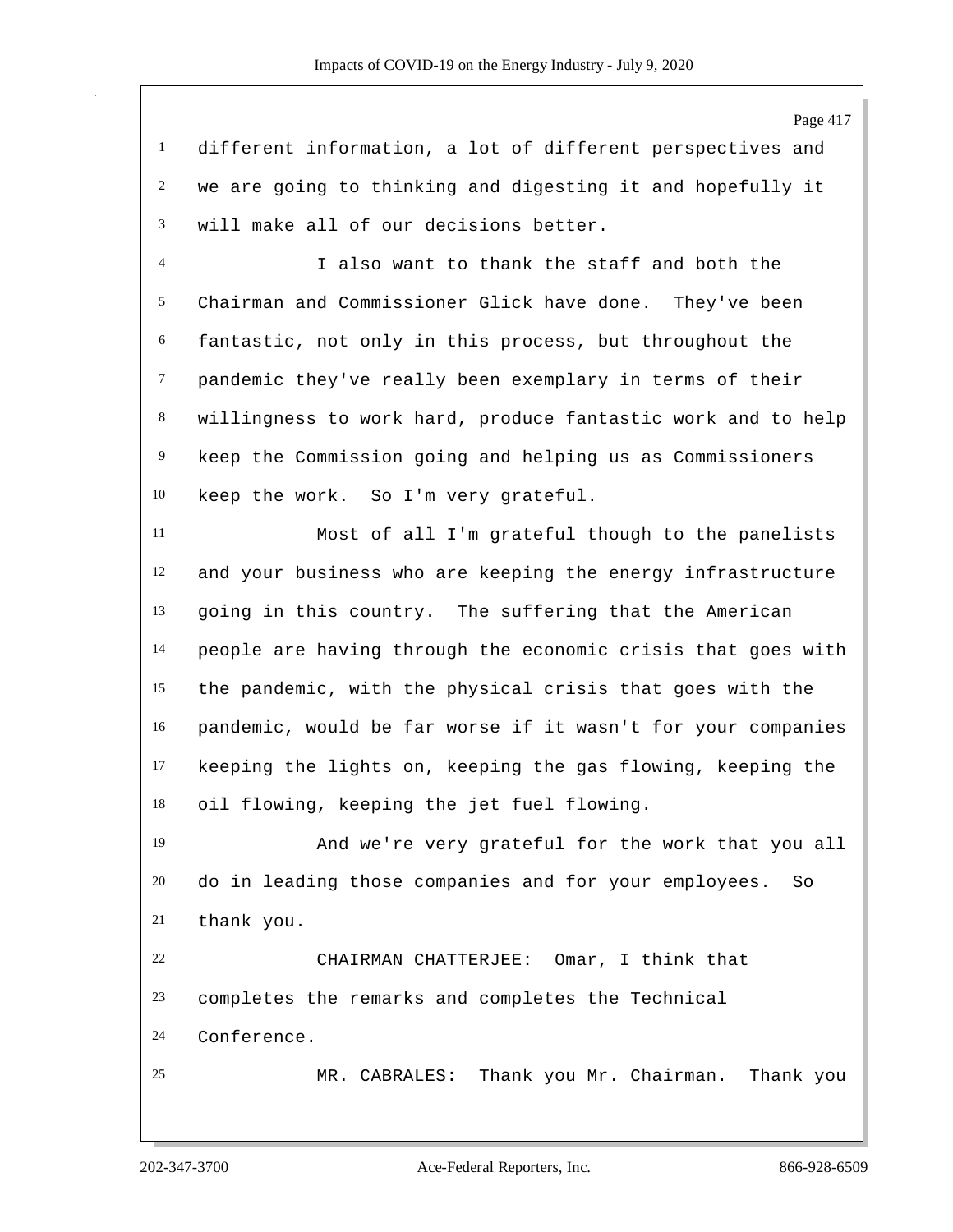different information, a lot of different perspectives and we are going to thinking and digesting it and hopefully it will make all of our decisions better.

I also want to thank the staff and both the Chairman and Commissioner Glick have done. They've been fantastic, not only in this process, but throughout the pandemic they've really been exemplary in terms of their willingness to work hard, produce fantastic work and to help keep the Commission going and helping us as Commissioners keep the work. So I'm very grateful.

Most of all I'm grateful though to the panelists and your business who are keeping the energy infrastructure going in this country. The suffering that the American people are having through the economic crisis that goes with the pandemic, with the physical crisis that goes with the pandemic, would be far worse if it wasn't for your companies keeping the lights on, keeping the gas flowing, keeping the oil flowing, keeping the jet fuel flowing.

And we're very grateful for the work that you all do in leading those companies and for your employees. So thank you.

CHAIRMAN CHATTERJEE: Omar, I think that completes the remarks and completes the Technical Conference.

MR. CABRALES: Thank you Mr. Chairman. Thank you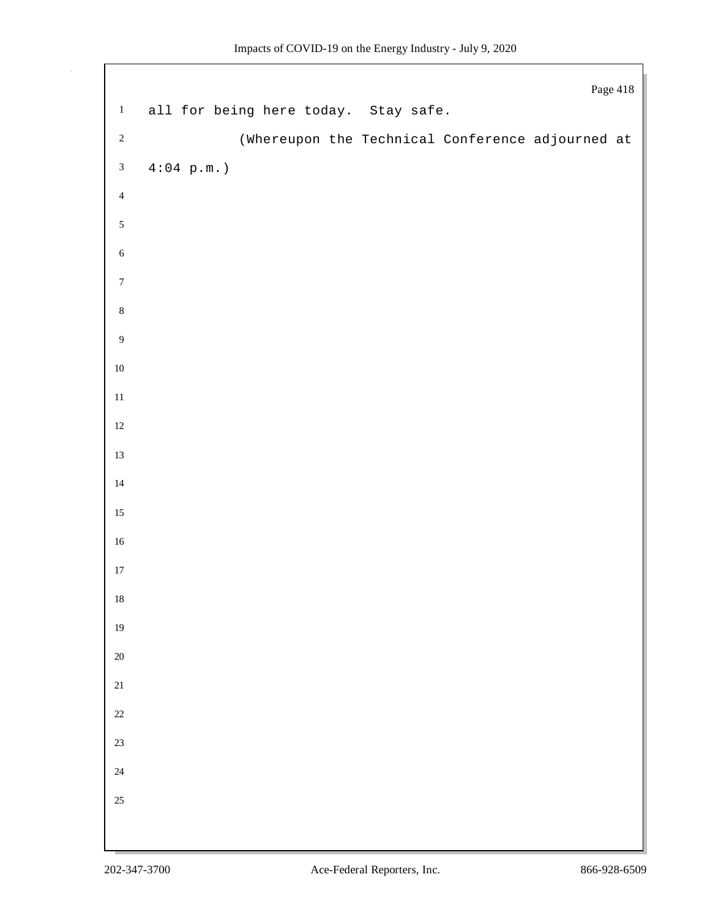all for being here today. Stay safe.

(Whereupon the Technical Conference adjourned at 4:04 p.m.)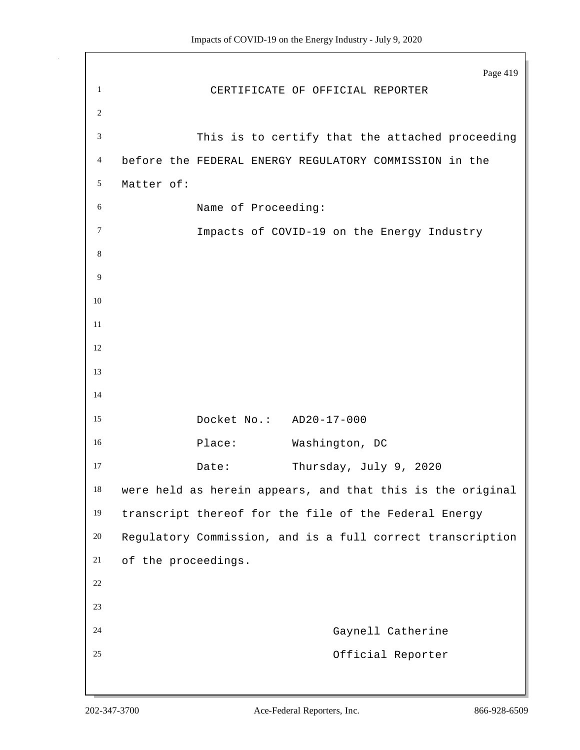# CERTIFICATE OF OFFICIAL REPORTER

This is to certify that the attached proceeding before the FEDERAL ENERGY REGULATORY COMMISSION in the Matter of:

Name of Proceeding:

Impacts of COVID-19 on the Energy Industry

Docket No.: AD20-17-000

Place: Washington, DC

Date: Thursday, July 9, 2020

were held as herein appears, and that this is the original transcript thereof for the file of the Federal Energy Regulatory Commission, and is a full correct transcription of the proceedings.

Gaynell Catherine

Official Reporter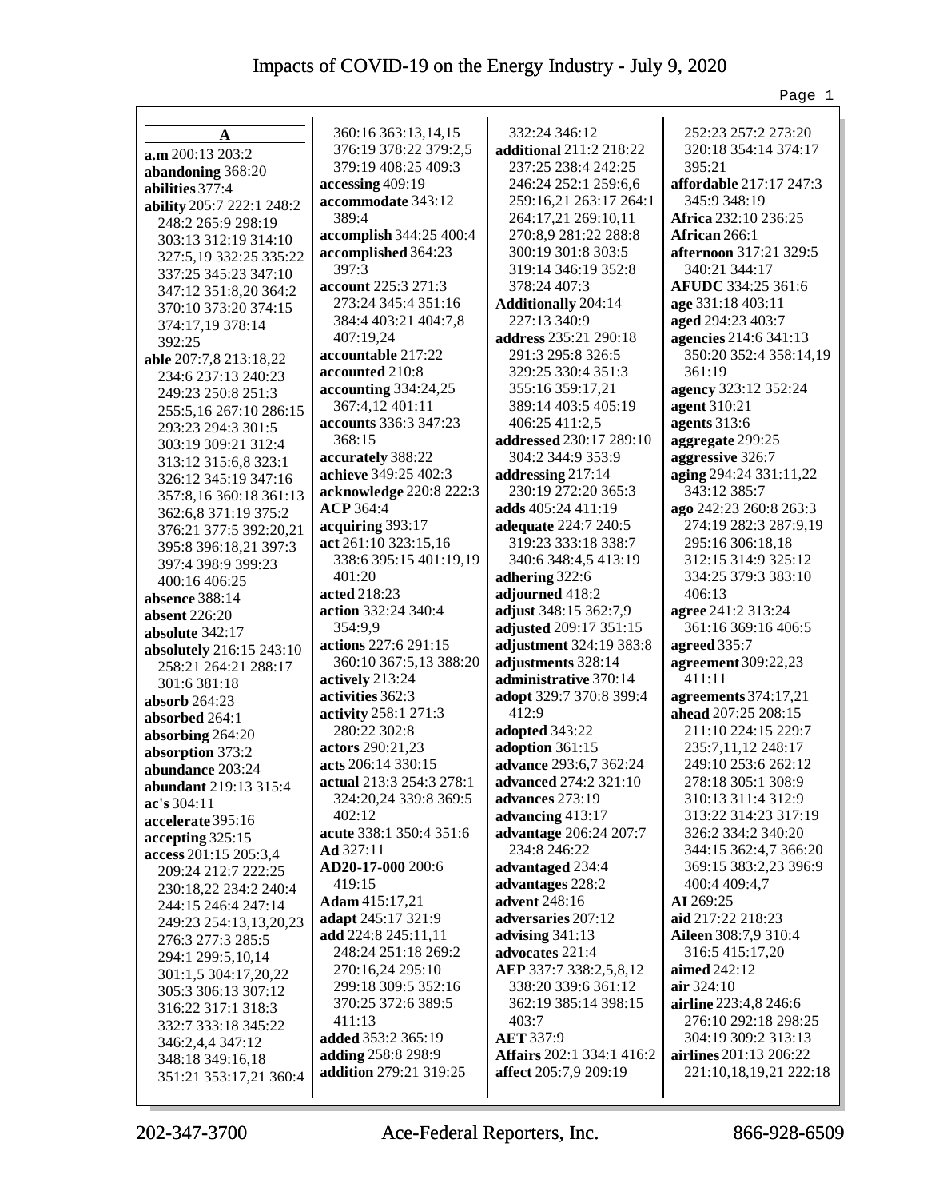## A

**a.m** 200:13 203:2
**abandoning** 368:20
**abilities** 377:4
**ability** 205:7 222:1 248:2 248:2 265:9 298:19 303:13 312:19 314:10 327:5,19 332:25 335:22 337:25 345:23 347:10 347:12 351:8,20 364:2 370:10 373:20 374:15 374:17,19 378:14 392:25
**able** 207:7,8 213:18,22 234:6 237:13 240:23 249:23 250:8 251:3 255:5,16 267:10 286:15 293:23 294:3 301:5 303:19 309:21 312:4 313:12 315:6,8 323:1 326:12 345:19 347:16 357:8,16 360:18 361:13 362:6,8 371:19 375:2 376:21 377:5 392:20,21 395:8 396:18,21 397:3 397:4 398:9 399:23 400:16 406:25
**absence** 388:14
**absent** 226:20
**absolute** 342:17
**absolutely** 216:15 243:10 258:21 264:21 288:17 301:6 381:18
**absorb** 264:23
**absorbed** 264:1
**absorbing** 264:20
**absorption** 373:2
**abundance** 203:24
**abundant** 219:13 315:4
**ac's** 304:11
**accelerate** 395:16
**accepting** 325:15
**access** 201:15 205:3,4 209:24 212:7 222:25 230:18,22 234:2 240:4 244:15 246:4 247:14 249:23 254:13,13,20,23 276:3 277:3 285:5 294:1 299:5,10,14 301:1,5 304:17,20,22 305:3 306:13 307:12 316:22 317:1 318:3 332:7 333:18 345:22 346:2,4,4 347:12 348:18 349:16,18 351:21 353:17,21 360:4 360:16 363:13,14,15 376:19 378:22 379:2,5 379:19 408:25 409:3
**accessing** 409:19
**accommodate** 343:12 389:4
**accomplish** 344:25 400:4
**accomplished** 364:23 397:3
**account** 225:3 271:3 273:24 345:4 351:16 384:4 403:21 404:7,8 407:19,24
**accountable** 217:22
**accounted** 210:8
**accounting** 334:24,25 367:4,12 401:11
**accounts** 336:3 347:23 368:15
**accurately** 388:22
**achieve** 349:25 402:3
**acknowledge** 220:8 222:3
**ACP** 364:4
**acquiring** 393:17
**act** 261:10 323:15,16 338:6 395:15 401:19,19 401:20
**acted** 218:23
**action** 332:24 340:4 354:9,9
**actions** 227:6 291:15 360:10 367:5,13 388:20
**actively** 213:24
**activities** 362:3
**activity** 258:1 271:3 280:22 302:8
**actors** 290:21,23
**acts** 206:14 330:15
**actual** 213:3 254:3 278:1 324:20,24 339:8 369:5 402:12
**acute** 338:1 350:4 351:6
**Ad** 327:11
**AD20-17-000** 200:6 419:15
**Adam** 415:17,21
**adapt** 245:17 321:9
**add** 224:8 245:11,11 248:24 251:18 269:2 270:16,24 295:10 299:18 309:5 352:16 370:25 372:6 389:5 411:13
**added** 353:2 365:19
**adding** 258:8 298:9
**addition** 279:21 319:25 332:24 346:12
**additional** 211:2 218:22 237:25 238:4 242:25 246:24 252:1 259:6,6 259:16,21 263:17 264:1 264:17,21 269:10,11 270:8,9 281:22 288:8 300:19 301:8 303:5 319:14 346:19 352:8 378:24 407:3
**Additionally** 204:14 227:13 340:9
**address** 235:21 290:18 291:3 295:8 326:5 329:25 330:4 351:3 355:16 359:17,21 389:14 403:5 405:19 406:25 411:2,5
**addressed** 230:17 289:10 304:2 344:9 353:9
**addressing** 217:14 230:19 272:20 365:3
**adds** 405:24 411:19
**adequate** 224:7 240:5 319:23 333:18 338:7 340:6 348:4,5 413:19
**adhering** 322:6
**adjourned** 418:2
**adjust** 348:15 362:7,9
**adjusted** 209:17 351:15
**adjustment** 324:19 383:8
**adjustments** 328:14
**administrative** 370:14
**adopt** 329:7 370:8 399:4 412:9
**adopted** 343:22
**adoption** 361:15
**advance** 293:6,7 362:24
**advanced** 274:2 321:10
**advances** 273:19
**advancing** 413:17
**advantage** 206:24 207:7 234:8 246:22
**advantaged** 234:4
**advantages** 228:2
**advent** 248:16
**adversaries** 207:12
**advising** 341:13
**advocates** 221:4
**AEP** 337:7 338:2,5,8,12 338:20 339:6 361:12 362:19 385:14 398:15 403:7
**AET** 337:9
**Affairs** 202:1 334:1 416:2
**affect** 205:7,9 209:19 252:23 257:2 273:20 320:18 354:14 374:17 395:21
**affordable** 217:17 247:3 345:9 348:19
**Africa** 232:10 236:25
**African** 266:1
**afternoon** 317:21 329:5 340:21 344:17
**AFUDC** 334:25 361:6
**age** 331:18 403:11
**aged** 294:23 403:7
**agencies** 214:6 341:13 350:20 352:4 358:14,19 361:19
**agency** 323:12 352:24
**agent** 310:21
**agents** 313:6
**aggregate** 299:25
**aggressive** 326:7
**aging** 294:24 331:11,22 343:12 385:7
**ago** 242:23 260:8 263:3 274:19 282:3 287:9,19 295:16 306:18,18 312:15 314:9 325:12 334:25 379:3 383:10 406:13
**agree** 241:2 313:24 361:16 369:16 406:5
**agreed** 335:7
**agreement** 309:22,23 411:11
**agreements** 374:17,21
**ahead** 207:25 208:15 211:10 224:15 229:7 235:7,11,12 248:17 249:10 253:6 262:12 278:18 305:1 308:9 310:13 311:4 312:9 313:22 314:23 317:19 326:2 334:2 340:20 344:15 362:4,7 366:20 369:15 383:2,23 396:9 400:4 409:4,7
**AI** 269:25
**aid** 217:22 218:23
**Aileen** 308:7,9 310:4 316:5 415:17,20
**aimed** 242:12
**air** 324:10
**airline** 223:4,8 246:6 276:10 292:18 298:25 304:19 309:2 313:13
**airlines** 201:13 206:22 221:10,18,19,21 222:18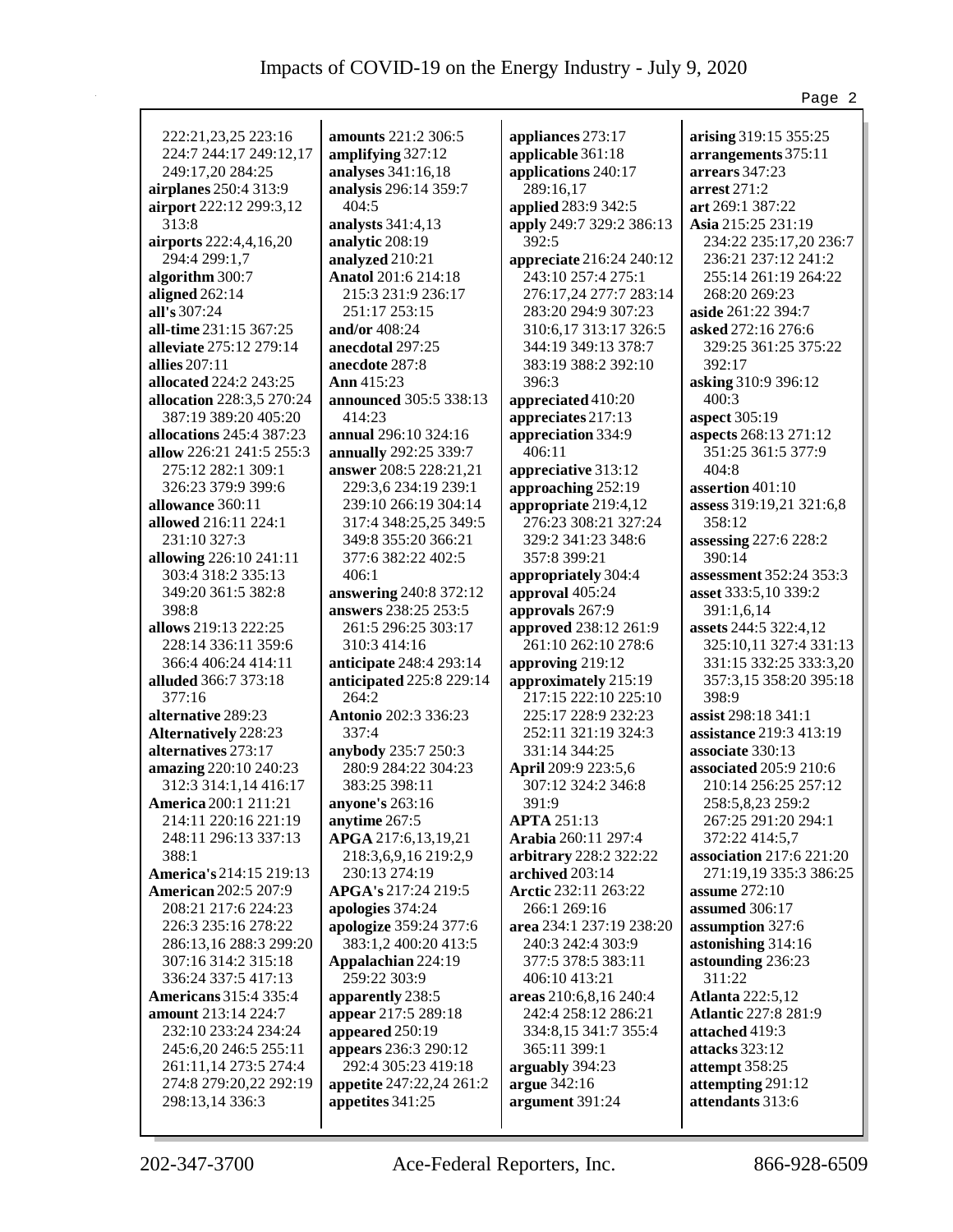222:21,23,25 223:16
224:7 244:17 249:12,17
249:17,20 284:25
**airplanes** 250:4 313:9
**airport** 222:12 299:3,12
313:8
**airports** 222:4,4,16,20
294:4 299:1,7
**algorithm** 300:7
**aligned** 262:14
**all's** 307:24
**all-time** 231:15 367:25
**alleviate** 275:12 279:14
**allies** 207:11
**allocated** 224:2 243:25
**allocation** 228:3,5 270:24
387:19 389:20 405:20
**allocations** 245:4 387:23
**allow** 226:21 241:5 255:3
275:12 282:1 309:1
326:23 379:9 399:6
**allowance** 360:11
**allowed** 216:11 224:1
231:10 327:3
**allowing** 226:10 241:11
303:4 318:2 335:13
349:20 361:5 382:8
398:8
**allows** 219:13 222:25
228:14 336:11 359:6
366:4 406:24 414:11
**alluded** 366:7 373:18
377:16
**alternative** 289:23
**Alternatively** 228:23
**alternatives** 273:17
**amazing** 220:10 240:23
312:3 314:1,14 416:17
**America** 200:1 211:21
214:11 220:16 221:19
248:11 296:13 337:13
388:1
**America's** 214:15 219:13
**American** 202:5 207:9
208:21 217:6 224:23
226:3 235:16 278:22
286:13,16 288:3 299:20
307:16 314:2 315:18
336:24 337:5 417:13
**Americans** 315:4 335:4
**amount** 213:14 224:7
232:10 233:24 234:24
245:6,20 246:5 255:11
261:11,14 273:5 274:4
274:8 279:20,22 292:19
298:13,14 336:3
**amounts** 221:2 306:5
**amplifying** 327:12
**analyses** 341:16,18
**analysis** 296:14 359:7
404:5
**analysts** 341:4,13
**analytic** 208:19
**analyzed** 210:21
**Anatol** 201:6 214:18
215:3 231:9 236:17
251:17 253:15
**and/or** 408:24
**anecdotal** 297:25
**anecdote** 287:8
**Ann** 415:23
**announced** 305:5 338:13
414:23
**annual** 296:10 324:16
**annually** 292:25 339:7
**answer** 208:5 228:21,21
229:3,6 234:19 239:1
239:10 266:19 304:14
317:4 348:25,25 349:5
349:8 355:20 366:21
377:6 382:22 402:5
406:1
**answering** 240:8 372:12
**answers** 238:25 253:5
261:5 296:25 303:17
310:3 414:16
**anticipate** 248:4 293:14
**anticipated** 225:8 229:14
264:2
**Antonio** 202:3 336:23
337:4
**anybody** 235:7 250:3
280:9 284:22 304:23
383:25 398:11
**anyone's** 263:16
**anytime** 267:5
**APGA** 217:6,13,19,21
218:3,6,9,16 219:2,9
230:13 274:19
**APGA's** 217:24 219:5
**apologies** 374:24
**apologize** 359:24 377:6
383:1,2 400:20 413:5
**Appalachian** 224:19
259:22 303:9
**apparently** 238:5
**appear** 217:5 289:18
**appeared** 250:19
**appears** 236:3 290:12
292:4 305:23 419:18
**appetite** 247:22,24 261:2
**appetites** 341:25
**appliances** 273:17
**applicable** 361:18
**applications** 240:17
289:16,17
**applied** 283:9 342:5
**apply** 249:7 329:2 386:13
392:5
**appreciate** 216:24 240:12
243:10 257:4 275:1
276:17,24 277:7 283:14
283:20 294:9 307:23
310:6,17 313:17 326:5
344:19 349:13 378:7
383:19 388:2 392:10
396:3
**appreciated** 410:20
**appreciates** 217:13
**appreciation** 334:9
406:11
**appreciative** 313:12
**approaching** 252:19
**appropriate** 219:4,12
276:23 308:21 327:24
329:2 341:23 348:6
357:8 399:21
**appropriately** 304:4
**approval** 405:24
**approvals** 267:9
**approved** 238:12 261:9
261:10 262:10 278:6
**approving** 219:12
**approximately** 215:19
217:15 222:10 225:10
225:17 228:9 232:23
252:11 321:19 324:3
331:14 344:25
**April** 209:9 223:5,6
307:12 324:2 346:8
391:9
**APTA** 251:13
**Arabia** 260:11 297:4
**arbitrary** 228:2 322:22
**archived** 203:14
**Arctic** 232:11 263:22
266:1 269:16
**area** 234:1 237:19 238:20
240:3 242:4 303:9
377:5 378:5 383:11
406:10 413:21
**areas** 210:6,8,16 240:4
242:4 258:12 286:21
334:8,15 341:7 355:4
365:11 399:1
**arguably** 394:23
**argue** 342:16
**argument** 391:24
**arising** 319:15 355:25
**arrangements** 375:11
**arrears** 347:23
**arrest** 271:2
**art** 269:1 387:22
**Asia** 215:25 231:19
234:22 235:17,20 236:7
236:21 237:12 241:2
255:14 261:19 264:22
268:20 269:23
**aside** 261:22 394:7
**asked** 272:16 276:6
329:25 361:25 375:22
392:17
**asking** 310:9 396:12
400:3
**aspect** 305:19
**aspects** 268:13 271:12
351:25 361:5 377:9
404:8
**assertion** 401:10
**assess** 319:19,21 321:6,8
358:12
**assessing** 227:6 228:2
390:14
**assessment** 352:24 353:3
**asset** 333:5,10 339:2
391:1,6,14
**assets** 244:5 322:4,12
325:10,11 327:4 331:13
331:15 332:25 333:3,20
357:3,15 358:20 395:18
398:9
**assist** 298:18 341:1
**assistance** 219:3 413:19
**associate** 330:13
**associated** 205:9 210:6
210:14 256:25 257:12
258:5,8,23 259:2
267:25 291:20 294:1
372:22 414:5,7
**association** 217:6 221:20
271:19,19 335:3 386:25
**assume** 272:10
**assumed** 306:17
**assumption** 327:6
**astonishing** 314:16
**astounding** 236:23
311:22
**Atlanta** 222:5,12
**Atlantic** 227:8 281:9
**attached** 419:3
**attacks** 323:12
**attempt** 358:25
**attempting** 291:12
**attendants** 313:6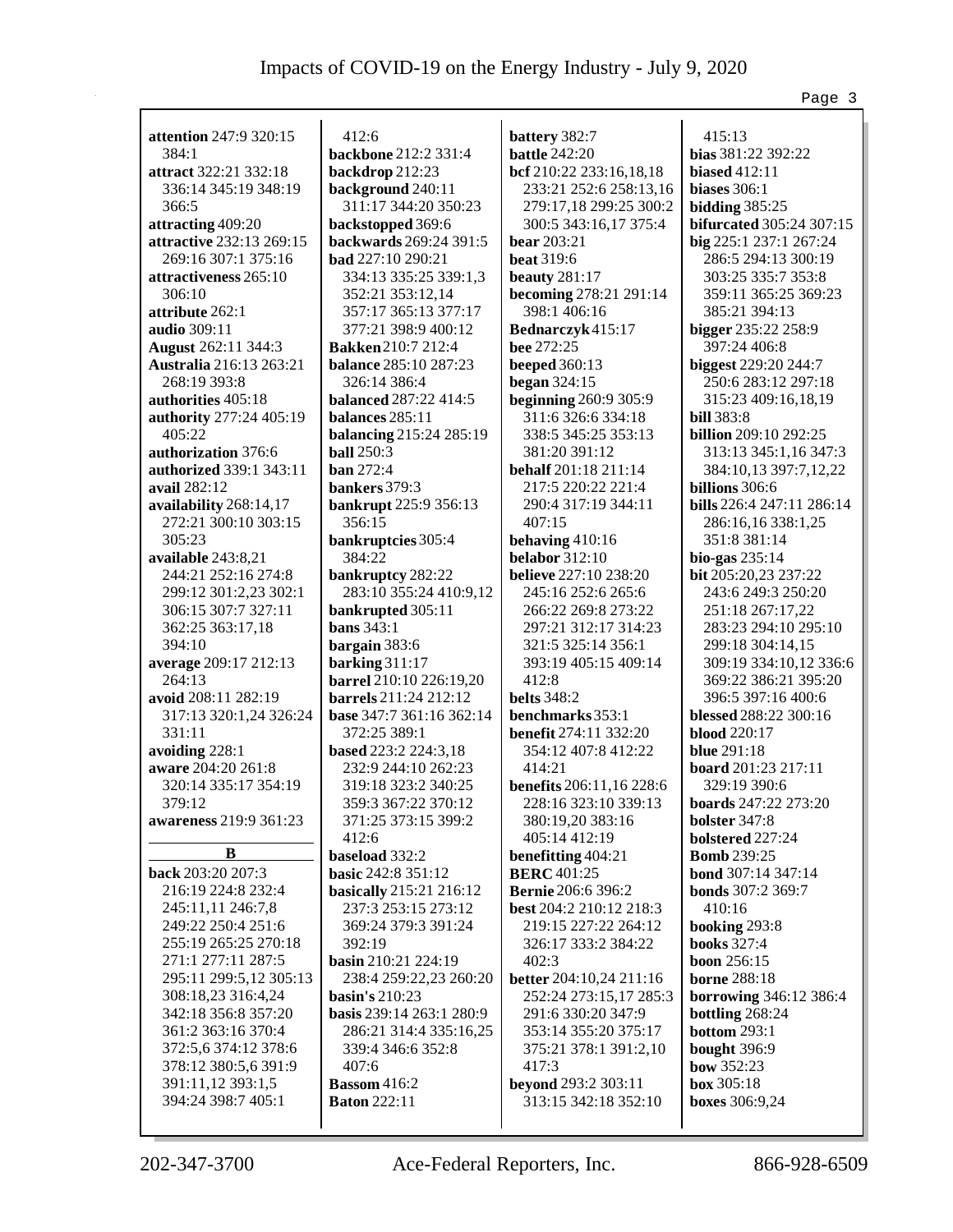**attention** 247:9 320:15 384:1
**attract** 322:21 332:18 336:14 345:19 348:19 366:5
**attracting** 409:20
**attractive** 232:13 269:15 269:16 307:1 375:16
**attractiveness** 265:10 306:10
**attribute** 262:1
**audio** 309:11
**August** 262:11 344:3
**Australia** 216:13 263:21 268:19 393:8
**authorities** 405:18
**authority** 277:24 405:19 405:22
**authorization** 376:6
**authorized** 339:1 343:11
**avail** 282:12
**availability** 268:14,17 272:21 300:10 303:15 305:23
**available** 243:8,21 244:21 252:16 274:8 299:12 301:2,23 302:1 306:15 307:7 327:11 362:25 363:17,18 394:10
**average** 209:17 212:13 264:13
**avoid** 208:11 282:19 317:13 320:1,24 326:24 331:11
**avoiding** 228:1
**aware** 204:20 261:8 320:14 335:17 354:19 379:12
**awareness** 219:9 361:23

**B**

**back** 203:20 207:3 216:19 224:8 232:4 245:11,11 246:7,8 249:22 250:4 251:6 255:19 265:25 270:18 271:1 277:11 287:5 295:11 299:5,12 305:13 308:18,23 316:4,24 342:18 356:8 357:20 361:2 363:16 370:4 372:5,6 374:12 378:6 378:12 380:5,6 391:9 391:11,12 393:1,5 394:24 398:7 405:1 412:6
**backbone** 212:2 331:4
**backdrop** 212:23
**background** 240:11 311:17 344:20 350:23
**backstopped** 369:6
**backwards** 269:24 391:5
**bad** 227:10 290:21 334:13 335:25 339:1,3 352:21 353:12,14 357:17 365:13 377:17 377:21 398:9 400:12
**Bakken** 210:7 212:4
**balance** 285:10 287:23 326:14 386:4
**balanced** 287:22 414:5
**balances** 285:11
**balancing** 215:24 285:19
**ball** 250:3
**ban** 272:4
**bankers** 379:3
**bankrupt** 225:9 356:13 356:15
**bankruptcies** 305:4 384:22
**bankruptcy** 282:22 283:10 355:24 410:9,12
**bankrupted** 305:11
**bans** 343:1
**bargain** 383:6
**barking** 311:17
**barrel** 210:10 226:19,20
**barrels** 211:24 212:12
**base** 347:7 361:16 362:14 372:25 389:1
**based** 223:2 224:3,18 232:9 244:10 262:23 319:18 323:2 340:25 359:3 367:22 370:12 371:25 373:15 399:2 412:6
**baseload** 332:2
**basic** 242:8 351:12
**basically** 215:21 216:12 237:3 253:15 273:12 369:24 379:3 391:24 392:19
**basin** 210:21 224:19 238:4 259:22,23 260:20
**basin's** 210:23
**basis** 239:14 263:1 280:9 286:21 314:4 335:16,25 339:4 346:6 352:8 407:6
**Bassom** 416:2
**Baton** 222:11
**battery** 382:7
**battle** 242:20
**bcf** 210:22 233:16,18,18 233:21 252:6 258:13,16 279:17,18 299:25 300:2 300:5 343:16,17 375:4
**bear** 203:21
**beat** 319:6
**beauty** 281:17
**becoming** 278:21 291:14 398:1 406:16
**Bednarczyk** 415:17
**bee** 272:25
**beeped** 360:13
**began** 324:15
**beginning** 260:9 305:9 311:6 326:6 334:18 338:5 345:25 353:13 381:20 391:12
**behalf** 201:18 211:14 217:5 220:22 221:4 290:4 317:19 344:11 407:15
**behaving** 410:16
**belabor** 312:10
**believe** 227:10 238:20 245:16 252:6 265:6 266:22 269:8 273:22 297:21 312:17 314:23 321:5 325:14 356:1 393:19 405:15 409:14 412:8
**belts** 348:2
**benchmarks** 353:1
**benefit** 274:11 332:20 354:12 407:8 412:22 414:21
**benefits** 206:11,16 228:6 228:16 323:10 339:13 380:19,20 383:16 405:14 412:19
**benefitting** 404:21
**BERC** 401:25
**Bernie** 206:6 396:2
**best** 204:2 210:12 218:3 219:15 227:22 264:12 326:17 333:2 384:22 402:3
**better** 204:10,24 211:16 252:24 273:15,17 285:3 291:6 330:20 347:9 353:14 355:20 375:17 375:21 378:1 391:2,10 417:3
**beyond** 293:2 303:11 313:15 342:18 352:10 415:13
**bias** 381:22 392:22
**biased** 412:11
**biases** 306:1
**bidding** 385:25
**bifurcated** 305:24 307:15
**big** 225:1 237:1 267:24 286:5 294:13 300:19 303:25 335:7 353:8 359:11 365:25 369:23 385:21 394:13
**bigger** 235:22 258:9 397:24 406:8
**biggest** 229:20 244:7 250:6 283:12 297:18 315:23 409:16,18,19
**bill** 383:8
**billion** 209:10 292:25 313:13 345:1,16 347:3 384:10,13 397:7,12,22
**billions** 306:6
**bills** 226:4 247:11 286:14 286:16,16 338:1,25 351:8 381:14
**bio-gas** 235:14
**bit** 205:20,23 237:22 243:6 249:3 250:20 251:18 267:17,22 283:23 294:10 295:10 299:18 304:14,15 309:19 334:10,12 336:6 369:22 386:21 395:20 396:5 397:16 400:6
**blessed** 288:22 300:16
**blood** 220:17
**blue** 291:18
**board** 201:23 217:11 329:19 390:6
**boards** 247:22 273:20
**bolster** 347:8
**bolstered** 227:24
**Bomb** 239:25
**bond** 307:14 347:14
**bonds** 307:2 369:7 410:16
**booking** 293:8
**books** 327:4
**boon** 256:15
**borne** 288:18
**borrowing** 346:12 386:4
**bottling** 268:24
**bottom** 293:1
**bought** 396:9
**bow** 352:23
**box** 305:18
**boxes** 306:9,24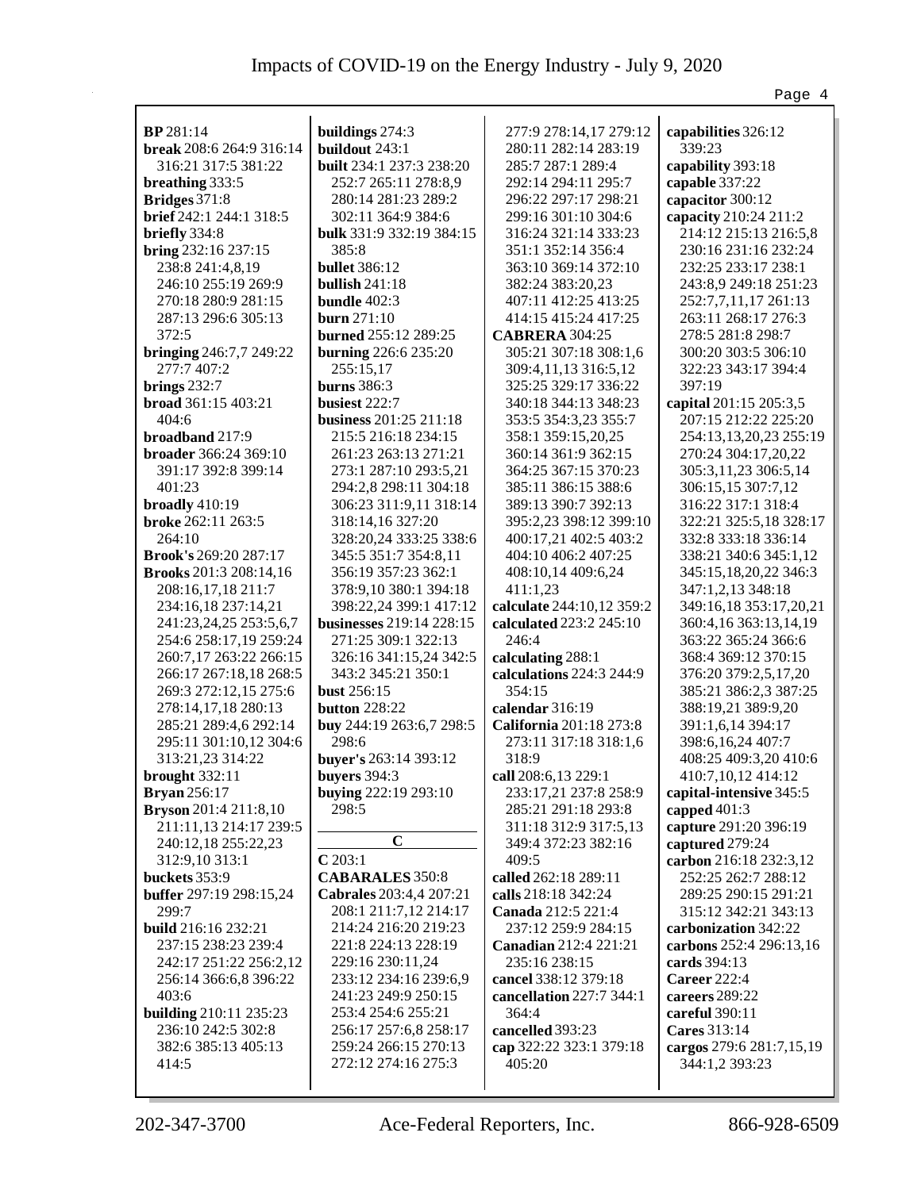**BP** 281:14
**break** 208:6 264:9 316:14 316:21 317:5 381:22
**breathing** 333:5
**Bridges** 371:8
**brief** 242:1 244:1 318:5
**briefly** 334:8
**bring** 232:16 237:15 238:8 241:4,8,19 246:10 255:19 269:9 270:18 280:9 281:15 287:13 296:6 305:13 372:5
**bringing** 246:7,7 249:22 277:7 407:2
**brings** 232:7
**broad** 361:15 403:21 404:6
**broadband** 217:9
**broader** 366:24 369:10 391:17 392:8 399:14 401:23
**broadly** 410:19
**broke** 262:11 263:5 264:10
**Brook's** 269:20 287:17
**Brooks** 201:3 208:14,16 208:16,17,18 211:7 234:16,18 237:14,21 241:23,24,25 253:5,6,7 254:6 258:17,19 259:24 260:7,17 263:22 266:15 266:17 267:18,18 268:5 269:3 272:12,15 275:6 278:14,17,18 280:13 285:21 289:4,6 292:14 295:11 301:10,12 304:6 313:21,23 314:22
**brought** 332:11
**Bryan** 256:17
**Bryson** 201:4 211:8,10 211:11,13 214:17 239:5 240:12,18 255:22,23 312:9,10 313:1
**buckets** 353:9
**buffer** 297:19 298:15,24 299:7
**build** 216:16 232:21 237:15 238:23 239:4 242:17 251:22 256:2,12 256:14 366:6,8 396:22 403:6
**building** 210:11 235:23 236:10 242:5 302:8 382:6 385:13 405:13 414:5
**buildings** 274:3
**buildout** 243:1
**built** 234:1 237:3 238:20 252:7 265:11 278:8,9 280:14 281:23 289:2 302:11 364:9 384:6
**bulk** 331:9 332:19 384:15 385:8
**bullet** 386:12
**bullish** 241:18
**bundle** 402:3
**burn** 271:10
**burned** 255:12 289:25
**burning** 226:6 235:20 255:15,17
**burns** 386:3
**busiest** 222:7
**business** 201:25 211:18 215:5 216:18 234:15 261:23 263:13 271:21 273:1 287:10 293:5,21 294:2,8 298:11 304:18 306:23 311:9,11 318:14 318:14,16 327:20 328:20,24 333:25 338:6 345:5 351:7 354:8,11 356:19 357:23 362:1 378:9,10 380:1 394:18 398:22,24 399:1 417:12
**businesses** 219:14 228:15 271:25 309:1 322:13 326:16 341:15,24 342:5 343:2 345:21 350:1
**bust** 256:15
**button** 228:22
**buy** 244:19 263:6,7 298:5 298:6
**buyer's** 263:14 393:12
**buyers** 394:3
**buying** 222:19 293:10 298:5

## C

**C** 203:1
**CABARALES** 350:8
**Cabrales** 203:4,4 207:21 208:1 211:7,12 214:17 214:24 216:20 219:23 221:8 224:13 228:19 229:16 230:11,24 233:12 234:16 239:6,9 241:23 249:9 250:15 253:4 254:6 255:21 256:17 257:6,8 258:17 259:24 266:15 270:13 272:12 274:16 275:3 277:9 278:14,17 279:12 280:11 282:14 283:19 285:7 287:1 289:4 292:14 294:11 295:7 296:22 297:17 298:21 299:16 301:10 304:6 316:24 321:14 333:23 351:1 352:14 356:4 363:10 369:14 372:10 382:24 383:20,23 407:11 412:25 413:25 414:15 415:24 417:25
**CABRERA** 304:25 305:21 307:18 308:1,6 309:4,11,13 316:5,12 325:25 329:17 336:22 340:18 344:13 348:23 353:5 354:3,23 355:7 358:1 359:15,20,25 360:14 361:9 362:15 364:25 367:15 370:23 385:11 386:15 388:6 389:13 390:7 392:13 395:2,23 398:12 399:10 400:17,21 402:5 403:2 404:10 406:2 407:25 408:10,14 409:6,24 411:1,23
**calculate** 244:10,12 359:2
**calculated** 223:2 245:10 246:4
**calculating** 288:1
**calculations** 224:3 244:9 354:15
**calendar** 316:19
**California** 201:18 273:8 273:11 317:18 318:1,6 318:9
**call** 208:6,13 229:1 233:17,21 237:8 258:9 285:21 291:18 293:8 311:18 312:9 317:5,13 349:4 372:23 382:16 409:5
**called** 262:18 289:11
**calls** 218:18 342:24
**Canada** 212:5 221:4 237:12 259:9 284:15
**Canadian** 212:4 221:21 235:16 238:15
**cancel** 338:12 379:18
**cancellation** 227:7 344:1 364:4
**cancelled** 393:23
**cap** 322:22 323:1 379:18 405:20
**capabilities** 326:12 339:23
**capability** 393:18
**capable** 337:22
**capacitor** 300:12
**capacity** 210:24 211:2 214:12 215:13 216:5,8 230:16 231:16 232:24 232:25 233:17 238:1 243:8,9 249:18 251:23 252:7,7,11,17 261:13 263:11 268:17 276:3 278:5 281:8 298:7 300:20 303:5 306:10 322:23 343:17 394:4 397:19
**capital** 201:15 205:3,5 207:15 212:22 225:20 254:13,13,20,23 255:19 270:24 304:17,20,22 305:3,11,23 306:5,14 306:15,15 307:7,12 316:22 317:1 318:4 322:21 325:5,18 328:17 332:8 333:18 336:14 338:21 340:6 345:1,12 345:15,18,20,22 346:3 347:1,2,13 348:18 349:16,18 353:17,20,21 360:4,16 363:13,14,19 363:22 365:24 366:6 368:4 369:12 370:15 376:20 379:2,5,17,20 385:21 386:2,3 387:25 388:19,21 389:9,20 391:1,6,14 394:17 398:6,16,24 407:7 408:25 409:3,20 410:6 410:7,10,12 414:12
**capital-intensive** 345:5
**capped** 401:3
**capture** 291:20 396:19
**captured** 279:24
**carbon** 216:18 232:3,12 252:25 262:7 288:12 289:25 290:15 291:21 315:12 342:21 343:13
**carbonization** 342:22
**carbons** 252:4 296:13,16
**cards** 394:13
**Career** 222:4
**careers** 289:22
**careful** 390:11
**Cares** 313:14
**cargos** 279:6 281:7,15,19 344:1,2 393:23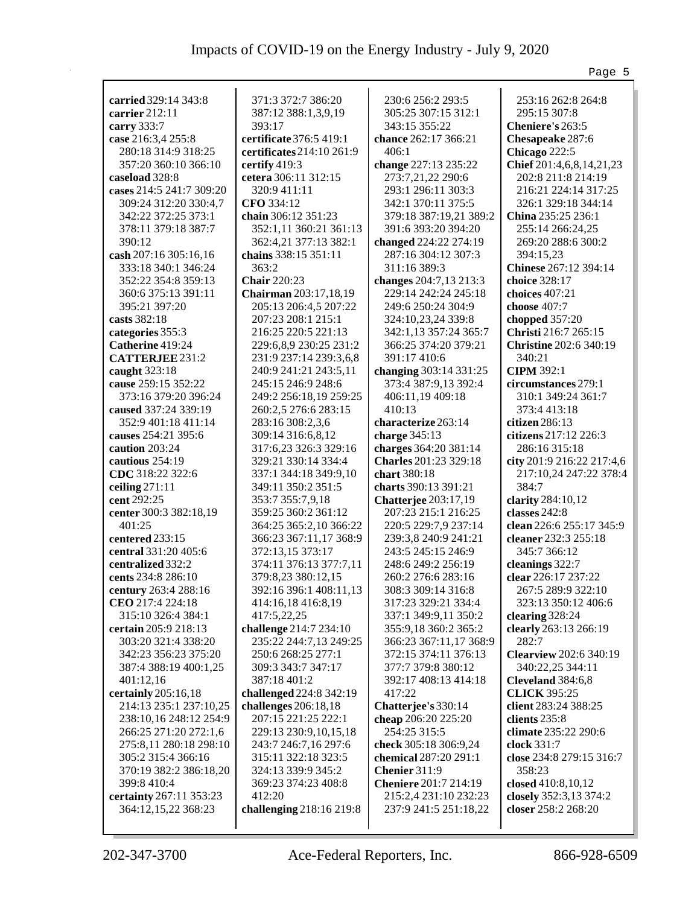**carried** 329:14 343:8
**carrier** 212:11
**carry** 333:7
**case** 216:3,4 255:8 280:18 314:9 318:25 357:20 360:10 366:10
**caseload** 328:8
**cases** 214:5 241:7 309:20 309:24 312:20 330:4,7 342:22 372:25 373:1 378:11 379:18 387:7 390:12
**cash** 207:16 305:16,16 333:18 340:1 346:24 352:22 354:8 359:13 360:6 375:13 391:11 395:21 397:20
**casts** 382:18
**categories** 355:3
**Catherine** 419:24
**CATTERJEE** 231:2
**caught** 323:18
**cause** 259:15 352:22 373:16 379:20 396:24
**caused** 337:24 339:19 352:9 401:18 411:14
**causes** 254:21 395:6
**caution** 203:24
**cautious** 254:19
**CDC** 318:22 322:6
**ceiling** 271:11
**cent** 292:25
**center** 300:3 382:18,19 401:25
**centered** 233:15
**central** 331:20 405:6
**centralized** 332:2
**cents** 234:8 286:10
**century** 263:4 288:16
**CEO** 217:4 224:18 315:10 326:4 384:1
**certain** 205:9 218:13 303:20 321:4 338:20 342:23 356:23 375:20 387:4 388:19 400:1,25 401:12,16
**certainly** 205:16,18 214:13 235:1 237:10,25 238:10,16 248:12 254:9 266:25 271:20 272:1,6 275:8,11 280:18 298:10 305:2 315:4 366:16 370:19 382:2 386:18,20 399:8 410:4
**certainty** 267:11 353:23 364:12,15,22 368:23
371:3 372:7 386:20 387:12 388:1,3,9,19 393:17
**certificate** 376:5 419:1
**certificates** 214:10 261:9
**certify** 419:3
**cetera** 306:11 312:15 320:9 411:11
**CFO** 334:12
**chain** 306:12 351:23 352:1,11 360:21 361:13 362:4,21 377:13 382:1
**chains** 338:15 351:11 363:2
**Chair** 220:23
**Chairman** 203:17,18,19 205:13 206:4,5 207:22 207:23 208:1 215:1 216:25 220:5 221:13 229:6,8,9 230:25 231:2 231:9 237:14 239:3,6,8 240:9 241:21 243:5,11 245:15 246:9 248:6 249:2 256:18,19 259:25 260:2,5 276:6 283:15 283:16 308:2,3,6 309:14 316:6,8,12 317:6,23 326:3 329:16 329:21 330:14 334:4 337:1 344:18 349:9,10 349:11 350:2 351:5 353:7 355:7,9,18 359:25 360:2 361:12 364:25 365:2,10 366:22 366:23 367:11,17 368:9 372:13,15 373:17 374:11 376:13 377:7,11 379:8,23 380:12,15 392:16 396:1 408:11,13 414:16,18 416:8,19 417:5,22,25
**challenge** 214:7 234:10 235:22 244:7,13 249:25 250:6 268:25 277:1 309:3 343:7 347:17 387:18 401:2
**challenged** 224:8 342:19
**challenges** 206:18,18 207:15 221:25 222:1 229:13 230:9,10,15,18 243:7 246:7,16 297:6 315:11 322:18 323:5 324:13 339:9 345:2 369:23 374:23 408:8 412:20
**challenging** 218:16 219:8
230:6 256:2 293:5 305:25 307:15 312:1 343:15 355:22
**chance** 262:17 366:21 406:1
**change** 227:13 235:22 273:7,21,22 290:6 293:1 296:11 303:3 342:1 370:11 375:5 379:18 387:19,21 389:2 391:6 393:20 394:20
**changed** 224:22 274:19 287:16 304:12 307:3 311:16 389:3
**changes** 204:7,13 213:3 229:14 242:24 245:18 249:6 250:24 304:9 324:10,23,24 339:8 342:1,13 357:24 365:7 366:25 374:20 379:21 391:17 410:6
**changing** 303:14 331:25 373:4 387:9,13 392:4 406:11,19 409:18 410:13
**characterize** 263:14
**charge** 345:13
**charges** 364:20 381:14
**Charles** 201:23 329:18
**chart** 380:18
**charts** 390:13 391:21
**Chatterjee** 203:17,19 207:23 215:1 216:25 220:5 229:7,9 237:14 239:3,8 240:9 241:21 243:5 245:15 246:9 248:6 249:2 256:19 260:2 276:6 283:16 308:3 309:14 316:8 317:23 329:21 334:4 337:1 349:9,11 350:2 355:9,18 360:2 365:2 366:23 367:11,17 368:9 372:15 374:11 376:13 377:7 379:8 380:12 392:17 408:13 414:18 417:22
**Chatterjee's** 330:14
**cheap** 206:20 225:20 254:25 315:5
**check** 305:18 306:9,24
**chemical** 287:20 291:1
**Chenier** 311:9
**Cheniere** 201:7 214:19 215:2,4 231:10 232:23 237:9 241:5 251:18,22
253:16 262:8 264:8 295:15 307:8
**Cheniere's** 263:5
**Chesapeake** 287:6
**Chicago** 222:5
**Chief** 201:4,6,8,14,21,23 202:8 211:8 214:19 216:21 224:14 317:25 326:1 329:18 344:14
**China** 235:25 236:1 255:14 266:24,25 269:20 288:6 300:2 394:15,23
**Chinese** 267:12 394:14
**choice** 328:17
**choices** 407:21
**choose** 407:7
**chopped** 357:20
**Christi** 216:7 265:15
**Christine** 202:6 340:19 340:21
**CIPM** 392:1
**circumstances** 279:1 310:1 349:24 361:7 373:4 413:18
**citizen** 286:13
**citizens** 217:12 226:3 286:16 315:18
**city** 201:9 216:22 217:4,6 217:10,24 247:22 378:4 384:7
**clarity** 284:10,12
**classes** 242:8
**clean** 226:6 255:17 345:9
**cleaner** 232:3 255:18 345:7 366:12
**cleanings** 322:7
**clear** 226:17 237:22 267:5 289:9 322:10 323:13 350:12 406:6
**clearing** 328:24
**clearly** 263:13 266:19 282:7
**Clearview** 202:6 340:19 340:22,25 344:11
**Cleveland** 384:6,8
**CLICK** 395:25
**client** 283:24 388:25
**clients** 235:8
**climate** 235:22 290:6
**clock** 331:7
**close** 234:8 279:15 316:7 358:23
**closed** 410:8,10,12
**closely** 352:3,13 374:2
**closer** 258:2 268:20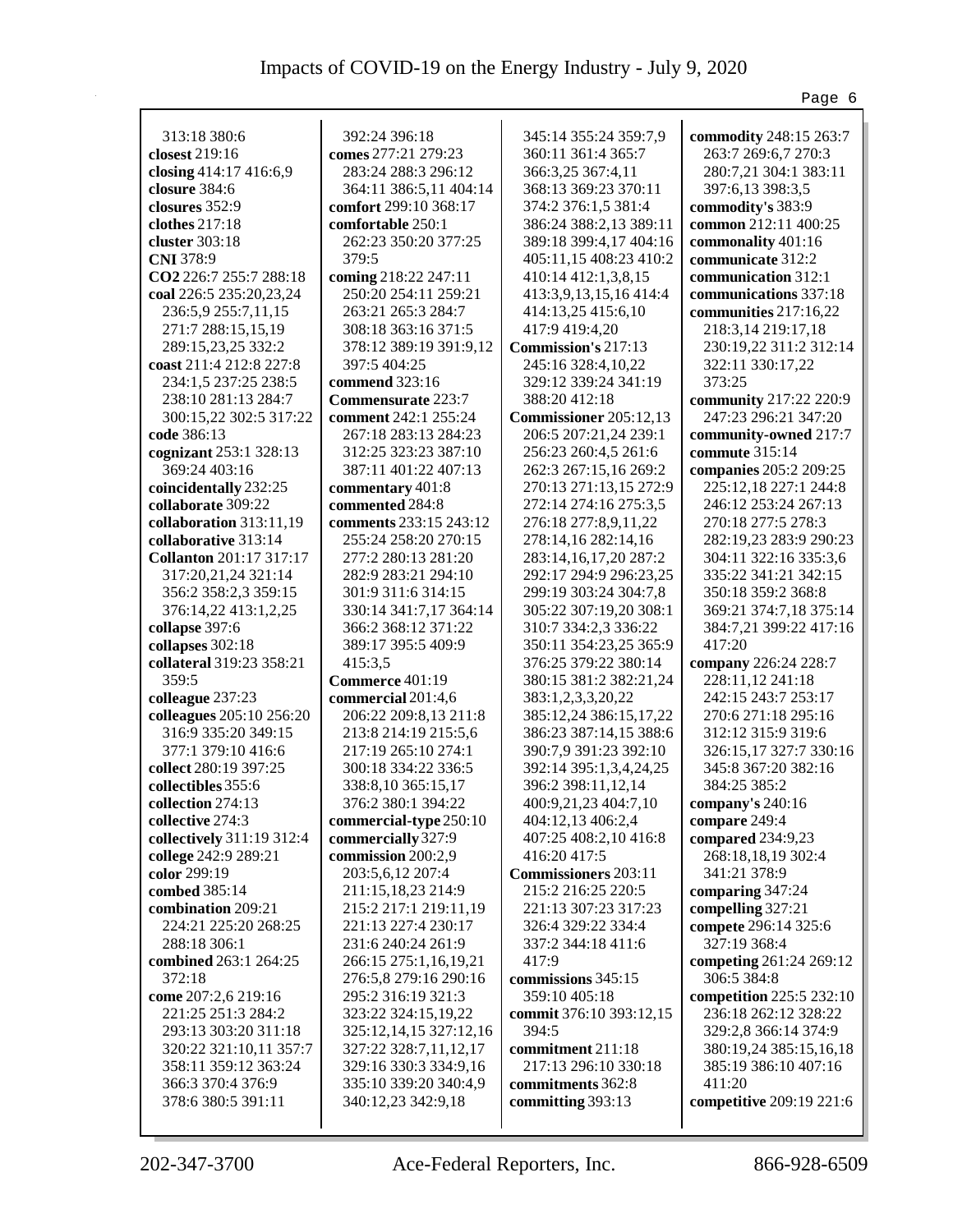313:18 380:6
**closest** 219:16
**closing** 414:17 416:6,9
**closure** 384:6
**closures** 352:9
**clothes** 217:18
**cluster** 303:18
**CNI** 378:9
**CO2** 226:7 255:7 288:18
**coal** 226:5 235:20,23,24 236:5,9 255:7,11,15 271:7 288:15,15,19 289:15,23,25 332:2
**coast** 211:4 212:8 227:8 234:1,5 237:25 238:5 238:10 281:13 284:7 300:15,22 302:5 317:22
**code** 386:13
**cognizant** 253:1 328:13 369:24 403:16
**coincidentally** 232:25
**collaborate** 309:22
**collaboration** 313:11,19
**collaborative** 313:14
**Collanton** 201:17 317:17 317:20,21,24 321:14 356:2 358:2,3 359:15 376:14,22 413:1,2,25
**collapse** 397:6
**collapses** 302:18
**collateral** 319:23 358:21 359:5
**colleague** 237:23
**colleagues** 205:10 256:20 316:9 335:20 349:15 377:1 379:10 416:6
**collect** 280:19 397:25
**collectibles** 355:6
**collection** 274:13
**collective** 274:3
**collectively** 311:19 312:4
**college** 242:9 289:21
**color** 299:19
**combed** 385:14
**combination** 209:21 224:21 225:20 268:25 288:18 306:1
**combined** 263:1 264:25 372:18
**come** 207:2,6 219:16 221:25 251:3 284:2 293:13 303:20 311:18 320:22 321:10,11 357:7 358:11 359:12 363:24 366:3 370:4 376:9 378:6 380:5 391:11 392:24 396:18
**comes** 277:21 279:23 283:24 288:3 296:12 364:11 386:5,11 404:14
**comfort** 299:10 368:17
**comfortable** 250:1 262:23 350:20 377:25
**coming** 218:22 247:11 250:20 254:11 259:21 263:21 265:3 284:7 308:18 363:16 371:5 378:12 389:19 391:9,12 397:5 404:25
**commend** 323:16
**Commensurate** 223:7
**comment** 242:1 255:24 267:18 283:13 284:23 312:25 323:23 387:10 387:11 401:22 407:13
**commentary** 401:8
**commented** 284:8
**comments** 233:15 243:12 255:24 258:20 270:15 277:2 280:13 281:20 282:9 283:21 294:10 301:9 311:6 314:15 330:14 341:7,17 364:14 366:2 368:12 371:22 389:17 395:5 409:9 415:3,5
**Commerce** 401:19
**commercial** 201:4,6 206:22 209:8,13 211:8 213:8 214:19 215:5,6 217:19 265:10 274:1 300:18 334:22 336:5 338:8,10 365:15,17 376:2 380:1 394:22
**commercial-type** 250:10
**commercially** 327:9
**commission** 200:2,9 203:5,6,12 207:4 211:15,18,23 214:9 215:2 217:1 219:11,19 221:13 227:4 230:17 231:6 240:24 261:9 266:15 275:1,16,19,21 276:5,8 279:16 290:16 295:2 316:19 321:3 323:22 324:15,19,22 325:12,14,15 327:12,16 327:22 328:7,11,12,17 329:16 330:3 334:9,16 335:10 339:20 340:4,9 340:12,23 342:9,18 345:14 355:24 359:7,9 360:11 361:4 365:7 366:3,25 367:4,11 368:13 369:23 370:11 374:2 376:1,5 381:4 386:24 388:2,13 389:11 389:18 399:4,17 404:16 405:11,15 408:23 410:2 410:14 412:1,3,8,15 413:3,9,13,15,16 414:4 414:13,25 415:6,10 417:9 419:4,20
**Commission's** 217:13 245:16 328:4,10,22 329:12 339:24 341:19 388:20 412:18
**Commissioner** 205:12,13 206:5 207:21,24 239:1 256:23 260:4,5 261:6 262:3 267:15,16 269:2 270:13 271:13,15 272:9 272:14 274:16 275:3,5 276:18 277:8,9,11,22 278:14,16 282:14,16 283:14,16,17,20 287:2 292:17 294:9 296:23,25 299:19 303:24 304:7,8 305:22 307:19,20 308:1 310:7 334:2,3 336:22 350:11 354:23,25 365:9 376:25 379:22 380:14 380:15 381:2 382:21,24 383:1,2,3,3,20,22 385:12,24 386:15,17,22 386:23 387:14,15 388:6 390:7,9 391:23 392:10 392:14 395:1,3,4,24,25 396:2 398:11,12,14 400:9,21,23 404:7,10 404:12,13 406:2,4 407:25 408:2,10 416:8 416:20 417:5
**Commissioners** 203:11 215:2 216:25 220:5 221:13 307:23 317:23 326:4 329:22 334:4 337:2 344:18 411:6 417:9
**commissions** 345:15 359:10 405:18
**commit** 376:10 393:12,15 394:5
**commitment** 211:18 217:13 296:10 330:18
**commitments** 362:8
**committing** 393:13
**commodity** 248:15 263:7 263:7 269:6,7 270:3 280:7,21 304:1 383:11 397:6,13 398:3,5
**commodity's** 383:9
**common** 212:11 400:25
**commonality** 401:16
**communicate** 312:2
**communication** 312:1
**communications** 337:18
**communities** 217:16,22 218:3,14 219:17,18 230:19,22 311:2 312:14 322:11 330:17,22 373:25
**community** 217:22 220:9 247:23 296:21 347:20
**community-owned** 217:7
**commute** 315:14
**companies** 205:2 209:25 225:12,18 227:1 244:8 246:12 253:24 267:13 270:18 277:5 278:3 282:19,23 283:9 290:23 304:11 322:16 335:3,6 335:22 341:21 342:15 350:18 359:2 368:8 369:21 374:7,18 375:14 384:7,21 399:22 417:16 417:20
**company** 226:24 228:7 228:11,12 241:18 242:15 243:7 253:17 270:6 271:18 295:16 312:12 315:9 319:6 326:15,17 327:7 330:16 345:8 367:20 382:16 384:25 385:2
**company's** 240:16
**compare** 249:4
**compared** 234:9,23 268:18,18,19 302:4 341:21 378:9
**comparing** 347:24
**compelling** 327:21
**compete** 296:14 325:6 327:19 368:4
**competing** 261:24 269:12 306:5 384:8
**competition** 225:5 232:10 236:18 262:12 328:22 329:2,8 366:14 374:9 380:19,24 385:15,16,18 385:19 386:10 407:16 411:20
**competitive** 209:19 221:6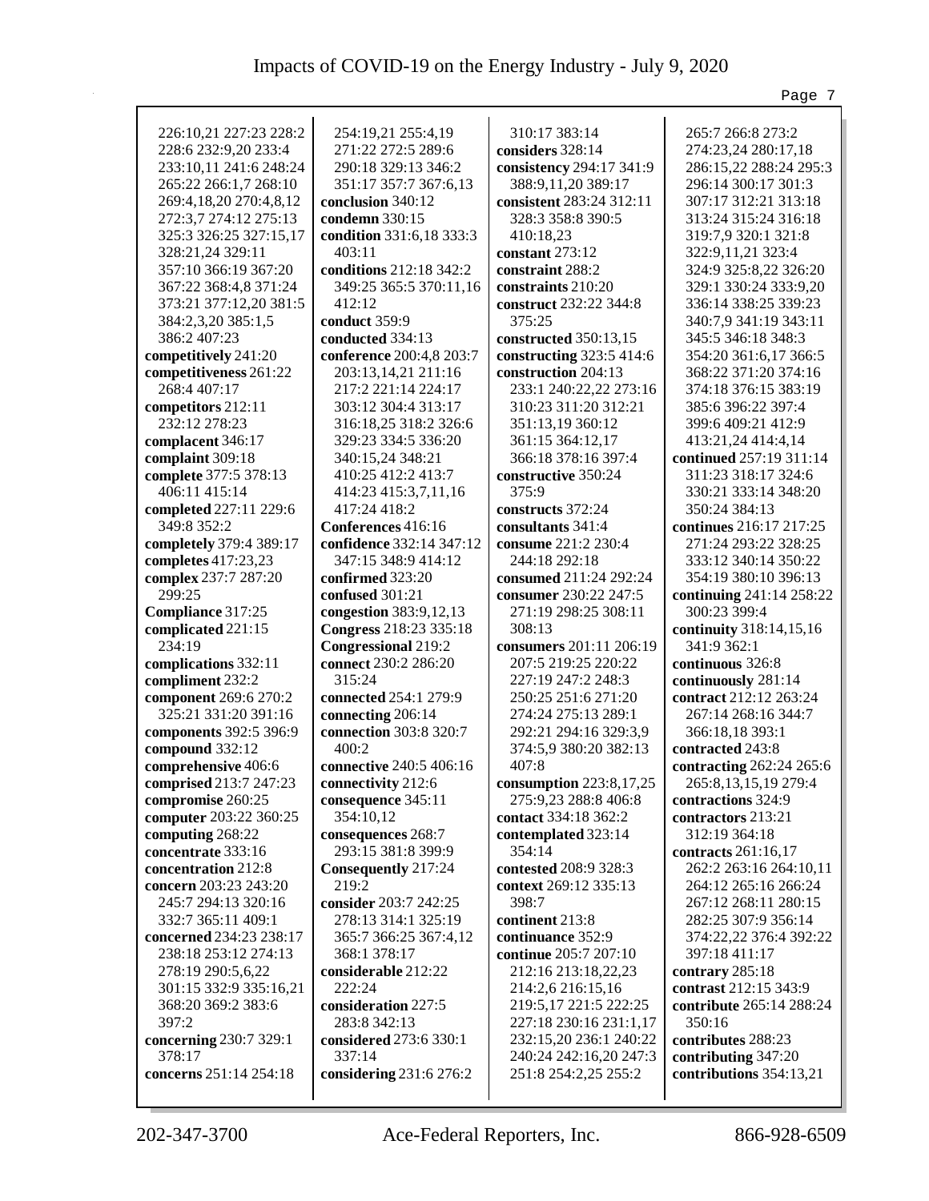226:10,21 227:23 228:2 228:6 232:9,20 233:4 233:10,11 241:6 248:24 265:22 266:1,7 268:10 269:4,18,20 270:4,8,12 272:3,7 274:12 275:13 325:3 326:25 327:15,17 328:21,24 329:11 357:10 366:19 367:20 367:22 368:4,8 371:24 373:21 377:12,20 381:5 384:2,3,20 385:1,5 386:2 407:23
**competitively** 241:20
**competitiveness** 261:22 268:4 407:17
**competitors** 212:11 232:12 278:23
**complacent** 346:17
**complaint** 309:18
**complete** 377:5 378:13 406:11 415:14
**completed** 227:11 229:6 349:8 352:2
**completely** 379:4 389:17
**completes** 417:23,23
**complex** 237:7 287:20 299:25
**Compliance** 317:25
**complicated** 221:15 234:19
**complications** 332:11
**compliment** 232:2
**component** 269:6 270:2 325:21 331:20 391:16
**components** 392:5 396:9
**compound** 332:12
**comprehensive** 406:6
**comprised** 213:7 247:23
**compromise** 260:25
**computer** 203:22 360:25
**computing** 268:22
**concentrate** 333:16
**concentration** 212:8
**concern** 203:23 243:20 245:7 294:13 320:16 332:7 365:11 409:1
**concerned** 234:23 238:17 238:18 253:12 274:13 278:19 290:5,6,22 301:15 332:9 335:16,21 368:20 369:2 383:6 397:2
**concerning** 230:7 329:1 378:17
**concerns** 251:14 254:18 254:19,21 255:4,19 271:22 272:5 289:6 290:18 329:13 346:2 351:17 357:7 367:6,13
**conclusion** 340:12
**condemn** 330:15
**condition** 331:6,18 333:3 403:11
**conditions** 212:18 342:2 349:25 365:5 370:11,16 412:12
**conduct** 359:9
**conducted** 334:13
**conference** 200:4,8 203:7 203:13,14,21 211:16 217:2 221:14 224:17 303:12 304:4 313:17 316:18,25 318:2 326:6 329:23 334:5 336:20 340:15,24 348:21 410:25 412:2 413:7 414:23 415:3,7,11,16 417:24 418:2
**Conferences** 416:16
**confidence** 332:14 347:12 347:15 348:9 414:12
**confirmed** 323:20
**confused** 301:21
**congestion** 383:9,12,13
**Congress** 218:23 335:18
**Congressional** 219:2
**connect** 230:2 286:20 315:24
**connected** 254:1 279:9
**connecting** 206:14
**connection** 303:8 320:7 400:2
**connective** 240:5 406:16
**connectivity** 212:6
**consequence** 345:11 354:10,12
**consequences** 268:7 293:15 381:8 399:9
**Consequently** 217:24 219:2
**consider** 203:7 242:25 278:13 314:1 325:19 365:7 366:25 367:4,12 368:1 378:17
**considerable** 212:22 222:24
**consideration** 227:5 283:8 342:13
**considered** 273:6 330:1 337:14
**considering** 231:6 276:2 310:17 383:14
**considers** 328:14
**consistency** 294:17 341:9 388:9,11,20 389:17
**consistent** 283:24 312:11 328:3 358:8 390:5 410:18,23
**constant** 273:12
**constraint** 288:2
**constraints** 210:20
**construct** 232:22 344:8 375:25
**constructed** 350:13,15
**constructing** 323:5 414:6
**construction** 204:13 233:1 240:22,22 273:16 310:23 311:20 312:21 351:13,19 360:12 361:15 364:12,17 366:18 378:16 397:4
**constructive** 350:24 375:9
**constructs** 372:24
**consultants** 341:4
**consume** 221:2 230:4 244:18 292:18
**consumed** 211:24 292:24
**consumer** 230:22 247:5 271:19 298:25 308:11 308:13
**consumers** 201:11 206:19 207:5 219:25 220:22 227:19 247:2 248:3 250:25 251:6 271:20 274:24 275:13 289:1 292:21 294:16 329:3,9 374:5,9 380:20 382:13 407:8
**consumption** 223:8,17,25 275:9,23 288:8 406:8
**contact** 334:18 362:2
**contemplated** 323:14 354:14
**contested** 208:9 328:3
**context** 269:12 335:13 398:7
**continent** 213:8
**continuance** 352:9
**continue** 205:7 207:10 212:16 213:18,22,23 214:2,6 216:15,16 219:5,17 221:5 222:25 227:18 230:16 231:1,17 232:15,20 236:1 240:22 240:24 242:16,20 247:3 251:8 254:2,25 255:2 265:7 266:8 273:2 274:23,24 280:17,18 286:15,22 288:24 295:3 296:14 300:17 301:3 307:17 312:21 313:18 313:24 315:24 316:18 319:7,9 320:1 321:8 322:9,11,21 323:4 324:9 325:8,22 326:20 329:1 330:24 333:9,20 336:14 338:25 339:23 340:7,9 341:19 343:11 345:5 346:18 348:3 354:20 361:6,17 366:5 368:22 371:20 374:16 374:18 376:15 383:19 385:6 396:22 397:4 399:6 409:21 412:9 413:21,24 414:4,14
**continued** 257:19 311:14 311:23 318:17 324:6 330:21 333:14 348:20 350:24 384:13
**continues** 216:17 217:25 271:24 293:22 328:25 333:12 340:14 350:22 354:19 380:10 396:13
**continuing** 241:14 258:22 300:23 399:4
**continuity** 318:14,15,16 341:9 362:1
**continuous** 326:8
**continuously** 281:14
**contract** 212:12 263:24 267:14 268:16 344:7 366:18,18 393:1
**contracted** 243:8
**contracting** 262:24 265:6 265:8,13,15,19 279:4
**contractions** 324:9
**contractors** 213:21 312:19 364:18
**contracts** 261:16,17 262:2 263:16 264:10,11 264:12 265:16 266:24 267:12 268:11 280:15 282:25 307:9 356:14 374:22,22 376:4 392:22 397:18 411:17
**contrary** 285:18
**contrast** 212:15 343:9
**contribute** 265:14 288:24 350:16
**contributes** 288:23
**contributing** 347:20
**contributions** 354:13,21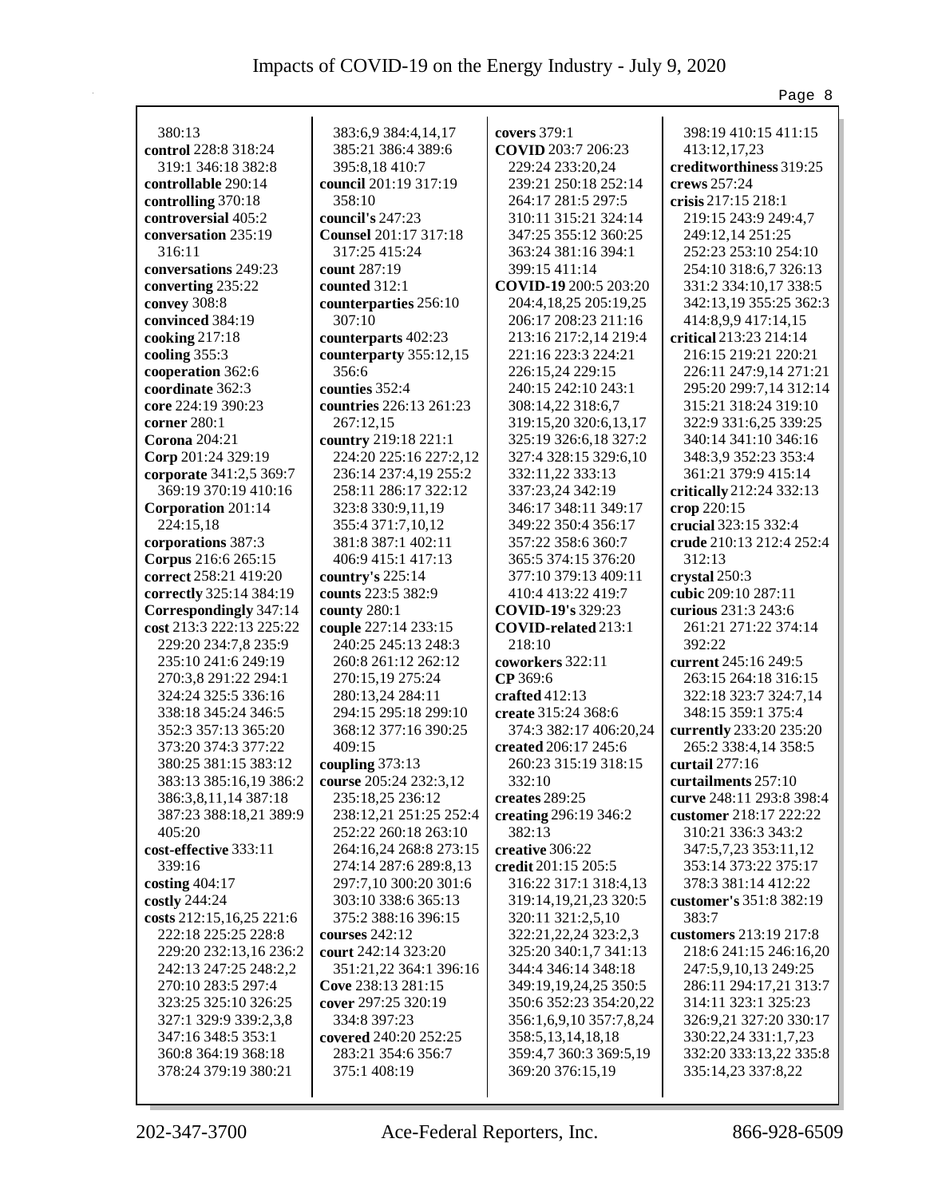380:13
**control** 228:8 318:24 319:1 346:18 382:8
**controllable** 290:14
**controlling** 370:18
**controversial** 405:2
**conversation** 235:19 316:11
**conversations** 249:23
**converting** 235:22
**convey** 308:8
**convinced** 384:19
**cooking** 217:18
**cooling** 355:3
**cooperation** 362:6
**coordinate** 362:3
**core** 224:19 390:23
**corner** 280:1
**Corona** 204:21
**Corp** 201:24 329:19
**corporate** 341:2,5 369:7 369:19 370:19 410:16
**Corporation** 201:14 224:15,18
**corporations** 387:3
**Corpus** 216:6 265:15
**correct** 258:21 419:20
**correctly** 325:14 384:19
**Correspondingly** 347:14
**cost** 213:3 222:13 225:22 229:20 234:7,8 235:9 235:10 241:6 249:19 270:3,8 291:22 294:1 324:24 325:5 336:16 338:18 345:24 346:5 352:3 357:13 365:20 373:20 374:3 377:22 380:25 381:15 383:12 383:13 385:16,19 386:2 386:3,8,11,14 387:18 387:23 388:18,21 389:9 405:20
**cost-effective** 333:11 339:16
**costing** 404:17
**costly** 244:24
**costs** 212:15,16,25 221:6 222:18 225:25 228:8 229:20 232:13,16 236:2 242:13 247:25 248:2,2 270:10 283:5 297:4 323:25 325:10 326:25 327:1 329:9 339:2,3,8 347:16 348:5 353:1 360:8 364:19 368:18 378:24 379:19 380:21 383:6,9 384:4,14,17 385:21 386:4 389:6 395:8,18 410:7
**council** 201:19 317:19 358:10
**council's** 247:23
**Counsel** 201:17 317:18 317:25 415:24
**count** 287:19
**counted** 312:1
**counterparties** 256:10 307:10
**counterparts** 402:23
**counterparty** 355:12,15 356:6
**counties** 352:4
**countries** 226:13 261:23 267:12,15
**country** 219:18 221:1 224:20 225:16 227:2,12 236:14 237:4,19 255:2 258:11 286:17 322:12 323:8 330:9,11,19 355:4 371:7,10,12 381:8 387:1 402:11 406:9 415:1 417:13
**country's** 225:14
**counts** 223:5 382:9
**county** 280:1
**couple** 227:14 233:15 240:25 245:13 248:3 260:8 261:12 262:12 270:15,19 275:24 280:13,24 284:11 294:15 295:18 299:10 368:12 377:16 390:25 409:15
**coupling** 373:13
**course** 205:24 232:3,12 235:18,25 236:12 238:12,21 251:25 252:4 252:22 260:18 263:10 264:16,24 268:8 273:15 274:14 287:6 289:8,13 297:7,10 300:20 301:6 303:10 338:6 365:13 375:2 388:16 396:15
**courses** 242:12
**court** 242:14 323:20 351:21,22 364:1 396:16
**Cove** 238:13 281:15
**cover** 297:25 320:19 334:8 397:23
**covered** 240:20 252:25 283:21 354:6 356:7 375:1 408:19
**covers** 379:1
**COVID** 203:7 206:23 229:24 233:20,24 239:21 250:18 252:14 264:17 281:5 297:5 310:11 315:21 324:14 347:25 355:12 360:25 363:24 381:16 394:1 399:15 411:14
**COVID-19** 200:5 203:20 204:4,18,25 205:19,25 206:17 208:23 211:16 213:16 217:2,14 219:4 221:16 223:3 224:21 226:15,24 229:15 240:15 242:10 243:1 308:14,22 318:6,7 319:15,20 320:6,13,17 325:19 326:6,18 327:2 327:4 328:15 329:6,10 332:11,22 333:13 337:23,24 342:19 346:17 348:11 349:17 349:22 350:4 356:17 357:22 358:6 360:7 365:5 374:15 376:20 377:10 379:13 409:11 410:4 413:22 419:7
**COVID-19's** 329:23
**COVID-related** 213:1 218:10
**coworkers** 322:11
**CP** 369:6
**crafted** 412:13
**create** 315:24 368:6 374:3 382:17 406:20,24
**created** 206:17 245:6 260:23 315:19 318:15 332:10
**creates** 289:25
**creating** 296:19 346:2 382:13
**creative** 306:22
**credit** 201:15 205:5 316:22 317:1 318:4,13 319:14,19,21,23 320:5 320:11 321:2,5,10 322:21,22,24 323:2,3 325:20 340:1,7 341:13 344:4 346:14 348:18 349:19,19,24,25 350:5 350:6 352:23 354:20,22 356:1,6,9,10 357:7,8,24 358:5,13,14,18,18 359:4,7 360:3 369:5,19 369:20 376:15,19 398:19 410:15 411:15 413:12,17,23
**creditworthiness** 319:25
**crews** 257:24
**crisis** 217:15 218:1 219:15 243:9 249:4,7 249:12,14 251:25 252:23 253:10 254:10 254:10 318:6,7 326:13 331:2 334:10,17 338:5 342:13,19 355:25 362:3 414:8,9,9 417:14,15
**critical** 213:23 214:14 216:15 219:21 220:21 226:11 247:9,14 271:21 295:20 299:7,14 312:14 315:21 318:24 319:10 322:9 331:6,25 339:25 340:14 341:10 346:16 348:3,9 352:23 353:4 361:21 379:9 415:14
**critically** 212:24 332:13
**crop** 220:15
**crucial** 323:15 332:4
**crude** 210:13 212:4 252:4 312:13
**crystal** 250:3
**cubic** 209:10 287:11
**curious** 231:3 243:6 261:21 271:22 374:14 392:22
**current** 245:16 249:5 263:15 264:18 316:15 322:18 323:7 324:7,14 348:15 359:1 375:4
**currently** 233:20 235:20 265:2 338:4,14 358:5
**curtail** 277:16
**curtailments** 257:10
**curve** 248:11 293:8 398:4
**customer** 218:17 222:22 310:21 336:3 343:2 347:5,7,23 353:11,12 353:14 373:22 375:17 378:3 381:14 412:22
**customer's** 351:8 382:19 383:7
**customers** 213:19 217:8 218:6 241:15 246:16,20 247:5,9,10,13 249:25 286:11 294:17,21 313:7 314:11 323:1 325:23 326:9,21 327:20 330:17 330:22,24 331:1,7,23 332:20 333:13,22 335:8 335:14,23 337:8,22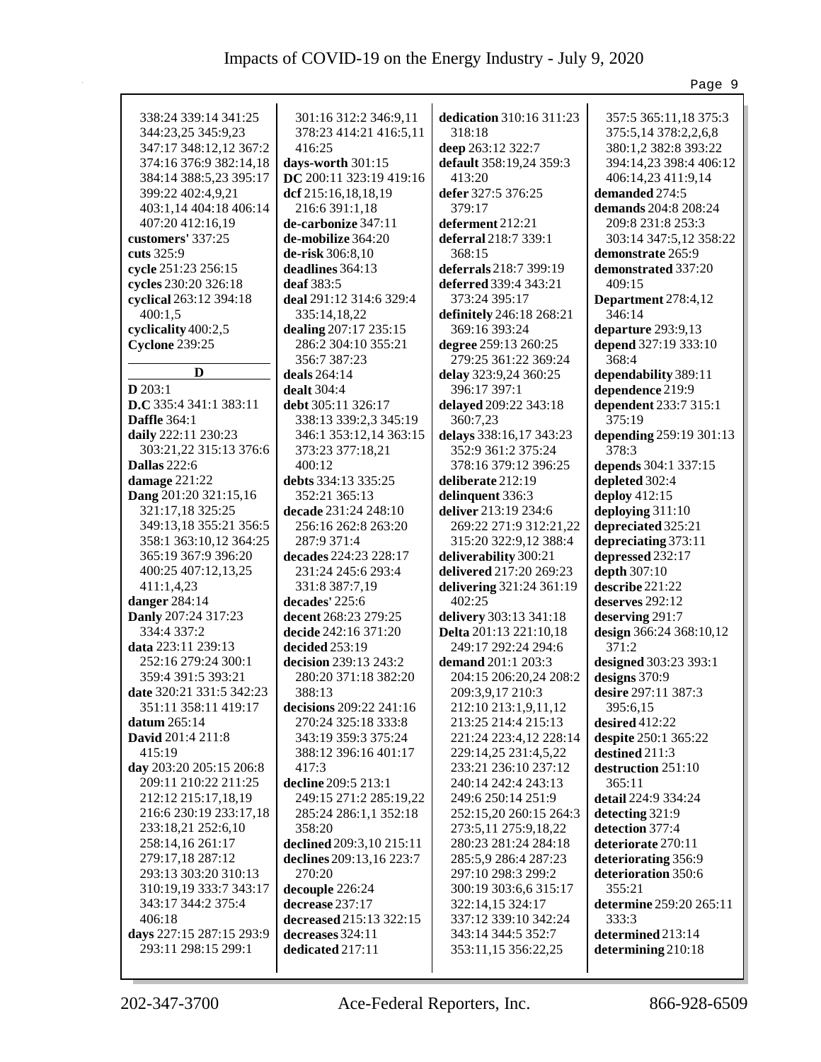338:24 339:14 341:25
344:23,25 345:9,23
347:17 348:12,12 367:2
374:16 376:9 382:14,18
384:14 388:5,23 395:17
399:22 402:4,9,21
403:1,14 404:18 406:14
407:20 412:16,19
**customers'** 337:25
**cuts** 325:9
**cycle** 251:23 256:15
**cycles** 230:20 326:18
**cyclical** 263:12 394:18
400:1,5
**cyclicality** 400:2,5
**Cyclone** 239:25

**D**

**D** 203:1
**D.C** 335:4 341:1 383:11
**Daffle** 364:1
**daily** 222:11 230:23
303:21,22 315:13 376:6
**Dallas** 222:6
**damage** 221:22
**Dang** 201:20 321:15,16
321:17,18 325:25
349:13,18 355:21 356:5
358:1 363:10,12 364:25
365:19 367:9 396:20
400:25 407:12,13,25
411:1,4,23
**danger** 284:14
**Danly** 207:24 317:23
334:4 337:2
**data** 223:11 239:13
252:16 279:24 300:1
359:4 391:5 393:21
**date** 320:21 331:5 342:23
351:11 358:11 419:17
**datum** 265:14
**David** 201:4 211:8
415:19
**day** 203:20 205:15 206:8
209:11 210:22 211:25
212:12 215:17,18,19
216:6 230:19 233:17,18
233:18,21 252:6,10
258:14,16 261:17
279:17,18 287:12
293:13 303:20 310:13
310:19,19 333:7 343:17
343:17 344:2 375:4
406:18
**days** 227:15 287:15 293:9
293:11 298:15 299:1
301:16 312:2 346:9,11
378:23 414:21 416:5,11
416:25
**days-worth** 301:15
**DC** 200:11 323:19 419:16
**dcf** 215:16,18,18,19
216:6 391:1,18
**de-carbonize** 347:11
**de-mobilize** 364:20
**de-risk** 306:8,10
**deadlines** 364:13
**deaf** 383:5
**deal** 291:12 314:6 329:4
335:14,18,22
**dealing** 207:17 235:15
286:2 304:10 355:21
356:7 387:23
**deals** 264:14
**dealt** 304:4
**debt** 305:11 326:17
338:13 339:2,3 345:19
346:1 353:12,14 363:15
373:23 377:18,21
400:12
**debts** 334:13 335:25
352:21 365:13
**decade** 231:24 248:10
256:16 262:8 263:20
287:9 371:4
**decades** 224:23 228:17
231:24 245:6 293:4
331:8 387:7,19
**decades'** 225:6
**decent** 268:23 279:25
**decide** 242:16 371:20
**decided** 253:19
**decision** 239:13 243:2
280:20 371:18 382:20
388:13
**decisions** 209:22 241:16
270:24 325:18 333:8
343:19 359:3 375:24
388:12 396:16 401:17
417:3
**decline** 209:5 213:1
249:15 271:2 285:19,22
285:24 286:1,1 352:18
358:20
**declined** 209:3,10 215:11
**declines** 209:13,16 223:7
270:20
**decouple** 226:24
**decrease** 237:17
**decreased** 215:13 322:15
**decreases** 324:11
**dedicated** 217:11
**dedication** 310:16 311:23
318:18
**deep** 263:12 322:7
**default** 358:19,24 359:3
413:20
**defer** 327:5 376:25
379:17
**deferment** 212:21
**deferral** 218:7 339:1
368:15
**deferrals** 218:7 399:19
**deferred** 339:4 343:21
373:24 395:17
**definitely** 246:18 268:21
369:16 393:24
**degree** 259:13 260:25
279:25 361:22 369:24
**delay** 323:9,24 360:25
396:17 397:1
**delayed** 209:22 343:18
360:7,23
**delays** 338:16,17 343:23
352:9 361:2 375:24
378:16 379:12 396:25
**deliberate** 212:19
**delinquent** 336:3
**deliver** 213:19 234:6
269:22 271:9 312:21,22
315:20 322:9,12 388:4
**deliverability** 300:21
**delivered** 217:20 269:23
**delivering** 321:24 361:19
402:25
**delivery** 303:13 341:18
**Delta** 201:13 221:10,18
249:17 292:24 294:6
**demand** 201:1 203:3
204:15 206:20,24 208:2
209:3,9,17 210:3
212:10 213:1,9,11,12
213:25 214:4 215:13
221:24 223:4,12 228:14
229:14,25 231:4,5,22
233:21 236:10 237:12
240:14 242:4 243:13
249:6 250:14 251:9
252:15,20 260:15 264:3
273:5,11 275:9,18,22
280:23 281:24 284:18
285:5,9 286:4 287:23
297:10 298:3 299:2
300:19 303:6,6 315:17
322:14,15 324:17
337:12 339:10 342:24
343:14 344:5 352:7
353:11,15 356:22,25
357:5 365:11,18 375:3
375:5,14 378:2,2,6,8
380:1,2 382:8 393:22
394:14,23 398:4 406:12
406:14,23 411:9,14
**demanded** 274:5
**demands** 204:8 208:24
209:8 231:8 253:3
303:14 347:5,12 358:22
**demonstrate** 265:9
**demonstrated** 337:20
409:15
**Department** 278:4,12
346:14
**departure** 293:9,13
**depend** 327:19 333:10
368:4
**dependability** 389:11
**dependence** 219:9
**dependent** 233:7 315:1
375:19
**depending** 259:19 301:13
378:3
**depends** 304:1 337:15
**depleted** 302:4
**deploy** 412:15
**deploying** 311:10
**depreciated** 325:21
**depreciating** 373:11
**depressed** 232:17
**depth** 307:10
**describe** 221:22
**deserves** 292:12
**deserving** 291:7
**design** 366:24 368:10,12
371:2
**designed** 303:23 393:1
**designs** 370:9
**desire** 297:11 387:3
395:6,15
**desired** 412:22
**despite** 250:1 365:22
**destined** 211:3
**destruction** 251:10
365:11
**detail** 224:9 334:24
**detecting** 321:9
**detection** 377:4
**deteriorate** 270:11
**deteriorating** 356:9
**deterioration** 350:6
355:21
**determine** 259:20 265:11
333:3
**determined** 213:14
**determining** 210:18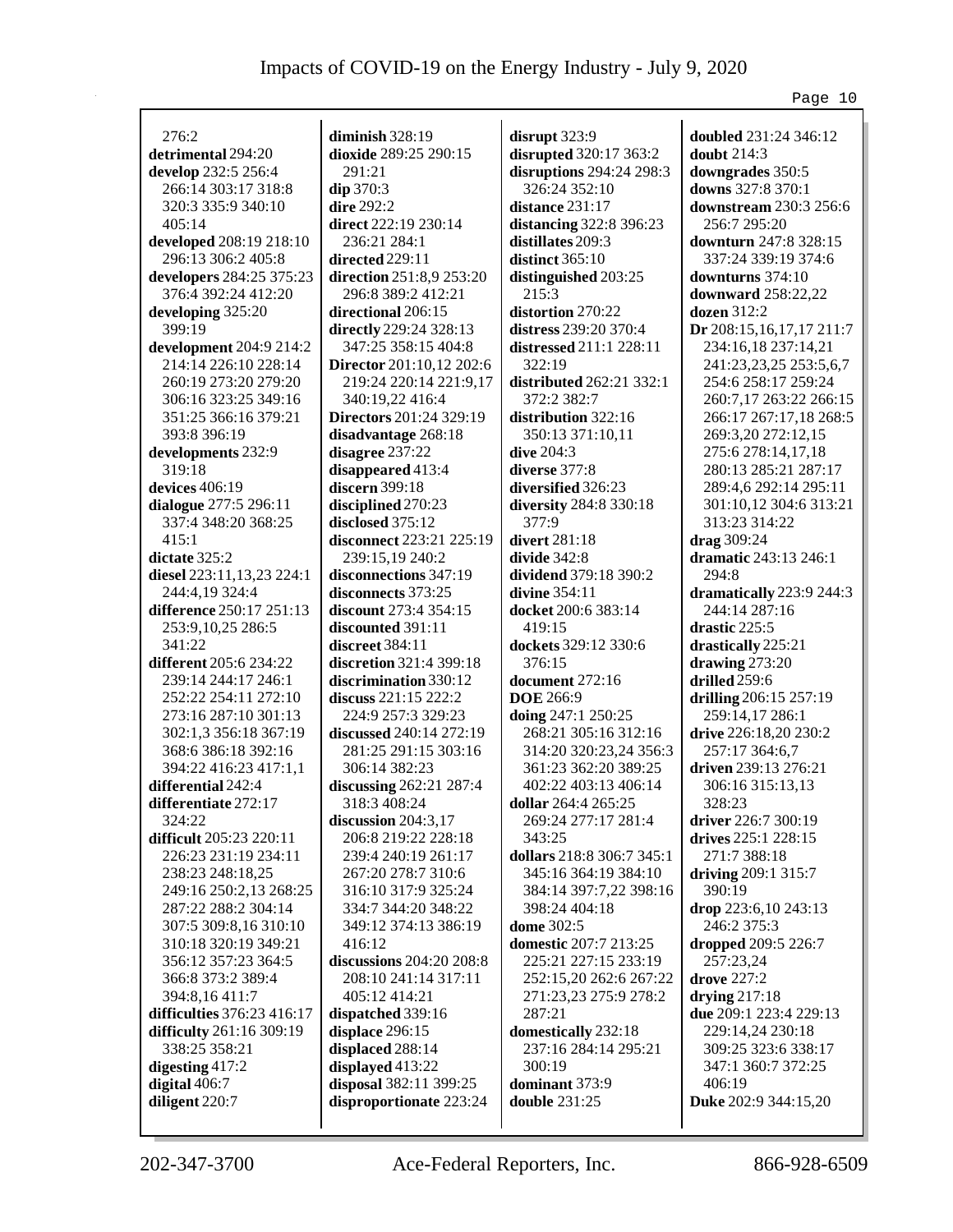276:2
**detrimental** 294:20
**develop** 232:5 256:4 266:14 303:17 318:8 320:3 335:9 340:10 405:14
**developed** 208:19 218:10 296:13 306:2 405:8
**developers** 284:25 375:23 376:4 392:24 412:20
**developing** 325:20 399:19
**development** 204:9 214:2 214:14 226:10 228:14 260:19 273:20 279:20 306:16 323:25 349:16 351:25 366:16 379:21 393:8 396:19
**developments** 232:9 319:18
**devices** 406:19
**dialogue** 277:5 296:11 337:4 348:20 368:25 415:1
**dictate** 325:2
**diesel** 223:11,13,23 224:1 244:4,19 324:4
**difference** 250:17 251:13 253:9,10,25 286:5 341:22
**different** 205:6 234:22 239:14 244:17 246:1 252:22 254:11 272:10 273:16 287:10 301:13 302:1,3 356:18 367:19 368:6 386:18 392:16 394:22 416:23 417:1,1
**differential** 242:4
**differentiate** 272:17 324:22
**difficult** 205:23 220:11 226:23 231:19 234:11 238:23 248:18,25 249:16 250:2,13 268:25 287:22 288:2 304:14 307:5 309:8,16 310:10 310:18 320:19 349:21 356:12 357:23 364:5 366:8 373:2 389:4 394:8,16 411:7
**difficulties** 376:23 416:17
**difficulty** 261:16 309:19 338:25 358:21
**digesting** 417:2
**digital** 406:7
**diligent** 220:7
**diminish** 328:19
**dioxide** 289:25 290:15 291:21
**dip** 370:3
**dire** 292:2
**direct** 222:19 230:14 236:21 284:1
**directed** 229:11
**direction** 251:8,9 253:20 296:8 389:2 412:21
**directional** 206:15
**directly** 229:24 328:13 347:25 358:15 404:8
**Director** 201:10,12 202:6 219:24 220:14 221:9,17 340:19,22 416:4
**Directors** 201:24 329:19
**disadvantage** 268:18
**disagree** 237:22
**disappeared** 413:4
**discern** 399:18
**disciplined** 270:23
**disclosed** 375:12
**disconnect** 223:21 225:19 239:15,19 240:2
**disconnections** 347:19
**disconnects** 373:25
**discount** 273:4 354:15
**discounted** 391:11
**discreet** 384:11
**discretion** 321:4 399:18
**discrimination** 330:12
**discuss** 221:15 222:2 224:9 257:3 329:23
**discussed** 240:14 272:19 281:25 291:15 303:16 306:14 382:23
**discussing** 262:21 287:4 318:3 408:24
**discussion** 204:3,17 206:8 219:22 228:18 239:4 240:19 261:17 267:20 278:7 310:6 316:10 317:9 325:24 334:7 344:20 348:22 349:12 374:13 386:19 416:12
**discussions** 204:20 208:8 208:10 241:14 317:11 405:12 414:21
**dispatched** 339:16
**displace** 296:15
**displaced** 288:14
**displayed** 413:22
**disposal** 382:11 399:25
**disproportionate** 223:24
**disrupt** 323:9
**disrupted** 320:17 363:2
**disruptions** 294:24 298:3 326:24 352:10
**distance** 231:17
**distancing** 322:8 396:23
**distillates** 209:3
**distinct** 365:10
**distinguished** 203:25 215:3
**distortion** 270:22
**distress** 239:20 370:4
**distressed** 211:1 228:11 322:19
**distributed** 262:21 332:1 372:2 382:7
**distribution** 322:16 350:13 371:10,11
**dive** 204:3
**diverse** 377:8
**diversified** 326:23
**diversity** 284:8 330:18 377:9
**divert** 281:18
**divide** 342:8
**dividend** 379:18 390:2
**divine** 354:11
**docket** 200:6 383:14 419:15
**dockets** 329:12 330:6 376:15
**document** 272:16
**DOE** 266:9
**doing** 247:1 250:25 268:21 305:16 312:16 314:20 320:23,24 356:3 361:23 362:20 389:25 402:22 403:13 406:14
**dollar** 264:4 265:25 269:24 277:17 281:4 343:25
**dollars** 218:8 306:7 345:1 345:16 364:19 384:10 384:14 397:7,22 398:16 398:24 404:18
**dome** 302:5
**domestic** 207:7 213:25 225:21 227:15 233:19 252:15,20 262:6 267:22 271:23,23 275:9 278:2 287:21
**domestically** 232:18 237:16 284:14 295:21 300:19
**dominant** 373:9
**double** 231:25
**doubled** 231:24 346:12
**doubt** 214:3
**downgrades** 350:5
**downs** 327:8 370:1
**downstream** 230:3 256:6 256:7 295:20
**downturn** 247:8 328:15 337:24 339:19 374:6
**downturns** 374:10
**downward** 258:22,22
**dozen** 312:2
**Dr** 208:15,16,17,17 211:7 234:16,18 237:14,21 241:23,23,25 253:5,6,7 254:6 258:17 259:24 260:7,17 263:22 266:15 266:17 267:17,18 268:5 269:3,20 272:12,15 275:6 278:14,17,18 280:13 285:21 287:17 289:4,6 292:14 295:11 301:10,12 304:6 313:21 313:23 314:22
**drag** 309:24
**dramatic** 243:13 246:1 294:8
**dramatically** 223:9 244:3 244:14 287:16
**drastic** 225:5
**drastically** 225:21
**drawing** 273:20
**drilled** 259:6
**drilling** 206:15 257:19 259:14,17 286:1
**drive** 226:18,20 230:2 257:17 364:6,7
**driven** 239:13 276:21 306:16 315:13,13 328:23
**driver** 226:7 300:19
**drives** 225:1 228:15 271:7 388:18
**driving** 209:1 315:7 390:19
**drop** 223:6,10 243:13 246:2 375:3
**dropped** 209:5 226:7 257:23,24
**drove** 227:2
**drying** 217:18
**due** 209:1 223:4 229:13 229:14,24 230:18 309:25 323:6 338:17 347:1 360:7 372:25 406:19
**Duke** 202:9 344:15,20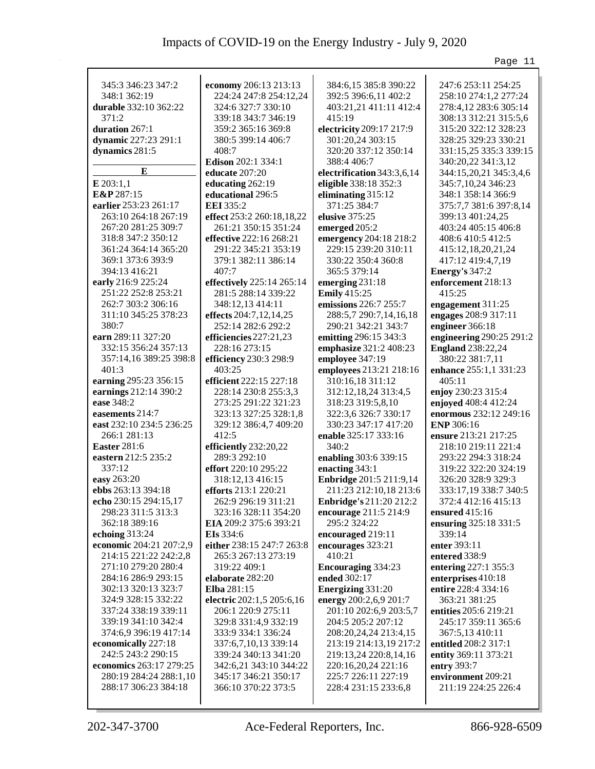345:3 346:23 347:2
348:1 362:19
**durable** 332:10 362:22
371:2
**duration** 267:1
**dynamic** 227:23 291:1
**dynamics** 281:5

**E**

**E** 203:1,1
**E&P** 287:15
**earlier** 253:23 261:17
263:10 264:18 267:19
267:20 281:25 309:7
318:8 347:2 350:12
361:24 364:14 365:20
369:1 373:6 393:9
394:13 416:21
**early** 216:9 225:24
251:22 252:8 253:21
262:7 303:2 306:16
311:10 345:25 378:23
380:7
**earn** 289:11 327:20
332:15 356:24 357:13
357:14,16 389:25 398:8
401:3
**earning** 295:23 356:15
**earnings** 212:14 390:2
**ease** 348:2
**easements** 214:7
**east** 232:10 234:5 236:25
266:1 281:13
**Easter** 281:6
**eastern** 212:5 235:2
337:12
**easy** 263:20
**ebbs** 263:13 394:18
**echo** 230:15 294:15,17
298:23 311:5 313:3
362:18 389:16
**echoing** 313:24
**economic** 204:21 207:2,9
214:15 221:22 242:2,8
271:10 279:20 280:4
284:16 286:9 293:15
302:13 320:13 323:7
324:9 328:15 332:22
337:24 338:19 339:11
339:19 341:10 342:4
374:6,9 396:19 417:14
**economically** 227:18
242:5 243:2 290:15
**economics** 263:17 279:25
280:19 284:24 288:1,10
288:17 306:23 384:18

**economy** 206:13 213:13
224:24 247:8 254:12,24
324:6 327:7 330:10
339:18 343:7 346:19
359:2 365:16 369:8
380:5 399:14 406:7
408:7
**Edison** 202:1 334:1
**educate** 207:20
**educating** 262:19
**educational** 296:5
**EEI** 335:2
**effect** 253:2 260:18,18,22
261:21 350:15 351:24
**effective** 222:16 268:21
291:22 345:21 353:19
379:1 382:11 386:14
407:7
**effectively** 225:14 265:14
281:5 288:14 339:22
348:12,13 414:11
**effects** 204:7,12,14,25
252:14 282:6 292:2
**efficiencies** 227:21,23
228:16 273:15
**efficiency** 230:3 298:9
403:25
**efficient** 222:15 227:18
228:14 230:8 255:3,3
273:25 291:22 321:23
323:13 327:25 328:1,8
329:12 386:4,7 409:20
412:5
**efficiently** 232:20,22
289:3 292:10
**effort** 220:10 295:22
318:12,13 416:15
**efforts** 213:1 220:21
262:9 296:19 311:21
323:16 328:11 354:20
**EIA** 209:2 375:6 393:21
**EIs** 334:6
**either** 238:15 247:7 263:8
265:3 267:13 273:19
319:22 409:1
**elaborate** 282:20
**Elba** 281:15
**electric** 202:1,5 205:6,16
206:1 220:9 275:11
329:8 331:4,9 332:19
333:9 334:1 336:24
337:6,7,10,13 339:14
339:24 340:13 341:20
342:6,21 343:10 344:22
345:17 346:21 350:17
366:10 370:22 373:5

384:6,15 385:8 390:22
392:5 396:6,11 402:2
403:21,21 411:11 412:4
415:19
**electricity** 209:17 217:9
301:20,24 303:15
320:20 337:12 350:14
388:4 406:7
**electrification** 343:3,6,14
**eligible** 338:18 352:3
**eliminating** 315:12
371:25 384:7
**elusive** 375:25
**emerged** 205:2
**emergency** 204:18 218:2
229:15 239:20 310:11
330:22 350:4 360:8
365:5 379:14
**emerging** 231:18
**Emily** 415:25
**emissions** 226:7 255:7
288:5,7 290:7,14,16,18
290:21 342:21 343:7
**emitting** 296:15 343:3
**emphasize** 321:2 408:23
**employee** 347:19
**employees** 213:21 218:16
310:16,18 311:12
312:12,18,24 313:4,5
318:23 319:5,8,10
322:3,6 326:7 330:17
330:23 347:17 417:20
**enable** 325:17 333:16
340:2
**enabling** 303:6 339:15
**enacting** 343:1
**Enbridge** 201:5 211:9,14
211:23 212:10,18 213:6
**Enbridge's** 211:20 212:2
**encourage** 211:5 214:9
295:2 324:22
**encouraged** 219:11
**encourages** 323:21
410:21
**Encouraging** 334:23
**ended** 302:17
**Energizing** 331:20
**energy** 200:2,6,9 201:7
201:10 202:6,9 203:5,7
204:5 205:2 207:12
208:20,24,24 213:4,15
213:19 214:13,19 217:2
219:13,24 220:8,14,16
220:16,20,24 221:16
225:7 226:11 227:19
228:4 231:15 233:6,8

247:6 253:11 254:25
258:10 274:1,2 277:24
278:4,12 283:6 305:14
308:13 312:21 315:5,6
315:20 322:12 328:23
328:25 329:23 330:21
331:15,25 335:3 339:15
340:20,22 341:3,12
344:15,20,21 345:3,4,6
345:7,10,24 346:23
348:1 358:14 366:9
375:7,7 381:6 397:8,14
399:13 401:24,25
403:24 405:15 406:8
408:6 410:5 412:5
415:12,18,20,21,24
417:12 419:4,7,19
**Energy's** 347:2
**enforcement** 218:13
415:25
**engagement** 311:25
**engages** 208:9 317:11
**engineer** 366:18
**engineering** 290:25 291:2
**England** 238:22,24
380:22 381:7,11
**enhance** 255:1,1 331:23
405:11
**enjoy** 230:23 315:4
**enjoyed** 408:4 412:24
**enormous** 232:12 249:16
**ENP** 306:16
**ensure** 213:21 217:25
218:10 219:11 221:4
293:22 294:3 318:24
319:22 322:20 324:19
326:20 328:9 329:3
333:17,19 338:7 340:5
372:4 412:16 415:13
**ensured** 415:16
**ensuring** 325:18 331:5
339:14
**enter** 393:11
**entered** 338:9
**entering** 227:1 355:3
**enterprises** 410:18
**entire** 228:4 334:16
363:21 381:25
**entities** 205:6 219:21
245:17 359:11 365:6
367:5,13 410:11
**entitled** 208:2 317:1
**entity** 369:11 373:21
**entry** 393:7
**environment** 209:21
211:19 224:25 226:4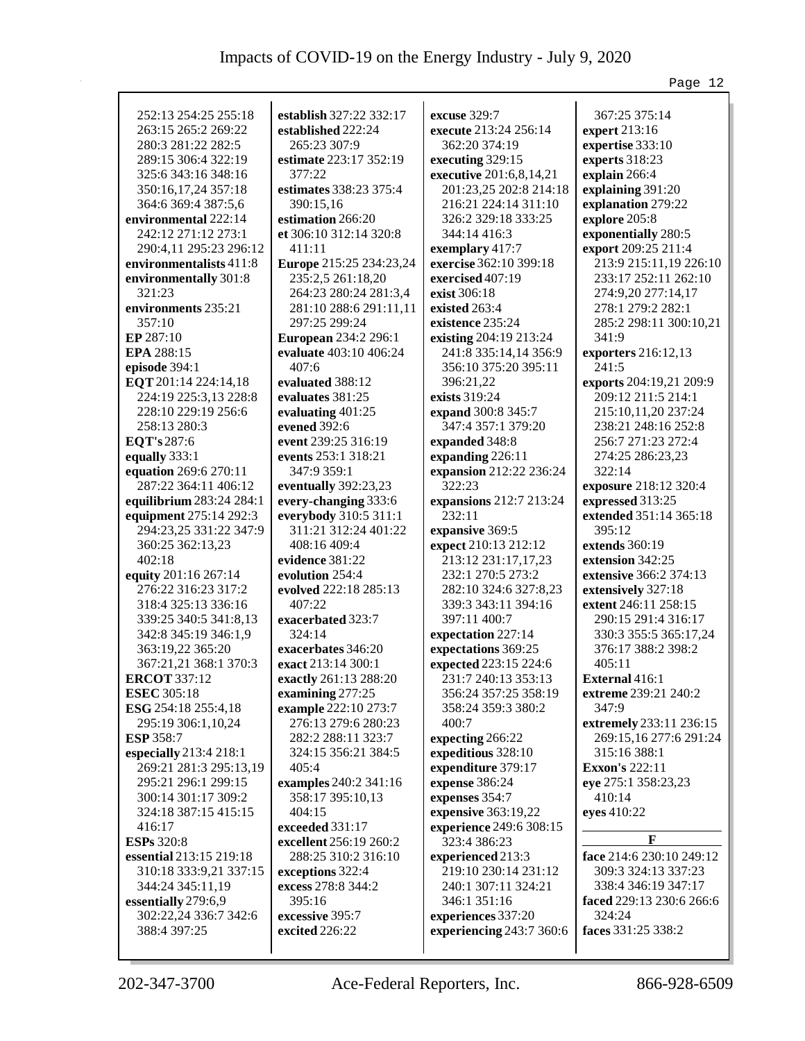252:13 254:25 255:18 263:15 265:2 269:22 280:3 281:22 282:5 289:15 306:4 322:19 325:6 343:16 348:16 350:16,17,24 357:18 364:6 369:4 387:5,6
**environmental** 222:14 242:12 271:12 273:1 290:4,11 295:23 296:12
**environmentalists** 411:8
**environmentally** 301:8 321:23
**environments** 235:21 357:10
**EP** 287:10
**EPA** 288:15
**episode** 394:1
**EQT** 201:14 224:14,18 224:19 225:3,13 228:8 228:10 229:19 256:6 258:13 280:3
**EQT's** 287:6
**equally** 333:1
**equation** 269:6 270:11 287:22 364:11 406:12
**equilibrium** 283:24 284:1
**equipment** 275:14 292:3 294:23,25 331:22 347:9 360:25 362:13,23 402:18
**equity** 201:16 267:14 276:22 316:23 317:2 318:4 325:13 336:16 339:25 340:5 341:8,13 342:8 345:19 346:1,9 363:19,22 365:20 367:21,21 368:1 370:3
**ERCOT** 337:12
**ESEC** 305:18
**ESG** 254:18 255:4,18 295:19 306:1,10,24
**ESP** 358:7
**especially** 213:4 218:1 269:21 281:3 295:13,19 295:21 296:1 299:15 300:14 301:17 309:2 324:18 387:15 415:15 416:17
**ESPs** 320:8
**essential** 213:15 219:18 310:18 333:9,21 337:15 344:24 345:11,19
**essentially** 279:6,9 302:22,24 336:7 342:6 388:4 397:25
**establish** 327:22 332:17
**established** 222:24 265:23 307:9
**estimate** 223:17 352:19 377:22
**estimates** 338:23 375:4 390:15,16
**estimation** 266:20
**et** 306:10 312:14 320:8 411:11
**Europe** 215:25 234:23,24 235:2,5 261:18,20 264:23 280:24 281:3,4 281:10 288:6 291:11,11 297:25 299:24
**European** 234:2 296:1
**evaluate** 403:10 406:24 407:6
**evaluated** 388:12
**evaluates** 381:25
**evaluating** 401:25
**evened** 392:6
**event** 239:25 316:19
**events** 253:1 318:21 347:9 359:1
**eventually** 392:23,23
**every-changing** 333:6
**everybody** 310:5 311:1 311:21 312:24 401:22 408:16 409:4
**evidence** 381:22
**evolution** 254:4
**evolved** 222:18 285:13 407:22
**exacerbated** 323:7 324:14
**exacerbates** 346:20
**exact** 213:14 300:1
**exactly** 261:13 288:20
**examining** 277:25
**example** 222:10 273:7 276:13 279:6 280:23 282:2 288:11 323:7 324:15 356:21 384:5 405:4
**examples** 240:2 341:16 358:17 395:10,13 404:15
**exceeded** 331:17
**excellent** 256:19 260:2 288:25 310:2 316:10
**exceptions** 322:4
**excess** 278:8 344:2 395:16
**excessive** 395:7
**excited** 226:22
**excuse** 329:7
**execute** 213:24 256:14 362:20 374:19
**executing** 329:15
**executive** 201:6,8,14,21 201:23,25 202:8 214:18 216:21 224:14 311:10 326:2 329:18 333:25 344:14 416:3
**exemplary** 417:7
**exercise** 362:10 399:18
**exercised** 407:19
**exist** 306:18
**existed** 263:4
**existence** 235:24
**existing** 204:19 213:24 241:8 335:14,14 356:9 356:10 375:20 395:11 396:21,22
**exists** 319:24
**expand** 300:8 345:7 347:4 357:1 379:20
**expanded** 348:8
**expanding** 226:11
**expansion** 212:22 236:24 322:23
**expansions** 212:7 213:24 232:11
**expansive** 369:5
**expect** 210:13 212:12 213:12 231:17,17,23 232:1 270:5 273:2 282:10 324:6 327:8,23 339:3 343:11 394:16 397:11 400:7
**expectation** 227:14
**expectations** 369:25
**expected** 223:15 224:6 231:7 240:13 353:13 356:24 357:25 358:19 358:24 359:3 380:2 400:7
**expecting** 266:22
**expeditious** 328:10
**expenditure** 379:17
**expense** 386:24
**expenses** 354:7
**expensive** 363:19,22
**experience** 249:6 308:15 323:4 386:23
**experienced** 213:3 219:10 230:14 231:12 240:1 307:11 324:21 346:1 351:16
**experiences** 337:20
**experiencing** 243:7 360:6
367:25 375:14
**expert** 213:16
**expertise** 333:10
**experts** 318:23
**explain** 266:4
**explaining** 391:20
**explanation** 279:22
**explore** 205:8
**exponentially** 280:5
**export** 209:25 211:4 213:9 215:11,19 226:10 233:17 252:11 262:10 274:9,20 277:14,17 278:1 279:2 282:1 285:2 298:11 300:10,21 341:9
**exporters** 216:12,13 241:5
**exports** 204:19,21 209:9 209:12 211:5 214:1 215:10,11,20 237:24 238:21 248:16 252:8 256:7 271:23 272:4 274:25 286:23,23 322:14
**exposure** 218:12 320:4
**expressed** 313:25
**extended** 351:14 365:18 395:12
**extends** 360:19
**extension** 342:25
**extensive** 366:2 374:13
**extensively** 327:18
**extent** 246:11 258:15 290:15 291:4 316:17 330:3 355:5 365:17,24 376:17 388:2 398:2 405:11
**External** 416:1
**extreme** 239:21 240:2 347:9
**extremely** 233:11 236:15 269:15,16 277:6 291:24 315:16 388:1
**Exxon's** 222:11
**eye** 275:1 358:23,23 410:14
**eyes** 410:22

## F

**face** 214:6 230:10 249:12 309:3 324:13 337:23 338:4 346:19 347:17
**faced** 229:13 230:6 266:6 324:24
**faces** 331:25 338:2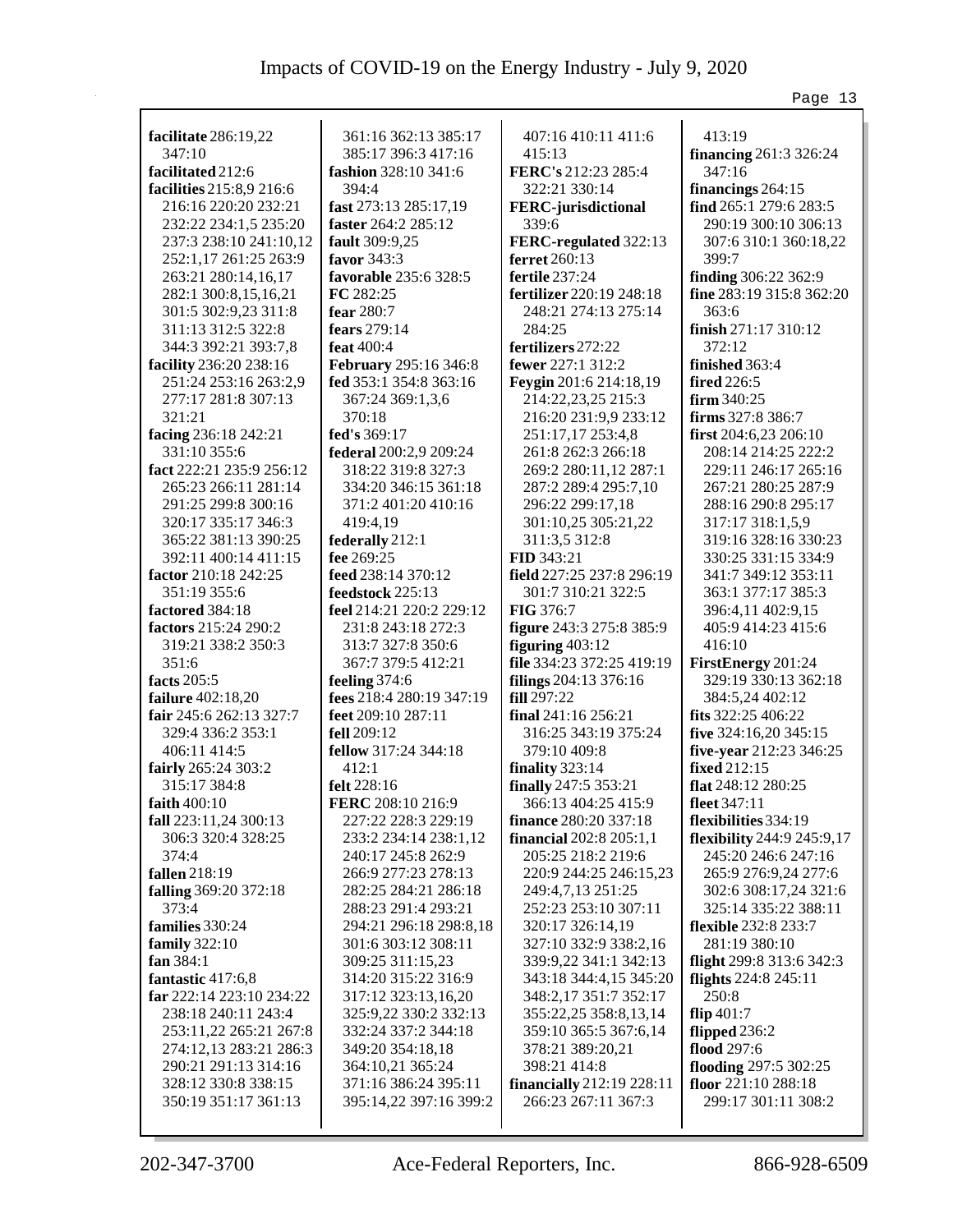**facilitate** 286:19,22 347:10
**facilitated** 212:6
**facilities** 215:8,9 216:6 216:16 220:20 232:21 232:22 234:1,5 235:20 237:3 238:10 241:10,12 252:1,17 261:25 263:9 263:21 280:14,16,17 282:1 300:8,15,16,21 301:5 302:9,23 311:8 311:13 312:5 322:8 344:3 392:21 393:7,8
**facility** 236:20 238:16 251:24 253:16 263:2,9 277:17 281:8 307:13 321:21
**facing** 236:18 242:21 331:10 355:6
**fact** 222:21 235:9 256:12 265:23 266:11 281:14 291:25 299:8 300:16 320:17 335:17 346:3 365:22 381:13 390:25 392:11 400:14 411:15
**factor** 210:18 242:25 351:19 355:6
**factored** 384:18
**factors** 215:24 290:2 319:21 338:2 350:3 351:6
**facts** 205:5
**failure** 402:18,20
**fair** 245:6 262:13 327:7 329:4 336:2 353:1 406:11 414:5
**fairly** 265:24 303:2 315:17 384:8
**faith** 400:10
**fall** 223:11,24 300:13 306:3 320:4 328:25 374:4
**fallen** 218:19
**falling** 369:20 372:18 373:4
**families** 330:24
**family** 322:10
**fan** 384:1
**fantastic** 417:6,8
**far** 222:14 223:10 234:22 238:18 240:11 243:4 253:11,22 265:21 267:8 274:12,13 283:21 286:3 290:21 291:13 314:16 328:12 330:8 338:15 350:19 351:17 361:13 361:16 362:13 385:17 385:17 396:3 417:16
**fashion** 328:10 341:6 394:4
**fast** 273:13 285:17,19
**faster** 264:2 285:12
**fault** 309:9,25
**favor** 343:3
**favorable** 235:6 328:5
**FC** 282:25
**fear** 280:7
**fears** 279:14
**feat** 400:4
**February** 295:16 346:8
**fed** 353:1 354:8 363:16 367:24 369:1,3,6 370:18
**fed's** 369:17
**federal** 200:2,9 209:24 318:22 319:8 327:3 334:20 346:15 361:18 371:2 401:20 410:16 419:4,19
**federally** 212:1
**fee** 269:25
**feed** 238:14 370:12
**feedstock** 225:13
**feel** 214:21 220:2 229:12 231:8 243:18 272:3 313:7 327:8 350:6 367:7 379:5 412:21
**feeling** 374:6
**fees** 218:4 280:19 347:19
**feet** 209:10 287:11
**fell** 209:12
**fellow** 317:24 344:18 412:1
**felt** 228:16
**FERC** 208:10 216:9 227:22 228:3 229:19 233:2 234:14 238:1,12 240:17 245:8 262:9 266:9 277:23 278:13 282:25 284:21 286:18 288:23 291:4 293:21 294:21 296:18 298:8,18 301:6 303:12 308:11 309:25 311:15,23 314:20 315:22 316:9 317:12 323:13,16,20 325:9,22 330:2 332:13 332:24 337:2 344:18 349:20 354:18,18 364:10,21 365:24 371:16 386:24 395:11 395:14,22 397:16 399:2 407:16 410:11 411:6 415:13
**FERC's** 212:23 285:4 322:21 330:14
**FERC-jurisdictional** 339:6
**FERC-regulated** 322:13
**ferret** 260:13
**fertile** 237:24
**fertilizer** 220:19 248:18 248:21 274:13 275:14 284:25
**fertilizers** 272:22
**fewer** 227:1 312:2
**Feygin** 201:6 214:18,19 214:22,23,25 215:3 216:20 231:9,9 233:12 251:17,17 253:4,8 261:8 262:3 266:18 269:2 280:11,12 287:1 287:2 289:4 295:7,10 296:22 299:17,18 301:10,25 305:21,22 311:3,5 312:8
**FID** 343:21
**field** 227:25 237:8 296:19 301:7 310:21 322:5
**FIG** 376:7
**figure** 243:3 275:8 385:9
**figuring** 403:12
**file** 334:23 372:25 419:19
**filings** 204:13 376:16
**fill** 297:22
**final** 241:16 256:21 316:25 343:19 375:24 379:10 409:8
**finality** 323:14
**finally** 247:5 353:21 366:13 404:25 415:9
**finance** 280:20 337:18
**financial** 202:8 205:1,1 205:25 218:2 219:6 220:9 244:25 246:15,23 249:4,7,13 251:25 252:23 253:10 307:11 320:17 326:14,19 327:10 332:9 338:2,16 339:9,22 341:1 342:13 343:18 344:4,15 345:20 348:2,17 351:7 352:17 355:22,25 358:8,13,14 359:10 365:5 367:6,14 378:21 389:20,21 398:21 414:8
**financially** 212:19 228:11 266:23 267:11 367:3 413:19
**financing** 261:3 326:24 347:16
**financings** 264:15
**find** 265:1 279:6 283:5 290:19 300:10 306:13 307:6 310:1 360:18,22 399:7
**finding** 306:22 362:9
**fine** 283:19 315:8 362:20 363:6
**finish** 271:17 310:12 372:12
**finished** 363:4
**fired** 226:5
**firm** 340:25
**firms** 327:8 386:7
**first** 204:6,23 206:10 208:14 214:25 222:2 229:11 246:17 265:16 267:21 280:25 287:9 288:16 290:8 295:17 317:17 318:1,5,9 319:16 328:16 330:23 330:25 331:15 334:9 341:7 349:12 353:11 363:1 377:17 385:3 396:4,11 402:9,15 405:9 414:23 415:6 416:10
**FirstEnergy** 201:24 329:19 330:13 362:18 384:5,24 402:12
**fits** 322:25 406:22
**five** 324:16,20 345:15
**five-year** 212:23 346:25
**fixed** 212:15
**flat** 248:12 280:25
**fleet** 347:11
**flexibilities** 334:19
**flexibility** 244:9 245:9,17 245:20 246:6 247:16 265:9 276:9,24 277:6 302:6 308:17,24 321:6 325:14 335:22 388:11
**flexible** 232:8 233:7 281:19 380:10
**flight** 299:8 313:6 342:3
**flights** 224:8 245:11 250:8
**flip** 401:7
**flipped** 236:2
**flood** 297:6
**flooding** 297:5 302:25
**floor** 221:10 288:18 299:17 301:11 308:2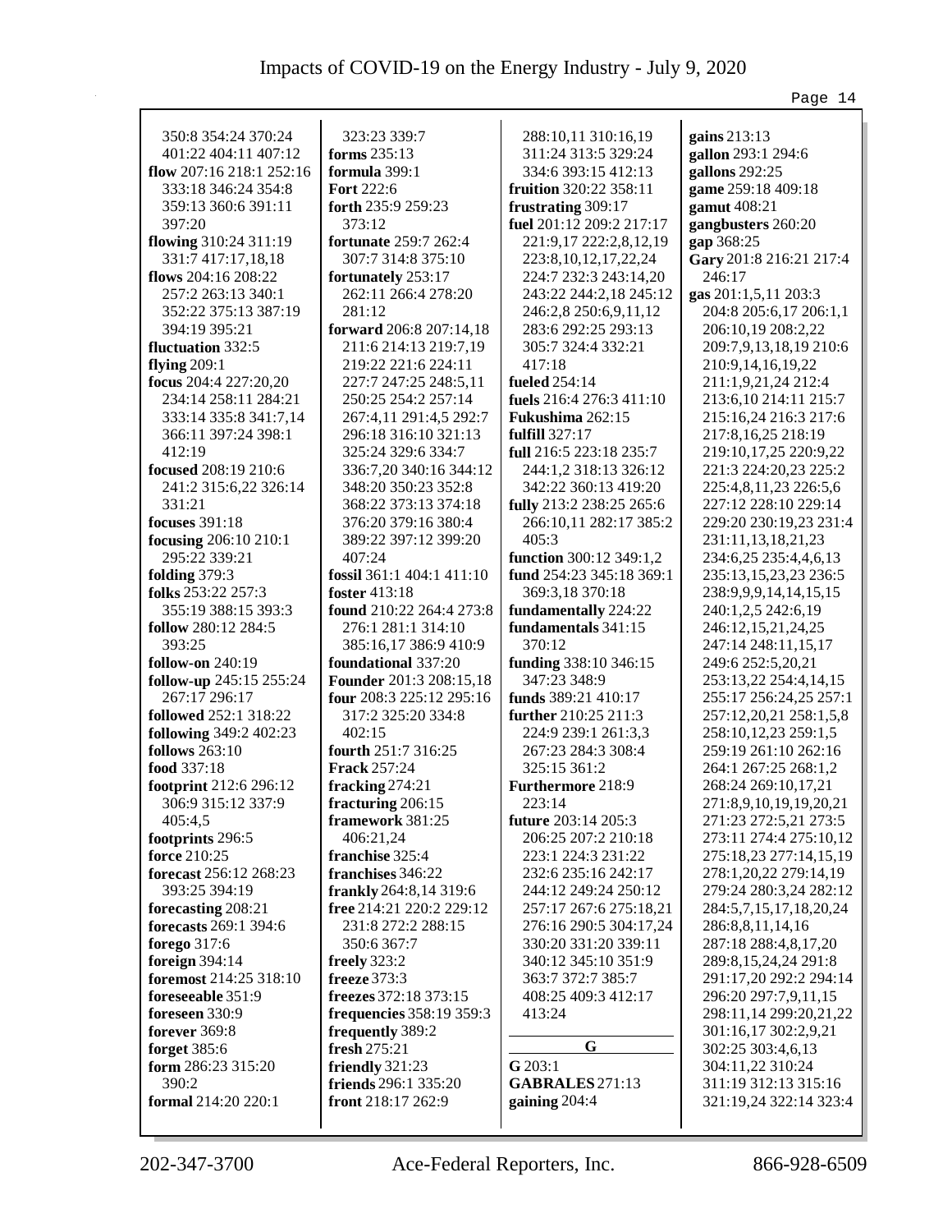350:8 354:24 370:24
401:22 404:11 407:12
**flow** 207:16 218:1 252:16
333:18 346:24 354:8
359:13 360:6 391:11
397:20
**flowing** 310:24 311:19
331:7 417:17,18,18
**flows** 204:16 208:22
257:2 263:13 340:1
352:22 375:13 387:19
394:19 395:21
**fluctuation** 332:5
**flying** 209:1
**focus** 204:4 227:20,20
234:14 258:11 284:21
333:14 335:8 341:7,14
366:11 397:24 398:1
412:19
**focused** 208:19 210:6
241:2 315:6,22 326:14
331:21
**focuses** 391:18
**focusing** 206:10 210:1
295:22 339:21
**folding** 379:3
**folks** 253:22 257:3
355:19 388:15 393:3
**follow** 280:12 284:5
393:25
**follow-on** 240:19
**follow-up** 245:15 255:24
267:17 296:17
**followed** 252:1 318:22
**following** 349:2 402:23
**follows** 263:10
**food** 337:18
**footprint** 212:6 296:12
306:9 315:12 337:9
405:4,5
**footprints** 296:5
**force** 210:25
**forecast** 256:12 268:23
393:25 394:19
**forecasting** 208:21
**forecasts** 269:1 394:6
**forego** 317:6
**foreign** 394:14
**foremost** 214:25 318:10
**foreseeable** 351:9
**foreseen** 330:9
**forever** 369:8
**forget** 385:6
**form** 286:23 315:20
390:2
**formal** 214:20 220:1
323:23 339:7
**forms** 235:13
**formula** 399:1
**Fort** 222:6
**forth** 235:9 259:23
373:12
**fortunate** 259:7 262:4
307:7 314:8 375:10
**fortunately** 253:17
262:11 266:4 278:20
281:12
**forward** 206:8 207:14,18
211:6 214:13 219:7,19
219:22 221:6 224:11
227:7 247:25 248:5,11
250:25 254:2 257:14
267:4,11 291:4,5 292:7
296:18 316:10 321:13
325:24 329:6 334:7
336:7,20 340:16 344:12
348:20 350:23 352:8
368:22 373:13 374:18
376:20 379:16 380:4
389:22 397:12 399:20
407:24
**fossil** 361:1 404:1 411:10
**foster** 413:18
**found** 210:22 264:4 273:8
276:1 281:1 314:10
385:16,17 386:9 410:9
**foundational** 337:20
**Founder** 201:3 208:15,18
**four** 208:3 225:12 295:16
317:2 325:20 334:8
402:15
**fourth** 251:7 316:25
**Frack** 257:24
**fracking** 274:21
**fracturing** 206:15
**framework** 381:25
406:21,24
**franchise** 325:4
**franchises** 346:22
**frankly** 264:8,14 319:6
**free** 214:21 220:2 229:12
231:8 272:2 288:15
350:6 367:7
**freely** 323:2
**freeze** 373:3
**freezes** 372:18 373:15
**frequencies** 358:19 359:3
**frequently** 389:2
**fresh** 275:21
**friendly** 321:23
**friends** 296:1 335:20
**front** 218:17 262:9
288:10,11 310:16,19
311:24 313:5 329:24
334:6 393:15 412:13
**fruition** 320:22 358:11
**frustrating** 309:17
**fuel** 201:12 209:2 217:17
221:9,17 222:2,8,12,19
223:8,10,12,17,22,24
224:7 232:3 243:14,20
243:22 244:2,18 245:12
246:2,8 250:6,9,11,12
283:6 292:25 293:13
305:7 324:4 332:21
417:18
**fueled** 254:14
**fuels** 216:4 276:3 411:10
**Fukushima** 262:15
**fulfill** 327:17
**full** 216:5 223:18 235:7
244:1,2 318:13 326:12
342:22 360:13 419:20
**fully** 213:2 238:25 265:6
266:10,11 282:17 385:2
405:3
**function** 300:12 349:1,2
**fund** 254:23 345:18 369:1
369:3,18 370:18
**fundamentally** 224:22
**fundamentals** 341:15
370:12
**funding** 338:10 346:15
347:23 348:9
**funds** 389:21 410:17
**further** 210:25 211:3
224:9 239:1 261:3,3
267:23 284:3 308:4
325:15 361:2
**Furthermore** 218:9
223:14
**future** 203:14 205:3
206:25 207:2 210:18
223:1 224:3 231:22
232:6 235:16 242:17
244:12 249:24 250:12
257:17 267:6 275:18,21
276:16 290:5 304:17,24
330:20 331:20 339:11
340:12 345:10 351:9
363:7 372:7 385:7
408:25 409:3 412:17
413:24

## G

**G** 203:1
**GABRALES** 271:13
**gaining** 204:4
**gains** 213:13
**gallon** 293:1 294:6
**gallons** 292:25
**game** 259:18 409:18
**gamut** 408:21
**gangbusters** 260:20
**gap** 368:25
**Gary** 201:8 216:21 217:4
246:17
**gas** 201:1,5,11 203:3
204:8 205:6,17 206:1,1
206:10,19 208:2,22
209:7,9,13,18,19 210:6
210:9,14,16,19,22
211:1,9,21,24 212:4
213:6,10 214:11 215:7
215:16,24 216:3 217:6
217:8,16,25 218:19
219:10,17,25 220:9,22
221:3 224:20,23 225:2
225:4,8,11,23 226:5,6
227:12 228:10 229:14
229:20 230:19,23 231:4
231:11,13,18,21,23
234:6,25 235:4,4,6,13
235:13,15,23,23 236:5
238:9,9,9,14,14,15,15
240:1,2,5 242:6,19
246:12,15,21,24,25
247:14 248:11,15,17
249:6 252:5,20,21
253:13,22 254:4,14,15
255:17 256:24,25 257:1
257:12,20,21 258:1,5,8
258:10,12,23 259:1,5
259:19 261:10 262:16
264:1 267:25 268:1,2
268:24 269:10,17,21
271:8,9,10,19,19,20,21
271:23 272:5,21 273:5
273:11 274:4 275:10,12
275:18,23 277:14,15,19
278:1,20,22 279:14,19
279:24 280:3,24 282:12
284:5,7,15,17,18,20,24
286:8,8,11,14,16
287:18 288:4,8,17,20
289:8,15,24,24 291:8
291:17,20 292:2 294:14
296:20 297:7,9,11,15
298:11,14 299:20,21,22
301:16,17 302:2,9,21
302:25 303:4,6,13
304:11,22 310:24
311:19 312:13 315:16
321:19,24 322:14 323:4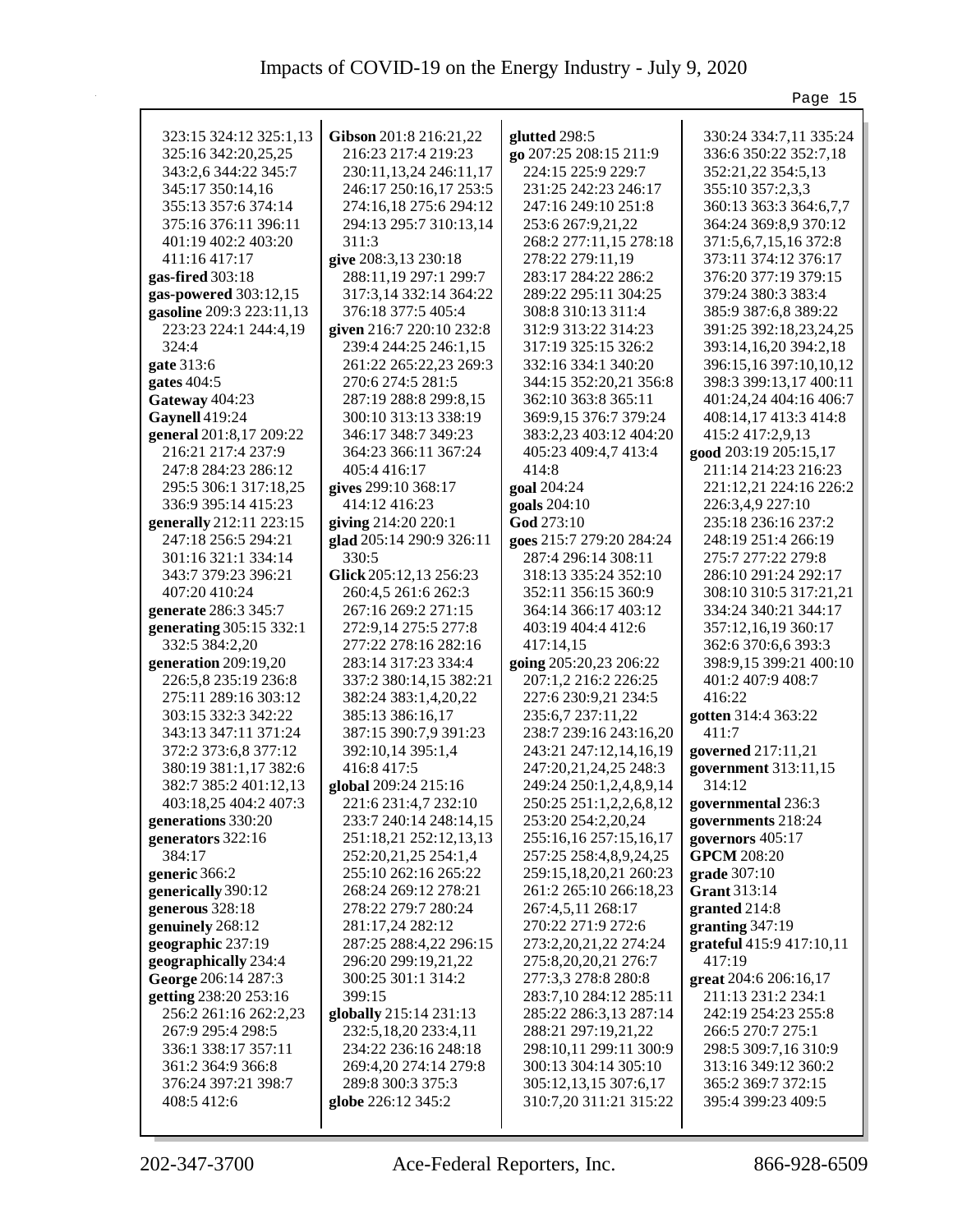323:15 324:12 325:1,13 325:16 342:20,25,25 343:2,6 344:22 345:7 345:17 350:14,16 355:13 357:6 374:14 375:16 376:11 396:11 401:19 402:2 403:20 411:16 417:17
**gas-fired** 303:18
**gas-powered** 303:12,15
**gasoline** 209:3 223:11,13 223:23 224:1 244:4,19 324:4
**gate** 313:6
**gates** 404:5
**Gateway** 404:23
**Gaynell** 419:24
**general** 201:8,17 209:22 216:21 217:4 237:9 247:8 284:23 286:12 295:5 306:1 317:18,25 336:9 395:14 415:23
**generally** 212:11 223:15 247:18 256:5 294:21 301:16 321:1 334:14 343:7 379:23 396:21 407:20 410:24
**generate** 286:3 345:7
**generating** 305:15 332:1 332:5 384:2,20
**generation** 209:19,20 226:5,8 235:19 236:8 275:11 289:16 303:12 303:15 332:3 342:22 343:13 347:11 371:24 372:2 373:6,8 377:12 380:19 381:1,17 382:6 382:7 385:2 401:12,13 403:18,25 404:2 407:3
**generations** 330:20
**generators** 322:16 384:17
**generic** 366:2
**generically** 390:12
**generous** 328:18
**genuinely** 268:12
**geographic** 237:19
**geographically** 234:4
**George** 206:14 287:3
**getting** 238:20 253:16 256:2 261:16 262:2,23 267:9 295:4 298:5 336:1 338:17 357:11 361:2 364:9 366:8 376:24 397:21 398:7 408:5 412:6
**Gibson** 201:8 216:21,22 216:23 217:4 219:23 230:11,13,24 246:11,17 246:17 250:16,17 253:5 274:16,18 275:6 294:12 294:13 295:7 310:13,14 311:3
**give** 208:3,13 230:18 288:11,19 297:1 299:7 317:3,14 332:14 364:22 376:18 377:5 405:4
**given** 216:7 220:10 232:8 239:4 244:25 246:1,15 261:22 265:22,23 269:3 270:6 274:5 281:5 287:19 288:8 299:8,15 300:10 313:13 338:19 346:17 348:7 349:23 364:23 366:11 367:24 405:4 416:17
**gives** 299:10 368:17 414:12 416:23
**giving** 214:20 220:1
**glad** 205:14 290:9 326:11 330:5
**Glick** 205:12,13 256:23 260:4,5 261:6 262:3 267:16 269:2 271:15 272:9,14 275:5 277:8 277:22 278:16 282:16 283:14 317:23 334:4 337:2 380:14,15 382:21 382:24 383:1,4,20,22 385:13 386:16,17 387:15 390:7,9 391:23 392:10,14 395:1,4 416:8 417:5
**global** 209:24 215:16 221:6 231:4,7 232:10 233:7 240:14 248:14,15 251:18,21 252:12,13,13 252:20,21,25 254:1,4 255:10 262:16 265:22 268:24 269:12 278:21 278:22 279:7 280:24 281:17,24 282:12 287:25 288:4,22 296:15 296:20 299:19,21,22 300:25 301:1 314:2 399:15
**globally** 215:14 231:13 232:5,18,20 233:4,11 234:22 236:16 248:18 269:4,20 274:14 279:8 289:8 300:3 375:3
**globe** 226:12 345:2
**glutted** 298:5
**go** 207:25 208:15 211:9 224:15 225:9 229:7 231:25 242:23 246:17 247:16 249:10 251:8 253:6 267:9,21,22 268:2 277:11,15 278:18 278:22 279:11,19 283:17 284:22 286:2 289:22 295:11 304:25 308:8 310:13 311:4 312:9 313:22 314:23 317:19 325:15 326:2 332:16 334:1 340:20 344:15 352:20,21 356:8 362:10 363:8 365:11 369:9,15 376:7 379:24 383:2,23 403:12 404:20 405:23 409:4,7 413:4 414:8
**goal** 204:24
**goals** 204:10
**God** 273:10
**goes** 215:7 279:20 284:24 287:4 296:14 308:11 318:13 335:24 352:10 352:11 356:15 360:9 364:14 366:17 403:12 403:19 404:4 412:6 417:14,15
**going** 205:20,23 206:22 207:1,2 216:2 226:25 227:6 230:9,21 234:5 235:6,7 237:11,22 238:7 239:16 243:16,20 243:21 247:12,14,16,19 247:20,21,24,25 248:3 249:24 250:1,2,4,8,9,14 250:25 251:1,2,2,6,8,12 253:20 254:2,20,24 255:16,16 257:15,16,17 257:25 258:4,8,9,24,25 259:15,18,20,21 260:23 261:2 265:10 266:18,23 267:4,5,11 268:17 270:22 271:9 272:6 273:2,20,21,22 274:24 275:8,20,20,21 276:7 277:3,3 278:8 280:8 283:7,10 284:12 285:11 285:22 286:3,13 287:14 288:21 297:19,21,22 298:10,11 299:11 300:9 300:13 304:14 305:10 305:12,13,15 307:6,17 310:7,20 311:21 315:22 330:24 334:7,11 335:24 336:6 350:22 352:7,18 352:21,22 354:5,13 355:10 357:2,3,3 360:13 363:3 364:6,7,7 364:24 369:8,9 370:12 371:5,6,7,15,16 372:8 373:11 374:12 376:17 376:20 377:19 379:15 379:24 380:3 383:4 385:9 387:6,8 389:22 391:25 392:18,23,24,25 393:14,16,20 394:2,18 396:15,16 397:10,10,12 398:3 399:13,17 400:11 401:24,24 404:16 406:7 408:14,17 413:3 414:8 415:2 417:2,9,13
**good** 203:19 205:15,17 211:14 214:23 216:23 221:12,21 224:16 226:2 226:3,4,9 227:10 235:18 236:16 237:2 248:19 251:4 266:19 275:7 277:22 279:8 286:10 291:24 292:17 308:10 310:5 317:21,21 334:24 340:21 344:17 357:12,16,19 360:17 362:6 370:6,6 393:3 398:9,15 399:21 400:10 401:2 407:9 408:7 416:22
**gotten** 314:4 363:22 411:7
**governed** 217:11,21
**government** 313:11,15 314:12
**governmental** 236:3
**governments** 218:24
**governors** 405:17
**GPCM** 208:20
**grade** 307:10
**Grant** 313:14
**granted** 214:8
**granting** 347:19
**grateful** 415:9 417:10,11 417:19
**great** 204:6 206:16,17 211:13 231:2 234:1 242:19 254:23 255:8 266:5 270:7 275:1 298:5 309:7,16 310:9 313:16 349:12 360:2 365:2 369:7 372:15 395:4 399:23 409:5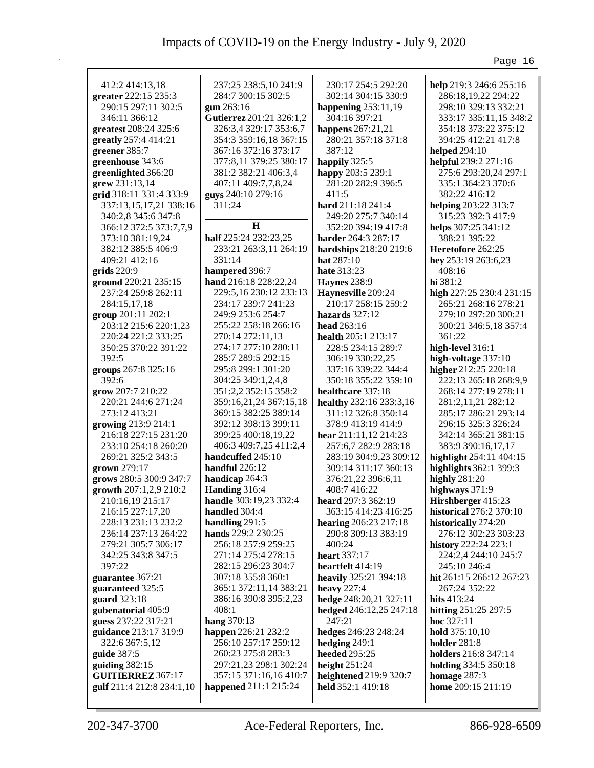412:2 414:13,18
**greater** 222:15 235:3 290:15 297:11 302:5 346:11 366:12
**greatest** 208:24 325:6
**greatly** 257:4 414:21
**greener** 385:7
**greenhouse** 343:6
**greenlighted** 366:20
**grew** 231:13,14
**grid** 318:11 331:4 333:9 337:13,15,17,21 338:16 340:2,8 345:6 347:8 366:12 372:5 373:7,7,9 373:10 381:19,24 382:12 385:5 406:9 409:21 412:16
**grids** 220:9
**ground** 220:21 235:15 237:24 259:8 262:11 284:15,17,18
**group** 201:11 202:1 203:12 215:6 220:1,23 220:24 221:2 333:25 350:25 370:22 391:22 392:5
**groups** 267:8 325:16 392:6
**grow** 207:7 210:22 220:21 244:6 271:24 273:12 413:21
**growing** 213:9 214:1 216:18 227:15 231:20 233:10 254:18 260:20 269:21 325:2 343:5
**grown** 279:17
**grows** 280:5 300:9 347:7
**growth** 207:1,2,9 210:2 210:16,19 215:17 216:15 227:17,20 228:13 231:13 232:2 236:14 237:13 264:22 279:21 305:7 306:17 342:25 343:8 347:5 397:22
**guarantee** 367:21
**guaranteed** 325:5
**guard** 323:18
**gubenatorial** 405:9
**guess** 237:22 317:21
**guidance** 213:17 319:9 322:6 367:5,12
**guide** 387:5
**guiding** 382:15
**GUITIERREZ** 367:17
**gulf** 211:4 212:8 234:1,10 237:25 238:5,10 241:9 284:7 300:15 302:5
**gun** 263:16
**Gutierrez** 201:21 326:1,2 326:3,4 329:17 353:6,7 354:3 359:16,18 367:15 367:16 372:16 373:17 377:8,11 379:25 380:17 381:2 382:21 406:3,4 407:11 409:7,7,8,24
**guys** 240:10 279:16 311:24

**H**

**half** 225:24 232:23,25 233:21 263:3,11 264:19 331:14
**hampered** 396:7
**hand** 216:18 228:22,24 229:5,16 230:12 233:13 234:17 239:7 241:23 249:9 253:6 254:7 255:22 258:18 266:16 270:14 272:11,13 274:17 277:10 280:11 285:7 289:5 292:15 295:8 299:1 301:20 304:25 349:1,2,4,8 351:2,2 352:15 358:2 359:16,21,24 367:15,18 369:15 382:25 389:14 392:12 398:13 399:11 399:25 400:18,19,22 406:3 409:7,25 411:2,4
**handcuffed** 245:10
**handful** 226:12
**handicap** 264:3
**Handing** 316:4
**handle** 303:19,23 332:4
**handled** 304:4
**handling** 291:5
**hands** 229:2 230:25 256:18 257:9 259:25 271:14 275:4 278:15 282:15 296:23 304:7 307:18 355:8 360:1 365:1 372:11,14 383:21 386:16 390:8 395:2,23 408:1
**hang** 370:13
**happen** 226:21 232:2 256:10 257:17 259:12 260:23 275:8 283:3 297:21,23 298:1 302:24 357:15 371:16,16 410:7
**happened** 211:1 215:24 230:17 254:5 292:20 302:14 304:15 330:9
**happening** 253:11,19 304:16 397:21
**happens** 267:21,21 280:21 357:18 371:8 387:12
**happily** 325:5
**happy** 203:5 239:1 281:20 282:9 396:5 411:5
**hard** 211:18 241:4 249:20 275:7 340:14 352:20 394:19 417:8
**harder** 264:3 287:17
**hardships** 218:20 219:6
**hat** 287:10
**hate** 313:23
**Haynes** 238:9
**Haynesville** 209:24 210:17 258:15 259:2
**hazards** 327:12
**head** 263:16
**health** 205:1 213:17 228:5 234:15 289:7 306:19 330:22,25 337:16 339:22 344:4 350:18 355:22 359:10
**healthcare** 337:18
**healthy** 232:16 233:3,16 311:12 326:8 350:14 378:9 413:19 414:9
**hear** 211:11,12 214:23 257:6,7 282:9 283:18 283:19 304:9,23 309:12 309:14 311:17 360:13 376:21,22 396:6,11 408:7 416:22
**heard** 297:3 362:19 363:15 414:23 416:25
**hearing** 206:23 217:18 290:8 309:13 383:19 400:24
**heart** 337:17
**heartfelt** 414:19
**heavily** 325:21 394:18
**heavy** 227:4
**hedge** 248:20,21 327:11
**hedged** 246:12,25 247:18 247:21
**hedges** 246:23 248:24
**hedging** 249:1
**heeded** 295:25
**height** 251:24
**heightened** 219:9 320:7
**held** 352:1 419:18
**help** 219:3 246:6 255:16 286:18,19,22 294:22 298:10 329:13 332:21 333:17 335:11,15 348:2 354:18 373:22 375:12 394:25 412:21 417:8
**helped** 294:10
**helpful** 239:2 271:16 275:6 293:20,24 297:1 335:1 364:23 370:6 382:22 416:12
**helping** 203:22 313:7 315:23 392:3 417:9
**helps** 307:25 341:12 388:21 395:22
**Heretofore** 262:25
**hey** 253:19 263:6,23 408:16
**hi** 381:2
**high** 227:25 230:4 231:15 265:21 268:16 278:21 279:10 297:20 300:21 300:21 346:5,18 357:4 361:22
**high-level** 316:1
**high-voltage** 337:10
**higher** 212:25 220:18 222:13 265:18 268:9,9 268:14 277:19 278:11 281:2,11,21 282:12 285:17 286:21 293:14 296:15 325:3 326:24 342:14 365:21 381:15 383:9 390:16,17,17
**highlight** 254:11 404:15
**highlights** 362:1 399:3
**highly** 281:20
**highways** 371:9
**Hirshberger** 415:23
**historical** 276:2 370:10
**historically** 274:20 276:12 302:23 303:23
**history** 222:24 223:1 224:2,4 244:10 245:7 245:10 246:4
**hit** 261:15 266:12 267:23 267:24 352:22
**hits** 413:24
**hitting** 251:25 297:5
**hoc** 327:11
**hold** 375:10,10
**holder** 281:8
**holders** 216:8 347:14
**holding** 334:5 350:18
**homage** 287:3
**home** 209:15 211:19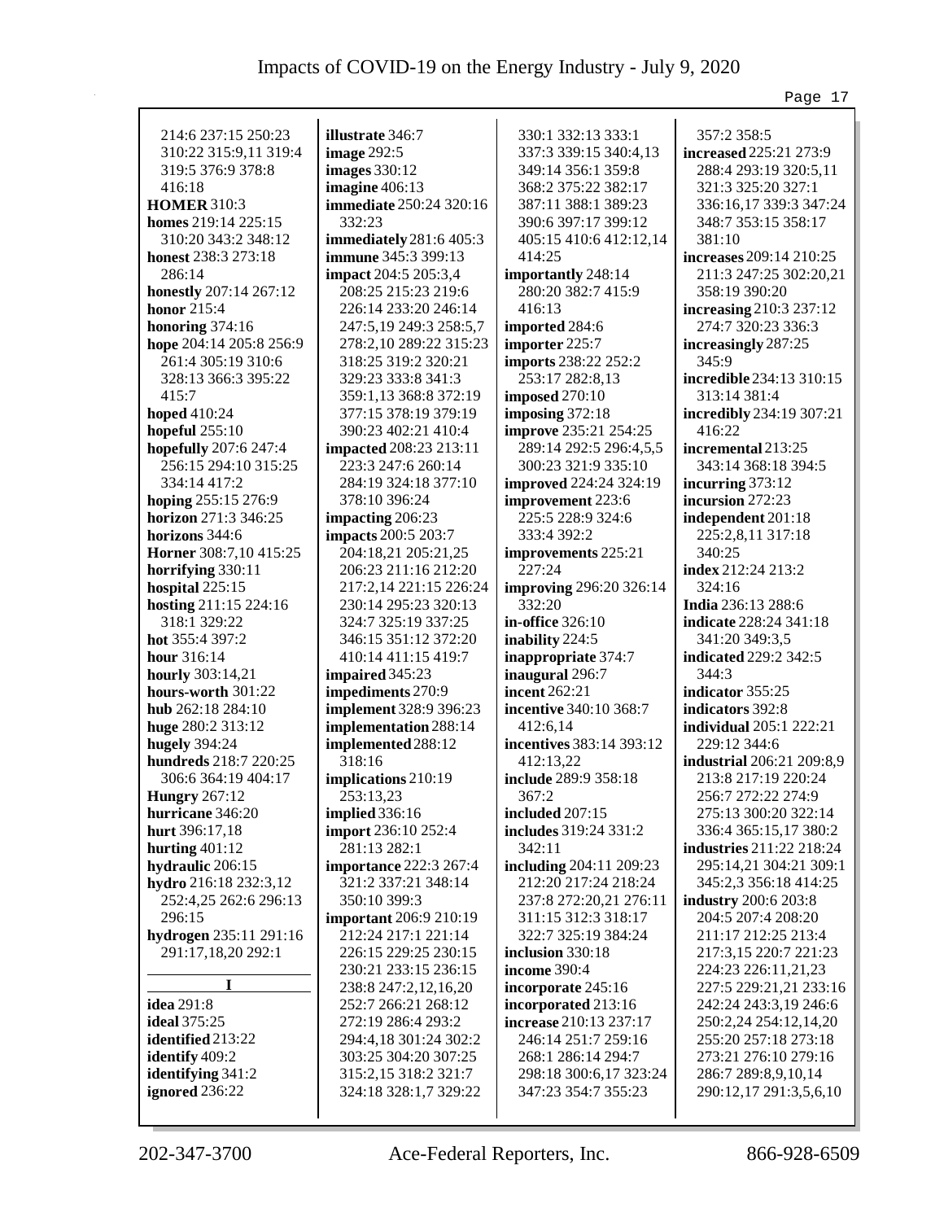214:6 237:15 250:23 310:22 315:9,11 319:4 319:5 376:9 378:8 416:18
**HOMER** 310:3
**homes** 219:14 225:15 310:20 343:2 348:12
**honest** 238:3 273:18 286:14
**honestly** 207:14 267:12
**honor** 215:4
**honoring** 374:16
**hope** 204:14 205:8 256:9 261:4 305:19 310:6 328:13 366:3 395:22 415:7
**hoped** 410:24
**hopeful** 255:10
**hopefully** 207:6 247:4 256:15 294:10 315:25 334:14 417:2
**hoping** 255:15 276:9
**horizon** 271:3 346:25
**horizons** 344:6
**Horner** 308:7,10 415:25
**horrifying** 330:11
**hospital** 225:15
**hosting** 211:15 224:16 318:1 329:22
**hot** 355:4 397:2
**hour** 316:14
**hourly** 303:14,21
**hours-worth** 301:22
**hub** 262:18 284:10
**huge** 280:2 313:12
**hugely** 394:24
**hundreds** 218:7 220:25 306:6 364:19 404:17
**Hungry** 267:12
**hurricane** 346:20
**hurt** 396:17,18
**hurting** 401:12
**hydraulic** 206:15
**hydro** 216:18 232:3,12 252:4,25 262:6 296:13 296:15
**hydrogen** 235:11 291:16 291:17,18,20 292:1

## I

**idea** 291:8
**ideal** 375:25
**identified** 213:22
**identify** 409:2
**identifying** 341:2
**ignored** 236:22
**illustrate** 346:7
**image** 292:5
**images** 330:12
**imagine** 406:13
**immediate** 250:24 320:16 332:23
**immediately** 281:6 405:3
**immune** 345:3 399:13
**impact** 204:5 205:3,4 208:25 215:23 219:6 226:14 233:20 246:14 247:5,19 249:3 258:5,7 278:2,10 289:22 315:23 318:25 319:2 320:21 329:23 333:8 341:3 359:1,13 368:8 372:19 377:15 378:19 379:19 390:23 402:21 410:4
**impacted** 208:23 213:11 223:3 247:6 260:14 284:19 324:18 377:10 378:10 396:24
**impacting** 206:23
**impacts** 200:5 203:7 204:18,21 205:21,25 206:23 211:16 212:20 217:2,14 221:15 226:24 230:14 295:23 320:13 324:7 325:19 337:25 346:15 351:12 372:20 410:14 411:15 419:7
**impaired** 345:23
**impediments** 270:9
**implement** 328:9 396:23
**implementation** 288:14
**implemented** 288:12 318:16
**implications** 210:19 253:13,23
**implied** 336:16
**import** 236:10 252:4 281:13 282:1
**importance** 222:3 267:4 321:2 337:21 348:14 350:10 399:3
**important** 206:9 210:19 212:24 217:1 221:14 226:15 229:25 230:15 230:21 233:15 236:15 238:8 247:2,12,16,20 252:7 266:21 268:12 272:19 286:4 293:2 294:4,18 301:24 302:2 303:25 304:20 307:25 315:2,15 318:2 321:7 324:18 328:1,7 329:22 330:1 332:13 333:1 337:3 339:15 340:4,13 349:14 356:1 359:8 368:2 375:22 382:17 387:11 388:1 389:23 390:6 397:17 399:12 405:15 410:6 412:12,14 414:25
**importantly** 248:14 280:20 382:7 415:9 416:13
**imported** 284:6
**importer** 225:7
**imports** 238:22 252:2 253:17 282:8,13
**imposed** 270:10
**imposing** 372:18
**improve** 235:21 254:25 289:14 292:5 296:4,5,5 300:23 321:9 335:10
**improved** 224:24 324:19
**improvement** 223:6 225:5 228:9 324:6 333:4 392:2
**improvements** 225:21 227:24
**improving** 296:20 326:14 332:20
**in-office** 326:10
**inability** 224:5
**inappropriate** 374:7
**inaugural** 296:7
**incent** 262:21
**incentive** 340:10 368:7 412:6,14
**incentives** 383:14 393:12 412:13,22
**include** 289:9 358:18 367:2
**included** 207:15
**includes** 319:24 331:2 342:11
**including** 204:11 209:23 212:20 217:24 218:24 237:8 272:20,21 276:11 311:15 312:3 318:17 322:7 325:19 384:24
**inclusion** 330:18
**income** 390:4
**incorporate** 245:16
**incorporated** 213:16
**increase** 210:13 237:17 246:14 251:7 259:16 268:1 286:14 294:7 298:18 300:6,17 323:24 347:23 354:7 355:23 357:2 358:5
**increased** 225:21 273:9 288:4 293:19 320:5,11 321:3 325:20 327:1 336:16,17 339:3 347:24 348:7 353:15 358:17 381:10
**increases** 209:14 210:25 211:3 247:25 302:20,21 358:19 390:20
**increasing** 210:3 237:12 274:7 320:23 336:3
**increasingly** 287:25 345:9
**incredible** 234:13 310:15 313:14 381:4
**incredibly** 234:19 307:21 416:22
**incremental** 213:25 343:14 368:18 394:5
**incurring** 373:12
**incursion** 272:23
**independent** 201:18 225:2,8,11 317:18 340:25
**index** 212:24 213:2 324:16
**India** 236:13 288:6
**indicate** 228:24 341:18 341:20 349:3,5
**indicated** 229:2 342:5 344:3
**indicator** 355:25
**indicators** 392:8
**individual** 205:1 222:21 229:12 344:6
**industrial** 206:21 209:8,9 213:8 217:19 220:24 256:7 272:22 274:9 275:13 300:20 322:14 336:4 365:15,17 380:2
**industries** 211:22 218:24 295:14,21 304:21 309:1 345:2,3 356:18 414:25
**industry** 200:6 203:8 204:5 207:4 208:20 211:17 212:25 213:4 217:3,15 220:7 221:23 224:23 226:11,21,23 227:5 229:21,21 233:16 242:24 243:3,19 246:6 250:2,24 254:12,14,20 255:20 257:18 273:18 273:21 276:10 279:16 286:7 289:8,9,10,14 290:12,17 291:3,5,6,10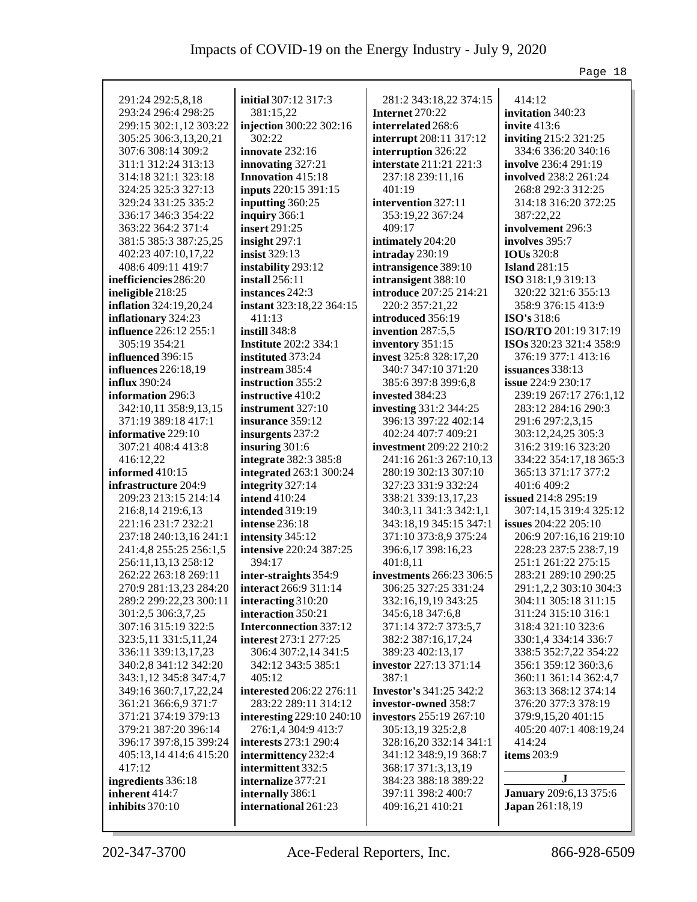291:24 292:5,8,18 293:24 296:4 298:25 299:15 302:1,12 303:22 305:25 306:3,13,20,21 307:6 308:14 309:2 311:1 312:24 313:13 314:18 321:1 323:18 324:25 325:3 327:13 329:24 331:25 335:2 336:17 346:3 354:22 363:22 364:2 371:4 381:5 385:3 387:25,25 402:23 407:10,17,22 408:6 409:11 419:7
**inefficiencies** 286:20
**ineligible** 218:25
**inflation** 324:19,20,24
**inflationary** 324:23
**influence** 226:12 255:1 305:19 354:21
**influenced** 396:15
**influences** 226:18,19
**influx** 390:24
**information** 296:3 342:10,11 358:9,13,15 371:19 389:18 417:1
**informative** 229:10 307:21 408:4 413:8 416:12,22
**informed** 410:15
**infrastructure** 204:9 209:23 213:15 214:14 216:8,14 219:6,13 221:16 231:7 232:21 237:18 240:13,16 241:1 241:4,8 255:25 256:1,5 256:11,13,13 258:12 262:22 263:18 269:11 270:9 281:13,23 284:20 289:2 299:22,23 300:11 301:2,5 306:3,7,25 307:16 315:19 322:5 323:5,11 331:5,11,24 336:11 339:13,17,23 340:2,8 341:12 342:20 343:1,12 345:8 347:4,7 349:16 360:7,17,22,24 361:21 366:6,9 371:7 371:21 374:19 379:13 379:21 387:20 396:14 396:17 397:8,15 399:24 405:13,14 414:6 415:20 417:12
**ingredients** 336:18
**inherent** 414:7
**inhibits** 370:10
**initial** 307:12 317:3 381:15,22
**injection** 300:22 302:16 302:22
**innovate** 232:16
**innovating** 327:21
**Innovation** 415:18
**inputs** 220:15 391:15
**inputting** 360:25
**inquiry** 366:1
**insert** 291:25
**insight** 297:1
**insist** 329:13
**instability** 293:12
**install** 256:11
**instances** 242:3
**instant** 323:18,22 364:15 411:13
**instill** 348:8
**Institute** 202:2 334:1
**instituted** 373:24
**instream** 385:4
**instruction** 355:2
**instructive** 410:2
**instrument** 327:10
**insurance** 359:12
**insurgents** 237:2
**insuring** 301:6
**integrate** 382:3 385:8
**integrated** 263:1 300:24
**integrity** 327:14
**intend** 410:24
**intended** 319:19
**intense** 236:18
**intensity** 345:12
**intensive** 220:24 387:25 394:17
**inter-straights** 354:9
**interact** 266:9 311:14
**interacting** 310:20
**interaction** 350:21
**Interconnection** 337:12
**interest** 273:1 277:25 306:4 307:2,14 341:5 342:12 343:5 385:1 405:12
**interested** 206:22 276:11 283:22 289:11 314:12
**interesting** 229:10 240:10 276:1,4 304:9 413:7
**interests** 273:1 290:4
**intermittency** 232:4
**intermittent** 332:5
**internalize** 377:21
**internally** 386:1
**international** 261:23
281:2 343:18,22 374:15
**Internet** 270:22
**interrelated** 268:6
**interrupt** 208:11 317:12
**interruption** 326:22
**interstate** 211:21 221:3 237:18 239:11,16 401:19
**intervention** 327:11 353:19,22 367:24 409:17
**intimately** 204:20
**intraday** 230:19
**intransigence** 389:10
**intransigent** 388:10
**introduce** 207:25 214:21 220:2 357:21,22
**introduced** 356:19
**invention** 287:5,5
**inventory** 351:15
**invest** 325:8 328:17,20 340:7 347:10 371:20 385:6 397:8 399:6,8
**invested** 384:23
**investing** 331:2 344:25 396:13 397:22 402:14 402:24 407:7 409:21
**investment** 209:22 210:2 241:16 261:3 267:10,13 280:19 302:13 307:10 327:23 331:9 332:24 338:21 339:13,17,23 340:3,11 341:3 342:1,1 343:18,19 345:15 347:1 371:10 373:8,9 375:24 396:6,17 398:16,23 401:8,11
**investments** 266:23 306:5 306:25 327:25 331:24 332:16,19,19 343:25 345:6,18 347:6,8 371:14 372:7 373:5,7 382:2 387:16,17,24 389:23 402:13,17
**investor** 227:13 371:14 387:1
**Investor's** 341:25 342:2
**investor-owned** 358:7
**investors** 255:19 267:10 305:13,19 325:2,8 328:16,20 332:14 341:1 341:12 348:9,19 368:7 368:17 371:3,13,19 384:23 388:18 389:22 397:11 398:2 400:7 409:16,21 410:21
414:12
**invitation** 340:23
**invite** 413:6
**inviting** 215:2 321:25 334:6 336:20 340:16
**involve** 236:4 291:19
**involved** 238:2 261:24 268:8 292:3 312:25 314:18 316:20 372:25 387:22,22
**involvement** 296:3
**involves** 395:7
**IOUs** 320:8
**Island** 281:15
**ISO** 318:1,9 319:13 320:22 321:6 355:13 358:9 376:15 413:9
**ISO's** 318:6
**ISO/RTO** 201:19 317:19
**ISOs** 320:23 321:4 358:9 376:19 377:1 413:16
**issuances** 338:13
**issue** 224:9 230:17 239:19 267:17 276:1,12 283:12 284:16 290:3 291:6 297:2,3,15 303:12,24,25 305:3 316:2 319:16 323:20 334:22 354:17,18 365:3 365:13 371:17 377:2 401:6 409:2
**issued** 214:8 295:19 307:14,15 319:4 325:12
**issues** 204:22 205:10 206:9 207:16,16 219:10 228:23 237:5 238:7,19 251:1 261:22 275:15 283:21 289:10 290:25 291:1,2,2 303:10 304:3 304:11 305:18 311:15 311:24 315:10 316:1 318:4 321:10 323:6 330:1,4 334:14 336:7 338:5 352:7,22 354:22 356:1 359:12 360:3,6 360:11 361:14 362:4,7 363:13 368:12 374:14 376:20 377:3 378:19 379:9,15,20 401:15 405:20 407:1 408:19,24 414:24
**items** 203:9

**J**

**January** 209:6,13 375:6
**Japan** 261:18,19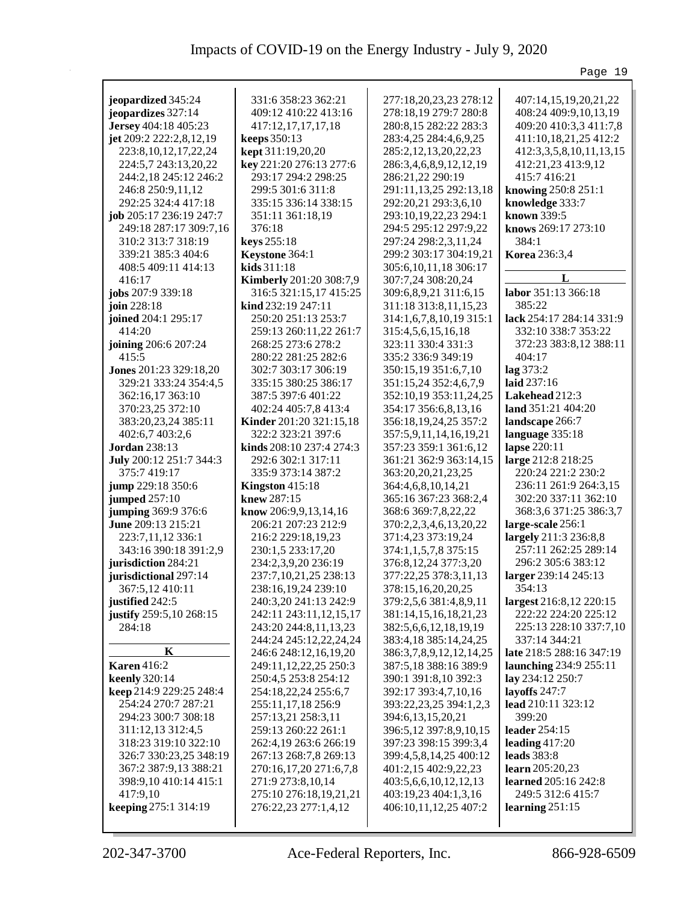**jeopardized** 345:24
**jeopardizes** 327:14
**Jersey** 404:18 405:23
**jet** 209:2 222:2,8,12,19 223:8,10,12,17,22,24 224:5,7 243:13,20,22 244:2,18 245:12 246:2 246:8 250:9,11,12 292:25 324:4 417:18
**job** 205:17 236:19 247:7 249:18 287:17 309:7,16 310:2 313:7 318:19 339:21 385:3 404:6 408:5 409:11 414:13 416:17
**jobs** 207:9 339:18
**join** 228:18
**joined** 204:1 295:17 414:20
**joining** 206:6 207:24 415:5
**Jones** 201:23 329:18,20 329:21 333:24 354:4,5 362:16,17 363:10 370:23,25 372:10 383:20,23,24 385:11 402:6,7 403:2,6
**Jordan** 238:13
**July** 200:12 251:7 344:3 375:7 419:17
**jump** 229:18 350:6
**jumped** 257:10
**jumping** 369:9 376:6
**June** 209:13 215:21 223:7,11,12 336:1 343:16 390:18 391:2,9
**jurisdiction** 284:21
**jurisdictional** 297:14 367:5,12 410:11
**justified** 242:5
**justify** 259:5,10 268:15 284:18

**K**

**Karen** 416:2
**keenly** 320:14
**keep** 214:9 229:25 248:4 254:24 270:7 287:21 294:23 300:7 308:18 311:12,13 312:4,5 318:23 319:10 322:10 326:7 330:23,25 348:19 367:2 387:9,13 388:21 398:9,10 410:14 415:1 417:9,10
**keeping** 275:1 314:19
331:6 358:23 362:21 409:12 410:22 413:16 417:12,17,17,17,18
**keeps** 350:13
**kept** 311:19,20,20
**key** 221:20 276:13 277:6 293:17 294:2 298:25 299:5 301:6 311:8 335:15 336:14 338:15 351:11 361:18,19 376:18
**keys** 255:18
**Keystone** 364:1
**kids** 311:18
**Kimberly** 201:20 308:7,9 316:5 321:15,17 415:25
**kind** 232:19 247:11 250:20 251:13 253:7 259:13 260:11,22 261:7 268:25 273:6 278:2 280:22 281:25 282:6 302:7 303:17 306:19 335:15 380:25 386:17 387:5 397:6 401:22 402:24 405:7,8 413:4
**Kinder** 201:20 321:15,18 322:2 323:21 397:6
**kinds** 208:10 237:4 274:3 292:6 302:1 317:11 335:9 373:14 387:2
**Kingston** 415:18
**knew** 287:15
**know** 206:9,9,13,14,16 206:21 207:23 212:9 216:2 229:18,19,23 230:1,5 233:17,20 234:2,3,9,20 236:19 237:7,10,21,25 238:13 238:16,19,24 239:10 240:3,20 241:13 242:9 242:11 243:11,12,15,17 243:20 244:8,11,13,23 244:24 245:12,22,24,24 246:6 248:12,16,19,20 249:11,12,22,25 250:3 250:4,5 253:8 254:12 254:18,22,24 255:6,7 255:11,17,18 256:9 257:13,21 258:3,11 259:13 260:22 261:1 262:4,19 263:6 266:19 267:13 268:7,8 269:13 270:16,17,20 271:6,7,8 271:9 273:8,10,14 275:10 276:18,19,21,21 276:22,23 277:1,4,12
277:18,20,23,23 278:12 278:18,19 279:7 280:8 280:8,15 282:22 283:3 283:4,25 284:4,6,9,25 285:2,12,13,20,22,23 286:3,4,6,8,9,12,12,19 286:21,22 290:19 291:11,13,25 292:13,18 292:20,21 293:3,6,10 293:10,19,22,23 294:1 294:5 295:12 297:9,22 297:24 298:2,3,11,24 299:2 303:17 304:19,21 305:6,10,11,18 306:17 307:7,24 308:20,24 309:6,8,9,21 311:6,15 311:18 313:8,11,15,23 314:1,6,7,8,10,19 315:1 315:4,5,6,15,16,18 323:11 330:4 331:3 335:2 336:9 349:19 350:15,19 351:6,7,10 351:15,24 352:4,6,7,9 352:10,19 353:11,24,25 354:17 356:6,8,13,16 356:18,19,24,25 357:2 357:5,9,11,14,16,19,21 357:23 359:1 361:6,12 361:21 362:9 363:14,15 363:20,20,21,23,25 364:4,6,8,10,14,21 365:16 367:23 368:2,4 368:6 369:7,8,22,22 370:2,2,3,4,6,13,20,22 371:4,23 373:19,24 374:1,1,5,7,8 375:15 376:8,12,24 377:3,20 377:22,25 378:3,11,13 378:15,16,20,20,25 379:2,5,6 381:4,8,9,11 381:14,15,16,18,21,23 382:5,6,6,12,18,19,19 383:4,18 385:14,24,25 386:3,7,8,9,12,12,14,25 387:5,18 388:16 389:9 390:1 391:8,10 392:3 392:17 393:4,7,10,16 393:22,23,25 394:1,2,3 394:6,13,15,20,21 396:5,12 397:8,9,10,15 397:23 398:15 399:3,4 399:4,5,8,14,25 400:12 401:2,15 402:9,22,23 403:5,6,6,10,12,12,13 403:19,23 404:1,3,16 406:10,11,12,25 407:2
407:14,15,19,20,21,22 408:24 409:9,10,13,19 409:20 410:3,3 411:7,8 411:10,18,21,25 412:2 412:3,3,5,8,10,11,13,15 412:21,23 413:9,12 415:7 416:21
**knowing** 250:8 251:1
**knowledge** 333:7
**known** 339:5
**knows** 269:17 273:10 384:1
**Korea** 236:3,4

**L**

**labor** 351:13 366:18 385:22
**lack** 254:17 284:14 331:9 332:10 338:7 353:22 372:23 383:8,12 388:11 404:17
**lag** 373:2
**laid** 237:16
**Lakehead** 212:3
**land** 351:21 404:20
**landscape** 266:7
**language** 335:18
**lapse** 220:11
**large** 212:8 218:25 220:24 221:2 230:2 236:11 261:9 264:3,15 302:20 337:11 362:10 368:3,6 371:25 386:3,7
**large-scale** 256:1
**largely** 211:3 236:8,8 257:11 262:25 289:14 296:2 305:6 383:12
**larger** 239:14 245:13 354:13
**largest** 216:8,12 220:15 222:22 224:20 225:12 225:13 228:10 337:7,10 337:14 344:21
**late** 218:5 288:16 347:19
**launching** 234:9 255:11
**lay** 234:12 250:7
**layoffs** 247:7
**lead** 210:11 323:12 399:20
**leader** 254:15
**leading** 417:20
**leads** 383:8
**learn** 205:20,23
**learned** 205:16 242:8 249:5 312:6 415:7
**learning** 251:15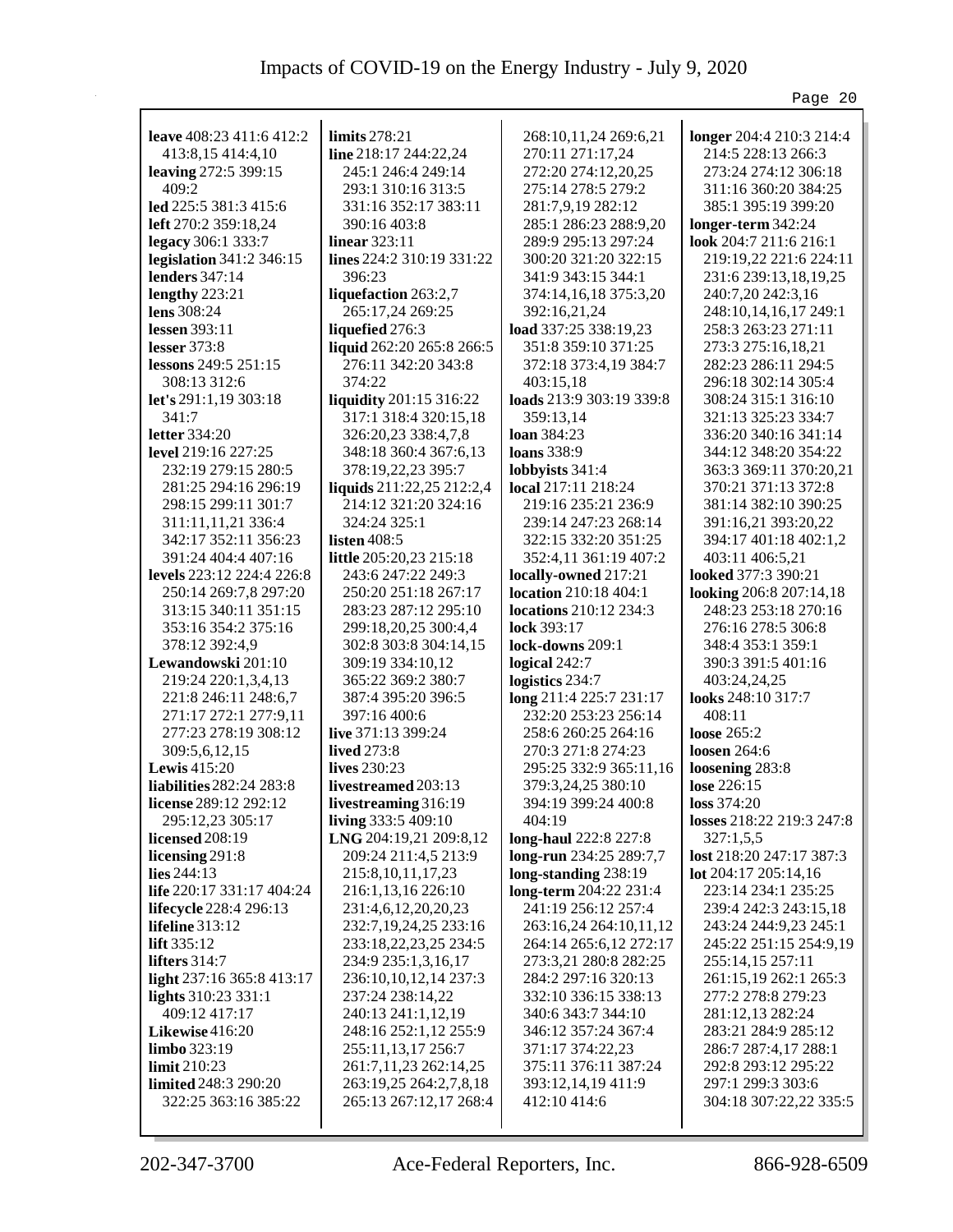**leave** 408:23 411:6 412:2 413:8,15 414:4,10
**leaving** 272:5 399:15 409:2
**led** 225:5 381:3 415:6
**left** 270:2 359:18,24
**legacy** 306:1 333:7
**legislation** 341:2 346:15
**lenders** 347:14
**lengthy** 223:21
**lens** 308:24
**lessen** 393:11
**lesser** 373:8
**lessons** 249:5 251:15 308:13 312:6
**let's** 291:1,19 303:18 341:7
**letter** 334:20
**level** 219:16 227:25 232:19 279:15 280:5 281:25 294:16 296:19 298:15 299:11 301:7 311:11,11,21 336:4 342:17 352:11 356:23 391:24 404:4 407:16
**levels** 223:12 224:4 226:8 250:14 269:7,8 297:20 313:15 340:11 351:15 353:16 354:2 375:16 378:12 392:4,9
**Lewandowski** 201:10 219:24 220:1,3,4,13 221:8 246:11 248:6,7 271:17 272:1 277:9,11 277:23 278:19 308:12 309:5,6,12,15
**Lewis** 415:20
**liabilities** 282:24 283:8
**license** 289:12 292:12 295:12,23 305:17
**licensed** 208:19
**licensing** 291:8
**lies** 244:13
**life** 220:17 331:17 404:24
**lifecycle** 228:4 296:13
**lifeline** 313:12
**lift** 335:12
**lifters** 314:7
**light** 237:16 365:8 413:17
**lights** 310:23 331:1 409:12 417:17
**Likewise** 416:20
**limbo** 323:19
**limit** 210:23
**limited** 248:3 290:20 322:25 363:16 385:22
**limits** 278:21
**line** 218:17 244:22,24 245:1 246:4 249:14 293:1 310:16 313:5 331:16 352:17 383:11 390:16 403:8
**linear** 323:11
**lines** 224:2 310:19 331:22 396:23
**liquefaction** 263:2,7 265:17,24 269:25
**liquefied** 276:3
**liquid** 262:20 265:8 266:5 276:11 342:20 343:8 374:22
**liquidity** 201:15 316:22 317:1 318:4 320:15,18 326:20,23 338:4,7,8 348:18 360:4 367:6,13 378:19,22,23 395:7
**liquids** 211:22,25 212:2,4 214:12 321:20 324:16 324:24 325:1
**listen** 408:5
**little** 205:20,23 215:18 243:6 247:22 249:3 250:20 251:18 267:17 283:23 287:12 295:10 299:18,20,25 300:4,4 302:8 303:8 304:14,15 309:19 334:10,12 365:22 369:2 380:7 387:4 395:20 396:5 397:16 400:6
**live** 371:13 399:24
**lived** 273:8
**lives** 230:23
**livestreamed** 203:13
**livestreaming** 316:19
**living** 333:5 409:10
**LNG** 204:19,21 209:8,12 209:24 211:4,5 213:9 215:8,10,11,17,23 216:1,13,16 226:10 231:4,6,12,20,20,23 232:7,19,24,25 233:16 233:18,22,23,25 234:5 234:9 235:1,3,16,17 236:10,10,12,14 237:3 237:24 238:14,22 240:13 241:1,12,19 248:16 252:1,12 255:9 255:11,13,17 256:7 261:7,11,23 262:14,25 263:19,25 264:2,7,8,18 265:13 267:12,17 268:4 268:10,11,24 269:6,21 270:11 271:17,24 272:20 274:12,20,25 275:14 278:5 279:2 281:7,9,19 282:12 285:1 286:23 288:9,20 289:9 295:13 297:24 300:20 321:20 322:15 341:9 343:15 344:1 374:14,16,18 375:3,20 392:16,21,24
**load** 337:25 338:19,23 351:8 359:10 371:25 372:18 373:4,19 384:7 403:15,18
**loads** 213:9 303:19 339:8 359:13,14
**loan** 384:23
**loans** 338:9
**lobbyists** 341:4
**local** 217:11 218:24 219:16 235:21 236:9 239:14 247:23 268:14 322:15 332:20 351:25 352:4,11 361:19 407:2
**locally-owned** 217:21
**location** 210:18 404:1
**locations** 210:12 234:3
**lock** 393:17
**lock-downs** 209:1
**logical** 242:7
**logistics** 234:7
**long** 211:4 225:7 231:17 232:20 253:23 256:14 258:6 260:25 264:16 270:3 271:8 274:23 295:25 332:9 365:11,16 379:3,24,25 380:10 394:19 399:24 400:8 404:19
**long-haul** 222:8 227:8
**long-run** 234:25 289:7,7
**long-standing** 238:19
**long-term** 204:22 231:4 241:19 256:12 257:4 263:16,24 264:10,11,12 264:14 265:6,12 272:17 273:3,21 280:8 282:25 284:2 297:16 320:13 332:10 336:15 338:13 340:6 343:7 344:10 346:12 357:24 367:4 371:17 374:22,23 375:11 376:11 387:24 393:12,14,19 411:9 412:10 414:6
**longer** 204:4 210:3 214:4 214:5 228:13 266:3 273:24 274:12 306:18 311:16 360:20 384:25 385:1 395:19 399:20
**longer-term** 342:24
**look** 204:7 211:6 216:1 219:19,22 221:6 224:11 231:6 239:13,18,19,25 240:7,20 242:3,16 248:10,14,16,17 249:1 258:3 263:23 271:11 273:3 275:16,18,21 282:23 286:11 294:5 296:18 302:14 305:4 308:24 315:1 316:10 321:13 325:23 334:7 336:20 340:16 341:14 344:12 348:20 354:22 363:3 369:11 370:20,21 370:21 371:13 372:8 381:14 382:10 390:25 391:16,21 393:20,22 394:17 401:18 402:1,2 403:11 406:5,21
**looked** 377:3 390:21
**looking** 206:8 207:14,18 248:23 253:18 270:16 276:16 278:5 306:8 348:4 353:1 359:1 390:3 391:5 401:16 403:24,24,25
**looks** 248:10 317:7 408:11
**loose** 265:2
**loosen** 264:6
**loosening** 283:8
**lose** 226:15
**loss** 374:20
**losses** 218:22 219:3 247:8 327:1,5,5
**lost** 218:20 247:17 387:3
**lot** 204:17 205:14,16 223:14 234:1 235:25 239:4 242:3 243:15,18 243:24 244:9,23 245:1 245:22 251:15 254:9,19 255:14,15 257:11 261:15,19 262:1 265:3 277:2 278:8 279:23 281:12,13 282:24 283:21 284:9 285:12 286:7 287:4,17 288:1 292:8 293:12 295:22 297:1 299:3 303:6 304:18 307:22,22 335:5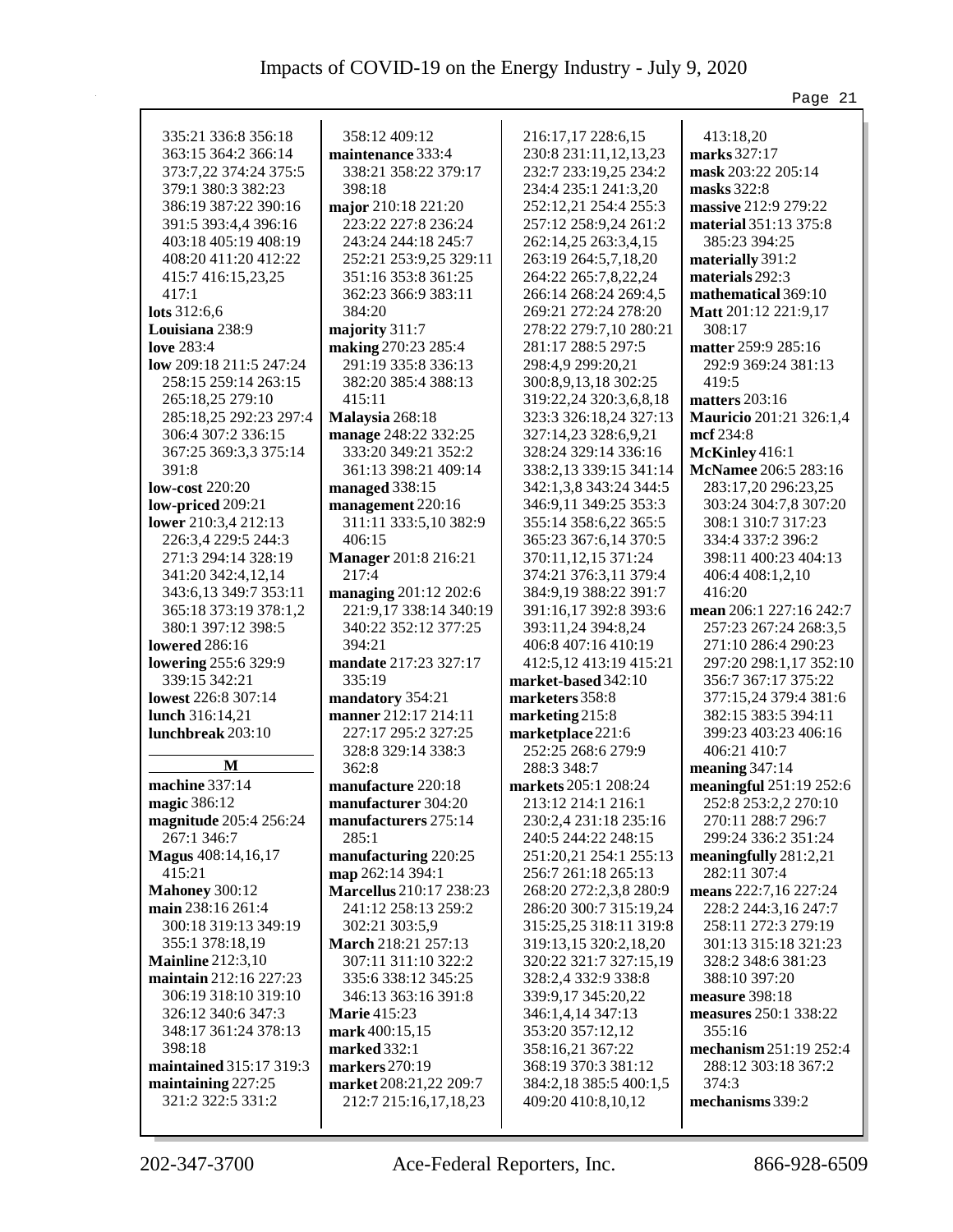335:21 336:8 356:18
363:15 364:2 366:14
373:7,22 374:24 375:5
379:1 380:3 382:23
386:19 387:22 390:16
391:5 393:4,4 396:16
403:18 405:19 408:19
408:20 411:20 412:22
415:7 416:15,23,25
417:1
**lots** 312:6,6
**Louisiana** 238:9
**love** 283:4
**low** 209:18 211:5 247:24
258:15 259:14 263:15
265:18,25 279:10
285:18,25 292:23 297:4
306:4 307:2 336:15
367:25 369:3,3 375:14
391:8
**low-cost** 220:20
**low-priced** 209:21
**lower** 210:3,4 212:13
226:3,4 229:5 244:3
271:3 294:14 328:19
341:20 342:4,12,14
343:6,13 349:7 353:11
365:18 373:19 378:1,2
380:1 397:12 398:5
**lowered** 286:16
**lowering** 255:6 329:9
339:15 342:21
**lowest** 226:8 307:14
**lunch** 316:14,21
**lunchbreak** 203:10

## M

**machine** 337:14
**magic** 386:12
**magnitude** 205:4 256:24
267:1 346:7
**Magus** 408:14,16,17
415:21
**Mahoney** 300:12
**main** 238:16 261:4
300:18 319:13 349:19
355:1 378:18,19
**Mainline** 212:3,10
**maintain** 212:16 227:23
306:19 318:10 319:10
326:12 340:6 347:3
348:17 361:24 378:13
398:18
**maintained** 315:17 319:3
**maintaining** 227:25
321:2 322:5 331:2
358:12 409:12
**maintenance** 333:4
338:21 358:22 379:17
398:18
**major** 210:18 221:20
223:22 227:8 236:24
243:24 244:18 245:7
252:21 253:9,25 329:11
351:16 353:8 361:25
362:23 366:9 383:11
384:20
**majority** 311:7
**making** 270:23 285:4
291:19 335:8 336:13
382:20 385:4 388:13
415:11
**Malaysia** 268:18
**manage** 248:22 332:25
333:20 349:21 352:2
361:13 398:21 409:14
**managed** 338:15
**management** 220:16
311:11 333:5,10 382:9
406:15
**Manager** 201:8 216:21
217:4
**managing** 201:12 202:6
221:9,17 338:14 340:19
340:22 352:12 377:25
394:21
**mandate** 217:23 327:17
335:19
**mandatory** 354:21
**manner** 212:17 214:11
227:17 295:2 327:25
328:8 329:14 338:3
362:8
**manufacture** 220:18
**manufacturer** 304:20
**manufacturers** 275:14
285:1
**manufacturing** 220:25
**map** 262:14 394:1
**Marcellus** 210:17 238:23
241:12 258:13 259:2
302:21 303:5,9
**March** 218:21 257:13
307:11 311:10 322:2
335:6 338:12 345:25
346:13 363:16 391:8
**Marie** 415:23
**mark** 400:15,15
**marked** 332:1
**markers** 270:19
**market** 208:21,22 209:7
212:7 215:16,17,18,23
216:17,17 228:6,15
230:8 231:11,12,13,23
232:7 233:19,25 234:2
234:4 235:1 241:3,20
252:12,21 254:4 255:3
257:12 258:9,24 261:2
262:14,25 263:3,4,15
263:19 264:5,7,18,20
264:22 265:7,8,22,24
266:14 268:24 269:4,5
269:21 272:24 278:20
278:22 279:7,10 280:21
281:17 288:5 297:5
298:4,9 299:20,21
300:8,9,13,18 302:25
319:22,24 320:3,6,8,18
323:3 326:18,24 327:13
327:14,23 328:6,9,21
328:24 329:14 336:16
338:2,13 339:15 341:14
342:1,3,8 343:24 344:5
346:9,11 349:25 353:3
355:14 358:6,22 365:5
365:23 367:6,14 370:5
370:11,12,15 371:24
374:21 376:3,11 379:4
384:9,19 388:22 391:7
391:16,17 392:8 393:6
393:11,24 394:8,24
406:8 407:16 410:19
412:5,12 413:19 415:21
**market-based** 342:10
**marketers** 358:8
**marketing** 215:8
**marketplace** 221:6
252:25 268:6 279:9
288:3 348:7
**markets** 205:1 208:24
213:12 214:1 216:1
230:2,4 231:18 235:16
240:5 244:22 248:15
251:20,21 254:1 255:13
256:7 261:18 265:13
268:20 272:2,3,8 280:9
286:20 300:7 315:19,24
315:25,25 318:11 319:8
319:13,15 320:2,18,20
320:22 321:7 327:15,19
328:2,4 332:9 338:8
339:9,17 345:20,22
346:1,4,14 347:13
353:20 357:12,12
358:16,21 367:22
368:19 370:3 381:12
384:2,18 385:5 400:1,5
409:20 410:8,10,12
413:18,20
**marks** 327:17
**mask** 203:22 205:14
**masks** 322:8
**massive** 212:9 279:22
**material** 351:13 375:8
385:23 394:25
**materially** 391:2
**materials** 292:3
**mathematical** 369:10
**Matt** 201:12 221:9,17
308:17
**matter** 259:9 285:16
292:9 369:24 381:13
419:5
**matters** 203:16
**Mauricio** 201:21 326:1,4
**mcf** 234:8
**McKinley** 416:1
**McNamee** 206:5 283:16
283:17,20 296:23,25
303:24 304:7,8 307:20
308:1 310:7 317:23
334:4 337:2 396:2
398:11 400:23 404:13
406:4 408:1,2,10
416:20
**mean** 206:1 227:16 242:7
257:23 267:24 268:3,5
271:10 286:4 290:23
297:20 298:1,17 352:10
356:7 367:17 375:22
377:15,24 379:4 381:6
382:15 383:5 394:11
399:23 403:23 406:16
406:21 410:7
**meaning** 347:14
**meaningful** 251:19 252:6
252:8 253:2,2 270:10
270:11 288:7 296:7
299:24 336:2 351:24
**meaningfully** 281:2,21
282:11 307:4
**means** 222:7,16 227:24
228:2 244:3,16 247:7
258:11 272:3 279:19
301:13 315:18 321:23
328:2 348:6 381:23
388:10 397:20
**measure** 398:18
**measures** 250:1 338:22
355:16
**mechanism** 251:19 252:4
288:12 303:18 367:2
374:3
**mechanisms** 339:2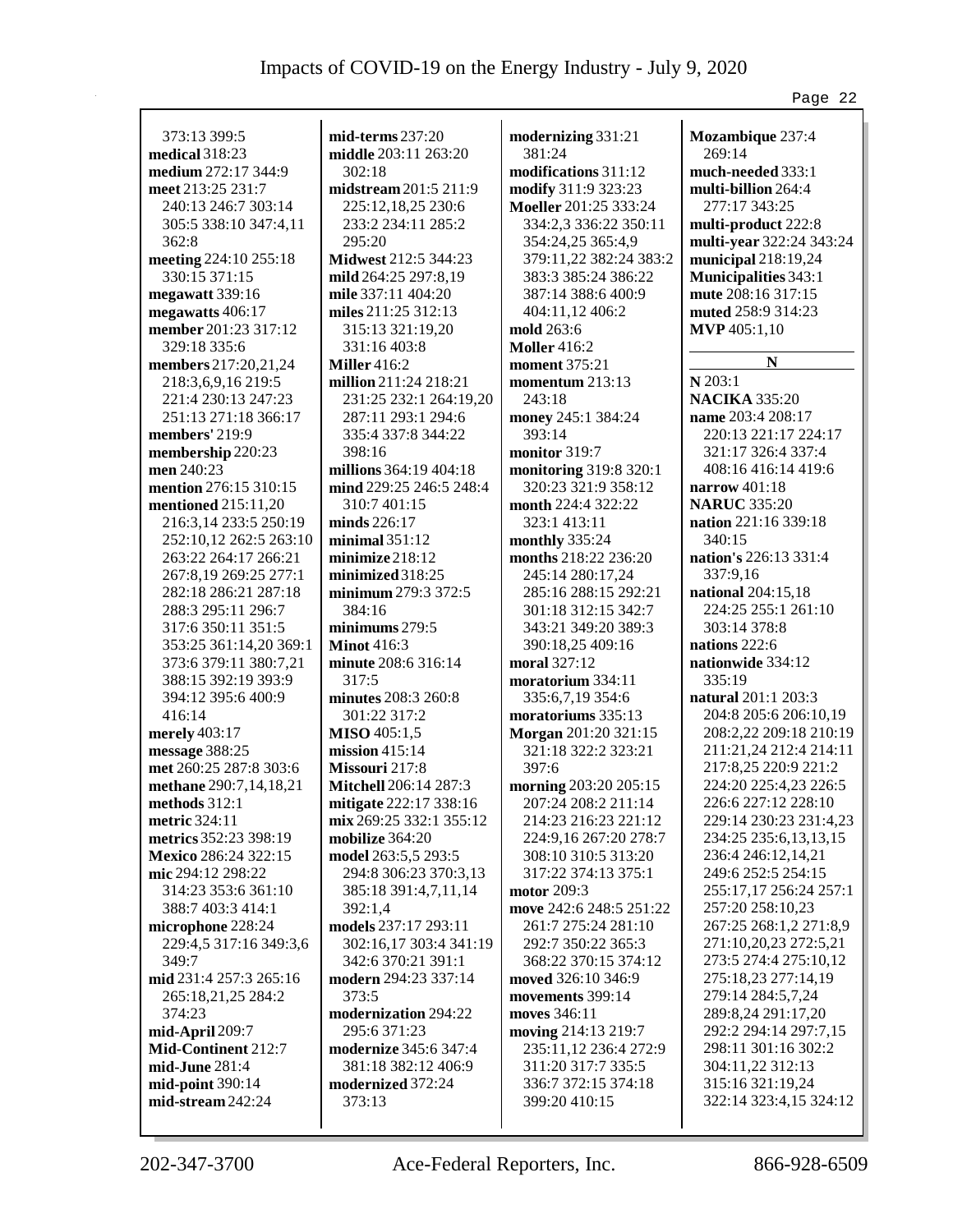373:13 399:5
**medical** 318:23
**medium** 272:17 344:9
**meet** 213:25 231:7 240:13 246:7 303:14 305:5 338:10 347:4,11 362:8
**meeting** 224:10 255:18 330:15 371:15
**megawatt** 339:16
**megawatts** 406:17
**member** 201:23 317:12 329:18 335:6
**members** 217:20,21,24 218:3,6,9,16 219:5 221:4 230:13 247:23 251:13 271:18 366:17
**members'** 219:9
**membership** 220:23
**men** 240:23
**mention** 276:15 310:15
**mentioned** 215:11,20 216:3,14 233:5 250:19 252:10,12 262:5 263:10 263:22 264:17 266:21 267:8,19 269:25 277:1 282:18 286:21 287:18 288:3 295:11 296:7 317:6 350:11 351:5 353:25 361:14,20 369:1 373:6 379:11 380:7,21 388:15 392:19 393:9 394:12 395:6 400:9 416:14
**merely** 403:17
**message** 388:25
**met** 260:25 287:8 303:6
**methane** 290:7,14,18,21
**methods** 312:1
**metric** 324:11
**metrics** 352:23 398:19
**Mexico** 286:24 322:15
**mic** 294:12 298:22 314:23 353:6 361:10 388:7 403:3 414:1
**microphone** 228:24 229:4,5 317:16 349:3,6 349:7
**mid** 231:4 257:3 265:16 265:18,21,25 284:2 374:23
**mid-April** 209:7
**Mid-Continent** 212:7
**mid-June** 281:4
**mid-point** 390:14
**mid-stream** 242:24
**mid-terms** 237:20
**middle** 203:11 263:20 302:18
**midstream** 201:5 211:9 225:12,18,25 230:6 233:2 234:11 285:2 295:20
**Midwest** 212:5 344:23
**mild** 264:25 297:8,19
**mile** 337:11 404:20
**miles** 211:25 312:13 315:13 321:19,20 331:16 403:8
**Miller** 416:2
**million** 211:24 218:21 231:25 232:1 264:19,20 287:11 293:1 294:6 335:4 337:8 344:22 398:16
**millions** 364:19 404:18
**mind** 229:25 246:5 248:4 310:7 401:15
**minds** 226:17
**minimal** 351:12
**minimize** 218:12
**minimized** 318:25
**minimum** 279:3 372:5 384:16
**minimums** 279:5
**Minot** 416:3
**minute** 208:6 316:14 317:5
**minutes** 208:3 260:8 301:22 317:2
**MISO** 405:1,5
**mission** 415:14
**Missouri** 217:8
**Mitchell** 206:14 287:3
**mitigate** 222:17 338:16
**mix** 269:25 332:1 355:12
**mobilize** 364:20
**model** 263:5,5 293:5 294:8 306:23 370:3,13 385:18 391:4,7,11,14 392:1,4
**models** 237:17 293:11 302:16,17 303:4 341:19 342:6 370:21 391:1
**modern** 294:23 337:14 373:5
**modernization** 294:22 295:6 371:23
**modernize** 345:6 347:4 381:18 382:12 406:9
**modernized** 372:24 373:13
**modernizing** 331:21 381:24
**modifications** 311:12
**modify** 311:9 323:23
**Moeller** 201:25 333:24 334:2,3 336:22 350:11 354:24,25 365:4,9 379:11,22 382:24 383:2 383:3 385:24 386:22 387:14 388:6 400:9 404:11,12 406:2
**mold** 263:6
**Moller** 416:2
**moment** 375:21
**momentum** 213:13 243:18
**money** 245:1 384:24 393:14
**monitor** 319:7
**monitoring** 319:8 320:1 320:23 321:9 358:12
**month** 224:4 322:22 323:1 413:11
**monthly** 335:24
**months** 218:22 236:20 245:14 280:17,24 285:16 288:15 292:21 301:18 312:15 342:7 343:21 349:20 389:3 390:18,25 409:16
**moral** 327:12
**moratorium** 334:11 335:6,7,19 354:6
**moratoriums** 335:13
**Morgan** 201:20 321:15 321:18 322:2 323:21 397:6
**morning** 203:20 205:15 207:24 208:2 211:14 214:23 216:23 221:12 224:9,16 267:20 278:7 308:10 310:5 313:20 317:22 374:13 375:1
**motor** 209:3
**move** 242:6 248:5 251:22 261:7 275:24 281:10 292:7 350:22 365:3 368:22 370:15 374:12
**moved** 326:10 346:9
**movements** 399:14
**moves** 346:11
**moving** 214:13 219:7 235:11,12 236:4 272:9 311:20 317:7 335:5 336:7 372:15 374:18 399:20 410:15
**Mozambique** 237:4 269:14
**much-needed** 333:1
**multi-billion** 264:4 277:17 343:25
**multi-product** 222:8
**multi-year** 322:24 343:24
**municipal** 218:19,24
**Municipalities** 343:1
**mute** 208:16 317:15
**muted** 258:9 314:23
**MVP** 405:1,10

## N

**N** 203:1
**NACIKA** 335:20
**name** 203:4 208:17 220:13 221:17 224:17 321:17 326:4 337:4 408:16 416:14 419:6
**narrow** 401:18
**NARUC** 335:20
**nation** 221:16 339:18 340:15
**nation's** 226:13 331:4 337:9,16
**national** 204:15,18 224:25 255:1 261:10 303:14 378:8
**nations** 222:6
**nationwide** 334:12 335:19
**natural** 201:1 203:3 204:8 205:6 206:10,19 208:2,22 209:18 210:19 211:21,24 212:4 214:11 217:8,25 220:9 221:2 224:20 225:4,23 226:5 226:6 227:12 228:10 229:14 230:23 231:4,23 234:25 235:6,13,13,15 236:4 246:12,14,21 249:6 252:5 254:15 255:17,17 256:24 257:1 257:20 258:10,23 267:25 268:1,2 271:8,9 271:10,20,23 272:5,21 273:5 274:4 275:10,12 275:18,23 277:14,19 279:14 284:5,7,24 289:8,24 291:17,20 292:2 294:14 297:7,15 298:11 301:16 302:2 304:11,22 312:13 315:16 321:19,24 322:14 323:4,15 324:12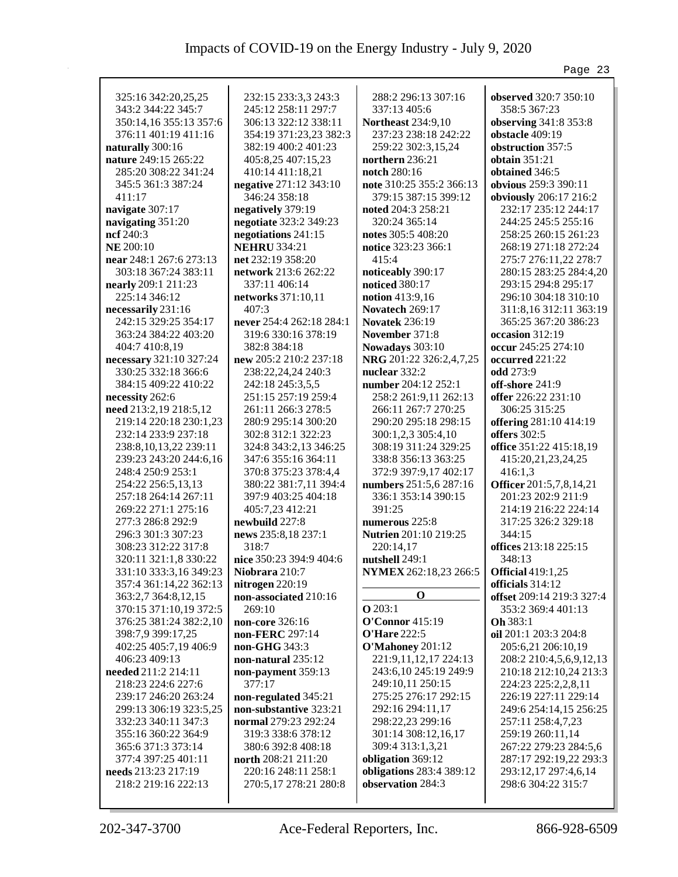325:16 342:20,25,25 343:2 344:22 345:7 350:14,16 355:13 357:6 376:11 401:19 411:16
**naturally** 300:16
**nature** 249:15 265:22 285:20 308:22 341:24 345:5 361:3 387:24 411:17
**navigate** 307:17
**navigating** 351:20
**ncf** 240:3
**NE** 200:10
**near** 248:1 267:6 273:13 303:18 367:24 383:11
**nearly** 209:1 211:23 225:14 346:12
**necessarily** 231:16 242:15 329:25 354:17 363:24 384:22 403:20 404:7 410:8,19
**necessary** 321:10 327:24 330:25 332:18 366:6 384:15 409:22 410:22
**necessity** 262:6
**need** 213:2,19 218:5,12 219:14 220:18 230:1,23 232:14 233:9 237:18 238:8,10,13,22 239:11 239:23 243:20 244:6,16 248:4 250:9 253:1 254:22 256:5,13,13 257:18 264:14 267:11 269:22 271:1 275:16 277:3 286:8 292:9 296:3 301:3 307:23 308:23 312:22 317:8 320:11 321:1,8 330:22 331:10 333:3,16 349:23 357:4 361:14,22 362:13 363:2,7 364:8,12,15 370:15 371:10,19 372:5 376:25 381:24 382:2,10 398:7,9 399:17,25 402:25 405:7,19 406:9 406:23 409:13
**needed** 211:2 214:11 218:23 224:6 227:6 239:17 246:20 263:24 299:13 306:19 323:5,25 332:23 340:11 347:3 355:16 360:22 364:9 365:6 371:3 373:14 377:4 397:25 401:11
**needs** 213:23 217:19 218:2 219:16 222:13 232:15 233:3,3 243:3 245:12 258:11 297:7 306:13 322:12 338:11 354:19 371:23,23 382:3 382:19 400:2 401:23 405:8,25 407:15,23 410:14 411:18,21
**negative** 271:12 343:10 346:24 358:18
**negatively** 379:19
**negotiate** 323:2 349:23
**negotiations** 241:15
**NEHRU** 334:21
**net** 232:19 358:20
**network** 213:6 262:22 337:11 406:14
**networks** 371:10,11 407:3
**never** 254:4 262:18 284:1 319:6 330:16 378:19 382:8 384:18
**new** 205:2 210:2 237:18 238:22,24,24 240:3 242:18 245:3,5,5 251:15 257:19 259:4 261:11 266:3 278:5 280:9 295:14 300:20 302:8 312:1 322:23 324:8 343:2,13 346:25 347:6 355:16 364:11 370:8 375:23 378:4,4 380:22 381:7,11 394:4 397:9 403:25 404:18 405:7,23 412:21
**newbuild** 227:8
**news** 235:8,18 237:1 318:7
**nice** 350:23 394:9 404:6
**Niobrara** 210:7
**nitrogen** 220:19
**non-associated** 210:16 269:10
**non-core** 326:16
**non-FERC** 297:14
**non-GHG** 343:3
**non-natural** 235:12
**non-payment** 359:13 377:17
**non-regulated** 345:21
**non-substantive** 323:21
**normal** 279:23 292:24 319:3 338:6 378:12 380:6 392:8 408:18
**north** 208:21 211:20 220:16 248:11 258:1 270:5,17 278:21 280:8 288:2 296:13 307:16 337:13 405:6
**Northeast** 234:9,10 237:23 238:18 242:22 259:22 302:3,15,24
**northern** 236:21
**notch** 280:16
**note** 310:25 355:2 366:13 379:15 387:15 399:12
**noted** 204:3 258:21 320:24 365:14
**notes** 305:5 408:20
**notice** 323:23 366:1 415:4
**noticeably** 390:17
**noticed** 380:17
**notion** 413:9,16
**Novatech** 269:17
**Novatek** 236:19
**November** 371:8
**Nowadays** 303:10
**NRG** 201:22 326:2,4,7,25
**nuclear** 332:2
**number** 204:12 252:1 258:2 261:9,11 262:13 266:11 267:7 270:25 290:20 295:18 298:15 300:1,2,3 305:4,10 308:19 311:24 329:25 338:8 356:13 363:25 372:9 397:9,17 402:17
**numbers** 251:5,6 287:16 336:1 353:14 390:15 391:25
**numerous** 225:8
**Nutrien** 201:10 219:25 220:14,17
**nutshell** 249:1
**NYMEX** 262:18,23 266:5

## O

**O** 203:1
**O'Connor** 415:19
**O'Hare** 222:5
**O'Mahoney** 201:12 221:9,11,12,17 224:13 243:6,10 245:19 249:9 249:10,11 250:15 275:25 276:17 292:15 292:16 294:11,17 298:22,23 299:16 301:14 308:12,16,17 309:4 313:1,3,21
**obligation** 369:12
**obligations** 283:4 389:12
**observation** 284:3
**observed** 320:7 350:10 358:5 367:23
**observing** 341:8 353:8
**obstacle** 409:19
**obstruction** 357:5
**obtain** 351:21
**obtained** 346:5
**obvious** 259:3 390:11
**obviously** 206:17 216:2 232:17 235:12 244:17 244:25 245:5 255:16 258:25 260:15 261:23 268:19 271:18 272:24 275:7 276:11,22 278:7 280:15 283:25 284:4,20 293:15 294:8 295:17 296:10 304:18 310:10 311:8,16 312:11 363:19 365:25 367:20 386:23
**occasion** 312:19
**occur** 245:25 274:10
**occurred** 221:22
**odd** 273:9
**off-shore** 241:9
**offer** 226:22 231:10 306:25 315:25
**offering** 281:10 414:19
**offers** 302:5
**office** 351:22 415:18,19 415:20,21,23,24,25 416:1,3
**Officer** 201:5,7,8,14,21 201:23 202:9 211:9 214:19 216:22 224:14 317:25 326:2 329:18 344:15
**offices** 213:18 225:15 348:13
**Official** 419:1,25
**officials** 314:12
**offset** 209:14 219:3 327:4 353:2 369:4 401:13
**Oh** 383:1
**oil** 201:1 203:3 204:8 205:6,21 206:10,19 208:2 210:4,5,6,9,12,13 210:18 212:10,24 213:3 224:23 225:2,2,8,11 226:19 227:11 229:14 249:6 254:14,15 256:25 257:11 258:4,7,23 259:19 260:11,14 267:22 279:23 284:5,6 287:17 292:19,22 293:3 293:12,17 297:4,6,14 298:6 304:22 315:7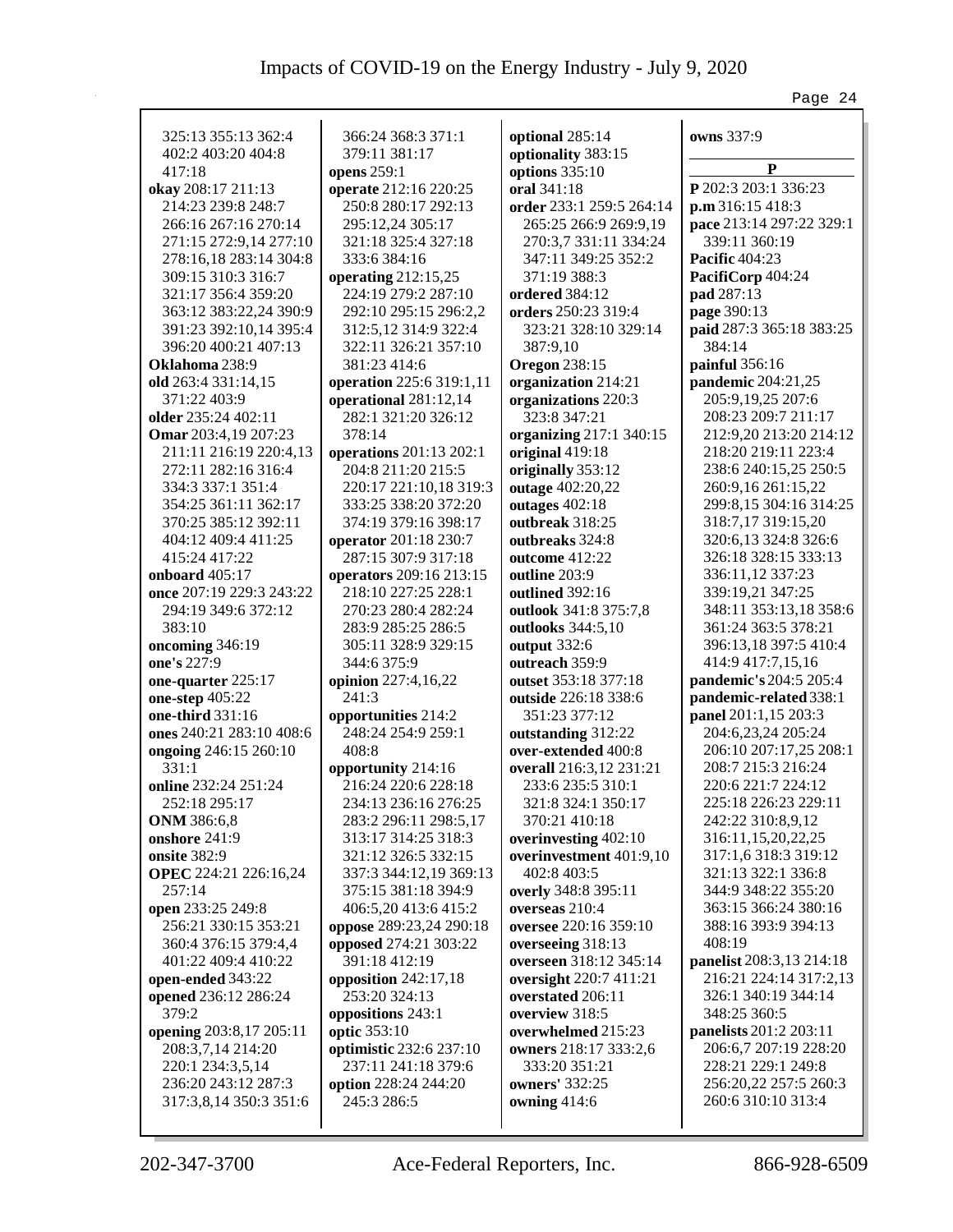325:13 355:13 362:4 402:2 403:20 404:8 417:18
**okay** 208:17 211:13 214:23 239:8 248:7 266:16 267:16 270:14 271:15 272:9,14 277:10 278:16,18 283:14 304:8 309:15 310:3 316:7 321:17 356:4 359:20 363:12 383:22,24 390:9 391:23 392:10,14 395:4 396:20 400:21 407:13
**Oklahoma** 238:9
**old** 263:4 331:14,15 371:22 403:9
**older** 235:24 402:11
**Omar** 203:4,19 207:23 211:11 216:19 220:4,13 272:11 282:16 316:4 334:3 337:1 351:4 354:25 361:11 362:17 370:25 385:12 392:11 404:12 409:4 411:25 415:24 417:22
**onboard** 405:17
**once** 207:19 229:3 243:22 294:19 349:6 372:12 383:10
**oncoming** 346:19
**one's** 227:9
**one-quarter** 225:17
**one-step** 405:22
**one-third** 331:16
**ones** 240:21 283:10 408:6
**ongoing** 246:15 260:10 331:1
**online** 232:24 251:24 252:18 295:17
**ONM** 386:6,8
**onshore** 241:9
**onsite** 382:9
**OPEC** 224:21 226:16,24 257:14
**open** 233:25 249:8 256:21 330:15 353:21 360:4 376:15 379:4,4 401:22 409:4 410:22
**open-ended** 343:22
**opened** 236:12 286:24 379:2
**opening** 203:8,17 205:11 208:3,7,14 214:20 220:1 234:3,5,14 236:20 243:12 287:3 317:3,8,14 350:3 351:6
366:24 368:3 371:1 379:11 381:17
**opens** 259:1
**operate** 212:16 220:25 250:8 280:17 292:13 295:12,24 305:17 321:18 325:4 327:18 333:6 384:16
**operating** 212:15,25 224:19 279:2 287:10 292:10 295:15 296:2,2 312:5,12 314:9 322:4 322:11 326:21 357:10 381:23 414:6
**operation** 225:6 319:1,11
**operational** 281:12,14 282:1 321:20 326:12 378:14
**operations** 201:13 202:1 204:8 211:20 215:5 220:17 221:10,18 319:3 333:25 338:20 372:20 374:19 379:16 398:17
**operator** 201:18 230:7 287:15 307:9 317:18
**operators** 209:16 213:15 218:10 227:25 228:1 270:23 280:4 282:24 283:9 285:25 286:5 305:11 328:9 329:15 344:6 375:9
**opinion** 227:4,16,22 241:3
**opportunities** 214:2 248:24 254:9 259:1 408:8
**opportunity** 214:16 216:24 220:6 228:18 234:13 236:16 276:25 283:2 296:11 298:5,17 313:17 314:25 318:3 321:12 326:5 332:15 337:3 344:12,19 369:13 375:15 381:18 394:9 406:5,20 413:6 415:2
**oppose** 289:23,24 290:18
**opposed** 274:21 303:22 391:18 412:19
**opposition** 242:17,18 253:20 324:13
**oppositions** 243:1
**optic** 353:10
**optimistic** 232:6 237:10 237:11 241:18 379:6
**option** 228:24 244:20 245:3 286:5
**optional** 285:14
**optionality** 383:15
**options** 335:10
**oral** 341:18
**order** 233:1 259:5 264:14 265:25 266:9 269:9,19 270:3,7 331:11 334:24 347:11 349:25 352:2 371:19 388:3
**ordered** 384:12
**orders** 250:23 319:4 323:21 328:10 329:14 387:9,10
**Oregon** 238:15
**organization** 214:21
**organizations** 220:3 323:8 347:21
**organizing** 217:1 340:15
**original** 419:18
**originally** 353:12
**outage** 402:20,22
**outages** 402:18
**outbreak** 318:25
**outbreaks** 324:8
**outcome** 412:22
**outline** 203:9
**outlined** 392:16
**outlook** 341:8 375:7,8
**outlooks** 344:5,10
**output** 332:6
**outreach** 359:9
**outset** 353:18 377:18
**outside** 226:18 338:6 351:23 377:12
**outstanding** 312:22
**over-extended** 400:8
**overall** 216:3,12 231:21 233:6 235:5 310:1 321:8 324:1 350:17 370:21 410:18
**overinvesting** 402:10
**overinvestment** 401:9,10 402:8 403:5
**overly** 348:8 395:11
**overseas** 210:4
**oversee** 220:16 359:10
**overseeing** 318:13
**overseen** 318:12 345:14
**oversight** 220:7 411:21
**overstated** 206:11
**overview** 318:5
**overwhelmed** 215:23
**owners** 218:17 333:2,6 333:20 351:21
**owners'** 332:25
**owning** 414:6
**owns** 337:9

## P

**P** 202:3 203:1 336:23
**p.m** 316:15 418:3
**pace** 213:14 297:22 329:1 339:11 360:19
**Pacific** 404:23
**PacifiCorp** 404:24
**pad** 287:13
**page** 390:13
**paid** 287:3 365:18 383:25 384:14
**painful** 356:16
**pandemic** 204:21,25 205:9,19,25 207:6 208:23 209:7 211:17 212:9,20 213:20 214:12 218:20 219:11 223:4 238:6 240:15,25 250:5 260:9,16 261:15,22 299:8,15 304:16 314:25 318:7,17 319:15,20 320:6,13 324:8 326:6 326:18 328:15 333:13 336:11,12 337:23 339:19,21 347:25 348:11 353:13,18 358:6 361:24 363:5 378:21 396:13,18 397:5 410:4 414:9 417:7,15,16
**pandemic's** 204:5 205:4
**pandemic-related** 338:1
**panel** 201:1,15 203:3 204:6,23,24 205:24 206:10 207:17,25 208:1 208:7 215:3 216:24 220:6 221:7 224:12 225:18 226:23 229:11 242:22 310:8,9,12 316:11,15,20,22,25 317:1,6 318:3 319:12 321:13 322:1 336:8 344:9 348:22 355:20 363:15 366:24 380:16 388:16 393:9 394:13 408:19
**panelist** 208:3,13 214:18 216:21 224:14 317:2,13 326:1 340:19 344:14 348:25 360:5
**panelists** 201:2 203:11 206:6,7 207:19 228:20 228:21 229:1 249:8 256:20,22 257:5 260:3 260:6 310:10 313:4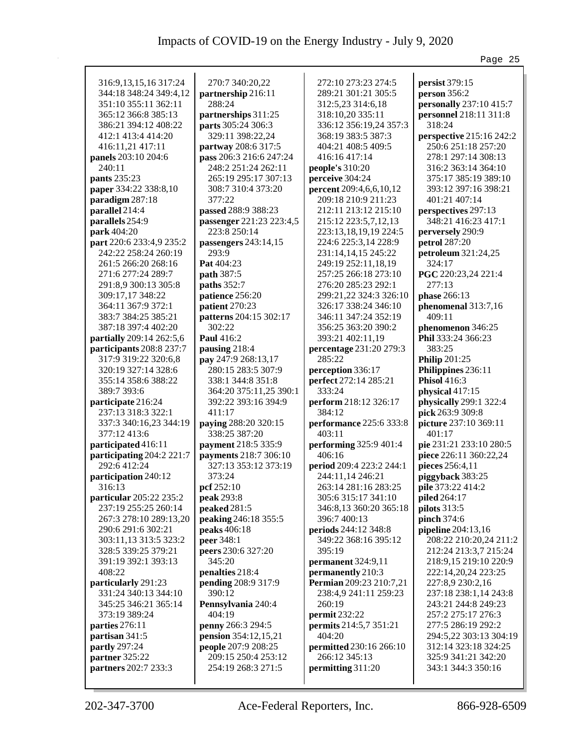316:9,13,15,16 317:24 344:18 348:24 349:4,12 351:10 355:11 362:11 365:12 366:8 385:13 386:21 394:12 408:22 412:1 413:4 414:20 416:11,21 417:11
**panels** 203:10 204:6 240:11
**pants** 235:23
**paper** 334:22 338:8,10
**paradigm** 287:18
**parallel** 214:4
**parallels** 254:9
**park** 404:20
**part** 220:6 233:4,9 235:2 242:22 258:24 260:19 261:5 266:20 268:16 271:6 277:24 289:7 291:8,9 300:13 305:8 309:17,17 348:22 364:11 367:9 372:1 383:7 384:25 385:21 387:18 397:4 402:20
**partially** 209:14 262:5,6
**participants** 208:8 237:7 317:9 319:22 320:6,8 320:19 327:14 328:6 355:14 358:6 388:22 389:7 393:6
**participate** 216:24 237:13 318:3 322:1 337:3 340:16,23 344:19 377:12 413:6
**participated** 416:11
**participating** 204:2 221:7 292:6 412:24
**participation** 240:12 316:13
**particular** 205:22 235:2 237:19 255:25 260:14 267:3 278:10 289:13,20 290:6 291:6 302:21 303:11,13 313:5 323:2 328:5 339:25 379:21 391:19 392:1 393:13 408:22
**particularly** 291:23 331:24 340:13 344:10 345:25 346:21 365:14 373:19 389:24
**parties** 276:11
**partisan** 341:5
**partly** 297:24
**partner** 325:22
**partners** 202:7 233:3
270:7 340:20,22
**partnership** 216:11 288:24
**partnerships** 311:25
**parts** 305:24 306:3 329:11 398:22,24
**partway** 208:6 317:5
**pass** 206:3 216:6 247:24 248:2 251:24 262:11 265:19 295:17 307:13 308:7 310:4 373:20 377:22
**passed** 288:9 388:23
**passenger** 221:23 223:4,5 223:8 250:14
**passengers** 243:14,15 293:9
**Pat** 404:23
**path** 387:5
**paths** 352:7
**patience** 256:20
**patient** 270:23
**patterns** 204:15 302:17 302:22
**Paul** 416:2
**pausing** 218:4
**pay** 247:9 268:13,17 280:15 283:5 307:9 338:1 344:8 351:8 364:20 375:11,25 390:1 392:22 393:16 394:9 411:17
**paying** 288:20 320:15 338:25 387:20
**payment** 218:5 335:9
**payments** 218:7 306:10 327:13 353:12 373:19 373:24
**pcf** 252:10
**peak** 293:8
**peaked** 281:5
**peaking** 246:18 355:5
**peaks** 406:18
**peer** 348:1
**peers** 230:6 327:20 345:20
**penalties** 218:4
**pending** 208:9 317:9 390:12
**Pennsylvania** 240:4 404:19
**penny** 266:3 294:5
**pension** 354:12,15,21
**people** 207:9 208:25 209:15 250:4 253:12 254:19 268:3 271:5
272:10 273:23 274:5 289:21 301:21 305:5 312:5,23 314:6,18 318:10,20 335:11 336:12 356:19,24 357:3 368:19 383:5 387:3 404:21 408:5 409:5 416:16 417:14
**people's** 310:20
**perceive** 304:24
**percent** 209:4,6,6,10,12 209:18 210:9 211:23 212:11 213:12 215:10 215:12 223:5,7,12,13 223:13,18,19,19 224:5 224:6 225:3,14 228:9 231:14,14,15 245:22 249:19 252:11,18,19 257:25 266:18 273:10 276:20 285:23 292:1 299:21,22 324:3 326:10 326:17 338:24 346:10 346:11 347:24 352:19 356:25 363:20 390:2 393:21 402:11,19
**percentage** 231:20 279:3 285:22
**perception** 336:17
**perfect** 272:14 285:21 333:24
**perform** 218:12 326:17 384:12
**performance** 225:6 333:8 403:11
**performing** 325:9 401:4 406:16
**period** 209:4 223:2 244:1 244:11,14 246:21 263:14 281:16 283:25 305:6 315:17 341:10 346:8,13 360:20 365:18 396:7 400:13
**periods** 244:12 348:8 349:22 368:16 395:12 395:19
**permanent** 324:9,11
**permanently** 210:3
**Permian** 209:23 210:7,21 238:4,9 241:11 259:23 260:19
**permit** 232:22
**permits** 214:5,7 351:21 404:20
**permitted** 230:16 266:10 266:12 345:13
**permitting** 311:20
**persist** 379:15
**person** 356:2
**personally** 237:10 415:7
**personnel** 218:11 311:8 318:24
**perspective** 215:16 242:2 250:6 251:18 257:20 278:1 297:14 308:13 316:2 363:14 364:10 375:17 385:19 389:10 393:12 397:16 398:21 401:21 407:14
**perspectives** 297:13 348:21 416:23 417:1
**perversely** 290:9
**petrol** 287:20
**petroleum** 321:24,25 324:17
**PGC** 220:23,24 221:4 277:13
**phase** 266:13
**phenomenal** 313:7,16 409:11
**phenomenon** 346:25
**Phil** 333:24 366:23 383:25
**Philip** 201:25
**Philippines** 236:11
**Phisol** 416:3
**physical** 417:15
**physically** 299:1 322:4
**pick** 263:9 309:8
**picture** 237:10 369:11 401:17
**pie** 231:21 233:10 280:5
**piece** 226:11 360:22,24
**pieces** 256:4,11
**piggyback** 383:25
**pile** 373:22 414:2
**piled** 264:17
**pilots** 313:5
**pinch** 374:6
**pipeline** 204:13,16 208:22 210:20,24 211:2 212:24 213:3,7 215:24 218:9,15 219:10 220:9 222:14,20,24 223:25 227:8,9 230:2,16 237:18 238:1,14 243:8 243:21 244:8 249:23 257:2 275:17 276:3 277:5 286:19 292:2 294:5,22 303:13 304:19 312:14 323:18 324:25 325:9 341:21 342:20 343:1 344:3 350:16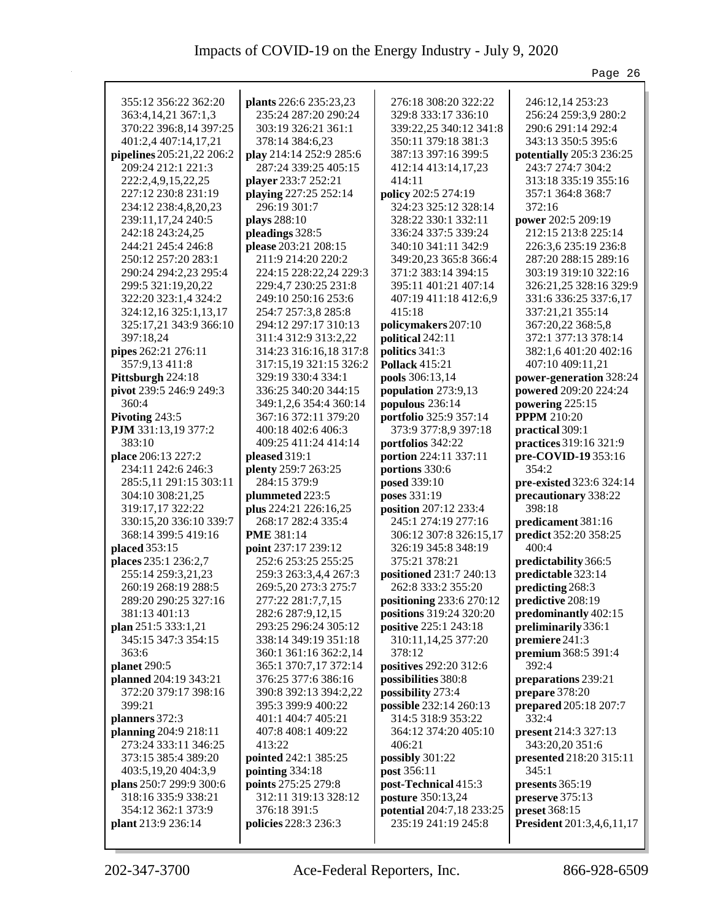355:12 356:22 362:20 363:4,14,21 367:1,3 370:22 396:8,14 397:25 401:2,4 407:14,17,21
**pipelines** 205:21,22 206:2 209:24 212:1 221:3 222:2,4,9,15,22,25 227:12 230:8 231:19 234:12 238:4,8,20,23 239:11,17,24 240:5 242:18 243:24,25 244:21 245:4 246:8 250:12 257:20 283:1 290:24 294:2,23 295:4 299:5 321:19,20,22 322:20 323:1,4 324:2 324:12,16 325:1,13,17 325:17,21 343:9 366:10 397:18,24
**pipes** 262:21 276:11 357:9,13 411:8
**Pittsburgh** 224:18
**pivot** 239:5 246:9 249:3 360:4
**Pivoting** 243:5
**PJM** 331:13,19 377:2 383:10
**place** 206:13 227:2 234:11 242:6 246:3 285:5,11 291:15 303:11 304:10 308:21,25 319:17,17 322:22 330:15,20 336:10 339:7 368:14 399:5 419:16
**placed** 353:15
**places** 235:1 236:2,7 255:14 259:3,21,23 260:19 268:19 288:5 289:20 290:25 327:16 381:13 401:13
**plan** 251:5 333:1,21 345:15 347:3 354:15 363:6
**planet** 290:5
**planned** 204:19 343:21 372:20 379:17 398:16 399:21
**planners** 372:3
**planning** 204:9 218:11 273:24 333:11 346:25 373:15 385:4 389:20 403:5,19,20 404:3,9
**plans** 250:7 299:9 300:6 318:16 335:9 338:21 354:12 362:1 373:9
**plant** 213:9 236:14
**plants** 226:6 235:23,23 235:24 287:20 290:24 303:19 326:21 361:1 378:14 384:6,23
**play** 214:14 252:9 285:6 287:24 339:25 405:15
**player** 233:7 252:21
**playing** 227:25 252:14 296:19 301:7
**plays** 288:10
**pleadings** 328:5
**please** 203:21 208:15 211:9 214:20 220:2 224:15 228:22,24 229:3 229:4,7 230:25 231:8 249:10 250:16 253:6 254:7 257:3,8 285:8 294:12 297:17 310:13 311:4 312:9 313:2,22 314:23 316:16,18 317:8 317:15,19 321:15 326:2 329:19 330:4 334:1 336:25 340:20 344:15 349:1,2,6 354:4 360:14 367:16 372:11 379:20 400:18 402:6 406:3 409:25 411:24 414:14
**pleased** 319:1
**plenty** 259:7 263:25 284:15 379:9
**plummeted** 223:5
**plus** 224:21 226:16,25 268:17 282:4 335:4
**PME** 381:14
**point** 237:17 239:12 252:6 253:25 255:25 259:3 263:3,4,4 267:3 269:5,20 273:3 275:7 277:22 281:7,7,15 282:6 287:9,12,15 293:25 296:24 305:12 338:14 349:19 351:18 360:1 361:16 362:2,14 365:1 370:7,17 372:14 376:25 377:6 386:16 390:8 392:13 394:2,22 395:3 399:9 400:22 401:1 404:7 405:21 407:8 408:1 409:22 413:22
**pointed** 242:1 385:25
**pointing** 334:18
**points** 275:25 279:8 312:11 319:13 328:12 376:18 391:5
**policies** 228:3 236:3
276:18 308:20 322:22 329:8 333:17 336:10 339:22,25 340:12 341:8 350:11 379:18 381:3 387:13 397:16 399:5 412:14 413:14,17,23 414:11
**policy** 202:5 274:19 324:23 325:12 328:14 328:22 330:1 332:11 336:24 337:5 339:24 340:10 341:11 342:9 349:20,23 365:8 366:4 371:2 383:14 394:15 395:11 401:21 407:14 407:19 411:18 412:6,9 415:18
**policymakers** 207:10
**political** 242:11
**politics** 341:3
**Pollack** 415:21
**pools** 306:13,14
**population** 273:9,13
**populous** 236:14
**portfolio** 325:9 357:14 373:9 377:8,9 397:18
**portfolios** 342:22
**portion** 224:11 337:11
**portions** 330:6
**posed** 339:10
**poses** 331:19
**position** 207:12 233:4 245:1 274:19 277:16 306:12 307:8 326:15,17 326:19 345:8 348:19 375:21 378:21
**positioned** 231:7 240:13 262:8 333:2 355:20
**positioning** 233:6 270:12
**positions** 319:24 320:20
**positive** 225:1 243:18 310:11,14,25 377:20 378:12
**positives** 292:20 312:6
**possibilities** 380:8
**possibility** 273:4
**possible** 232:14 260:13 314:5 318:9 353:22 364:12 374:20 405:10 406:21
**possibly** 301:22
**post** 356:11
**post-Technical** 415:3
**posture** 350:13,24
**potential** 204:7,18 233:25 235:19 241:19 245:8
246:12,14 253:23 256:24 259:3,9 280:2 290:6 291:14 292:4 343:13 350:5 395:6
**potentially** 205:3 236:25 243:7 274:7 304:2 313:18 335:19 355:16 357:1 364:8 368:7 372:16
**power** 202:5 209:19 212:15 213:8 225:14 226:3,6 235:19 236:8 287:20 288:15 289:16 303:19 319:10 322:16 326:21,25 328:16 329:9 331:6 336:25 337:6,17 337:21,21 355:14 367:20,22 368:5,8 372:1 377:13 378:14 382:1,6 401:20 402:16 407:10 409:11,21
**power-generation** 328:24
**powered** 209:20 224:24
**powering** 225:15
**PPPM** 210:20
**practical** 309:1
**practices** 319:16 321:9
**pre-COVID-19** 353:16 354:2
**pre-existed** 323:6 324:14
**precautionary** 338:22 398:18
**predicament** 381:16
**predict** 352:20 358:25 400:4
**predictability** 366:5
**predictable** 323:14
**predicting** 268:3
**predictive** 208:19
**predominantly** 402:15
**preliminarily** 336:1
**premiere** 241:3
**premium** 368:5 391:4 392:4
**preparations** 239:21
**prepare** 378:20
**prepared** 205:18 207:7 332:4
**present** 214:3 327:13 343:20,20 351:6
**presented** 218:20 315:11 345:1
**presents** 365:19
**preserve** 375:13
**preset** 368:15
**President** 201:3,4,6,11,17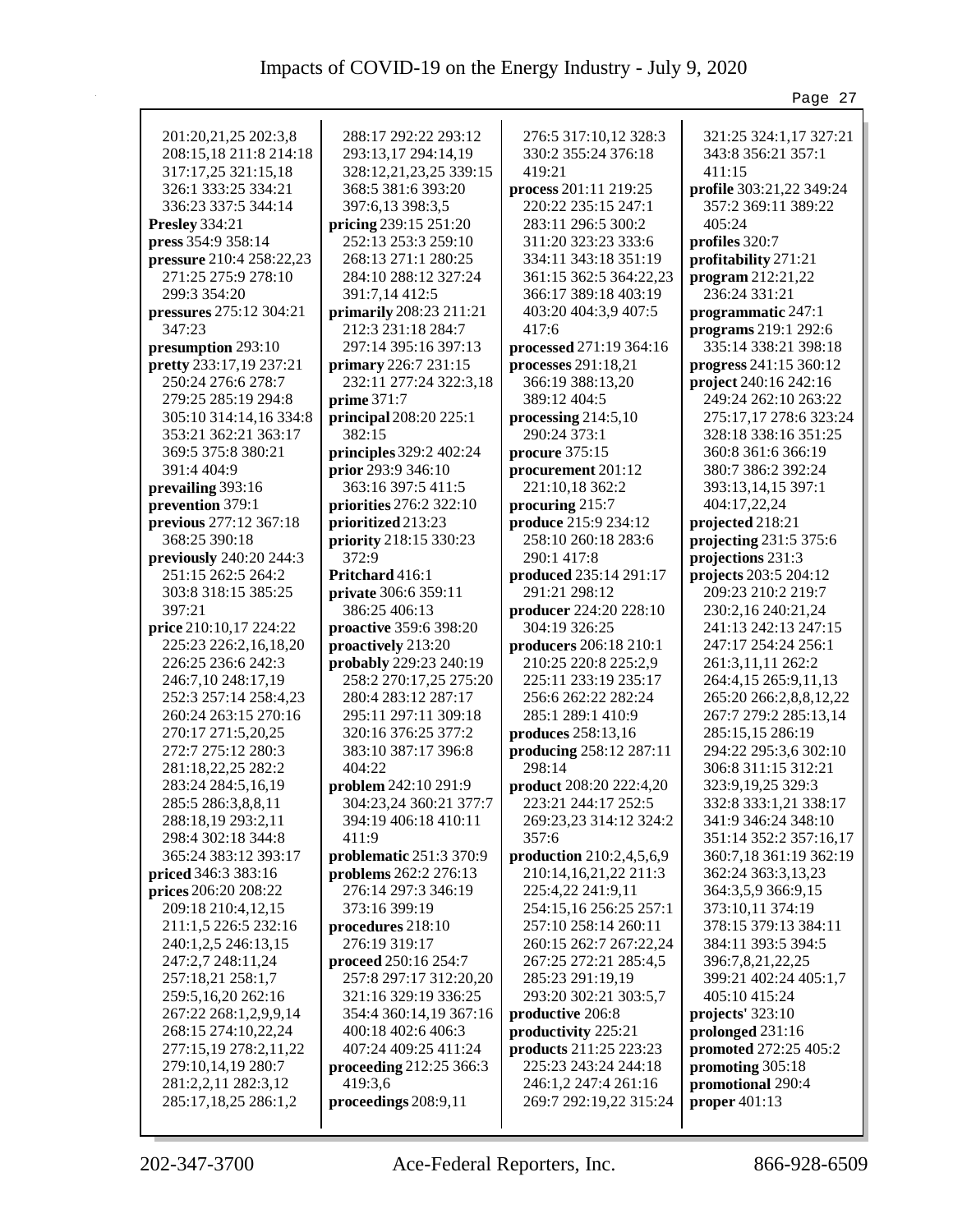201:20,21,25 202:3,8
208:15,18 211:8 214:18
317:17,25 321:15,18
326:1 333:25 334:21
336:23 337:5 344:14
**Presley** 334:21
**press** 354:9 358:14
**pressure** 210:4 258:22,23
271:25 275:9 278:10
299:3 354:20
**pressures** 275:12 304:21
347:23
**presumption** 293:10
**pretty** 233:17,19 237:21
250:24 276:6 278:7
279:25 285:19 294:8
305:10 314:14,16 334:8
353:21 362:21 363:17
369:5 375:8 380:21
391:4 404:9
**prevailing** 393:16
**prevention** 379:1
**previous** 277:12 367:18
368:25 390:18
**previously** 240:20 244:3
251:15 262:5 264:2
303:8 318:15 385:25
397:21
**price** 210:10,17 224:22
225:23 226:2,16,18,20
226:25 236:6 242:3
246:7,10 248:17,19
252:3 257:14 258:4,23
260:24 263:15 270:16
270:17 271:5,20,25
272:7 275:12 280:3
281:18,22,25 282:2
283:24 284:5,16,19
285:5 286:3,8,8,11
288:18,19 293:2,11
298:4 302:18 344:8
365:24 383:12 393:17
**priced** 346:3 383:16
**prices** 206:20 208:22
209:18 210:4,12,15
211:1,5 226:5 232:16
240:1,2,5 246:13,15
247:2,7 248:11,24
257:18,21 258:1,7
259:5,16,20 262:16
267:22 268:1,2,9,9,14
268:15 274:10,22,24
277:15,19 278:2,11,22
279:10,14,19 280:7
281:2,2,11 282:3,12
285:17,18,25 286:1,2
288:17 292:22 293:12
293:13,17 294:14,19
328:12,21,23,25 339:15
368:5 381:6 393:20
397:6,13 398:3,5
**pricing** 239:15 251:20
252:13 253:3 259:10
268:13 271:1 280:25
284:10 288:12 327:24
391:7,14 412:5
**primarily** 208:23 211:21
212:3 231:18 284:7
297:14 395:16 397:13
**primary** 226:7 231:15
232:11 277:24 322:3,18
**prime** 371:7
**principal** 208:20 225:1
382:15
**principles** 329:2 402:24
**prior** 293:9 346:10
363:16 397:5 411:5
**priorities** 276:2 322:10
**prioritized** 213:23
**priority** 218:15 330:23
372:9
**Pritchard** 416:1
**private** 306:6 359:11
386:25 406:13
**proactive** 359:6 398:20
**proactively** 213:20
**probably** 229:23 240:19
258:2 270:17,25 275:20
280:4 283:12 287:17
295:11 297:11 309:18
320:16 376:25 377:2
383:10 387:17 396:8
404:22
**problem** 242:10 291:9
304:23,24 360:21 377:7
394:19 406:18 410:11
411:9
**problematic** 251:3 370:9
**problems** 262:2 276:13
276:14 297:3 346:19
373:16 399:19
**procedures** 218:10
276:19 319:17
**proceed** 250:16 254:7
257:8 297:17 312:20,20
321:16 329:19 336:25
354:4 360:14,19 367:16
400:18 402:6 406:3
407:24 409:25 411:24
**proceeding** 212:25 366:3
419:3,6
**proceedings** 208:9,11
276:5 317:10,12 328:3
330:2 355:24 376:18
419:21
**process** 201:11 219:25
220:22 235:15 247:1
283:11 296:5 300:2
311:20 323:23 333:6
334:11 343:18 351:19
361:15 362:5 364:22,23
366:17 389:18 403:19
403:20 404:3,9 407:5
417:6
**processed** 271:19 364:16
**processes** 291:18,21
366:19 388:13,20
389:12 404:5
**processing** 214:5,10
290:24 373:1
**procure** 375:15
**procurement** 201:12
221:10,18 362:2
**procuring** 215:7
**produce** 215:9 234:12
258:10 260:18 283:6
290:1 417:8
**produced** 235:14 291:17
291:21 298:12
**producer** 224:20 228:10
304:19 326:25
**producers** 206:18 210:1
210:25 220:8 225:2,9
225:11 233:19 235:17
256:6 262:22 282:24
285:1 289:1 410:9
**produces** 258:13,16
**producing** 258:12 287:11
298:14
**product** 208:20 222:4,20
223:21 244:17 252:5
269:23,23 314:12 324:2
357:6
**production** 210:2,4,5,6,9
210:14,16,21,22 211:3
225:4,22 241:9,11
254:15,16 256:25 257:1
257:10 258:14 260:11
260:15 262:7 267:22,24
267:25 272:21 285:4,5
285:23 291:19,19
293:20 302:21 303:5,7
**productive** 206:8
**productivity** 225:21
**products** 211:25 223:23
225:23 243:24 244:18
246:1,2 247:4 261:16
269:7 292:19,22 315:24
321:25 324:1,17 327:21
343:8 356:21 357:1
411:15
**profile** 303:21,22 349:24
357:2 369:11 389:22
405:24
**profiles** 320:7
**profitability** 271:21
**program** 212:21,22
236:24 331:21
**programmatic** 247:1
**programs** 219:1 292:6
335:14 338:21 398:18
**progress** 241:15 360:12
**project** 240:16 242:16
249:24 262:10 263:22
275:17,17 278:6 323:24
328:18 338:16 351:25
360:8 361:6 366:19
380:7 386:2 392:24
393:13,14,15 397:1
404:17,22,24
**projected** 218:21
**projecting** 231:5 375:6
**projections** 231:3
**projects** 203:5 204:12
209:23 210:2 219:7
230:2,16 240:21,24
241:13 242:13 247:15
247:17 254:24 256:1
261:3,11,11 262:2
264:4,15 265:9,11,13
265:20 266:2,8,8,12,22
267:7 279:2 285:13,14
285:15,15 286:19
294:22 295:3,6 302:10
306:8 311:15 312:21
323:9,19,25 329:3
332:8 333:1,21 338:17
341:9 346:24 348:10
351:14 352:2 357:16,17
360:7,18 361:19 362:19
362:24 363:3,13,23
364:3,5,9 366:9,15
373:10,11 374:19
378:15 379:13 384:11
384:11 393:5 394:5
396:7,8,21,22,25
399:21 402:24 405:1,7
405:10 415:24
**projects'** 323:10
**prolonged** 231:16
**promoted** 272:25 405:2
**promoting** 305:18
**promotional** 290:4
**proper** 401:13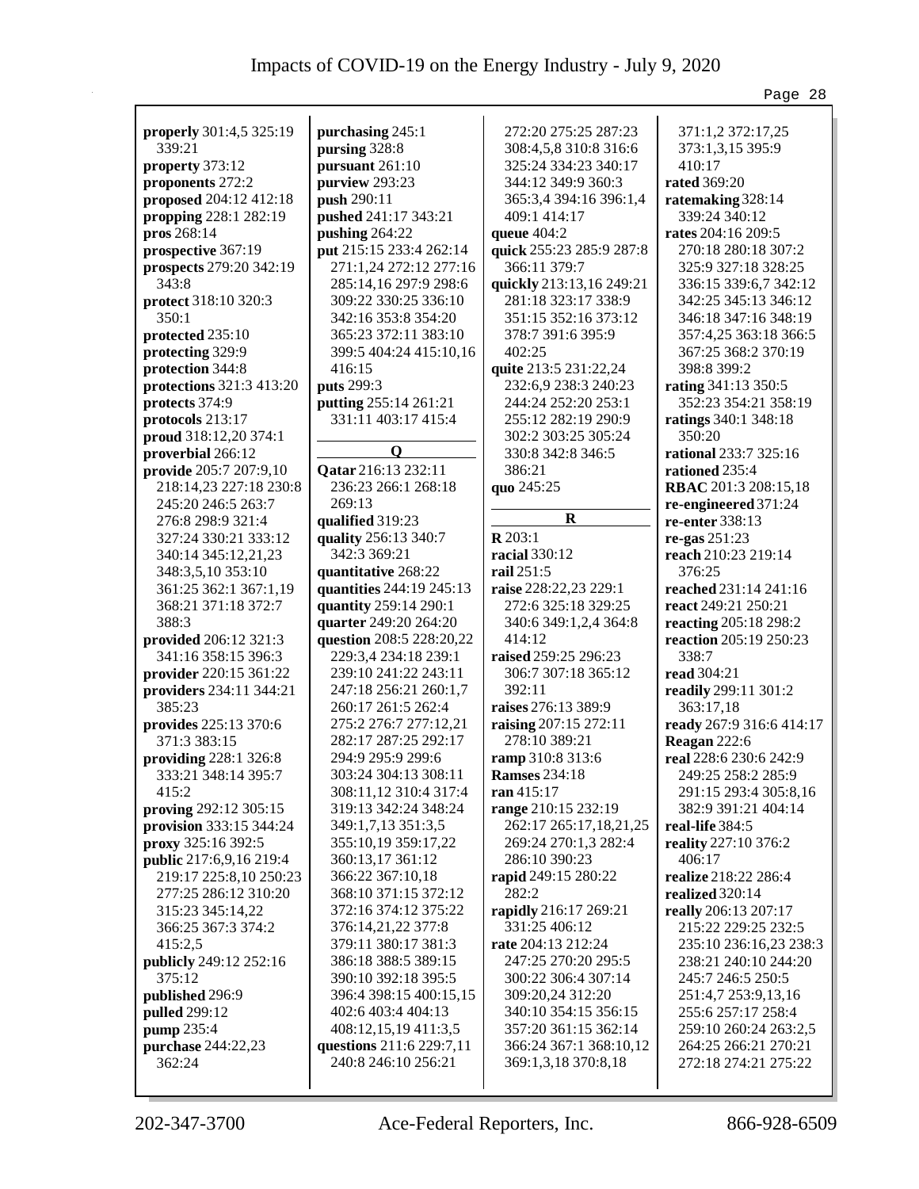**properly** 301:4,5 325:19 339:21
**property** 373:12
**proponents** 272:2
**proposed** 204:12 412:18
**propping** 228:1 282:19
**pros** 268:14
**prospective** 367:19
**prospects** 279:20 342:19 343:8
**protect** 318:10 320:3 350:1
**protected** 235:10
**protecting** 329:9
**protection** 344:8
**protections** 321:3 413:20
**protects** 374:9
**protocols** 213:17
**proud** 318:12,20 374:1
**proverbial** 266:12
**provide** 205:7 207:9,10 218:14,23 227:18 230:8 245:20 246:5 263:7 276:8 298:9 321:4 327:24 330:21 333:12 340:14 345:12,21,23 348:3,5,10 353:10 361:25 362:1 367:1,19 368:21 371:18 372:7 388:3
**provided** 206:12 321:3 341:16 358:15 396:3
**provider** 220:15 361:22
**providers** 234:11 344:21 385:23
**provides** 225:13 370:6 371:3 383:15
**providing** 228:1 326:8 333:21 348:14 395:7 415:2
**proving** 292:12 305:15
**provision** 333:15 344:24
**proxy** 325:16 392:5
**public** 217:6,9,16 219:4 219:17 225:8,10 250:23 277:25 286:12 310:20 315:23 345:14,22 366:25 367:3 374:2 415:2,5
**publicly** 249:12 252:16 375:12
**published** 296:9
**pulled** 299:12
**pump** 235:4
**purchase** 244:22,23 362:24
**purchasing** 245:1
**pursing** 328:8
**pursuant** 261:10
**purview** 293:23
**push** 290:11
**pushed** 241:17 343:21
**pushing** 264:22
**put** 215:15 233:4 262:14 271:1,24 272:12 277:16 285:14,16 297:9 298:6 309:22 330:25 336:10 342:16 353:8 354:20 365:23 372:11 383:10 399:5 404:24 415:10,16 416:15
**puts** 299:3
**putting** 255:14 261:21 331:11 403:17 415:4

## Q

**Qatar** 216:13 232:11 236:23 266:1 268:18 269:13
**qualified** 319:23
**quality** 256:13 340:7 342:3 369:21
**quantitative** 268:22
**quantities** 244:19 245:13
**quantity** 259:14 290:1
**quarter** 249:20 264:20
**question** 208:5 228:20,22 229:3,4 234:18 239:1 239:10 241:22 243:11 247:18 256:21 260:1,7 260:17 261:5 262:4 275:2 276:7 277:12,21 282:17 287:25 292:17 294:9 295:9 299:6 303:24 304:13 308:11 308:11,12 310:4 317:4 319:13 342:24 348:24 349:1,7,13 351:3,5 355:10,19 359:17,22 360:13,17 361:12 366:22 367:10,18 368:10 371:15 372:12 372:16 374:12 375:22 376:14,21,22 377:8 379:11 380:17 381:3 386:18 388:5 389:15 390:10 392:18 395:5 396:4 398:15 400:15,15 402:6 403:4 404:13 408:12,15,19 411:3,5
**questions** 211:6 229:7,11 240:8 246:10 256:21 272:20 275:25 287:23 308:4,5,8 310:8 316:6 325:24 334:23 340:17 344:12 349:9 360:3 365:3,4 394:16 396:1,4 409:1 414:17
**queue** 404:2
**quick** 255:23 285:9 287:8 366:11 379:7
**quickly** 213:13,16 249:21 281:18 323:17 338:9 351:15 352:16 373:12 378:7 391:6 395:9 402:25
**quite** 213:5 231:22,24 232:6,9 238:3 240:23 244:24 252:20 253:1 255:12 282:19 290:9 302:2 303:25 305:24 330:8 342:8 346:5 386:21
**quo** 245:25

## R

**R** 203:1
**racial** 330:12
**rail** 251:5
**raise** 228:22,23 229:1 272:6 325:18 329:25 340:6 349:1,2,4 364:8 414:12
**raised** 259:25 296:23 306:7 307:18 365:12 392:11
**raises** 276:13 389:9
**raising** 207:15 272:11 278:10 389:21
**ramp** 310:8 313:6
**Ramses** 234:18
**ran** 415:17
**range** 210:15 232:19 262:17 265:17,18,21,25 269:24 270:1,3 282:4 286:10 390:23
**rapid** 249:15 280:22 282:2
**rapidly** 216:17 269:21 331:25 406:12
**rate** 204:13 212:24 247:25 270:20 295:5 300:22 306:4 307:14 309:20,24 312:20 340:10 354:15 356:15 357:20 361:15 362:14 366:24 367:1 368:10,12 369:1,3,18 370:8,18 371:1,2 372:17,25 373:1,3,15 395:9 410:17
**rated** 369:20
**ratemaking** 328:14 339:24 340:12
**rates** 204:16 209:5 270:18 280:18 307:2 325:9 327:18 328:25 336:15 339:6,7 342:12 342:25 345:13 346:12 346:18 347:16 348:19 357:4,25 363:18 366:5 367:25 368:2 370:19 398:8 399:2
**rating** 341:13 350:5 352:23 354:21 358:19
**ratings** 340:1 348:18 350:20
**rational** 233:7 325:16
**rationed** 235:4
**RBAC** 201:3 208:15,18
**re-engineered** 371:24
**re-enter** 338:13
**re-gas** 251:23
**reach** 210:23 219:14 376:25
**reached** 231:14 241:16
**react** 249:21 250:21
**reacting** 205:18 298:2
**reaction** 205:19 250:23 338:7
**read** 304:21
**readily** 299:11 301:2 363:17,18
**ready** 267:9 316:6 414:17
**Reagan** 222:6
**real** 228:6 230:6 242:9 249:25 258:2 285:9 291:15 293:4 305:8,16 382:9 391:21 404:14
**real-life** 384:5
**reality** 227:10 376:2 406:17
**realize** 218:22 286:4
**realized** 320:14
**really** 206:13 207:17 215:22 229:25 232:5 235:10 236:16,23 238:3 238:21 240:10 244:20 245:7 246:5 250:5 251:4,7 253:9,13,16 255:6 257:17 258:4 259:10 260:24 263:2,5 264:25 266:21 270:21 272:18 274:21 275:22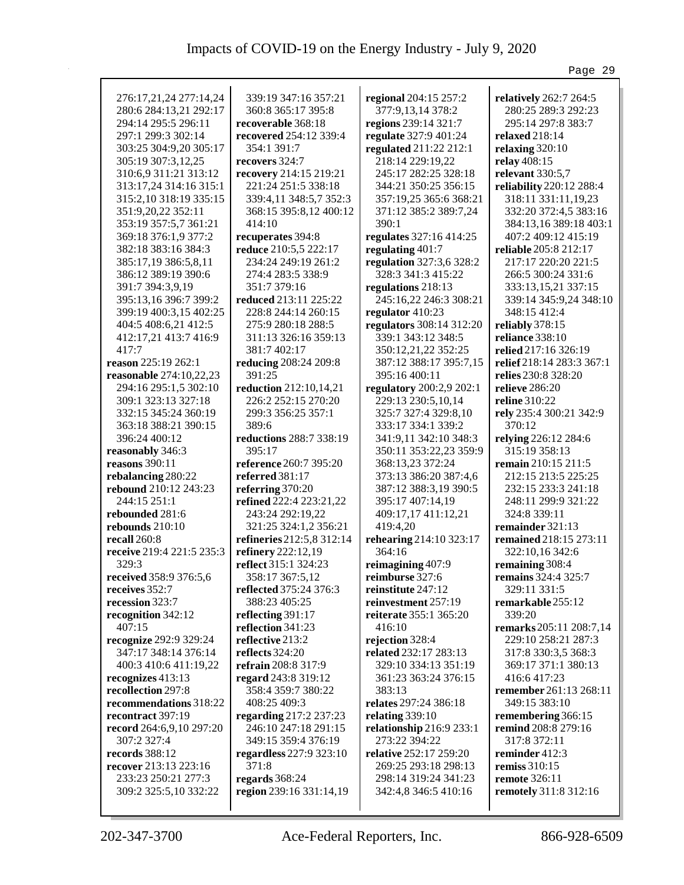276:17,21,24 277:14,24
280:6 284:13,21 292:17
294:14 295:5 296:11
297:1 299:3 302:14
303:25 304:9,20 305:17
305:19 307:3,12,25
310:6,9 311:21 313:12
313:17,24 314:16 315:1
315:2,10 318:19 335:15
351:9,20,22 352:11
353:19 357:5,7 361:21
369:18 376:1,9 377:2
382:18 383:16 384:3
385:17,19 386:5,8,11
386:12 389:19 390:6
391:7 394:3,9,19
395:13,16 396:7 399:2
399:19 400:3,15 402:25
404:5 408:6,21 412:5
412:17,21 413:7 416:9
417:7

**reason** 225:19 262:1
**reasonable** 274:10,22,23
294:16 295:1,5 302:10
309:1 323:13 327:18
332:15 345:24 360:19
363:18 388:21 390:15
396:24 400:12
**reasonably** 346:3
**reasons** 390:11
**rebalancing** 280:22
**rebound** 210:12 243:23
244:15 251:1
**rebounded** 281:6
**rebounds** 210:10
**recall** 260:8
**receive** 219:4 221:5 235:3
329:3
**received** 358:9 376:5,6
**receives** 352:7
**recession** 323:7
**recognition** 342:12
407:15
**recognize** 292:9 329:24
347:17 348:14 376:14
400:3 410:6 411:19,22
**recognizes** 413:13
**recollection** 297:8
**recommendations** 318:22
**recontract** 397:19
**record** 264:6,9,10 297:20
307:2 327:4
**records** 388:12
**recover** 213:13 223:16
233:23 250:21 277:3
309:2 325:5,10 332:22
339:19 347:16 357:21
360:8 365:17 395:8
**recoverable** 368:18
**recovered** 254:12 339:4
354:1 391:7
**recovers** 324:7
**recovery** 214:15 219:21
221:24 251:5 338:18
339:4,11 348:5,7 352:3
368:15 395:8,12 400:12
414:10
**recuperates** 394:8
**reduce** 210:5,5 222:17
234:24 249:19 261:2
274:4 283:5 338:9
351:7 379:16
**reduced** 213:11 225:22
228:8 244:14 260:15
275:9 280:18 288:5
311:13 326:16 359:13
381:7 402:17
**reducing** 208:24 209:8
391:25
**reduction** 212:10,14,21
226:2 252:15 270:20
299:3 356:25 357:1
389:6
**reductions** 288:7 338:19
395:17
**reference** 260:7 395:20
**referred** 381:17
**referring** 370:20
**refined** 222:4 223:21,22
243:24 292:19,22
321:25 324:1,2 356:21
**refineries** 212:5,8 312:14
**refinery** 222:12,19
**reflect** 315:1 324:23
358:17 367:5,12
**reflected** 375:24 376:3
388:23 405:25
**reflecting** 391:17
**reflection** 341:23
**reflective** 213:2
**reflects** 324:20
**refrain** 208:8 317:9
**regard** 243:8 319:12
358:4 359:7 380:22
408:25 409:3
**regarding** 217:2 237:23
246:10 247:18 291:15
349:15 359:4 376:19
**regardless** 227:9 323:10
371:8
**regards** 368:24
**region** 239:16 331:14,19
**regional** 204:15 257:2
377:9,13,14 378:2
**regions** 239:14 321:7
**regulate** 327:9 401:24
**regulated** 211:22 212:1
218:14 229:19,22
245:17 282:25 328:18
344:21 350:25 356:15
357:19,25 365:6 368:21
371:12 385:2 389:7,24
390:1
**regulates** 327:16 414:25
**regulating** 401:7
**regulation** 327:3,6 328:2
328:3 341:3 415:22
**regulations** 218:13
245:16,22 246:3 308:21
**regulator** 410:23
**regulators** 308:14 312:20
339:1 343:12 348:5
350:12,21,22 352:25
387:12 388:17 395:7,15
395:16 400:11
**regulatory** 200:2,9 202:1
229:13 230:5,10,14
325:7 327:4 329:8,10
333:17 334:1 339:2
341:9,11 342:10 348:3
350:11 353:22,23 359:9
368:13,23 372:24
373:13 386:20 387:4,6
387:12 388:3,19 390:5
395:17 407:14,19
409:17,17 411:12,21
419:4,20
**rehearing** 214:10 323:17
364:16
**reimagining** 407:9
**reimburse** 327:6
**reinstitute** 247:12
**reinvestment** 257:19
**reiterate** 355:1 365:20
416:10
**rejection** 328:4
**related** 232:17 283:13
329:10 334:13 351:19
361:23 363:24 376:15
383:13
**relates** 297:24 386:18
**relating** 339:10
**relationship** 216:9 233:1
273:22 394:22
**relative** 252:17 259:20
269:25 293:18 298:13
298:14 319:24 341:23
342:4,8 346:5 410:16
**relatively** 262:7 264:5
280:25 289:3 292:23
295:14 297:8 383:7
**relaxed** 218:14
**relaxing** 320:10
**relay** 408:15
**relevant** 330:5,7
**reliability** 220:12 288:4
318:11 331:11,19,23
332:20 372:4,5 383:16
384:13,16 389:18 403:1
407:2 409:12 415:19
**reliable** 205:8 212:17
217:17 220:20 221:5
266:5 300:24 331:6
333:13,15,21 337:15
339:14 345:9,24 348:10
348:15 412:4
**reliably** 378:15
**reliance** 338:10
**relied** 217:16 326:19
**relief** 218:14 283:3 367:1
**relies** 230:8 328:20
**relieve** 286:20
**reline** 310:22
**rely** 235:4 300:21 342:9
370:12
**relying** 226:12 284:6
315:19 358:13
**remain** 210:15 211:5
212:15 213:5 225:25
232:15 233:3 241:18
248:11 299:9 321:22
324:8 339:11
**remainder** 321:13
**remained** 218:15 273:11
322:10,16 342:6
**remaining** 308:4
**remains** 324:4 325:7
329:11 331:5
**remarkable** 255:12
339:20
**remarks** 205:11 208:7,14
229:10 258:21 287:3
317:8 330:3,5 368:3
369:17 371:1 380:13
416:6 417:23
**remember** 261:13 268:11
349:15 383:10
**remembering** 366:15
**remind** 208:8 279:16
317:8 372:11
**reminder** 412:3
**remiss** 310:15
**remote** 326:11
**remotely** 311:8 312:16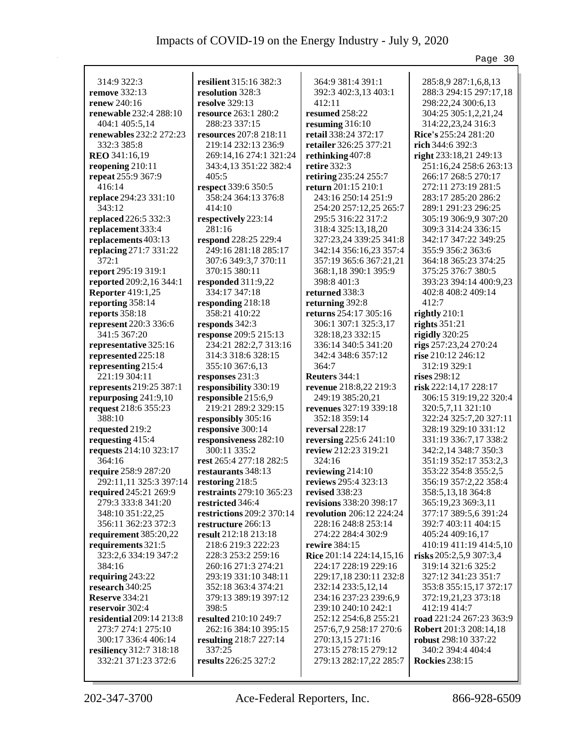314:9 322:3
**remove** 332:13
**renew** 240:16
**renewable** 232:4 288:10 404:1 405:5,14
**renewables** 232:2 272:23 332:3 385:8
**REO** 341:16,19
**reopening** 210:11
**repeat** 255:9 367:9 416:14
**replace** 294:23 331:10 343:12
**replaced** 226:5 332:3
**replacement** 333:4
**replacements** 403:13
**replacing** 271:7 331:22 372:1
**report** 295:19 319:1
**reported** 209:2,16 344:1
**Reporter** 419:1,25
**reporting** 358:14
**reports** 358:18
**represent** 220:3 336:6 341:5 367:20
**representative** 325:16
**represented** 225:18
**representing** 215:4 221:19 304:11
**represents** 219:25 387:1
**repurposing** 241:9,10
**request** 218:6 355:23 388:10
**requested** 219:2
**requesting** 415:4
**requests** 214:10 323:17 364:16
**require** 258:9 287:20 292:11,11 325:3 397:14
**required** 245:21 269:9 279:3 333:8 341:20 348:10 351:22,25 356:11 362:23 372:3
**requirement** 385:20,22
**requirements** 321:5 323:2,6 334:19 347:2 384:16
**requiring** 243:22
**research** 340:25
**Reserve** 334:21
**reservoir** 302:4
**residential** 209:14 213:8 273:7 274:1 275:10 300:17 336:4 406:14
**resiliency** 312:7 318:18 332:21 371:23 372:6
**resilient** 315:16 382:3
**resolution** 328:3
**resolve** 329:13
**resource** 263:1 280:2 288:23 337:15
**resources** 207:8 218:11 219:14 232:13 236:9 269:14,16 274:1 321:24 343:4,13 351:22 382:4 405:5
**respect** 339:6 350:5 358:24 364:13 376:8 414:10
**respectively** 223:14 281:16
**respond** 228:25 229:4 249:16 281:18 285:17 307:6 349:3,7 370:11 370:15 380:11
**responded** 311:9,22 334:17 347:18
**responding** 218:18 358:21 410:22
**responds** 342:3
**response** 209:5 215:13 234:21 282:2,7 313:16 314:3 318:6 328:15 355:10 367:6,13
**responses** 231:3
**responsibility** 330:19
**responsible** 215:6,9 219:21 289:2 329:15
**responsibly** 305:16
**responsive** 300:14
**responsiveness** 282:10 300:11 335:2
**rest** 265:4 277:18 282:5
**restaurants** 348:13
**restoring** 218:5
**restraints** 279:10 365:23
**restricted** 346:4
**restrictions** 209:2 370:14
**restructure** 266:13
**result** 212:18 213:18 218:6 219:3 222:23 228:3 253:2 259:16 260:16 271:3 274:21 293:19 331:10 348:11 352:18 363:4 374:21 379:13 389:19 397:12 398:5
**resulted** 210:10 249:7 262:16 384:10 395:15
**resulting** 218:7 227:14 337:25
**results** 226:25 327:2
364:9 381:4 391:1 392:3 402:3,13 403:1 412:11
**resumed** 258:22
**resuming** 316:10
**retail** 338:24 372:17
**retailer** 326:25 377:21
**rethinking** 407:8
**retire** 332:3
**retiring** 235:24 255:7
**return** 201:15 210:1 243:16 250:14 251:9 254:20 257:12,25 265:7 295:5 316:22 317:2 318:4 325:13,18,20 327:23,24 339:25 341:8 342:14 356:16,23 357:4 357:19 365:6 367:21,21 368:1,18 390:1 395:9 398:8 401:3
**returned** 338:3
**returning** 392:8
**returns** 254:17 305:16 306:1 307:1 325:3,17 328:18,23 332:15 336:14 340:5 341:20 342:4 348:6 357:12 364:7
**Reuters** 344:1
**revenue** 218:8,22 219:3 249:19 385:20,21
**revenues** 327:19 339:18 352:18 359:14
**reversal** 228:17
**reversing** 225:6 241:10
**review** 212:23 319:21 324:16
**reviewing** 214:10
**reviews** 295:4 323:13
**revised** 338:23
**revisions** 338:20 398:17
**revolution** 206:12 224:24 228:16 248:8 253:14 274:22 284:4 302:9
**rewire** 384:15
**Rice** 201:14 224:14,15,16 224:17 228:19 229:16 229:17,18 230:11 232:8 232:14 233:5,12,14 234:16 237:23 239:6,9 239:10 240:10 242:1 252:12 254:6,8 255:21 257:6,7,9 258:17 270:6 270:13,15 271:16 273:15 278:15 279:12 279:13 282:17,22 285:7
285:8,9 287:1,6,8,13 288:3 294:15 297:17,18 298:22,24 300:6,13 304:25 305:1,2,21,24 314:22,23,24 316:3
**Rice's** 255:24 281:20
**rich** 344:6 392:3
**right** 233:18,21 249:13 251:16,24 258:6 263:13 266:17 268:5 270:17 272:11 273:19 281:5 283:17 285:20 286:2 289:1 291:23 296:25 305:19 306:9,9 307:20 309:3 314:24 336:15 342:17 347:22 349:25 355:9 356:2 363:6 364:18 365:23 374:25 375:25 376:7 380:5 393:23 394:14 400:9,23 402:8 408:2 409:14 412:7
**rightly** 210:1
**rights** 351:21
**rigidly** 320:25
**rigs** 257:23,24 270:24
**rise** 210:12 246:12 312:19 329:1
**rises** 298:12
**risk** 222:14,17 228:17 306:15 319:19,22 320:4 320:5,7,11 321:10 322:24 325:7,20 327:11 328:19 329:10 331:12 331:19 336:7,17 338:2 342:2,14 348:7 350:3 351:19 352:17 353:2,3 353:22 354:8 355:2,5 356:19 357:2,22 358:4 358:5,13,18 364:8 365:19,23 369:3,11 377:17 389:5,6 391:24 392:7 403:11 404:15 405:24 409:16,17 410:19 411:19 414:5,10
**risks** 205:2,5,9 307:3,4 319:14 321:6 325:2 327:12 341:23 351:7 353:8 355:15,17 372:17 372:19,21,23 373:18 412:19 414:7
**road** 221:24 267:23 363:9
**Robert** 201:3 208:14,18
**robust** 298:10 337:22 340:2 394:4 404:4
**Rockies** 238:15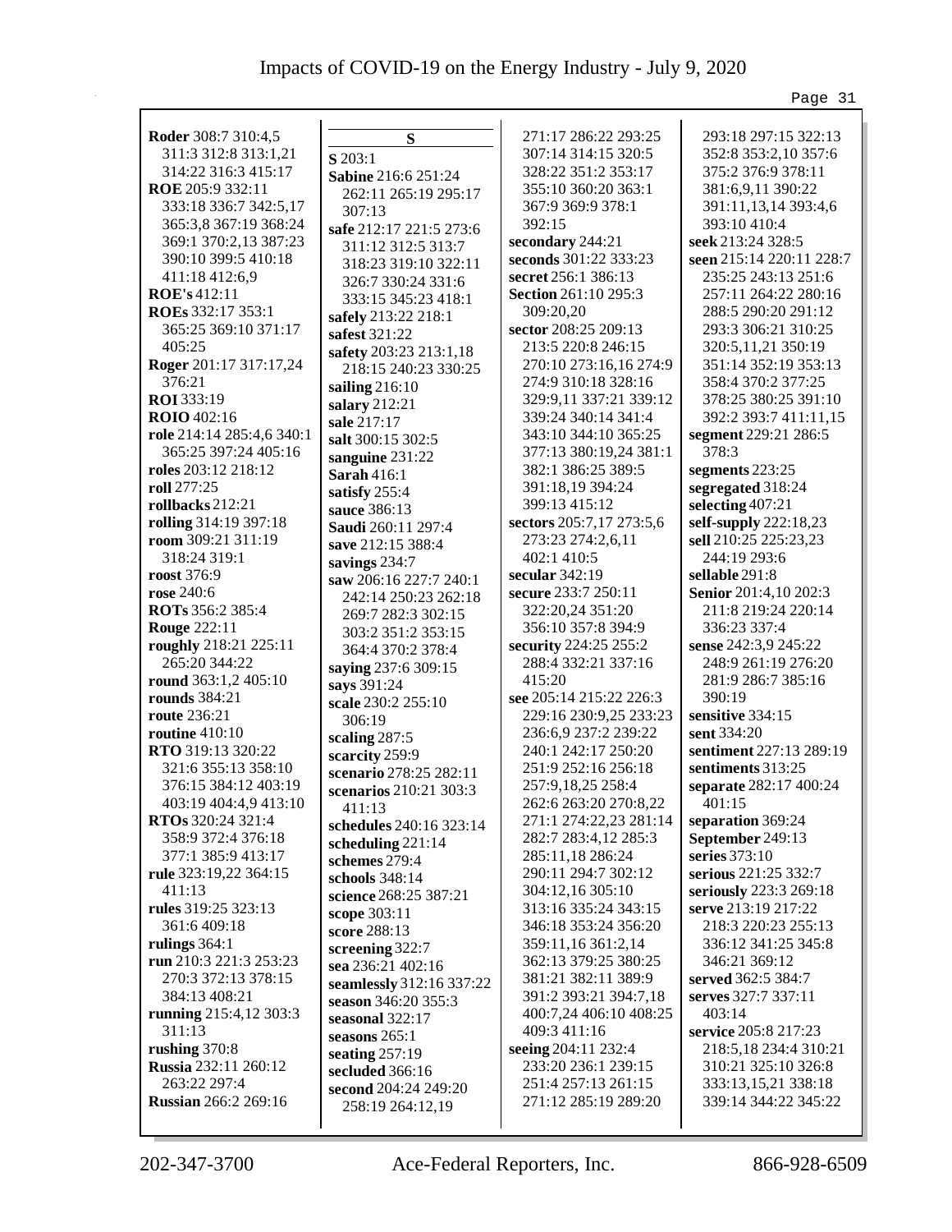**Roder** 308:7 310:4,5 311:3 312:8 313:1,21 314:22 316:3 415:17
**ROE** 205:9 332:11 333:18 336:7 342:5,17 365:3,8 367:19 368:24 369:1 370:2,13 387:23 390:10 399:5 410:18 411:18 412:6,9
**ROE's** 412:11
**ROEs** 332:17 353:1 365:25 369:10 371:17 405:25
**Roger** 201:17 317:17,24 376:21
**ROI** 333:19
**ROIO** 402:16
**role** 214:14 285:4,6 340:1 365:25 397:24 405:16
**roles** 203:12 218:12
**roll** 277:25
**rollbacks** 212:21
**rolling** 314:19 397:18
**room** 309:21 311:19 318:24 319:1
**roost** 376:9
**rose** 240:6
**ROTs** 356:2 385:4
**Rouge** 222:11
**roughly** 218:21 225:11 265:20 344:22
**round** 363:1,2 405:10
**rounds** 384:21
**route** 236:21
**routine** 410:10
**RTO** 319:13 320:22 321:6 355:13 358:10 376:15 384:12 403:19 403:19 404:4,9 413:10
**RTOs** 320:24 321:4 358:9 372:4 376:18 377:1 385:9 413:17
**rule** 323:19,22 364:15 411:13
**rules** 319:25 323:13 361:6 409:18
**rulings** 364:1
**run** 210:3 221:3 253:23 270:3 372:13 378:15 384:13 408:21
**running** 215:4,12 303:3 311:13
**rushing** 370:8
**Russia** 232:11 260:12 263:22 297:4
**Russian** 266:2 269:16

**S**

**S** 203:1
**Sabine** 216:6 251:24 262:11 265:19 295:17 307:13
**safe** 212:17 221:5 273:6 311:12 312:5 313:7 318:23 319:10 322:11 326:7 330:24 331:6 333:15 345:23 418:1
**safely** 213:22 218:1
**safest** 321:22
**safety** 203:23 213:1,18 218:15 240:23 330:25
**sailing** 216:10
**salary** 212:21
**sale** 217:17
**salt** 300:15 302:5
**sanguine** 231:22
**Sarah** 416:1
**satisfy** 255:4
**sauce** 386:13
**Saudi** 260:11 297:4
**save** 212:15 388:4
**savings** 234:7
**saw** 206:16 227:7 240:1 242:14 250:23 262:18 269:7 282:3 302:15 303:2 351:2 353:15 364:4 370:2 378:4
**saying** 237:6 309:15
**says** 391:24
**scale** 230:2 255:10 306:19
**scaling** 287:5
**scarcity** 259:9
**scenario** 278:25 282:11
**scenarios** 210:21 303:3 411:13
**schedules** 240:16 323:14
**scheduling** 221:14
**schemes** 279:4
**schools** 348:14
**science** 268:25 387:21
**scope** 303:11
**score** 288:13
**screening** 322:7
**sea** 236:21 402:16
**seamlessly** 312:16 337:22
**season** 346:20 355:3
**seasonal** 322:17
**seasons** 265:1
**seating** 257:19
**secluded** 366:16
**second** 204:24 249:20 258:19 264:12,19 271:17 286:22 293:25 307:14 314:15 320:5 328:22 351:2 353:17 355:10 360:20 363:1 367:9 369:9 378:1 392:15
**secondary** 244:21
**seconds** 301:22 333:23
**secret** 256:1 386:13
**Section** 261:10 295:3 309:20,20
**sector** 208:25 209:13 213:5 220:8 246:15 270:10 273:16,16 274:9 274:9 310:18 328:16 329:9,11 337:21 339:12 339:24 340:14 341:4 343:10 344:10 365:25 377:13 380:19,24 381:1 382:1 386:25 389:5 391:18,19 394:24 399:13 415:12
**sectors** 205:7,17 273:5,6 273:23 274:2,6,11 402:1 410:5
**secular** 342:19
**secure** 233:7 250:11 322:20,24 351:20 356:10 357:8 394:9
**security** 224:25 255:2 288:4 332:21 337:16 415:20
**see** 205:14 215:22 226:3 229:16 230:9,25 233:23 236:6,9 237:2 239:22 240:1 242:17 250:20 251:9 252:16 256:18 257:9,18,25 258:4 262:6 263:20 270:8,22 271:1 274:22,23 281:14 282:7 283:4,12 285:3 285:11,18 286:24 290:11 294:7 302:12 304:12,16 305:10 313:16 335:24 343:15 346:18 353:24 356:20 359:11,16 361:2,14 362:13 379:25 380:25 381:21 382:11 389:9 391:2 393:21 394:7,18 400:7,24 406:10 408:25 409:3 411:16
**seeing** 204:11 232:4 233:20 236:1 239:15 251:4 257:13 261:15 271:12 285:19 289:20 293:18 297:15 322:13 352:8 353:2,10 357:6 375:2 376:9 378:11 381:6,9,11 390:22 391:11,13,14 393:4,6 393:10 410:4
**seek** 213:24 328:5
**seen** 215:14 220:11 228:7 235:25 243:13 251:6 257:11 264:22 280:16 288:5 290:20 291:12 293:3 306:21 310:25 320:5,11,21 350:19 351:14 352:19 353:13 358:4 370:2 377:25 378:25 380:25 391:10 392:2 393:7 411:11,15
**segment** 229:21 286:5 378:3
**segments** 223:25
**segregated** 318:24
**selecting** 407:21
**self-supply** 222:18,23
**sell** 210:25 225:23,23 244:19 293:6
**sellable** 291:8
**Senior** 201:4,10 202:3 211:8 219:24 220:14 336:23 337:4
**sense** 242:3,9 245:22 248:9 261:19 276:20 281:9 286:7 385:16 390:19
**sensitive** 334:15
**sent** 334:20
**sentiment** 227:13 289:19
**sentiments** 313:25
**separate** 282:17 400:24 401:15
**separation** 369:24
**September** 249:13
**series** 373:10
**serious** 221:25 332:7
**seriously** 223:3 269:18
**serve** 213:19 217:22 218:3 220:23 255:13 336:12 341:25 345:8 346:21 369:12
**served** 362:5 384:7
**serves** 327:7 337:11 403:14
**service** 205:8 217:23 218:5,18 234:4 310:21 310:21 325:10 326:8 333:13,15,21 338:18 339:14 344:22 345:22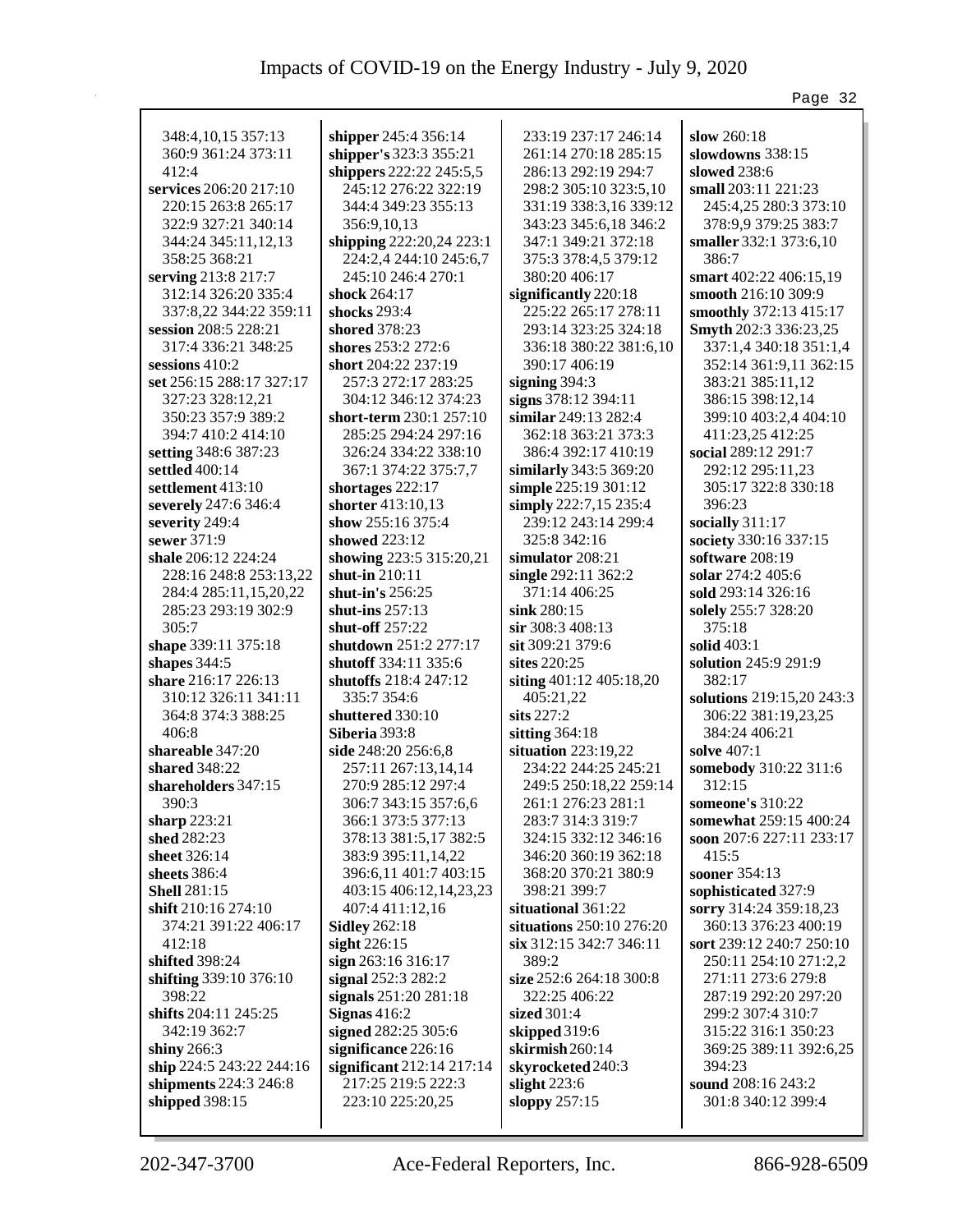348:4,10,15 357:13 360:9 361:24 373:11 412:4
**services** 206:20 217:10 220:15 263:8 265:17 322:9 327:21 340:14 344:24 345:11,12,13 358:25 368:21
**serving** 213:8 217:7 312:14 326:20 335:4 337:8,22 344:22 359:11
**session** 208:5 228:21 317:4 336:21 348:25
**sessions** 410:2
**set** 256:15 288:17 327:17 327:23 328:12,21 350:23 357:9 389:2 394:7 410:2 414:10
**setting** 348:6 387:23
**settled** 400:14
**settlement** 413:10
**severely** 247:6 346:4
**severity** 249:4
**sewer** 371:9
**shale** 206:12 224:24 228:16 248:8 253:13,22 284:4 285:11,15,20,22 285:23 293:19 302:9 305:7
**shape** 339:11 375:18
**shapes** 344:5
**share** 216:17 226:13 310:12 326:11 341:11 364:8 374:3 388:25 406:8
**shareable** 347:20
**shared** 348:22
**shareholders** 347:15 390:3
**sharp** 223:21
**shed** 282:23
**sheet** 326:14
**sheets** 386:4
**Shell** 281:15
**shift** 210:16 274:10 374:21 391:22 406:17 412:18
**shifted** 398:24
**shifting** 339:10 376:10 398:22
**shifts** 204:11 245:25 342:19 362:7
**shiny** 266:3
**ship** 224:5 243:22 244:16
**shipments** 224:3 246:8
**shipped** 398:15
**shipper** 245:4 356:14
**shipper's** 323:3 355:21
**shippers** 222:22 245:5,5 245:12 276:22 322:19 344:4 349:23 355:13 356:9,10,13
**shipping** 222:20,24 223:1 224:2,4 244:10 245:6,7 245:10 246:4 270:1
**shock** 264:17
**shocks** 293:4
**shored** 378:23
**shores** 253:2 272:6
**short** 204:22 237:19 257:3 272:17 283:25 304:12 346:12 374:23
**short-term** 230:1 257:10 285:25 294:24 297:16 326:24 334:22 338:10 367:1 374:22 375:7,7
**shortages** 222:17
**shorter** 413:10,13
**show** 255:16 375:4
**showed** 223:12
**showing** 223:5 315:20,21
**shut-in** 210:11
**shut-in's** 256:25
**shut-ins** 257:13
**shut-off** 257:22
**shutdown** 251:2 277:17
**shutoff** 334:11 335:6
**shutoffs** 218:4 247:12 335:7 354:6
**shuttered** 330:10
**Siberia** 393:8
**side** 248:20 256:6,8 257:11 267:13,14,14 270:9 285:12 297:4 306:7 343:15 357:6,6 366:1 373:5 377:13 378:13 381:5,17 382:5 383:9 395:11,14,22 396:6,11 401:7 403:15 403:15 406:12,14,23,23 407:4 411:12,16
**Sidley** 262:18
**sight** 226:15
**sign** 263:16 316:17
**signal** 252:3 282:2
**signals** 251:20 281:18
**Signas** 416:2
**signed** 282:25 305:6
**significance** 226:16
**significant** 212:14 217:14 217:25 219:5 222:3 223:10 225:20,25
233:19 237:17 246:14 261:14 270:18 285:15 286:13 292:19 294:7 298:2 305:10 323:5,10 331:19 338:3,16 339:12 343:23 345:6,18 346:2 347:1 349:21 372:18 375:3 378:4,5 379:12 380:20 406:17
**significantly** 220:18 225:22 265:17 278:11 293:14 323:25 324:18 336:18 380:22 381:6,10 390:17 406:19
**signing** 394:3
**signs** 378:12 394:11
**similar** 249:13 282:4 362:18 363:21 373:3 386:4 392:17 410:19
**similarly** 343:5 369:20
**simple** 225:19 301:12
**simply** 222:7,15 235:4 239:12 243:14 299:4 325:8 342:16
**simulator** 208:21
**single** 292:11 362:2 371:14 406:25
**sink** 280:15
**sir** 308:3 408:13
**sit** 309:21 379:6
**sites** 220:25
**siting** 401:12 405:18,20 405:21,22
**sits** 227:2
**sitting** 364:18
**situation** 223:19,22 234:22 244:25 245:21 249:5 250:18,22 259:14 261:1 276:23 281:1 283:7 314:3 319:7 324:15 332:12 346:16 346:20 360:19 362:18 368:20 370:21 380:9 398:21 399:7
**situational** 361:22
**situations** 250:10 276:20
**six** 312:15 342:7 346:11 389:2
**size** 252:6 264:18 300:8 322:25 406:22
**sized** 301:4
**skipped** 319:6
**skirmish** 260:14
**skyrocketed** 240:3
**slight** 223:6
**sloppy** 257:15
**slow** 260:18
**slowdowns** 338:15
**slowed** 238:6
**small** 203:11 221:23 245:4,25 280:3 373:10 378:9,9 379:25 383:7
**smaller** 332:1 373:6,10 386:7
**smart** 402:22 406:15,19
**smooth** 216:10 309:9
**smoothly** 372:13 415:17
**Smyth** 202:3 336:23,25 337:1,4 340:18 351:1,4 352:14 361:9,11 362:15 383:21 385:11,12 386:15 398:12,14 399:10 403:2,4 404:10 411:23,25 412:25
**social** 289:12 291:7 292:12 295:11,23 305:17 322:8 330:18 396:23
**socially** 311:17
**society** 330:16 337:15
**software** 208:19
**solar** 274:2 405:6
**sold** 293:14 326:16
**solely** 255:7 328:20 375:18
**solid** 403:1
**solution** 245:9 291:9 382:17
**solutions** 219:15,20 243:3 306:22 381:19,23,25 384:24 406:21
**solve** 407:1
**somebody** 310:22 311:6 312:15
**someone's** 310:22
**somewhat** 259:15 400:24
**soon** 207:6 227:11 233:17 415:5
**sooner** 354:13
**sophisticated** 327:9
**sorry** 314:24 359:18,23 360:13 376:23 400:19
**sort** 239:12 240:7 250:10 250:11 254:10 271:2,2 271:11 273:6 279:8 287:19 292:20 297:20 299:2 307:4 310:7 315:22 316:1 350:23 369:25 389:11 392:6,25 394:23
**sound** 208:16 243:2 301:8 340:12 399:4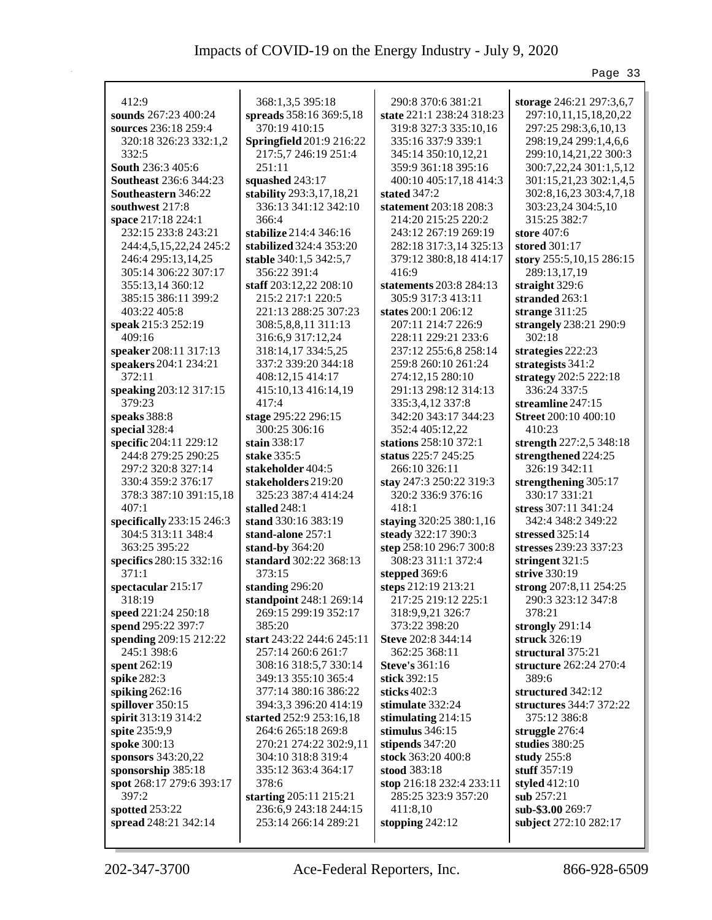412:9
**sounds** 267:23 400:24
**sources** 236:18 259:4 320:18 326:23 332:1,2 332:5
**South** 236:3 405:6
**Southeast** 236:6 344:23
**Southeastern** 346:22
**southwest** 217:8
**space** 217:18 224:1 232:15 233:8 243:21 244:4,5,15,22,24 245:2 246:4 295:13,14,25 305:14 306:22 307:17 355:13,14 360:12 385:15 386:11 399:2 403:22 405:8
**speak** 215:3 252:19 409:16
**speaker** 208:11 317:13
**speakers** 204:1 234:21 372:11
**speaking** 203:12 317:15 379:23
**speaks** 388:8
**special** 328:4
**specific** 204:11 229:12 244:8 279:25 290:25 297:2 320:8 327:14 330:4 359:2 376:17 378:3 387:10 391:15,18 407:1
**specifically** 233:15 246:3 304:5 313:11 348:4 363:25 395:22
**specifics** 280:15 332:16 371:1
**spectacular** 215:17 318:19
**speed** 221:24 250:18
**spend** 295:22 397:7
**spending** 209:15 212:22 245:1 398:6
**spent** 262:19
**spike** 282:3
**spiking** 262:16
**spillover** 350:15
**spirit** 313:19 314:2
**spite** 235:9,9
**spoke** 300:13
**sponsors** 343:20,22
**sponsorship** 385:18
**spot** 268:17 279:6 393:17 397:2
**spotted** 253:22
**spread** 248:21 342:14
368:1,3,5 395:18
**spreads** 358:16 369:5,18 370:19 410:15
**Springfield** 201:9 216:22 217:5,7 246:19 251:4 251:11
**squashed** 243:17
**stability** 293:3,17,18,21 336:13 341:12 342:10 366:4
**stabilize** 214:4 346:16
**stabilized** 324:4 353:20
**stable** 340:1,5 342:5,7 356:22 391:4
**staff** 203:12,22 208:10 215:2 217:1 220:5 221:13 288:25 307:23 308:5,8,8,11 311:13 316:6,9 317:12,24 318:14,17 334:5,25 337:2 339:20 344:18 408:12,15 414:17 415:10,13 416:14,19 417:4
**stage** 295:22 296:15 300:25 306:16
**stain** 338:17
**stake** 335:5
**stakeholder** 404:5
**stakeholders** 219:20 325:23 387:4 414:24
**stalled** 248:1
**stand** 330:16 383:19
**stand-alone** 257:1
**stand-by** 364:20
**standard** 302:22 368:13 373:15
**standing** 296:20
**standpoint** 248:1 269:14 269:15 299:19 352:17 385:20
**start** 243:22 244:6 245:11 257:14 260:6 261:7 308:16 318:5,7 330:14 349:13 355:10 365:4 377:14 380:16 386:22 394:3,3 396:20 414:19
**started** 252:9 253:16,18 264:6 265:18 269:8 270:21 274:22 302:9,11 304:10 318:8 319:4 335:12 363:4 364:17 378:6
**starting** 205:11 215:21 236:6,9 243:18 244:15 253:14 266:14 289:21
290:8 370:6 381:21
**state** 221:1 238:24 318:23 319:8 327:3 335:10,16 335:16 337:9 339:1 345:14 350:10,12,21 359:9 361:18 395:16 400:10 405:17,18 414:3
**stated** 347:2
**statement** 203:18 208:3 214:20 215:25 220:2 243:12 267:19 269:19 282:18 317:3,14 325:13 379:12 380:8,18 414:17 416:9
**statements** 203:8 284:13 305:9 317:3 413:11
**states** 200:1 206:12 207:11 214:7 226:9 228:11 229:21 233:6 237:12 255:6,8 258:14 259:8 260:10 261:24 274:12,15 280:10 291:13 298:12 314:13 335:3,4,12 337:8 342:20 343:17 344:23 352:4 405:12,22
**stations** 258:10 372:1
**status** 225:7 245:25 266:10 326:11
**stay** 247:3 250:22 319:3 320:2 336:9 376:16 418:1
**staying** 320:25 380:1,16
**steady** 322:17 390:3
**step** 258:10 296:7 300:8 308:23 311:1 372:4
**stepped** 369:6
**steps** 212:19 213:21 217:25 219:12 225:1 318:9,9,21 326:7 373:22 398:20
**Steve** 202:8 344:14 362:25 368:11
**Steve's** 361:16
**stick** 392:15
**sticks** 402:3
**stimulate** 332:24
**stimulating** 214:15
**stimulus** 346:15
**stipends** 347:20
**stock** 363:20 400:8
**stood** 383:18
**stop** 216:18 232:4 233:11 285:25 323:9 357:20 411:8,10
**stopping** 242:12
**storage** 246:21 297:3,6,7 297:10,11,15,18,20,22 297:25 298:3,6,10,13 298:19,24 299:1,4,6,6 299:10,14,21,22 300:3 300:7,22,24 301:1,5,12 301:15,21,23 302:1,4,5 302:8,16,23 303:4,7,18 303:23,24 304:5,10 315:25 382:7
**store** 407:6
**stored** 301:17
**story** 255:5,10,15 286:15 289:13,17,19
**straight** 329:6
**stranded** 263:1
**strange** 311:25
**strangely** 238:21 290:9 302:18
**strategies** 222:23
**strategists** 341:2
**strategy** 202:5 222:18 336:24 337:5
**streamline** 247:15
**Street** 200:10 400:10 410:23
**strength** 227:2,5 348:18
**strengthened** 224:25 326:19 342:11
**strengthening** 305:17 330:17 331:21
**stress** 307:11 341:24 342:4 348:2 349:22
**stressed** 325:14
**stresses** 239:23 337:23
**stringent** 321:5
**strive** 330:19
**strong** 207:8,11 254:25 290:3 323:12 347:8 378:21
**strongly** 291:14
**struck** 326:19
**structural** 375:21
**structure** 262:24 270:4 389:6
**structured** 342:12
**structures** 344:7 372:22 375:12 386:8
**struggle** 276:4
**studies** 380:25
**study** 255:8
**stuff** 357:19
**styled** 412:10
**sub** 257:21
**sub-$3.00** 269:7
**subject** 272:10 282:17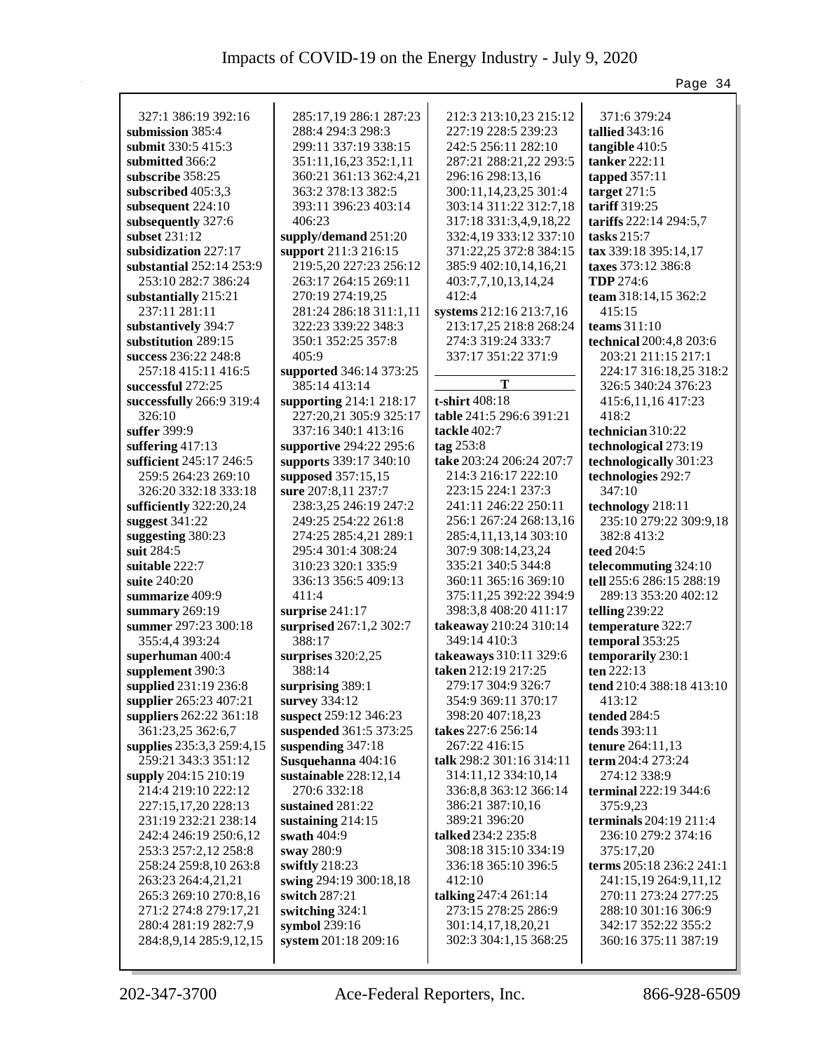327:1 386:19 392:16
**submission** 385:4
**submit** 330:5 415:3
**submitted** 366:2
**subscribe** 358:25
**subscribed** 405:3,3
**subsequent** 224:10
**subsequently** 327:6
**subset** 231:12
**subsidization** 227:17
**substantial** 252:14 253:9 253:10 282:7 386:24
**substantially** 215:21 237:11 281:11
**substantively** 394:7
**substitution** 289:15
**success** 236:22 248:8 257:18 415:11 416:5
**successful** 272:25
**successfully** 266:9 319:4 326:10
**suffer** 399:9
**suffering** 417:13
**sufficient** 245:17 246:5 259:5 264:23 269:10 326:20 332:18 333:18
**sufficiently** 322:20,24
**suggest** 341:22
**suggesting** 380:23
**suit** 284:5
**suitable** 222:7
**suite** 240:20
**summarize** 409:9
**summary** 269:19
**summer** 297:23 300:18 355:4,4 393:24
**superhuman** 400:4
**supplement** 390:3
**supplied** 231:19 236:8
**supplier** 265:23 407:21
**suppliers** 262:22 361:18 361:23,25 362:6,7
**supplies** 235:3,3 259:4,15 259:21 343:3 351:12
**supply** 204:15 210:19 214:4 219:10 222:12 227:15,17,20 228:13 231:19 232:21 238:14 242:4 246:19 250:6,12 253:3 257:2,12 258:8 258:24 259:8,10 263:8 263:23 264:4,21,21 265:3 269:10 270:8,16 271:2 274:8 279:17,21 280:4 281:19 282:7,9 284:8,9,14 285:9,12,15 285:17,19 286:1 287:23 288:4 294:3 298:3 299:11 337:19 338:15 351:11,16,23 352:1,11 360:21 361:13 362:4,21 363:2 378:13 382:5 393:11 396:23 403:14 406:23
**supply/demand** 251:20
**support** 211:3 216:15 219:5,20 227:23 256:12 263:17 264:15 269:11 270:19 274:19,25 281:24 286:18 311:1,11 322:23 339:22 348:3 350:1 352:25 357:8 405:9
**supported** 346:14 373:25 385:14 413:14
**supporting** 214:1 218:17 227:20,21 305:9 325:17 337:16 340:1 413:16
**supportive** 294:22 295:6
**supports** 339:17 340:10
**supposed** 357:15,15
**sure** 207:8,11 237:7 238:3,25 246:19 247:2 249:25 254:22 261:8 274:25 285:4,21 289:1 295:4 301:4 308:24 310:23 320:1 335:9 336:13 356:5 409:13 411:4
**surprise** 241:17
**surprised** 267:1,2 302:7 388:17
**surprises** 320:2,25 388:14
**surprising** 389:1
**survey** 334:12
**suspect** 259:12 346:23
**suspended** 361:5 373:25
**suspending** 347:18
**Susquehanna** 404:16
**sustainable** 228:12,14 270:6 332:18
**sustained** 281:22
**sustaining** 214:15
**swath** 404:9
**sway** 280:9
**swiftly** 218:23
**swing** 294:19 300:18,18
**switch** 287:21
**switching** 324:1
**symbol** 239:16
**system** 201:18 209:16 212:3 213:10,23 215:12 227:19 228:5 239:23 242:5 256:11 282:10 287:21 288:21,22 293:5 296:16 298:13,16 300:11,14,23,25 301:4 303:14 311:22 312:7,18 317:18 331:3,4,9,18,22 332:4,19 333:12 337:10 371:22,25 372:8 384:15 385:9 402:10,14,16,21 403:7,7,10,13,14,24 412:4
**systems** 212:16 213:7,16 213:17,25 218:8 268:24 274:3 319:24 333:7 337:17 351:22 371:9

**T**

**t-shirt** 408:18
**table** 241:5 296:6 391:21
**tackle** 402:7
**tag** 253:8
**take** 203:24 206:24 207:7 214:3 216:17 222:10 223:15 224:1 237:3 241:11 246:22 250:11 256:1 267:24 268:13,16 285:4,11,13,14 303:10 307:9 308:14,23,24 335:21 340:5 344:8 360:11 365:16 369:10 375:11,25 392:22 394:9 398:3,8 408:20 411:17
**takeaway** 210:24 310:14 349:14 410:3
**takeaways** 310:11 329:6
**taken** 212:19 217:25 279:17 304:9 326:7 354:9 369:11 370:17 398:20 407:18,23
**takes** 227:6 256:14 267:22 416:15
**talk** 298:2 301:16 314:11 314:11,12 334:10,14 336:8,8 363:12 366:14 386:21 387:10,16 389:21 396:20
**talked** 234:2 235:8 308:18 315:10 334:19 336:18 365:10 396:5 412:10
**talking** 247:4 261:14 273:15 278:25 286:9 301:14,17,18,20,21 302:3 304:1,15 368:25 371:6 379:24
**tallied** 343:16
**tangible** 410:5
**tanker** 222:11
**tapped** 357:11
**target** 271:5
**tariff** 319:25
**tariffs** 222:14 294:5,7
**tasks** 215:7
**tax** 339:18 395:14,17
**taxes** 373:12 386:8
**TDP** 274:6
**team** 318:14,15 362:2 415:15
**teams** 311:10
**technical** 200:4,8 203:6 203:21 211:15 217:1 224:17 316:18,25 318:2 326:5 340:24 376:23 415:6,11,16 417:23 418:2
**technician** 310:22
**technological** 273:19
**technologically** 301:23
**technologies** 292:7 347:10
**technology** 218:11 235:10 279:22 309:9,18 382:8 413:2
**teed** 204:5
**telecommuting** 324:10
**tell** 255:6 286:15 288:19 289:13 353:20 402:12
**telling** 239:22
**temperature** 322:7
**temporal** 353:25
**temporarily** 230:1
**ten** 222:13
**tend** 210:4 388:18 413:10 413:12
**tended** 284:5
**tends** 393:11
**tenure** 264:11,13
**term** 204:4 273:24 274:12 338:9
**terminal** 222:19 344:6 375:9,23
**terminals** 204:19 211:4 236:10 279:2 374:16 375:17,20
**terms** 205:18 236:2 241:1 241:15,19 264:9,11,12 270:11 273:24 277:25 288:10 301:16 306:9 342:17 352:22 355:2 360:16 375:11 387:19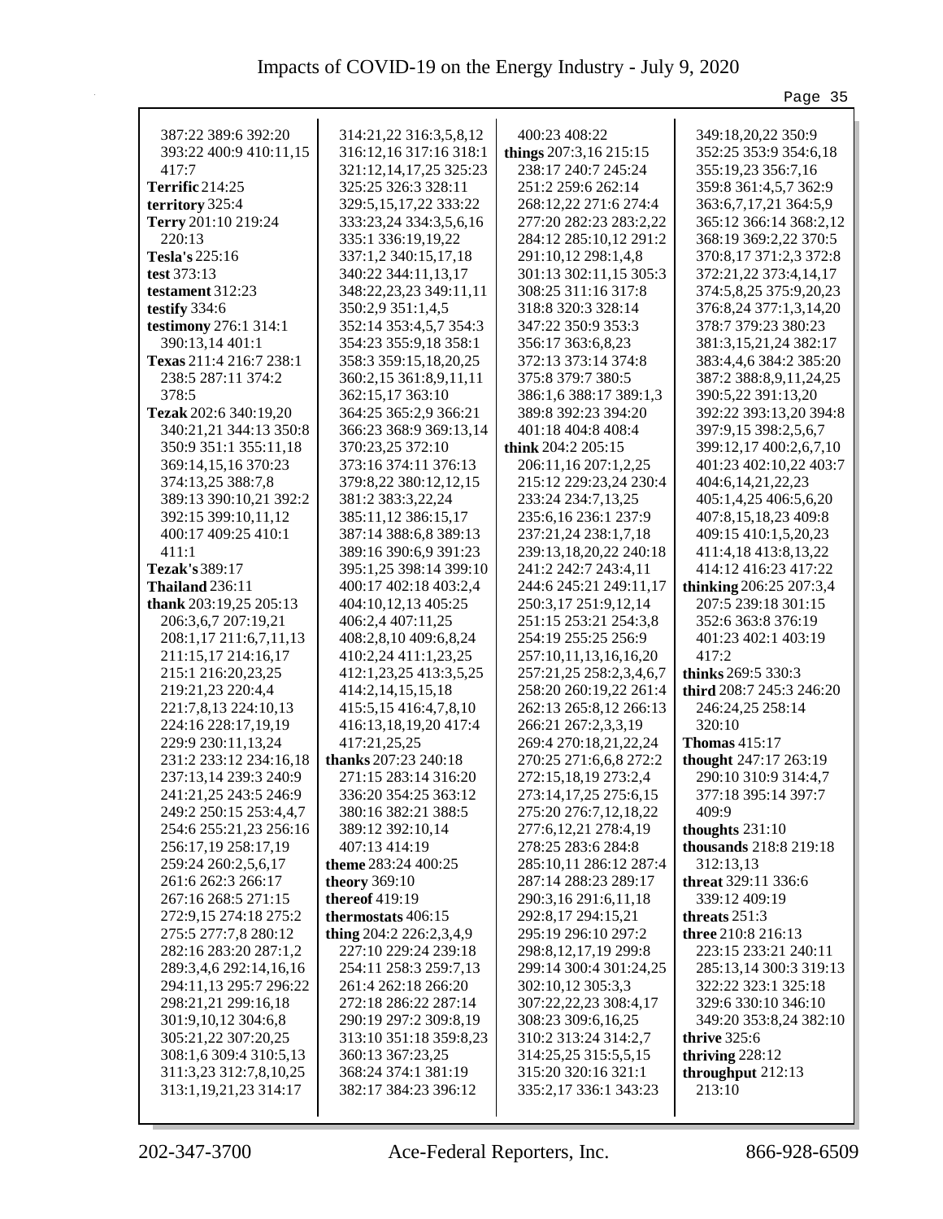387:22 389:6 392:20 393:22 400:9 410:11,15 417:7
**Terrific** 214:25
**territory** 325:4
**Terry** 201:10 219:24 220:13
**Tesla's** 225:16
**test** 373:13
**testament** 312:23
**testify** 334:6
**testimony** 276:1 314:1 390:13,14 401:1
**Texas** 211:4 216:7 238:1 238:5 287:11 374:2 378:5
**Tezak** 202:6 340:19,20 340:21,21 344:13 350:8 350:9 351:1 355:11,18 369:14,15,16 370:23 374:13,25 388:7,8 389:13 390:10,21 392:2 392:15 399:10,11,12 400:17 409:25 410:1 411:1
**Tezak's** 389:17
**Thailand** 236:11
**thank** 203:19,25 205:13 206:3,6,7 207:19,21 208:1,17 211:6,7,11,13 211:15,17 214:16,17 215:1 216:20,23,25 219:21,23 220:4,4 221:7,8,13 224:10,13 224:16 228:17,19,19 229:9 230:11,13,24 231:2 233:12 234:16,18 237:13,14 239:3 240:9 241:21,25 243:5 246:9 249:2 250:15 253:4,4,7 254:6 255:21,23 256:16 256:17,19 258:17,19 259:24 260:2,5,6,17 261:6 262:3 266:17 267:16 268:5 271:15 272:9,15 274:18 275:2 275:5 277:7,8 280:12 282:16 283:20 287:1,2 289:3,4,6 292:14,16,16 294:11,13 295:7 296:22 298:21,21 299:16,18 301:9,10,12 304:6,8 305:21,22 307:20,25 308:1,6 309:4 310:5,13 311:3,23 312:7,8,10,25 313:1,19,21,23 314:17 314:21,22 316:3,5,8,12 316:12,16 317:16 318:1 321:12,14,17,25 325:23 325:25 326:3 328:11 329:5,15,17,22 333:22 333:23,24 334:3,5,6,16 335:1 336:19,19,22 337:1,2 340:15,17,18 340:22 344:11,13,17 348:22,23,23 349:11,11 350:2,9 351:1,4,5 352:14 353:4,5,7 354:3 354:23 355:9,18 358:1 358:3 359:15,18,20,25 360:2,15 361:8,9,11,11 362:15,17 363:10 364:25 365:2,9 366:21 366:23 368:9 369:13,14 370:23,25 372:10 373:16 374:11 376:13 379:8,22 380:12,12,15 381:2 383:3,22,24 385:11,12 386:15,17 387:14 388:6,8 389:13 389:16 390:6,9 391:23 395:1,25 398:14 399:10 400:17 402:18 403:2,4 404:10,12,13 405:25 406:2,4 407:11,25 408:2,8,10 409:6,8,24 410:2,24 411:1,23,25 412:1,23,25 413:3,5,25 414:2,14,15,15,18 415:5,15 416:4,7,8,10 416:13,18,19,20 417:4 417:21,25,25
**thanks** 207:23 240:18 271:15 283:14 316:20 336:20 354:25 363:12 380:16 382:21 388:5 389:12 392:10,14 407:13 414:19
**theme** 283:24 400:25
**theory** 369:10
**thereof** 419:19
**thermostats** 406:15
**thing** 204:2 226:2,3,4,9 227:10 229:24 239:18 254:11 258:3 259:7,13 261:4 262:18 266:20 272:18 286:22 287:14 290:19 297:2 309:8,19 313:10 351:18 359:8,23 360:13 367:23,25 368:24 374:1 381:19 382:17 384:23 396:12 400:23 408:22
**things** 207:3,16 215:15 238:17 240:7 245:24 251:2 259:6 262:14 268:12,22 271:6 274:4 277:20 282:23 283:2,22 284:12 285:10,12 291:2 291:10,12 298:1,4,8 301:13 302:11,15 305:3 308:25 311:16 317:8 318:8 320:3 328:14 347:22 350:9 353:3 356:17 363:6,8,23 372:13 373:14 374:8 375:8 379:7 380:5 386:1,6 388:17 389:1,3 389:8 392:23 394:20 401:18 404:8 408:4
**think** 204:2 205:15 206:11,16 207:1,2,25 215:12 229:23,24 230:4 233:24 234:7,13,25 235:6,16 236:1 237:9 237:21,24 238:1,7,18 239:13,18,20,22 240:18 241:2 242:7 243:4,11 244:6 245:21 249:11,17 250:3,17 251:9,12,14 251:15 253:21 254:3,8 254:19 255:25 256:9 257:10,11,13,16,16,20 257:21,25 258:2,3,4,6,7 258:20 260:19,22 261:4 262:13 265:8,12 266:13 266:21 267:2,3,3,19 269:4 270:18,21,22,24 270:25 271:6,6,8 272:2 272:15,18,19 273:2,4 273:14,17,25 275:6,15 275:20 276:7,12,18,22 277:6,12,21 278:4,19 278:25 283:6 284:8 285:10,11 286:12 287:4 287:14 288:23 289:17 290:3,16 291:6,11,18 292:8,17 294:15,21 295:19 296:10 297:2 298:8,12,17,19 299:8 299:14 300:4 301:24,25 302:10,12 305:3,3 307:22,22,23 308:4,17 308:23 309:6,16,25 310:2 313:24 314:2,7 314:25,25 315:5,5,15 315:20 320:16 321:1 335:2,17 336:1 343:23 349:18,20,22 350:9 352:25 353:9 354:6,18 355:19,23 356:7,16 359:8 361:4,5,7 362:9 363:6,7,17,21 364:5,9 365:12 366:14 368:2,12 368:19 369:2,22 370:5 370:8,17 371:2,3 372:8 372:21,22 373:4,14,17 374:5,8,25 375:9,20,23 376:8,24 377:1,3,14,20 378:7 379:23 380:23 381:3,15,21,24 382:17 383:4,4,6 384:2 385:20 387:2 388:8,9,11,24,25 390:5,22 391:13,20 392:22 393:13,20 394:8 397:9,15 398:2,5,6,7 399:12,17 400:2,6,7,10 401:23 402:10,22 403:7 404:6,14,21,22,23 405:1,4,25 406:5,6,20 407:8,15,18,23 409:8 409:15 410:1,5,20,23 411:4,18 413:8,13,22 414:12 416:23 417:22
**thinking** 206:25 207:3,4 207:5 239:18 301:15 352:6 363:8 376:19 401:23 402:1 403:19 417:2
**thinks** 269:5 330:3
**third** 208:7 245:3 246:20 246:24,25 258:14 320:10
**Thomas** 415:17
**thought** 247:17 263:19 290:10 310:9 314:4,7 377:18 395:14 397:7 409:9
**thoughts** 231:10
**thousands** 218:8 219:18 312:13,13
**threat** 329:11 336:6 339:12 409:19
**threats** 251:3
**three** 210:8 216:13 223:15 233:21 240:11 285:13,14 300:3 319:13 322:22 323:1 325:18 329:6 330:10 346:10 349:20 353:8,24 382:10
**thrive** 325:6
**thriving** 228:12
**throughput** 212:13 213:10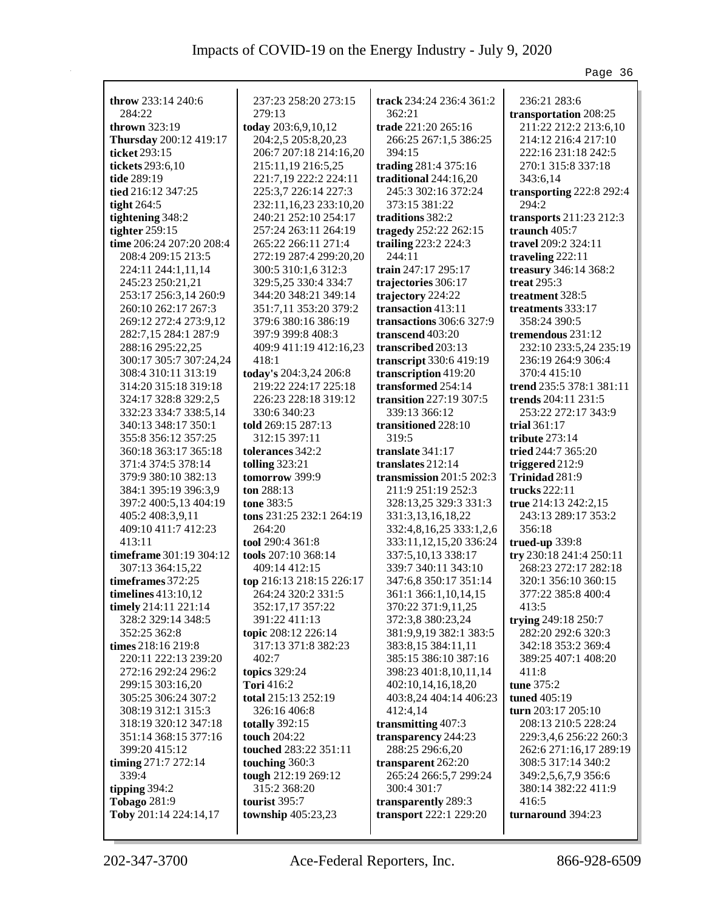**throw** 233:14 240:6 284:22
**thrown** 323:19
**Thursday** 200:12 419:17
**ticket** 293:15
**tickets** 293:6,10
**tide** 289:19
**tied** 216:12 347:25
**tight** 264:5
**tightening** 348:2
**tighter** 259:15
**time** 206:24 207:20 208:4 208:4 209:15 213:5 224:11 244:1,11,14 245:23 250:21,21 253:17 256:3,14 260:9 260:10 262:17 267:3 269:12 272:4 273:9,12 282:7,15 284:1 287:9 288:16 295:22,25 300:17 305:7 307:24,24 308:4 310:11 313:19 314:20 315:18 319:18 324:17 328:8 329:2,5 332:23 334:7 338:5,14 340:13 348:17 350:1 355:8 356:12 357:25 360:18 363:17 365:18 371:4 374:5 378:14 379:9 380:10 382:13 384:1 395:19 396:3,9 397:2 400:5,13 404:19 405:2 408:3,9,11 409:10 411:7 412:23 413:11
**timeframe** 301:19 304:12 307:13 364:15,22
**timeframes** 372:25
**timelines** 413:10,12
**timely** 214:11 221:14 328:2 329:14 348:5 352:25 362:8
**times** 218:16 219:8 220:11 222:13 239:20 272:16 292:24 296:2 299:15 303:16,20 305:25 306:24 307:2 308:19 312:1 315:3 318:19 320:12 347:18 351:14 368:15 377:16 399:20 415:12
**timing** 271:7 272:14 339:4
**tipping** 394:2
**Tobago** 281:9
**Toby** 201:14 224:14,17 237:23 258:20 273:15 279:13
**today** 203:6,9,10,12 204:2,5 205:8,20,23 206:7 207:18 214:16,20 215:11,19 216:5,25 221:7,19 222:2 224:11 225:3,7 226:14 227:3 232:11,16,23 233:10,20 240:21 252:10 254:17 257:24 263:11 264:19 265:22 266:11 271:4 272:19 287:4 299:20,20 300:5 310:1,6 312:3 329:5,25 330:4 334:7 344:20 348:21 349:14 351:7,11 353:20 379:2 379:6 380:16 386:19 397:9 399:8 408:3 409:9 411:19 412:16,23 418:1
**today's** 204:3,24 206:8 219:22 224:17 225:18 226:23 228:18 319:12 330:6 340:23
**told** 269:15 287:13 312:15 397:11
**tolerances** 342:2
**tolling** 323:21
**tomorrow** 399:9
**ton** 288:13
**tone** 383:5
**tons** 231:25 232:1 264:19 264:20
**tool** 290:4 361:8
**tools** 207:10 368:14 409:14 412:15
**top** 216:13 218:15 226:17 264:24 320:2 331:5 352:17,17 357:22 391:22 411:13
**topic** 208:12 226:14 317:13 371:8 382:23 402:7
**topics** 329:24
**Tori** 416:2
**total** 215:13 252:19 326:16 406:8
**totally** 392:15
**touch** 204:22
**touched** 283:22 351:11
**touching** 360:3
**tough** 212:19 269:12 315:2 368:20
**tourist** 395:7
**township** 405:23,23
**track** 234:24 236:4 361:2 362:21
**trade** 221:20 265:16 266:25 267:1,5 386:25 394:15
**trading** 281:4 375:16
**traditional** 244:16,20 245:3 302:16 372:24 373:15 381:22
**traditions** 382:2
**tragedy** 252:22 262:15
**trailing** 223:2 224:3 244:11
**train** 247:17 295:17
**trajectories** 306:17
**trajectory** 224:22
**transaction** 413:11
**transactions** 306:6 327:9
**transcend** 403:20
**transcribed** 203:13
**transcript** 330:6 419:19
**transcription** 419:20
**transformed** 254:14
**transition** 227:19 307:5 339:13 366:12
**transitioned** 228:10 319:5
**translate** 341:17
**translates** 212:14
**transmission** 201:5 202:3 211:9 251:19 252:3 328:13,25 329:3 331:3 331:3,13,16,18,22 332:4,8,16,25 333:1,2,6 333:11,12,15,20 336:24 337:5,10,13 338:17 339:7 340:11 343:10 347:6,8 350:17 351:14 361:1 366:1,10,14,15 370:22 371:9,11,25 372:3,8 380:23,24 381:9,9,19 382:1 383:5 383:8,15 384:11,11 385:15 386:10 387:16 398:23 401:8,10,11,14 402:10,14,16,18,20 403:8,24 404:14 406:23 412:4,14
**transmitting** 407:3
**transparency** 244:23 288:25 296:6,20
**transparent** 262:20 265:24 266:5,7 299:24 300:4 301:7
**transparently** 289:3
**transport** 222:1 229:20 236:21 283:6
**transportation** 208:25 211:22 212:2 213:6,10 214:12 216:4 217:10 222:16 231:18 242:5 270:1 315:8 337:18 343:6,14
**transporting** 222:8 292:4 294:2
**transports** 211:23 212:3
**traunch** 405:7
**travel** 209:2 324:11
**traveling** 222:11
**treasury** 346:14 368:2
**treat** 295:3
**treatment** 328:5
**treatments** 333:17 358:24 390:5
**tremendous** 231:12 232:10 233:5,24 235:19 236:19 264:9 306:4 370:4 415:10
**trend** 235:5 378:1 381:11
**trends** 204:11 231:5 253:22 272:17 343:9
**trial** 361:17
**tribute** 273:14
**tried** 244:7 365:20
**triggered** 212:9
**Trinidad** 281:9
**trucks** 222:11
**true** 214:13 242:2,15 243:13 289:17 353:2 356:18
**trued-up** 339:8
**try** 230:18 241:4 250:11 268:23 272:17 282:18 320:1 356:10 360:15 377:22 385:8 400:4 413:5
**trying** 249:18 250:7 282:20 292:6 320:3 342:18 353:2 369:4 389:25 407:1 408:20 411:8
**tune** 375:2
**tuned** 405:19
**turn** 203:17 205:10 208:13 210:5 228:24 229:3,4,6 256:22 260:3 262:6 271:16,17 289:19 308:5 317:14 340:2 349:2,5,6,7,9 356:6 380:14 382:22 411:9 416:5
**turnaround** 394:23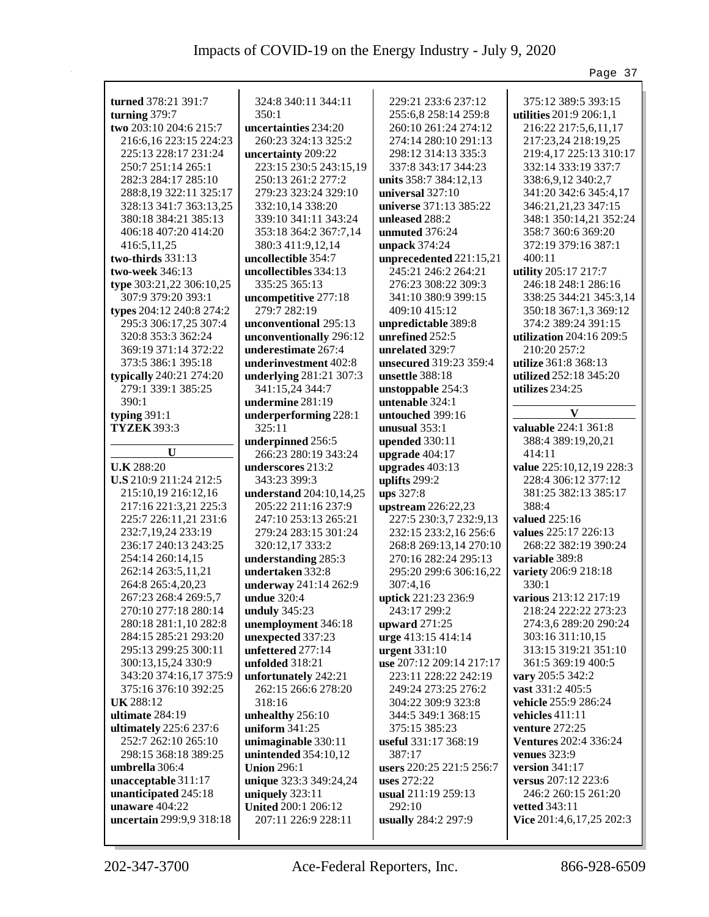**turned** 378:21 391:7
**turning** 379:7
**two** 203:10 204:6 215:7 216:6,16 223:15 224:23 225:13 228:17 231:24 250:7 251:14 265:1 282:3 284:17 285:10 288:8,19 322:11 325:17 328:13 341:7 363:13,25 380:18 384:21 385:13 406:18 407:20 414:20 416:5,11,25
**two-thirds** 331:13
**two-week** 346:13
**type** 303:21,22 306:10,25 307:9 379:20 393:1
**types** 204:12 240:8 274:2 295:3 306:17,25 307:4 320:8 353:3 362:24 369:19 371:14 372:22 373:5 386:1 395:18
**typically** 240:21 274:20 279:1 339:1 385:25 390:1
**typing** 391:1
**TYZEK** 393:3

## U

**U.K** 288:20
**U.S** 210:9 211:24 212:5 215:10,19 216:12,16 217:16 221:3,21 225:3 225:7 226:11,21 231:6 232:7,19,24 233:19 236:17 240:13 243:25 254:14 260:14,15 262:14 263:5,11,21 264:8 265:4,20,23 267:23 268:4 269:5,7 270:10 277:18 280:14 280:18 281:1,10 282:8 284:15 285:21 293:20 295:13 299:25 300:11 300:13,15,24 330:9 343:20 374:16,17 375:9 375:16 376:10 392:25
**UK** 288:12
**ultimate** 284:19
**ultimately** 225:6 237:6 252:7 262:10 265:10 298:15 368:18 389:25
**umbrella** 306:4
**unacceptable** 311:17
**unanticipated** 245:18
**unaware** 404:22
**uncertain** 299:9,9 318:18 324:8 340:11 344:11 350:1
**uncertainties** 234:20 260:23 324:13 325:2
**uncertainty** 209:22 223:15 230:5 243:15,19 250:13 261:2 277:2 279:23 323:24 329:10 332:10,14 338:20 339:10 341:11 343:24 353:18 364:2 367:7,14 380:3 411:9,12,14
**uncollectible** 354:7
**uncollectibles** 334:13 335:25 365:13
**uncompetitive** 277:18 279:7 282:19
**unconventional** 295:13
**unconventionally** 296:12
**underestimate** 267:4
**underinvestment** 402:8
**underlying** 281:21 307:3 341:15,24 344:7
**undermine** 281:19
**underperforming** 228:1 325:11
**underpinned** 256:5 266:23 280:19 343:24
**underscores** 213:2 343:23 399:3
**understand** 204:10,14,25 205:22 211:16 237:9 247:10 253:13 265:21 279:24 283:15 301:24 320:12,17 333:2
**understanding** 285:3
**undertaken** 332:8
**underway** 241:14 262:9
**undue** 320:4
**unduly** 345:23
**unemployment** 346:18
**unexpected** 337:23
**unfettered** 277:14
**unfolded** 318:21
**unfortunately** 242:21 262:15 266:6 278:20 318:16
**unhealthy** 256:10
**uniform** 341:25
**unimaginable** 330:11
**unintended** 354:10,12
**Union** 296:1
**unique** 323:3 349:24,24
**uniquely** 323:11
**United** 200:1 206:12 207:11 226:9 228:11 229:21 233:6 237:12 255:6,8 258:14 259:8 260:10 261:24 274:12 274:14 280:10 291:13 298:12 314:13 335:3 337:8 343:17 344:23
**units** 358:7 384:12,13
**universal** 327:10
**universe** 371:13 385:22
**unleased** 288:2
**unmuted** 376:24
**unpack** 374:24
**unprecedented** 221:15,21 245:21 246:2 264:21 276:23 308:22 309:3 341:10 380:9 399:15 409:10 415:12
**unpredictable** 389:8
**unrefined** 252:5
**unrelated** 329:7
**unsecured** 319:23 359:4
**unsettle** 388:18
**unstoppable** 254:3
**untenable** 324:1
**untouched** 399:16
**unusual** 353:1
**upended** 330:11
**upgrade** 404:17
**upgrades** 403:13
**uplifts** 299:2
**ups** 327:8
**upstream** 226:22,23 227:5 230:3,7 232:9,13 232:15 233:2,16 256:6 268:8 269:13,14 270:10 270:16 282:24 295:13 295:20 299:6 306:16,22 307:4,16
**uptick** 221:23 236:9 243:17 299:2
**upward** 271:25
**urge** 413:15 414:14
**urgent** 331:10
**use** 207:12 209:14 217:17 223:11 228:22 242:19 249:24 273:25 276:2 304:22 309:9 323:8 344:5 349:1 368:15 375:15 385:23
**useful** 331:17 368:19 387:17
**users** 220:25 221:5 256:7
**uses** 272:22
**usual** 211:19 259:13 292:10
**usually** 284:2 297:9 375:12 389:5 393:15
**utilities** 201:9 206:1,1 216:22 217:5,6,11,17 217:23,24 218:19,25 219:4,17 225:13 310:17 332:14 333:19 337:7 338:6,9,12 340:2,7 341:20 342:6 345:4,17 346:21,21,23 347:15 348:1 350:14,21 352:24 358:7 360:6 369:20 372:19 379:16 387:1 400:11
**utility** 205:17 217:7 246:18 248:1 286:16 338:25 344:21 345:3,14 350:18 367:1,3 369:12 374:2 389:24 391:15
**utilization** 204:16 209:5 210:20 257:2
**utilize** 361:8 368:13
**utilized** 252:18 345:20
**utilizes** 234:25

## V

**valuable** 224:1 361:8 388:4 389:19,20,21 414:11
**value** 225:10,12,19 228:3 228:4 306:12 377:12 381:25 382:13 385:17 388:4
**valued** 225:16
**values** 225:17 226:13 268:22 382:19 390:24
**variable** 389:8
**variety** 206:9 218:18 330:1
**various** 213:12 217:19 218:24 222:22 273:23 274:3,6 289:20 290:24 303:16 311:10,15 313:15 319:21 351:10 361:5 369:19 400:5
**vary** 205:5 342:2
**vast** 331:2 405:5
**vehicle** 255:9 286:24
**vehicles** 411:11
**venture** 272:25
**Ventures** 202:4 336:24
**venues** 323:9
**version** 341:17
**versus** 207:12 223:6 246:2 260:15 261:20
**vetted** 343:11
**Vice** 201:4,6,17,25 202:3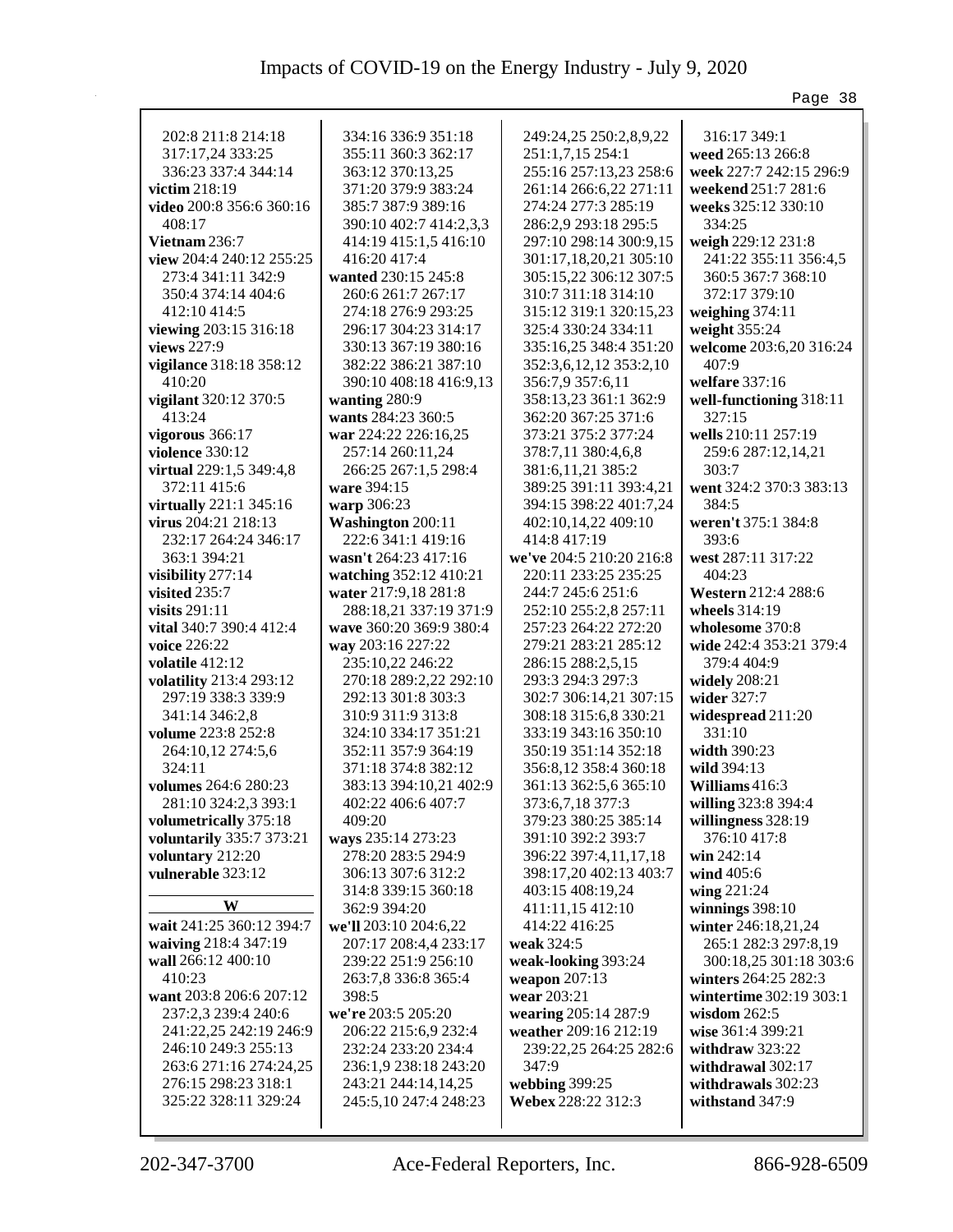202:8 211:8 214:18 317:17,24 333:25 336:23 337:4 344:14
**victim** 218:19
**video** 200:8 356:6 360:16 408:17
**Vietnam** 236:7
**view** 204:4 240:12 255:25 273:4 341:11 342:9 350:4 374:14 404:6 412:10 414:5
**viewing** 203:15 316:18
**views** 227:9
**vigilance** 318:18 358:12 410:20
**vigilant** 320:12 370:5 413:24
**vigorous** 366:17
**violence** 330:12
**virtual** 229:1,5 349:4,8 372:11 415:6
**virtually** 221:1 345:16
**virus** 204:21 218:13 232:17 264:24 346:17 363:1 394:21
**visibility** 277:14
**visited** 235:7
**visits** 291:11
**vital** 340:7 390:4 412:4
**voice** 226:22
**volatile** 412:12
**volatility** 213:4 293:12 297:19 338:3 339:9 341:14 346:2,8
**volume** 223:8 252:8 264:10,12 274:5,6 324:11
**volumes** 264:6 280:23 281:10 324:2,3 393:1
**volumetrically** 375:18
**voluntarily** 335:7 373:21
**voluntary** 212:20
**vulnerable** 323:12

**W**

**wait** 241:25 360:12 394:7
**waiving** 218:4 347:19
**wall** 266:12 400:10 410:23
**want** 203:8 206:6 207:12 237:2,3 239:4 240:6 241:22,25 242:19 246:9 246:10 249:3 255:13 263:6 271:16 274:24,25 276:15 298:23 318:1 325:22 328:11 329:24 334:16 336:9 351:18 355:11 360:3 362:17 363:12 370:13,25 371:20 379:9 383:24 385:7 387:9 389:16 390:10 402:7 414:2,3,3 414:19 415:1,5 416:10 416:20 417:4
**wanted** 230:15 245:8 260:6 261:7 267:17 274:18 276:9 293:25 296:17 304:23 314:17 330:13 367:19 380:16 382:22 386:21 387:10 390:10 408:18 416:9,13
**wanting** 280:9
**wants** 284:23 360:5
**war** 224:22 226:16,25 257:14 260:11,24 266:25 267:1,5 298:4
**ware** 394:15
**warp** 306:23
**Washington** 200:11 222:6 341:1 419:16
**wasn't** 264:23 417:16
**watching** 352:12 410:21
**water** 217:9,18 281:8 288:18,21 337:19 371:9
**wave** 360:20 369:9 380:4
**way** 203:16 227:22 235:10,22 246:22 270:18 289:2,22 292:10 292:13 301:8 303:3 310:9 311:9 313:8 324:10 334:17 351:21 352:11 357:9 364:19 371:18 374:8 382:12 383:13 394:10,21 402:9 402:22 406:6 407:7 409:20
**ways** 235:14 273:23 278:20 283:5 294:9 306:13 307:6 312:2 314:8 339:15 360:18 362:9 394:20
**we'll** 203:10 204:6,22 207:17 208:4,4 233:17 239:22 251:9 256:10 263:7,8 336:8 365:4 398:5
**we're** 203:5 205:20 206:22 215:6,9 232:4 232:24 233:20 234:4 236:1,9 238:18 243:20 243:21 244:14,14,25 245:5,10 247:4 248:23 249:24,25 250:2,8,9,22 251:1,7,15 254:1 255:16 257:13,23 258:6 261:14 266:6,22 271:11 274:24 277:3 285:19 286:2,9 293:18 295:5 297:10 298:14 300:9,15 301:17,18,20,21 305:10 305:15,22 306:12 307:5 310:7 311:18 314:10 315:12 319:1 320:15,23 325:4 330:24 334:11 335:16,25 348:4 351:20 352:3,6,12,12 353:2,10 356:7,9 357:6,11 358:13,23 361:1 362:9 362:20 367:25 371:6 373:21 375:2 377:24 378:7,11 380:4,6,8 381:6,11,21 385:2 389:25 391:11 393:4,21 394:15 398:22 401:7,24 402:10,14,22 409:10 414:8 417:19
**we've** 204:5 210:20 216:8 220:11 233:25 235:25 244:7 245:6 251:6 252:10 255:2,8 257:11 257:23 264:22 272:20 279:21 283:21 285:12 286:15 288:2,5,15 293:3 294:3 297:3 302:7 306:14,21 307:15 308:18 315:6,8 330:21 333:19 343:16 350:10 350:19 351:14 352:18 356:8,12 358:4 360:18 361:13 362:5,6 365:10 373:6,7,18 377:3 379:23 380:25 385:14 391:10 392:2 393:7 396:22 397:4,11,17,18 398:17,20 402:13 403:7 403:15 408:19,24 411:11,15 412:10 414:22 416:25
**weak** 324:5
**weak-looking** 393:24
**weapon** 207:13
**wear** 203:21
**wearing** 205:14 287:9
**weather** 209:16 212:19 239:22,25 264:25 282:6 347:9
**webbing** 399:25
**Webex** 228:22 312:3
316:17 349:1
**weed** 265:13 266:8
**week** 227:7 242:15 296:9
**weekend** 251:7 281:6
**weeks** 325:12 330:10 334:25
**weigh** 229:12 231:8 241:22 355:11 356:4,5 360:5 367:7 368:10 372:17 379:10
**weighing** 374:11
**weight** 355:24
**welcome** 203:6,20 316:24 407:9
**welfare** 337:16
**well-functioning** 318:11 327:15
**wells** 210:11 257:19 259:6 287:12,14,21 303:7
**went** 324:2 370:3 383:13 384:5
**weren't** 375:1 384:8 393:6
**west** 287:11 317:22 404:23
**Western** 212:4 288:6
**wheels** 314:19
**wholesome** 370:8
**wide** 242:4 353:21 379:4 379:4 404:9
**widely** 208:21
**wider** 327:7
**widespread** 211:20 331:10
**width** 390:23
**wild** 394:13
**Williams** 416:3
**willing** 323:8 394:4
**willingness** 328:19 376:10 417:8
**win** 242:14
**wind** 405:6
**wing** 221:24
**winnings** 398:10
**winter** 246:18,21,24 265:1 282:3 297:8,19 300:18,25 301:18 303:6
**winters** 264:25 282:3
**wintertime** 302:19 303:1
**wisdom** 262:5
**wise** 361:4 399:21
**withdraw** 323:22
**withdrawal** 302:17
**withdrawals** 302:23
**withstand** 347:9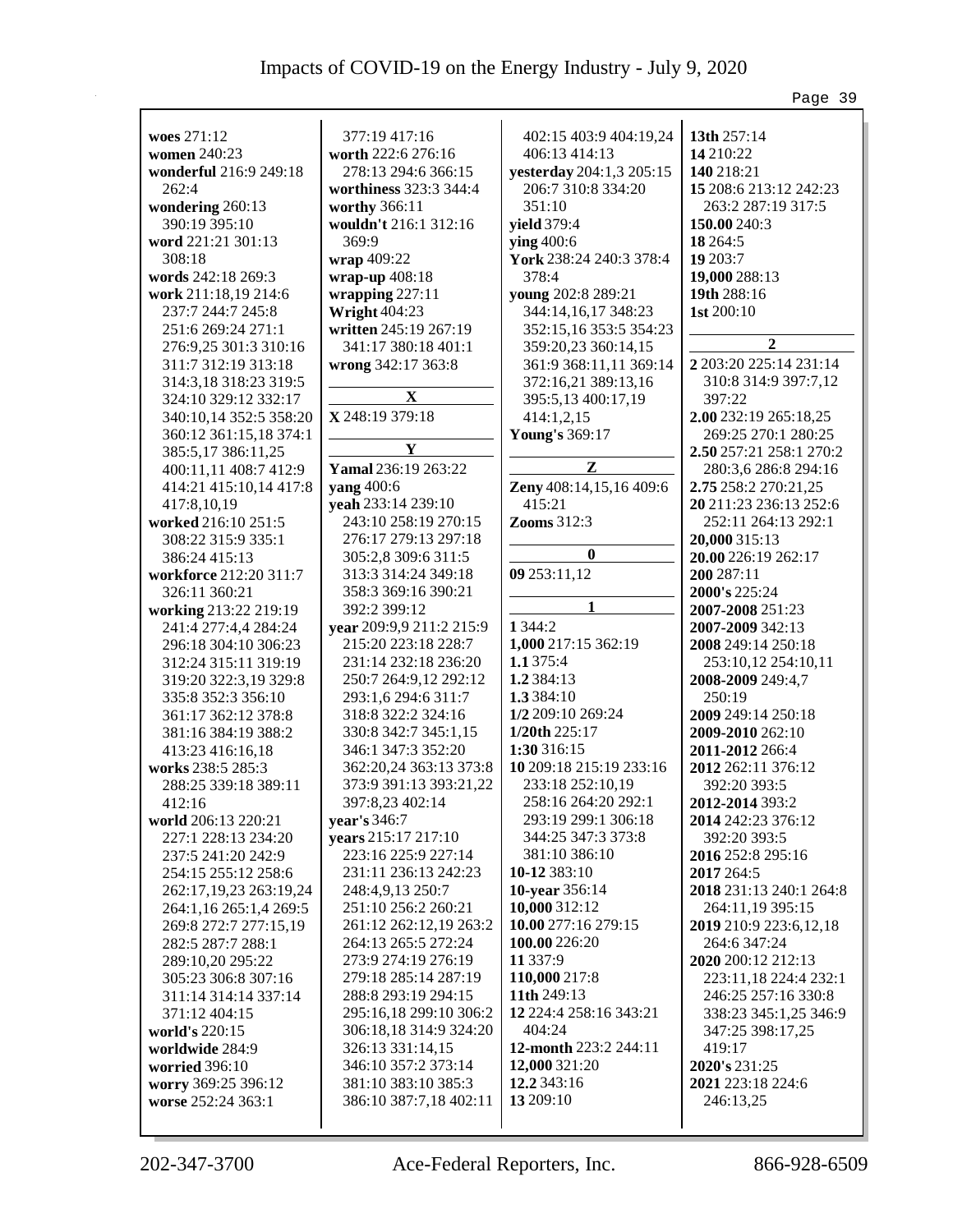**woes** 271:12
**women** 240:23
**wonderful** 216:9 249:18 262:4
**wondering** 260:13 390:19 395:10
**word** 221:21 301:13 308:18
**words** 242:18 269:3
**work** 211:18,19 214:6 237:7 244:7 245:8 251:6 269:24 271:1 276:9,25 301:3 310:16 311:7 312:19 313:18 314:3,18 318:23 319:5 324:10 329:12 332:17 340:10,14 352:5 358:20 360:12 361:15,18 374:1 385:5,17 386:11,25 400:11,11 408:7 412:9 414:21 415:10,14 417:8 417:8,10,19
**worked** 216:10 251:5 308:22 315:9 335:1 386:24 415:13
**workforce** 212:20 311:7 326:11 360:21
**working** 213:22 219:19 241:4 277:4,4 284:24 296:18 304:10 306:23 312:24 315:11 319:19 319:20 322:3,19 329:8 335:8 352:3 356:10 361:17 362:12 378:8 381:16 384:19 388:2 413:23 416:16,18
**works** 238:5 285:3 288:25 339:18 389:11 412:16
**world** 206:13 220:21 227:1 228:13 234:20 237:5 241:20 242:9 254:15 255:12 258:6 262:17,19,23 263:19,24 264:1,16 265:1,4 269:5 269:8 272:7 277:15,19 282:5 287:7 288:1 289:10,20 295:22 305:23 306:8 307:16 311:14 314:14 337:14 371:12 404:15
**world's** 220:15
**worldwide** 284:9
**worried** 396:10
**worry** 369:25 396:12
**worse** 252:24 363:1

377:19 417:16
**worth** 222:6 276:16 278:13 294:6 366:15
**worthiness** 323:3 344:4
**worthy** 366:11
**wouldn't** 216:1 312:16 369:9
**wrap** 409:22
**wrap-up** 408:18
**wrapping** 227:11
**Wright** 404:23
**written** 245:19 267:19 341:17 380:18 401:1
**wrong** 342:17 363:8

**X**

**X** 248:19 379:18

**Y**

**Yamal** 236:19 263:22
**yang** 400:6
**yeah** 233:14 239:10 243:10 258:19 270:15 276:17 279:13 297:18 305:2,8 309:6 311:5 313:3 314:24 349:18 358:3 369:16 390:21 392:2 399:12
**year** 209:9,9 211:2 215:9 215:20 223:18 228:7 231:14 232:18 236:20 250:7 264:9,12 292:12 293:1,6 294:6 311:7 318:8 322:2 324:16 330:8 342:7 345:1,15 346:1 347:3 352:20 362:20,24 363:13 373:8 373:9 391:13 393:21,22 397:8,23 402:14
**year's** 346:7
**years** 215:17 217:10 223:16 225:9 227:14 231:11 236:13 242:23 248:4,9,13 250:7 251:10 256:2 260:21 261:12 262:12,19 263:2 264:13 265:5 272:24 273:9 274:19 276:19 279:18 285:14 287:19 288:8 293:19 294:15 295:16,18 299:10 306:2 306:18,18 314:9 324:20 326:13 331:14,15 346:10 357:2 373:14 381:10 383:10 385:3 386:10 387:7,18 402:11

402:15 403:9 404:19,24 406:13 414:13
**yesterday** 204:1,3 205:15 206:7 310:8 334:20 351:10
**yield** 379:4
**ying** 400:6
**York** 238:24 240:3 378:4 378:4
**young** 202:8 289:21 344:14,16,17 348:23 352:15,16 353:5 354:23 359:20,23 360:14,15 361:9 368:11,11 369:14 372:16,21 389:13,16 395:5,13 400:17,19 414:1,2,15
**Young's** 369:17

**Z**

**Zeny** 408:14,15,16 409:6 415:21
**Zooms** 312:3

**0**

**09** 253:11,12

**1**

**1** 344:2
**1,000** 217:15 362:19
**1.1** 375:4
**1.2** 384:13
**1.3** 384:10
**1/2** 209:10 269:24
**1/20th** 225:17
**1:30** 316:15
**10** 209:18 215:19 233:16 233:18 252:10,19 258:16 264:20 292:1 293:19 299:1 306:18 344:25 347:3 373:8 381:10 386:10
**10-12** 383:10
**10-year** 356:14
**10,000** 312:12
**10.00** 277:16 279:15
**100.00** 226:20
**11** 337:9
**110,000** 217:8
**11th** 249:13
**12** 224:4 258:16 343:21 404:24
**12-month** 223:2 244:11
**12,000** 321:20
**12.2** 343:16
**13** 209:10

**13th** 257:14
**14** 210:22
**140** 218:21
**15** 208:6 213:12 242:23 263:2 287:19 317:5
**150.00** 240:3
**18** 264:5
**19** 203:7
**19,000** 288:13
**19th** 288:16
**1st** 200:10

**2**

**2** 203:20 225:14 231:14 310:8 314:9 397:7,12 397:22
**2.00** 232:19 265:18,25 269:25 270:1 280:25
**2.50** 257:21 258:1 270:2 280:3,6 286:8 294:16
**2.75** 258:2 270:21,25
**20** 211:23 236:13 252:6 252:11 264:13 292:1
**20,000** 315:13
**20.00** 226:19 262:17
**200** 287:11
**2000's** 225:24
**2007-2008** 251:23
**2007-2009** 342:13
**2008** 249:14 250:18 253:10,12 254:10,11
**2008-2009** 249:4,7 250:19
**2009** 249:14 250:18
**2009-2010** 262:10
**2011-2012** 266:4
**2012** 262:11 376:12 392:20 393:5
**2012-2014** 393:2
**2014** 242:23 376:12 392:20 393:5
**2016** 252:8 295:16
**2017** 264:5
**2018** 231:13 240:1 264:8 264:11,19 395:15
**2019** 210:9 223:6,12,18 264:6 347:24
**2020** 200:12 212:13 223:11,18 224:4 232:1 246:25 257:16 330:8 338:23 345:1,25 346:9 347:25 398:17,25 419:17
**2020's** 231:25
**2021** 223:18 224:6 246:13,25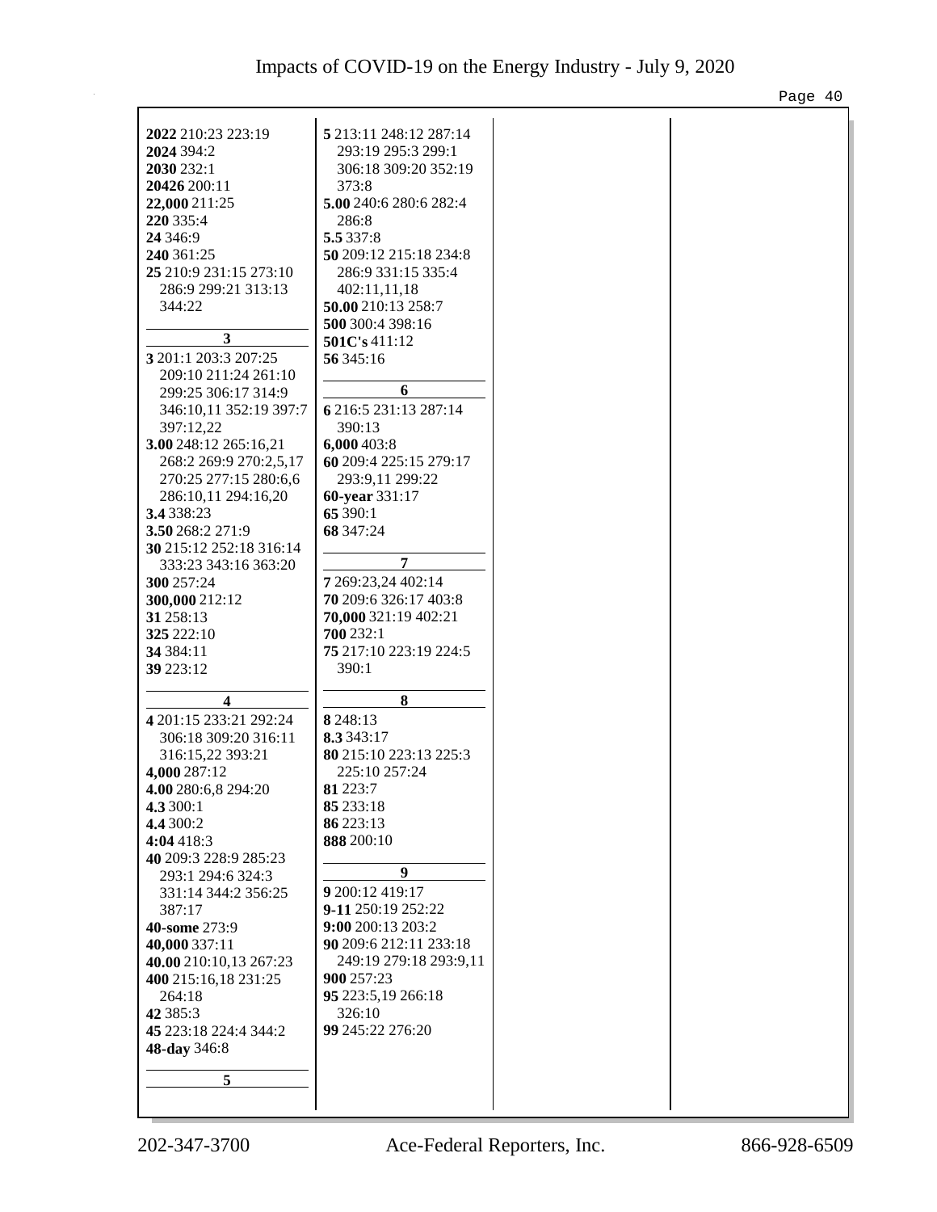**2022** 210:23 223:19
**2024** 394:2
**2030** 232:1
**20426** 200:11
**22,000** 211:25
**220** 335:4
**24** 346:9
**240** 361:25
**25** 210:9 231:15 273:10 286:9 299:21 313:13 344:22

### 3

**3** 201:1 203:3 207:25 209:10 211:24 261:10 299:25 306:17 314:9 346:10,11 352:19 397:7 397:12,22
**3.00** 248:12 265:16,21 268:2 269:9 270:2,5,17 270:25 277:15 280:6,6 286:10,11 294:16,20
**3.4** 338:23
**3.50** 268:2 271:9
**30** 215:12 252:18 316:14 333:23 343:16 363:20
**300** 257:24
**300,000** 212:12
**31** 258:13
**325** 222:10
**34** 384:11
**39** 223:12

### 4

**4** 201:15 233:21 292:24 306:18 309:20 316:11 316:15,22 393:21
**4,000** 287:12
**4.00** 280:6,8 294:20
**4.3** 300:1
**4.4** 300:2
**4:04** 418:3
**40** 209:3 228:9 285:23 293:1 294:6 324:3 331:14 344:2 356:25 387:17
**40-some** 273:9
**40,000** 337:11
**40.00** 210:10,13 267:23
**400** 215:16,18 231:25 264:18
**42** 385:3
**45** 223:18 224:4 344:2
**48-day** 346:8

### 5

**5** 213:11 248:12 287:14 293:19 295:3 299:1 306:18 309:20 352:19 373:8
**5.00** 240:6 280:6 282:4 286:8
**5.5** 337:8
**50** 209:12 215:18 234:8 286:9 331:15 335:4 402:11,11,18
**50.00** 210:13 258:7
**500** 300:4 398:16
**501C's** 411:12
**56** 345:16

### 6

**6** 216:5 231:13 287:14 390:13
**6,000** 403:8
**60** 209:4 225:15 279:17 293:9,11 299:22
**60-year** 331:17
**65** 390:1
**68** 347:24

### 7

**7** 269:23,24 402:14
**70** 209:6 326:17 403:8
**70,000** 321:19 402:21
**700** 232:1
**75** 217:10 223:19 224:5 390:1

### 8

**8** 248:13
**8.3** 343:17
**80** 215:10 223:13 225:3 225:10 257:24
**81** 223:7
**85** 233:18
**86** 223:13
**888** 200:10

### 9

**9** 200:12 419:17
**9-11** 250:19 252:22
**9:00** 200:13 203:2
**90** 209:6 212:11 233:18 249:19 279:18 293:9,11
**900** 257:23
**95** 223:5,19 266:18 326:10
**99** 245:22 276:20